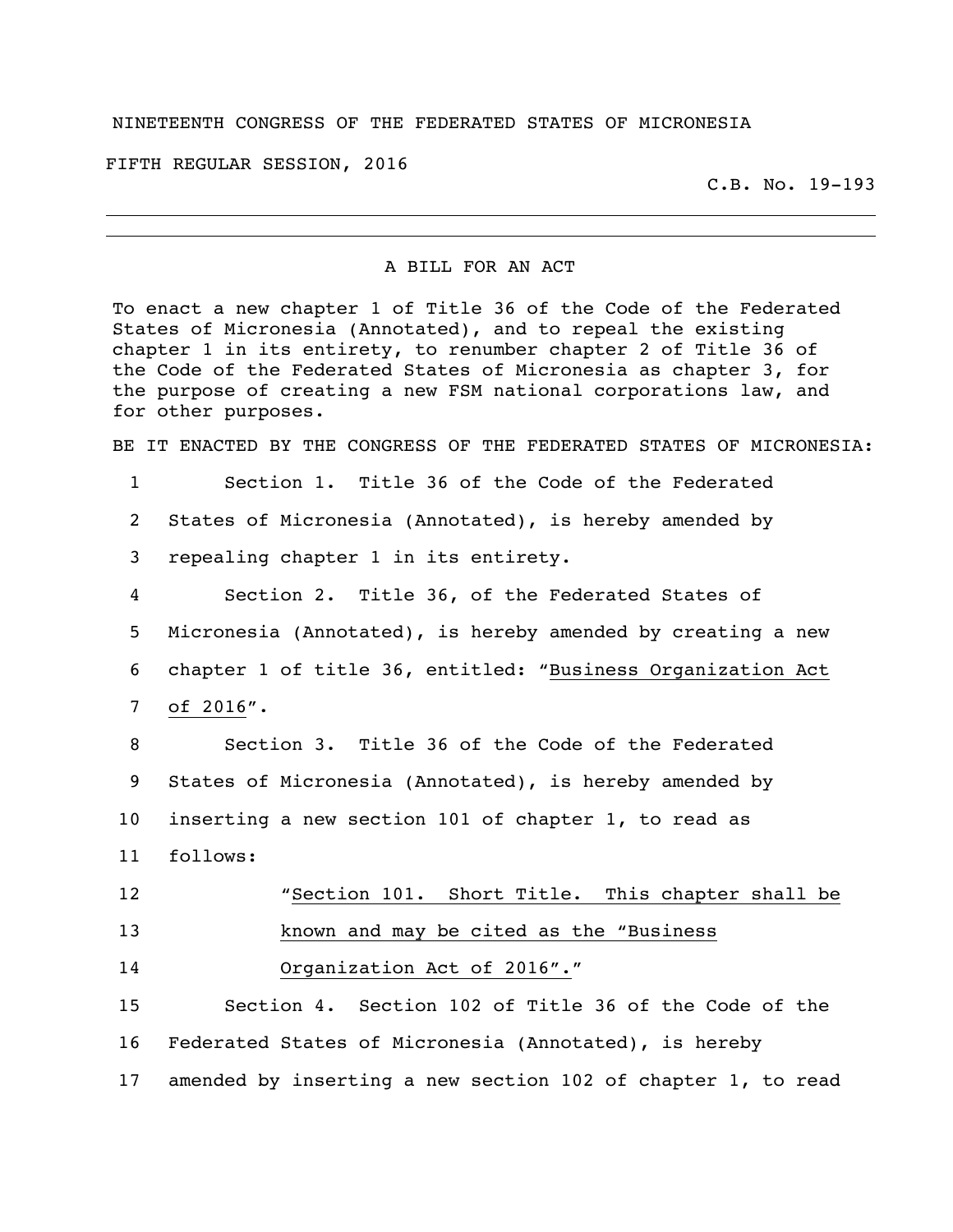NINETEENTH CONGRESS OF THE FEDERATED STATES OF MICRONESIA

FIFTH REGULAR SESSION, 2016

C.B. No. 19-193

---

A BILL FOR AN ACT

To enact a new chapter 1 of Title 36 of the Code of the Federated States of Micronesia (Annotated), and to repeal the existing chapter 1 in its entirety, to renumber chapter 2 of Title 36 of the Code of the Federated States of Micronesia as chapter 3, for the purpose of creating a new FSM national corporations law, and for other purposes.

BE IT ENACTED BY THE CONGRESS OF THE FEDERATED STATES OF MICRONESIA:

1 Section 1. Title 36 of the Code of the Federated
2 States of Micronesia (Annotated), is hereby amended by
3 repealing chapter 1 in its entirety.
4 Section 2. Title 36, of the Federated States of
5 Micronesia (Annotated), is hereby amended by creating a new
6 chapter 1 of title 36, entitled: "Business Organization Act
7 of 2016".
8 Section 3. Title 36 of the Code of the Federated
9 States of Micronesia (Annotated), is hereby amended by
10 inserting a new section 101 of chapter 1, to read as
11 follows:
12 "Section 101. Short Title. This chapter shall be
13 known and may be cited as the "Business
14 Organization Act of 2016"."
15 Section 4. Section 102 of Title 36 of the Code of the
16 Federated States of Micronesia (Annotated), is hereby
17 amended by inserting a new section 102 of chapter 1, to read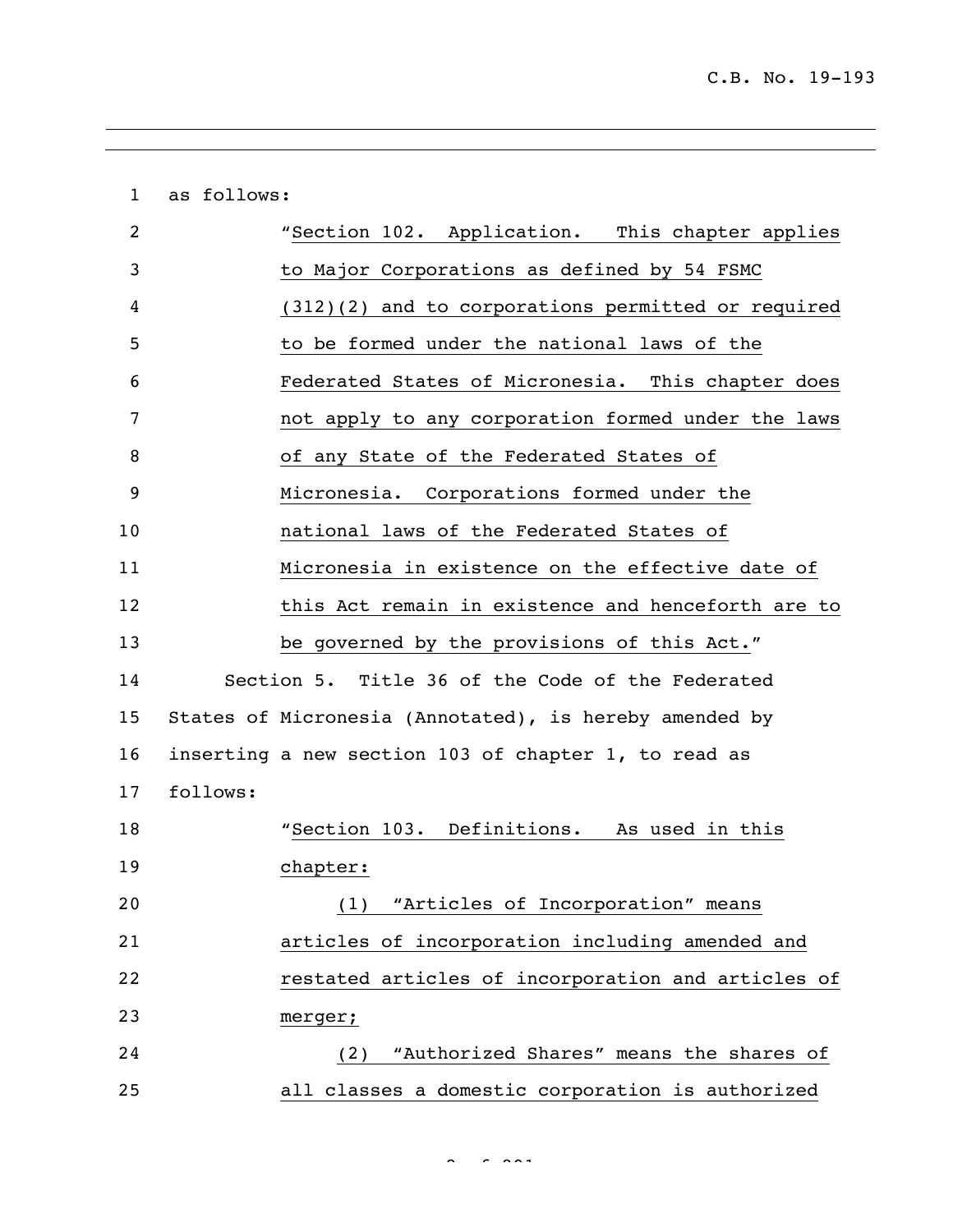as follows:

"Section 102. Application. This chapter applies to Major Corporations as defined by 54 FSMC (312)(2) and to corporations permitted or required to be formed under the national laws of the Federated States of Micronesia. This chapter does not apply to any corporation formed under the laws of any State of the Federated States of Micronesia. Corporations formed under the national laws of the Federated States of Micronesia in existence on the effective date of this Act remain in existence and henceforth are to be governed by the provisions of this Act."

Section 5. Title 36 of the Code of the Federated States of Micronesia (Annotated), is hereby amended by inserting a new section 103 of chapter 1, to read as follows:

"Section 103. Definitions. As used in this chapter:

(1) "Articles of Incorporation" means articles of incorporation including amended and restated articles of incorporation and articles of merger;

(2) "Authorized Shares" means the shares of all classes a domestic corporation is authorized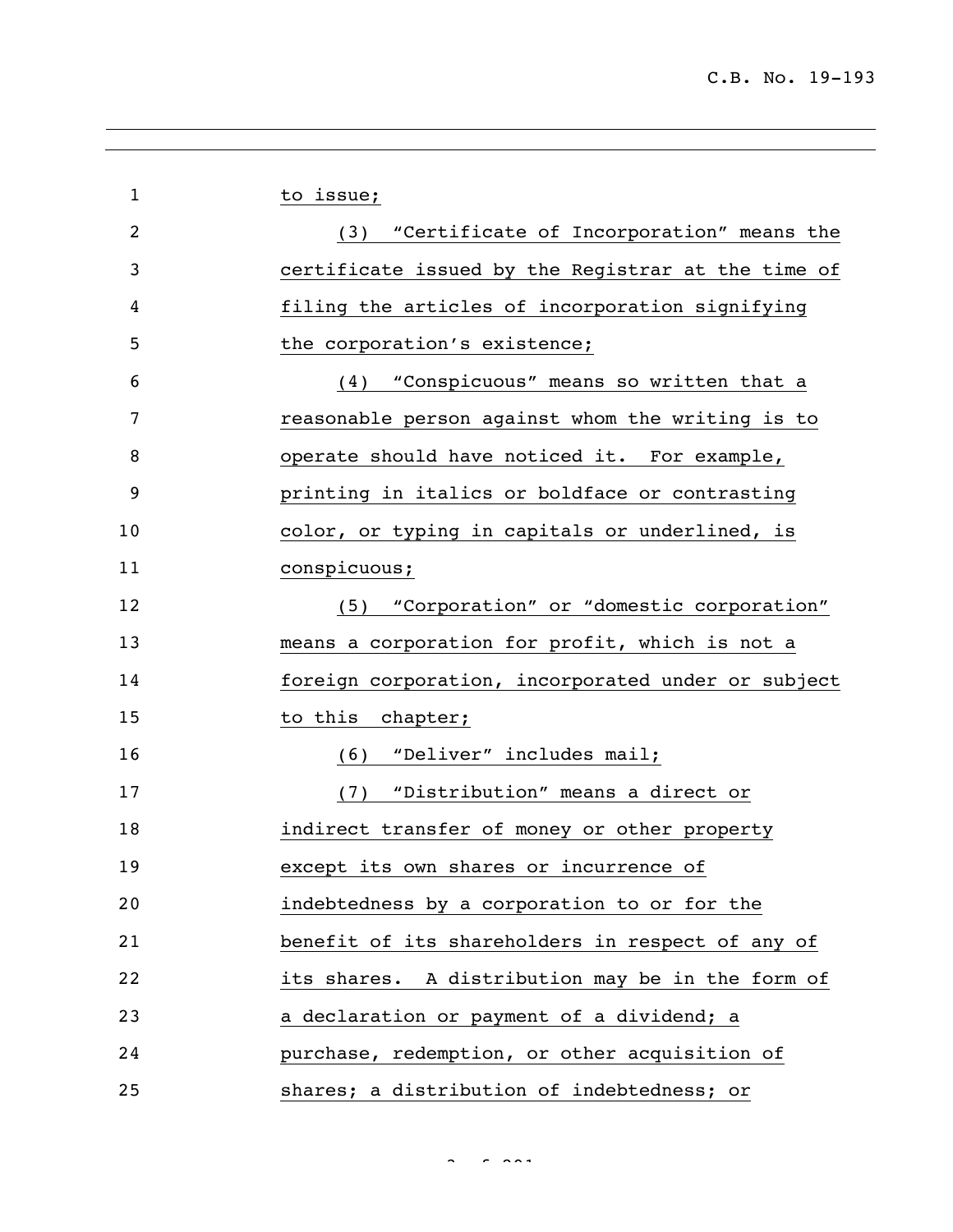to issue;

(3) "Certificate of Incorporation" means the certificate issued by the Registrar at the time of filing the articles of incorporation signifying the corporation's existence;

(4) "Conspicuous" means so written that a reasonable person against whom the writing is to operate should have noticed it. For example, printing in italics or boldface or contrasting color, or typing in capitals or underlined, is conspicuous;

(5) "Corporation" or "domestic corporation" means a corporation for profit, which is not a foreign corporation, incorporated under or subject to this chapter;

(6) "Deliver" includes mail;

(7) "Distribution" means a direct or indirect transfer of money or other property except its own shares or incurrence of indebtedness by a corporation to or for the benefit of its shareholders in respect of any of its shares. A distribution may be in the form of a declaration or payment of a dividend; a purchase, redemption, or other acquisition of shares; a distribution of indebtedness; or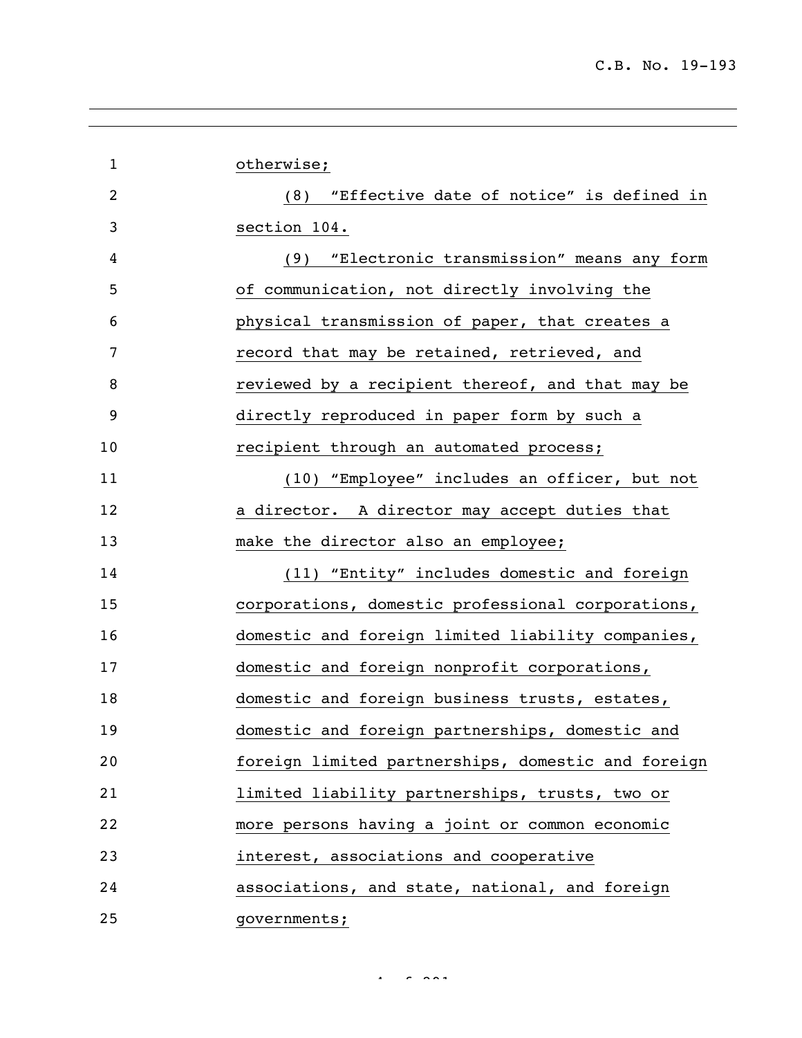otherwise;

(8) “Effective date of notice” is defined in section 104.

(9) “Electronic transmission” means any form of communication, not directly involving the physical transmission of paper, that creates a record that may be retained, retrieved, and reviewed by a recipient thereof, and that may be directly reproduced in paper form by such a recipient through an automated process;

(10) “Employee” includes an officer, but not a director. A director may accept duties that make the director also an employee;

(11) “Entity” includes domestic and foreign corporations, domestic professional corporations, domestic and foreign limited liability companies, domestic and foreign nonprofit corporations, domestic and foreign business trusts, estates, domestic and foreign partnerships, domestic and foreign limited partnerships, domestic and foreign limited liability partnerships, trusts, two or more persons having a joint or common economic interest, associations and cooperative associations, and state, national, and foreign governments;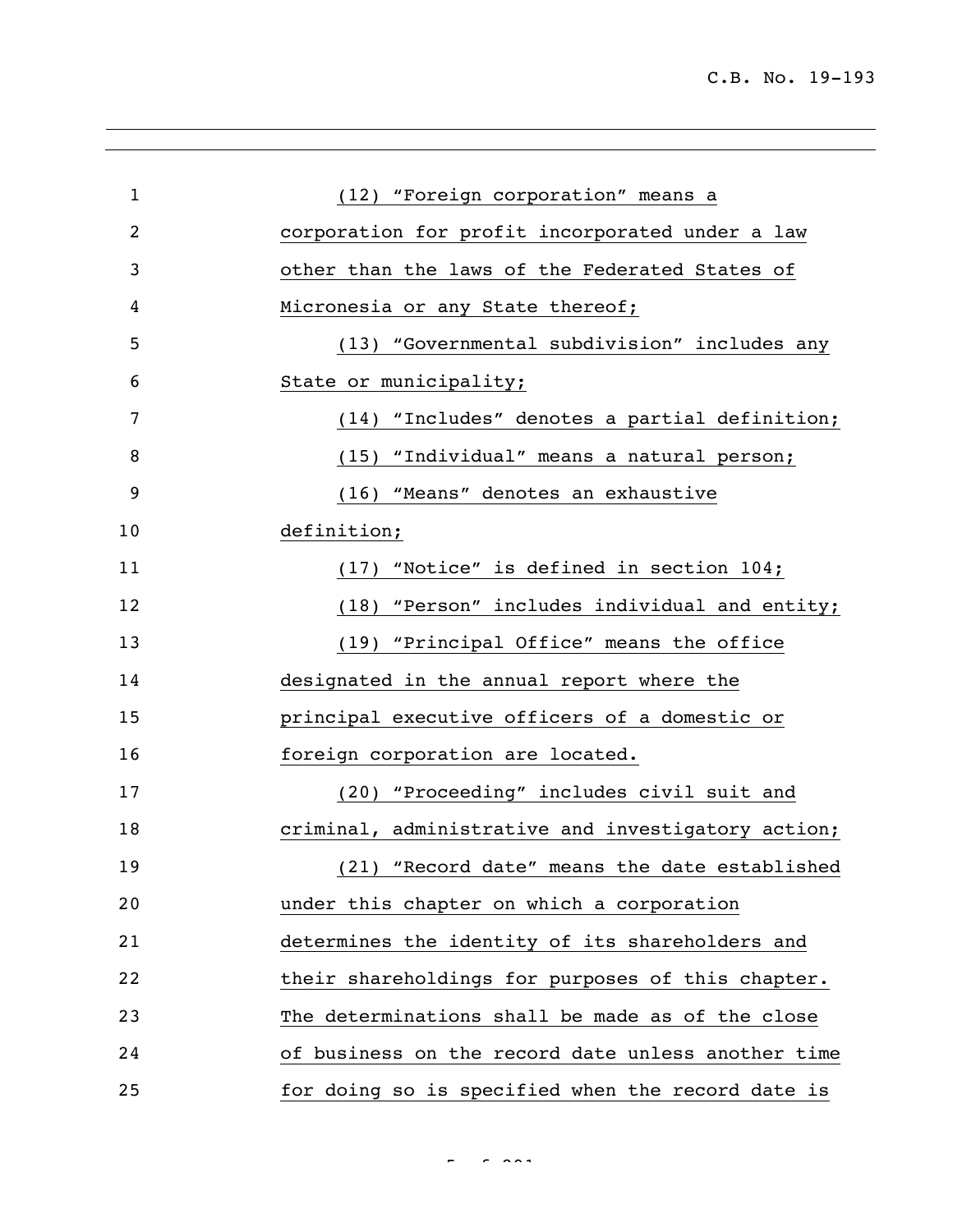(12) "Foreign corporation" means a corporation for profit incorporated under a law other than the laws of the Federated States of Micronesia or any State thereof;

(13) "Governmental subdivision" includes any State or municipality;

(14) "Includes" denotes a partial definition;

(15) "Individual" means a natural person;

(16) "Means" denotes an exhaustive definition;

(17) "Notice" is defined in section 104;

(18) "Person" includes individual and entity;

(19) "Principal Office" means the office designated in the annual report where the principal executive officers of a domestic or foreign corporation are located.

(20) "Proceeding" includes civil suit and criminal, administrative and investigatory action;

(21) "Record date" means the date established under this chapter on which a corporation determines the identity of its shareholders and their shareholdings for purposes of this chapter. The determinations shall be made as of the close of business on the record date unless another time for doing so is specified when the record date is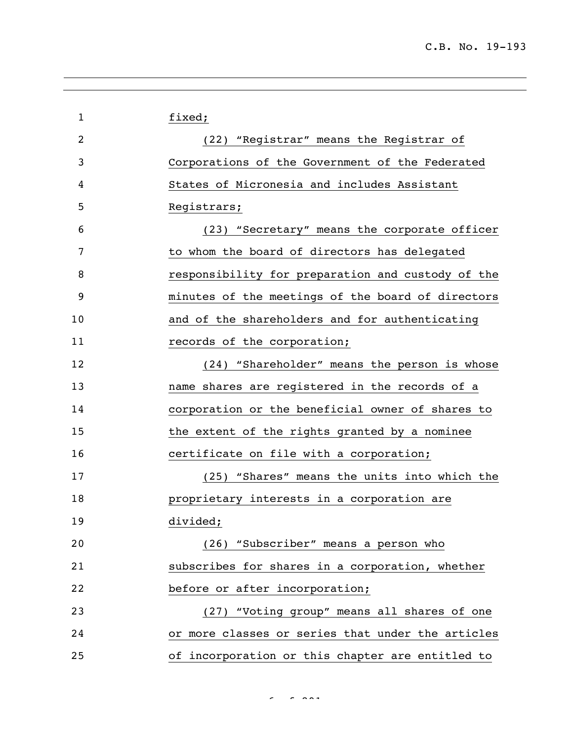fixed;

(22) "Registrar" means the Registrar of Corporations of the Government of the Federated States of Micronesia and includes Assistant Registrars;

(23) "Secretary" means the corporate officer to whom the board of directors has delegated responsibility for preparation and custody of the minutes of the meetings of the board of directors and of the shareholders and for authenticating records of the corporation;

(24) "Shareholder" means the person is whose name shares are registered in the records of a corporation or the beneficial owner of shares to the extent of the rights granted by a nominee certificate on file with a corporation;

(25) "Shares" means the units into which the proprietary interests in a corporation are divided;

(26) "Subscriber" means a person who subscribes for shares in a corporation, whether before or after incorporation;

(27) "Voting group" means all shares of one or more classes or series that under the articles of incorporation or this chapter are entitled to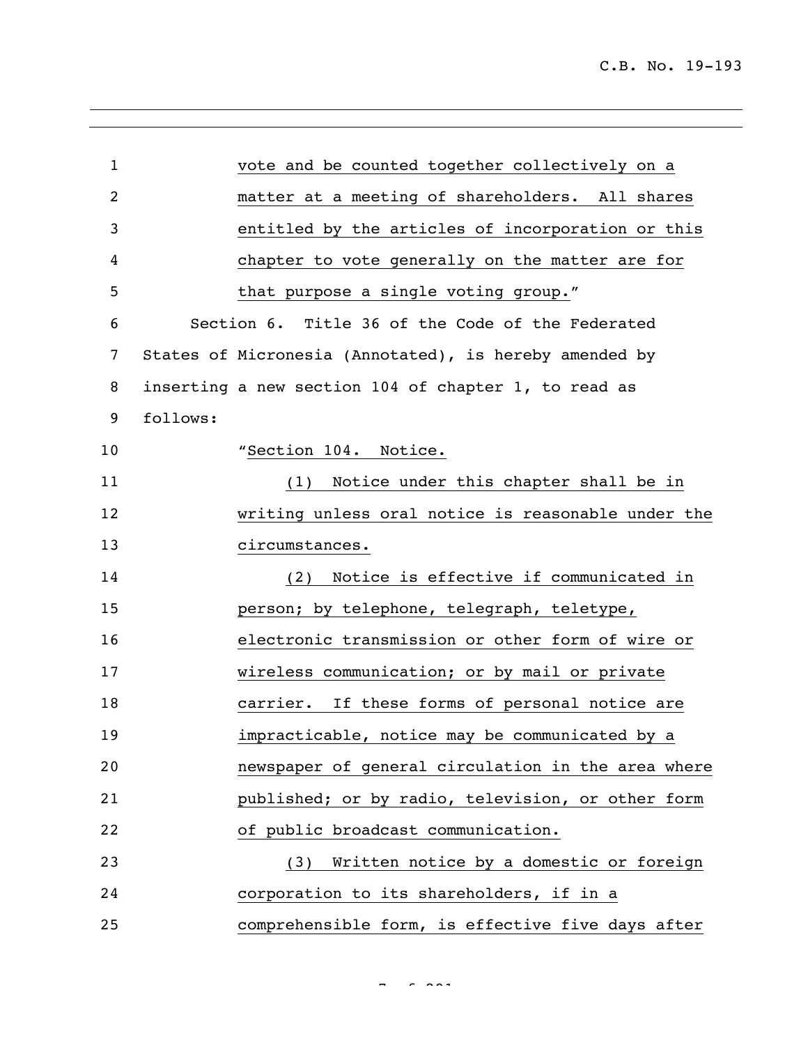vote and be counted together collectively on a matter at a meeting of shareholders. All shares entitled by the articles of incorporation or this chapter to vote generally on the matter are for that purpose a single voting group."

Section 6. Title 36 of the Code of the Federated States of Micronesia (Annotated), is hereby amended by inserting a new section 104 of chapter 1, to read as follows:

"Section 104. Notice.

(1) Notice under this chapter shall be in writing unless oral notice is reasonable under the circumstances.

(2) Notice is effective if communicated in person; by telephone, telegraph, teletype, electronic transmission or other form of wire or wireless communication; or by mail or private carrier. If these forms of personal notice are impracticable, notice may be communicated by a newspaper of general circulation in the area where published; or by radio, television, or other form of public broadcast communication.

(3) Written notice by a domestic or foreign corporation to its shareholders, if in a comprehensible form, is effective five days after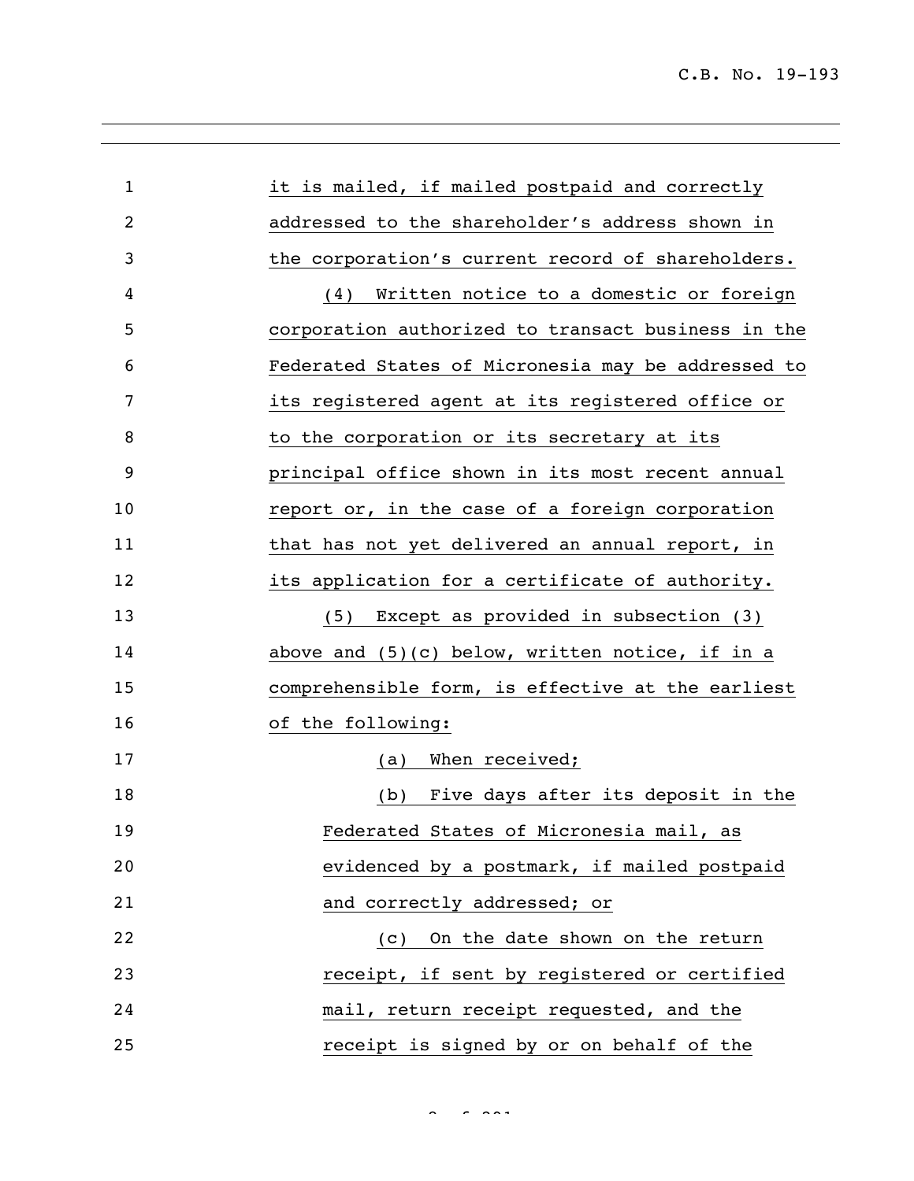it is mailed, if mailed postpaid and correctly addressed to the shareholder's address shown in the corporation's current record of shareholders.

(4) Written notice to a domestic or foreign corporation authorized to transact business in the Federated States of Micronesia may be addressed to its registered agent at its registered office or to the corporation or its secretary at its principal office shown in its most recent annual report or, in the case of a foreign corporation that has not yet delivered an annual report, in its application for a certificate of authority.

(5) Except as provided in subsection (3) above and (5)(c) below, written notice, if in a comprehensible form, is effective at the earliest of the following:

(a) When received;

(b) Five days after its deposit in the Federated States of Micronesia mail, as evidenced by a postmark, if mailed postpaid and correctly addressed; or

(c) On the date shown on the return receipt, if sent by registered or certified mail, return receipt requested, and the receipt is signed by or on behalf of the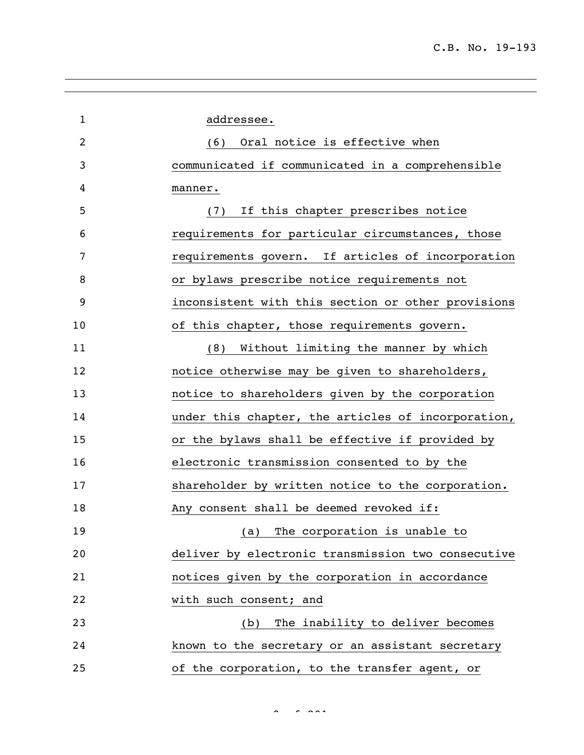addressee.

(6) Oral notice is effective when communicated if communicated in a comprehensible manner.

(7) If this chapter prescribes notice requirements for particular circumstances, those requirements govern. If articles of incorporation or bylaws prescribe notice requirements not inconsistent with this section or other provisions of this chapter, those requirements govern.

(8) Without limiting the manner by which notice otherwise may be given to shareholders, notice to shareholders given by the corporation under this chapter, the articles of incorporation, or the bylaws shall be effective if provided by electronic transmission consented to by the shareholder by written notice to the corporation. Any consent shall be deemed revoked if:

(a) The corporation is unable to deliver by electronic transmission two consecutive notices given by the corporation in accordance with such consent; and

(b) The inability to deliver becomes known to the secretary or an assistant secretary of the corporation, to the transfer agent, or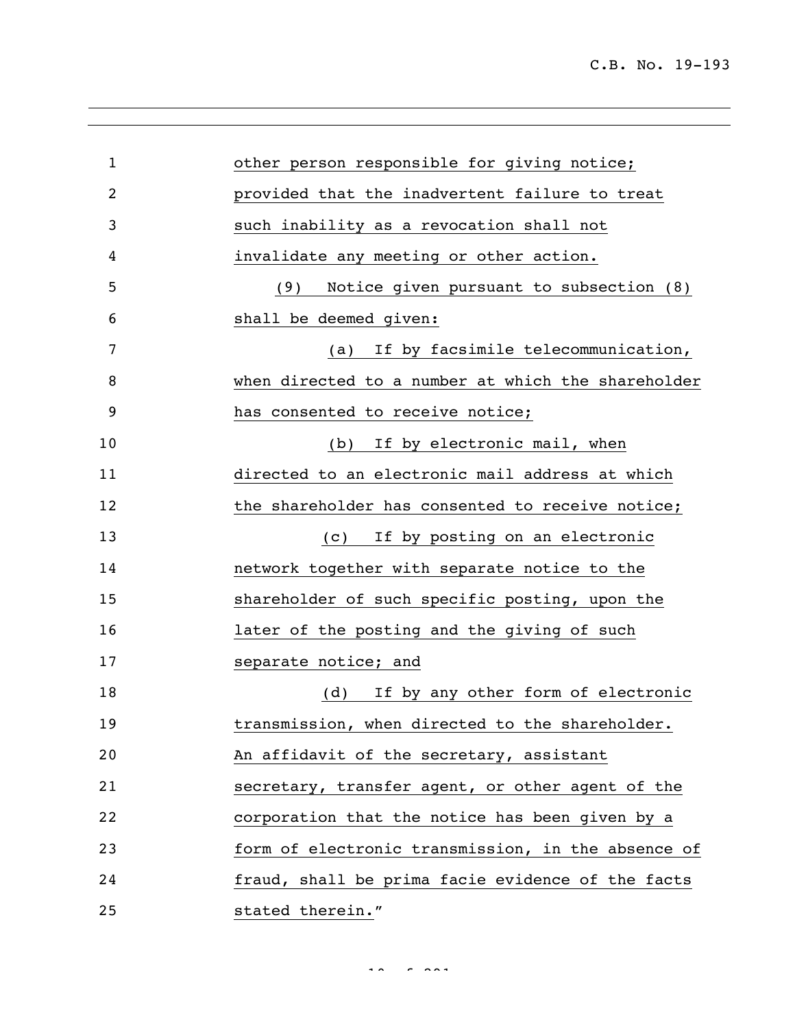other person responsible for giving notice; provided that the inadvertent failure to treat such inability as a revocation shall not invalidate any meeting or other action.

(9) Notice given pursuant to subsection (8) shall be deemed given:

(a) If by facsimile telecommunication, when directed to a number at which the shareholder has consented to receive notice;

(b) If by electronic mail, when directed to an electronic mail address at which the shareholder has consented to receive notice;

(c) If by posting on an electronic network together with separate notice to the shareholder of such specific posting, upon the later of the posting and the giving of such separate notice; and

(d) If by any other form of electronic transmission, when directed to the shareholder. An affidavit of the secretary, assistant secretary, transfer agent, or other agent of the corporation that the notice has been given by a form of electronic transmission, in the absence of fraud, shall be prima facie evidence of the facts stated therein."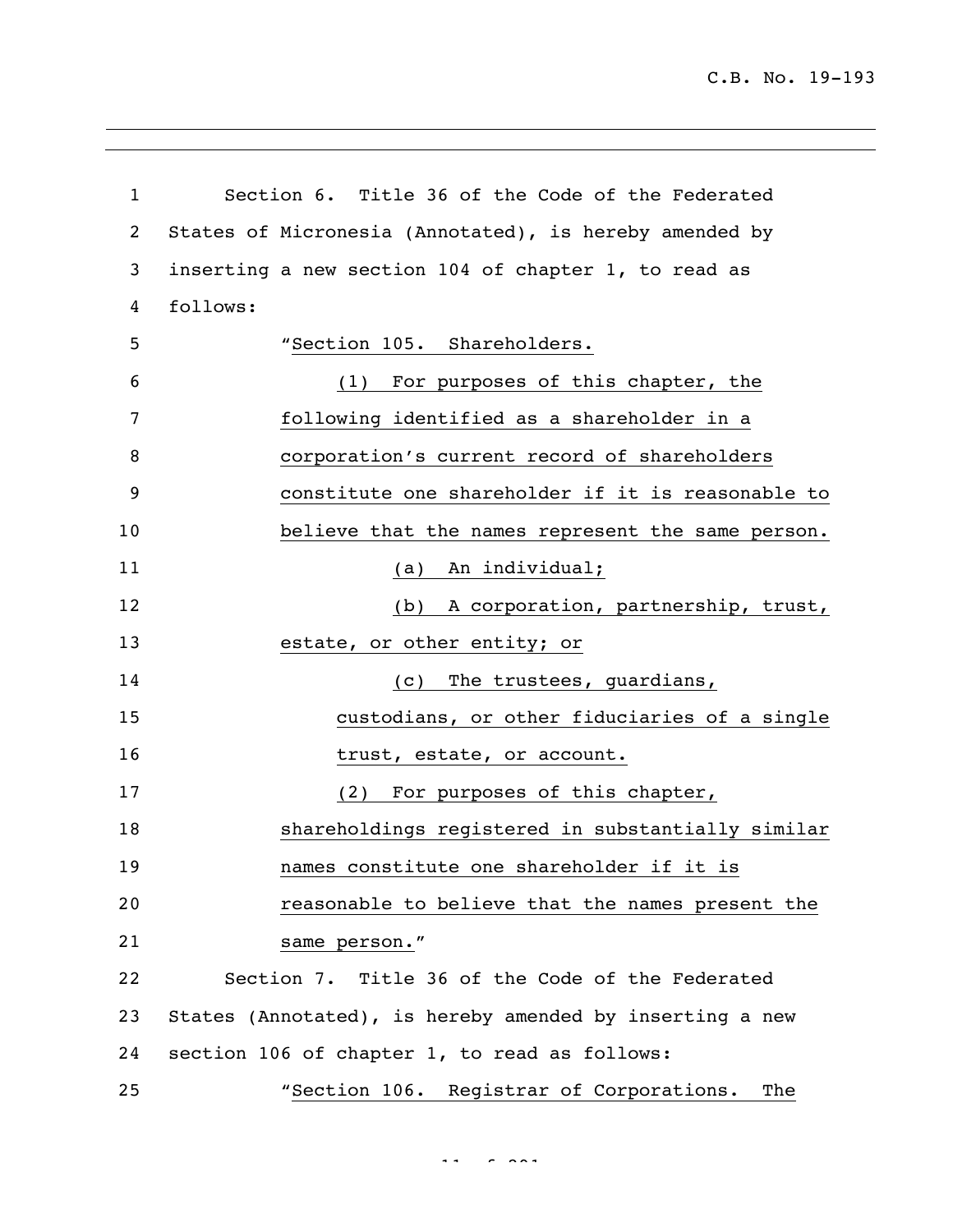Section 6. Title 36 of the Code of the Federated States of Micronesia (Annotated), is hereby amended by inserting a new section 104 of chapter 1, to read as follows:

"Section 105. Shareholders.

(1) For purposes of this chapter, the following identified as a shareholder in a corporation's current record of shareholders constitute one shareholder if it is reasonable to believe that the names represent the same person.

(a) An individual;

(b) A corporation, partnership, trust, estate, or other entity; or

(c) The trustees, guardians, custodians, or other fiduciaries of a single trust, estate, or account.

(2) For purposes of this chapter, shareholdings registered in substantially similar names constitute one shareholder if it is reasonable to believe that the names present the same person."

Section 7. Title 36 of the Code of the Federated States (Annotated), is hereby amended by inserting a new section 106 of chapter 1, to read as follows:

"Section 106. Registrar of Corporations. The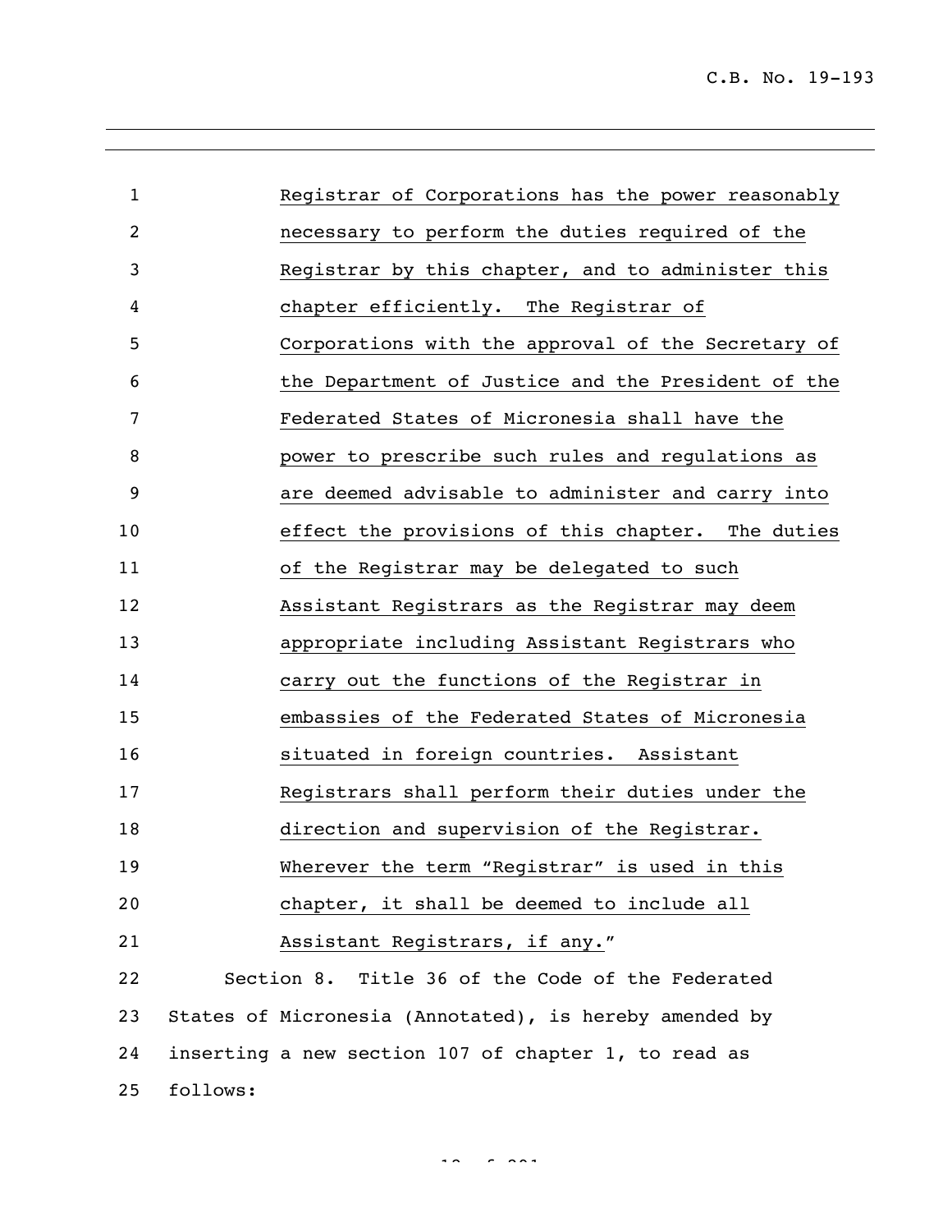Registrar of Corporations has the power reasonably necessary to perform the duties required of the Registrar by this chapter, and to administer this chapter efficiently. The Registrar of Corporations with the approval of the Secretary of the Department of Justice and the President of the Federated States of Micronesia shall have the power to prescribe such rules and regulations as are deemed advisable to administer and carry into effect the provisions of this chapter. The duties of the Registrar may be delegated to such Assistant Registrars as the Registrar may deem appropriate including Assistant Registrars who carry out the functions of the Registrar in embassies of the Federated States of Micronesia situated in foreign countries. Assistant Registrars shall perform their duties under the direction and supervision of the Registrar. Wherever the term "Registrar" is used in this chapter, it shall be deemed to include all Assistant Registrars, if any."

Section 8. Title 36 of the Code of the Federated States of Micronesia (Annotated), is hereby amended by inserting a new section 107 of chapter 1, to read as follows: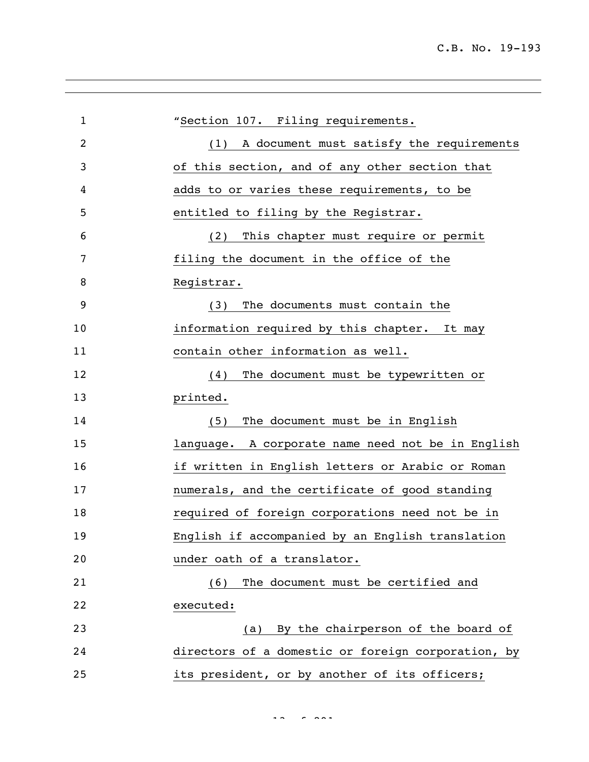"Section 107. Filing requirements.

(1) A document must satisfy the requirements of this section, and of any other section that adds to or varies these requirements, to be entitled to filing by the Registrar.

(2) This chapter must require or permit filing the document in the office of the Registrar.

(3) The documents must contain the information required by this chapter. It may contain other information as well.

(4) The document must be typewritten or printed.

(5) The document must be in English language. A corporate name need not be in English if written in English letters or Arabic or Roman numerals, and the certificate of good standing required of foreign corporations need not be in English if accompanied by an English translation under oath of a translator.

(6) The document must be certified and executed:

(a) By the chairperson of the board of directors of a domestic or foreign corporation, by its president, or by another of its officers;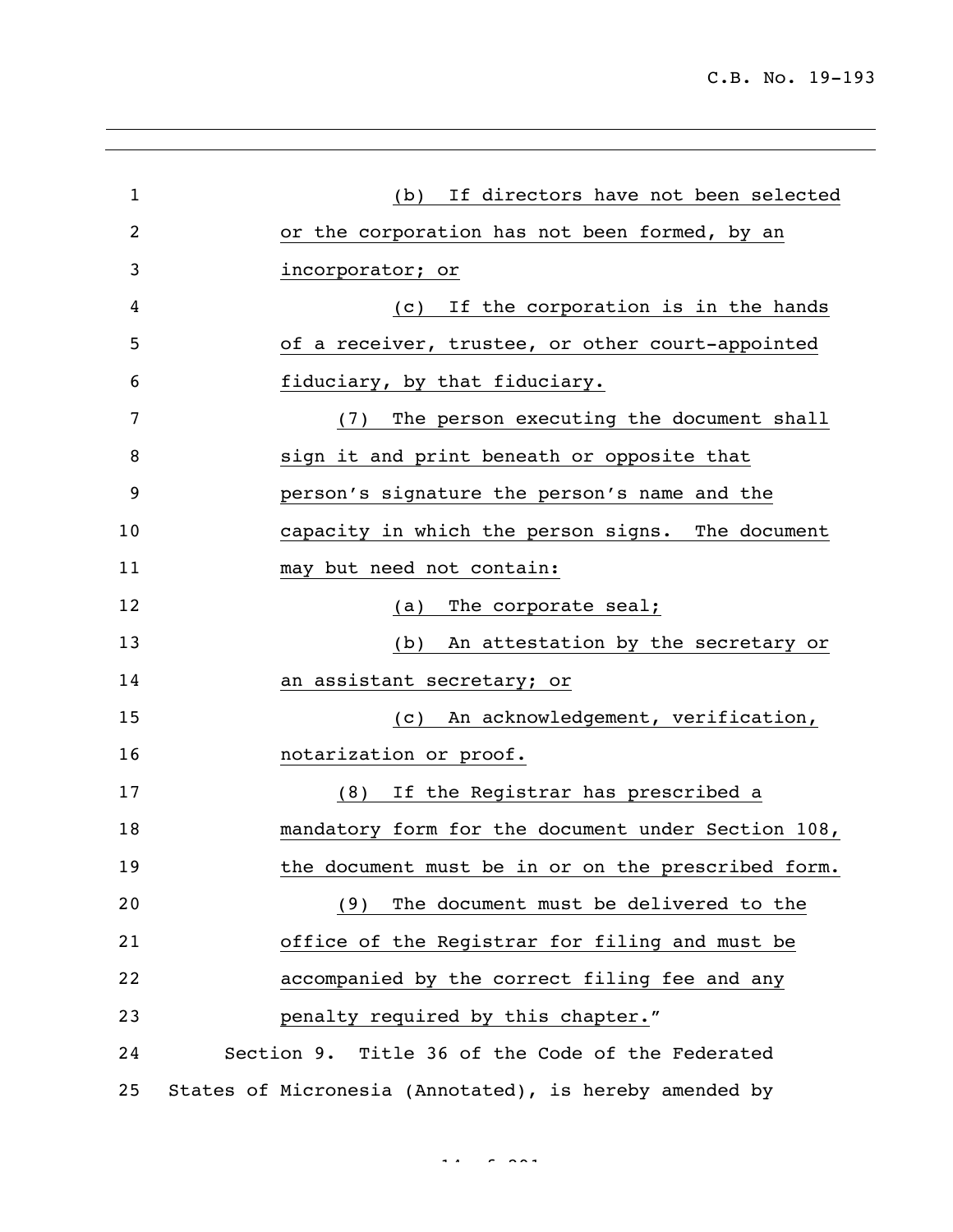(b) If directors have not been selected or the corporation has not been formed, by an incorporator; or

(c) If the corporation is in the hands of a receiver, trustee, or other court-appointed fiduciary, by that fiduciary.

(7) The person executing the document shall sign it and print beneath or opposite that person's signature the person's name and the capacity in which the person signs. The document may but need not contain:

(a) The corporate seal;

(b) An attestation by the secretary or an assistant secretary; or

(c) An acknowledgement, verification, notarization or proof.

(8) If the Registrar has prescribed a mandatory form for the document under Section 108, the document must be in or on the prescribed form.

(9) The document must be delivered to the office of the Registrar for filing and must be accompanied by the correct filing fee and any penalty required by this chapter."

Section 9. Title 36 of the Code of the Federated States of Micronesia (Annotated), is hereby amended by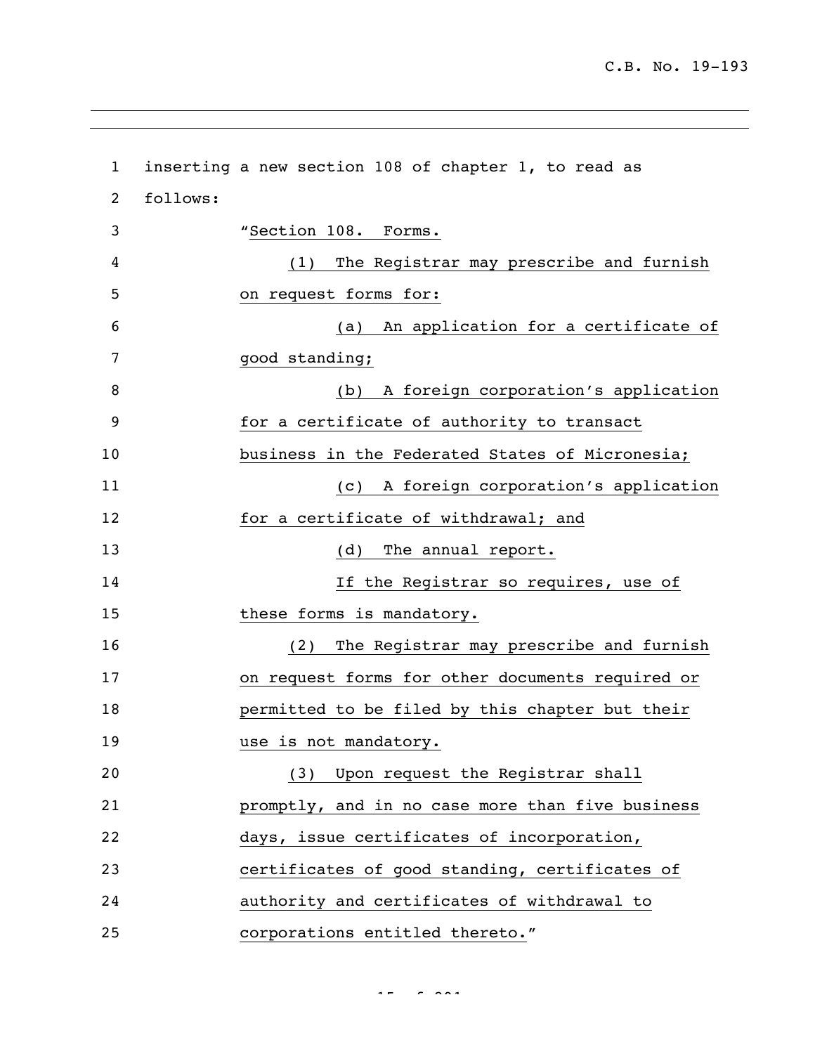inserting a new section 108 of chapter 1, to read as follows:

"Section 108. Forms.

(1) The Registrar may prescribe and furnish on request forms for:

(a) An application for a certificate of good standing;

(b) A foreign corporation's application for a certificate of authority to transact business in the Federated States of Micronesia;

(c) A foreign corporation's application for a certificate of withdrawal; and

(d) The annual report.

If the Registrar so requires, use of these forms is mandatory.

(2) The Registrar may prescribe and furnish on request forms for other documents required or permitted to be filed by this chapter but their use is not mandatory.

(3) Upon request the Registrar shall promptly, and in no case more than five business days, issue certificates of incorporation, certificates of good standing, certificates of authority and certificates of withdrawal to corporations entitled thereto."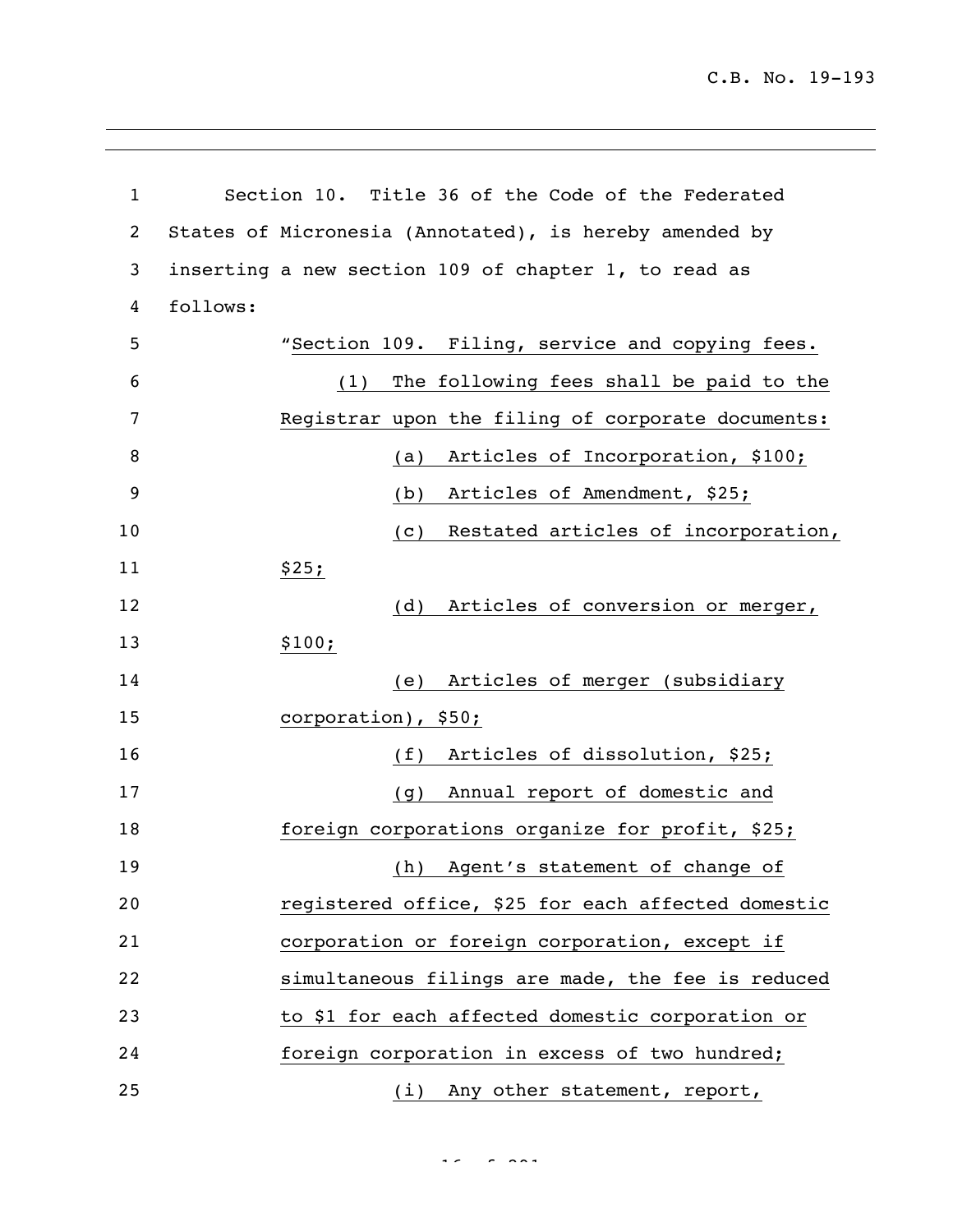Section 10. Title 36 of the Code of the Federated States of Micronesia (Annotated), is hereby amended by inserting a new section 109 of chapter 1, to read as follows:

"Section 109. Filing, service and copying fees.

(1) The following fees shall be paid to the Registrar upon the filing of corporate documents:

(a) Articles of Incorporation, $100;

(b) Articles of Amendment, $25;

(c) Restated articles of incorporation, $25;

(d) Articles of conversion or merger, $100;

(e) Articles of merger (subsidiary corporation), $50;

(f) Articles of dissolution, $25;

(g) Annual report of domestic and foreign corporations organize for profit, $25;

(h) Agent's statement of change of registered office, $25 for each affected domestic corporation or foreign corporation, except if simultaneous filings are made, the fee is reduced to $1 for each affected domestic corporation or foreign corporation in excess of two hundred;

(i) Any other statement, report,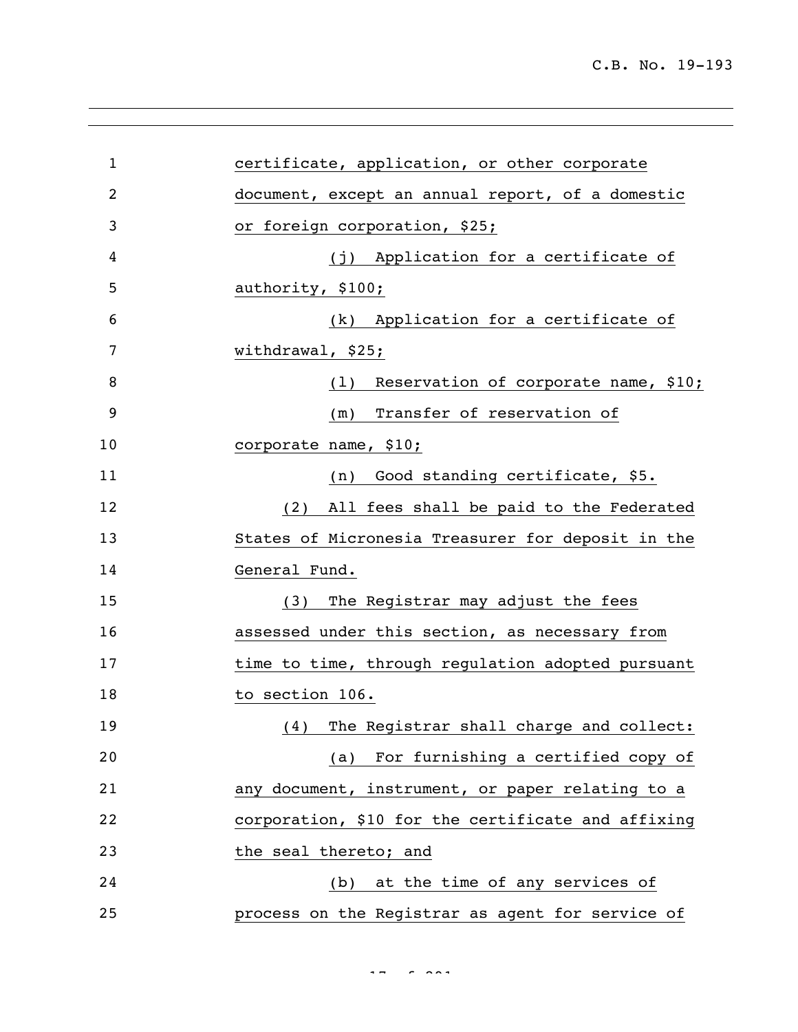certificate, application, or other corporate document, except an annual report, of a domestic or foreign corporation, $25;

(j) Application for a certificate of authority, $100;

(k) Application for a certificate of withdrawal, $25;

(l) Reservation of corporate name, $10;

(m) Transfer of reservation of corporate name, $10;

(n) Good standing certificate, $5.

(2) All fees shall be paid to the Federated States of Micronesia Treasurer for deposit in the General Fund.

(3) The Registrar may adjust the fees assessed under this section, as necessary from time to time, through regulation adopted pursuant to section 106.

(4) The Registrar shall charge and collect:

(a) For furnishing a certified copy of any document, instrument, or paper relating to a corporation, $10 for the certificate and affixing the seal thereto; and

(b) at the time of any services of process on the Registrar as agent for service of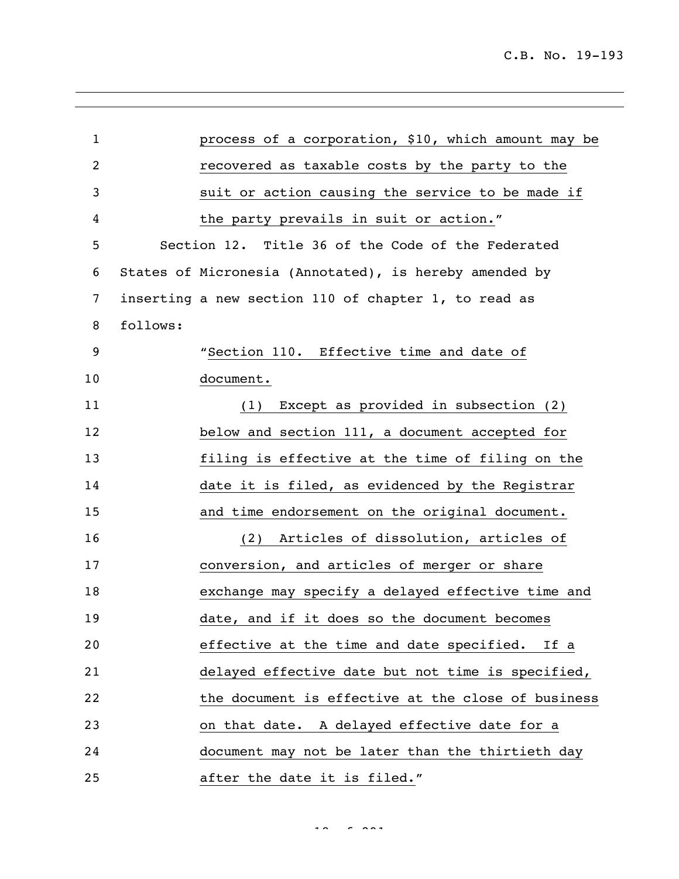process of a corporation, $10, which amount may be recovered as taxable costs by the party to the suit or action causing the service to be made if the party prevails in suit or action."

Section 12. Title 36 of the Code of the Federated States of Micronesia (Annotated), is hereby amended by inserting a new section 110 of chapter 1, to read as follows:

"Section 110. Effective time and date of document.

(1) Except as provided in subsection (2) below and section 111, a document accepted for filing is effective at the time of filing on the date it is filed, as evidenced by the Registrar and time endorsement on the original document.

(2) Articles of dissolution, articles of conversion, and articles of merger or share exchange may specify a delayed effective time and date, and if it does so the document becomes effective at the time and date specified. If a delayed effective date but not time is specified, the document is effective at the close of business on that date. A delayed effective date for a document may not be later than the thirtieth day after the date it is filed."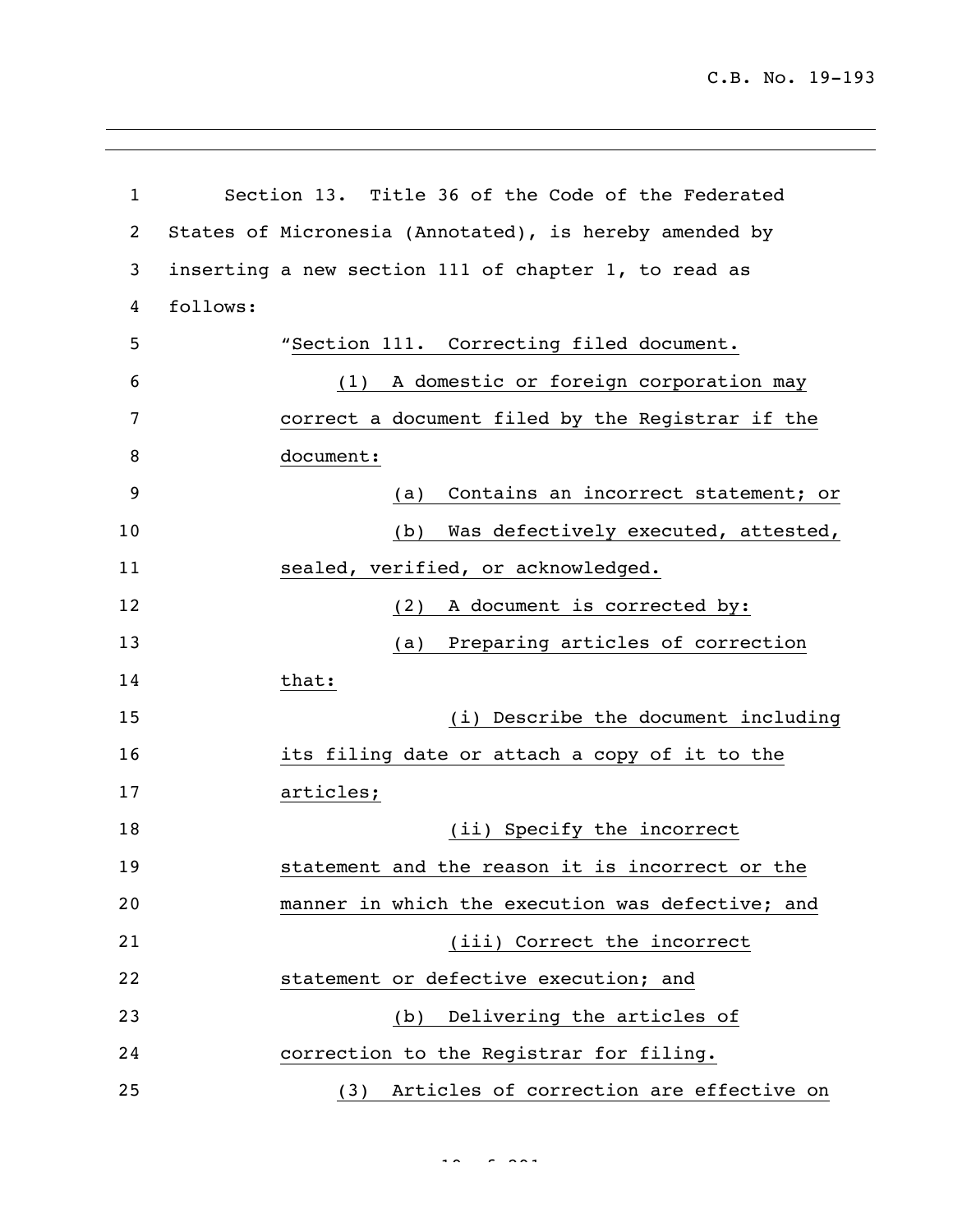Section 13. Title 36 of the Code of the Federated States of Micronesia (Annotated), is hereby amended by inserting a new section 111 of chapter 1, to read as follows:

"Section 111. Correcting filed document.

(1) A domestic or foreign corporation may correct a document filed by the Registrar if the document:

(a) Contains an incorrect statement; or

(b) Was defectively executed, attested, sealed, verified, or acknowledged.

(2) A document is corrected by:

(a) Preparing articles of correction that:

(i) Describe the document including its filing date or attach a copy of it to the articles;

(ii) Specify the incorrect statement and the reason it is incorrect or the manner in which the execution was defective; and

(iii) Correct the incorrect statement or defective execution; and

(b) Delivering the articles of correction to the Registrar for filing.

(3) Articles of correction are effective on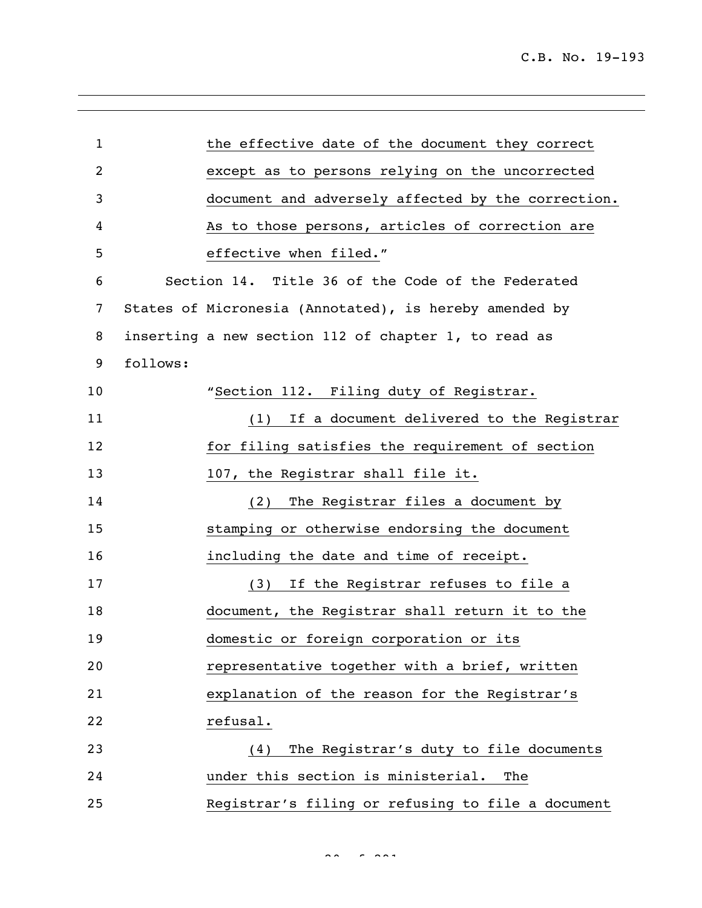the effective date of the document they correct except as to persons relying on the uncorrected document and adversely affected by the correction. As to those persons, articles of correction are effective when filed."

Section 14. Title 36 of the Code of the Federated States of Micronesia (Annotated), is hereby amended by inserting a new section 112 of chapter 1, to read as follows:

"Section 112. Filing duty of Registrar.

(1) If a document delivered to the Registrar for filing satisfies the requirement of section 107, the Registrar shall file it.

(2) The Registrar files a document by stamping or otherwise endorsing the document including the date and time of receipt.

(3) If the Registrar refuses to file a document, the Registrar shall return it to the domestic or foreign corporation or its representative together with a brief, written explanation of the reason for the Registrar's refusal.

(4) The Registrar's duty to file documents under this section is ministerial. The Registrar's filing or refusing to file a document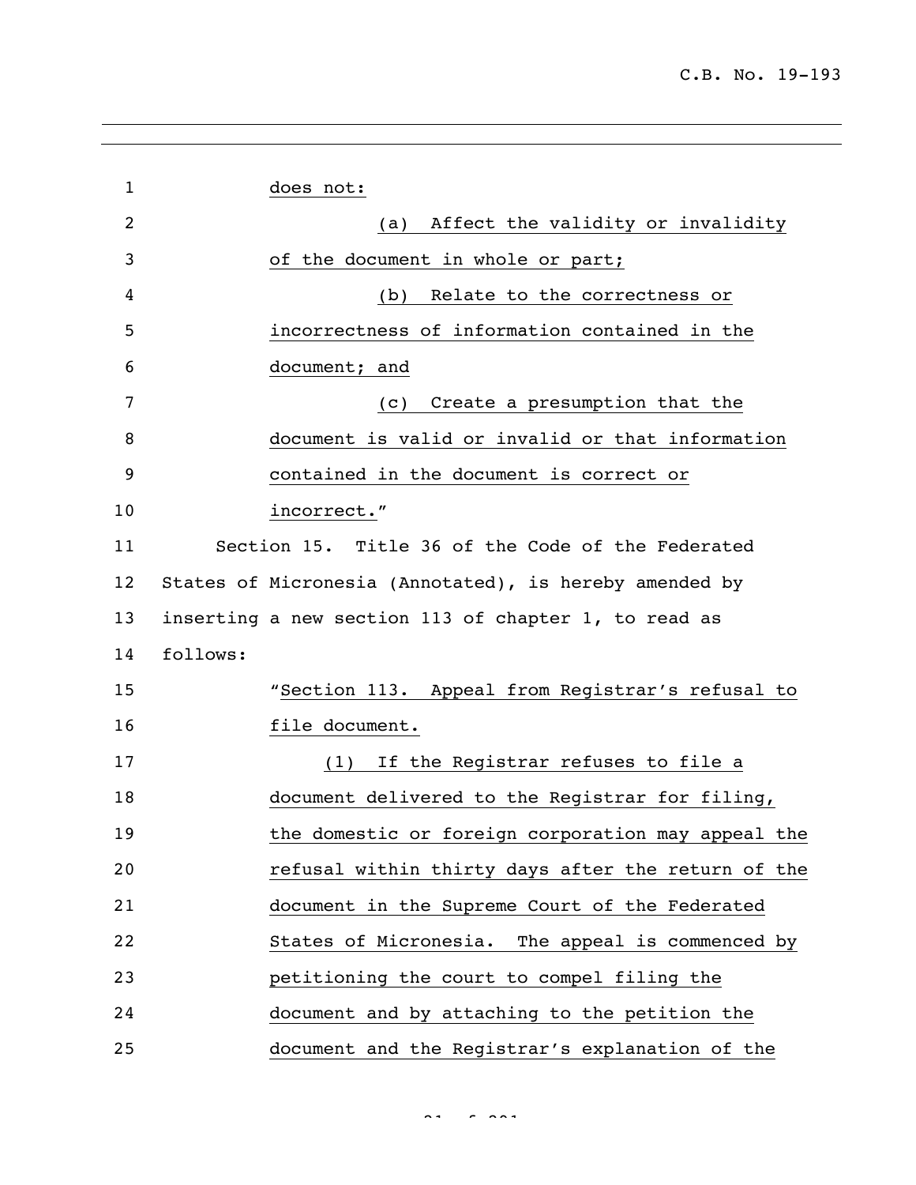does not:

(a) Affect the validity or invalidity of the document in whole or part;

(b) Relate to the correctness or incorrectness of information contained in the document; and

(c) Create a presumption that the document is valid or invalid or that information contained in the document is correct or incorrect."

Section 15. Title 36 of the Code of the Federated States of Micronesia (Annotated), is hereby amended by inserting a new section 113 of chapter 1, to read as follows:

"Section 113. Appeal from Registrar's refusal to file document.

(1) If the Registrar refuses to file a document delivered to the Registrar for filing, the domestic or foreign corporation may appeal the refusal within thirty days after the return of the document in the Supreme Court of the Federated States of Micronesia. The appeal is commenced by petitioning the court to compel filing the document and by attaching to the petition the document and the Registrar's explanation of the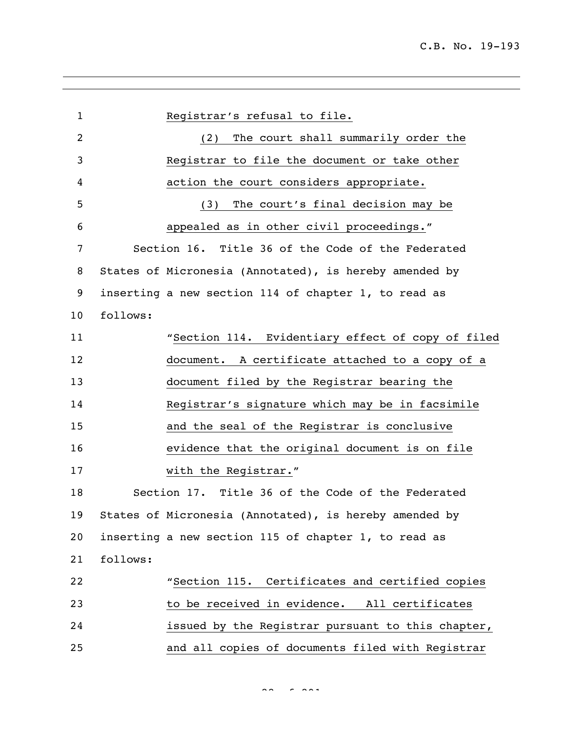Registrar's refusal to file.

(2) The court shall summarily order the Registrar to file the document or take other action the court considers appropriate.

(3) The court's final decision may be appealed as in other civil proceedings."

Section 16. Title 36 of the Code of the Federated States of Micronesia (Annotated), is hereby amended by inserting a new section 114 of chapter 1, to read as follows:

"Section 114. Evidentiary effect of copy of filed document. A certificate attached to a copy of a document filed by the Registrar bearing the Registrar's signature which may be in facsimile and the seal of the Registrar is conclusive evidence that the original document is on file with the Registrar."

Section 17. Title 36 of the Code of the Federated States of Micronesia (Annotated), is hereby amended by inserting a new section 115 of chapter 1, to read as follows:

"Section 115. Certificates and certified copies to be received in evidence. All certificates issued by the Registrar pursuant to this chapter, and all copies of documents filed with Registrar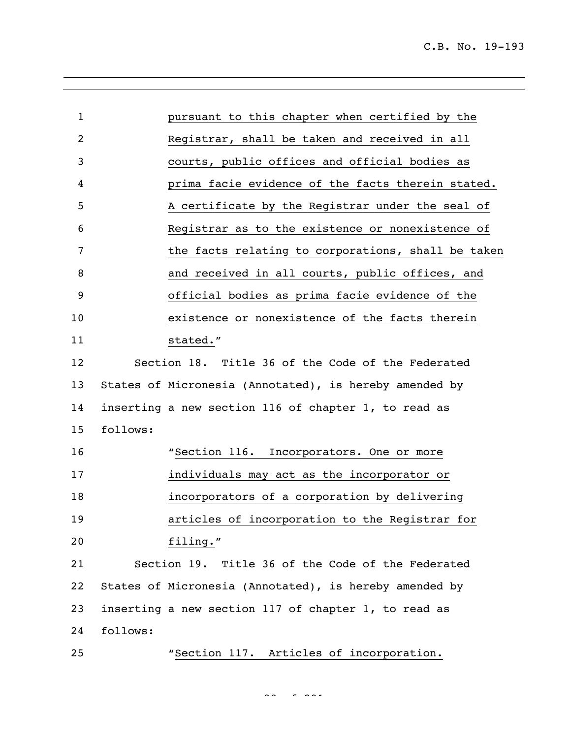pursuant to this chapter when certified by the Registrar, shall be taken and received in all courts, public offices and official bodies as prima facie evidence of the facts therein stated. A certificate by the Registrar under the seal of Registrar as to the existence or nonexistence of the facts relating to corporations, shall be taken and received in all courts, public offices, and official bodies as prima facie evidence of the existence or nonexistence of the facts therein stated."

Section 18. Title 36 of the Code of the Federated States of Micronesia (Annotated), is hereby amended by inserting a new section 116 of chapter 1, to read as follows:

"Section 116. Incorporators. One or more individuals may act as the incorporator or incorporators of a corporation by delivering articles of incorporation to the Registrar for filing."

Section 19. Title 36 of the Code of the Federated States of Micronesia (Annotated), is hereby amended by inserting a new section 117 of chapter 1, to read as follows:

"Section 117. Articles of incorporation.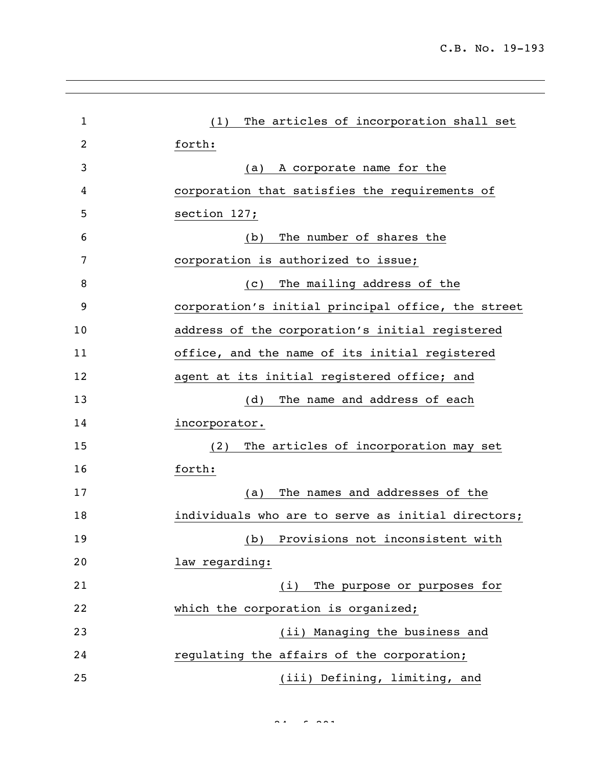(1) The articles of incorporation shall set forth:

(a) A corporate name for the corporation that satisfies the requirements of section 127;

(b) The number of shares the corporation is authorized to issue;

(c) The mailing address of the corporation's initial principal office, the street address of the corporation's initial registered office, and the name of its initial registered agent at its initial registered office; and

(d) The name and address of each incorporator.

(2) The articles of incorporation may set forth:

(a) The names and addresses of the individuals who are to serve as initial directors;

(b) Provisions not inconsistent with law regarding:

(i) The purpose or purposes for which the corporation is organized;

(ii) Managing the business and regulating the affairs of the corporation;

(iii) Defining, limiting, and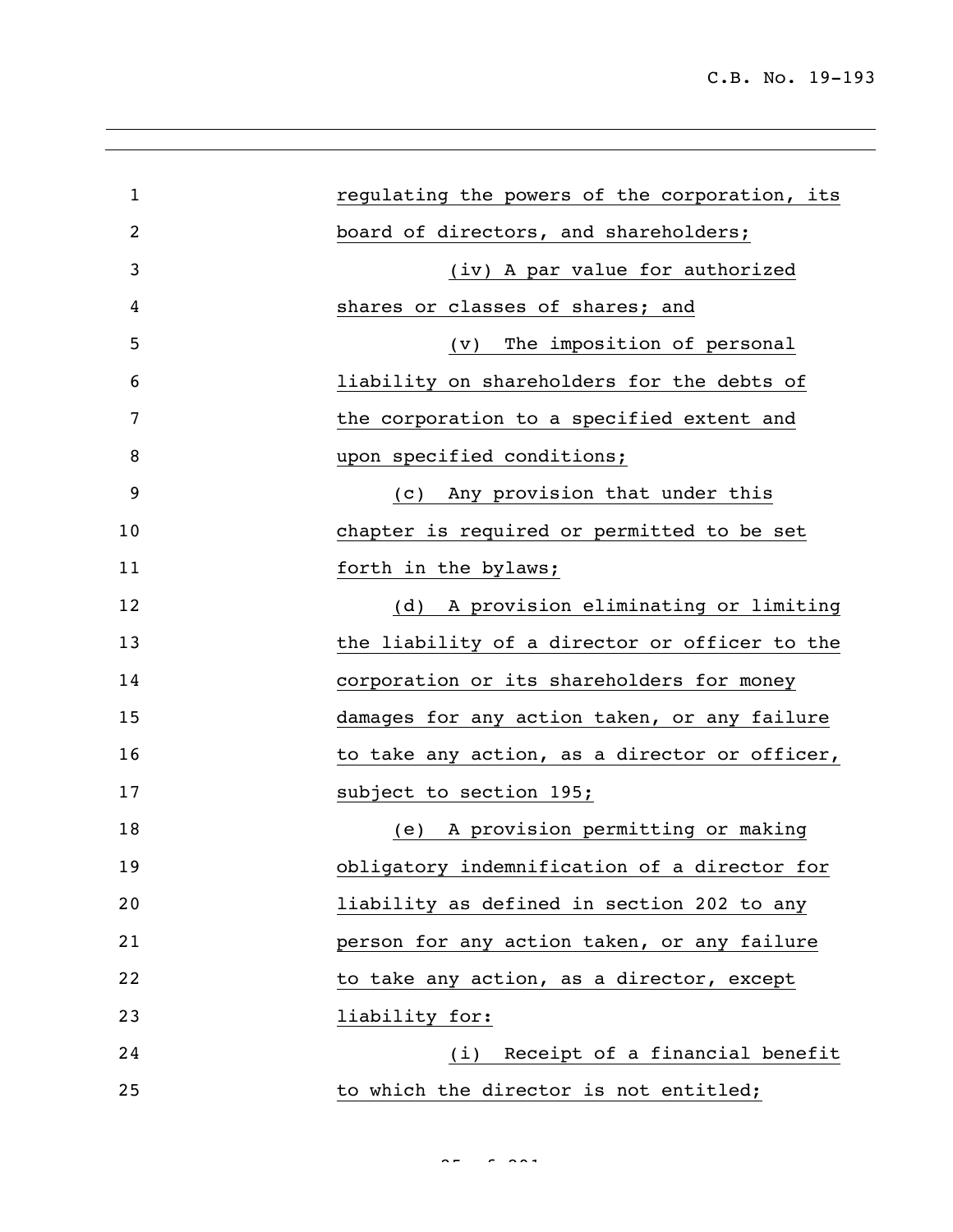regulating the powers of the corporation, its board of directors, and shareholders;

(iv) A par value for authorized shares or classes of shares; and

(v) The imposition of personal liability on shareholders for the debts of the corporation to a specified extent and upon specified conditions;

(c) Any provision that under this chapter is required or permitted to be set forth in the bylaws;

(d) A provision eliminating or limiting the liability of a director or officer to the corporation or its shareholders for money damages for any action taken, or any failure to take any action, as a director or officer, subject to section 195;

(e) A provision permitting or making obligatory indemnification of a director for liability as defined in section 202 to any person for any action taken, or any failure to take any action, as a director, except liability for:

(i) Receipt of a financial benefit to which the director is not entitled;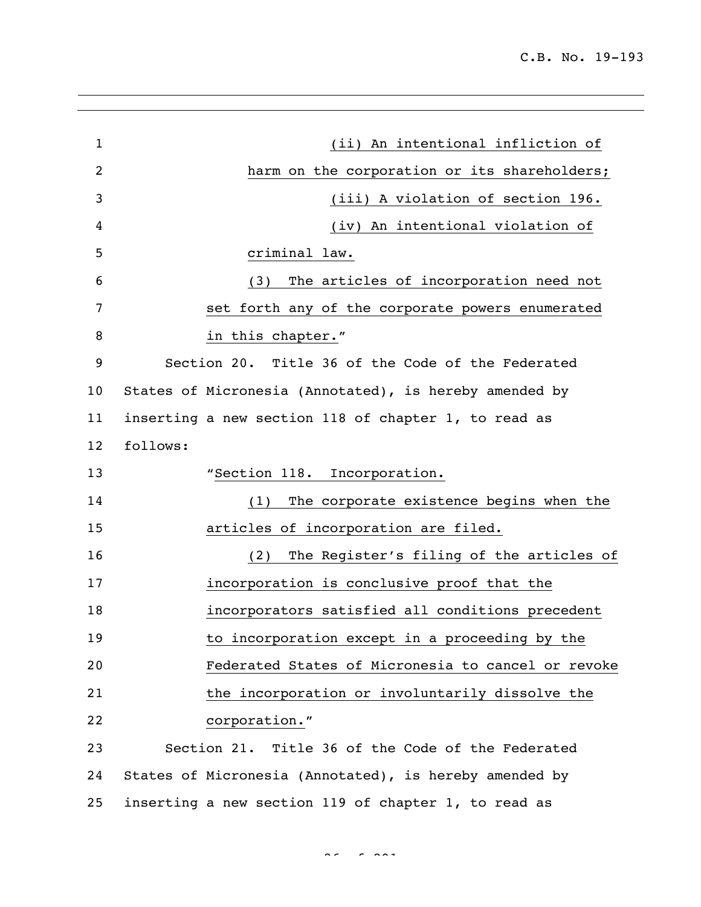(ii) An intentional infliction of harm on the corporation or its shareholders;

(iii) A violation of section 196.

(iv) An intentional violation of criminal law.

(3) The articles of incorporation need not set forth any of the corporate powers enumerated in this chapter."

Section 20. Title 36 of the Code of the Federated States of Micronesia (Annotated), is hereby amended by inserting a new section 118 of chapter 1, to read as follows:

"Section 118. Incorporation.

(1) The corporate existence begins when the articles of incorporation are filed.

(2) The Register's filing of the articles of incorporation is conclusive proof that the incorporators satisfied all conditions precedent to incorporation except in a proceeding by the Federated States of Micronesia to cancel or revoke the incorporation or involuntarily dissolve the corporation."

Section 21. Title 36 of the Code of the Federated States of Micronesia (Annotated), is hereby amended by inserting a new section 119 of chapter 1, to read as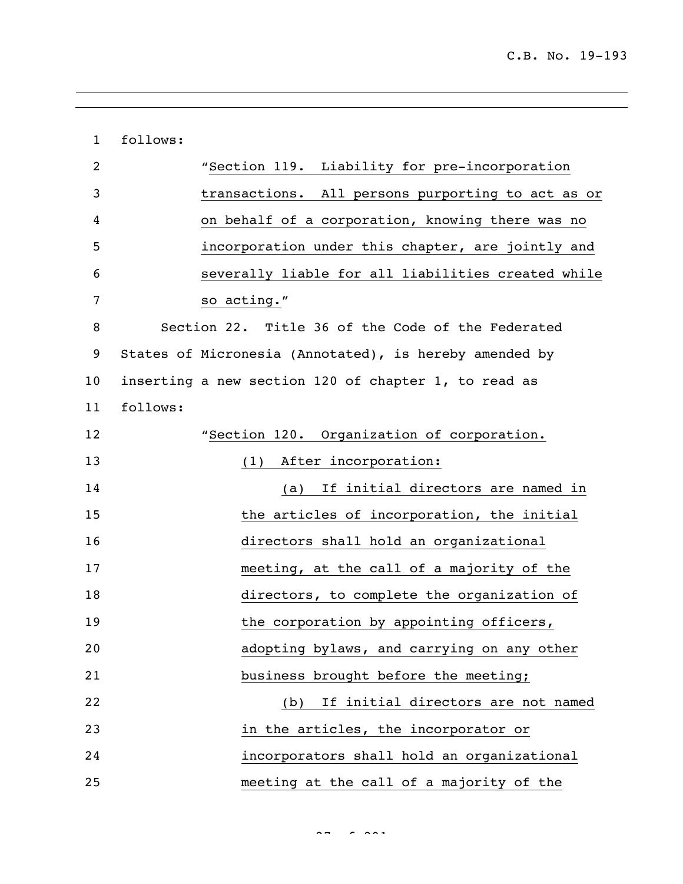follows:

"Section 119. Liability for pre-incorporation transactions. All persons purporting to act as or on behalf of a corporation, knowing there was no incorporation under this chapter, are jointly and severally liable for all liabilities created while so acting."

Section 22. Title 36 of the Code of the Federated States of Micronesia (Annotated), is hereby amended by inserting a new section 120 of chapter 1, to read as follows:

"Section 120. Organization of corporation.

(1) After incorporation:

(a) If initial directors are named in the articles of incorporation, the initial directors shall hold an organizational meeting, at the call of a majority of the directors, to complete the organization of the corporation by appointing officers, adopting bylaws, and carrying on any other business brought before the meeting;

(b) If initial directors are not named in the articles, the incorporator or incorporators shall hold an organizational meeting at the call of a majority of the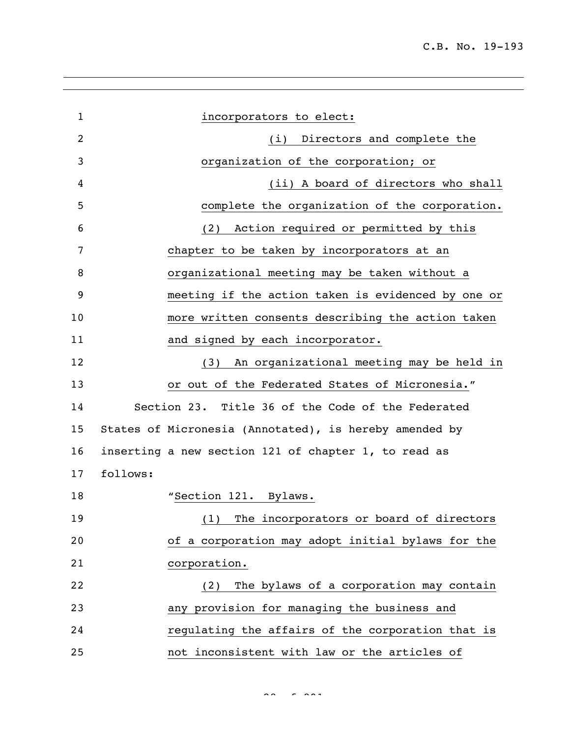incorporators to elect:

(i) Directors and complete the organization of the corporation; or

(ii) A board of directors who shall complete the organization of the corporation.

(2) Action required or permitted by this chapter to be taken by incorporators at an organizational meeting may be taken without a meeting if the action taken is evidenced by one or more written consents describing the action taken and signed by each incorporator.

(3) An organizational meeting may be held in or out of the Federated States of Micronesia."

Section 23. Title 36 of the Code of the Federated States of Micronesia (Annotated), is hereby amended by inserting a new section 121 of chapter 1, to read as follows:

"Section 121. Bylaws.

(1) The incorporators or board of directors of a corporation may adopt initial bylaws for the corporation.

(2) The bylaws of a corporation may contain any provision for managing the business and regulating the affairs of the corporation that is not inconsistent with law or the articles of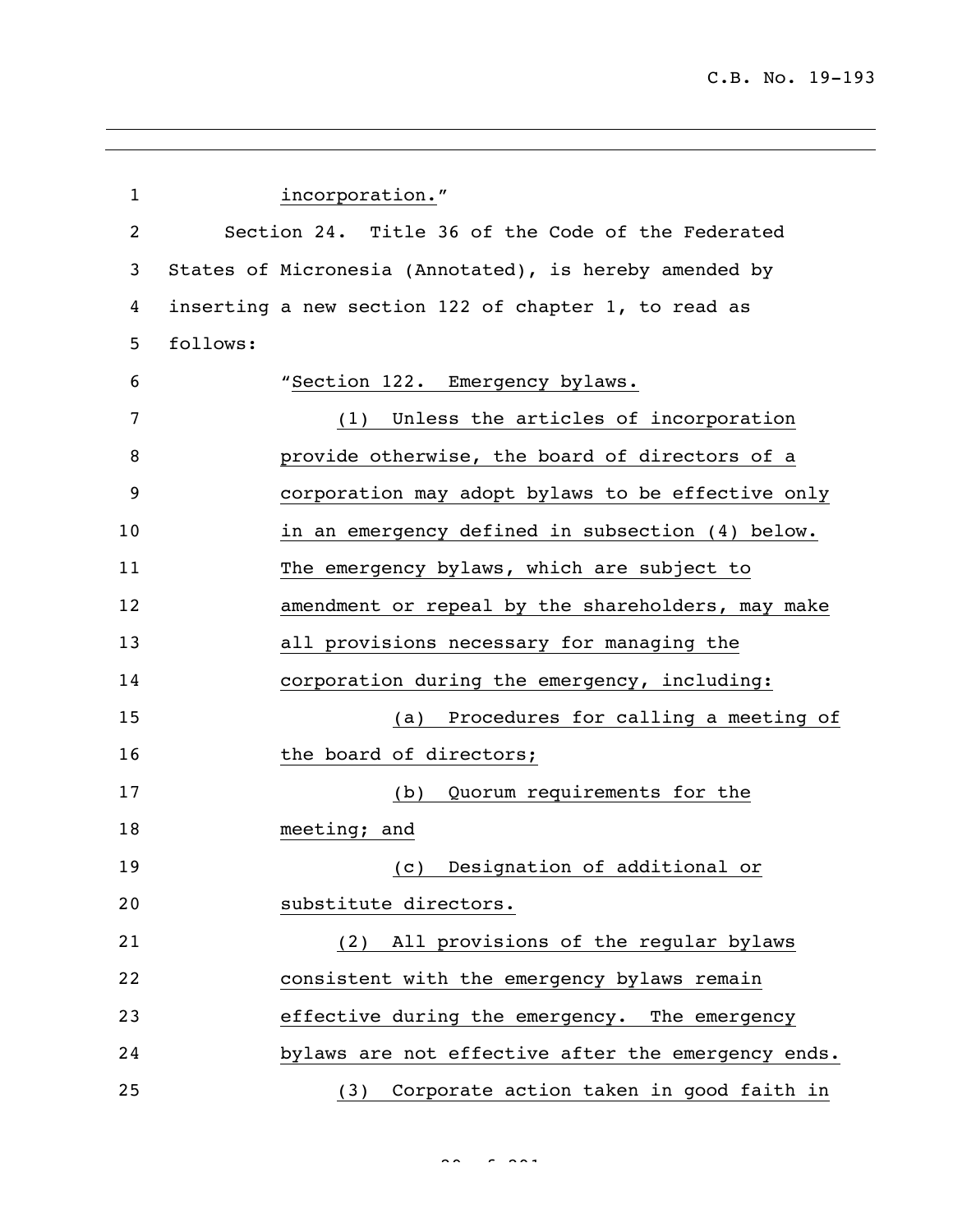incorporation."

Section 24. Title 36 of the Code of the Federated States of Micronesia (Annotated), is hereby amended by inserting a new section 122 of chapter 1, to read as follows:

"Section 122. Emergency bylaws.

(1) Unless the articles of incorporation provide otherwise, the board of directors of a corporation may adopt bylaws to be effective only in an emergency defined in subsection (4) below. The emergency bylaws, which are subject to amendment or repeal by the shareholders, may make all provisions necessary for managing the corporation during the emergency, including:

(a) Procedures for calling a meeting of the board of directors;

(b) Quorum requirements for the meeting; and

(c) Designation of additional or substitute directors.

(2) All provisions of the regular bylaws consistent with the emergency bylaws remain effective during the emergency. The emergency bylaws are not effective after the emergency ends.

(3) Corporate action taken in good faith in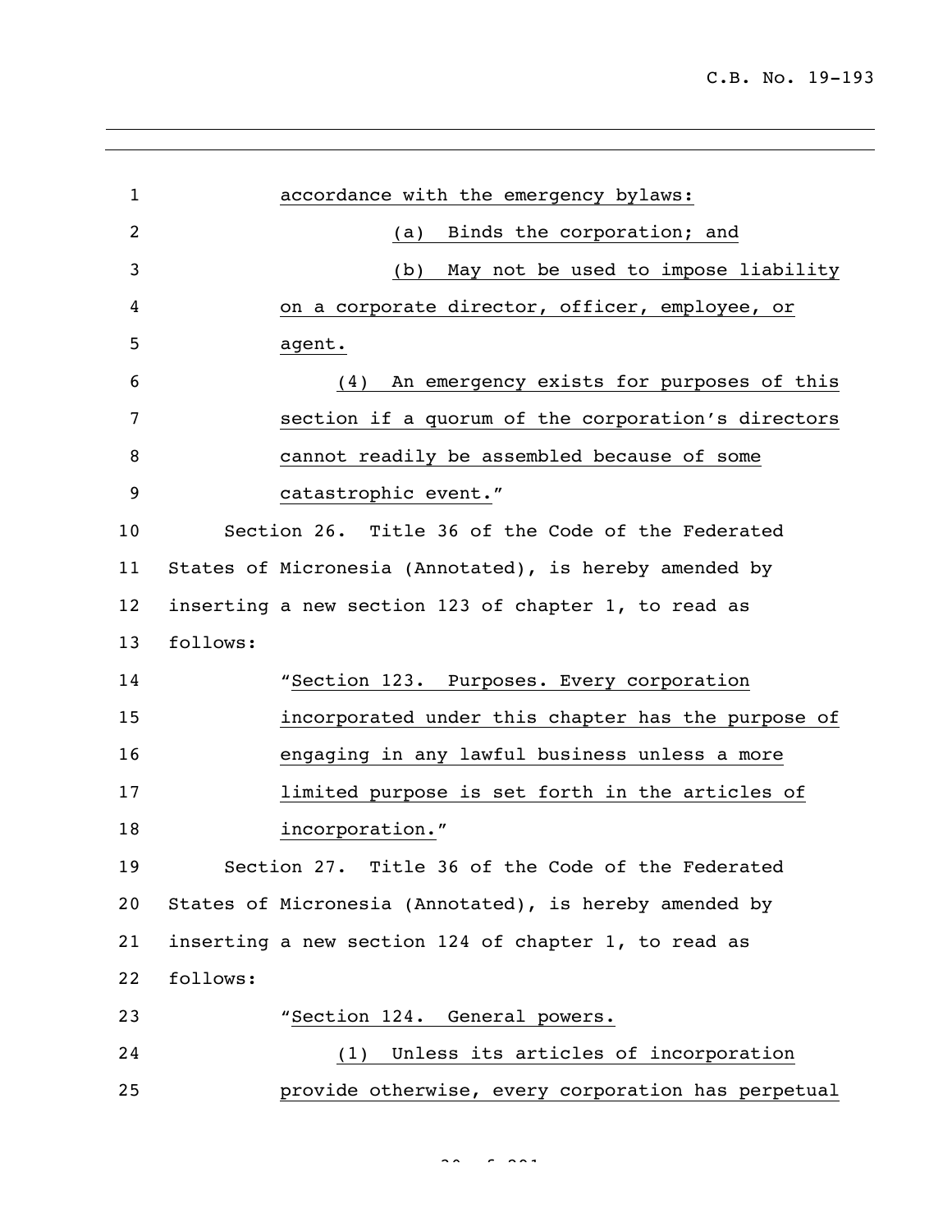accordance with the emergency bylaws:

(a) Binds the corporation; and

(b) May not be used to impose liability on a corporate director, officer, employee, or agent.

(4) An emergency exists for purposes of this section if a quorum of the corporation's directors cannot readily be assembled because of some catastrophic event."

Section 26. Title 36 of the Code of the Federated States of Micronesia (Annotated), is hereby amended by inserting a new section 123 of chapter 1, to read as follows:

"Section 123. Purposes. Every corporation incorporated under this chapter has the purpose of engaging in any lawful business unless a more limited purpose is set forth in the articles of incorporation."

Section 27. Title 36 of the Code of the Federated States of Micronesia (Annotated), is hereby amended by inserting a new section 124 of chapter 1, to read as follows:

"Section 124. General powers.

(1) Unless its articles of incorporation provide otherwise, every corporation has perpetual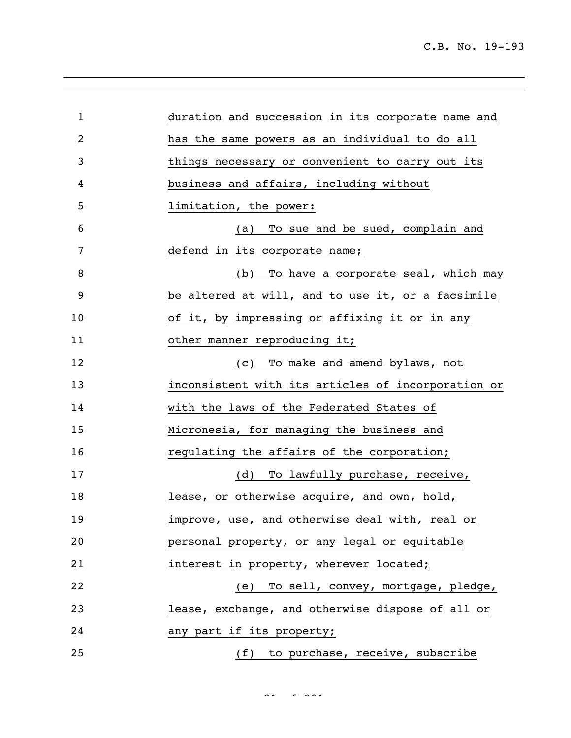duration and succession in its corporate name and has the same powers as an individual to do all things necessary or convenient to carry out its business and affairs, including without limitation, the power:

(a) To sue and be sued, complain and defend in its corporate name;

(b) To have a corporate seal, which may be altered at will, and to use it, or a facsimile of it, by impressing or affixing it or in any other manner reproducing it;

(c) To make and amend bylaws, not inconsistent with its articles of incorporation or with the laws of the Federated States of Micronesia, for managing the business and regulating the affairs of the corporation;

(d) To lawfully purchase, receive, lease, or otherwise acquire, and own, hold, improve, use, and otherwise deal with, real or personal property, or any legal or equitable interest in property, wherever located;

(e) To sell, convey, mortgage, pledge, lease, exchange, and otherwise dispose of all or any part if its property;

(f) to purchase, receive, subscribe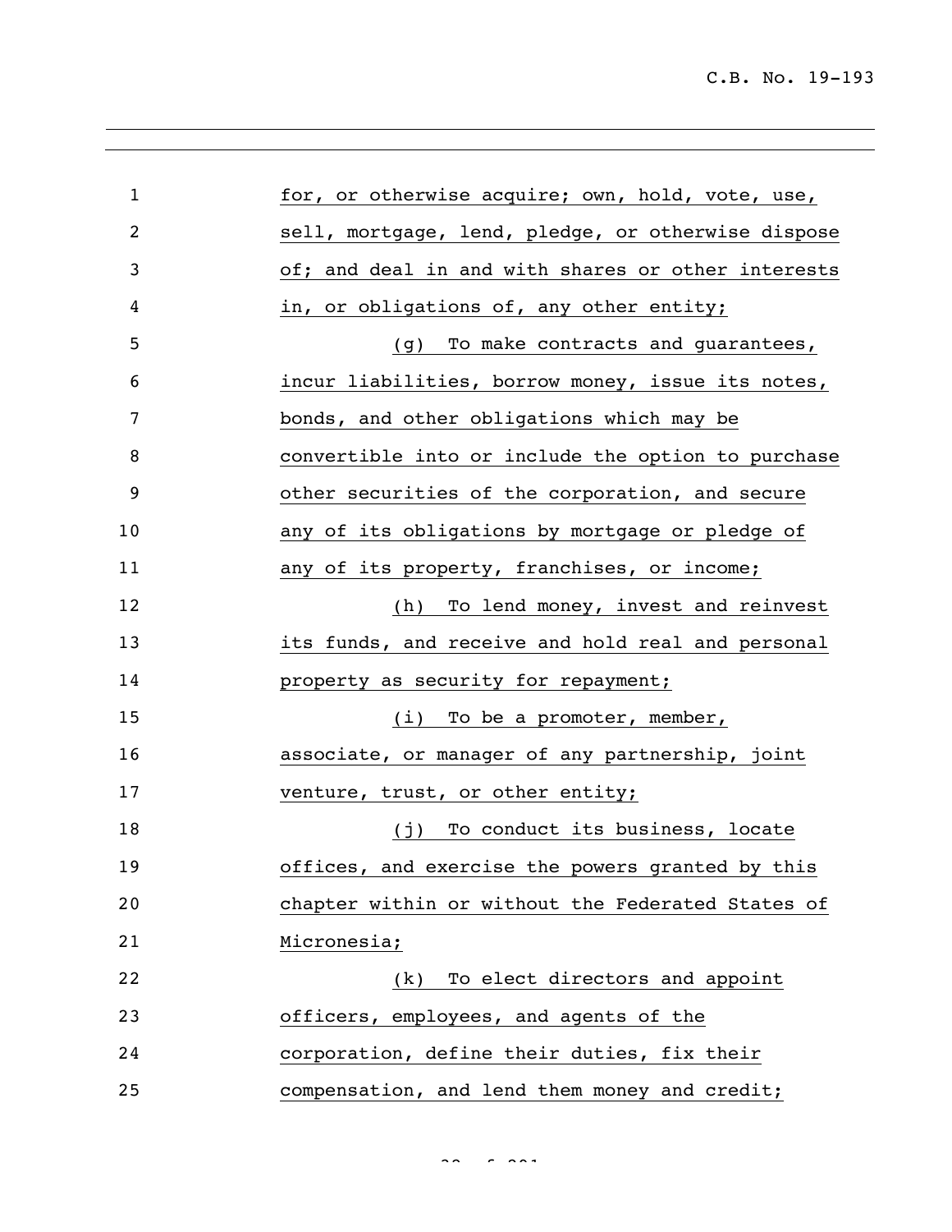for, or otherwise acquire; own, hold, vote, use, sell, mortgage, lend, pledge, or otherwise dispose of; and deal in and with shares or other interests in, or obligations of, any other entity;

(g) To make contracts and guarantees, incur liabilities, borrow money, issue its notes, bonds, and other obligations which may be convertible into or include the option to purchase other securities of the corporation, and secure any of its obligations by mortgage or pledge of any of its property, franchises, or income;

(h) To lend money, invest and reinvest its funds, and receive and hold real and personal property as security for repayment;

(i) To be a promoter, member, associate, or manager of any partnership, joint venture, trust, or other entity;

(j) To conduct its business, locate offices, and exercise the powers granted by this chapter within or without the Federated States of Micronesia;

(k) To elect directors and appoint officers, employees, and agents of the corporation, define their duties, fix their compensation, and lend them money and credit;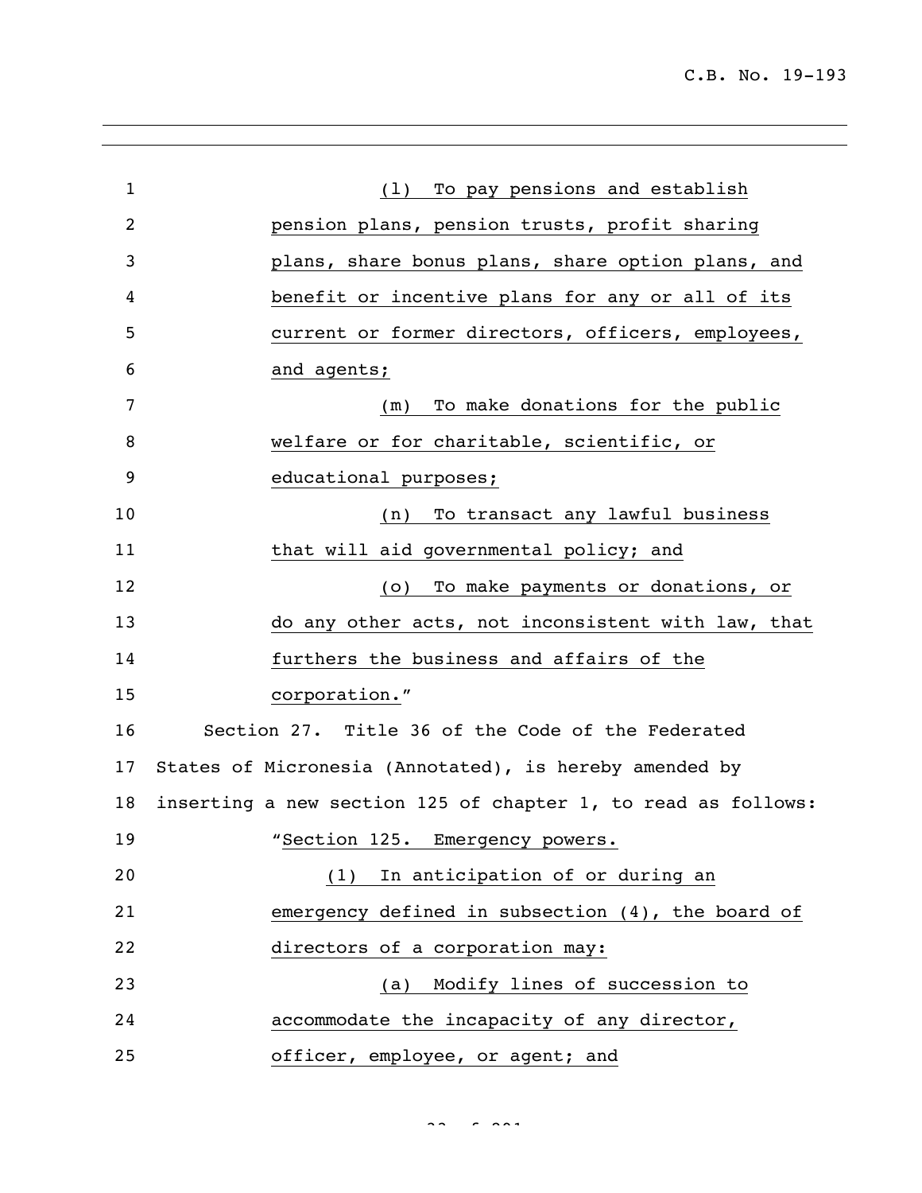(l) To pay pensions and establish pension plans, pension trusts, profit sharing plans, share bonus plans, share option plans, and benefit or incentive plans for any or all of its current or former directors, officers, employees, and agents;

(m) To make donations for the public welfare or for charitable, scientific, or educational purposes;

(n) To transact any lawful business that will aid governmental policy; and

(o) To make payments or donations, or do any other acts, not inconsistent with law, that furthers the business and affairs of the corporation."

Section 27. Title 36 of the Code of the Federated States of Micronesia (Annotated), is hereby amended by inserting a new section 125 of chapter 1, to read as follows:

"Section 125. Emergency powers.

(1) In anticipation of or during an emergency defined in subsection (4), the board of directors of a corporation may:

(a) Modify lines of succession to accommodate the incapacity of any director, officer, employee, or agent; and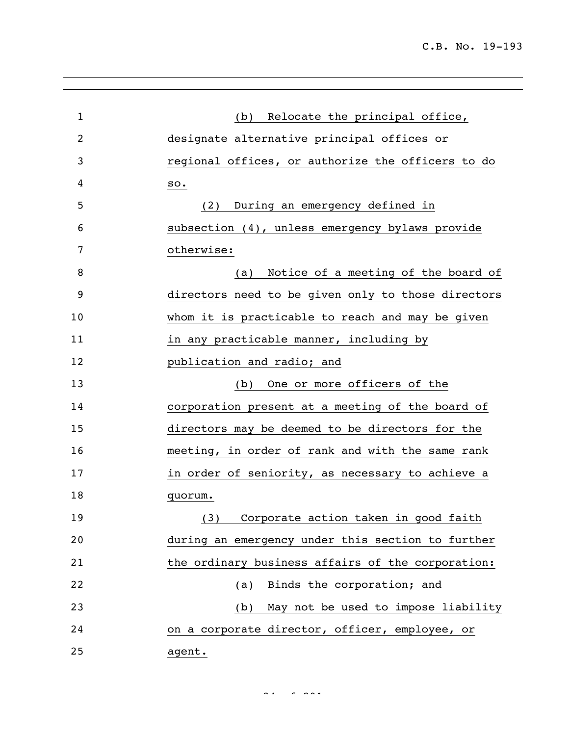(b) Relocate the principal office, designate alternative principal offices or regional offices, or authorize the officers to do so.

(2) During an emergency defined in subsection (4), unless emergency bylaws provide otherwise:

(a) Notice of a meeting of the board of directors need to be given only to those directors whom it is practicable to reach and may be given in any practicable manner, including by publication and radio; and

(b) One or more officers of the corporation present at a meeting of the board of directors may be deemed to be directors for the meeting, in order of rank and with the same rank in order of seniority, as necessary to achieve a quorum.

(3) Corporate action taken in good faith during an emergency under this section to further the ordinary business affairs of the corporation:

(a) Binds the corporation; and

(b) May not be used to impose liability on a corporate director, officer, employee, or agent.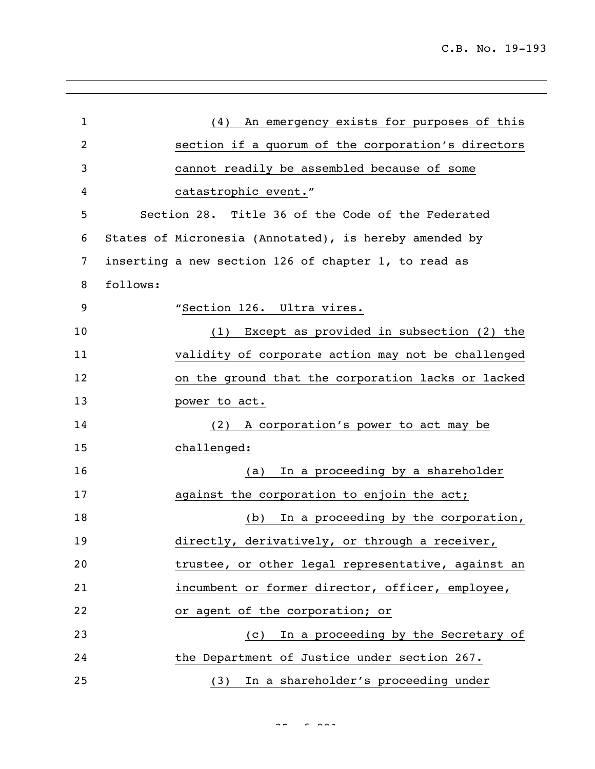(4) An emergency exists for purposes of this section if a quorum of the corporation's directors cannot readily be assembled because of some catastrophic event."

Section 28. Title 36 of the Code of the Federated States of Micronesia (Annotated), is hereby amended by inserting a new section 126 of chapter 1, to read as follows:

"Section 126. Ultra vires.

(1) Except as provided in subsection (2) the validity of corporate action may not be challenged on the ground that the corporation lacks or lacked power to act.

(2) A corporation's power to act may be challenged:

(a) In a proceeding by a shareholder against the corporation to enjoin the act;

(b) In a proceeding by the corporation, directly, derivatively, or through a receiver, trustee, or other legal representative, against an incumbent or former director, officer, employee, or agent of the corporation; or

(c) In a proceeding by the Secretary of the Department of Justice under section 267.

(3) In a shareholder's proceeding under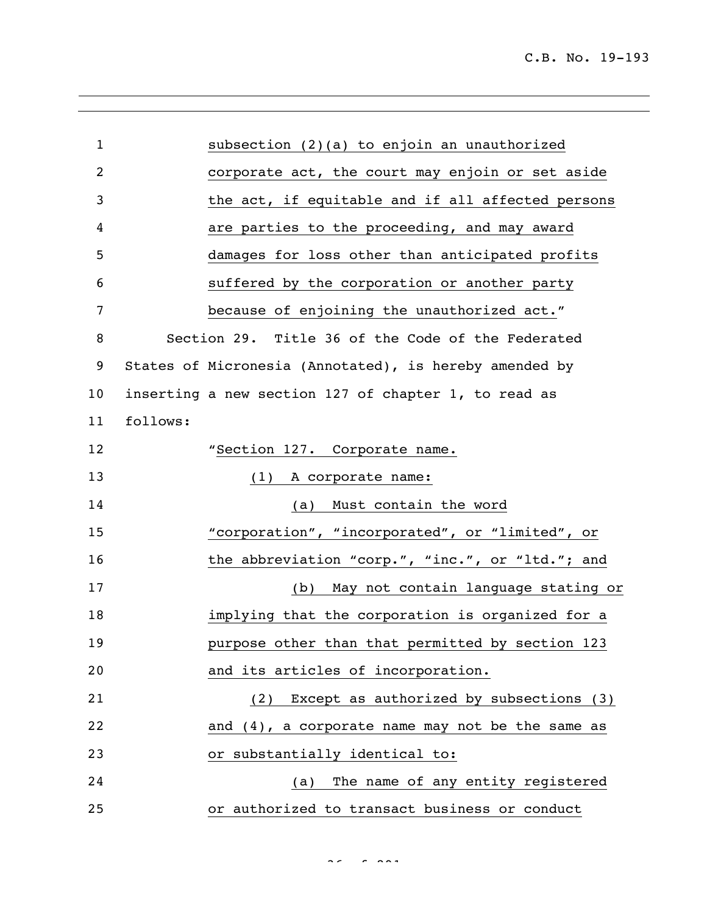subsection (2)(a) to enjoin an unauthorized corporate act, the court may enjoin or set aside the act, if equitable and if all affected persons are parties to the proceeding, and may award damages for loss other than anticipated profits suffered by the corporation or another party because of enjoining the unauthorized act."

Section 29. Title 36 of the Code of the Federated States of Micronesia (Annotated), is hereby amended by inserting a new section 127 of chapter 1, to read as follows:

"Section 127. Corporate name.

(1) A corporate name:

(a) Must contain the word "corporation", "incorporated", or "limited", or the abbreviation "corp.", "inc.", or "ltd."; and

(b) May not contain language stating or implying that the corporation is organized for a purpose other than that permitted by section 123 and its articles of incorporation.

(2) Except as authorized by subsections (3) and (4), a corporate name may not be the same as or substantially identical to:

(a) The name of any entity registered or authorized to transact business or conduct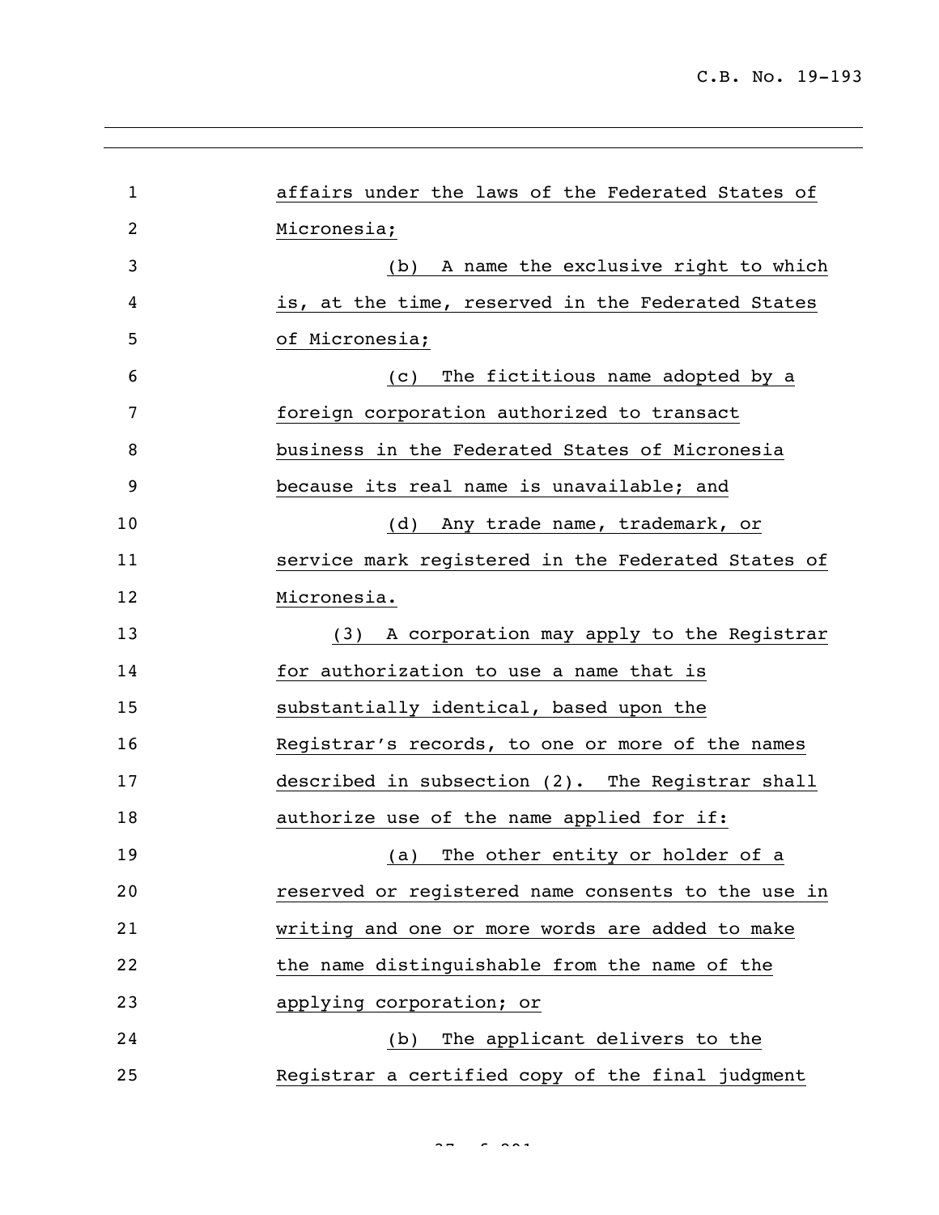affairs under the laws of the Federated States of Micronesia;

(b) A name the exclusive right to which is, at the time, reserved in the Federated States of Micronesia;

(c) The fictitious name adopted by a foreign corporation authorized to transact business in the Federated States of Micronesia because its real name is unavailable; and

(d) Any trade name, trademark, or service mark registered in the Federated States of Micronesia.

(3) A corporation may apply to the Registrar for authorization to use a name that is substantially identical, based upon the Registrar's records, to one or more of the names described in subsection (2). The Registrar shall authorize use of the name applied for if:

(a) The other entity or holder of a reserved or registered name consents to the use in writing and one or more words are added to make the name distinguishable from the name of the applying corporation; or

(b) The applicant delivers to the Registrar a certified copy of the final judgment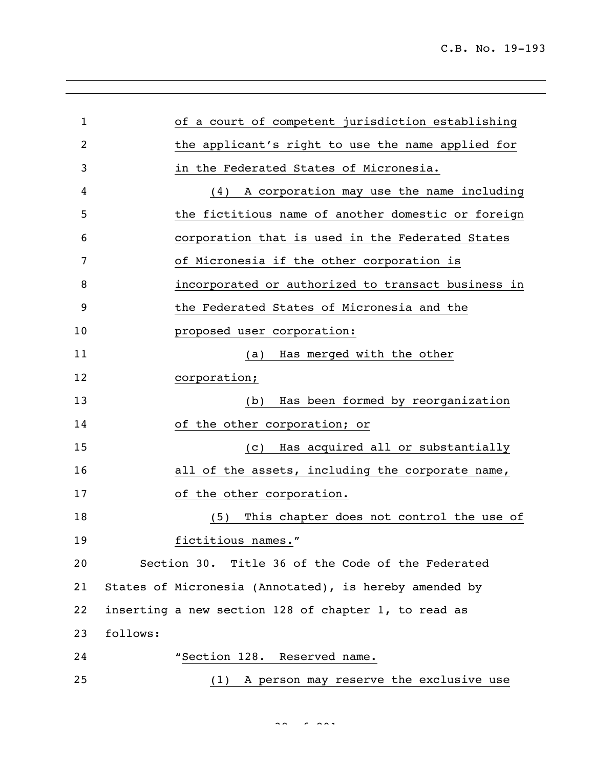of a court of competent jurisdiction establishing the applicant's right to use the name applied for in the Federated States of Micronesia.

(4) A corporation may use the name including the fictitious name of another domestic or foreign corporation that is used in the Federated States of Micronesia if the other corporation is incorporated or authorized to transact business in the Federated States of Micronesia and the proposed user corporation:

(a) Has merged with the other corporation;

(b) Has been formed by reorganization of the other corporation; or

(c) Has acquired all or substantially all of the assets, including the corporate name, of the other corporation.

(5) This chapter does not control the use of fictitious names."

Section 30. Title 36 of the Code of the Federated States of Micronesia (Annotated), is hereby amended by inserting a new section 128 of chapter 1, to read as follows:

"Section 128. Reserved name.

(1) A person may reserve the exclusive use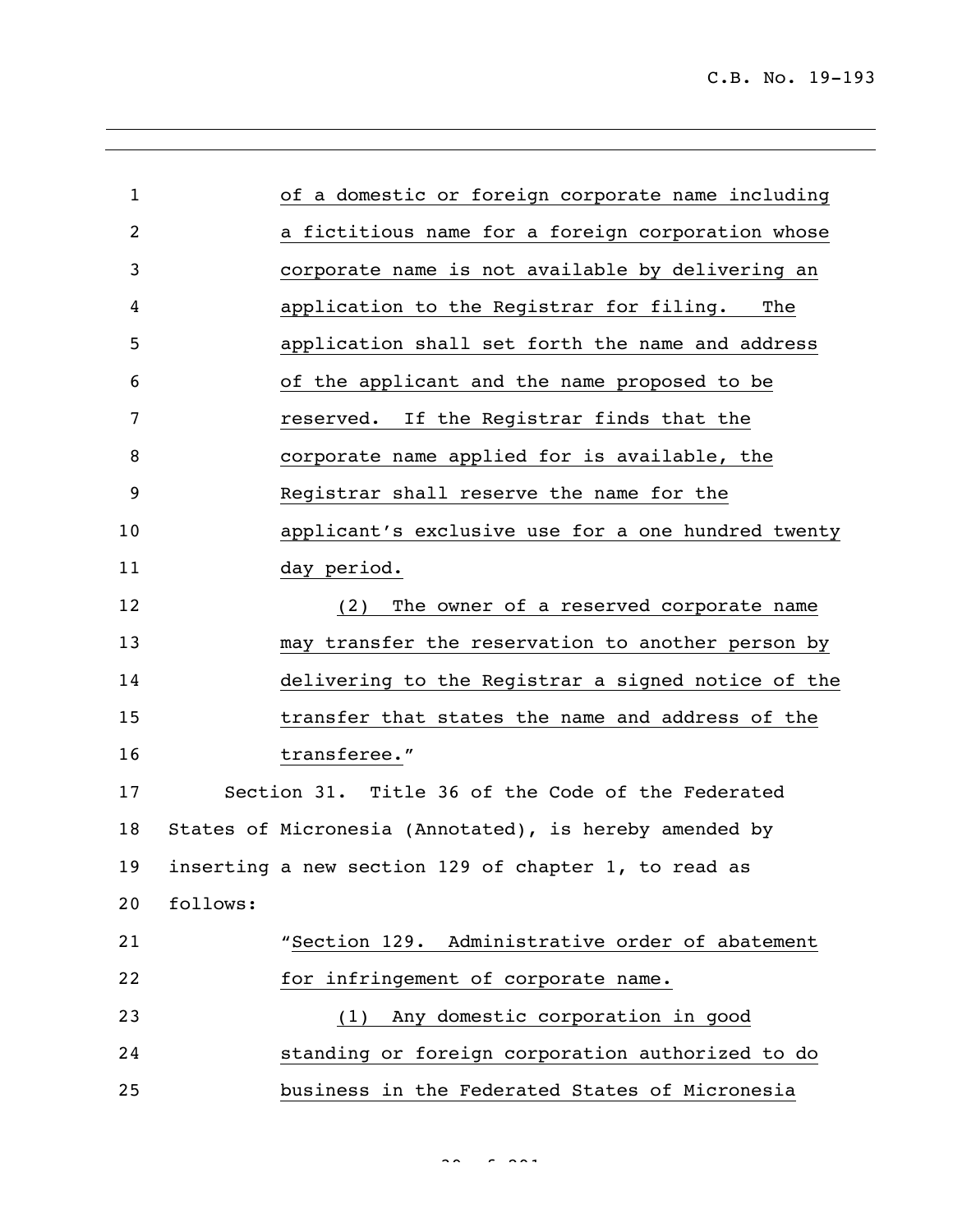of a domestic or foreign corporate name including a fictitious name for a foreign corporation whose corporate name is not available by delivering an application to the Registrar for filing. The application shall set forth the name and address of the applicant and the name proposed to be reserved. If the Registrar finds that the corporate name applied for is available, the Registrar shall reserve the name for the applicant's exclusive use for a one hundred twenty day period.

(2) The owner of a reserved corporate name may transfer the reservation to another person by delivering to the Registrar a signed notice of the transfer that states the name and address of the transferee."

Section 31. Title 36 of the Code of the Federated States of Micronesia (Annotated), is hereby amended by inserting a new section 129 of chapter 1, to read as follows:

"Section 129. Administrative order of abatement for infringement of corporate name.

(1) Any domestic corporation in good standing or foreign corporation authorized to do business in the Federated States of Micronesia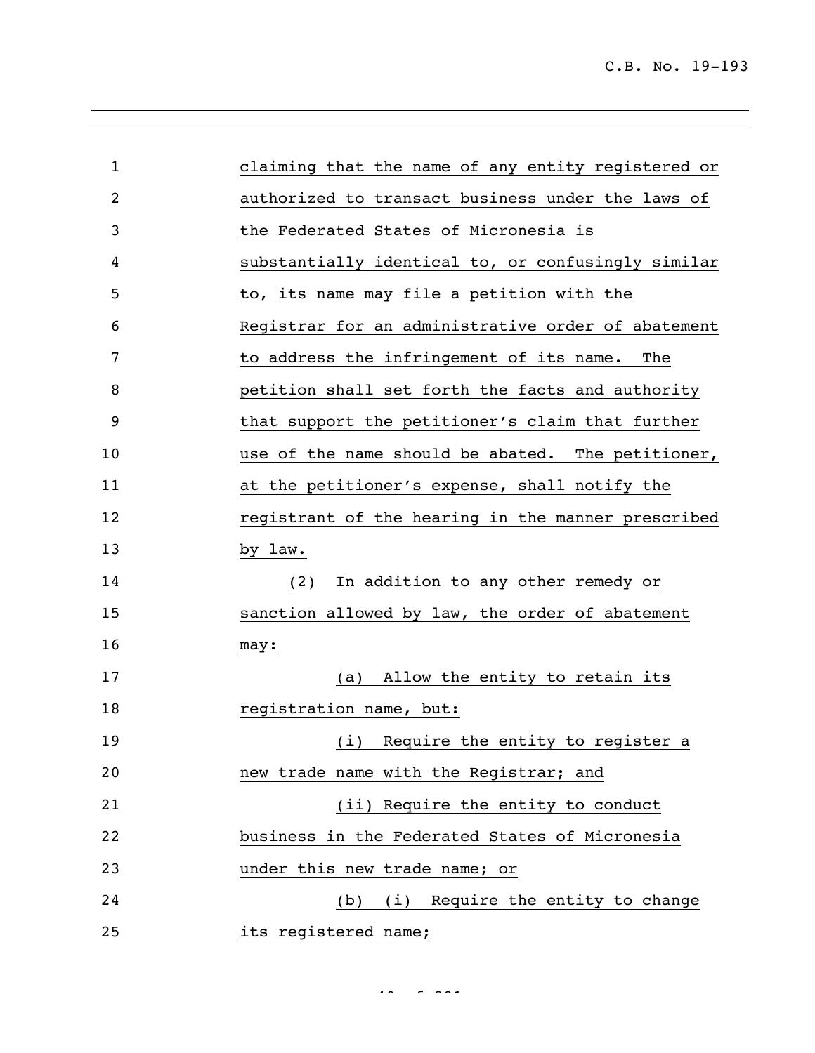claiming that the name of any entity registered or authorized to transact business under the laws of the Federated States of Micronesia is substantially identical to, or confusingly similar to, its name may file a petition with the Registrar for an administrative order of abatement to address the infringement of its name. The petition shall set forth the facts and authority that support the petitioner's claim that further use of the name should be abated. The petitioner, at the petitioner's expense, shall notify the registrant of the hearing in the manner prescribed by law.

(2) In addition to any other remedy or sanction allowed by law, the order of abatement may:

(a) Allow the entity to retain its registration name, but:

(i) Require the entity to register a new trade name with the Registrar; and

(ii) Require the entity to conduct business in the Federated States of Micronesia under this new trade name; or

(b) (i) Require the entity to change its registered name;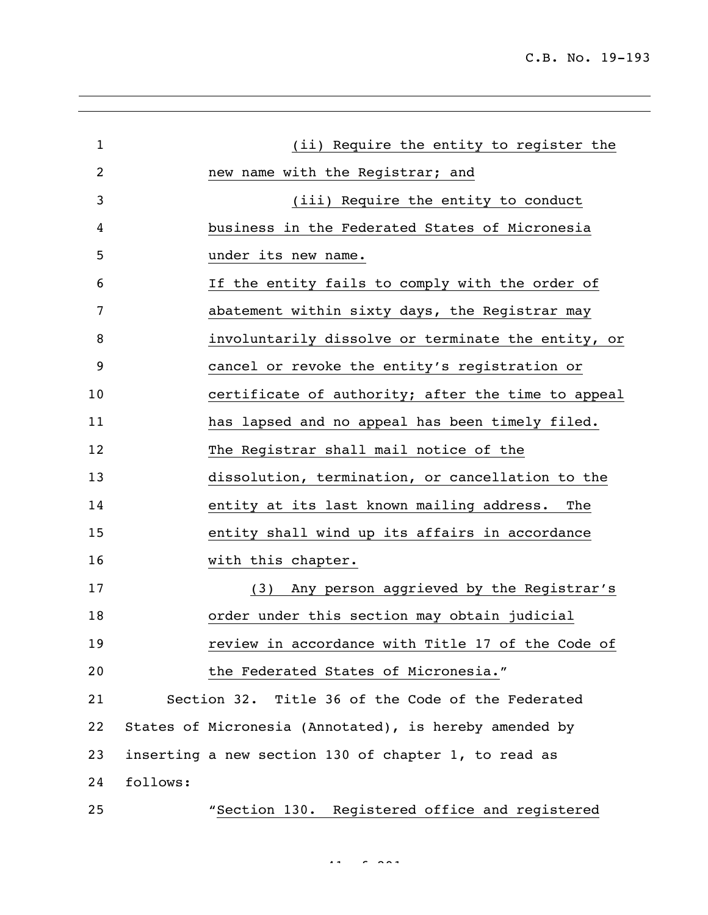(ii) Require the entity to register the new name with the Registrar; and

(iii) Require the entity to conduct business in the Federated States of Micronesia under its new name.

If the entity fails to comply with the order of abatement within sixty days, the Registrar may involuntarily dissolve or terminate the entity, or cancel or revoke the entity's registration or certificate of authority; after the time to appeal has lapsed and no appeal has been timely filed. The Registrar shall mail notice of the dissolution, termination, or cancellation to the entity at its last known mailing address. The entity shall wind up its affairs in accordance with this chapter.

(3) Any person aggrieved by the Registrar's order under this section may obtain judicial review in accordance with Title 17 of the Code of the Federated States of Micronesia."

Section 32. Title 36 of the Code of the Federated States of Micronesia (Annotated), is hereby amended by inserting a new section 130 of chapter 1, to read as follows:

"Section 130. Registered office and registered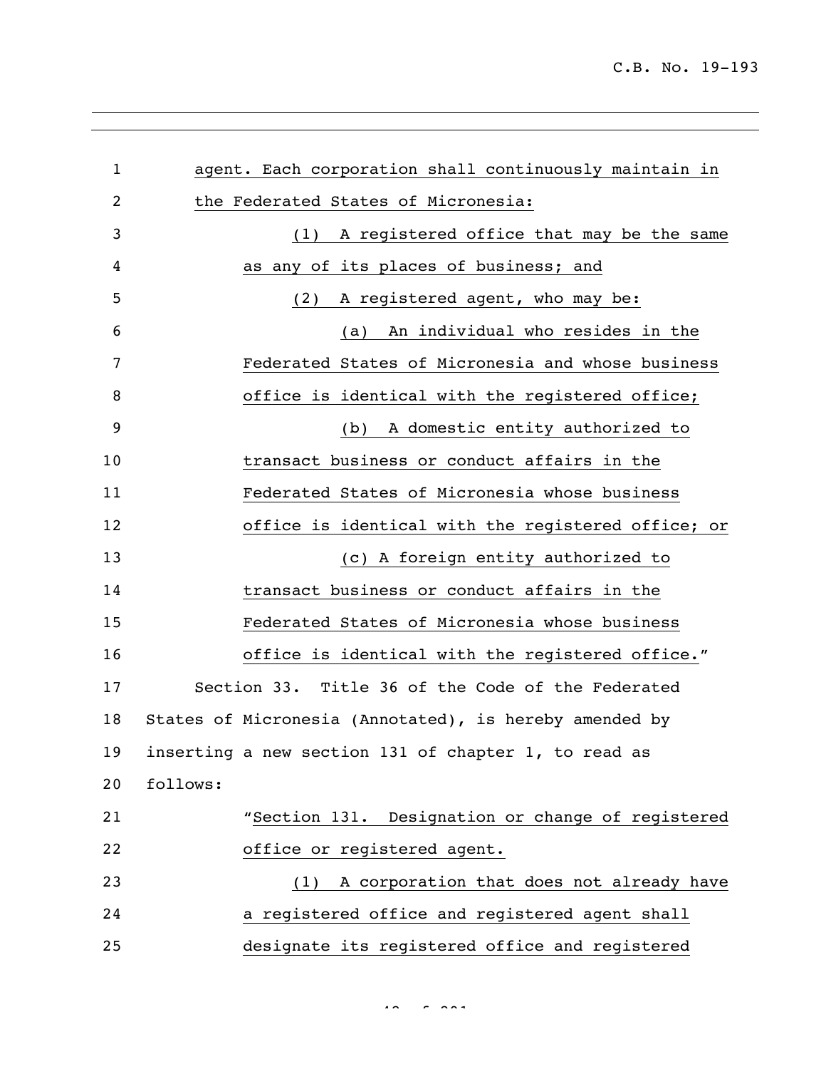agent. Each corporation shall continuously maintain in the Federated States of Micronesia:

(1) A registered office that may be the same as any of its places of business; and

(2) A registered agent, who may be:

(a) An individual who resides in the Federated States of Micronesia and whose business office is identical with the registered office;

(b) A domestic entity authorized to transact business or conduct affairs in the Federated States of Micronesia whose business office is identical with the registered office; or

(c) A foreign entity authorized to transact business or conduct affairs in the Federated States of Micronesia whose business office is identical with the registered office."

Section 33. Title 36 of the Code of the Federated States of Micronesia (Annotated), is hereby amended by inserting a new section 131 of chapter 1, to read as follows:

"Section 131. Designation or change of registered office or registered agent.

(1) A corporation that does not already have a registered office and registered agent shall designate its registered office and registered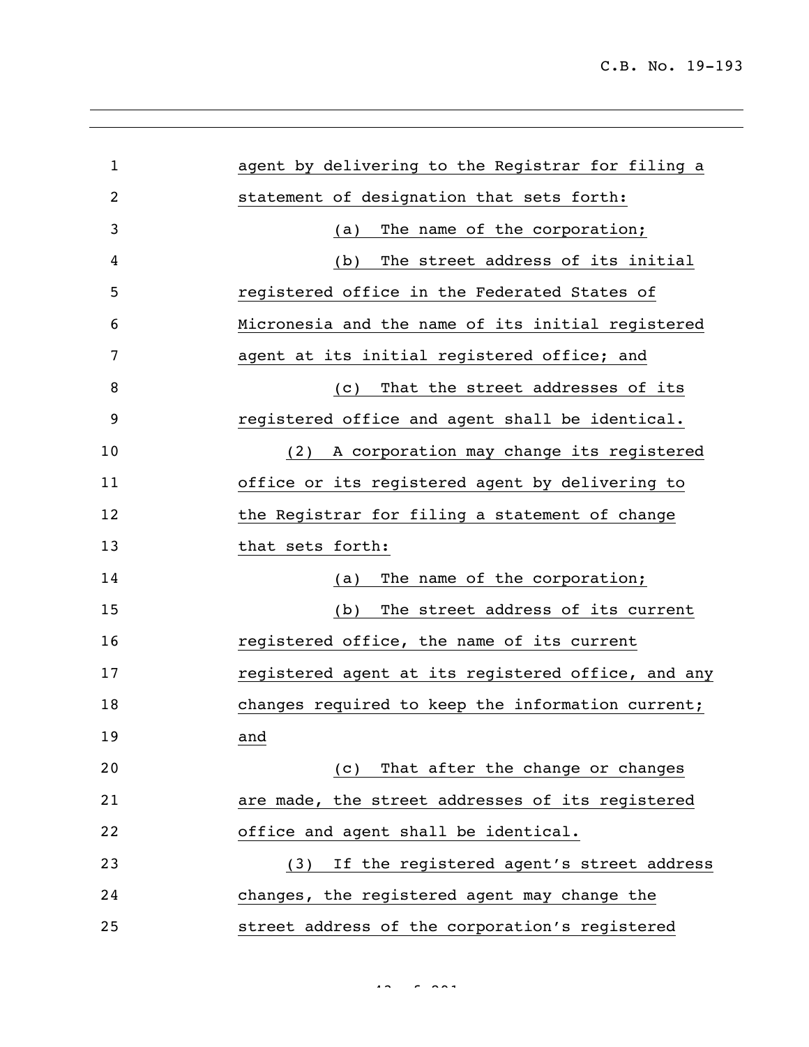agent by delivering to the Registrar for filing a statement of designation that sets forth:

(a) The name of the corporation;

(b) The street address of its initial registered office in the Federated States of Micronesia and the name of its initial registered agent at its initial registered office; and

(c) That the street addresses of its registered office and agent shall be identical.

(2) A corporation may change its registered office or its registered agent by delivering to the Registrar for filing a statement of change that sets forth:

(a) The name of the corporation;

(b) The street address of its current registered office, the name of its current registered agent at its registered office, and any changes required to keep the information current; and

(c) That after the change or changes are made, the street addresses of its registered office and agent shall be identical.

(3) If the registered agent's street address changes, the registered agent may change the street address of the corporation's registered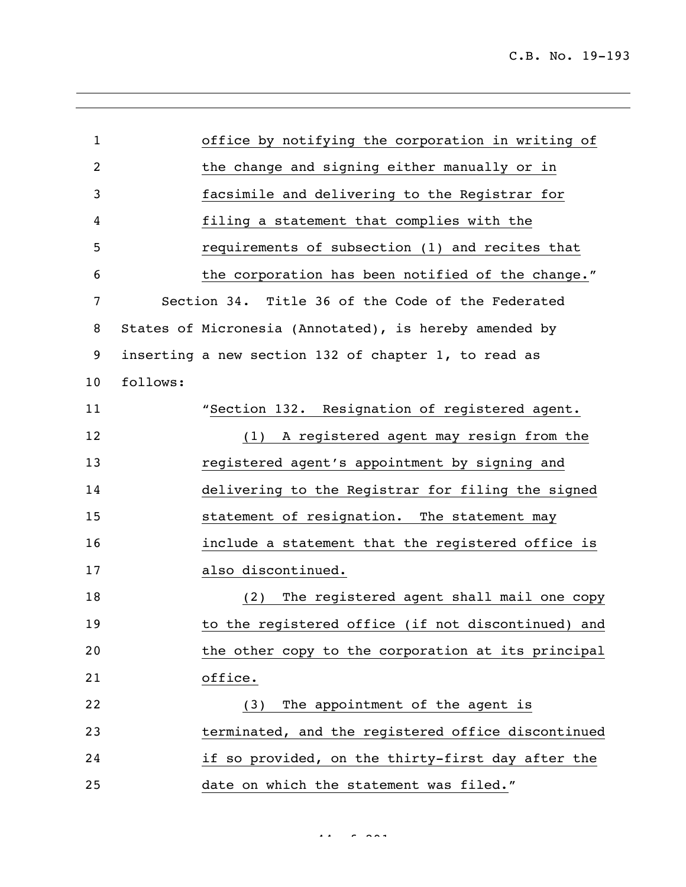office by notifying the corporation in writing of the change and signing either manually or in facsimile and delivering to the Registrar for filing a statement that complies with the requirements of subsection (1) and recites that the corporation has been notified of the change."

Section 34. Title 36 of the Code of the Federated States of Micronesia (Annotated), is hereby amended by inserting a new section 132 of chapter 1, to read as follows:

"Section 132. Resignation of registered agent.

(1) A registered agent may resign from the registered agent's appointment by signing and delivering to the Registrar for filing the signed statement of resignation. The statement may include a statement that the registered office is also discontinued.

(2) The registered agent shall mail one copy to the registered office (if not discontinued) and the other copy to the corporation at its principal office.

(3) The appointment of the agent is terminated, and the registered office discontinued if so provided, on the thirty-first day after the date on which the statement was filed."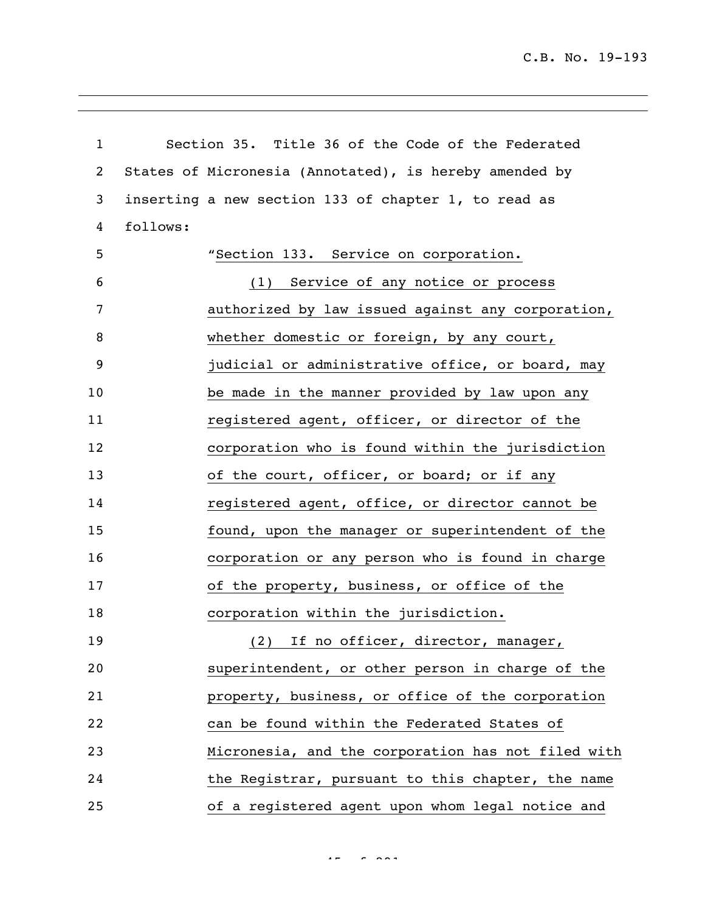Section 35. Title 36 of the Code of the Federated States of Micronesia (Annotated), is hereby amended by inserting a new section 133 of chapter 1, to read as follows:

"Section 133. Service on corporation.

(1) Service of any notice or process authorized by law issued against any corporation, whether domestic or foreign, by any court, judicial or administrative office, or board, may be made in the manner provided by law upon any registered agent, officer, or director of the corporation who is found within the jurisdiction of the court, officer, or board; or if any registered agent, office, or director cannot be found, upon the manager or superintendent of the corporation or any person who is found in charge of the property, business, or office of the corporation within the jurisdiction.

(2) If no officer, director, manager, superintendent, or other person in charge of the property, business, or office of the corporation can be found within the Federated States of Micronesia, and the corporation has not filed with the Registrar, pursuant to this chapter, the name of a registered agent upon whom legal notice and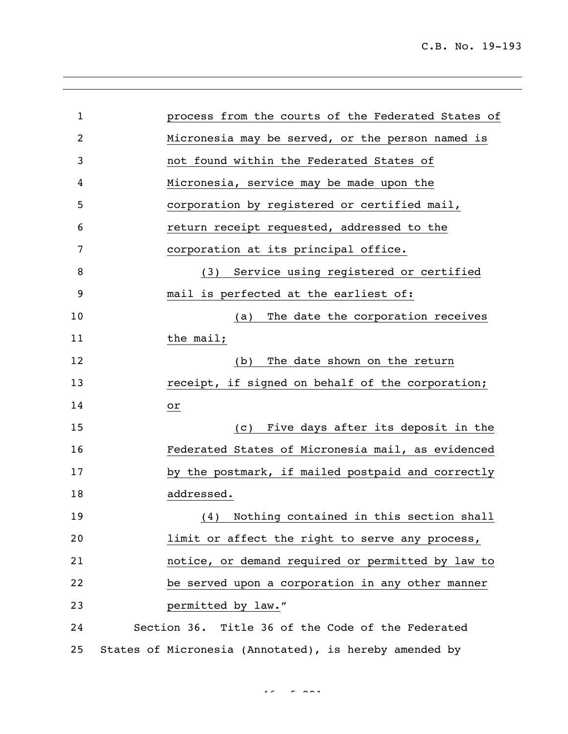process from the courts of the Federated States of Micronesia may be served, or the person named is not found within the Federated States of Micronesia, service may be made upon the corporation by registered or certified mail, return receipt requested, addressed to the corporation at its principal office.

(3) Service using registered or certified mail is perfected at the earliest of:

(a) The date the corporation receives the mail;

(b) The date shown on the return receipt, if signed on behalf of the corporation; or

(c) Five days after its deposit in the Federated States of Micronesia mail, as evidenced by the postmark, if mailed postpaid and correctly addressed.

(4) Nothing contained in this section shall limit or affect the right to serve any process, notice, or demand required or permitted by law to be served upon a corporation in any other manner permitted by law."

Section 36. Title 36 of the Code of the Federated States of Micronesia (Annotated), is hereby amended by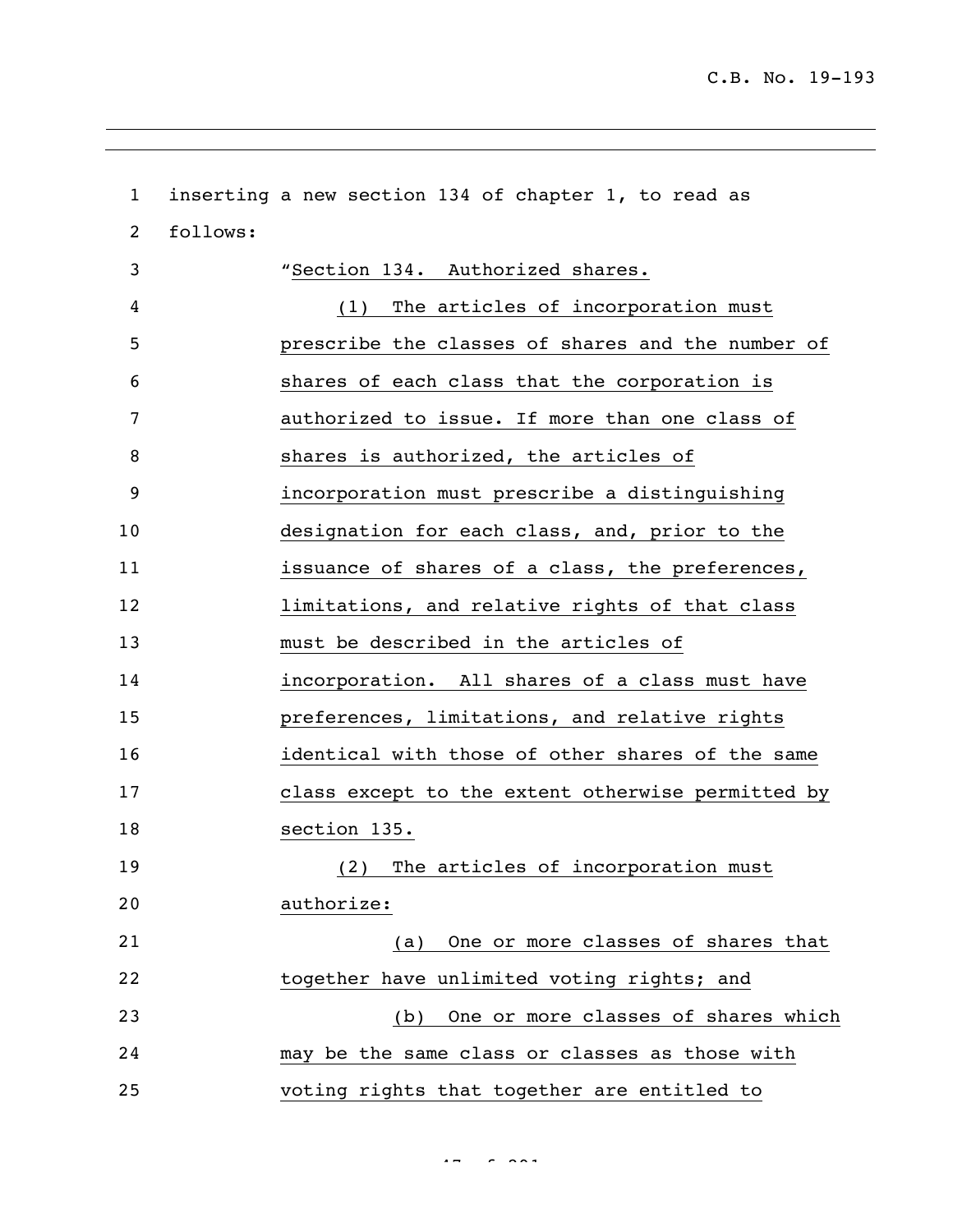inserting a new section 134 of chapter 1, to read as follows:

"Section 134. Authorized shares.

(1) The articles of incorporation must prescribe the classes of shares and the number of shares of each class that the corporation is authorized to issue. If more than one class of shares is authorized, the articles of incorporation must prescribe a distinguishing designation for each class, and, prior to the issuance of shares of a class, the preferences, limitations, and relative rights of that class must be described in the articles of incorporation. All shares of a class must have preferences, limitations, and relative rights identical with those of other shares of the same class except to the extent otherwise permitted by section 135.

(2) The articles of incorporation must authorize:

(a) One or more classes of shares that together have unlimited voting rights; and

(b) One or more classes of shares which may be the same class or classes as those with voting rights that together are entitled to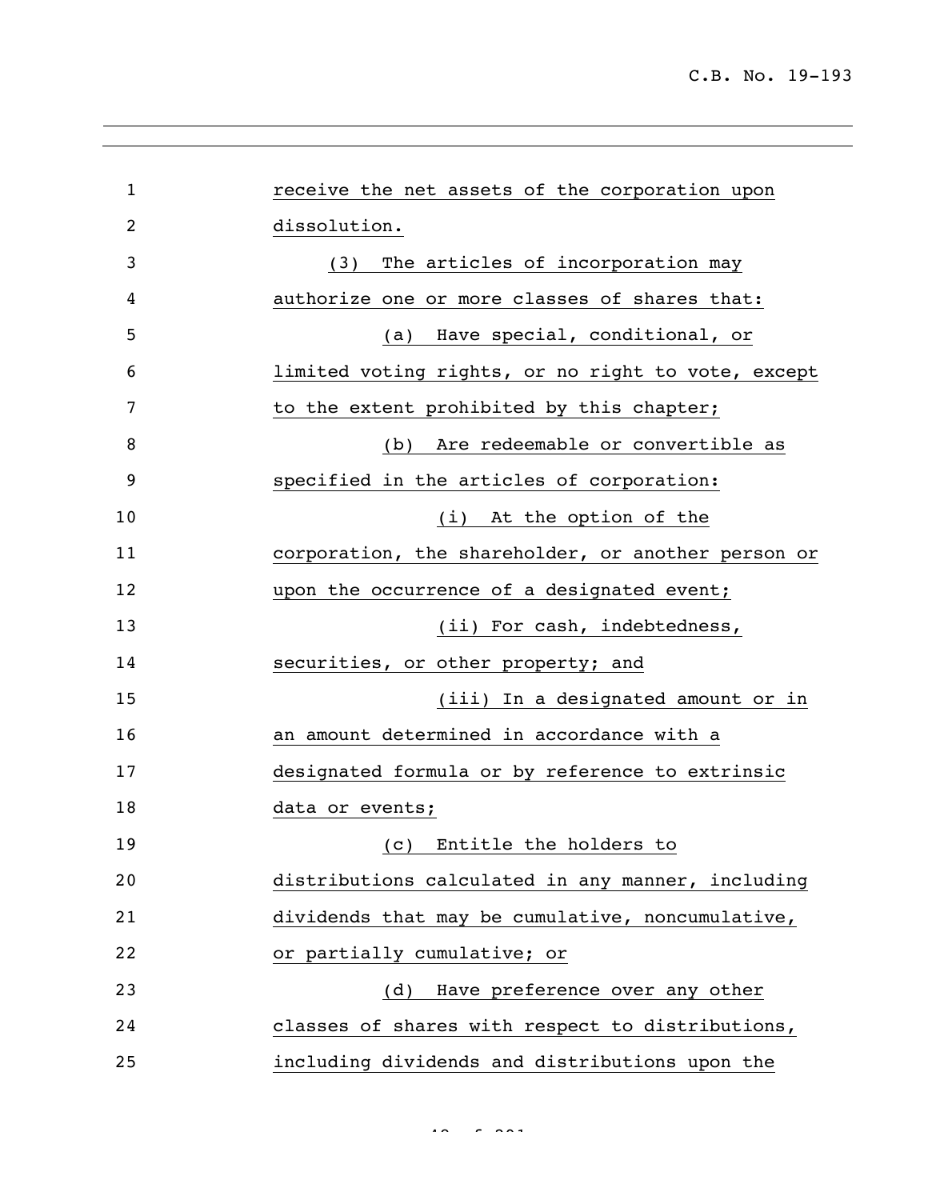receive the net assets of the corporation upon dissolution.

(3) The articles of incorporation may authorize one or more classes of shares that:

(a) Have special, conditional, or limited voting rights, or no right to vote, except to the extent prohibited by this chapter;

(b) Are redeemable or convertible as specified in the articles of corporation:

(i) At the option of the corporation, the shareholder, or another person or upon the occurrence of a designated event;

(ii) For cash, indebtedness, securities, or other property; and

(iii) In a designated amount or in an amount determined in accordance with a designated formula or by reference to extrinsic data or events;

(c) Entitle the holders to distributions calculated in any manner, including dividends that may be cumulative, noncumulative, or partially cumulative; or

(d) Have preference over any other classes of shares with respect to distributions, including dividends and distributions upon the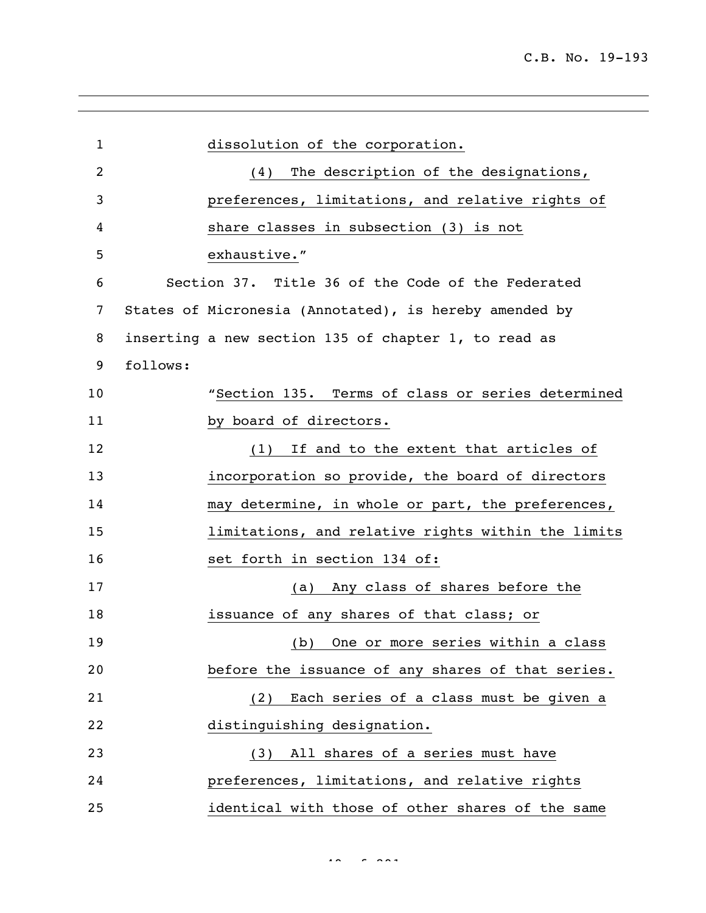dissolution of the corporation.

(4) The description of the designations, preferences, limitations, and relative rights of share classes in subsection (3) is not exhaustive."

Section 37. Title 36 of the Code of the Federated States of Micronesia (Annotated), is hereby amended by inserting a new section 135 of chapter 1, to read as follows:

"Section 135. Terms of class or series determined by board of directors.

(1) If and to the extent that articles of incorporation so provide, the board of directors may determine, in whole or part, the preferences, limitations, and relative rights within the limits set forth in section 134 of:

(a) Any class of shares before the issuance of any shares of that class; or

(b) One or more series within a class before the issuance of any shares of that series.

(2) Each series of a class must be given a distinguishing designation.

(3) All shares of a series must have preferences, limitations, and relative rights identical with those of other shares of the same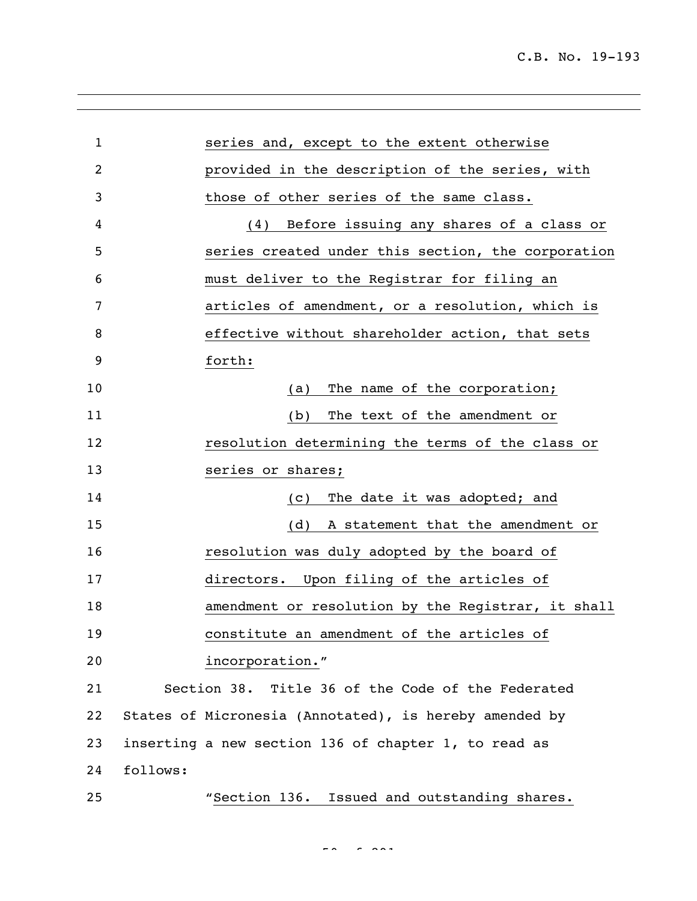series and, except to the extent otherwise provided in the description of the series, with those of other series of the same class.

(4) Before issuing any shares of a class or series created under this section, the corporation must deliver to the Registrar for filing an articles of amendment, or a resolution, which is effective without shareholder action, that sets forth:

(a) The name of the corporation;

(b) The text of the amendment or resolution determining the terms of the class or series or shares;

(c) The date it was adopted; and

(d) A statement that the amendment or resolution was duly adopted by the board of directors. Upon filing of the articles of amendment or resolution by the Registrar, it shall constitute an amendment of the articles of incorporation."

Section 38. Title 36 of the Code of the Federated States of Micronesia (Annotated), is hereby amended by inserting a new section 136 of chapter 1, to read as follows:

"Section 136. Issued and outstanding shares.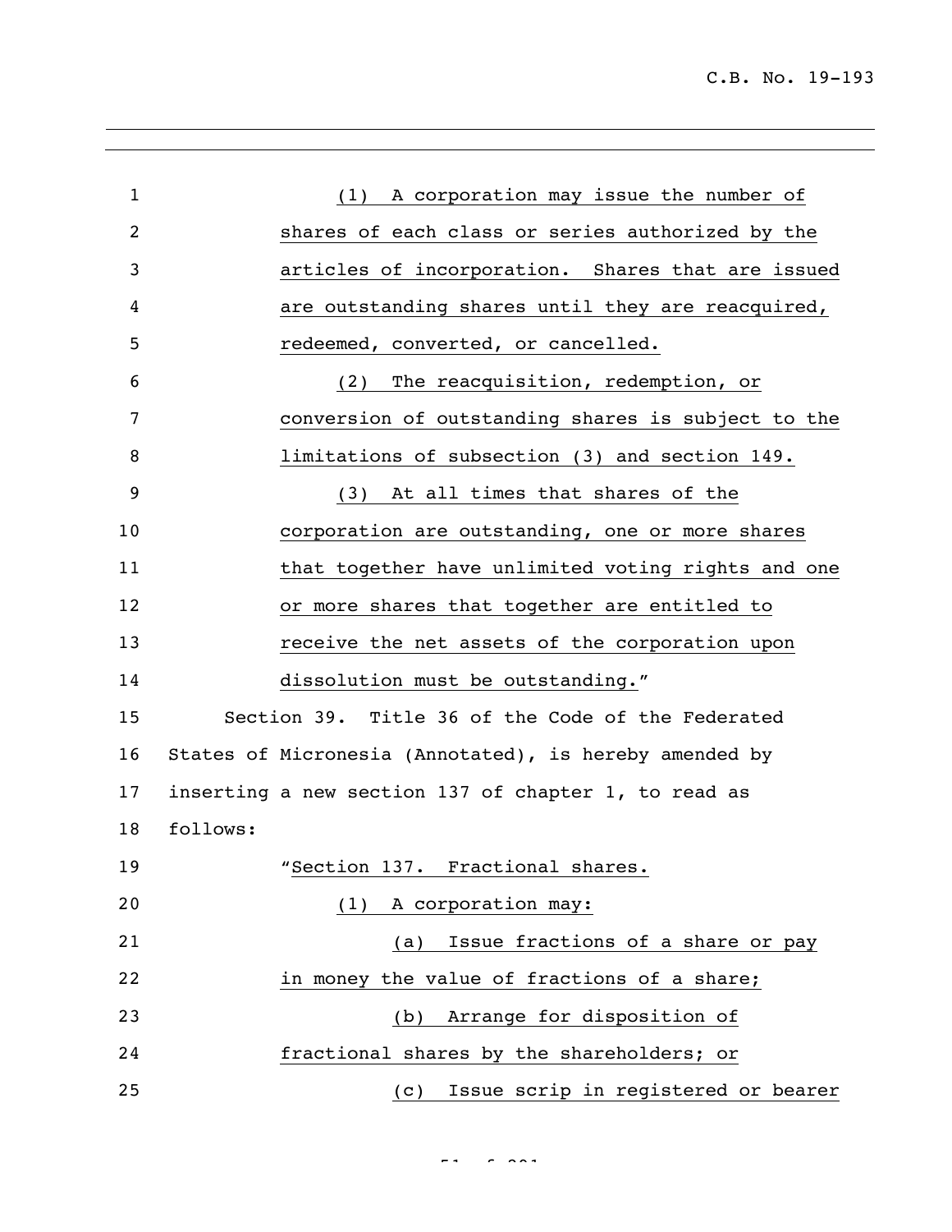(1) A corporation may issue the number of shares of each class or series authorized by the articles of incorporation. Shares that are issued are outstanding shares until they are reacquired, redeemed, converted, or cancelled.

(2) The reacquisition, redemption, or conversion of outstanding shares is subject to the limitations of subsection (3) and section 149.

(3) At all times that shares of the corporation are outstanding, one or more shares that together have unlimited voting rights and one or more shares that together are entitled to receive the net assets of the corporation upon dissolution must be outstanding."

Section 39. Title 36 of the Code of the Federated States of Micronesia (Annotated), is hereby amended by inserting a new section 137 of chapter 1, to read as follows:

"Section 137. Fractional shares.

(1) A corporation may:

(a) Issue fractions of a share or pay in money the value of fractions of a share;

(b) Arrange for disposition of fractional shares by the shareholders; or

(c) Issue scrip in registered or bearer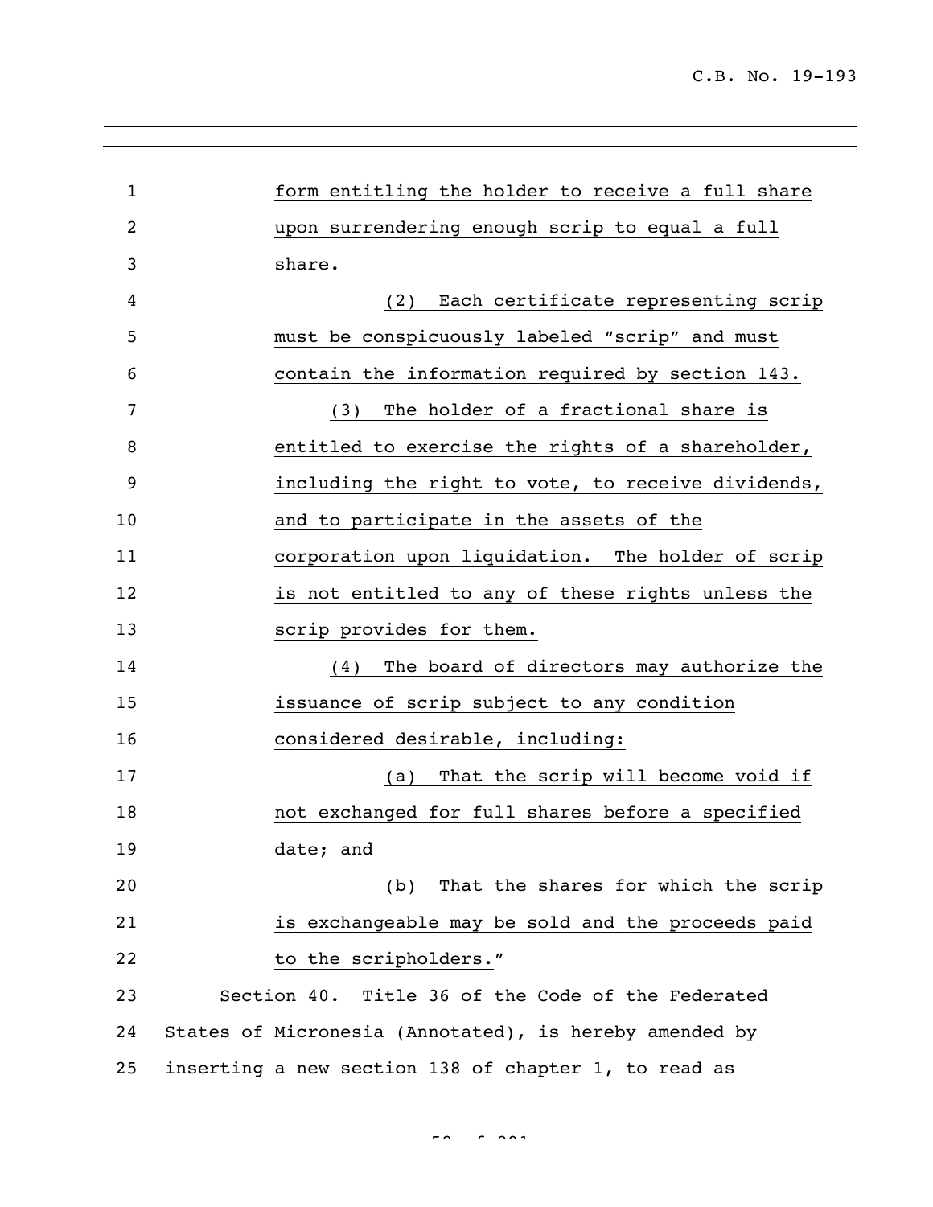form entitling the holder to receive a full share upon surrendering enough scrip to equal a full share.

(2) Each certificate representing scrip must be conspicuously labeled "scrip" and must contain the information required by section 143.

(3) The holder of a fractional share is entitled to exercise the rights of a shareholder, including the right to vote, to receive dividends, and to participate in the assets of the corporation upon liquidation. The holder of scrip is not entitled to any of these rights unless the scrip provides for them.

(4) The board of directors may authorize the issuance of scrip subject to any condition considered desirable, including:

(a) That the scrip will become void if not exchanged for full shares before a specified date; and

(b) That the shares for which the scrip is exchangeable may be sold and the proceeds paid to the scripholders."

Section 40. Title 36 of the Code of the Federated States of Micronesia (Annotated), is hereby amended by inserting a new section 138 of chapter 1, to read as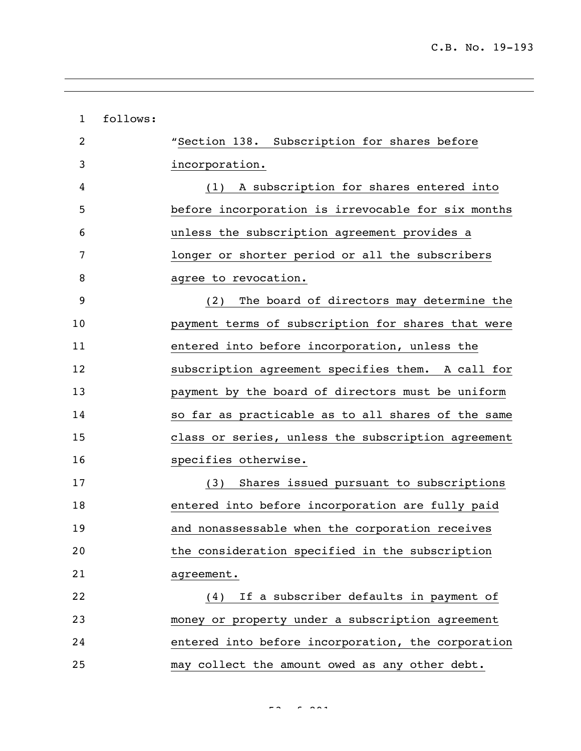follows:

"Section 138. Subscription for shares before incorporation.

(1) A subscription for shares entered into before incorporation is irrevocable for six months unless the subscription agreement provides a longer or shorter period or all the subscribers agree to revocation.

(2) The board of directors may determine the payment terms of subscription for shares that were entered into before incorporation, unless the subscription agreement specifies them. A call for payment by the board of directors must be uniform so far as practicable as to all shares of the same class or series, unless the subscription agreement specifies otherwise.

(3) Shares issued pursuant to subscriptions entered into before incorporation are fully paid and nonassessable when the corporation receives the consideration specified in the subscription agreement.

(4) If a subscriber defaults in payment of money or property under a subscription agreement entered into before incorporation, the corporation may collect the amount owed as any other debt.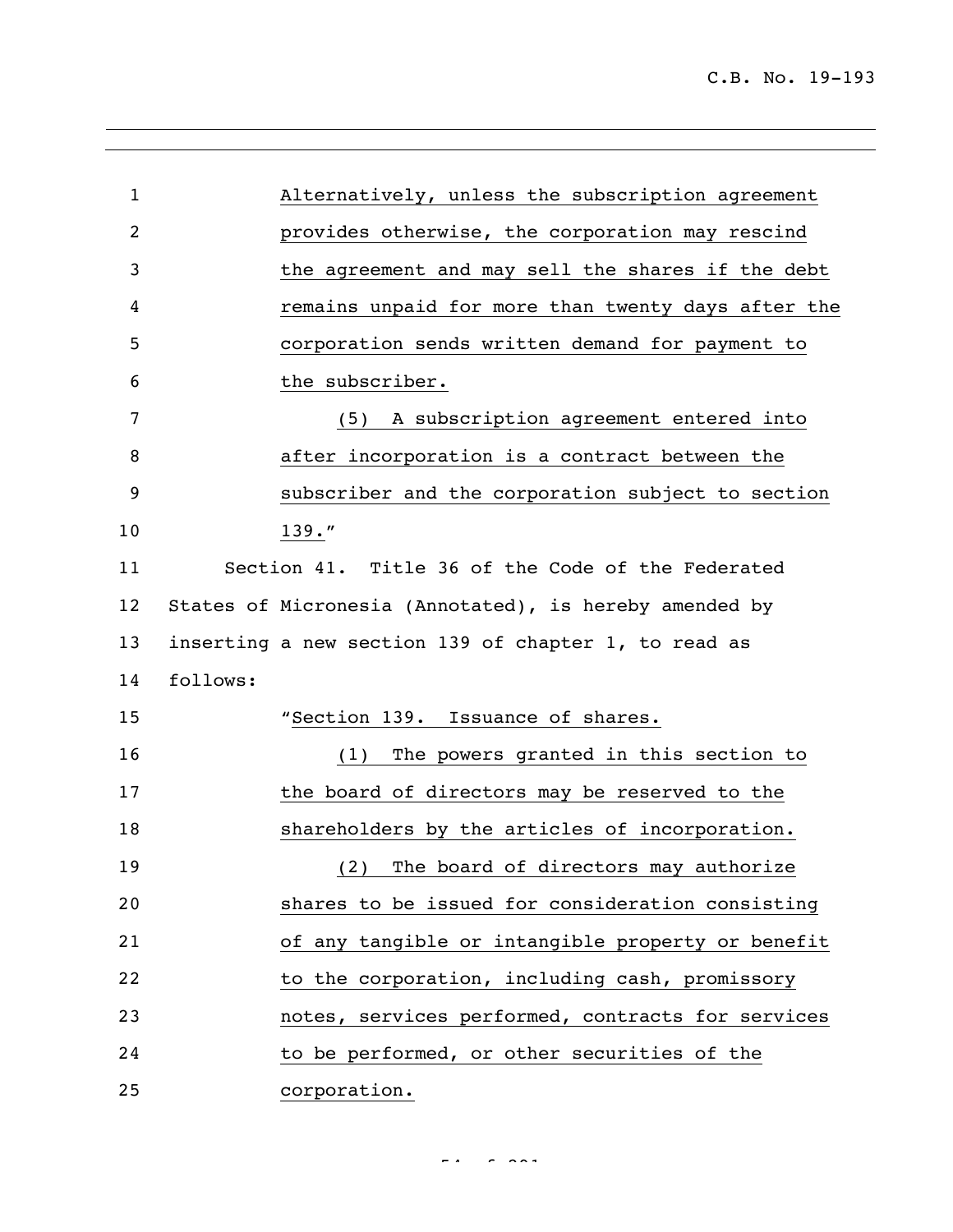Alternatively, unless the subscription agreement provides otherwise, the corporation may rescind the agreement and may sell the shares if the debt remains unpaid for more than twenty days after the corporation sends written demand for payment to the subscriber.

(5) A subscription agreement entered into after incorporation is a contract between the subscriber and the corporation subject to section 139."

Section 41. Title 36 of the Code of the Federated States of Micronesia (Annotated), is hereby amended by inserting a new section 139 of chapter 1, to read as follows:

"Section 139. Issuance of shares.

(1) The powers granted in this section to the board of directors may be reserved to the shareholders by the articles of incorporation.

(2) The board of directors may authorize shares to be issued for consideration consisting of any tangible or intangible property or benefit to the corporation, including cash, promissory notes, services performed, contracts for services to be performed, or other securities of the corporation.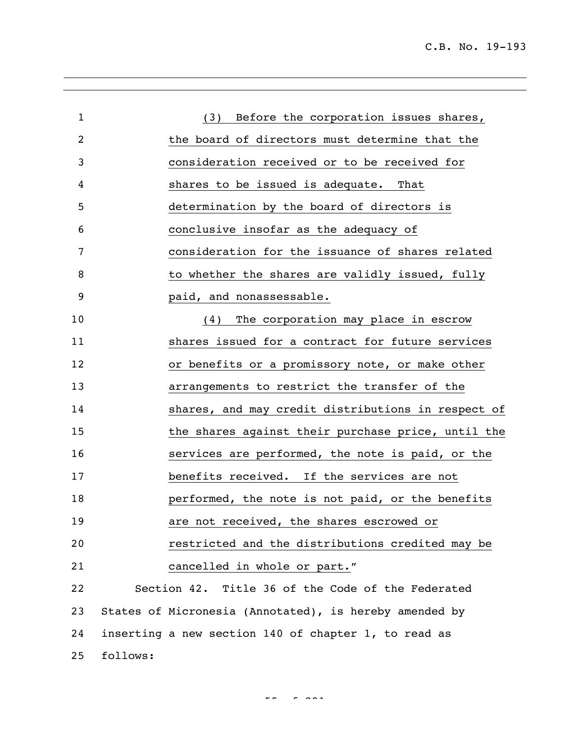(3) Before the corporation issues shares, the board of directors must determine that the consideration received or to be received for shares to be issued is adequate. That determination by the board of directors is conclusive insofar as the adequacy of consideration for the issuance of shares related to whether the shares are validly issued, fully paid, and nonassessable.

(4) The corporation may place in escrow shares issued for a contract for future services or benefits or a promissory note, or make other arrangements to restrict the transfer of the shares, and may credit distributions in respect of the shares against their purchase price, until the services are performed, the note is paid, or the benefits received. If the services are not performed, the note is not paid, or the benefits are not received, the shares escrowed or restricted and the distributions credited may be cancelled in whole or part."

Section 42. Title 36 of the Code of the Federated States of Micronesia (Annotated), is hereby amended by inserting a new section 140 of chapter 1, to read as follows: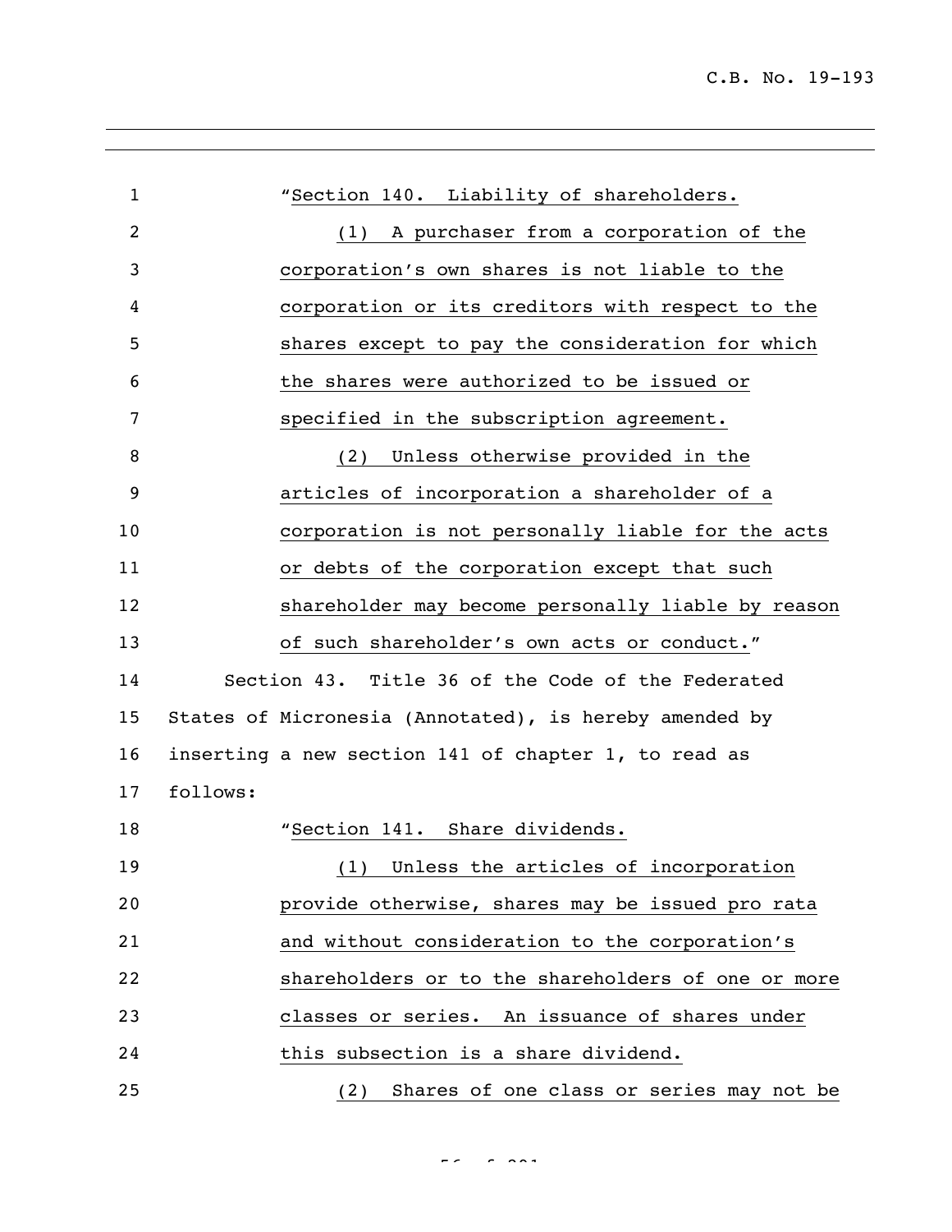"Section 140. Liability of shareholders.

(1) A purchaser from a corporation of the corporation's own shares is not liable to the corporation or its creditors with respect to the shares except to pay the consideration for which the shares were authorized to be issued or specified in the subscription agreement.

(2) Unless otherwise provided in the articles of incorporation a shareholder of a corporation is not personally liable for the acts or debts of the corporation except that such shareholder may become personally liable by reason of such shareholder's own acts or conduct."

Section 43. Title 36 of the Code of the Federated States of Micronesia (Annotated), is hereby amended by inserting a new section 141 of chapter 1, to read as follows:

"Section 141. Share dividends.

(1) Unless the articles of incorporation provide otherwise, shares may be issued pro rata and without consideration to the corporation's shareholders or to the shareholders of one or more classes or series. An issuance of shares under this subsection is a share dividend.

(2) Shares of one class or series may not be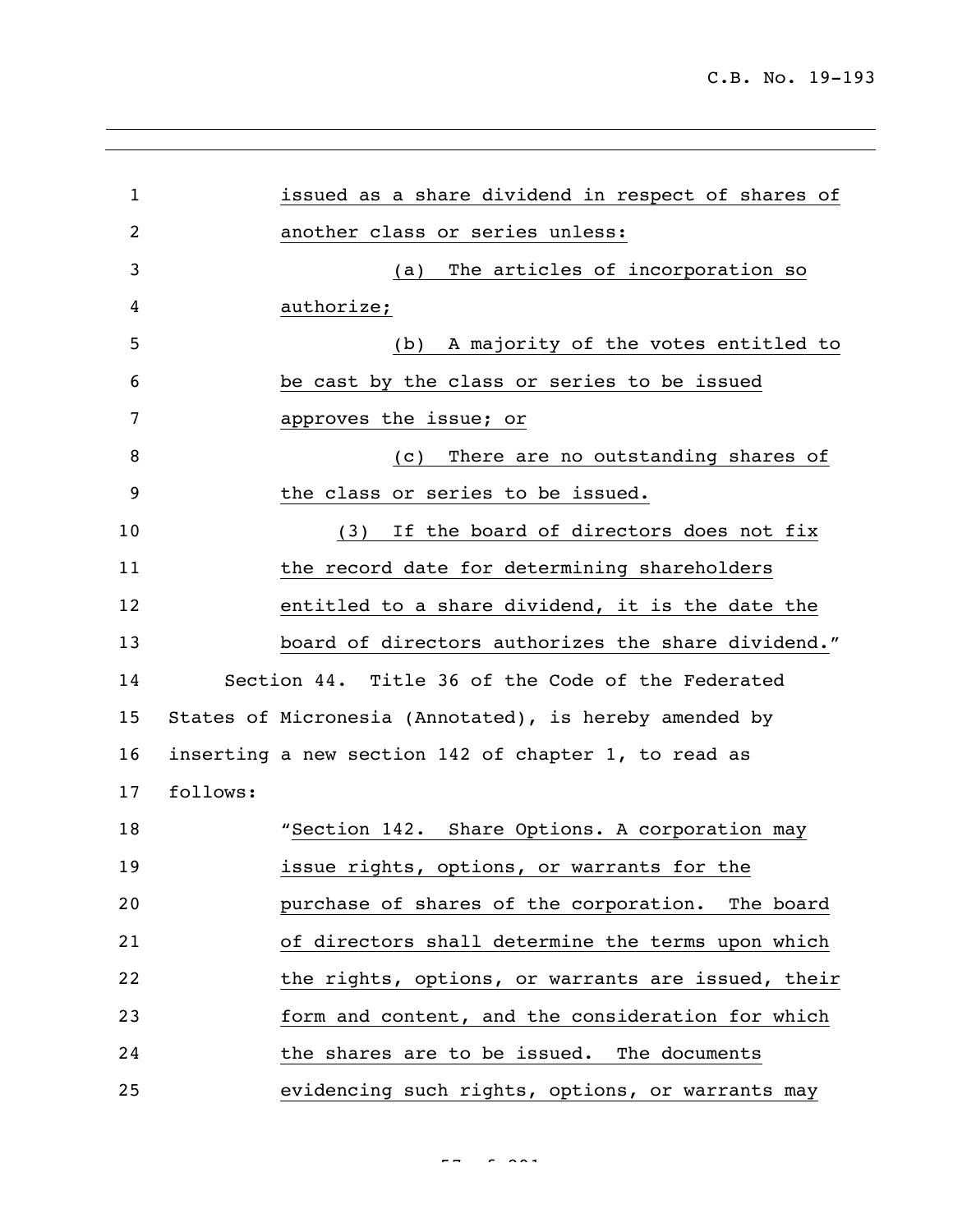issued as a share dividend in respect of shares of another class or series unless:

(a) The articles of incorporation so authorize;

(b) A majority of the votes entitled to be cast by the class or series to be issued approves the issue; or

(c) There are no outstanding shares of the class or series to be issued.

(3) If the board of directors does not fix the record date for determining shareholders entitled to a share dividend, it is the date the board of directors authorizes the share dividend."

Section 44. Title 36 of the Code of the Federated States of Micronesia (Annotated), is hereby amended by inserting a new section 142 of chapter 1, to read as follows:

"Section 142. Share Options. A corporation may issue rights, options, or warrants for the purchase of shares of the corporation. The board of directors shall determine the terms upon which the rights, options, or warrants are issued, their form and content, and the consideration for which the shares are to be issued. The documents evidencing such rights, options, or warrants may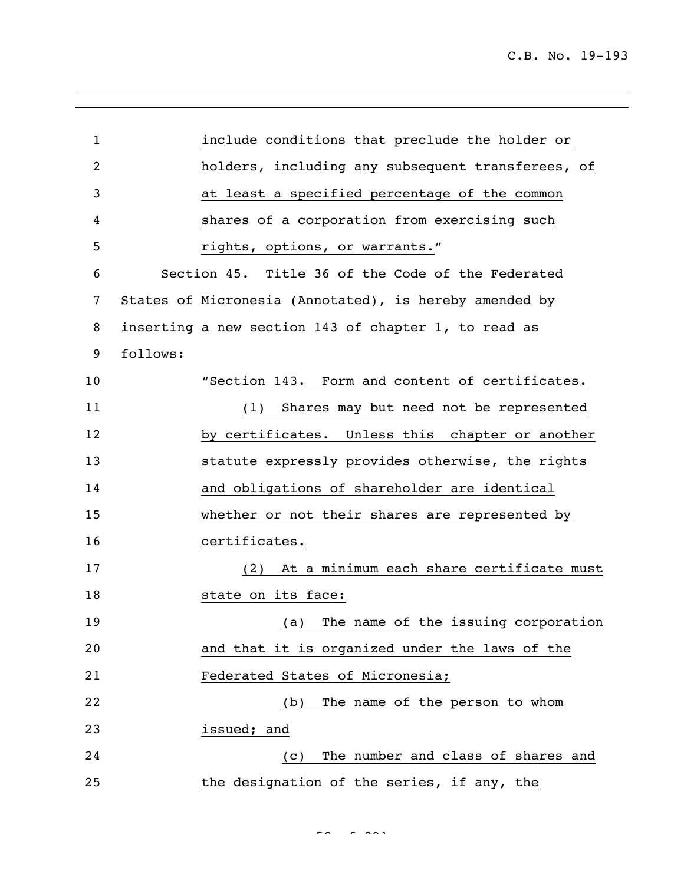include conditions that preclude the holder or holders, including any subsequent transferees, of at least a specified percentage of the common shares of a corporation from exercising such rights, options, or warrants."

Section 45. Title 36 of the Code of the Federated States of Micronesia (Annotated), is hereby amended by inserting a new section 143 of chapter 1, to read as follows:

"Section 143. Form and content of certificates.

(1) Shares may but need not be represented by certificates. Unless this chapter or another statute expressly provides otherwise, the rights and obligations of shareholder are identical whether or not their shares are represented by certificates.

(2) At a minimum each share certificate must state on its face:

(a) The name of the issuing corporation and that it is organized under the laws of the Federated States of Micronesia;

(b) The name of the person to whom issued; and

(c) The number and class of shares and the designation of the series, if any, the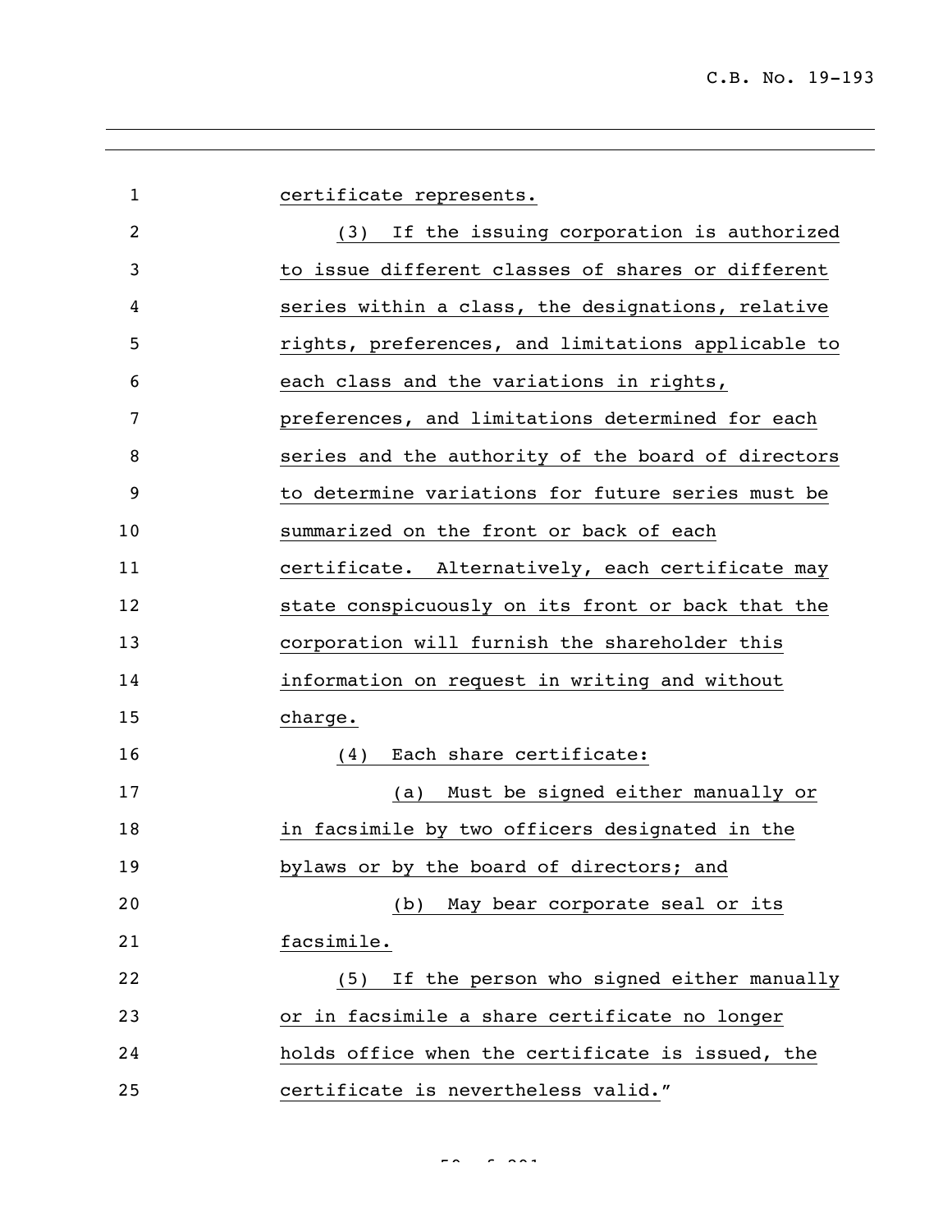certificate represents.

(3) If the issuing corporation is authorized to issue different classes of shares or different series within a class, the designations, relative rights, preferences, and limitations applicable to each class and the variations in rights, preferences, and limitations determined for each series and the authority of the board of directors to determine variations for future series must be summarized on the front or back of each certificate. Alternatively, each certificate may state conspicuously on its front or back that the corporation will furnish the shareholder this information on request in writing and without charge.

(4) Each share certificate:

(a) Must be signed either manually or in facsimile by two officers designated in the bylaws or by the board of directors; and

(b) May bear corporate seal or its facsimile.

(5) If the person who signed either manually or in facsimile a share certificate no longer holds office when the certificate is issued, the certificate is nevertheless valid."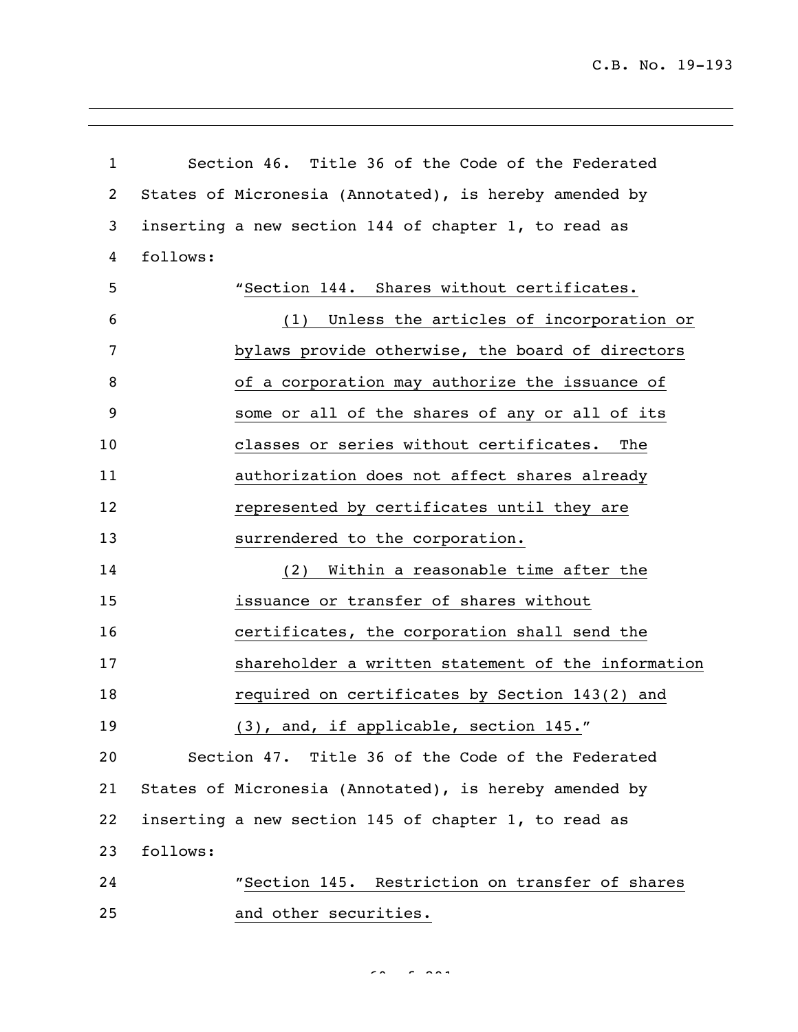Section 46. Title 36 of the Code of the Federated States of Micronesia (Annotated), is hereby amended by inserting a new section 144 of chapter 1, to read as follows:

"Section 144. Shares without certificates.

(1) Unless the articles of incorporation or bylaws provide otherwise, the board of directors of a corporation may authorize the issuance of some or all of the shares of any or all of its classes or series without certificates. The authorization does not affect shares already represented by certificates until they are surrendered to the corporation.

(2) Within a reasonable time after the issuance or transfer of shares without certificates, the corporation shall send the shareholder a written statement of the information required on certificates by Section 143(2) and (3), and, if applicable, section 145."

Section 47. Title 36 of the Code of the Federated States of Micronesia (Annotated), is hereby amended by inserting a new section 145 of chapter 1, to read as follows:

"Section 145. Restriction on transfer of shares and other securities.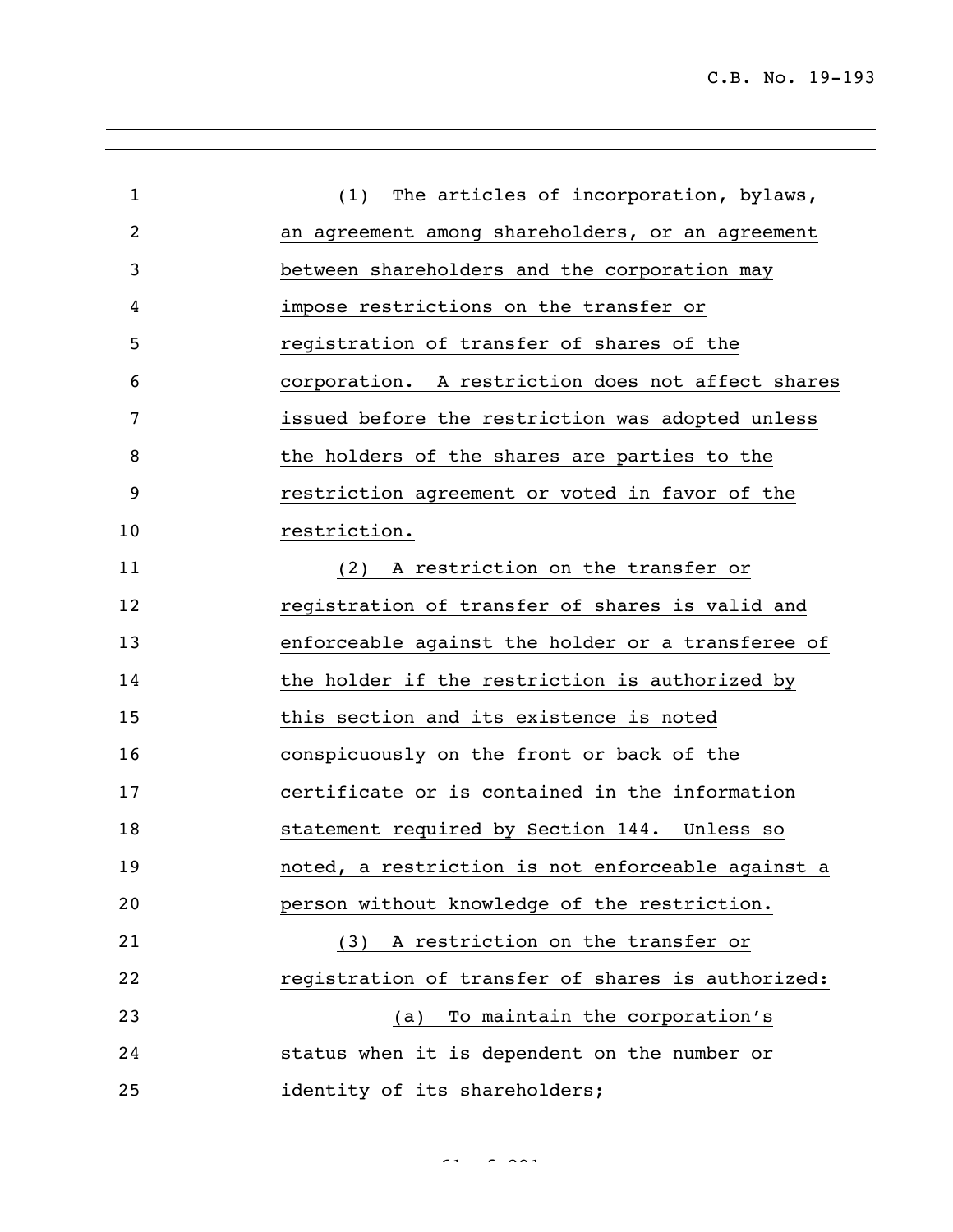(1) The articles of incorporation, bylaws, an agreement among shareholders, or an agreement between shareholders and the corporation may impose restrictions on the transfer or registration of transfer of shares of the corporation. A restriction does not affect shares issued before the restriction was adopted unless the holders of the shares are parties to the restriction agreement or voted in favor of the restriction.

(2) A restriction on the transfer or registration of transfer of shares is valid and enforceable against the holder or a transferee of the holder if the restriction is authorized by this section and its existence is noted conspicuously on the front or back of the certificate or is contained in the information statement required by Section 144. Unless so noted, a restriction is not enforceable against a person without knowledge of the restriction.

(3) A restriction on the transfer or registration of transfer of shares is authorized:

(a) To maintain the corporation's status when it is dependent on the number or identity of its shareholders;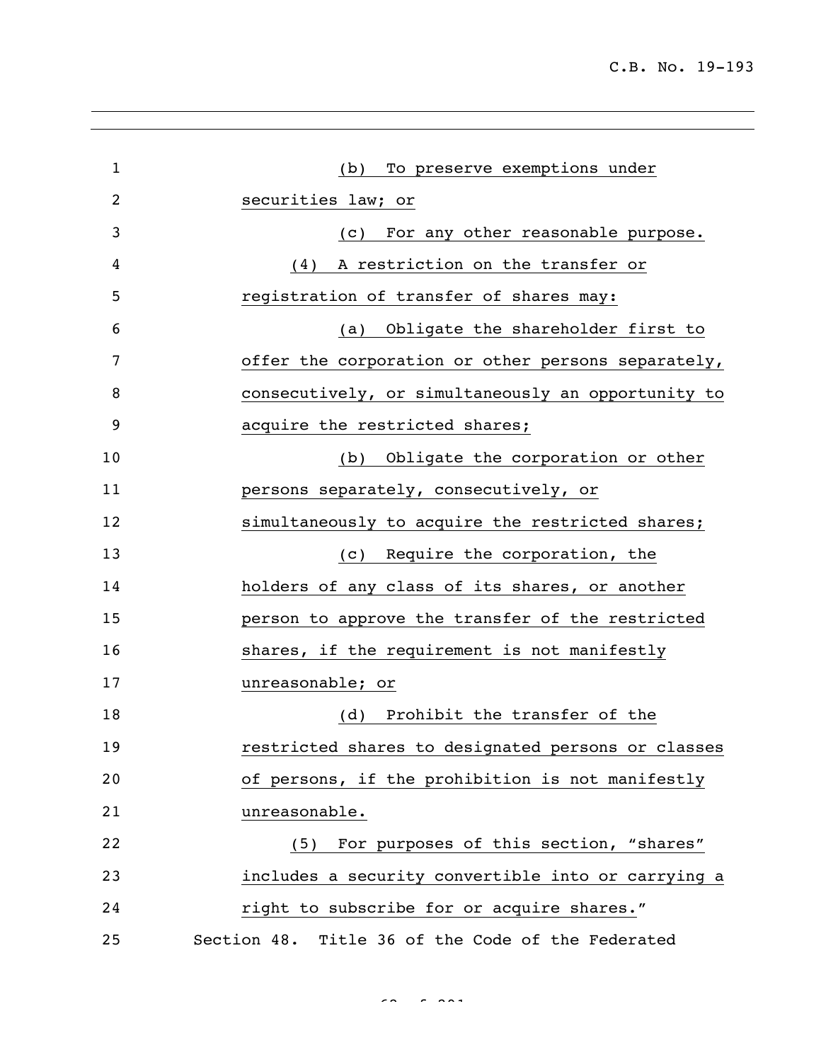(b) To preserve exemptions under securities law; or

(c) For any other reasonable purpose.

(4) A restriction on the transfer or registration of transfer of shares may:

(a) Obligate the shareholder first to offer the corporation or other persons separately, consecutively, or simultaneously an opportunity to acquire the restricted shares;

(b) Obligate the corporation or other persons separately, consecutively, or simultaneously to acquire the restricted shares;

(c) Require the corporation, the holders of any class of its shares, or another person to approve the transfer of the restricted shares, if the requirement is not manifestly unreasonable; or

(d) Prohibit the transfer of the restricted shares to designated persons or classes of persons, if the prohibition is not manifestly unreasonable.

(5) For purposes of this section, "shares" includes a security convertible into or carrying a right to subscribe for or acquire shares."

Section 48. Title 36 of the Code of the Federated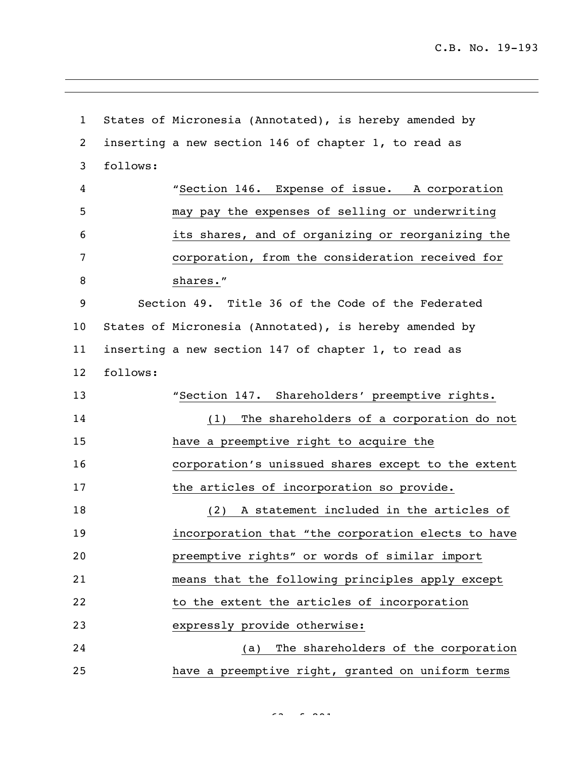States of Micronesia (Annotated), is hereby amended by inserting a new section 146 of chapter 1, to read as follows:

"Section 146. Expense of issue. A corporation may pay the expenses of selling or underwriting its shares, and of organizing or reorganizing the corporation, from the consideration received for shares."

Section 49. Title 36 of the Code of the Federated States of Micronesia (Annotated), is hereby amended by inserting a new section 147 of chapter 1, to read as follows:

"Section 147. Shareholders' preemptive rights.

(1) The shareholders of a corporation do not have a preemptive right to acquire the corporation's unissued shares except to the extent the articles of incorporation so provide.

(2) A statement included in the articles of incorporation that "the corporation elects to have preemptive rights" or words of similar import means that the following principles apply except to the extent the articles of incorporation expressly provide otherwise:

(a) The shareholders of the corporation have a preemptive right, granted on uniform terms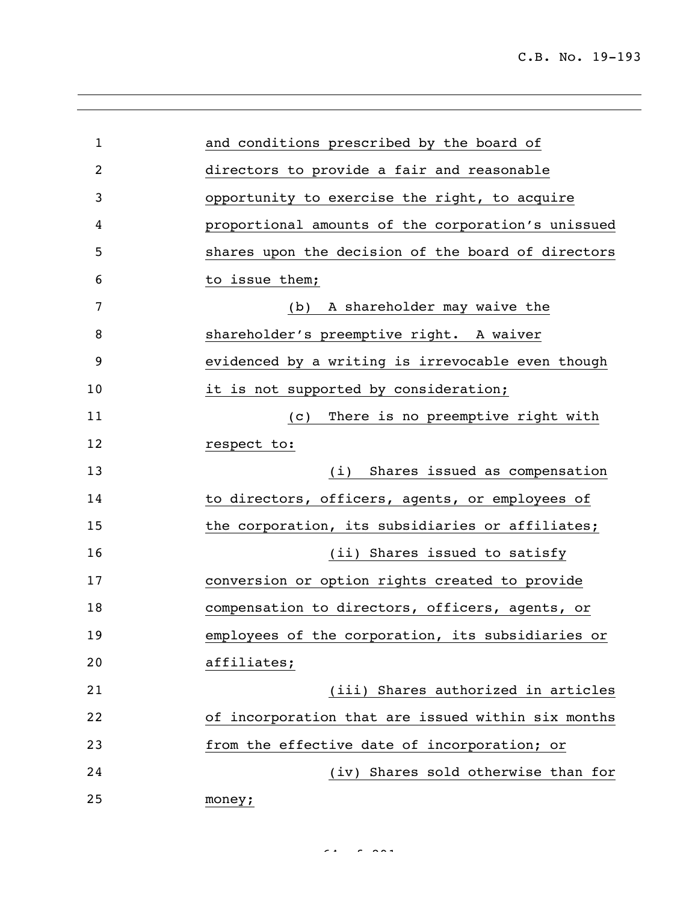and conditions prescribed by the board of directors to provide a fair and reasonable opportunity to exercise the right, to acquire proportional amounts of the corporation's unissued shares upon the decision of the board of directors to issue them;

(b) A shareholder may waive the shareholder's preemptive right. A waiver evidenced by a writing is irrevocable even though it is not supported by consideration;

(c) There is no preemptive right with respect to:

(i) Shares issued as compensation to directors, officers, agents, or employees of the corporation, its subsidiaries or affiliates;

(ii) Shares issued to satisfy conversion or option rights created to provide compensation to directors, officers, agents, or employees of the corporation, its subsidiaries or affiliates;

(iii) Shares authorized in articles of incorporation that are issued within six months from the effective date of incorporation; or

(iv) Shares sold otherwise than for money;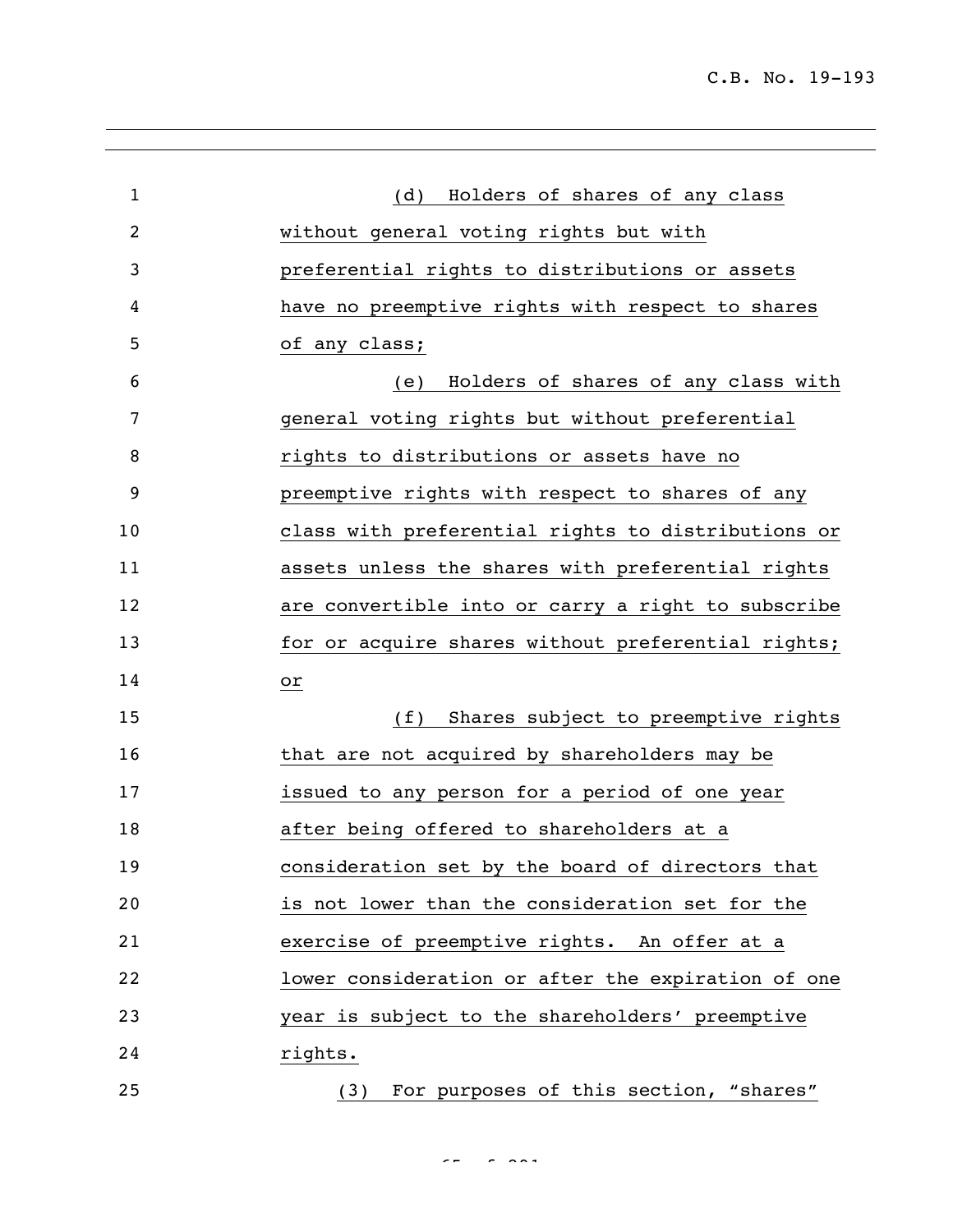(d) Holders of shares of any class without general voting rights but with preferential rights to distributions or assets have no preemptive rights with respect to shares of any class;

(e) Holders of shares of any class with general voting rights but without preferential rights to distributions or assets have no preemptive rights with respect to shares of any class with preferential rights to distributions or assets unless the shares with preferential rights are convertible into or carry a right to subscribe for or acquire shares without preferential rights; or

(f) Shares subject to preemptive rights that are not acquired by shareholders may be issued to any person for a period of one year after being offered to shareholders at a consideration set by the board of directors that is not lower than the consideration set for the exercise of preemptive rights. An offer at a lower consideration or after the expiration of one year is subject to the shareholders' preemptive rights.

(3) For purposes of this section, "shares"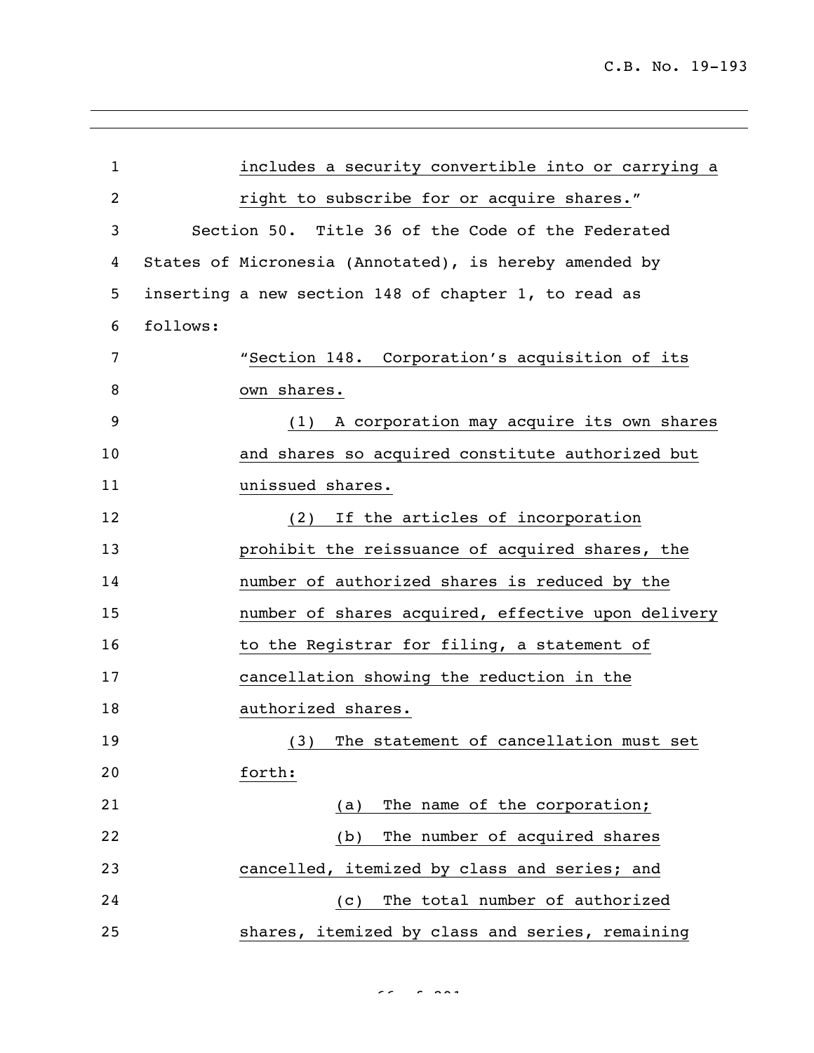includes a security convertible into or carrying a right to subscribe for or acquire shares."

Section 50. Title 36 of the Code of the Federated States of Micronesia (Annotated), is hereby amended by inserting a new section 148 of chapter 1, to read as follows:

"Section 148. Corporation's acquisition of its own shares.

(1) A corporation may acquire its own shares and shares so acquired constitute authorized but unissued shares.

(2) If the articles of incorporation prohibit the reissuance of acquired shares, the number of authorized shares is reduced by the number of shares acquired, effective upon delivery to the Registrar for filing, a statement of cancellation showing the reduction in the authorized shares.

(3) The statement of cancellation must set forth:

(a) The name of the corporation;

(b) The number of acquired shares cancelled, itemized by class and series; and

(c) The total number of authorized shares, itemized by class and series, remaining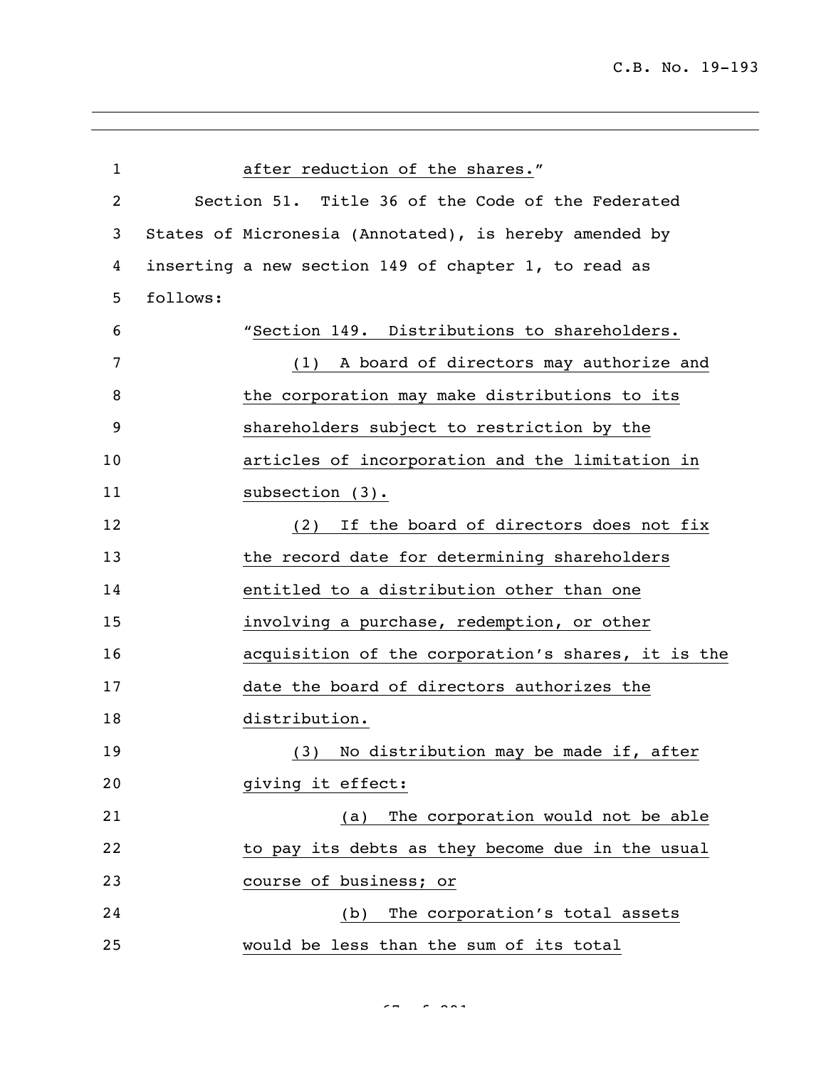after reduction of the shares."

Section 51. Title 36 of the Code of the Federated States of Micronesia (Annotated), is hereby amended by inserting a new section 149 of chapter 1, to read as follows:

"Section 149. Distributions to shareholders.

(1) A board of directors may authorize and the corporation may make distributions to its shareholders subject to restriction by the articles of incorporation and the limitation in subsection (3).

(2) If the board of directors does not fix the record date for determining shareholders entitled to a distribution other than one involving a purchase, redemption, or other acquisition of the corporation's shares, it is the date the board of directors authorizes the distribution.

(3) No distribution may be made if, after giving it effect:

(a) The corporation would not be able to pay its debts as they become due in the usual course of business; or

(b) The corporation's total assets would be less than the sum of its total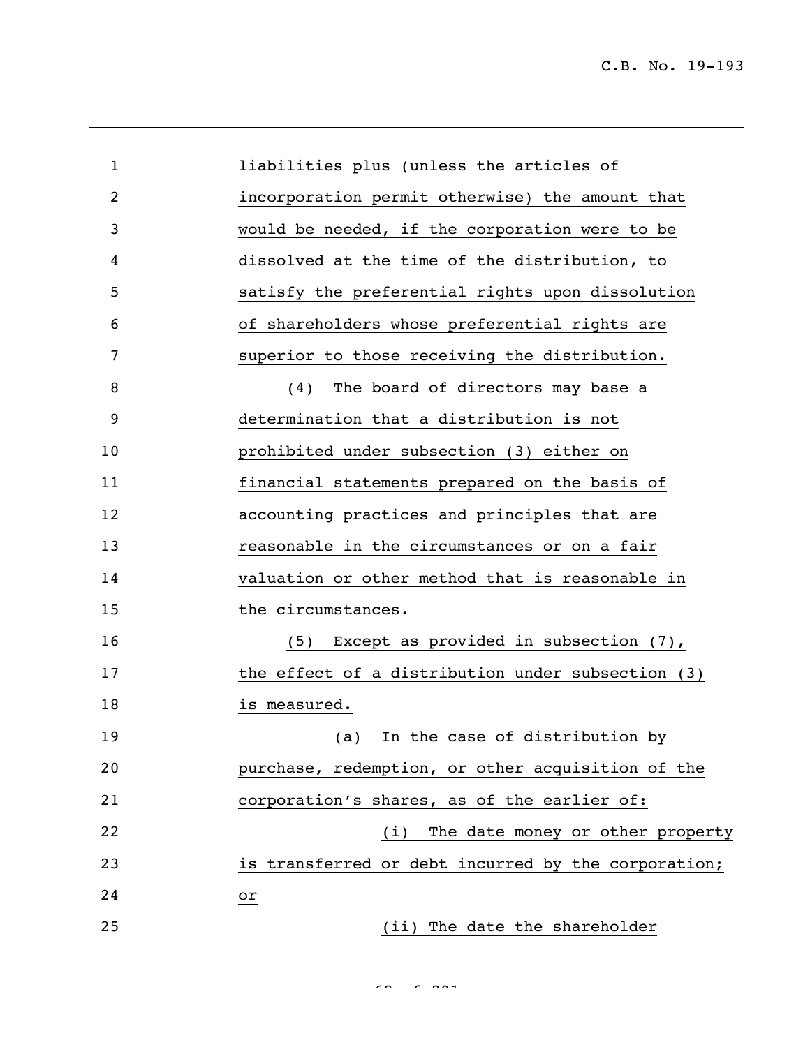liabilities plus (unless the articles of incorporation permit otherwise) the amount that would be needed, if the corporation were to be dissolved at the time of the distribution, to satisfy the preferential rights upon dissolution of shareholders whose preferential rights are superior to those receiving the distribution.

(4) The board of directors may base a determination that a distribution is not prohibited under subsection (3) either on financial statements prepared on the basis of accounting practices and principles that are reasonable in the circumstances or on a fair valuation or other method that is reasonable in the circumstances.

(5) Except as provided in subsection (7), the effect of a distribution under subsection (3) is measured.

(a) In the case of distribution by purchase, redemption, or other acquisition of the corporation's shares, as of the earlier of:

(i) The date money or other property is transferred or debt incurred by the corporation; or

(ii) The date the shareholder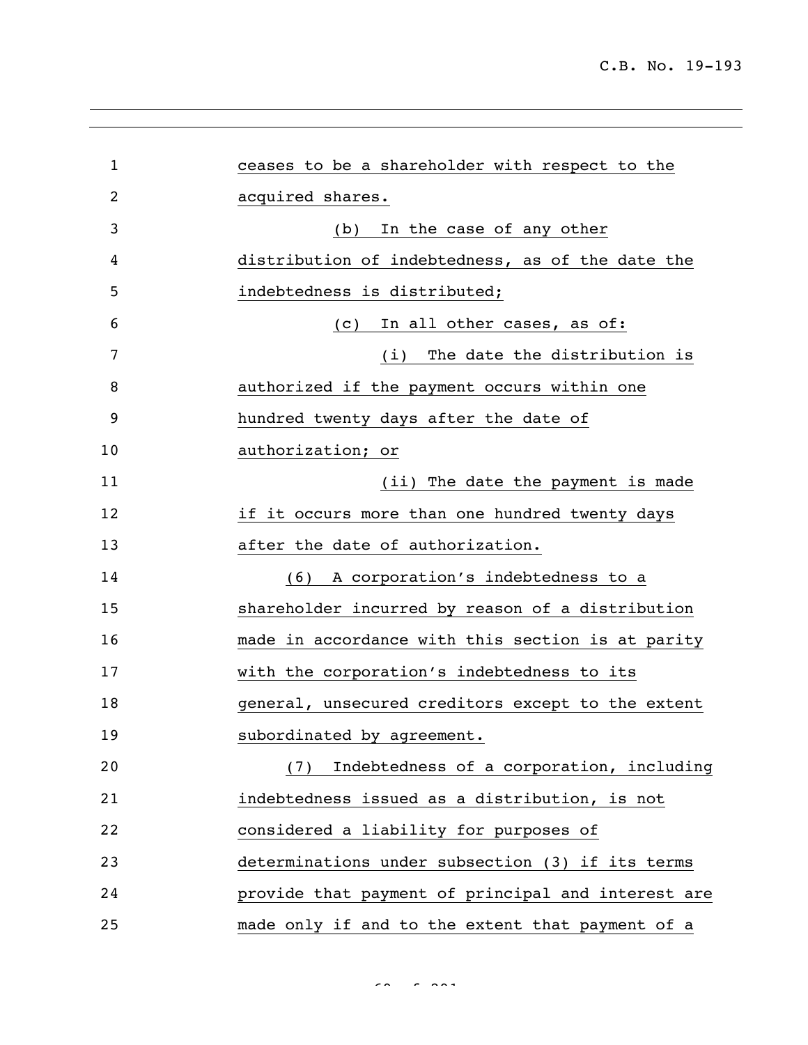ceases to be a shareholder with respect to the acquired shares.

(b) In the case of any other distribution of indebtedness, as of the date the indebtedness is distributed;

(c) In all other cases, as of:

(i) The date the distribution is authorized if the payment occurs within one hundred twenty days after the date of authorization; or

(ii) The date the payment is made if it occurs more than one hundred twenty days after the date of authorization.

(6) A corporation's indebtedness to a shareholder incurred by reason of a distribution made in accordance with this section is at parity with the corporation's indebtedness to its general, unsecured creditors except to the extent subordinated by agreement.

(7) Indebtedness of a corporation, including indebtedness issued as a distribution, is not considered a liability for purposes of determinations under subsection (3) if its terms provide that payment of principal and interest are made only if and to the extent that payment of a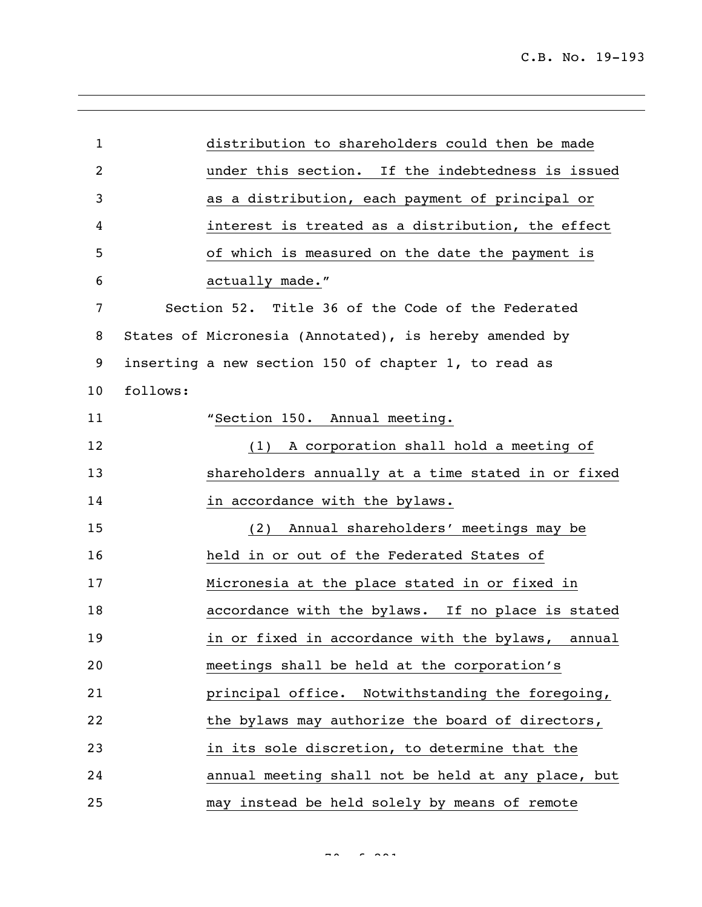distribution to shareholders could then be made under this section. If the indebtedness is issued as a distribution, each payment of principal or interest is treated as a distribution, the effect of which is measured on the date the payment is actually made."

Section 52. Title 36 of the Code of the Federated States of Micronesia (Annotated), is hereby amended by inserting a new section 150 of chapter 1, to read as follows:

"Section 150. Annual meeting.

(1) A corporation shall hold a meeting of shareholders annually at a time stated in or fixed in accordance with the bylaws.

(2) Annual shareholders' meetings may be held in or out of the Federated States of Micronesia at the place stated in or fixed in accordance with the bylaws. If no place is stated in or fixed in accordance with the bylaws, annual meetings shall be held at the corporation's principal office. Notwithstanding the foregoing, the bylaws may authorize the board of directors, in its sole discretion, to determine that the annual meeting shall not be held at any place, but may instead be held solely by means of remote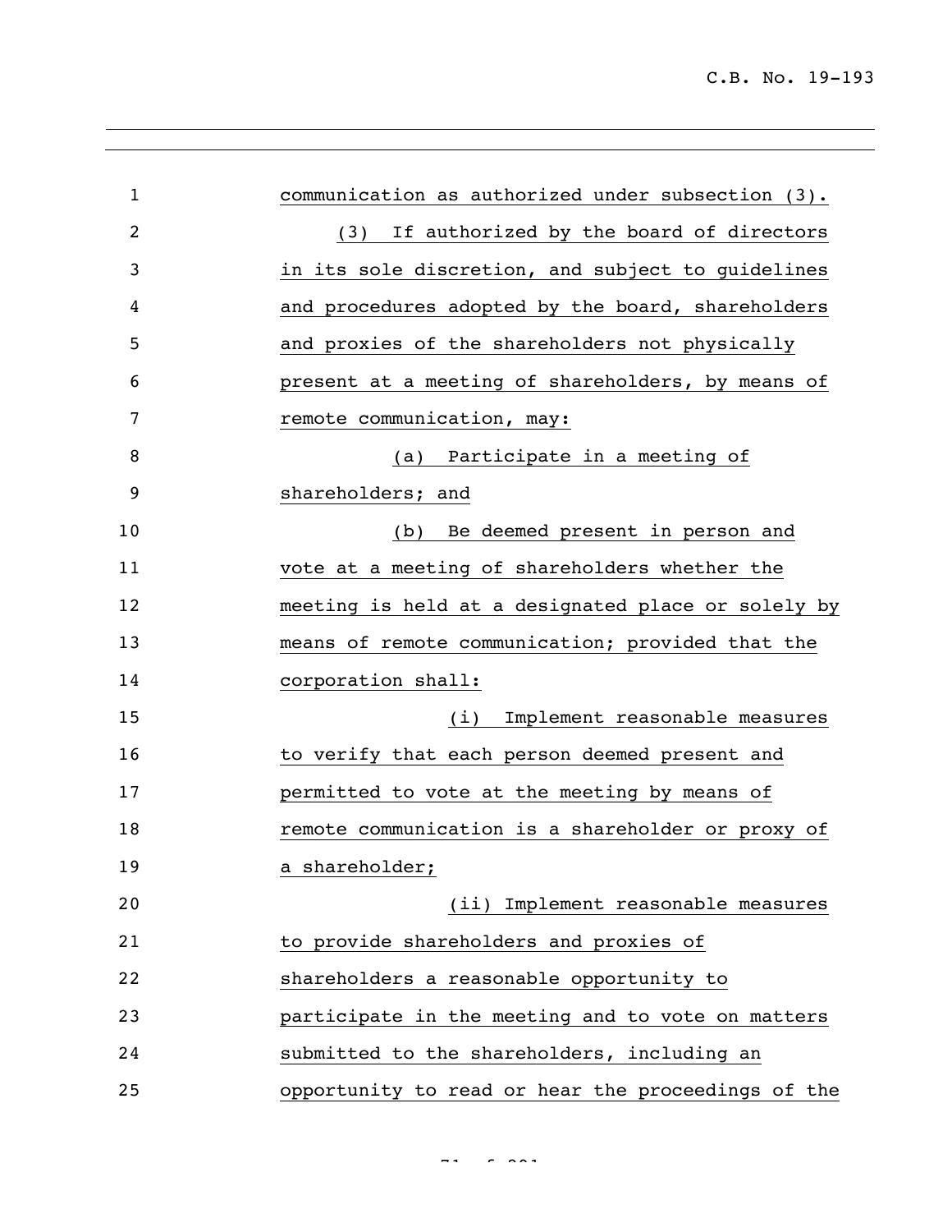communication as authorized under subsection (3).

(3) If authorized by the board of directors in its sole discretion, and subject to guidelines and procedures adopted by the board, shareholders and proxies of the shareholders not physically present at a meeting of shareholders, by means of remote communication, may:

(a) Participate in a meeting of shareholders; and

(b) Be deemed present in person and vote at a meeting of shareholders whether the meeting is held at a designated place or solely by means of remote communication; provided that the corporation shall:

(i) Implement reasonable measures to verify that each person deemed present and permitted to vote at the meeting by means of remote communication is a shareholder or proxy of a shareholder;

(ii) Implement reasonable measures to provide shareholders and proxies of shareholders a reasonable opportunity to participate in the meeting and to vote on matters submitted to the shareholders, including an opportunity to read or hear the proceedings of the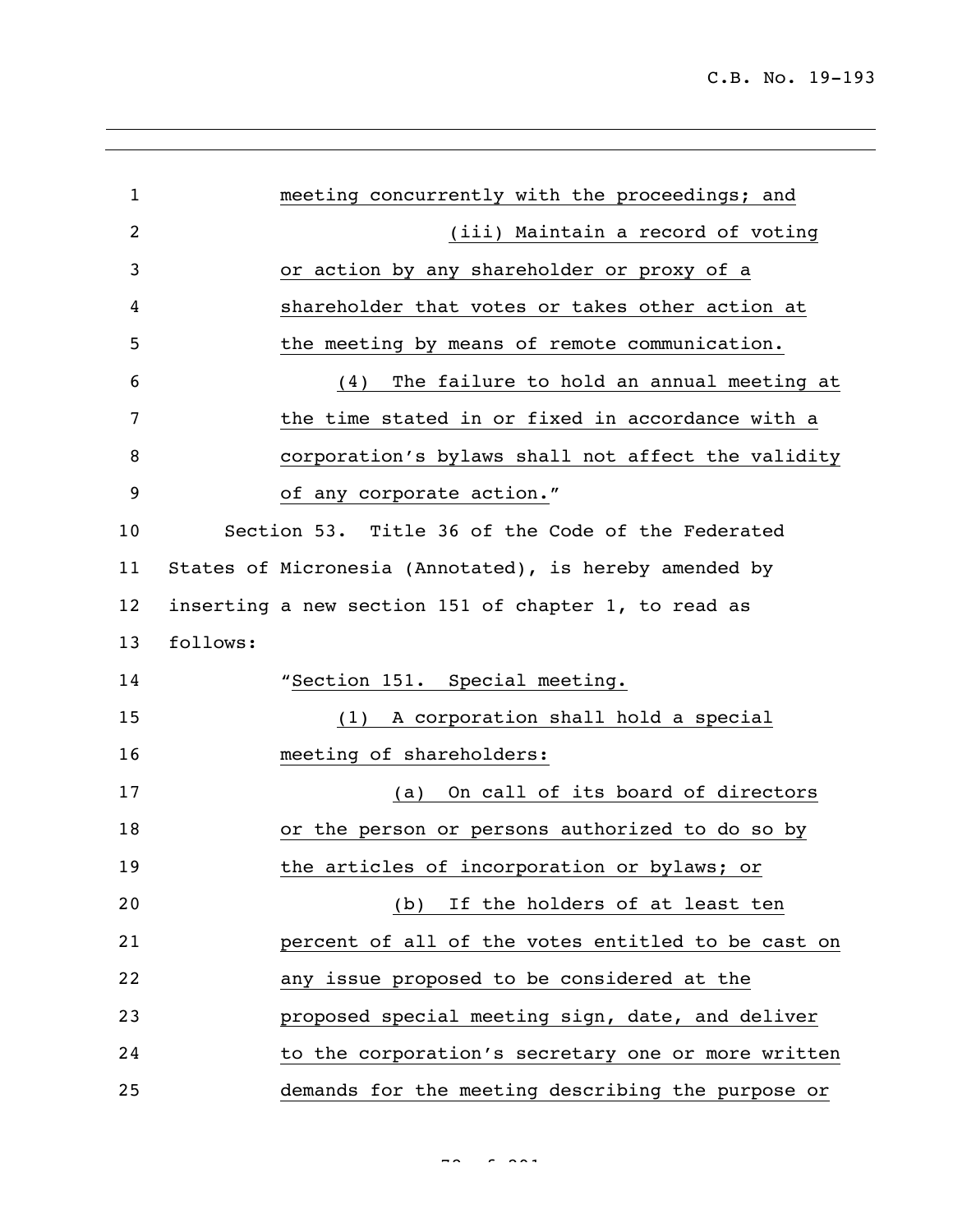meeting concurrently with the proceedings; and

(iii) Maintain a record of voting or action by any shareholder or proxy of a shareholder that votes or takes other action at the meeting by means of remote communication.

(4) The failure to hold an annual meeting at the time stated in or fixed in accordance with a corporation's bylaws shall not affect the validity of any corporate action."

Section 53. Title 36 of the Code of the Federated States of Micronesia (Annotated), is hereby amended by inserting a new section 151 of chapter 1, to read as follows:

"Section 151. Special meeting.

(1) A corporation shall hold a special meeting of shareholders:

(a) On call of its board of directors or the person or persons authorized to do so by the articles of incorporation or bylaws; or

(b) If the holders of at least ten percent of all of the votes entitled to be cast on any issue proposed to be considered at the proposed special meeting sign, date, and deliver to the corporation's secretary one or more written demands for the meeting describing the purpose or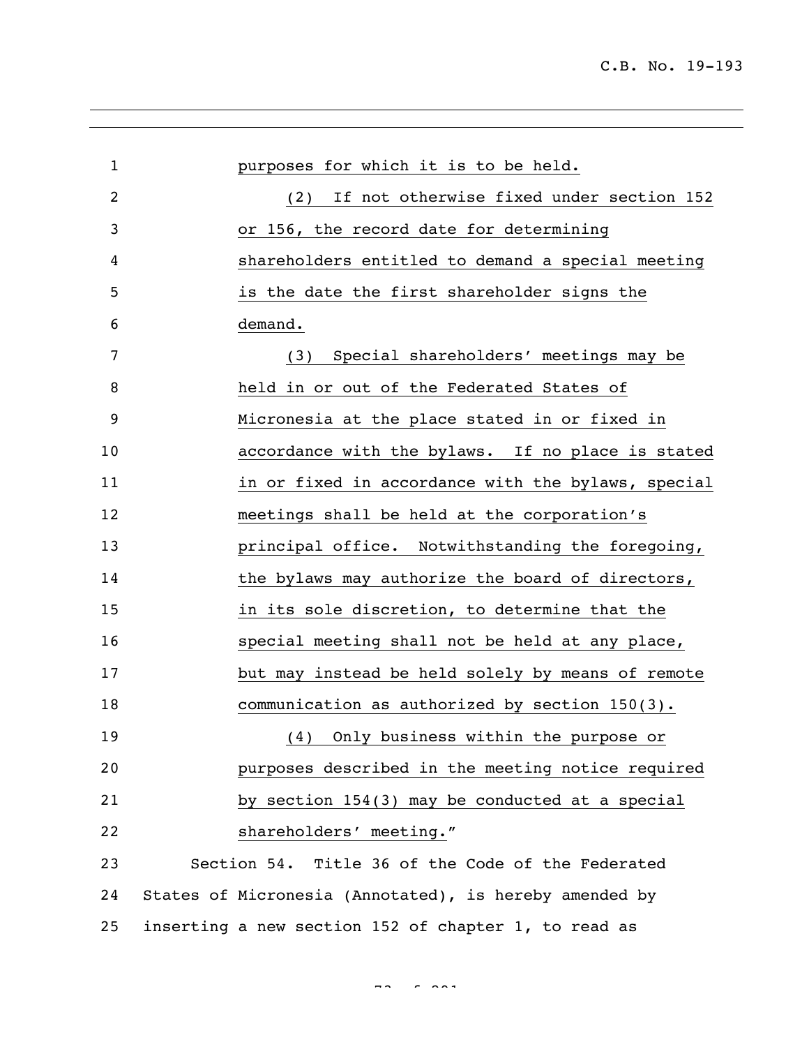purposes for which it is to be held.

(2) If not otherwise fixed under section 152 or 156, the record date for determining shareholders entitled to demand a special meeting is the date the first shareholder signs the demand.

(3) Special shareholders' meetings may be held in or out of the Federated States of Micronesia at the place stated in or fixed in accordance with the bylaws. If no place is stated in or fixed in accordance with the bylaws, special meetings shall be held at the corporation's principal office. Notwithstanding the foregoing, the bylaws may authorize the board of directors, in its sole discretion, to determine that the special meeting shall not be held at any place, but may instead be held solely by means of remote communication as authorized by section 150(3).

(4) Only business within the purpose or purposes described in the meeting notice required by section 154(3) may be conducted at a special shareholders' meeting."

Section 54. Title 36 of the Code of the Federated States of Micronesia (Annotated), is hereby amended by inserting a new section 152 of chapter 1, to read as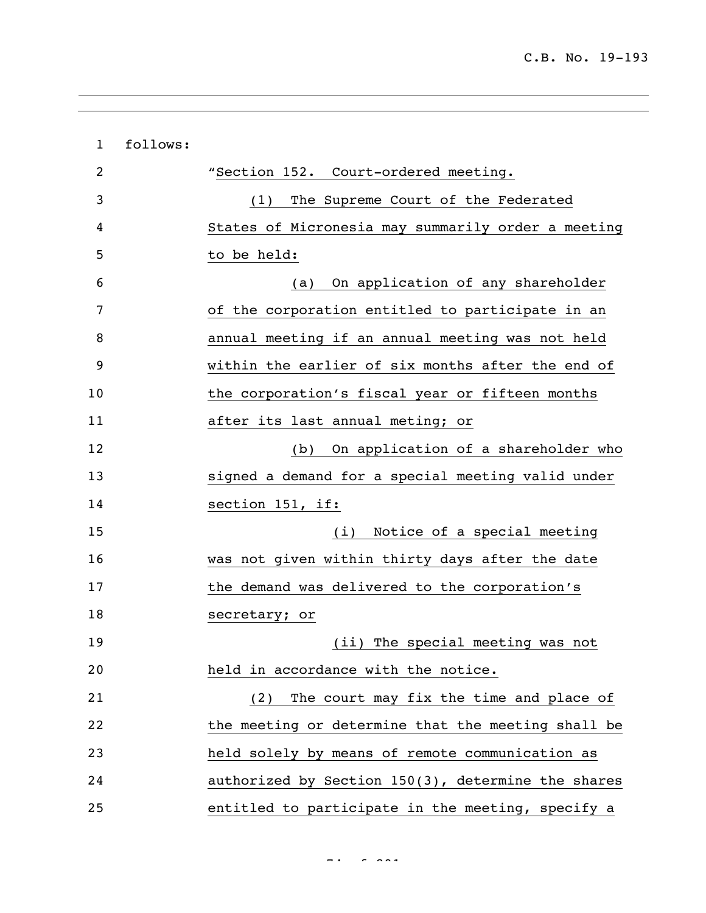follows:

"Section 152. Court-ordered meeting.

(1) The Supreme Court of the Federated States of Micronesia may summarily order a meeting to be held:

(a) On application of any shareholder of the corporation entitled to participate in an annual meeting if an annual meeting was not held within the earlier of six months after the end of the corporation's fiscal year or fifteen months after its last annual meting; or

(b) On application of a shareholder who signed a demand for a special meeting valid under section 151, if:

(i) Notice of a special meeting was not given within thirty days after the date the demand was delivered to the corporation's secretary; or

(ii) The special meeting was not held in accordance with the notice.

(2) The court may fix the time and place of the meeting or determine that the meeting shall be held solely by means of remote communication as authorized by Section 150(3), determine the shares entitled to participate in the meeting, specify a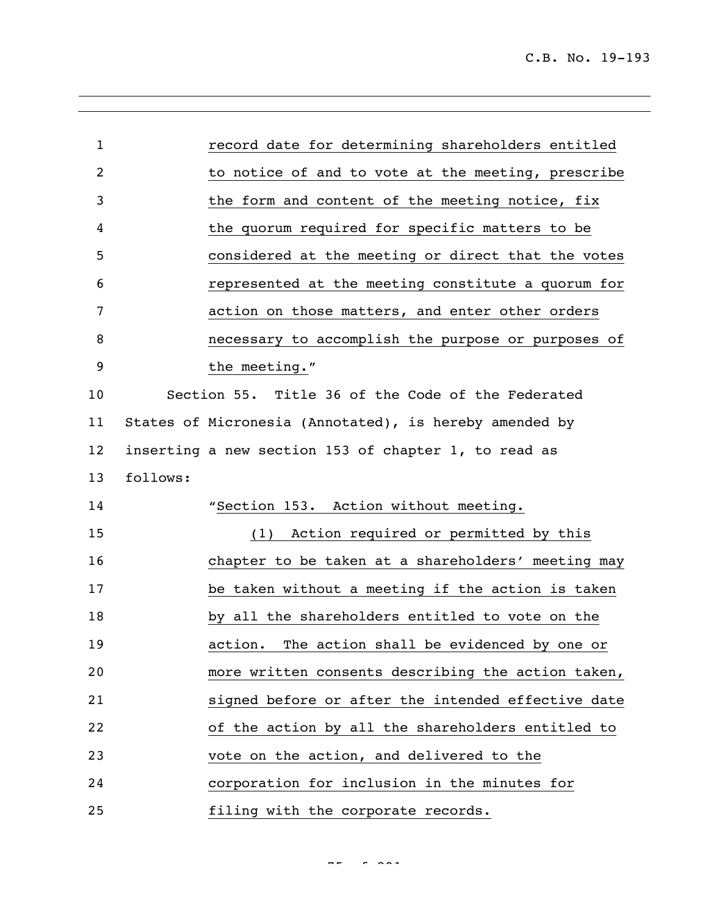record date for determining shareholders entitled to notice of and to vote at the meeting, prescribe the form and content of the meeting notice, fix the quorum required for specific matters to be considered at the meeting or direct that the votes represented at the meeting constitute a quorum for action on those matters, and enter other orders necessary to accomplish the purpose or purposes of the meeting."

Section 55. Title 36 of the Code of the Federated States of Micronesia (Annotated), is hereby amended by inserting a new section 153 of chapter 1, to read as follows:

"Section 153. Action without meeting.

(1) Action required or permitted by this chapter to be taken at a shareholders' meeting may be taken without a meeting if the action is taken by all the shareholders entitled to vote on the action. The action shall be evidenced by one or more written consents describing the action taken, signed before or after the intended effective date of the action by all the shareholders entitled to vote on the action, and delivered to the corporation for inclusion in the minutes for filing with the corporate records.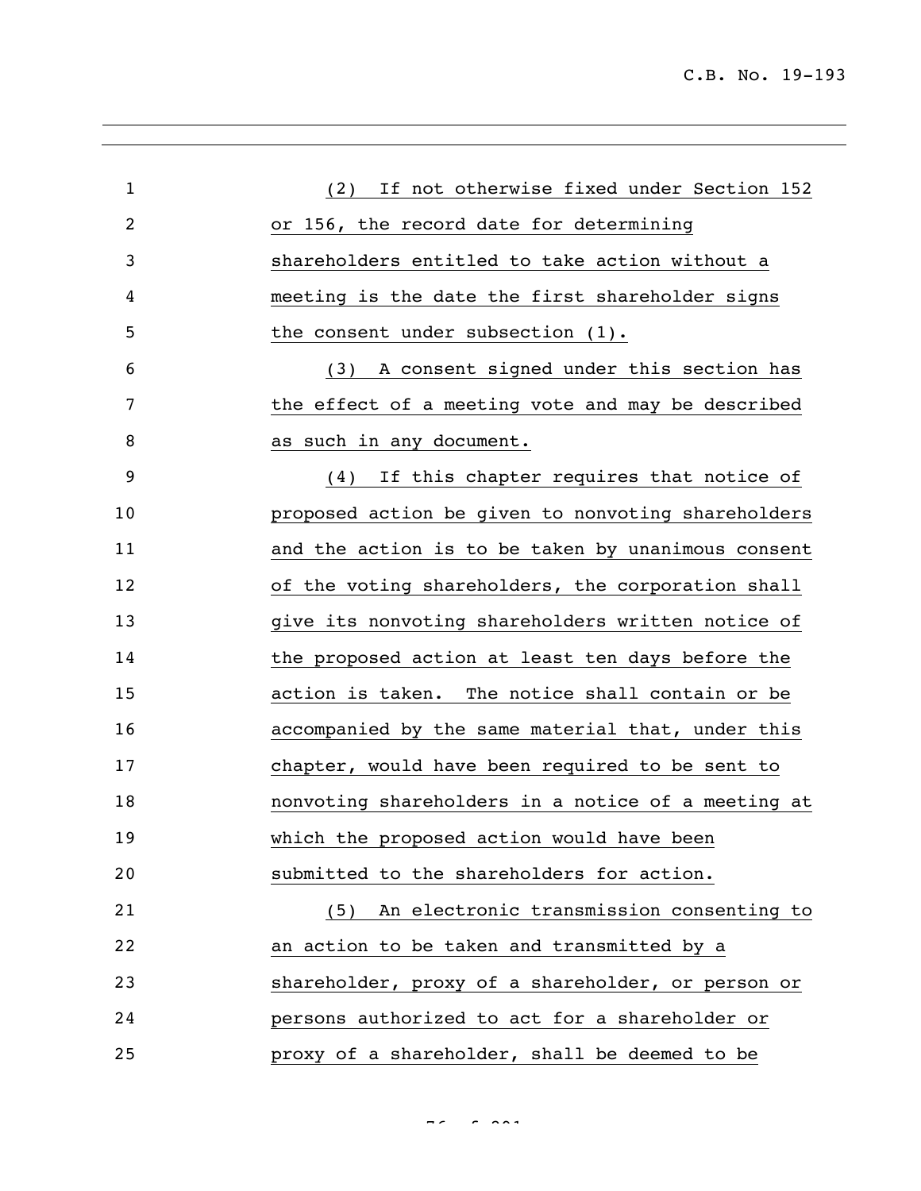(2) If not otherwise fixed under Section 152 or 156, the record date for determining shareholders entitled to take action without a meeting is the date the first shareholder signs the consent under subsection (1).

(3) A consent signed under this section has the effect of a meeting vote and may be described as such in any document.

(4) If this chapter requires that notice of proposed action be given to nonvoting shareholders and the action is to be taken by unanimous consent of the voting shareholders, the corporation shall give its nonvoting shareholders written notice of the proposed action at least ten days before the action is taken. The notice shall contain or be accompanied by the same material that, under this chapter, would have been required to be sent to nonvoting shareholders in a notice of a meeting at which the proposed action would have been submitted to the shareholders for action.

(5) An electronic transmission consenting to an action to be taken and transmitted by a shareholder, proxy of a shareholder, or person or persons authorized to act for a shareholder or proxy of a shareholder, shall be deemed to be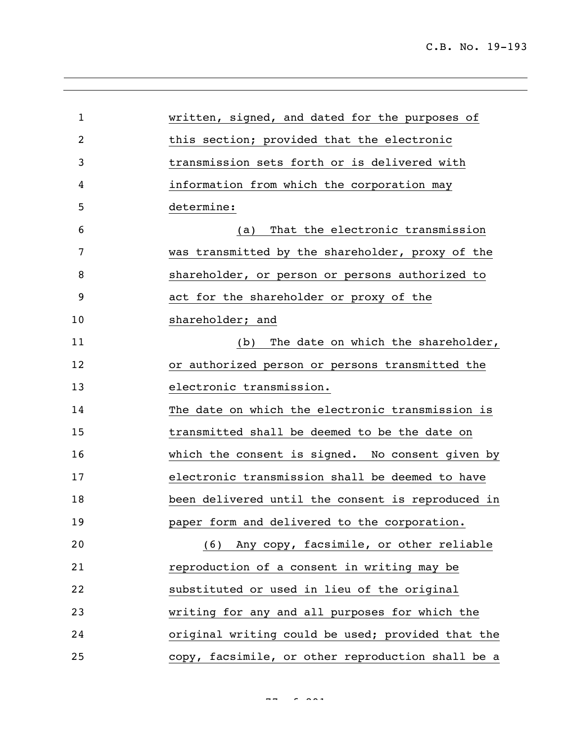written, signed, and dated for the purposes of this section; provided that the electronic transmission sets forth or is delivered with information from which the corporation may determine:

(a) That the electronic transmission was transmitted by the shareholder, proxy of the shareholder, or person or persons authorized to act for the shareholder or proxy of the shareholder; and

(b) The date on which the shareholder, or authorized person or persons transmitted the electronic transmission.

The date on which the electronic transmission is transmitted shall be deemed to be the date on which the consent is signed. No consent given by electronic transmission shall be deemed to have been delivered until the consent is reproduced in paper form and delivered to the corporation.

(6) Any copy, facsimile, or other reliable reproduction of a consent in writing may be substituted or used in lieu of the original writing for any and all purposes for which the original writing could be used; provided that the copy, facsimile, or other reproduction shall be a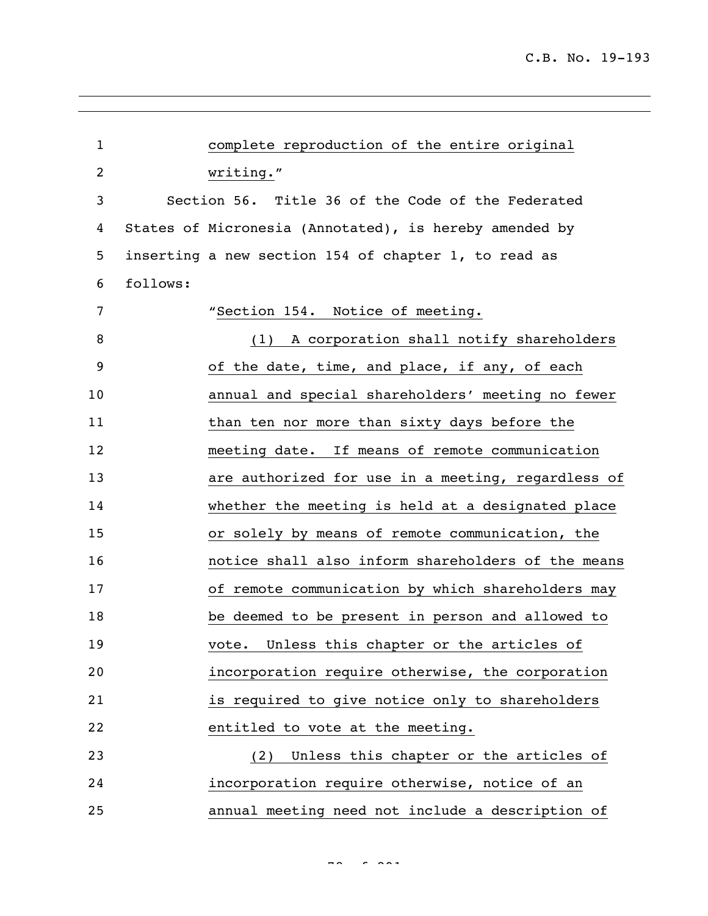complete reproduction of the entire original writing."

Section 56. Title 36 of the Code of the Federated States of Micronesia (Annotated), is hereby amended by inserting a new section 154 of chapter 1, to read as follows:

"Section 154. Notice of meeting.

(1) A corporation shall notify shareholders of the date, time, and place, if any, of each annual and special shareholders' meeting no fewer than ten nor more than sixty days before the meeting date. If means of remote communication are authorized for use in a meeting, regardless of whether the meeting is held at a designated place or solely by means of remote communication, the notice shall also inform shareholders of the means of remote communication by which shareholders may be deemed to be present in person and allowed to vote. Unless this chapter or the articles of incorporation require otherwise, the corporation is required to give notice only to shareholders entitled to vote at the meeting.

(2) Unless this chapter or the articles of incorporation require otherwise, notice of an annual meeting need not include a description of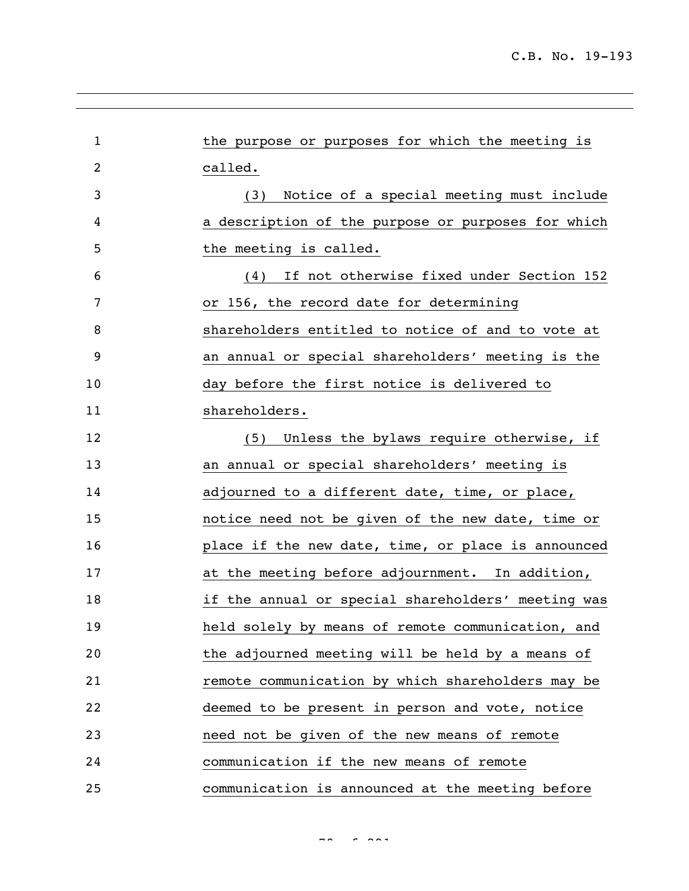the purpose or purposes for which the meeting is called.

(3) Notice of a special meeting must include a description of the purpose or purposes for which the meeting is called.

(4) If not otherwise fixed under Section 152 or 156, the record date for determining shareholders entitled to notice of and to vote at an annual or special shareholders' meeting is the day before the first notice is delivered to shareholders.

(5) Unless the bylaws require otherwise, if an annual or special shareholders' meeting is adjourned to a different date, time, or place, notice need not be given of the new date, time or place if the new date, time, or place is announced at the meeting before adjournment. In addition, if the annual or special shareholders' meeting was held solely by means of remote communication, and the adjourned meeting will be held by a means of remote communication by which shareholders may be deemed to be present in person and vote, notice need not be given of the new means of remote communication if the new means of remote communication is announced at the meeting before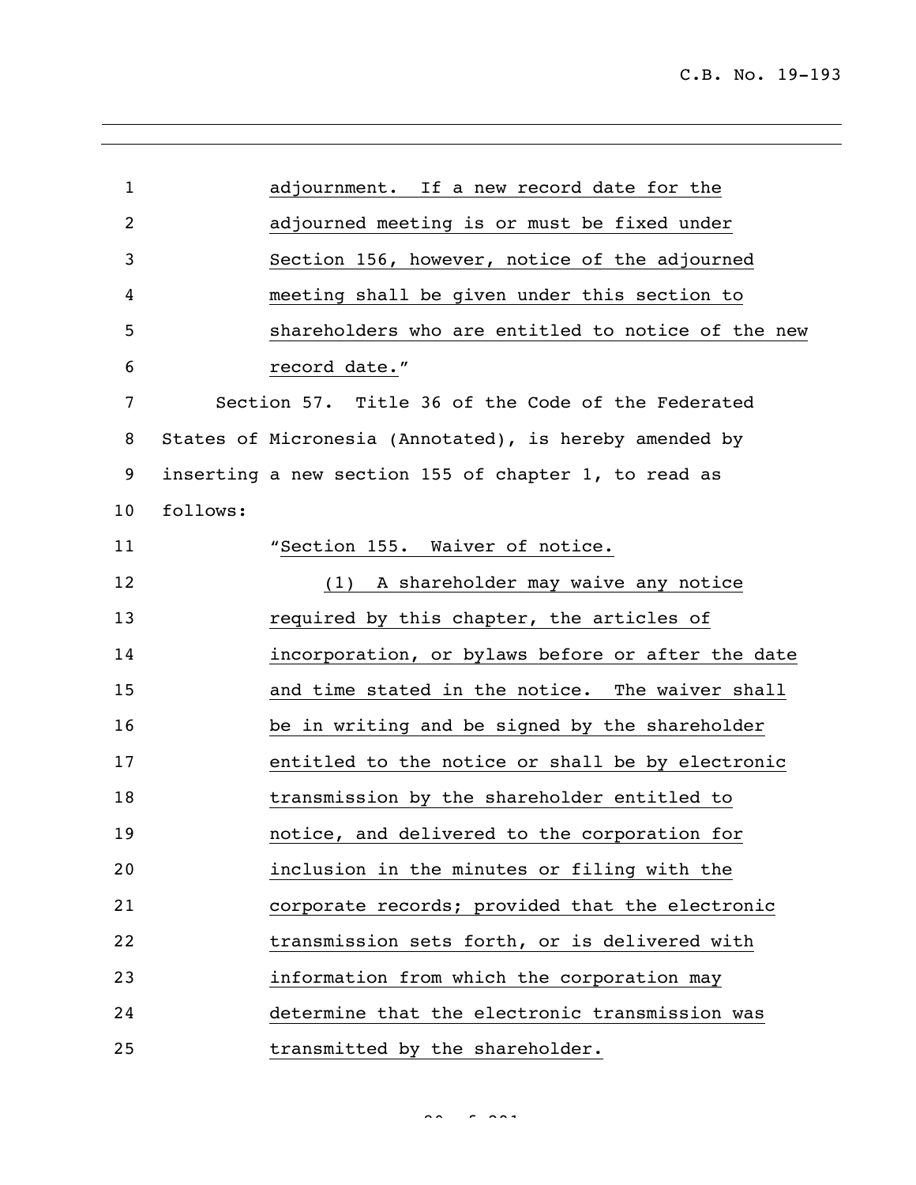adjournment. If a new record date for the adjourned meeting is or must be fixed under Section 156, however, notice of the adjourned meeting shall be given under this section to shareholders who are entitled to notice of the new record date."

Section 57. Title 36 of the Code of the Federated States of Micronesia (Annotated), is hereby amended by inserting a new section 155 of chapter 1, to read as follows:

"Section 155. Waiver of notice.

(1) A shareholder may waive any notice required by this chapter, the articles of incorporation, or bylaws before or after the date and time stated in the notice. The waiver shall be in writing and be signed by the shareholder entitled to the notice or shall be by electronic transmission by the shareholder entitled to notice, and delivered to the corporation for inclusion in the minutes or filing with the corporate records; provided that the electronic transmission sets forth, or is delivered with information from which the corporation may determine that the electronic transmission was transmitted by the shareholder.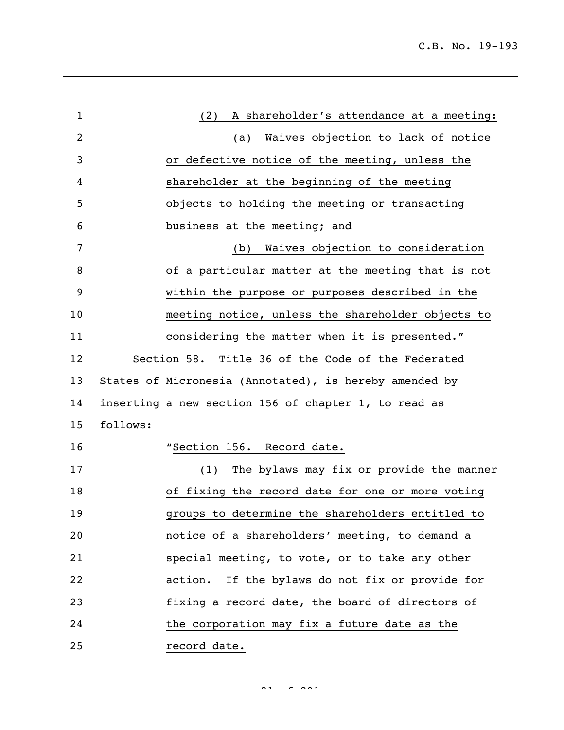(2) A shareholder's attendance at a meeting:

(a) Waives objection to lack of notice or defective notice of the meeting, unless the shareholder at the beginning of the meeting objects to holding the meeting or transacting business at the meeting; and

(b) Waives objection to consideration of a particular matter at the meeting that is not within the purpose or purposes described in the meeting notice, unless the shareholder objects to considering the matter when it is presented."

Section 58. Title 36 of the Code of the Federated States of Micronesia (Annotated), is hereby amended by inserting a new section 156 of chapter 1, to read as follows:

"Section 156. Record date.

(1) The bylaws may fix or provide the manner of fixing the record date for one or more voting groups to determine the shareholders entitled to notice of a shareholders' meeting, to demand a special meeting, to vote, or to take any other action. If the bylaws do not fix or provide for fixing a record date, the board of directors of the corporation may fix a future date as the record date.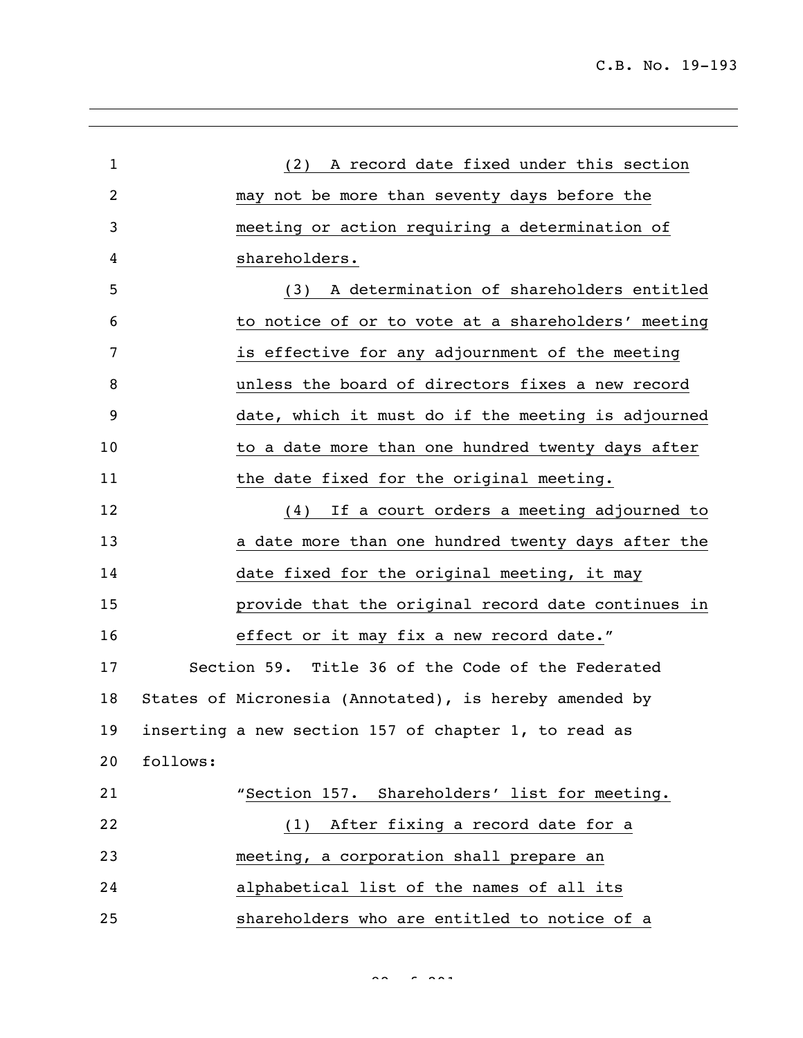(2) A record date fixed under this section may not be more than seventy days before the meeting or action requiring a determination of shareholders.

(3) A determination of shareholders entitled to notice of or to vote at a shareholders' meeting is effective for any adjournment of the meeting unless the board of directors fixes a new record date, which it must do if the meeting is adjourned to a date more than one hundred twenty days after the date fixed for the original meeting.

(4) If a court orders a meeting adjourned to a date more than one hundred twenty days after the date fixed for the original meeting, it may provide that the original record date continues in effect or it may fix a new record date."

Section 59. Title 36 of the Code of the Federated States of Micronesia (Annotated), is hereby amended by inserting a new section 157 of chapter 1, to read as follows:

"Section 157. Shareholders' list for meeting.

(1) After fixing a record date for a meeting, a corporation shall prepare an alphabetical list of the names of all its shareholders who are entitled to notice of a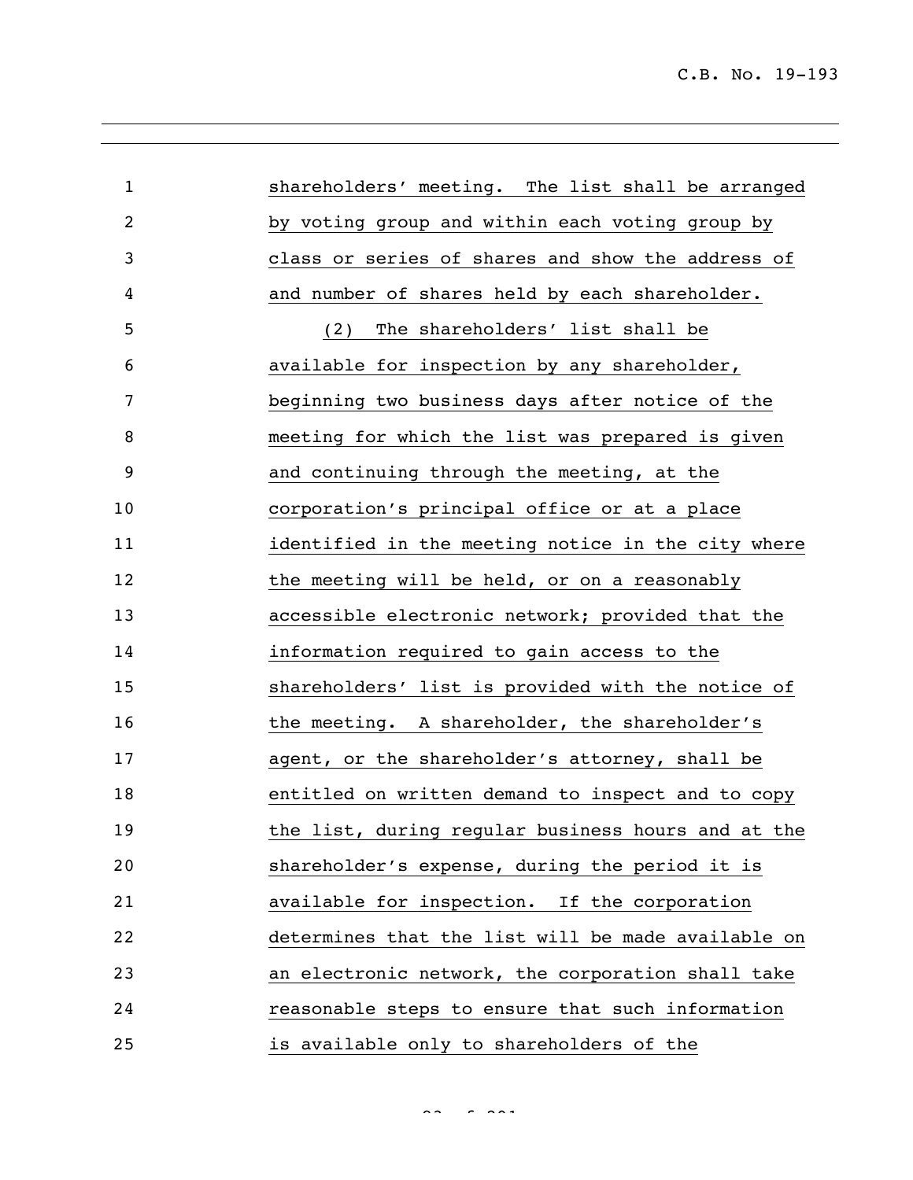shareholders' meeting. The list shall be arranged by voting group and within each voting group by class or series of shares and show the address of and number of shares held by each shareholder.

(2) The shareholders' list shall be available for inspection by any shareholder, beginning two business days after notice of the meeting for which the list was prepared is given and continuing through the meeting, at the corporation's principal office or at a place identified in the meeting notice in the city where the meeting will be held, or on a reasonably accessible electronic network; provided that the information required to gain access to the shareholders' list is provided with the notice of the meeting. A shareholder, the shareholder's agent, or the shareholder's attorney, shall be entitled on written demand to inspect and to copy the list, during regular business hours and at the shareholder's expense, during the period it is available for inspection. If the corporation determines that the list will be made available on an electronic network, the corporation shall take reasonable steps to ensure that such information is available only to shareholders of the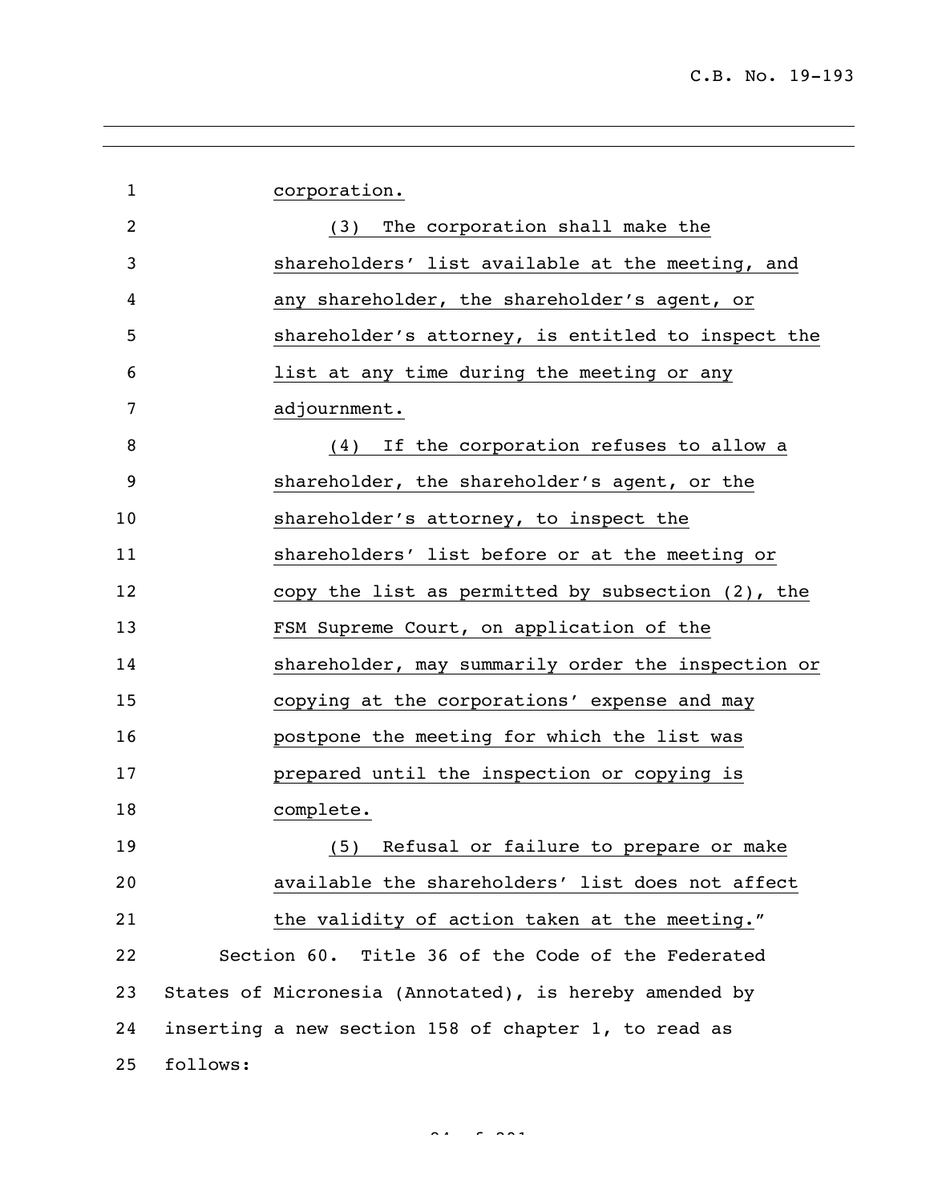corporation.

(3) The corporation shall make the shareholders' list available at the meeting, and any shareholder, the shareholder's agent, or shareholder's attorney, is entitled to inspect the list at any time during the meeting or any adjournment.

(4) If the corporation refuses to allow a shareholder, the shareholder's agent, or the shareholder's attorney, to inspect the shareholders' list before or at the meeting or copy the list as permitted by subsection (2), the FSM Supreme Court, on application of the shareholder, may summarily order the inspection or copying at the corporations' expense and may postpone the meeting for which the list was prepared until the inspection or copying is complete.

(5) Refusal or failure to prepare or make available the shareholders' list does not affect the validity of action taken at the meeting."

Section 60. Title 36 of the Code of the Federated States of Micronesia (Annotated), is hereby amended by inserting a new section 158 of chapter 1, to read as follows: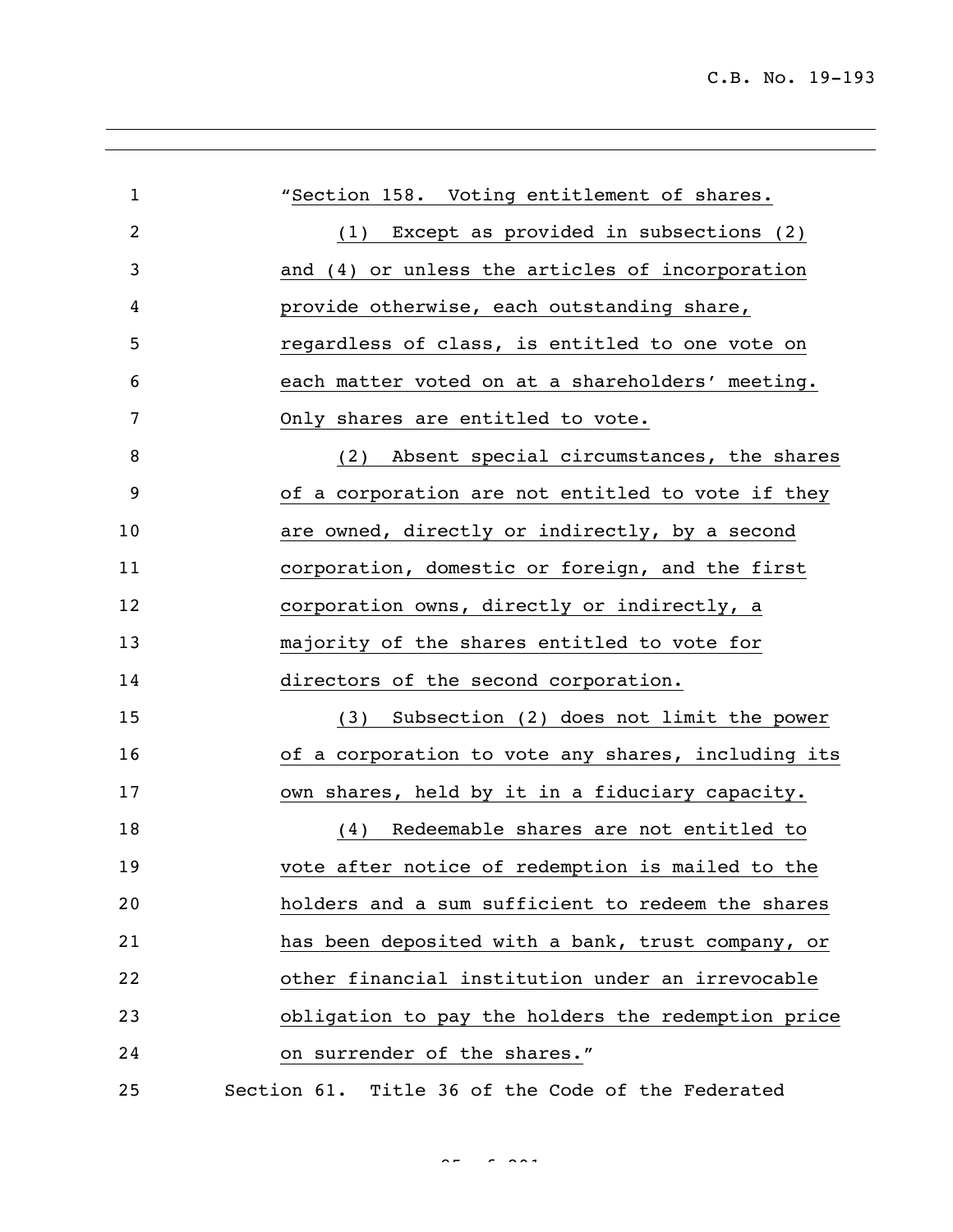"Section 158. Voting entitlement of shares.

(1) Except as provided in subsections (2) and (4) or unless the articles of incorporation provide otherwise, each outstanding share, regardless of class, is entitled to one vote on each matter voted on at a shareholders' meeting. Only shares are entitled to vote.

(2) Absent special circumstances, the shares of a corporation are not entitled to vote if they are owned, directly or indirectly, by a second corporation, domestic or foreign, and the first corporation owns, directly or indirectly, a majority of the shares entitled to vote for directors of the second corporation.

(3) Subsection (2) does not limit the power of a corporation to vote any shares, including its own shares, held by it in a fiduciary capacity.

(4) Redeemable shares are not entitled to vote after notice of redemption is mailed to the holders and a sum sufficient to redeem the shares has been deposited with a bank, trust company, or other financial institution under an irrevocable obligation to pay the holders the redemption price on surrender of the shares."

Section 61. Title 36 of the Code of the Federated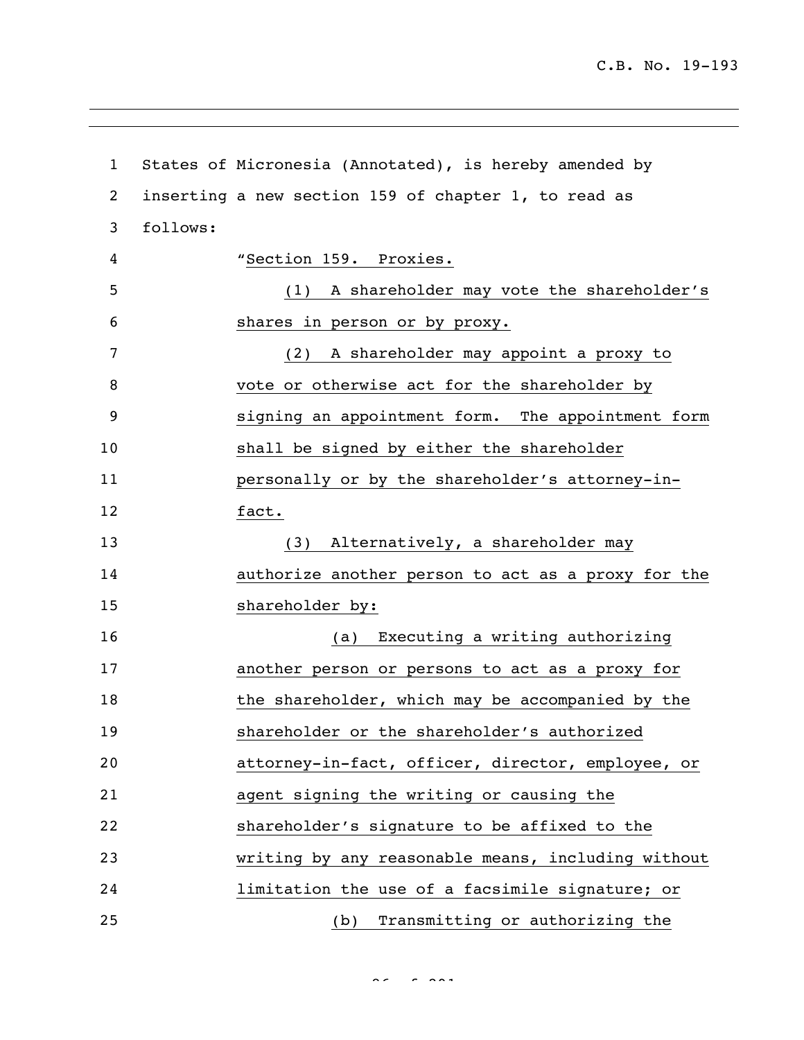States of Micronesia (Annotated), is hereby amended by inserting a new section 159 of chapter 1, to read as follows:

"Section 159. Proxies.

(1) A shareholder may vote the shareholder's shares in person or by proxy.

(2) A shareholder may appoint a proxy to vote or otherwise act for the shareholder by signing an appointment form. The appointment form shall be signed by either the shareholder personally or by the shareholder's attorney-in-fact.

(3) Alternatively, a shareholder may authorize another person to act as a proxy for the shareholder by:

(a) Executing a writing authorizing another person or persons to act as a proxy for the shareholder, which may be accompanied by the shareholder or the shareholder's authorized attorney-in-fact, officer, director, employee, or agent signing the writing or causing the shareholder's signature to be affixed to the writing by any reasonable means, including without limitation the use of a facsimile signature; or

(b) Transmitting or authorizing the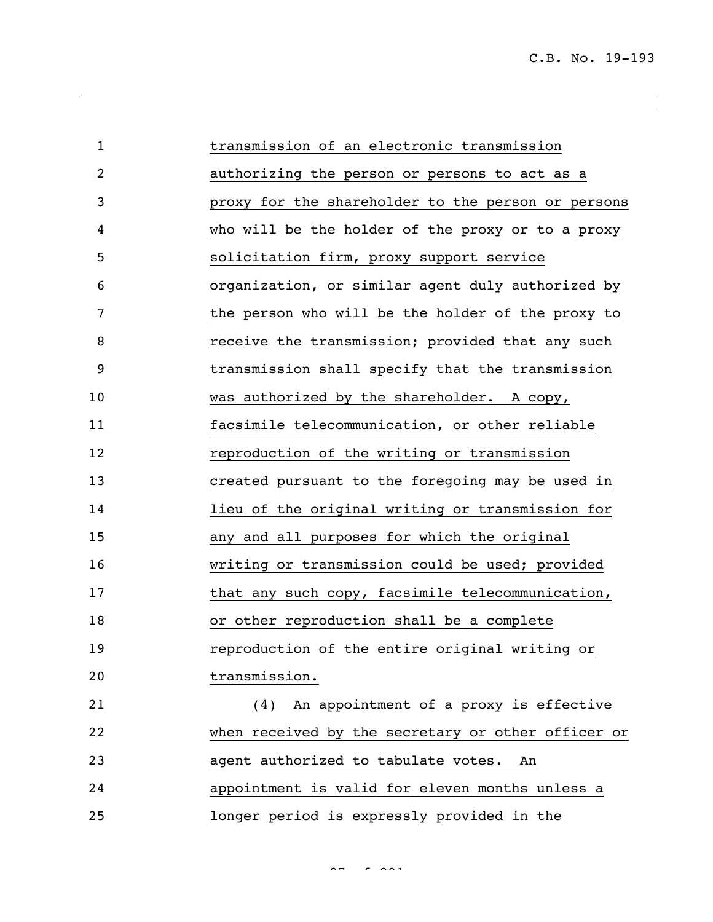transmission of an electronic transmission authorizing the person or persons to act as a proxy for the shareholder to the person or persons who will be the holder of the proxy or to a proxy solicitation firm, proxy support service organization, or similar agent duly authorized by the person who will be the holder of the proxy to receive the transmission; provided that any such transmission shall specify that the transmission was authorized by the shareholder. A copy, facsimile telecommunication, or other reliable reproduction of the writing or transmission created pursuant to the foregoing may be used in lieu of the original writing or transmission for any and all purposes for which the original writing or transmission could be used; provided that any such copy, facsimile telecommunication, or other reproduction shall be a complete reproduction of the entire original writing or transmission.

(4) An appointment of a proxy is effective when received by the secretary or other officer or agent authorized to tabulate votes. An appointment is valid for eleven months unless a longer period is expressly provided in the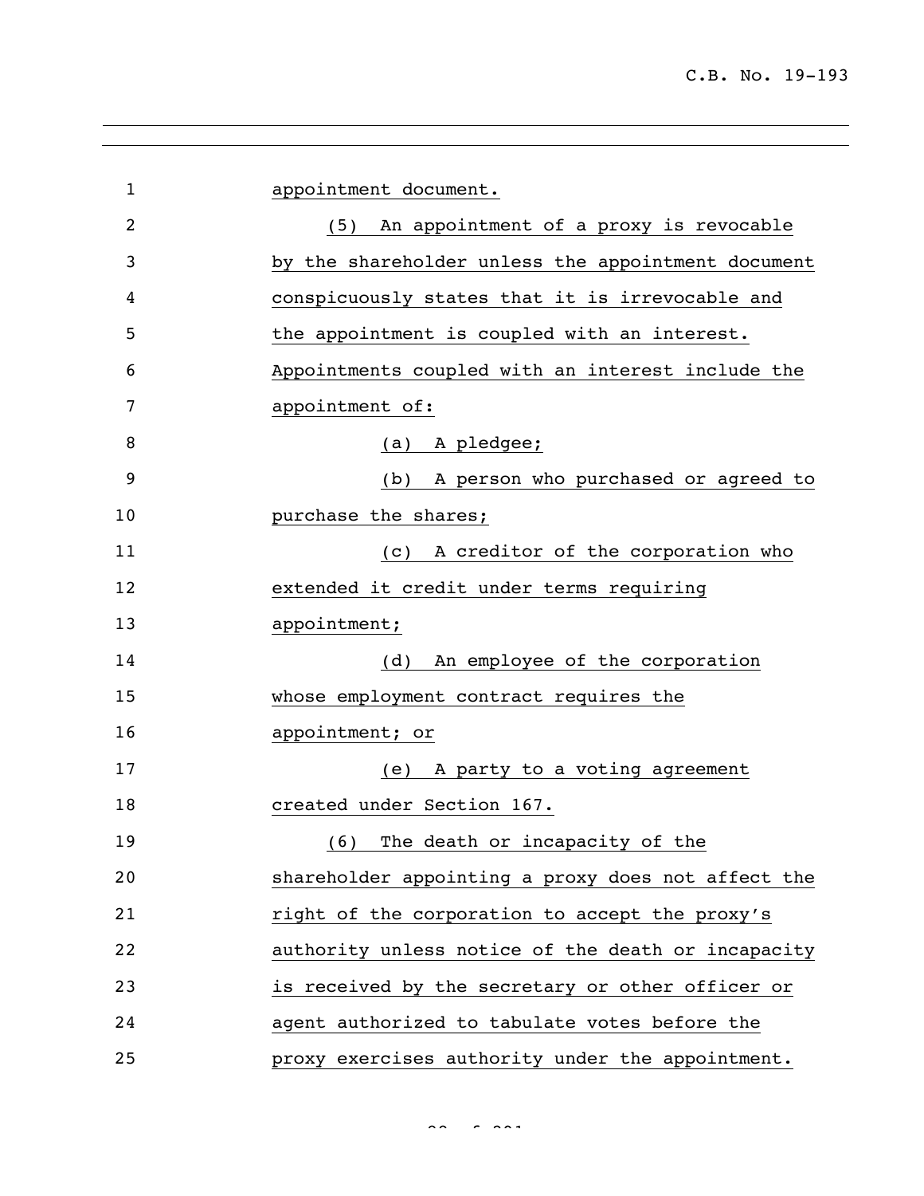appointment document.

(5) An appointment of a proxy is revocable by the shareholder unless the appointment document conspicuously states that it is irrevocable and the appointment is coupled with an interest. Appointments coupled with an interest include the appointment of:

(a) A pledgee;

(b) A person who purchased or agreed to purchase the shares;

(c) A creditor of the corporation who extended it credit under terms requiring appointment;

(d) An employee of the corporation whose employment contract requires the appointment; or

(e) A party to a voting agreement created under Section 167.

(6) The death or incapacity of the shareholder appointing a proxy does not affect the right of the corporation to accept the proxy's authority unless notice of the death or incapacity is received by the secretary or other officer or agent authorized to tabulate votes before the proxy exercises authority under the appointment.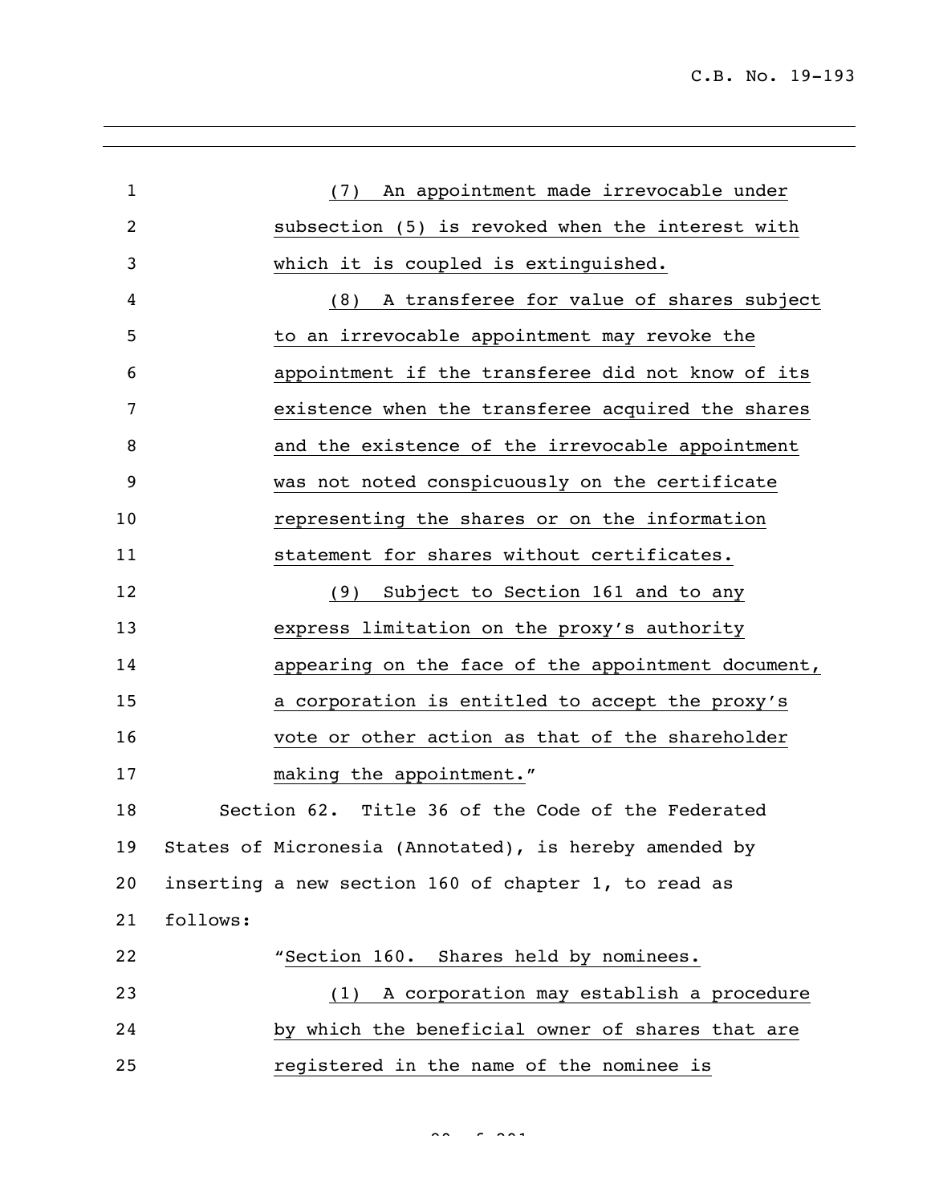(7) An appointment made irrevocable under subsection (5) is revoked when the interest with which it is coupled is extinguished.

(8) A transferee for value of shares subject to an irrevocable appointment may revoke the appointment if the transferee did not know of its existence when the transferee acquired the shares and the existence of the irrevocable appointment was not noted conspicuously on the certificate representing the shares or on the information statement for shares without certificates.

(9) Subject to Section 161 and to any express limitation on the proxy's authority appearing on the face of the appointment document, a corporation is entitled to accept the proxy's vote or other action as that of the shareholder making the appointment."

Section 62. Title 36 of the Code of the Federated States of Micronesia (Annotated), is hereby amended by inserting a new section 160 of chapter 1, to read as follows:

"Section 160. Shares held by nominees.

(1) A corporation may establish a procedure by which the beneficial owner of shares that are registered in the name of the nominee is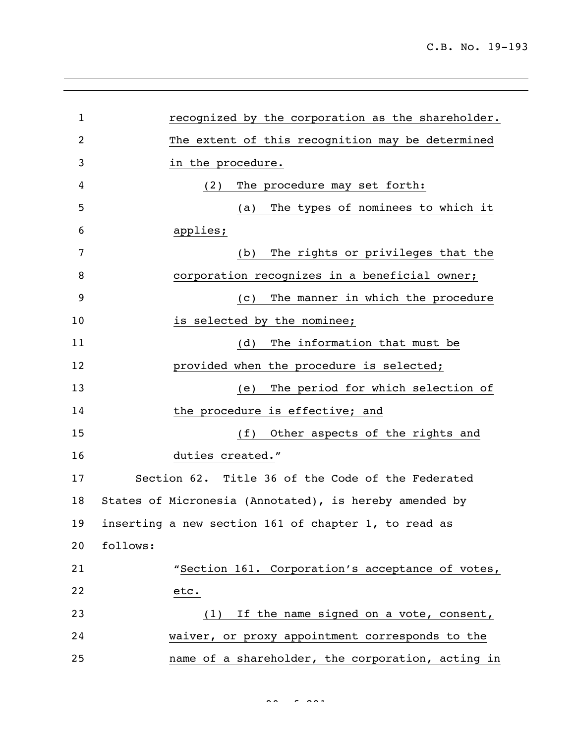recognized by the corporation as the shareholder. The extent of this recognition may be determined in the procedure.

(2) The procedure may set forth:

(a) The types of nominees to which it applies;

(b) The rights or privileges that the corporation recognizes in a beneficial owner;

(c) The manner in which the procedure is selected by the nominee;

(d) The information that must be provided when the procedure is selected;

(e) The period for which selection of the procedure is effective; and

(f) Other aspects of the rights and duties created."

Section 62. Title 36 of the Code of the Federated States of Micronesia (Annotated), is hereby amended by inserting a new section 161 of chapter 1, to read as follows:

"Section 161. Corporation's acceptance of votes, etc.

(1) If the name signed on a vote, consent, waiver, or proxy appointment corresponds to the name of a shareholder, the corporation, acting in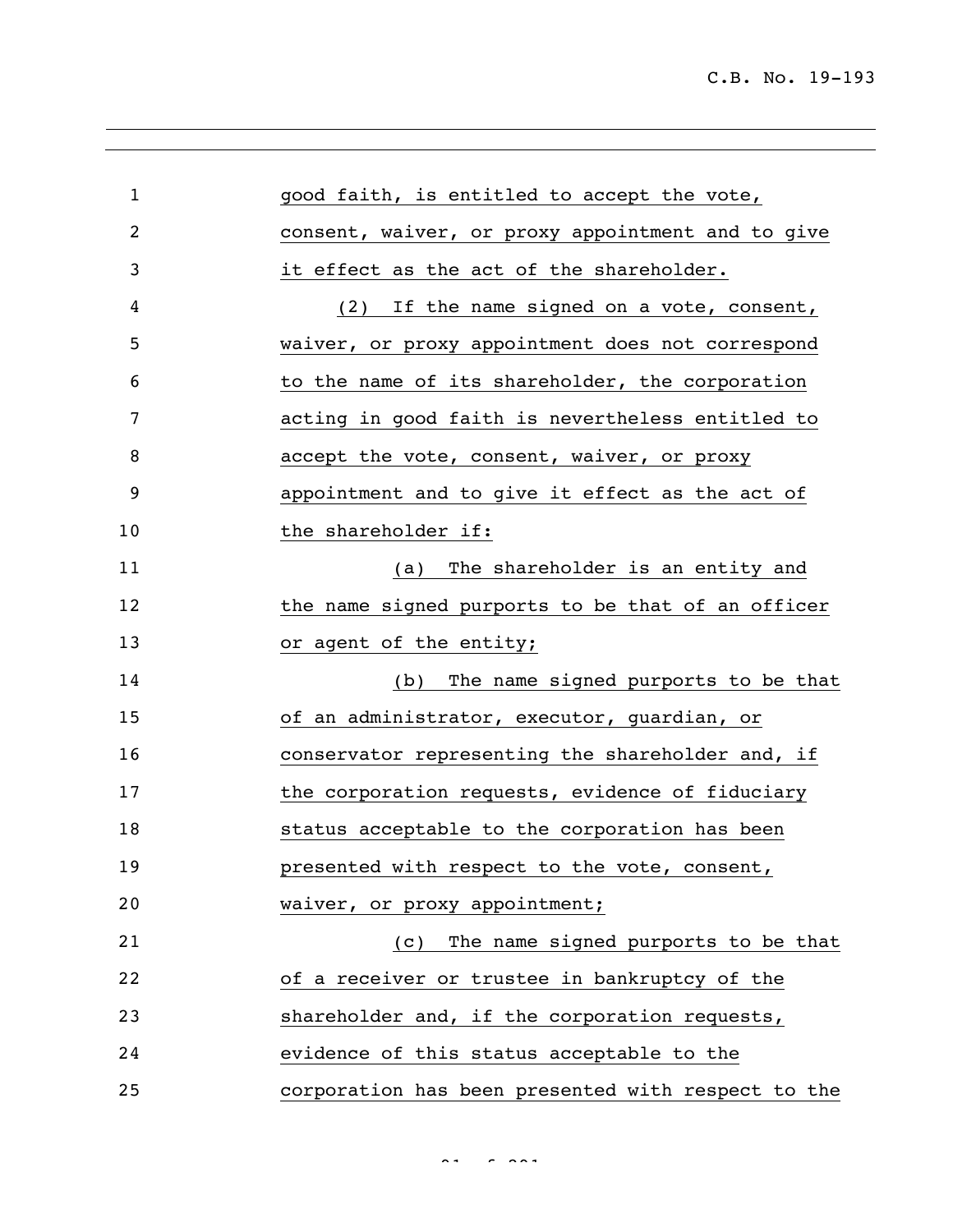good faith, is entitled to accept the vote, consent, waiver, or proxy appointment and to give it effect as the act of the shareholder.

(2) If the name signed on a vote, consent, waiver, or proxy appointment does not correspond to the name of its shareholder, the corporation acting in good faith is nevertheless entitled to accept the vote, consent, waiver, or proxy appointment and to give it effect as the act of the shareholder if:

(a) The shareholder is an entity and the name signed purports to be that of an officer or agent of the entity;

(b) The name signed purports to be that of an administrator, executor, guardian, or conservator representing the shareholder and, if the corporation requests, evidence of fiduciary status acceptable to the corporation has been presented with respect to the vote, consent, waiver, or proxy appointment;

(c) The name signed purports to be that of a receiver or trustee in bankruptcy of the shareholder and, if the corporation requests, evidence of this status acceptable to the corporation has been presented with respect to the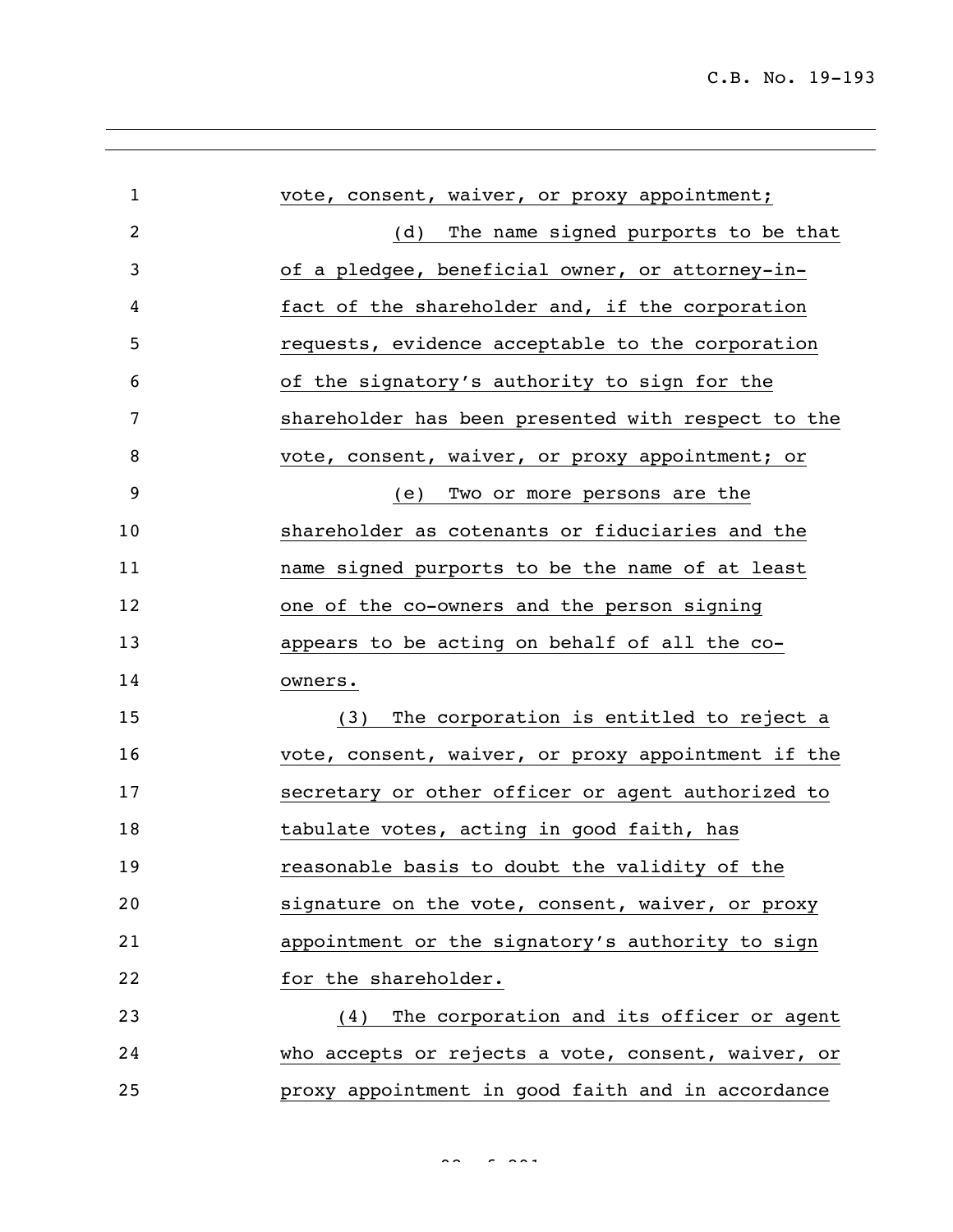vote, consent, waiver, or proxy appointment;

(d) The name signed purports to be that of a pledgee, beneficial owner, or attorney-in-fact of the shareholder and, if the corporation requests, evidence acceptable to the corporation of the signatory's authority to sign for the shareholder has been presented with respect to the vote, consent, waiver, or proxy appointment; or

(e) Two or more persons are the shareholder as cotenants or fiduciaries and the name signed purports to be the name of at least one of the co-owners and the person signing appears to be acting on behalf of all the co-owners.

(3) The corporation is entitled to reject a vote, consent, waiver, or proxy appointment if the secretary or other officer or agent authorized to tabulate votes, acting in good faith, has reasonable basis to doubt the validity of the signature on the vote, consent, waiver, or proxy appointment or the signatory's authority to sign for the shareholder.

(4) The corporation and its officer or agent who accepts or rejects a vote, consent, waiver, or proxy appointment in good faith and in accordance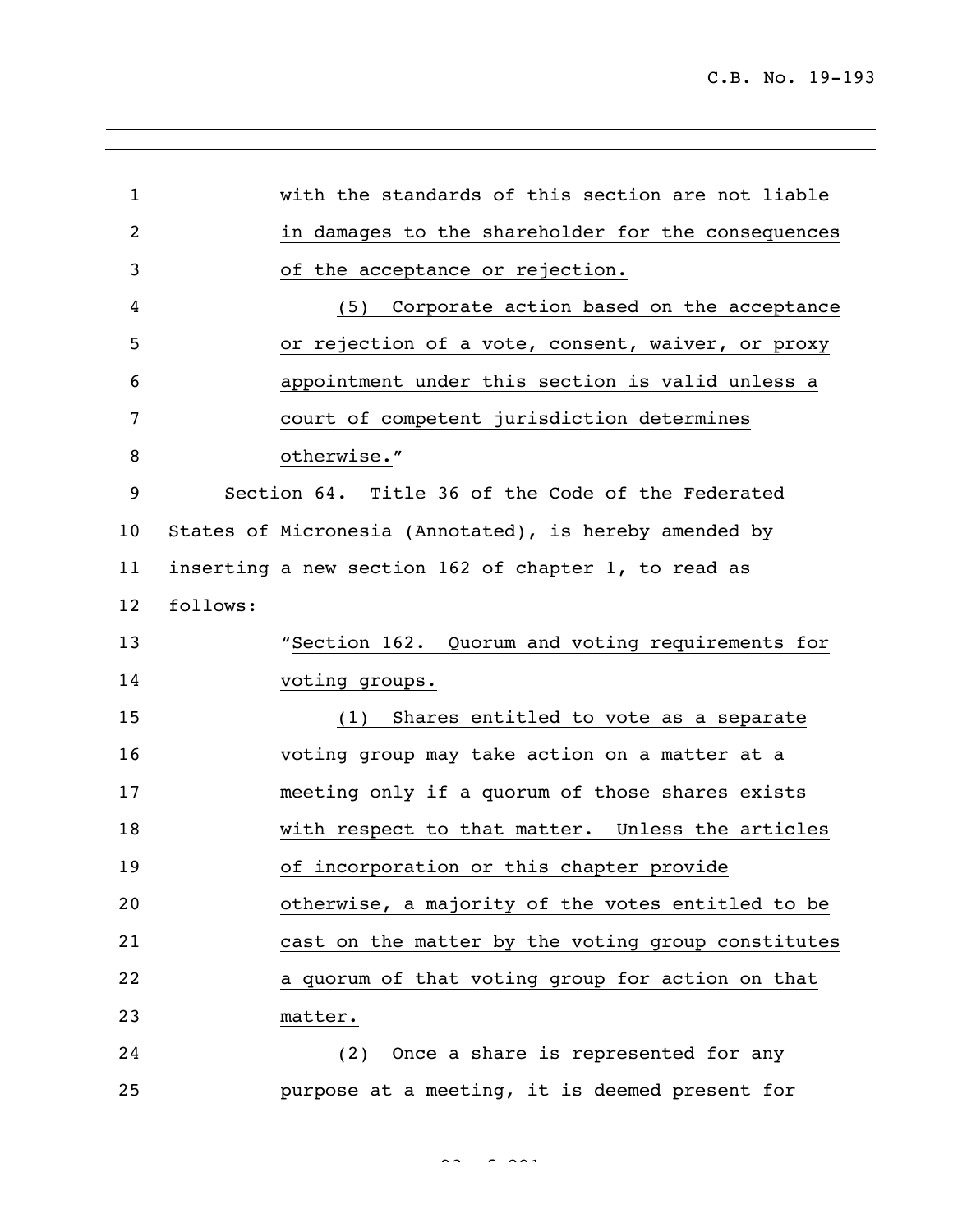with the standards of this section are not liable in damages to the shareholder for the consequences of the acceptance or rejection.

(5) Corporate action based on the acceptance or rejection of a vote, consent, waiver, or proxy appointment under this section is valid unless a court of competent jurisdiction determines otherwise."

Section 64. Title 36 of the Code of the Federated States of Micronesia (Annotated), is hereby amended by inserting a new section 162 of chapter 1, to read as follows:

"Section 162. Quorum and voting requirements for voting groups.

(1) Shares entitled to vote as a separate voting group may take action on a matter at a meeting only if a quorum of those shares exists with respect to that matter. Unless the articles of incorporation or this chapter provide otherwise, a majority of the votes entitled to be cast on the matter by the voting group constitutes a quorum of that voting group for action on that matter.

(2) Once a share is represented for any purpose at a meeting, it is deemed present for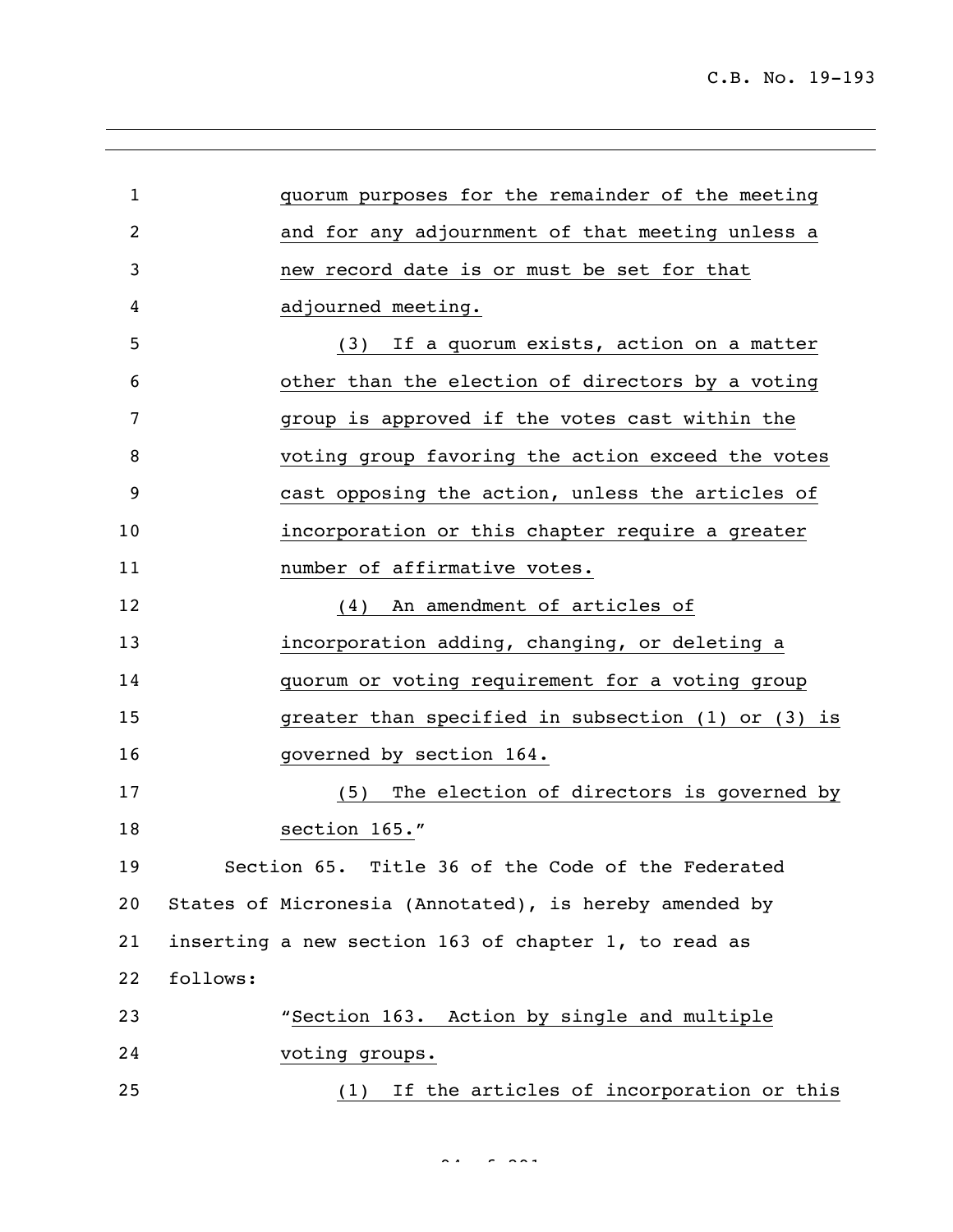quorum purposes for the remainder of the meeting and for any adjournment of that meeting unless a new record date is or must be set for that adjourned meeting.

(3) If a quorum exists, action on a matter other than the election of directors by a voting group is approved if the votes cast within the voting group favoring the action exceed the votes cast opposing the action, unless the articles of incorporation or this chapter require a greater number of affirmative votes.

(4) An amendment of articles of incorporation adding, changing, or deleting a quorum or voting requirement for a voting group greater than specified in subsection (1) or (3) is governed by section 164.

(5) The election of directors is governed by section 165."

Section 65. Title 36 of the Code of the Federated States of Micronesia (Annotated), is hereby amended by inserting a new section 163 of chapter 1, to read as follows:

"Section 163. Action by single and multiple voting groups.

(1) If the articles of incorporation or this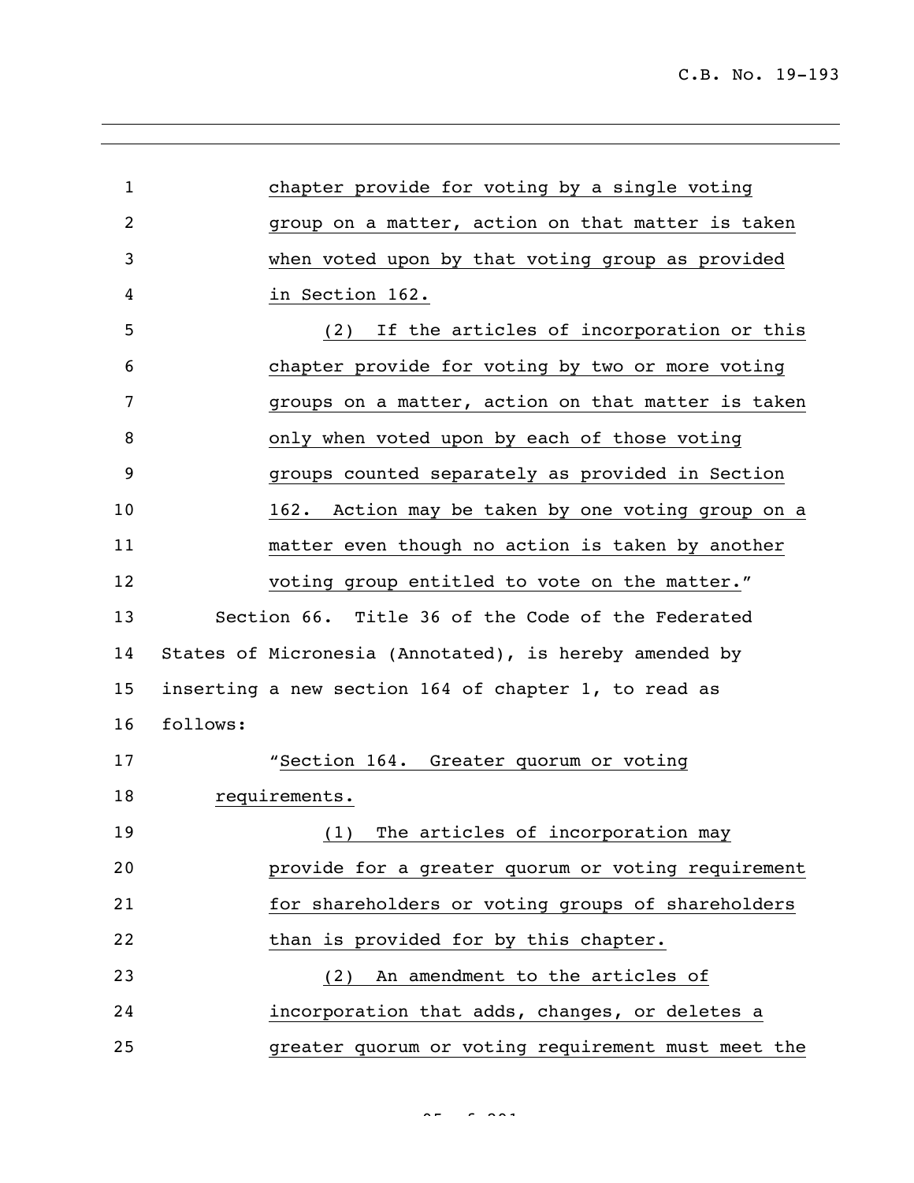chapter provide for voting by a single voting group on a matter, action on that matter is taken when voted upon by that voting group as provided in Section 162.

(2) If the articles of incorporation or this chapter provide for voting by two or more voting groups on a matter, action on that matter is taken only when voted upon by each of those voting groups counted separately as provided in Section 162. Action may be taken by one voting group on a matter even though no action is taken by another voting group entitled to vote on the matter."

Section 66. Title 36 of the Code of the Federated States of Micronesia (Annotated), is hereby amended by inserting a new section 164 of chapter 1, to read as follows:

"Section 164. Greater quorum or voting requirements.

(1) The articles of incorporation may provide for a greater quorum or voting requirement for shareholders or voting groups of shareholders than is provided for by this chapter.

(2) An amendment to the articles of incorporation that adds, changes, or deletes a greater quorum or voting requirement must meet the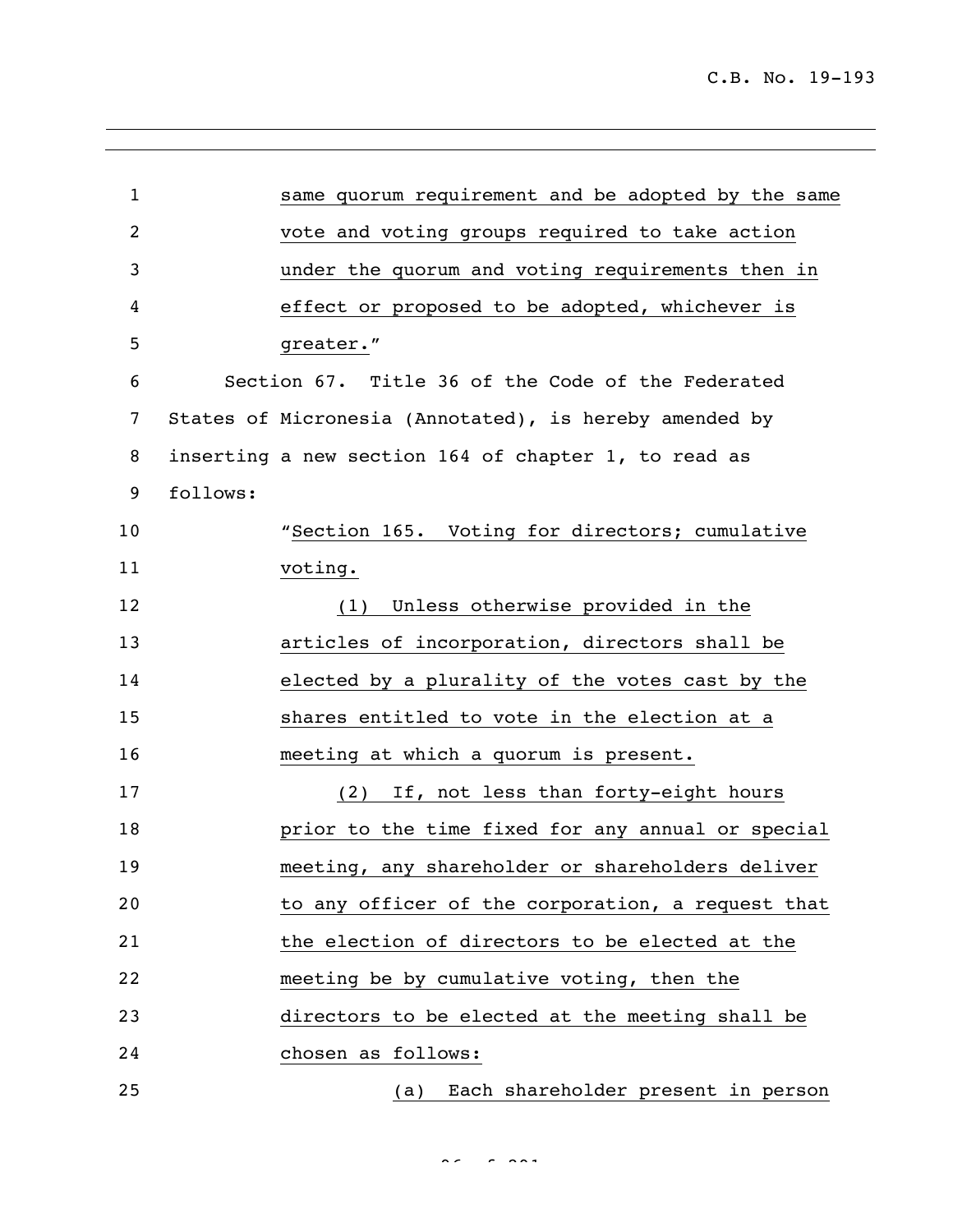same quorum requirement and be adopted by the same vote and voting groups required to take action under the quorum and voting requirements then in effect or proposed to be adopted, whichever is greater."

Section 67. Title 36 of the Code of the Federated States of Micronesia (Annotated), is hereby amended by inserting a new section 164 of chapter 1, to read as follows:

"Section 165. Voting for directors; cumulative voting.

(1) Unless otherwise provided in the articles of incorporation, directors shall be elected by a plurality of the votes cast by the shares entitled to vote in the election at a meeting at which a quorum is present.

(2) If, not less than forty-eight hours prior to the time fixed for any annual or special meeting, any shareholder or shareholders deliver to any officer of the corporation, a request that the election of directors to be elected at the meeting be by cumulative voting, then the directors to be elected at the meeting shall be chosen as follows:

(a) Each shareholder present in person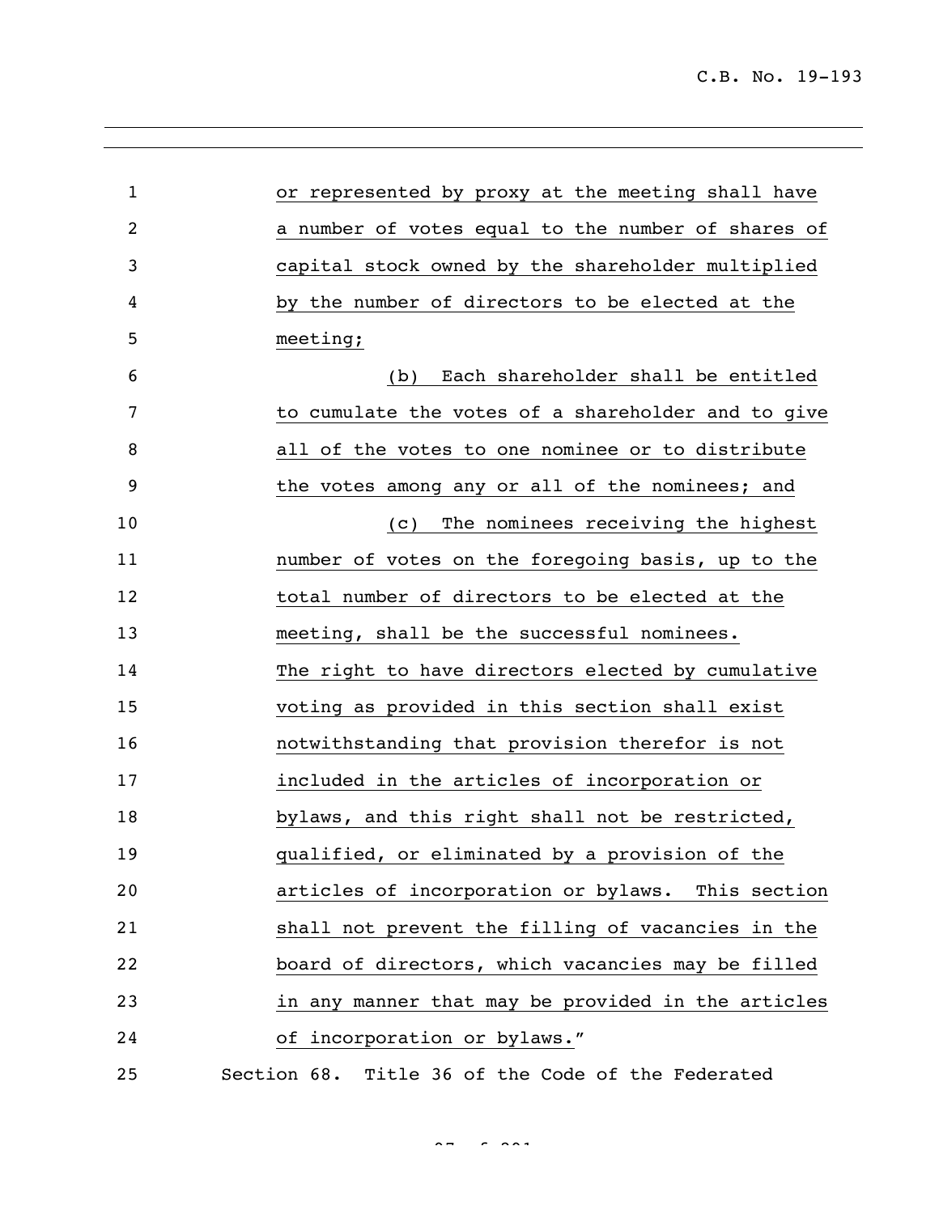or represented by proxy at the meeting shall have a number of votes equal to the number of shares of capital stock owned by the shareholder multiplied by the number of directors to be elected at the meeting;

(b) Each shareholder shall be entitled to cumulate the votes of a shareholder and to give all of the votes to one nominee or to distribute the votes among any or all of the nominees; and

(c) The nominees receiving the highest number of votes on the foregoing basis, up to the total number of directors to be elected at the meeting, shall be the successful nominees.

The right to have directors elected by cumulative voting as provided in this section shall exist notwithstanding that provision therefor is not included in the articles of incorporation or bylaws, and this right shall not be restricted, qualified, or eliminated by a provision of the articles of incorporation or bylaws. This section shall not prevent the filling of vacancies in the board of directors, which vacancies may be filled in any manner that may be provided in the articles of incorporation or bylaws."

Section 68. Title 36 of the Code of the Federated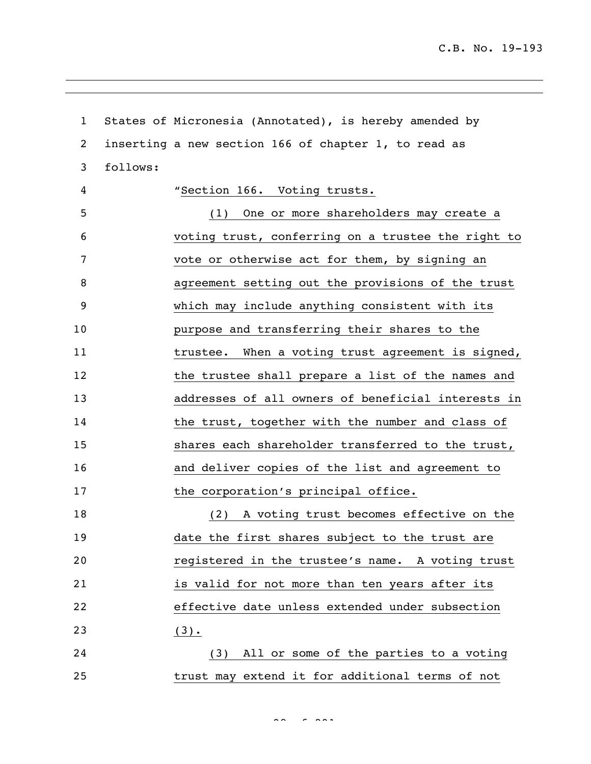States of Micronesia (Annotated), is hereby amended by inserting a new section 166 of chapter 1, to read as follows:

"Section 166. Voting trusts.

(1) One or more shareholders may create a voting trust, conferring on a trustee the right to vote or otherwise act for them, by signing an agreement setting out the provisions of the trust which may include anything consistent with its purpose and transferring their shares to the trustee. When a voting trust agreement is signed, the trustee shall prepare a list of the names and addresses of all owners of beneficial interests in the trust, together with the number and class of shares each shareholder transferred to the trust, and deliver copies of the list and agreement to the corporation's principal office.

(2) A voting trust becomes effective on the date the first shares subject to the trust are registered in the trustee's name. A voting trust is valid for not more than ten years after its effective date unless extended under subsection (3).

(3) All or some of the parties to a voting trust may extend it for additional terms of not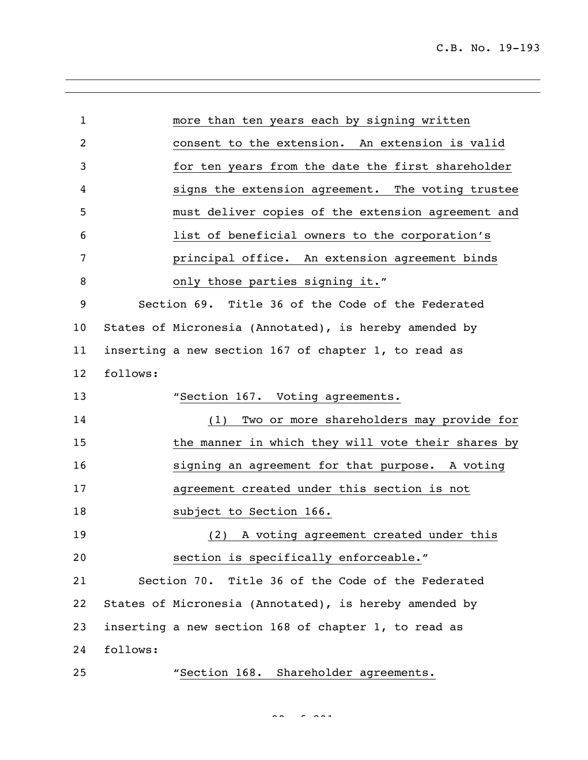more than ten years each by signing written consent to the extension. An extension is valid for ten years from the date the first shareholder signs the extension agreement. The voting trustee must deliver copies of the extension agreement and list of beneficial owners to the corporation's principal office. An extension agreement binds only those parties signing it."

Section 69. Title 36 of the Code of the Federated States of Micronesia (Annotated), is hereby amended by inserting a new section 167 of chapter 1, to read as follows:

"Section 167. Voting agreements.

(1) Two or more shareholders may provide for the manner in which they will vote their shares by signing an agreement for that purpose. A voting agreement created under this section is not subject to Section 166.

(2) A voting agreement created under this section is specifically enforceable."

Section 70. Title 36 of the Code of the Federated States of Micronesia (Annotated), is hereby amended by inserting a new section 168 of chapter 1, to read as follows:

"Section 168. Shareholder agreements.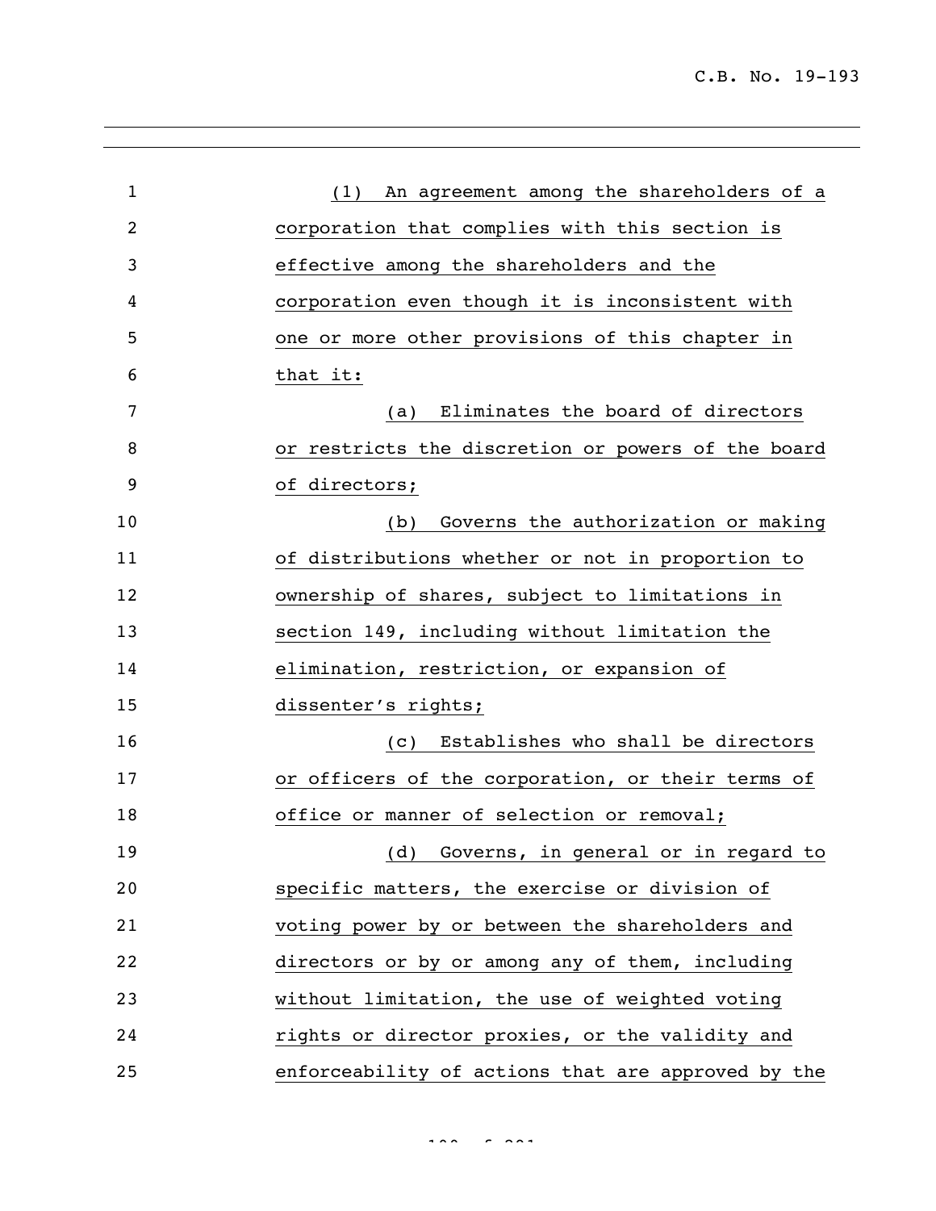(1) An agreement among the shareholders of a corporation that complies with this section is effective among the shareholders and the corporation even though it is inconsistent with one or more other provisions of this chapter in that it:

(a) Eliminates the board of directors or restricts the discretion or powers of the board of directors;

(b) Governs the authorization or making of distributions whether or not in proportion to ownership of shares, subject to limitations in section 149, including without limitation the elimination, restriction, or expansion of dissenter's rights;

(c) Establishes who shall be directors or officers of the corporation, or their terms of office or manner of selection or removal;

(d) Governs, in general or in regard to specific matters, the exercise or division of voting power by or between the shareholders and directors or by or among any of them, including without limitation, the use of weighted voting rights or director proxies, or the validity and enforceability of actions that are approved by the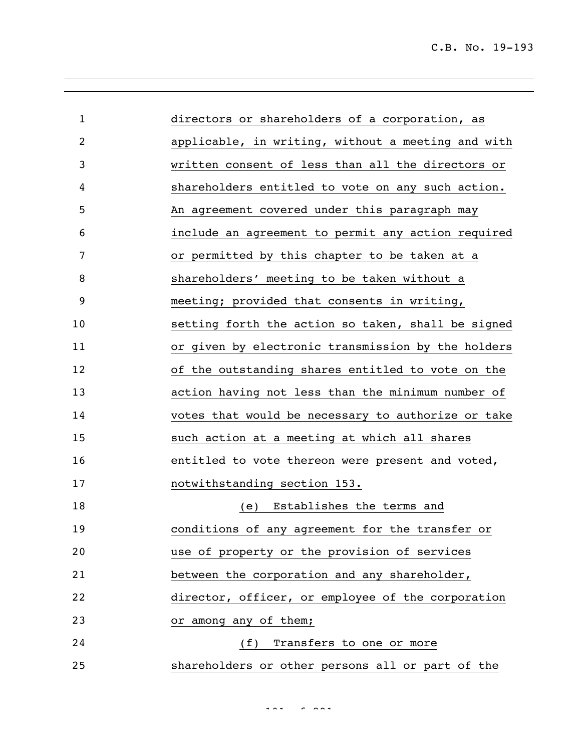directors or shareholders of a corporation, as applicable, in writing, without a meeting and with written consent of less than all the directors or shareholders entitled to vote on any such action. An agreement covered under this paragraph may include an agreement to permit any action required or permitted by this chapter to be taken at a shareholders' meeting to be taken without a meeting; provided that consents in writing, setting forth the action so taken, shall be signed or given by electronic transmission by the holders of the outstanding shares entitled to vote on the action having not less than the minimum number of votes that would be necessary to authorize or take such action at a meeting at which all shares entitled to vote thereon were present and voted, notwithstanding section 153.

(e) Establishes the terms and conditions of any agreement for the transfer or use of property or the provision of services between the corporation and any shareholder, director, officer, or employee of the corporation or among any of them;

(f) Transfers to one or more shareholders or other persons all or part of the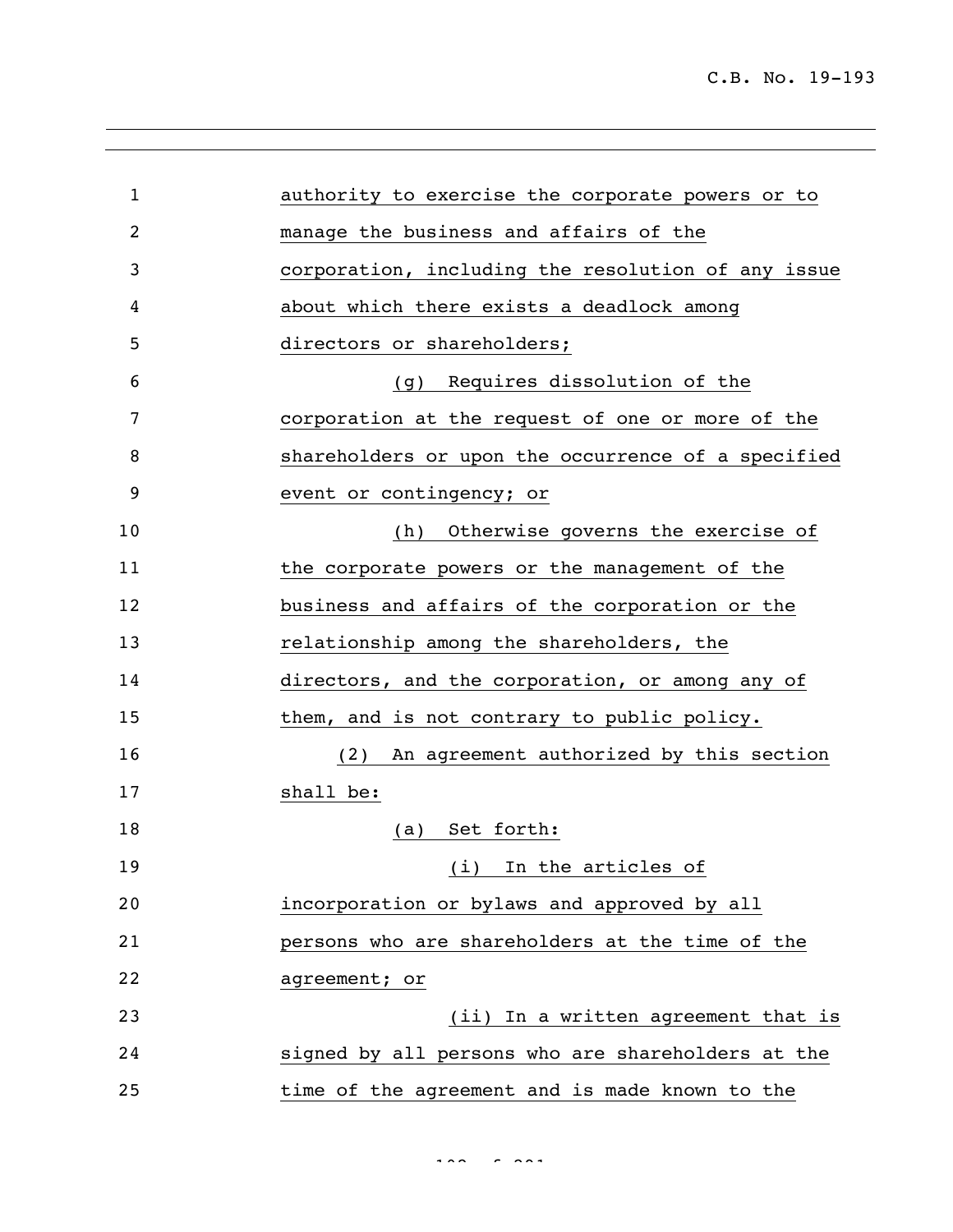authority to exercise the corporate powers or to manage the business and affairs of the corporation, including the resolution of any issue about which there exists a deadlock among directors or shareholders;

(g) Requires dissolution of the corporation at the request of one or more of the shareholders or upon the occurrence of a specified event or contingency; or

(h) Otherwise governs the exercise of the corporate powers or the management of the business and affairs of the corporation or the relationship among the shareholders, the directors, and the corporation, or among any of them, and is not contrary to public policy.

(2) An agreement authorized by this section shall be:

(a) Set forth:

(i) In the articles of incorporation or bylaws and approved by all persons who are shareholders at the time of the agreement; or

(ii) In a written agreement that is signed by all persons who are shareholders at the time of the agreement and is made known to the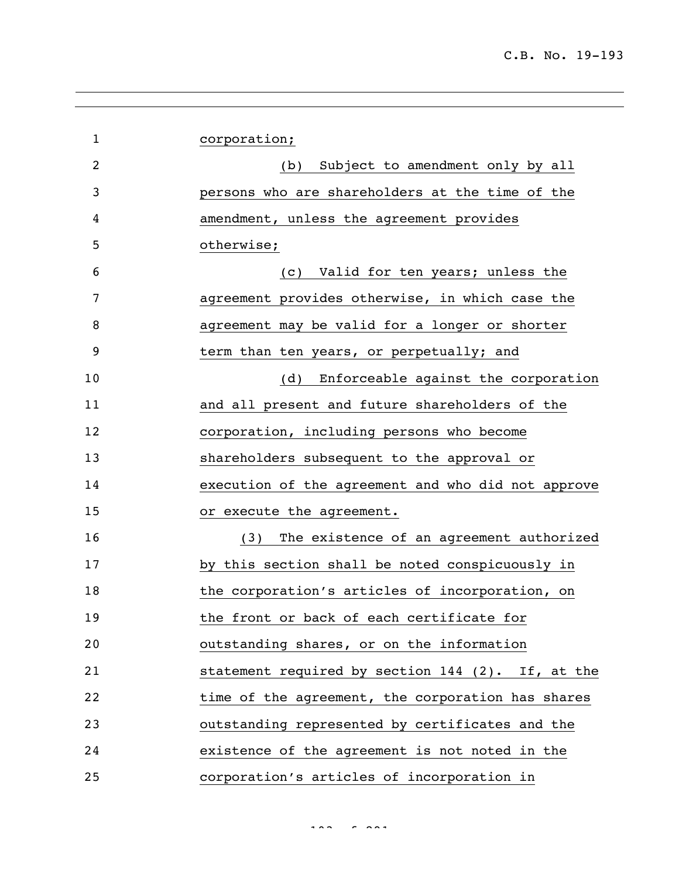corporation;

(b) Subject to amendment only by all persons who are shareholders at the time of the amendment, unless the agreement provides otherwise;

(c) Valid for ten years; unless the agreement provides otherwise, in which case the agreement may be valid for a longer or shorter term than ten years, or perpetually; and

(d) Enforceable against the corporation and all present and future shareholders of the corporation, including persons who become shareholders subsequent to the approval or execution of the agreement and who did not approve or execute the agreement.

(3) The existence of an agreement authorized by this section shall be noted conspicuously in the corporation's articles of incorporation, on the front or back of each certificate for outstanding shares, or on the information statement required by section 144 (2). If, at the time of the agreement, the corporation has shares outstanding represented by certificates and the existence of the agreement is not noted in the corporation's articles of incorporation in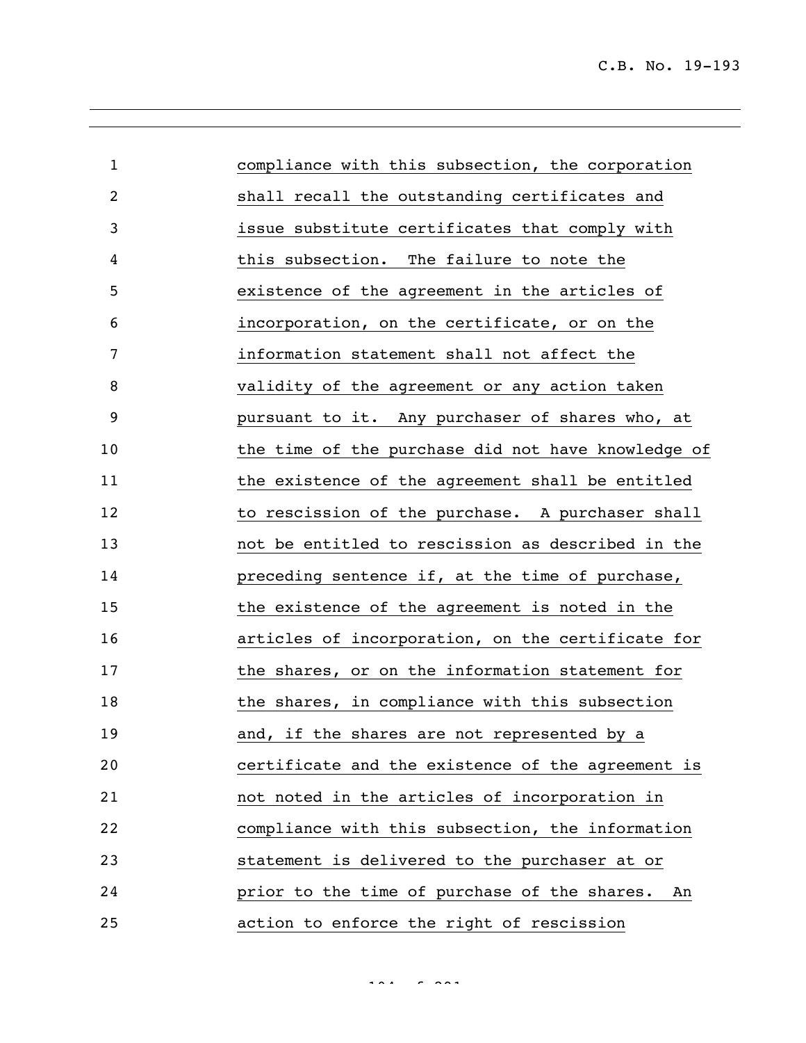compliance with this subsection, the corporation shall recall the outstanding certificates and issue substitute certificates that comply with this subsection. The failure to note the existence of the agreement in the articles of incorporation, on the certificate, or on the information statement shall not affect the validity of the agreement or any action taken pursuant to it. Any purchaser of shares who, at the time of the purchase did not have knowledge of the existence of the agreement shall be entitled to rescission of the purchase. A purchaser shall not be entitled to rescission as described in the preceding sentence if, at the time of purchase, the existence of the agreement is noted in the articles of incorporation, on the certificate for the shares, or on the information statement for the shares, in compliance with this subsection and, if the shares are not represented by a certificate and the existence of the agreement is not noted in the articles of incorporation in compliance with this subsection, the information statement is delivered to the purchaser at or prior to the time of purchase of the shares. An action to enforce the right of rescission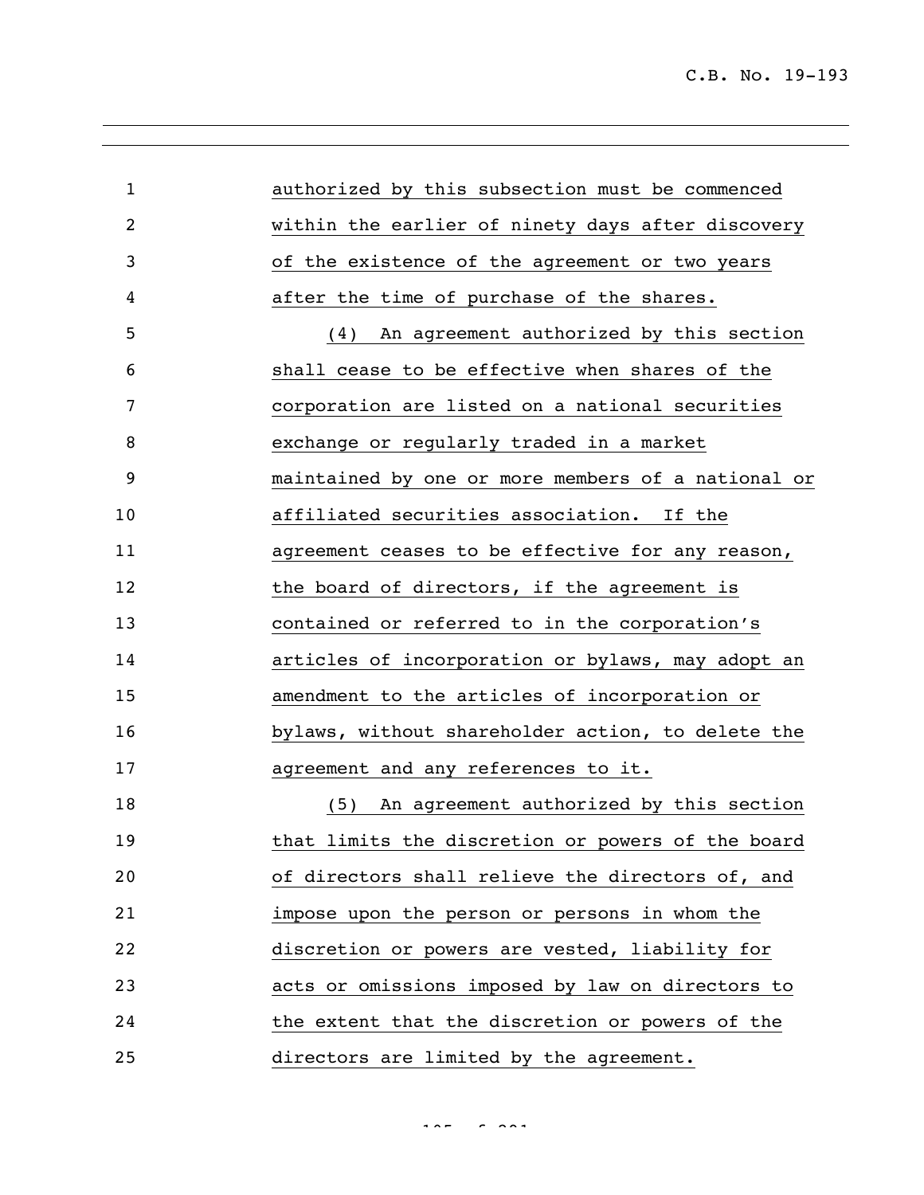authorized by this subsection must be commenced within the earlier of ninety days after discovery of the existence of the agreement or two years after the time of purchase of the shares.

(4) An agreement authorized by this section shall cease to be effective when shares of the corporation are listed on a national securities exchange or regularly traded in a market maintained by one or more members of a national or affiliated securities association. If the agreement ceases to be effective for any reason, the board of directors, if the agreement is contained or referred to in the corporation's articles of incorporation or bylaws, may adopt an amendment to the articles of incorporation or bylaws, without shareholder action, to delete the agreement and any references to it.

(5) An agreement authorized by this section that limits the discretion or powers of the board of directors shall relieve the directors of, and impose upon the person or persons in whom the discretion or powers are vested, liability for acts or omissions imposed by law on directors to the extent that the discretion or powers of the directors are limited by the agreement.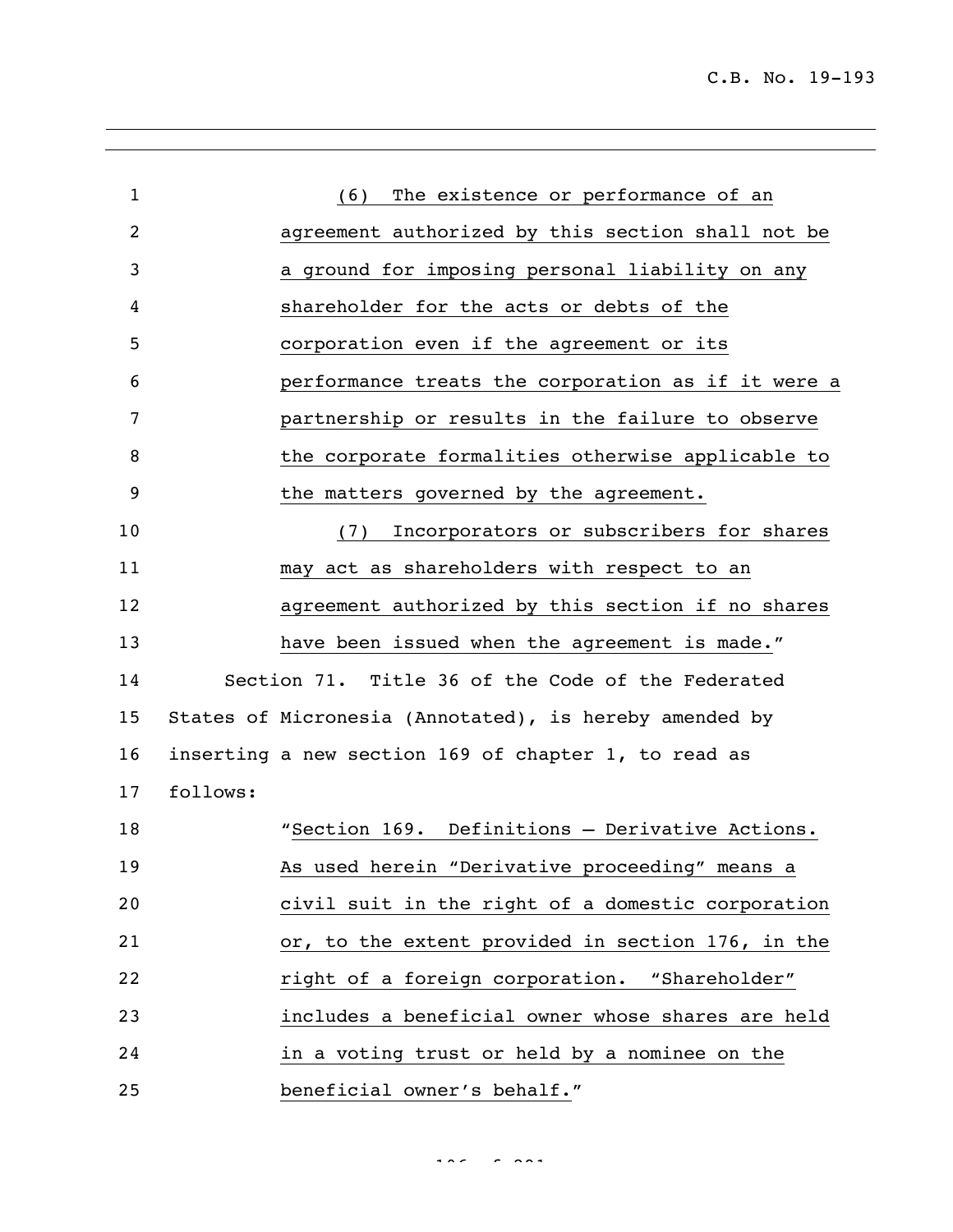(6) The existence or performance of an agreement authorized by this section shall not be a ground for imposing personal liability on any shareholder for the acts or debts of the corporation even if the agreement or its performance treats the corporation as if it were a partnership or results in the failure to observe the corporate formalities otherwise applicable to the matters governed by the agreement.

(7) Incorporators or subscribers for shares may act as shareholders with respect to an agreement authorized by this section if no shares have been issued when the agreement is made."

Section 71. Title 36 of the Code of the Federated States of Micronesia (Annotated), is hereby amended by inserting a new section 169 of chapter 1, to read as follows:

"Section 169. Definitions – Derivative Actions. As used herein "Derivative proceeding" means a civil suit in the right of a domestic corporation or, to the extent provided in section 176, in the right of a foreign corporation. "Shareholder" includes a beneficial owner whose shares are held in a voting trust or held by a nominee on the beneficial owner's behalf."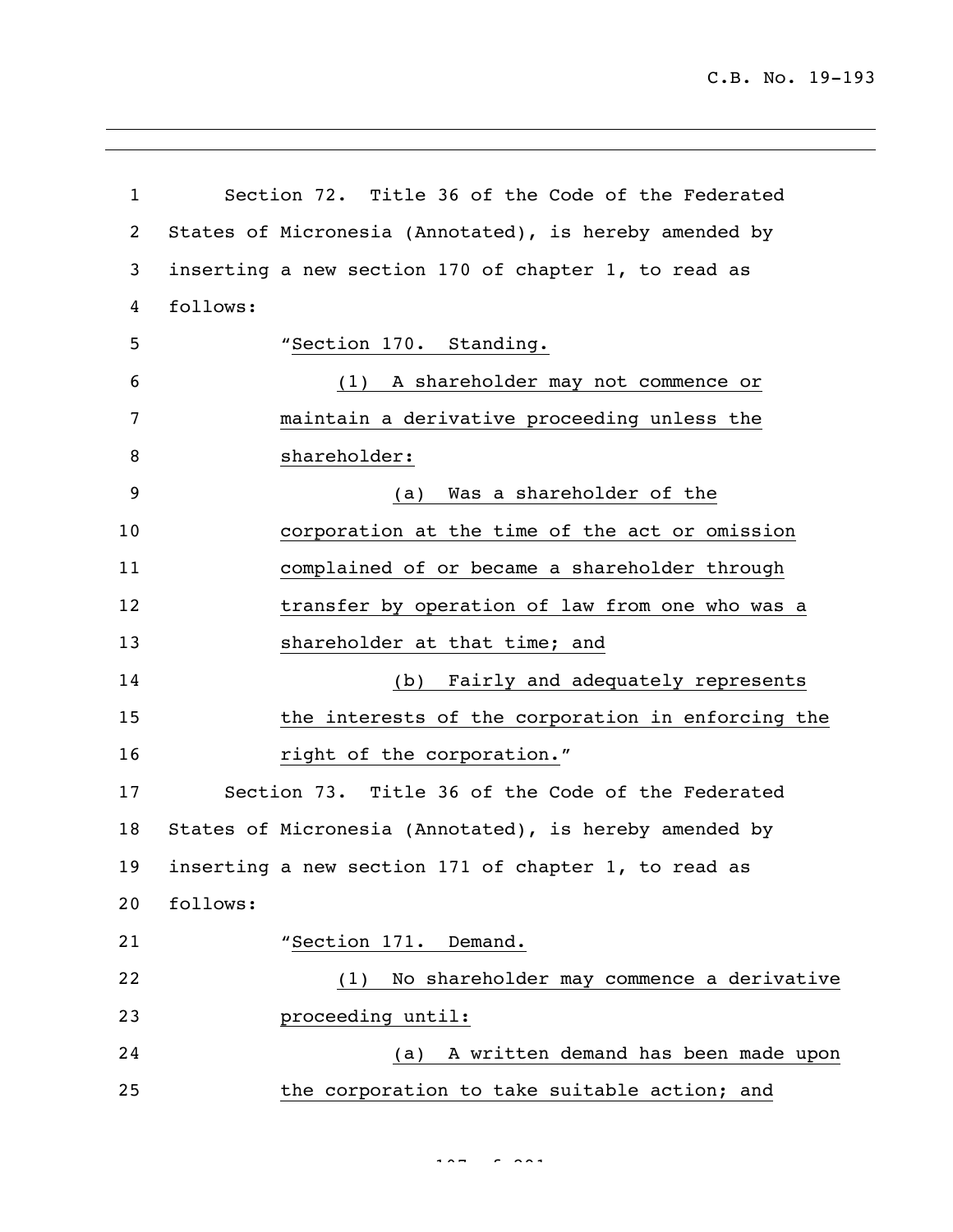Section 72. Title 36 of the Code of the Federated States of Micronesia (Annotated), is hereby amended by inserting a new section 170 of chapter 1, to read as follows:

"Section 170. Standing.

(1) A shareholder may not commence or maintain a derivative proceeding unless the shareholder:

(a) Was a shareholder of the corporation at the time of the act or omission complained of or became a shareholder through transfer by operation of law from one who was a shareholder at that time; and

(b) Fairly and adequately represents the interests of the corporation in enforcing the right of the corporation."

Section 73. Title 36 of the Code of the Federated States of Micronesia (Annotated), is hereby amended by inserting a new section 171 of chapter 1, to read as follows:

"Section 171. Demand.

(1) No shareholder may commence a derivative proceeding until:

(a) A written demand has been made upon the corporation to take suitable action; and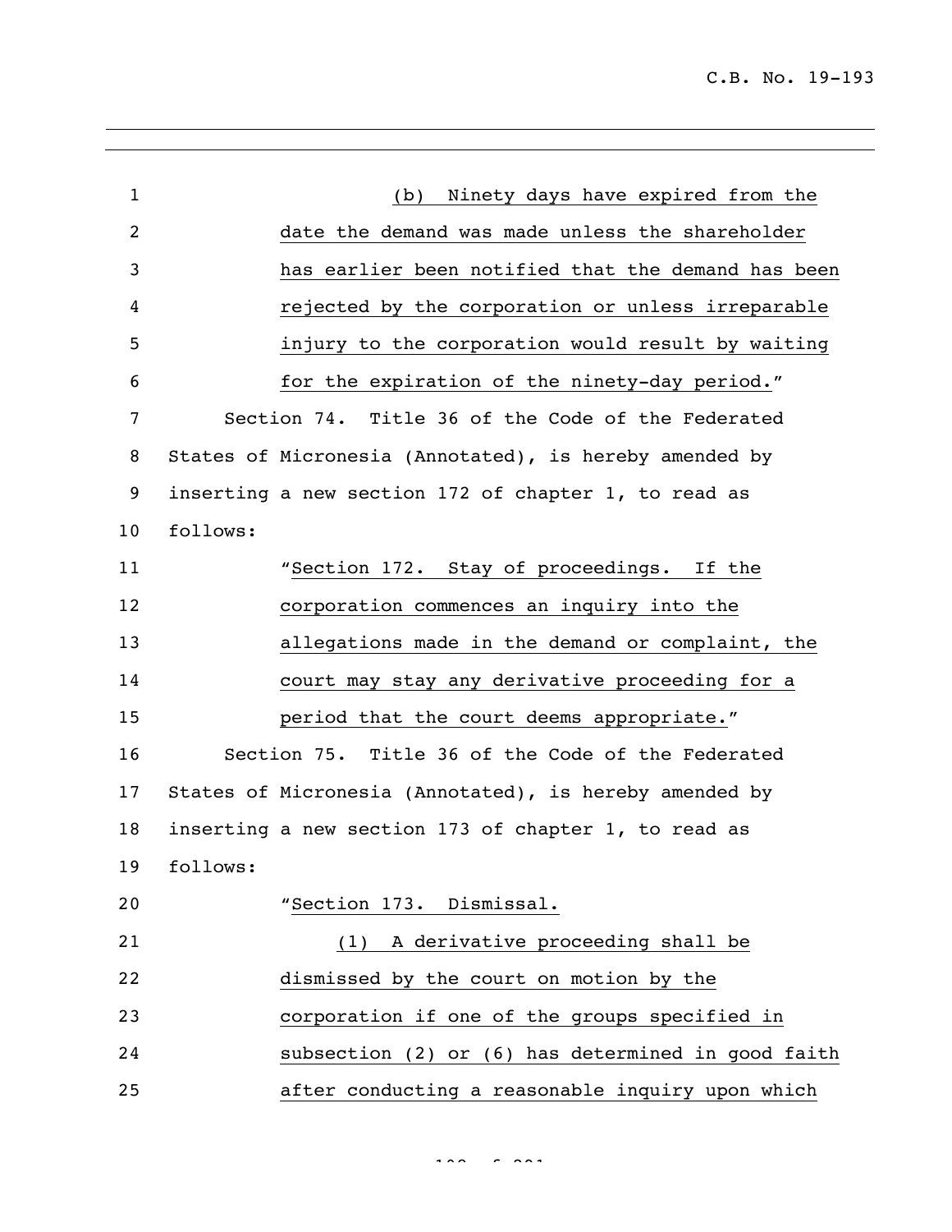(b) Ninety days have expired from the date the demand was made unless the shareholder has earlier been notified that the demand has been rejected by the corporation or unless irreparable injury to the corporation would result by waiting for the expiration of the ninety-day period."

Section 74. Title 36 of the Code of the Federated States of Micronesia (Annotated), is hereby amended by inserting a new section 172 of chapter 1, to read as follows:

"Section 172. Stay of proceedings. If the corporation commences an inquiry into the allegations made in the demand or complaint, the court may stay any derivative proceeding for a period that the court deems appropriate."

Section 75. Title 36 of the Code of the Federated States of Micronesia (Annotated), is hereby amended by inserting a new section 173 of chapter 1, to read as follows:

"Section 173. Dismissal.

(1) A derivative proceeding shall be dismissed by the court on motion by the corporation if one of the groups specified in subsection (2) or (6) has determined in good faith after conducting a reasonable inquiry upon which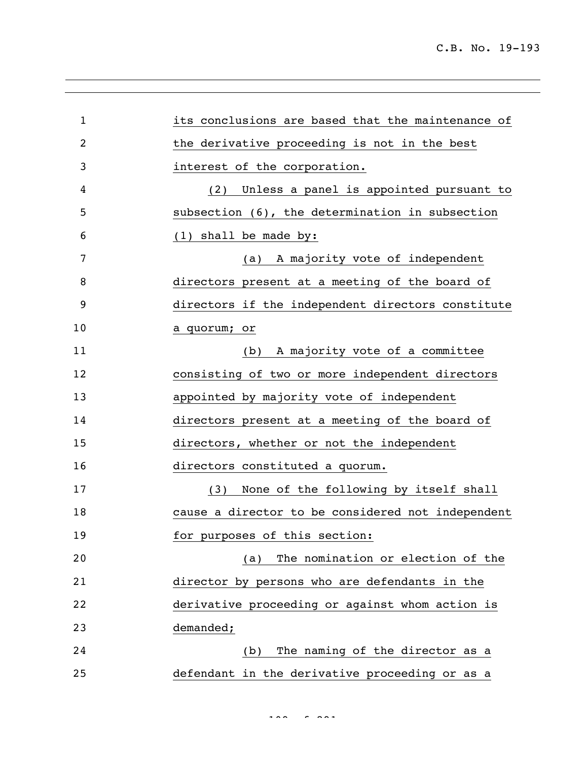its conclusions are based that the maintenance of the derivative proceeding is not in the best interest of the corporation.

(2) Unless a panel is appointed pursuant to subsection (6), the determination in subsection (1) shall be made by:

(a) A majority vote of independent directors present at a meeting of the board of directors if the independent directors constitute a quorum; or

(b) A majority vote of a committee consisting of two or more independent directors appointed by majority vote of independent directors present at a meeting of the board of directors, whether or not the independent directors constituted a quorum.

(3) None of the following by itself shall cause a director to be considered not independent for purposes of this section:

(a) The nomination or election of the director by persons who are defendants in the derivative proceeding or against whom action is demanded;

(b) The naming of the director as a defendant in the derivative proceeding or as a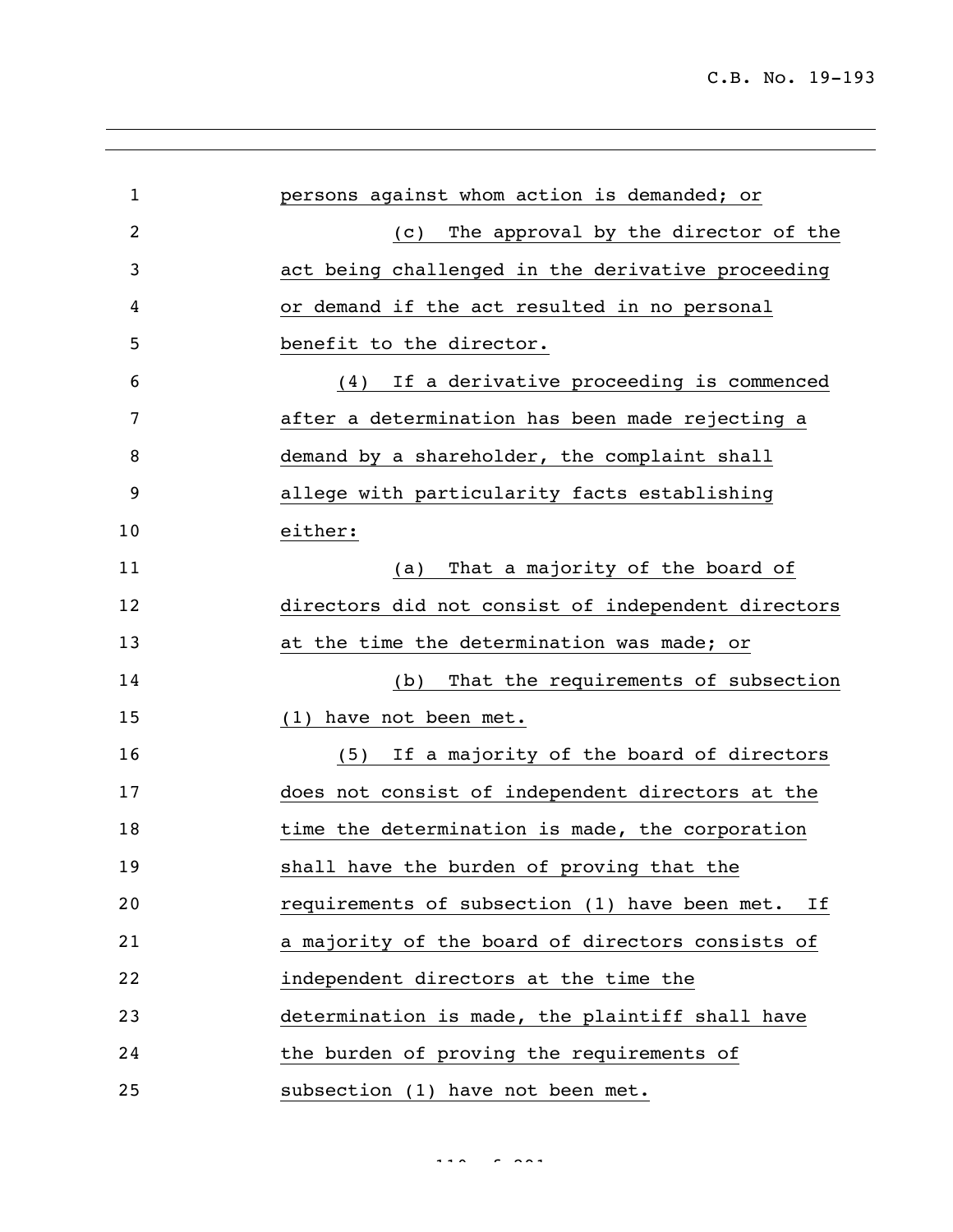persons against whom action is demanded; or

(c) The approval by the director of the act being challenged in the derivative proceeding or demand if the act resulted in no personal benefit to the director.

(4) If a derivative proceeding is commenced after a determination has been made rejecting a demand by a shareholder, the complaint shall allege with particularity facts establishing either:

(a) That a majority of the board of directors did not consist of independent directors at the time the determination was made; or

(b) That the requirements of subsection (1) have not been met.

(5) If a majority of the board of directors does not consist of independent directors at the time the determination is made, the corporation shall have the burden of proving that the requirements of subsection (1) have been met. If a majority of the board of directors consists of independent directors at the time the determination is made, the plaintiff shall have the burden of proving the requirements of subsection (1) have not been met.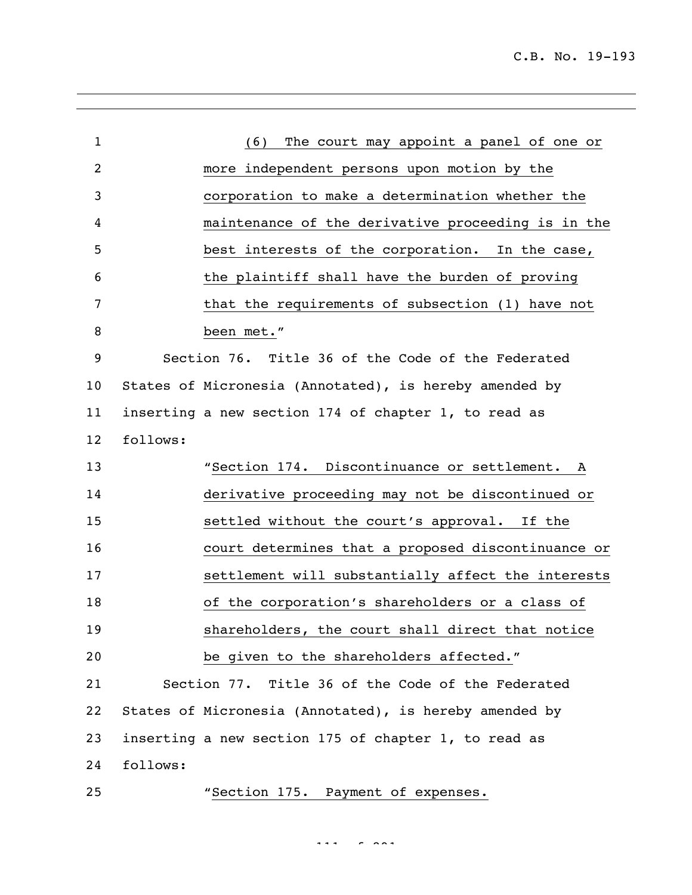(6) The court may appoint a panel of one or more independent persons upon motion by the corporation to make a determination whether the maintenance of the derivative proceeding is in the best interests of the corporation. In the case, the plaintiff shall have the burden of proving that the requirements of subsection (1) have not been met."

Section 76. Title 36 of the Code of the Federated States of Micronesia (Annotated), is hereby amended by inserting a new section 174 of chapter 1, to read as follows:

"Section 174. Discontinuance or settlement. A derivative proceeding may not be discontinued or settled without the court's approval. If the court determines that a proposed discontinuance or settlement will substantially affect the interests of the corporation's shareholders or a class of shareholders, the court shall direct that notice be given to the shareholders affected."

Section 77. Title 36 of the Code of the Federated States of Micronesia (Annotated), is hereby amended by inserting a new section 175 of chapter 1, to read as follows:

"Section 175. Payment of expenses.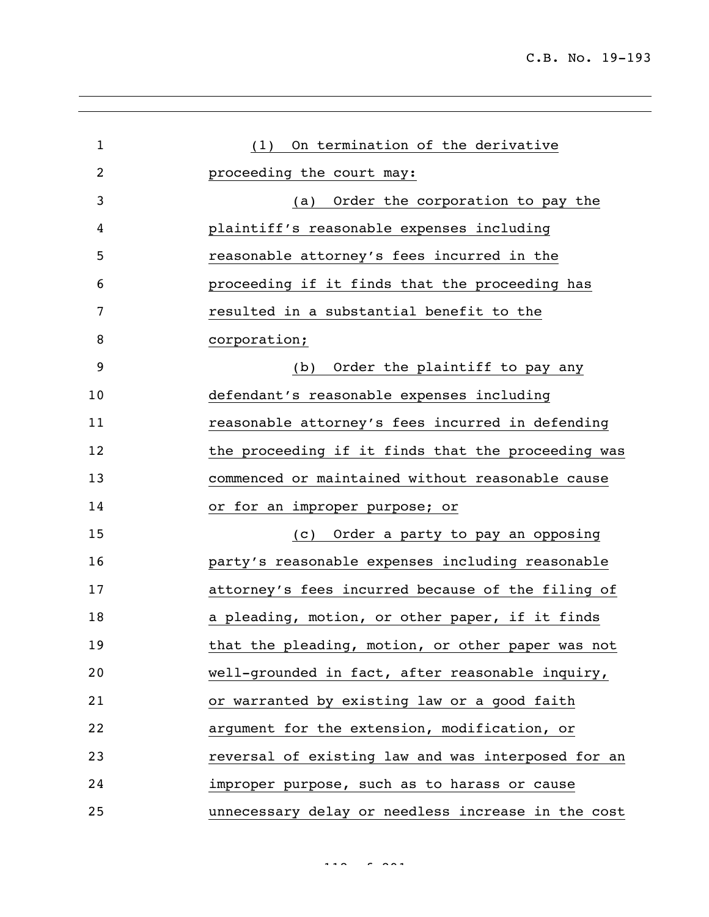(1) On termination of the derivative proceeding the court may:

(a) Order the corporation to pay the plaintiff's reasonable expenses including reasonable attorney's fees incurred in the proceeding if it finds that the proceeding has resulted in a substantial benefit to the corporation;

(b) Order the plaintiff to pay any defendant's reasonable expenses including reasonable attorney's fees incurred in defending the proceeding if it finds that the proceeding was commenced or maintained without reasonable cause or for an improper purpose; or

(c) Order a party to pay an opposing party's reasonable expenses including reasonable attorney's fees incurred because of the filing of a pleading, motion, or other paper, if it finds that the pleading, motion, or other paper was not well-grounded in fact, after reasonable inquiry, or warranted by existing law or a good faith argument for the extension, modification, or reversal of existing law and was interposed for an improper purpose, such as to harass or cause unnecessary delay or needless increase in the cost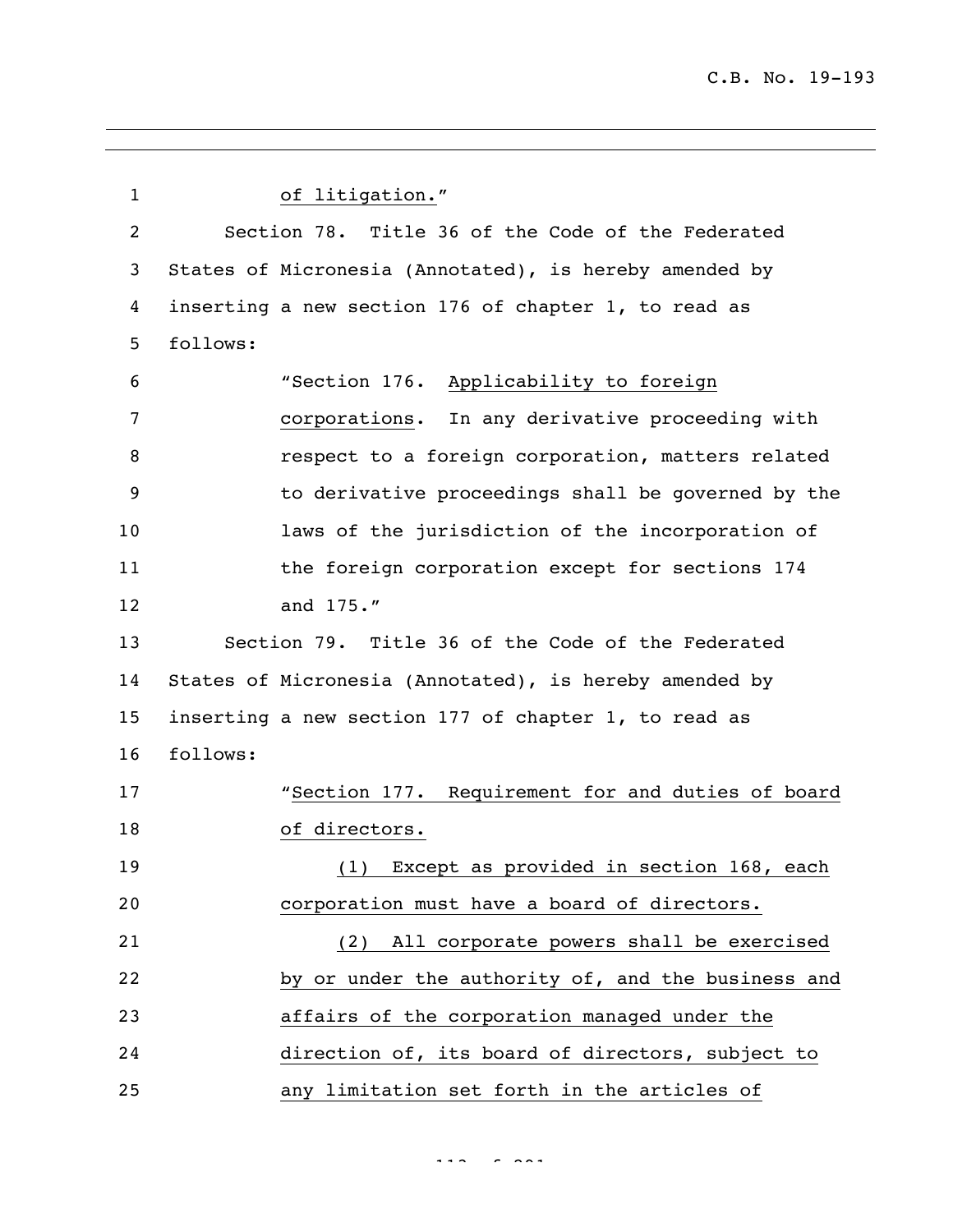of litigation."

Section 78. Title 36 of the Code of the Federated States of Micronesia (Annotated), is hereby amended by inserting a new section 176 of chapter 1, to read as follows:

"Section 176. Applicability to foreign corporations. In any derivative proceeding with respect to a foreign corporation, matters related to derivative proceedings shall be governed by the laws of the jurisdiction of the incorporation of the foreign corporation except for sections 174 and 175."

Section 79. Title 36 of the Code of the Federated States of Micronesia (Annotated), is hereby amended by inserting a new section 177 of chapter 1, to read as follows:

"Section 177. Requirement for and duties of board of directors.

(1) Except as provided in section 168, each corporation must have a board of directors.

(2) All corporate powers shall be exercised by or under the authority of, and the business and affairs of the corporation managed under the direction of, its board of directors, subject to any limitation set forth in the articles of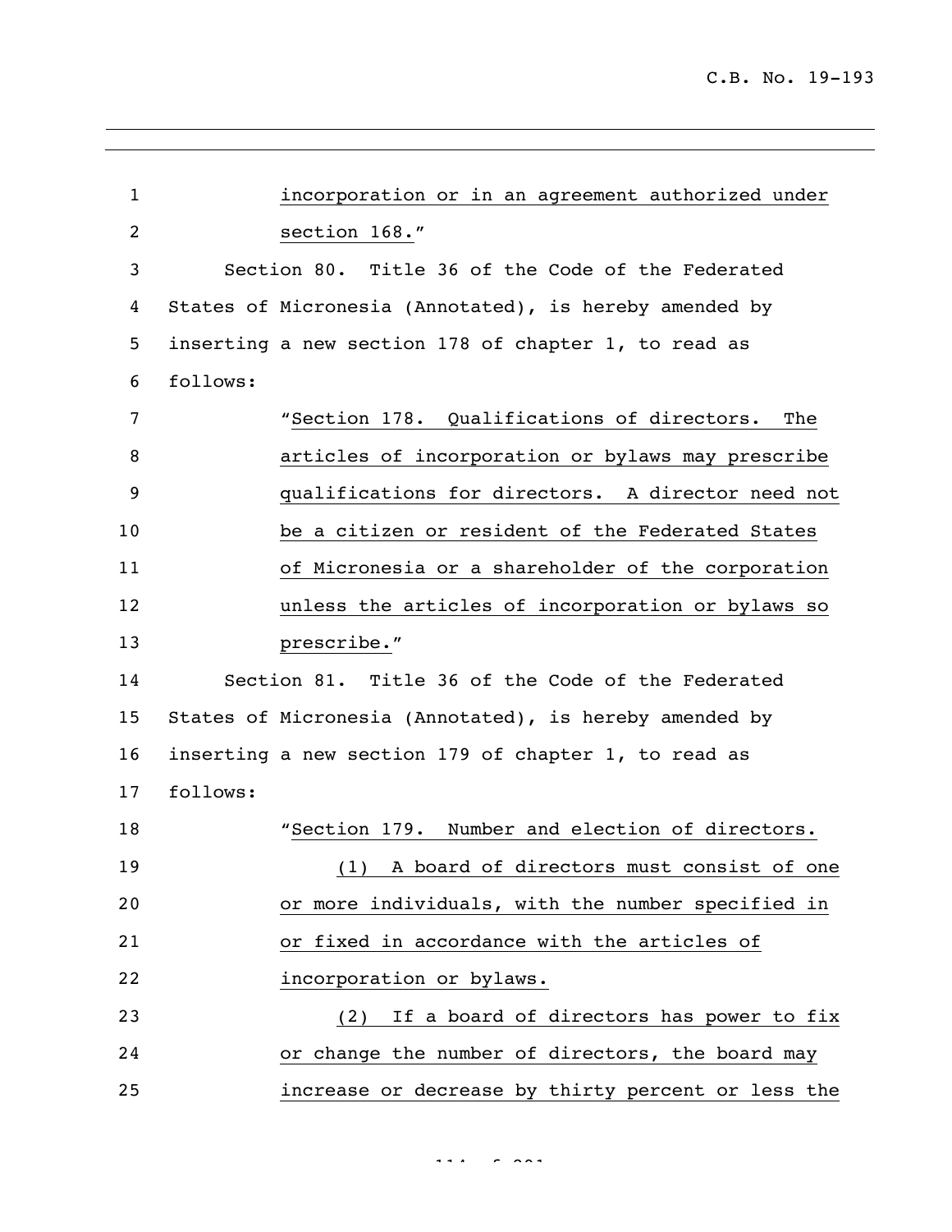incorporation or in an agreement authorized under section 168."

Section 80. Title 36 of the Code of the Federated States of Micronesia (Annotated), is hereby amended by inserting a new section 178 of chapter 1, to read as follows:

"Section 178. Qualifications of directors. The articles of incorporation or bylaws may prescribe qualifications for directors. A director need not be a citizen or resident of the Federated States of Micronesia or a shareholder of the corporation unless the articles of incorporation or bylaws so prescribe."

Section 81. Title 36 of the Code of the Federated States of Micronesia (Annotated), is hereby amended by inserting a new section 179 of chapter 1, to read as follows:

"Section 179. Number and election of directors.

(1) A board of directors must consist of one or more individuals, with the number specified in or fixed in accordance with the articles of incorporation or bylaws.

(2) If a board of directors has power to fix or change the number of directors, the board may increase or decrease by thirty percent or less the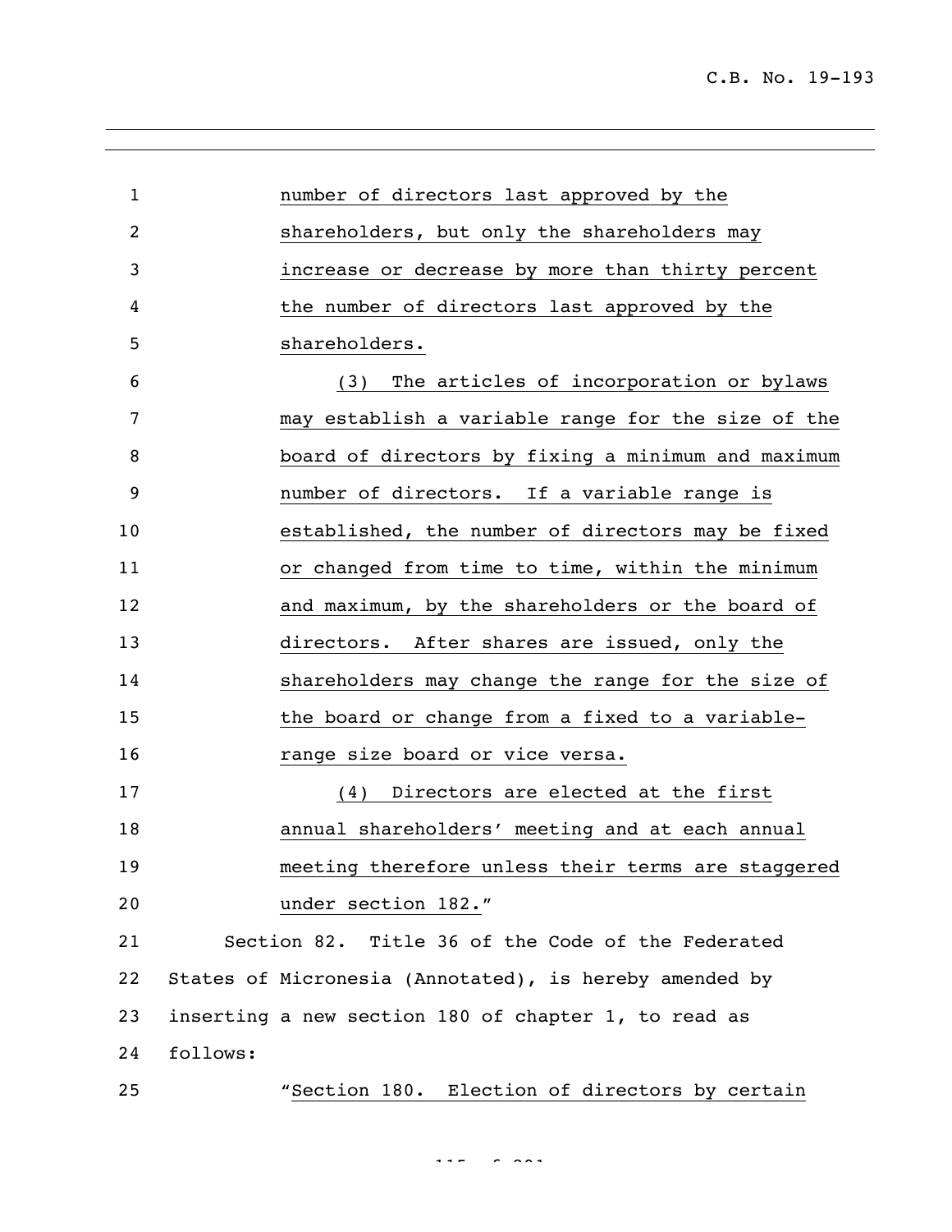number of directors last approved by the shareholders, but only the shareholders may increase or decrease by more than thirty percent the number of directors last approved by the shareholders.

(3) The articles of incorporation or bylaws may establish a variable range for the size of the board of directors by fixing a minimum and maximum number of directors. If a variable range is established, the number of directors may be fixed or changed from time to time, within the minimum and maximum, by the shareholders or the board of directors. After shares are issued, only the shareholders may change the range for the size of the board or change from a fixed to a variable-range size board or vice versa.

(4) Directors are elected at the first annual shareholders' meeting and at each annual meeting therefore unless their terms are staggered under section 182."

Section 82. Title 36 of the Code of the Federated States of Micronesia (Annotated), is hereby amended by inserting a new section 180 of chapter 1, to read as follows:

"Section 180. Election of directors by certain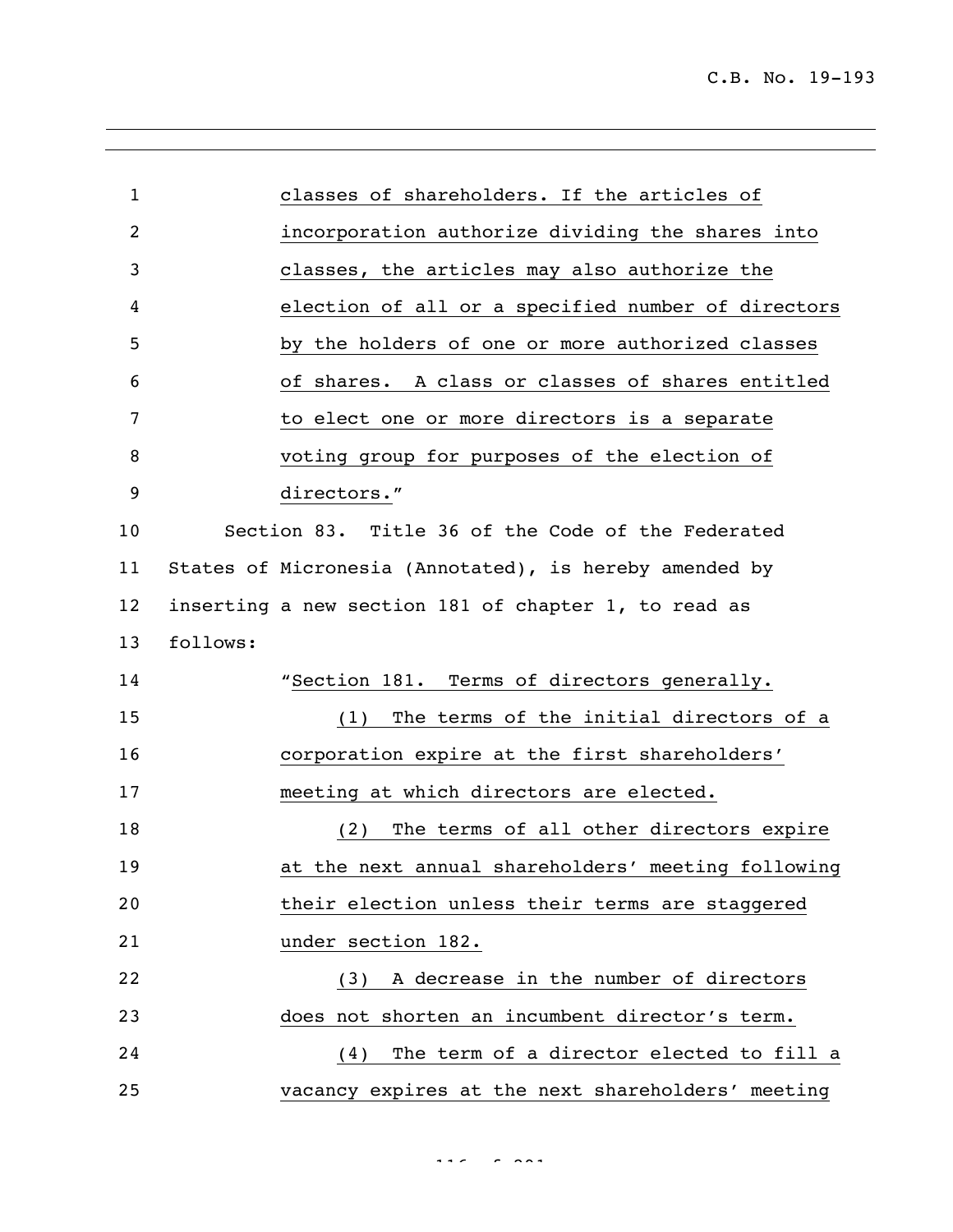classes of shareholders. If the articles of incorporation authorize dividing the shares into classes, the articles may also authorize the election of all or a specified number of directors by the holders of one or more authorized classes of shares. A class or classes of shares entitled to elect one or more directors is a separate voting group for purposes of the election of directors."

Section 83. Title 36 of the Code of the Federated States of Micronesia (Annotated), is hereby amended by inserting a new section 181 of chapter 1, to read as follows:

"Section 181. Terms of directors generally.

(1) The terms of the initial directors of a corporation expire at the first shareholders' meeting at which directors are elected.

(2) The terms of all other directors expire at the next annual shareholders' meeting following their election unless their terms are staggered under section 182.

(3) A decrease in the number of directors does not shorten an incumbent director's term.

(4) The term of a director elected to fill a vacancy expires at the next shareholders' meeting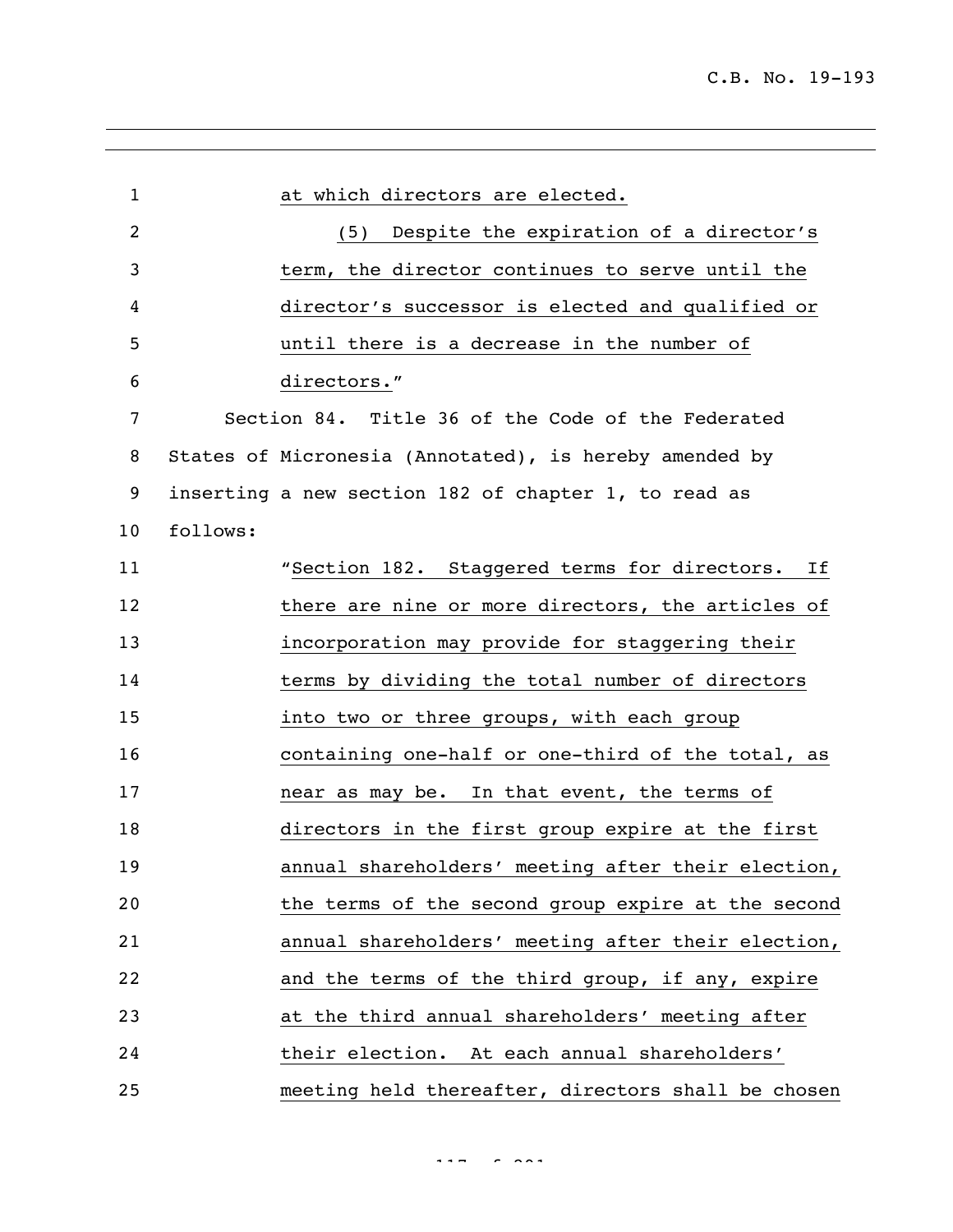at which directors are elected.

(5) Despite the expiration of a director's term, the director continues to serve until the director's successor is elected and qualified or until there is a decrease in the number of directors."

Section 84. Title 36 of the Code of the Federated States of Micronesia (Annotated), is hereby amended by inserting a new section 182 of chapter 1, to read as follows:

"Section 182. Staggered terms for directors. If there are nine or more directors, the articles of incorporation may provide for staggering their terms by dividing the total number of directors into two or three groups, with each group containing one-half or one-third of the total, as near as may be. In that event, the terms of directors in the first group expire at the first annual shareholders' meeting after their election, the terms of the second group expire at the second annual shareholders' meeting after their election, and the terms of the third group, if any, expire at the third annual shareholders' meeting after their election. At each annual shareholders' meeting held thereafter, directors shall be chosen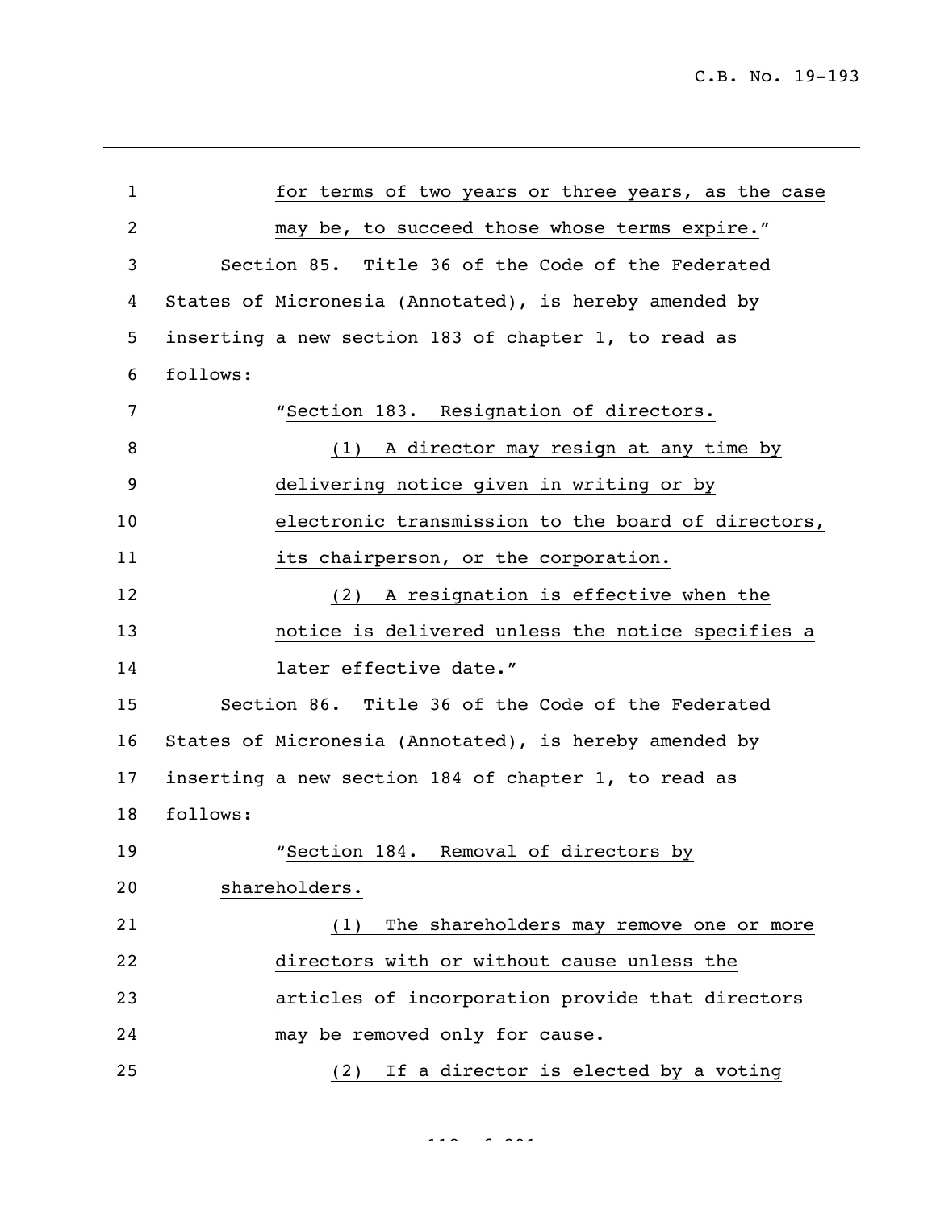for terms of two years or three years, as the case may be, to succeed those whose terms expire."

Section 85. Title 36 of the Code of the Federated States of Micronesia (Annotated), is hereby amended by inserting a new section 183 of chapter 1, to read as follows:

"Section 183. Resignation of directors.

(1) A director may resign at any time by delivering notice given in writing or by electronic transmission to the board of directors, its chairperson, or the corporation.

(2) A resignation is effective when the notice is delivered unless the notice specifies a later effective date."

Section 86. Title 36 of the Code of the Federated States of Micronesia (Annotated), is hereby amended by inserting a new section 184 of chapter 1, to read as follows:

"Section 184. Removal of directors by shareholders.

(1) The shareholders may remove one or more directors with or without cause unless the articles of incorporation provide that directors may be removed only for cause.

(2) If a director is elected by a voting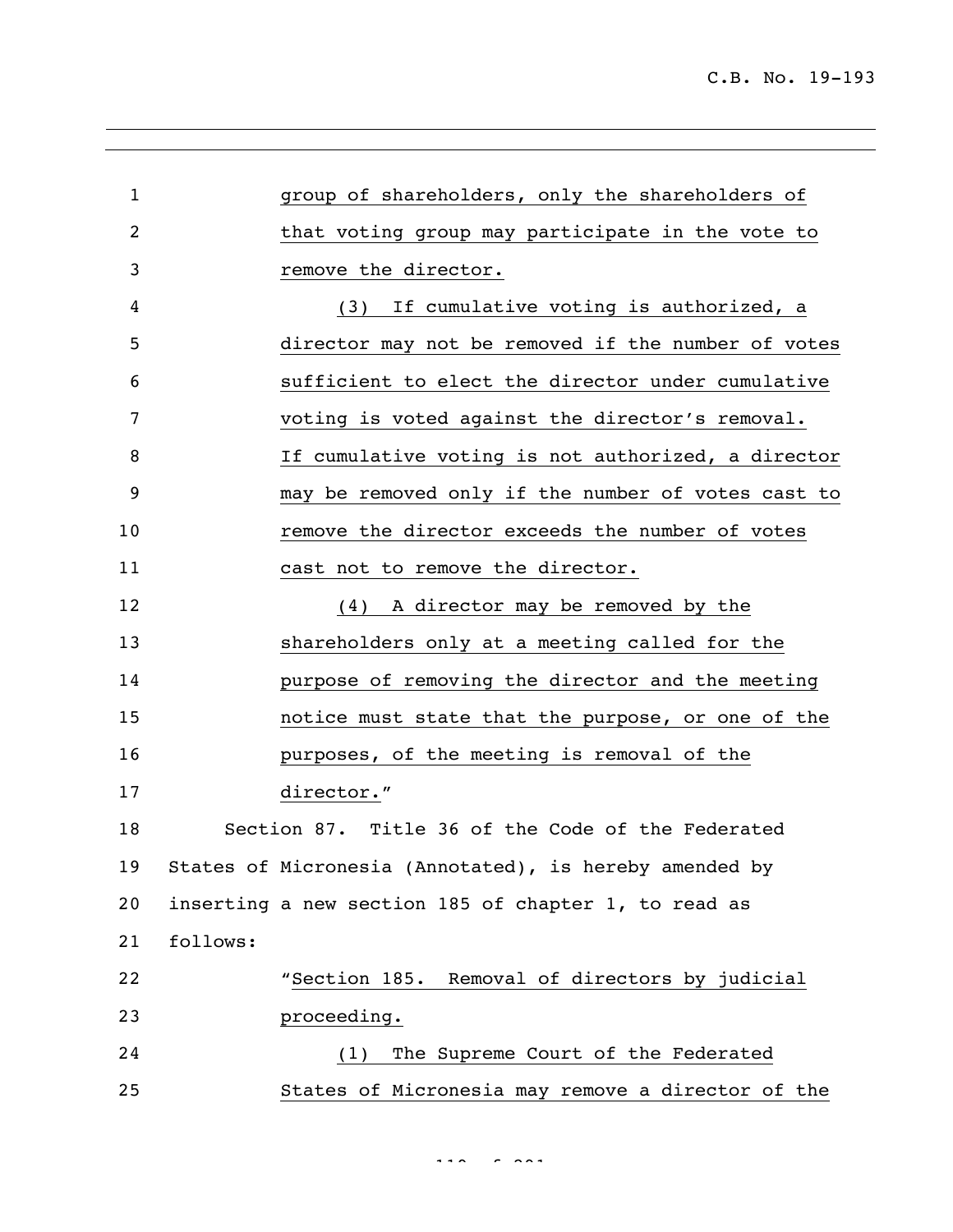group of shareholders, only the shareholders of that voting group may participate in the vote to remove the director.

(3) If cumulative voting is authorized, a director may not be removed if the number of votes sufficient to elect the director under cumulative voting is voted against the director's removal. If cumulative voting is not authorized, a director may be removed only if the number of votes cast to remove the director exceeds the number of votes cast not to remove the director.

(4) A director may be removed by the shareholders only at a meeting called for the purpose of removing the director and the meeting notice must state that the purpose, or one of the purposes, of the meeting is removal of the director."

Section 87. Title 36 of the Code of the Federated States of Micronesia (Annotated), is hereby amended by inserting a new section 185 of chapter 1, to read as follows:

"Section 185. Removal of directors by judicial proceeding.

(1) The Supreme Court of the Federated States of Micronesia may remove a director of the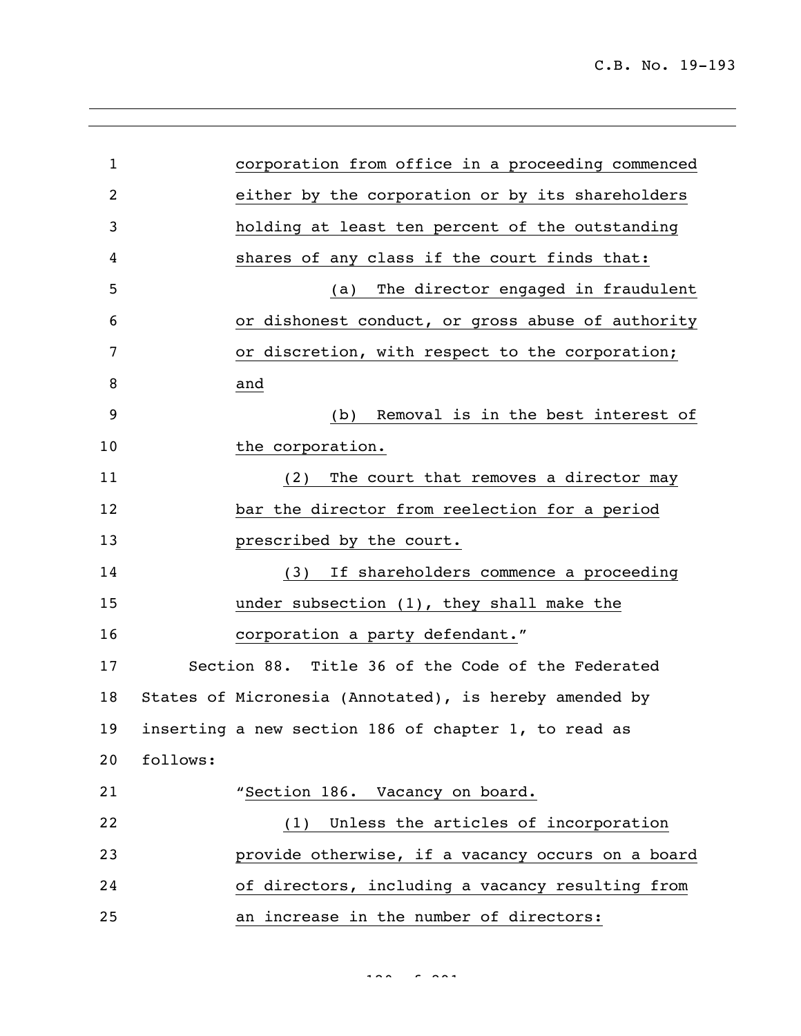corporation from office in a proceeding commenced either by the corporation or by its shareholders holding at least ten percent of the outstanding shares of any class if the court finds that:

(a) The director engaged in fraudulent or dishonest conduct, or gross abuse of authority or discretion, with respect to the corporation; and

(b) Removal is in the best interest of the corporation.

(2) The court that removes a director may bar the director from reelection for a period prescribed by the court.

(3) If shareholders commence a proceeding under subsection (1), they shall make the corporation a party defendant."

Section 88. Title 36 of the Code of the Federated States of Micronesia (Annotated), is hereby amended by inserting a new section 186 of chapter 1, to read as follows:

"Section 186. Vacancy on board.

(1) Unless the articles of incorporation provide otherwise, if a vacancy occurs on a board of directors, including a vacancy resulting from an increase in the number of directors: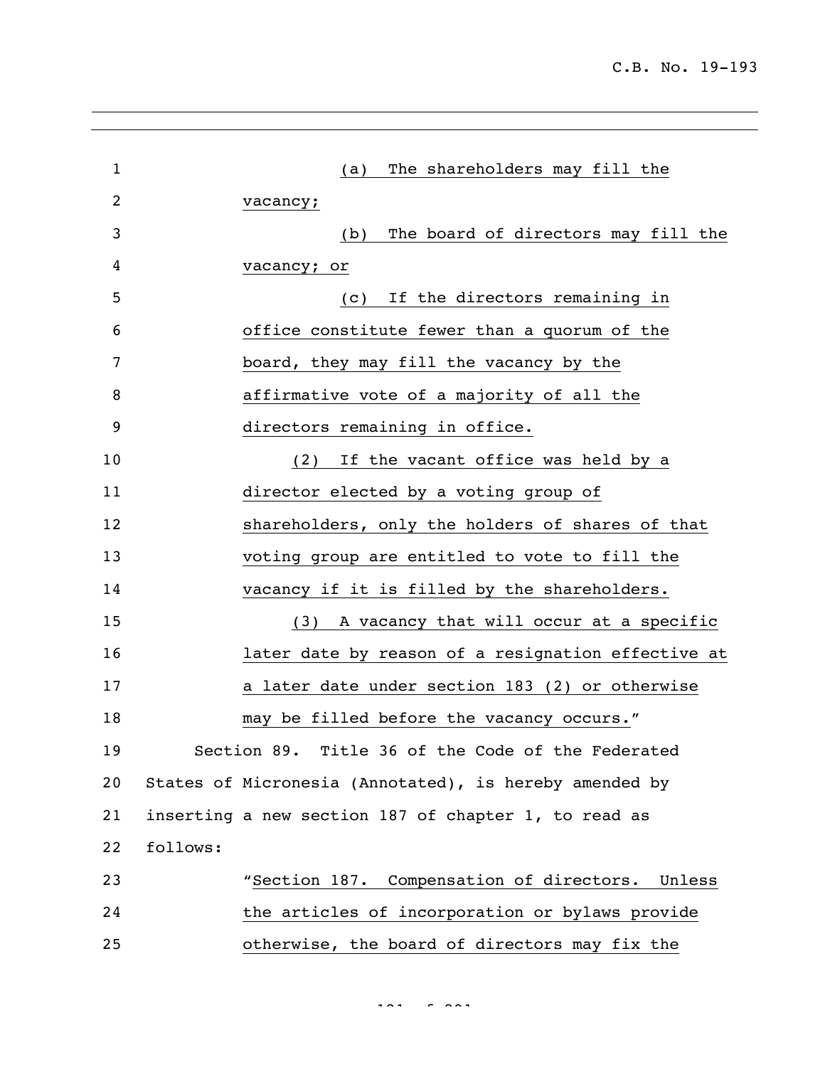(a) The shareholders may fill the vacancy;

(b) The board of directors may fill the vacancy; or

(c) If the directors remaining in office constitute fewer than a quorum of the board, they may fill the vacancy by the affirmative vote of a majority of all the directors remaining in office.

(2) If the vacant office was held by a director elected by a voting group of shareholders, only the holders of shares of that voting group are entitled to vote to fill the vacancy if it is filled by the shareholders.

(3) A vacancy that will occur at a specific later date by reason of a resignation effective at a later date under section 183 (2) or otherwise may be filled before the vacancy occurs."

Section 89. Title 36 of the Code of the Federated States of Micronesia (Annotated), is hereby amended by inserting a new section 187 of chapter 1, to read as follows:

"Section 187. Compensation of directors. Unless the articles of incorporation or bylaws provide otherwise, the board of directors may fix the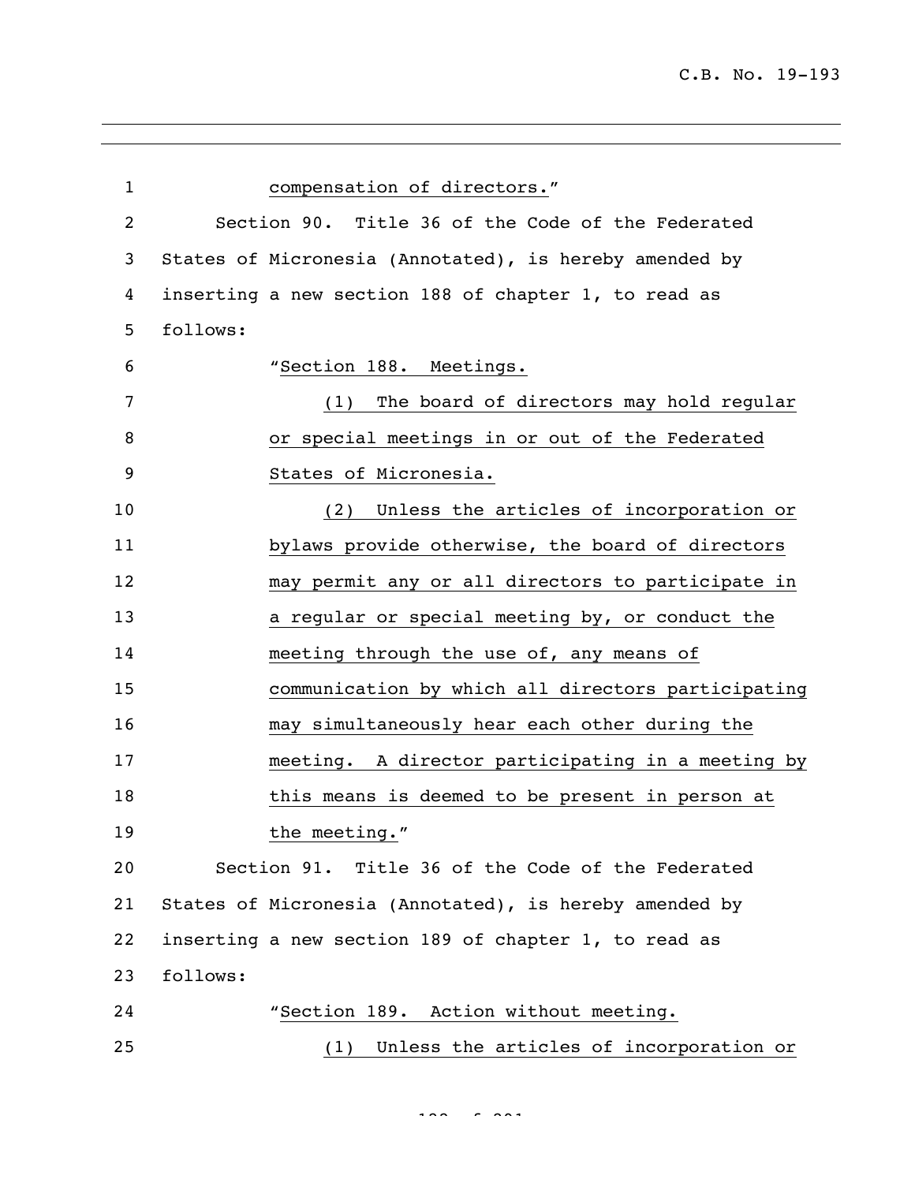compensation of directors."

Section 90. Title 36 of the Code of the Federated States of Micronesia (Annotated), is hereby amended by inserting a new section 188 of chapter 1, to read as follows:

"Section 188. Meetings.

(1) The board of directors may hold regular or special meetings in or out of the Federated States of Micronesia.

(2) Unless the articles of incorporation or bylaws provide otherwise, the board of directors may permit any or all directors to participate in a regular or special meeting by, or conduct the meeting through the use of, any means of communication by which all directors participating may simultaneously hear each other during the meeting. A director participating in a meeting by this means is deemed to be present in person at the meeting."

Section 91. Title 36 of the Code of the Federated States of Micronesia (Annotated), is hereby amended by inserting a new section 189 of chapter 1, to read as follows:

"Section 189. Action without meeting.

(1) Unless the articles of incorporation or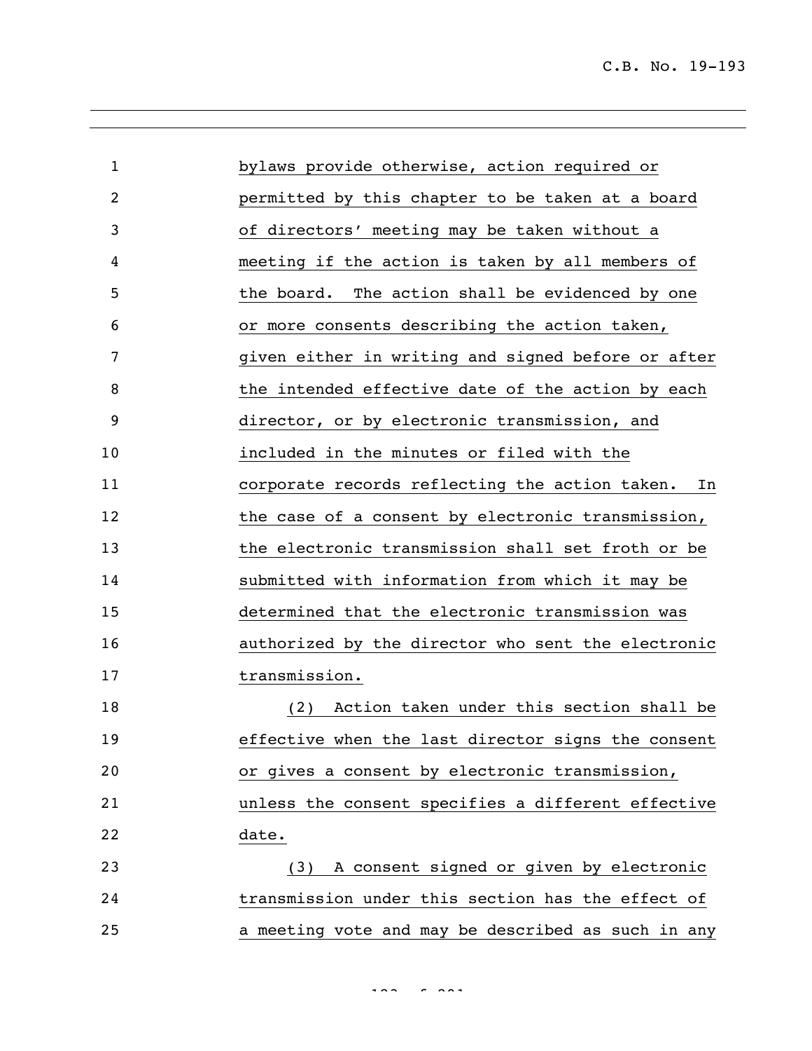bylaws provide otherwise, action required or permitted by this chapter to be taken at a board of directors' meeting may be taken without a meeting if the action is taken by all members of the board. The action shall be evidenced by one or more consents describing the action taken, given either in writing and signed before or after the intended effective date of the action by each director, or by electronic transmission, and included in the minutes or filed with the corporate records reflecting the action taken. In the case of a consent by electronic transmission, the electronic transmission shall set froth or be submitted with information from which it may be determined that the electronic transmission was authorized by the director who sent the electronic transmission.

(2) Action taken under this section shall be effective when the last director signs the consent or gives a consent by electronic transmission, unless the consent specifies a different effective date.

(3) A consent signed or given by electronic transmission under this section has the effect of a meeting vote and may be described as such in any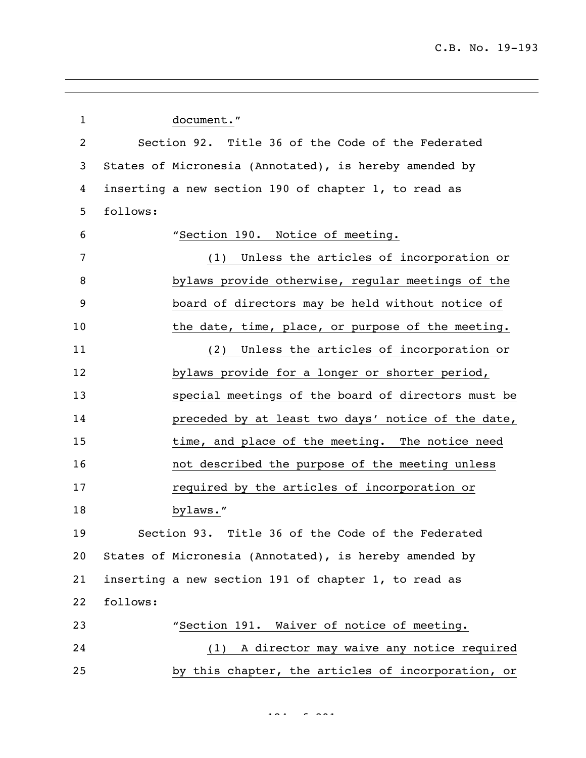document."

Section 92. Title 36 of the Code of the Federated States of Micronesia (Annotated), is hereby amended by inserting a new section 190 of chapter 1, to read as follows:

"Section 190. Notice of meeting.

(1) Unless the articles of incorporation or bylaws provide otherwise, regular meetings of the board of directors may be held without notice of the date, time, place, or purpose of the meeting.

(2) Unless the articles of incorporation or bylaws provide for a longer or shorter period, special meetings of the board of directors must be preceded by at least two days' notice of the date, time, and place of the meeting. The notice need not described the purpose of the meeting unless required by the articles of incorporation or bylaws."

Section 93. Title 36 of the Code of the Federated States of Micronesia (Annotated), is hereby amended by inserting a new section 191 of chapter 1, to read as follows:

"Section 191. Waiver of notice of meeting.

(1) A director may waive any notice required by this chapter, the articles of incorporation, or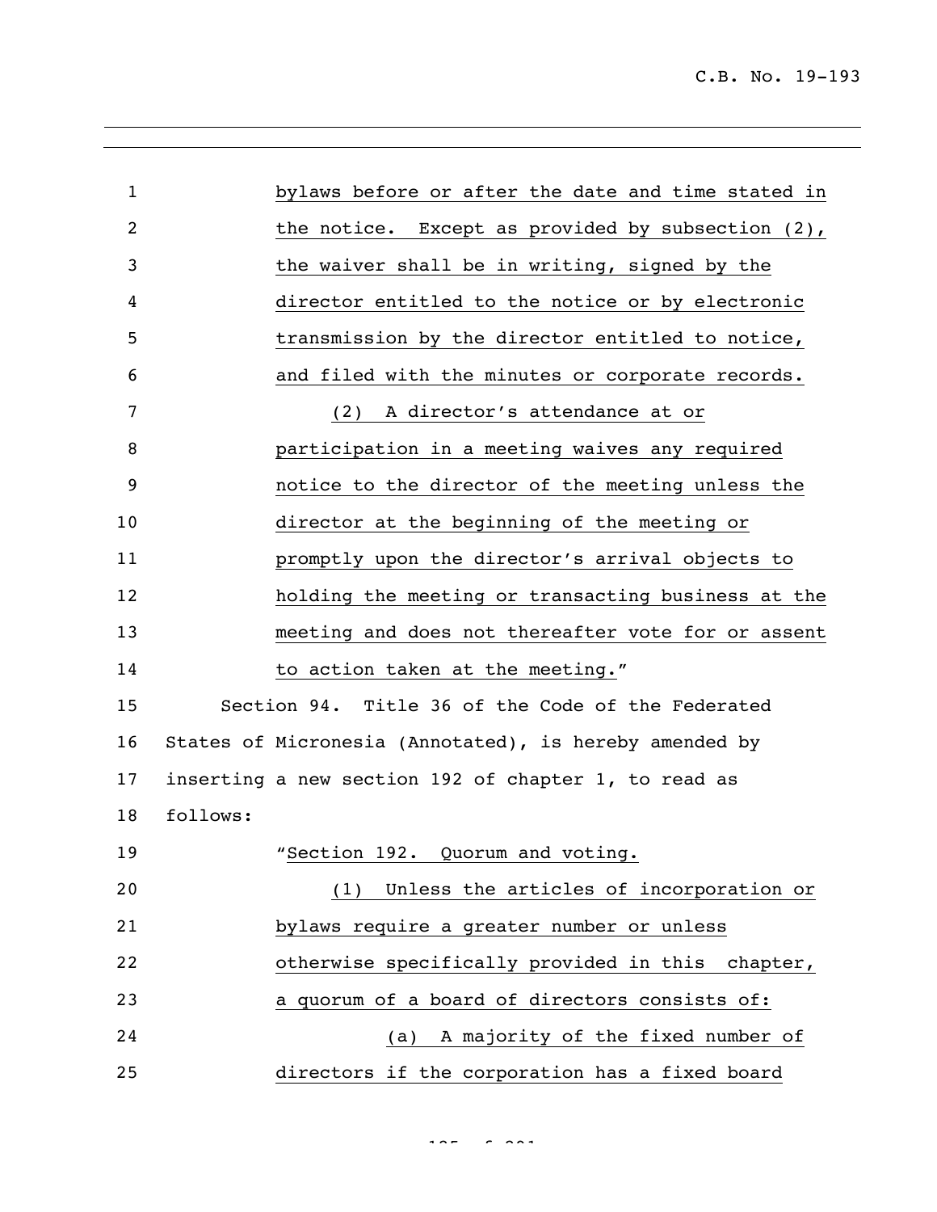bylaws before or after the date and time stated in the notice. Except as provided by subsection (2), the waiver shall be in writing, signed by the director entitled to the notice or by electronic transmission by the director entitled to notice, and filed with the minutes or corporate records.

(2) A director's attendance at or participation in a meeting waives any required notice to the director of the meeting unless the director at the beginning of the meeting or promptly upon the director's arrival objects to holding the meeting or transacting business at the meeting and does not thereafter vote for or assent to action taken at the meeting."

Section 94. Title 36 of the Code of the Federated States of Micronesia (Annotated), is hereby amended by inserting a new section 192 of chapter 1, to read as follows:

"Section 192. Quorum and voting.

(1) Unless the articles of incorporation or bylaws require a greater number or unless otherwise specifically provided in this chapter, a quorum of a board of directors consists of:

(a) A majority of the fixed number of directors if the corporation has a fixed board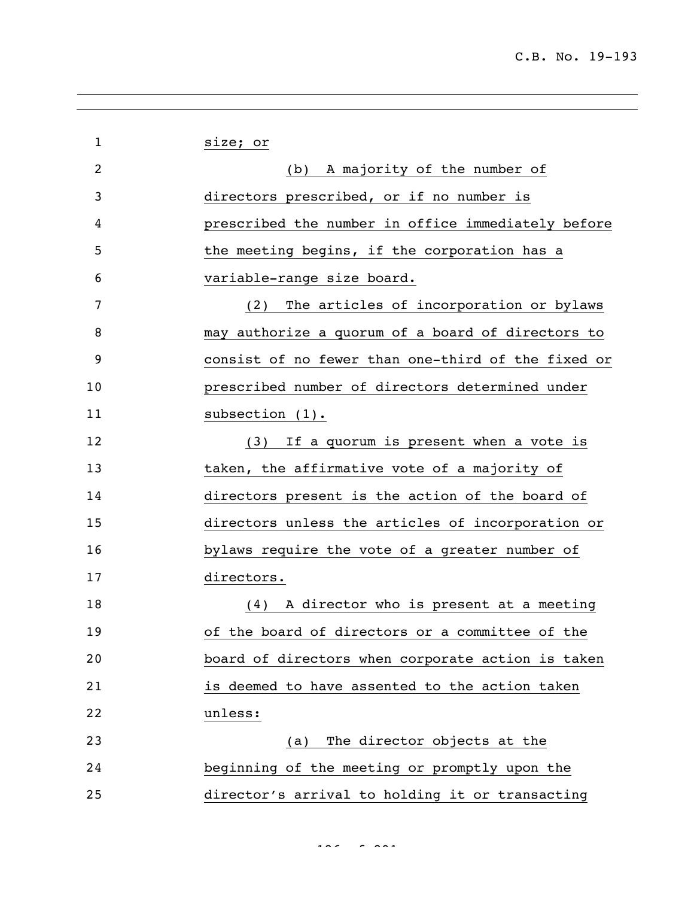size; or

(b) A majority of the number of directors prescribed, or if no number is prescribed the number in office immediately before the meeting begins, if the corporation has a variable-range size board.

(2) The articles of incorporation or bylaws may authorize a quorum of a board of directors to consist of no fewer than one-third of the fixed or prescribed number of directors determined under subsection (1).

(3) If a quorum is present when a vote is taken, the affirmative vote of a majority of directors present is the action of the board of directors unless the articles of incorporation or bylaws require the vote of a greater number of directors.

(4) A director who is present at a meeting of the board of directors or a committee of the board of directors when corporate action is taken is deemed to have assented to the action taken unless:

(a) The director objects at the beginning of the meeting or promptly upon the director's arrival to holding it or transacting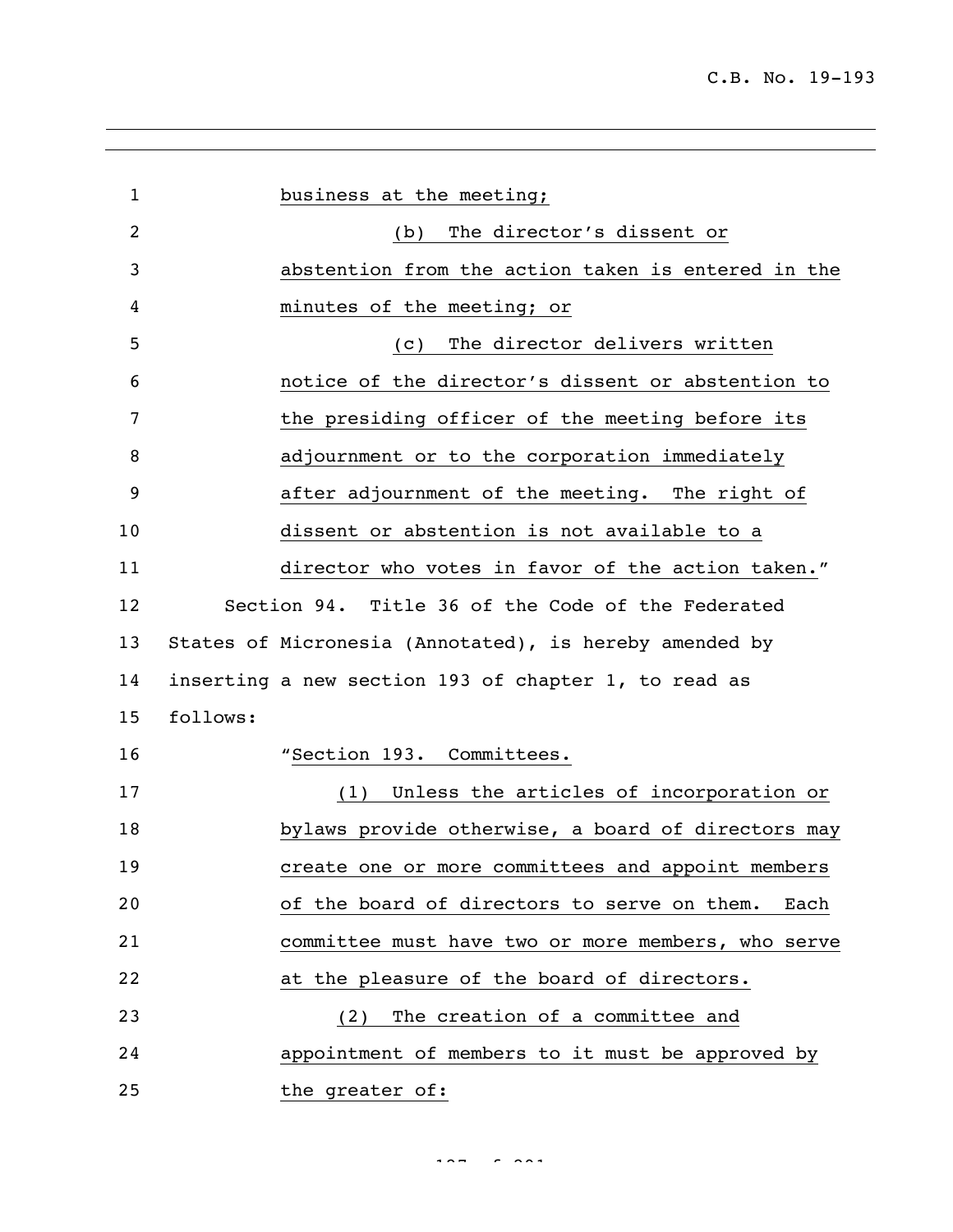business at the meeting;

(b) The director's dissent or abstention from the action taken is entered in the minutes of the meeting; or

(c) The director delivers written notice of the director's dissent or abstention to the presiding officer of the meeting before its adjournment or to the corporation immediately after adjournment of the meeting. The right of dissent or abstention is not available to a director who votes in favor of the action taken."

Section 94. Title 36 of the Code of the Federated States of Micronesia (Annotated), is hereby amended by inserting a new section 193 of chapter 1, to read as follows:

"Section 193. Committees.

(1) Unless the articles of incorporation or bylaws provide otherwise, a board of directors may create one or more committees and appoint members of the board of directors to serve on them. Each committee must have two or more members, who serve at the pleasure of the board of directors.

(2) The creation of a committee and appointment of members to it must be approved by the greater of: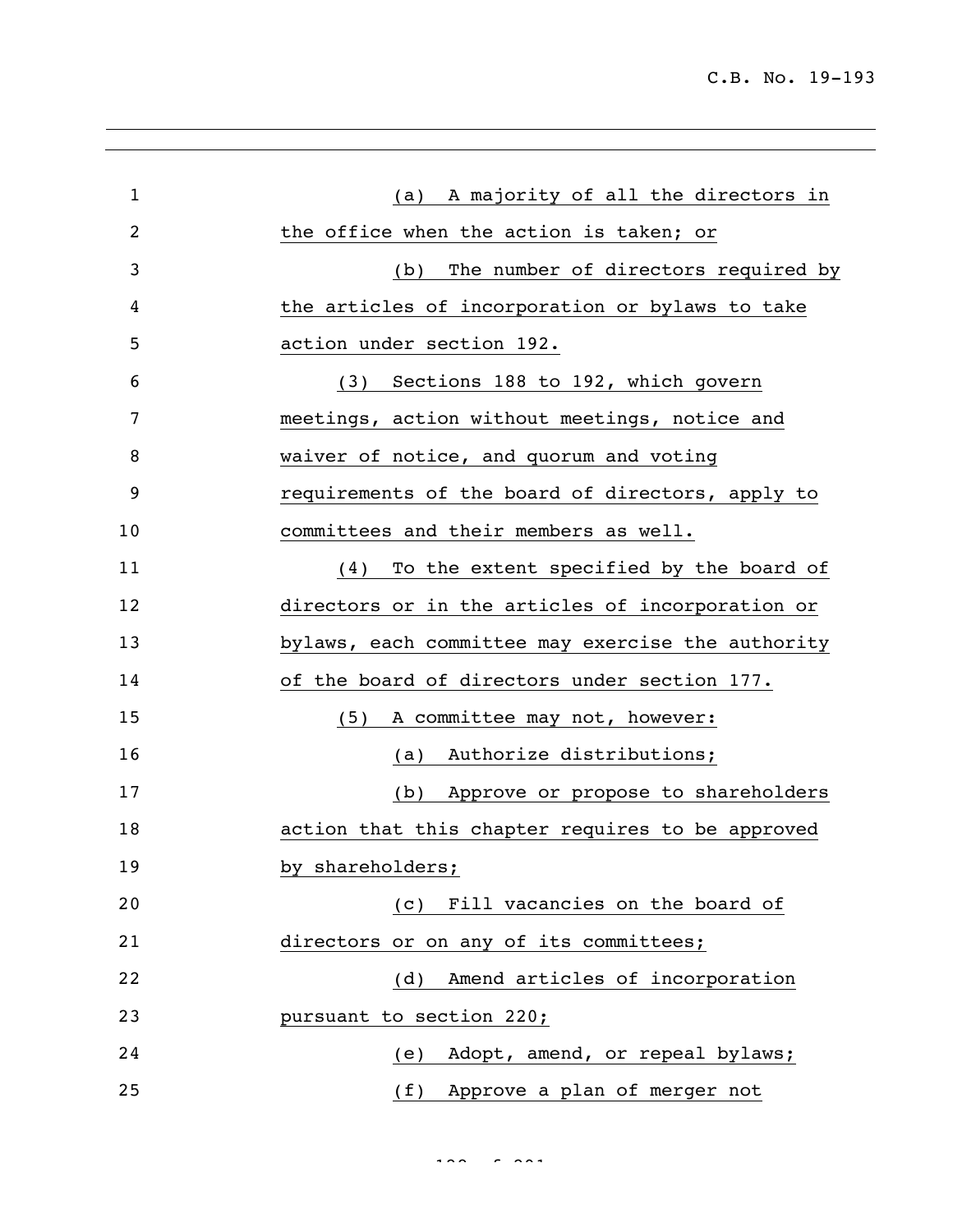(a) A majority of all the directors in the office when the action is taken; or

(b) The number of directors required by the articles of incorporation or bylaws to take action under section 192.

(3) Sections 188 to 192, which govern meetings, action without meetings, notice and waiver of notice, and quorum and voting requirements of the board of directors, apply to committees and their members as well.

(4) To the extent specified by the board of directors or in the articles of incorporation or bylaws, each committee may exercise the authority of the board of directors under section 177.

(5) A committee may not, however:

(a) Authorize distributions;

(b) Approve or propose to shareholders action that this chapter requires to be approved by shareholders;

(c) Fill vacancies on the board of directors or on any of its committees;

(d) Amend articles of incorporation pursuant to section 220;

(e) Adopt, amend, or repeal bylaws;

(f) Approve a plan of merger not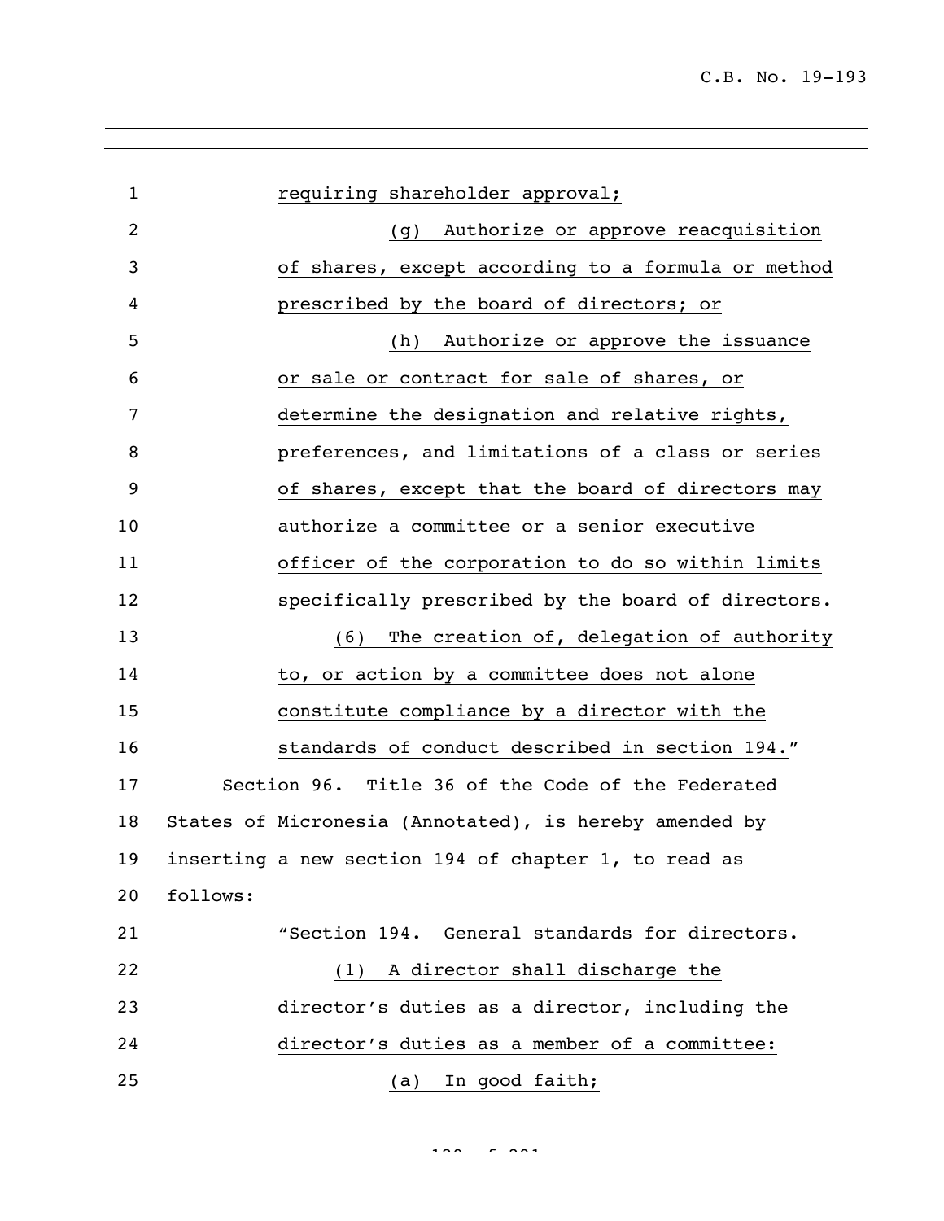requiring shareholder approval;

(g) Authorize or approve reacquisition of shares, except according to a formula or method prescribed by the board of directors; or

(h) Authorize or approve the issuance or sale or contract for sale of shares, or determine the designation and relative rights, preferences, and limitations of a class or series of shares, except that the board of directors may authorize a committee or a senior executive officer of the corporation to do so within limits specifically prescribed by the board of directors.

(6) The creation of, delegation of authority to, or action by a committee does not alone constitute compliance by a director with the standards of conduct described in section 194."

Section 96. Title 36 of the Code of the Federated States of Micronesia (Annotated), is hereby amended by inserting a new section 194 of chapter 1, to read as follows:

"Section 194. General standards for directors.

(1) A director shall discharge the director's duties as a director, including the director's duties as a member of a committee:

(a) In good faith;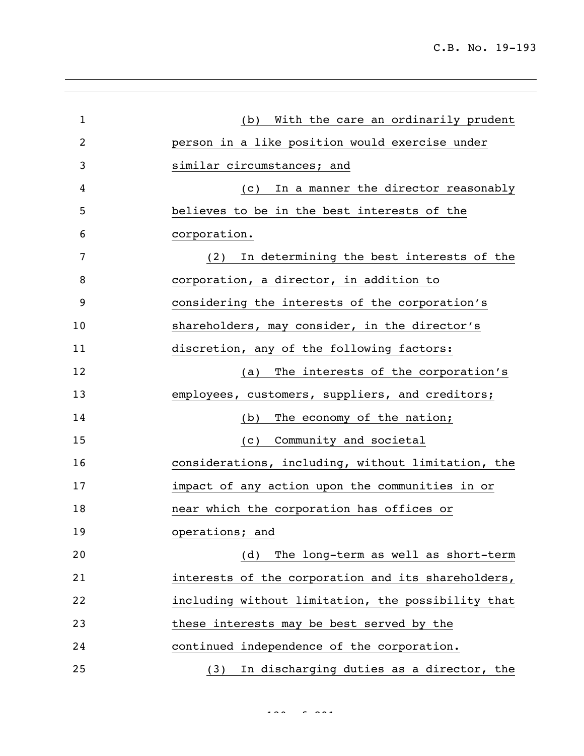(b) With the care an ordinarily prudent person in a like position would exercise under similar circumstances; and

(c) In a manner the director reasonably believes to be in the best interests of the corporation.

(2) In determining the best interests of the corporation, a director, in addition to considering the interests of the corporation's shareholders, may consider, in the director's discretion, any of the following factors:

(a) The interests of the corporation's employees, customers, suppliers, and creditors;

(b) The economy of the nation;

(c) Community and societal considerations, including, without limitation, the impact of any action upon the communities in or near which the corporation has offices or operations; and

(d) The long-term as well as short-term interests of the corporation and its shareholders, including without limitation, the possibility that these interests may be best served by the continued independence of the corporation.

(3) In discharging duties as a director, the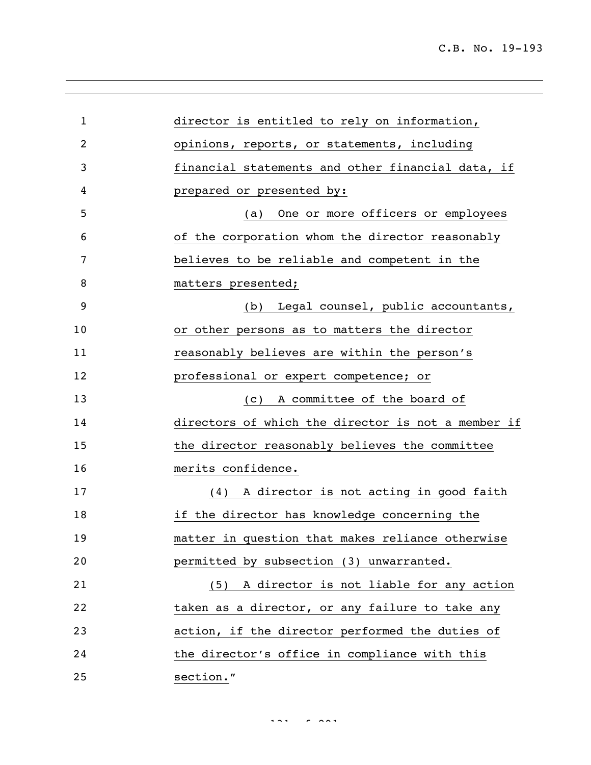director is entitled to rely on information, opinions, reports, or statements, including financial statements and other financial data, if prepared or presented by:

(a) One or more officers or employees of the corporation whom the director reasonably believes to be reliable and competent in the matters presented;

(b) Legal counsel, public accountants, or other persons as to matters the director reasonably believes are within the person's professional or expert competence; or

(c) A committee of the board of directors of which the director is not a member if the director reasonably believes the committee merits confidence.

(4) A director is not acting in good faith if the director has knowledge concerning the matter in question that makes reliance otherwise permitted by subsection (3) unwarranted.

(5) A director is not liable for any action taken as a director, or any failure to take any action, if the director performed the duties of the director's office in compliance with this section."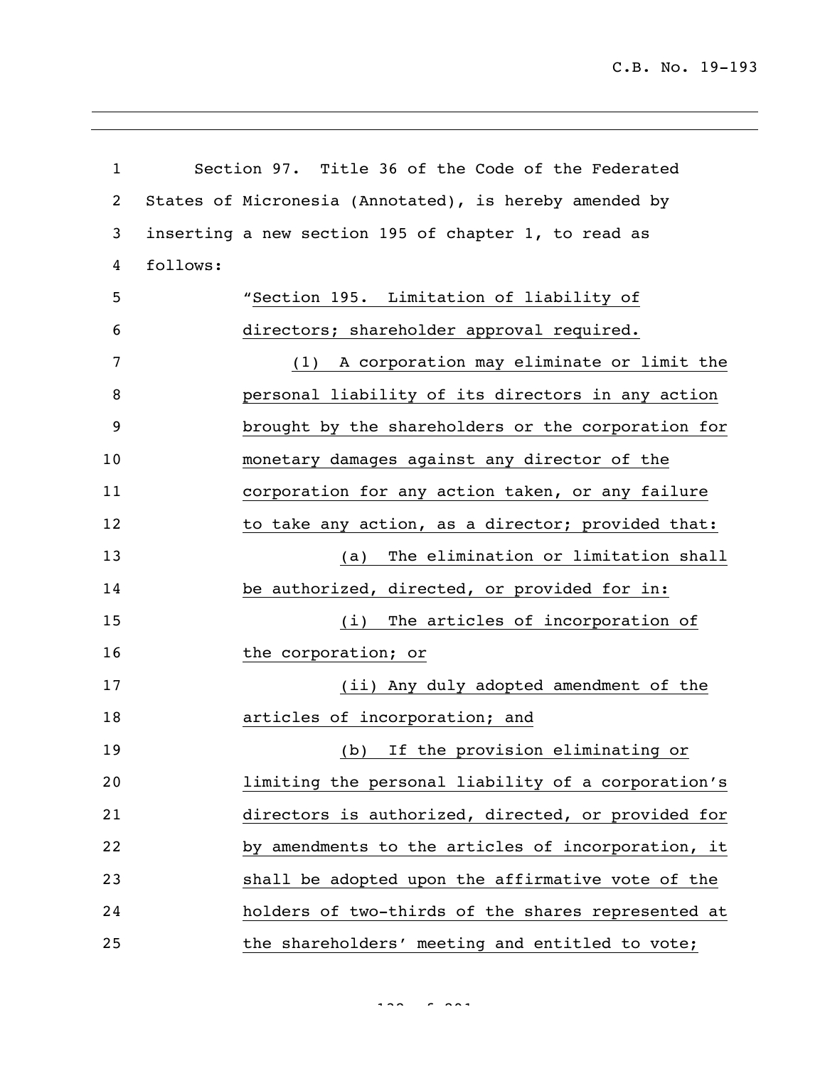Section 97. Title 36 of the Code of the Federated States of Micronesia (Annotated), is hereby amended by inserting a new section 195 of chapter 1, to read as follows:

"Section 195. Limitation of liability of directors; shareholder approval required.

(1) A corporation may eliminate or limit the personal liability of its directors in any action brought by the shareholders or the corporation for monetary damages against any director of the corporation for any action taken, or any failure to take any action, as a director; provided that:

(a) The elimination or limitation shall be authorized, directed, or provided for in:

(i) The articles of incorporation of the corporation; or

(ii) Any duly adopted amendment of the articles of incorporation; and

(b) If the provision eliminating or limiting the personal liability of a corporation's directors is authorized, directed, or provided for by amendments to the articles of incorporation, it shall be adopted upon the affirmative vote of the holders of two-thirds of the shares represented at the shareholders' meeting and entitled to vote;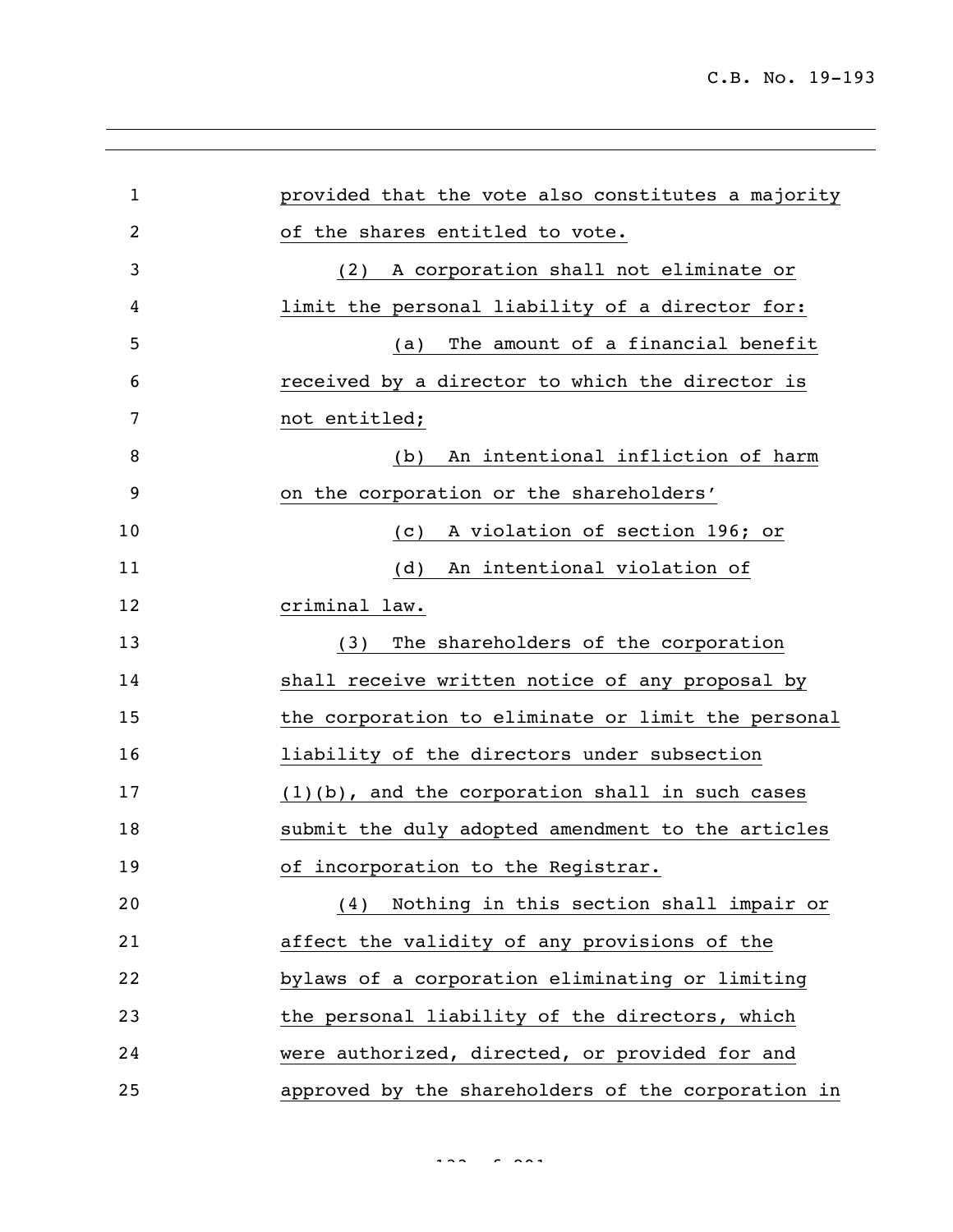provided that the vote also constitutes a majority of the shares entitled to vote.

(2) A corporation shall not eliminate or limit the personal liability of a director for:

(a) The amount of a financial benefit received by a director to which the director is not entitled;

(b) An intentional infliction of harm on the corporation or the shareholders'

(c) A violation of section 196; or

(d) An intentional violation of criminal law.

(3) The shareholders of the corporation shall receive written notice of any proposal by the corporation to eliminate or limit the personal liability of the directors under subsection (1)(b), and the corporation shall in such cases submit the duly adopted amendment to the articles of incorporation to the Registrar.

(4) Nothing in this section shall impair or affect the validity of any provisions of the bylaws of a corporation eliminating or limiting the personal liability of the directors, which were authorized, directed, or provided for and approved by the shareholders of the corporation in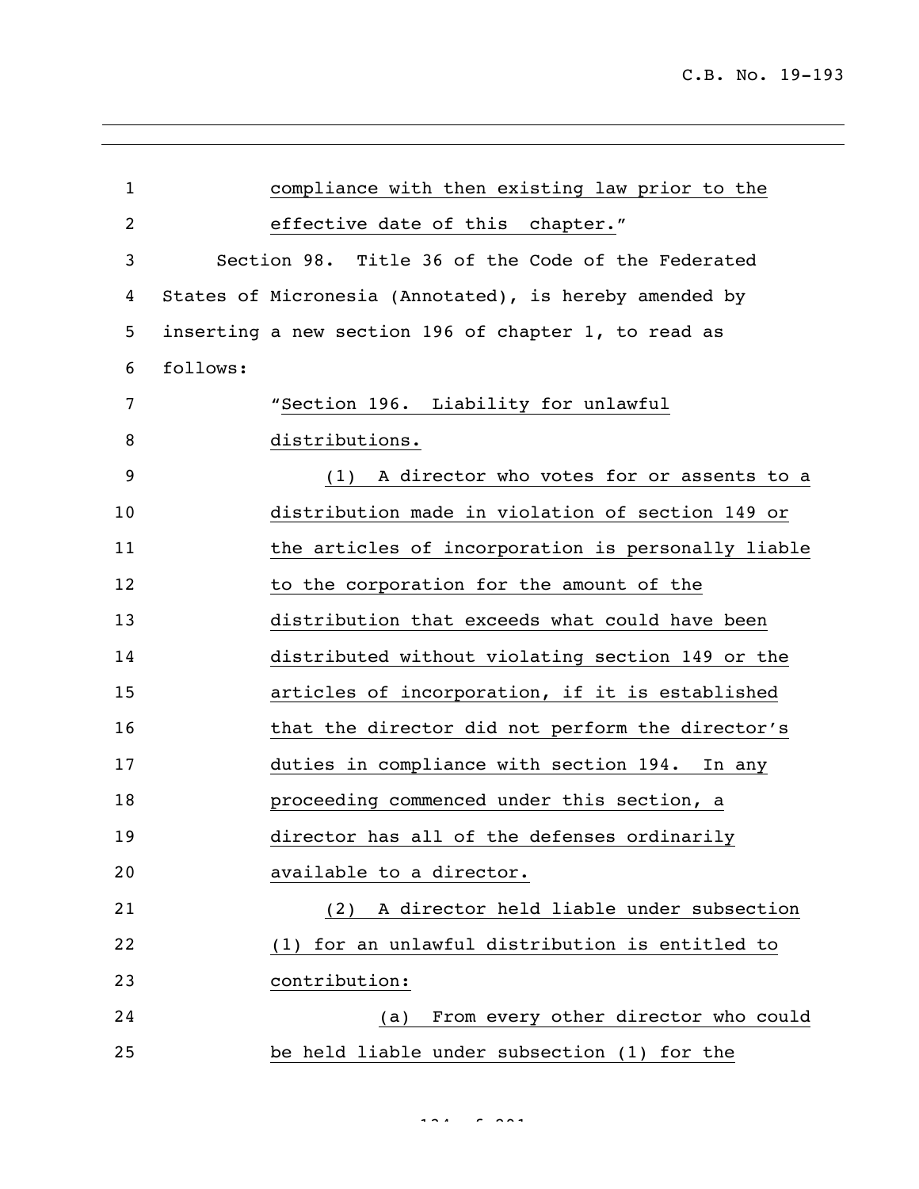compliance with then existing law prior to the effective date of this chapter."

Section 98. Title 36 of the Code of the Federated States of Micronesia (Annotated), is hereby amended by inserting a new section 196 of chapter 1, to read as follows:

"Section 196. Liability for unlawful distributions.

(1) A director who votes for or assents to a distribution made in violation of section 149 or the articles of incorporation is personally liable to the corporation for the amount of the distribution that exceeds what could have been distributed without violating section 149 or the articles of incorporation, if it is established that the director did not perform the director's duties in compliance with section 194. In any proceeding commenced under this section, a director has all of the defenses ordinarily available to a director.

(2) A director held liable under subsection (1) for an unlawful distribution is entitled to contribution:

(a) From every other director who could be held liable under subsection (1) for the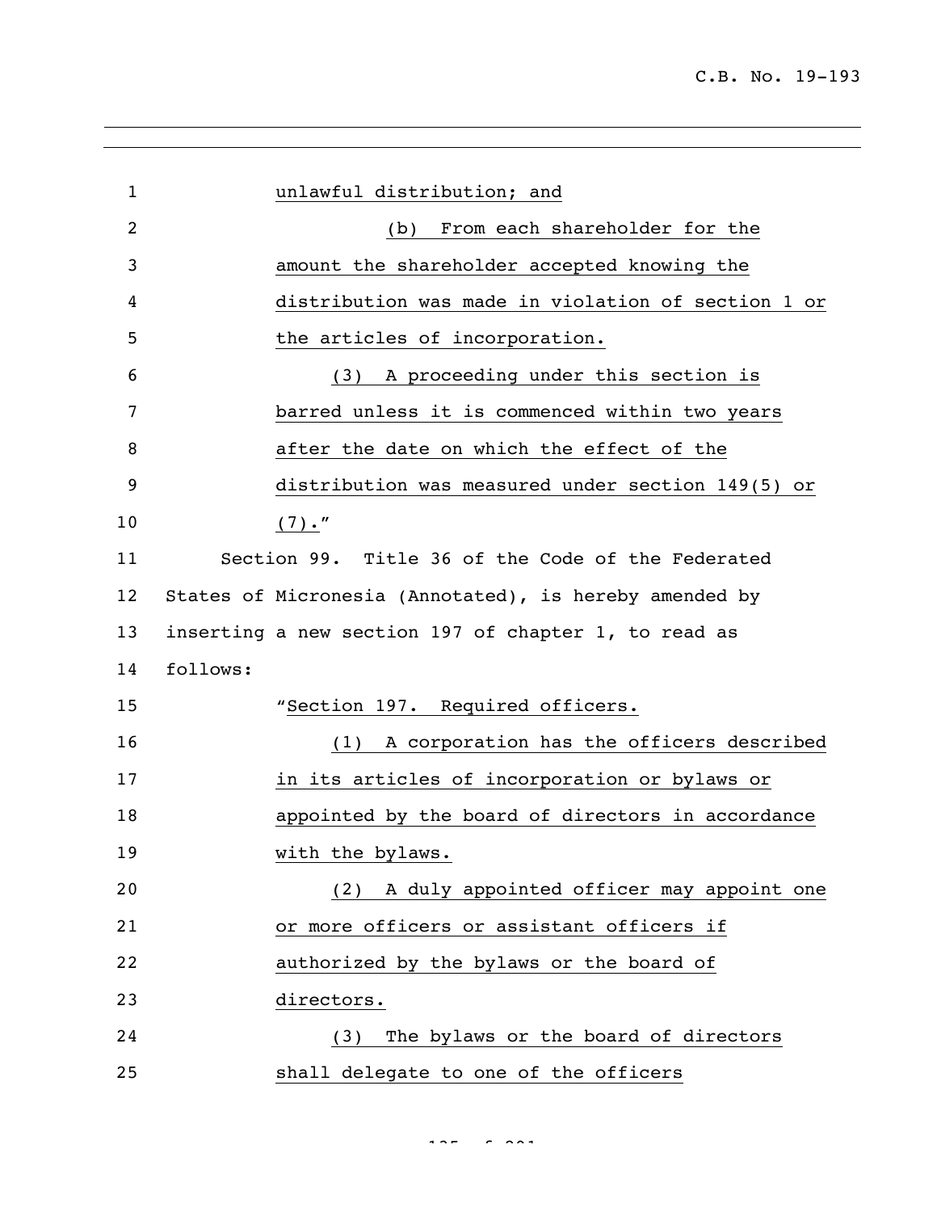unlawful distribution; and

(b) From each shareholder for the amount the shareholder accepted knowing the distribution was made in violation of section 1 or the articles of incorporation.

(3) A proceeding under this section is barred unless it is commenced within two years after the date on which the effect of the distribution was measured under section 149(5) or (7)."

Section 99. Title 36 of the Code of the Federated States of Micronesia (Annotated), is hereby amended by inserting a new section 197 of chapter 1, to read as follows:

"Section 197. Required officers.

(1) A corporation has the officers described in its articles of incorporation or bylaws or appointed by the board of directors in accordance with the bylaws.

(2) A duly appointed officer may appoint one or more officers or assistant officers if authorized by the bylaws or the board of directors.

(3) The bylaws or the board of directors shall delegate to one of the officers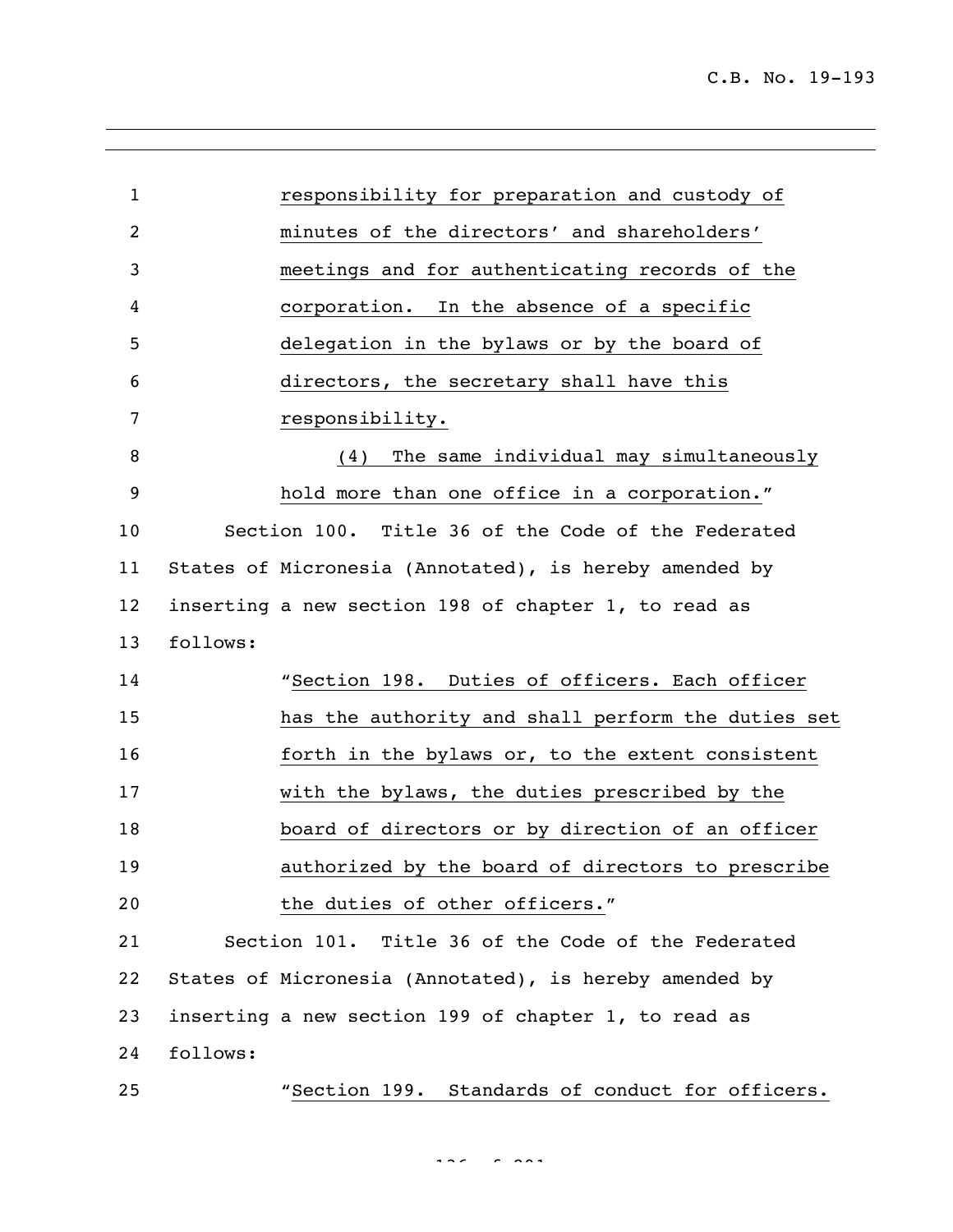responsibility for preparation and custody of minutes of the directors' and shareholders' meetings and for authenticating records of the corporation. In the absence of a specific delegation in the bylaws or by the board of directors, the secretary shall have this responsibility.

(4) The same individual may simultaneously hold more than one office in a corporation."

Section 100. Title 36 of the Code of the Federated States of Micronesia (Annotated), is hereby amended by inserting a new section 198 of chapter 1, to read as follows:

"Section 198. Duties of officers. Each officer has the authority and shall perform the duties set forth in the bylaws or, to the extent consistent with the bylaws, the duties prescribed by the board of directors or by direction of an officer authorized by the board of directors to prescribe the duties of other officers."

Section 101. Title 36 of the Code of the Federated States of Micronesia (Annotated), is hereby amended by inserting a new section 199 of chapter 1, to read as follows:

"Section 199. Standards of conduct for officers.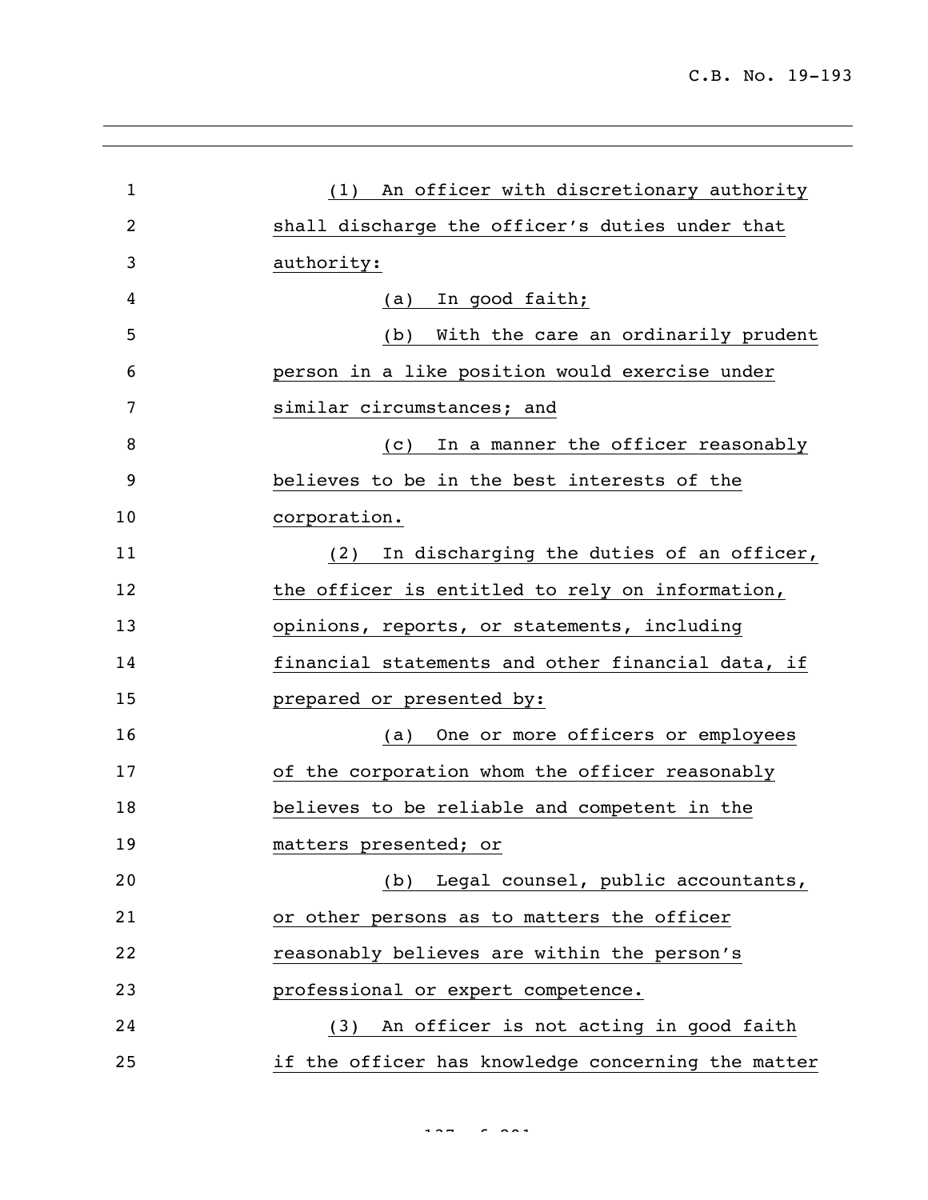(1) An officer with discretionary authority shall discharge the officer's duties under that authority:

(a) In good faith;

(b) With the care an ordinarily prudent person in a like position would exercise under similar circumstances; and

(c) In a manner the officer reasonably believes to be in the best interests of the corporation.

(2) In discharging the duties of an officer, the officer is entitled to rely on information, opinions, reports, or statements, including financial statements and other financial data, if prepared or presented by:

(a) One or more officers or employees of the corporation whom the officer reasonably believes to be reliable and competent in the matters presented; or

(b) Legal counsel, public accountants, or other persons as to matters the officer reasonably believes are within the person's professional or expert competence.

(3) An officer is not acting in good faith if the officer has knowledge concerning the matter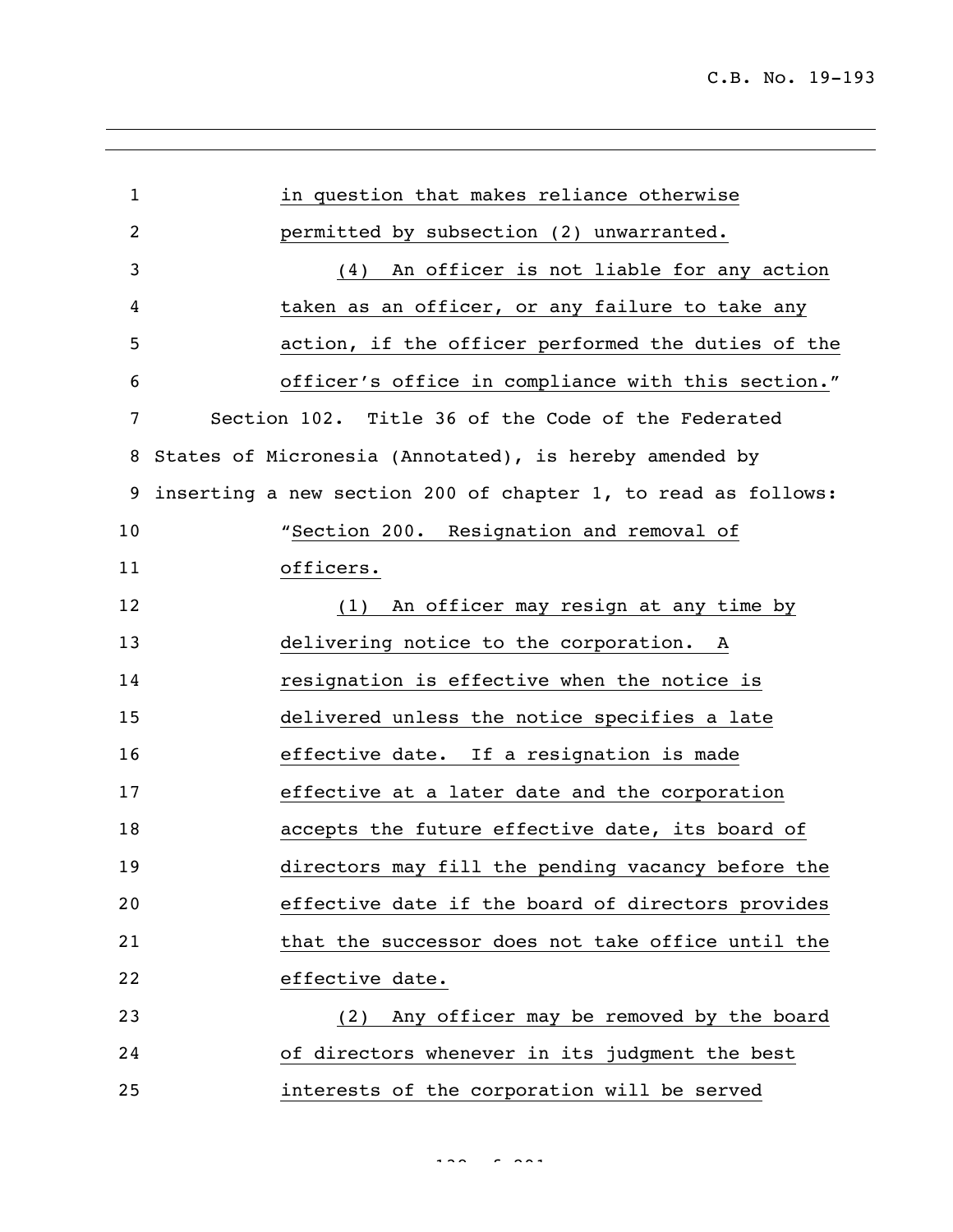in question that makes reliance otherwise permitted by subsection (2) unwarranted.

(4) An officer is not liable for any action taken as an officer, or any failure to take any action, if the officer performed the duties of the officer's office in compliance with this section."

Section 102. Title 36 of the Code of the Federated States of Micronesia (Annotated), is hereby amended by inserting a new section 200 of chapter 1, to read as follows:

"Section 200. Resignation and removal of officers.

(1) An officer may resign at any time by delivering notice to the corporation. A resignation is effective when the notice is delivered unless the notice specifies a late effective date. If a resignation is made effective at a later date and the corporation accepts the future effective date, its board of directors may fill the pending vacancy before the effective date if the board of directors provides that the successor does not take office until the effective date.

(2) Any officer may be removed by the board of directors whenever in its judgment the best interests of the corporation will be served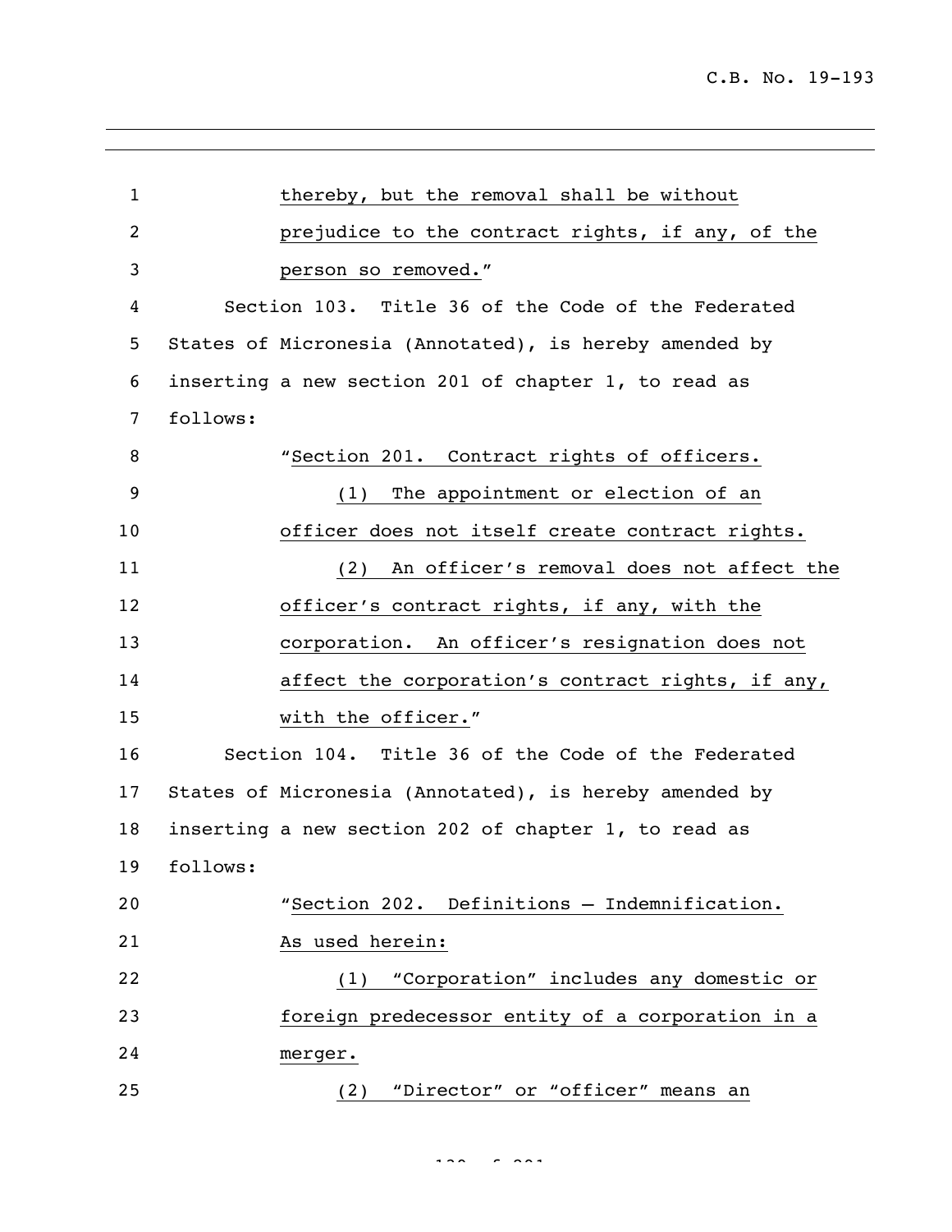thereby, but the removal shall be without prejudice to the contract rights, if any, of the person so removed."

Section 103. Title 36 of the Code of the Federated States of Micronesia (Annotated), is hereby amended by inserting a new section 201 of chapter 1, to read as follows:

"Section 201. Contract rights of officers.

(1) The appointment or election of an officer does not itself create contract rights.

(2) An officer's removal does not affect the officer's contract rights, if any, with the corporation. An officer's resignation does not affect the corporation's contract rights, if any, with the officer."

Section 104. Title 36 of the Code of the Federated States of Micronesia (Annotated), is hereby amended by inserting a new section 202 of chapter 1, to read as follows:

"Section 202. Definitions – Indemnification. As used herein:

(1) "Corporation" includes any domestic or foreign predecessor entity of a corporation in a merger.

(2) "Director" or "officer" means an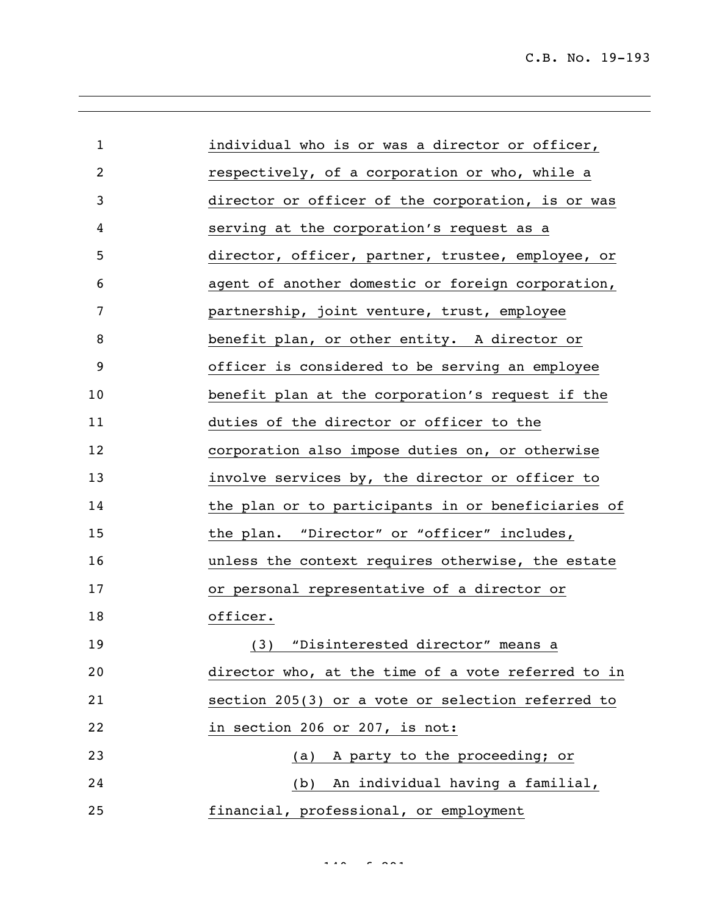individual who is or was a director or officer, respectively, of a corporation or who, while a director or officer of the corporation, is or was serving at the corporation's request as a director, officer, partner, trustee, employee, or agent of another domestic or foreign corporation, partnership, joint venture, trust, employee benefit plan, or other entity. A director or officer is considered to be serving an employee benefit plan at the corporation's request if the duties of the director or officer to the corporation also impose duties on, or otherwise involve services by, the director or officer to the plan or to participants in or beneficiaries of the plan. "Director" or "officer" includes, unless the context requires otherwise, the estate or personal representative of a director or officer.

(3) "Disinterested director" means a director who, at the time of a vote referred to in section 205(3) or a vote or selection referred to in section 206 or 207, is not:

(a) A party to the proceeding; or

(b) An individual having a familial, financial, professional, or employment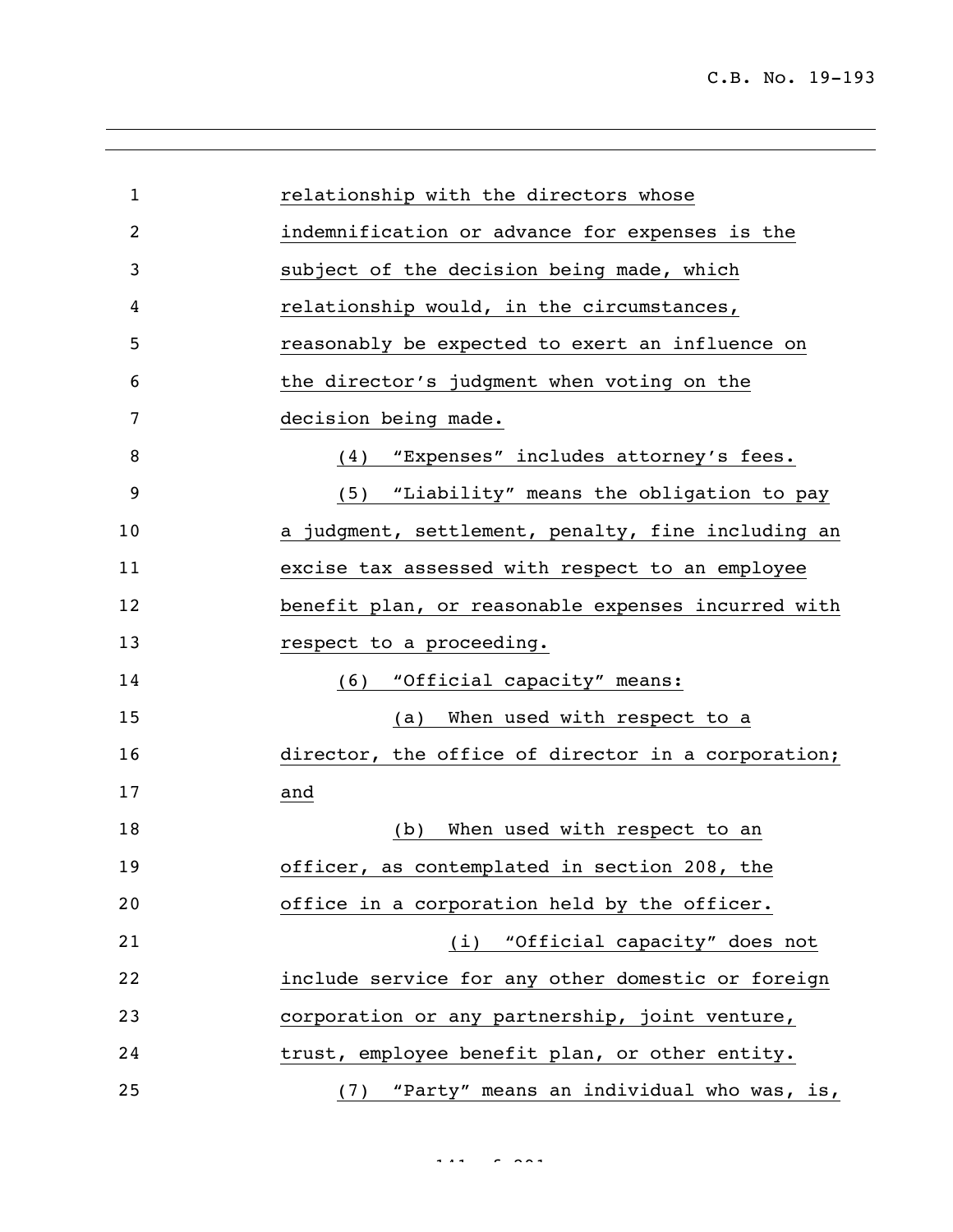relationship with the directors whose indemnification or advance for expenses is the subject of the decision being made, which relationship would, in the circumstances, reasonably be expected to exert an influence on the director's judgment when voting on the decision being made.

(4) "Expenses" includes attorney's fees.

(5) "Liability" means the obligation to pay a judgment, settlement, penalty, fine including an excise tax assessed with respect to an employee benefit plan, or reasonable expenses incurred with respect to a proceeding.

(6) "Official capacity" means:

(a) When used with respect to a director, the office of director in a corporation; and

(b) When used with respect to an officer, as contemplated in section 208, the office in a corporation held by the officer.

(i) "Official capacity" does not include service for any other domestic or foreign corporation or any partnership, joint venture, trust, employee benefit plan, or other entity.

(7) "Party" means an individual who was, is,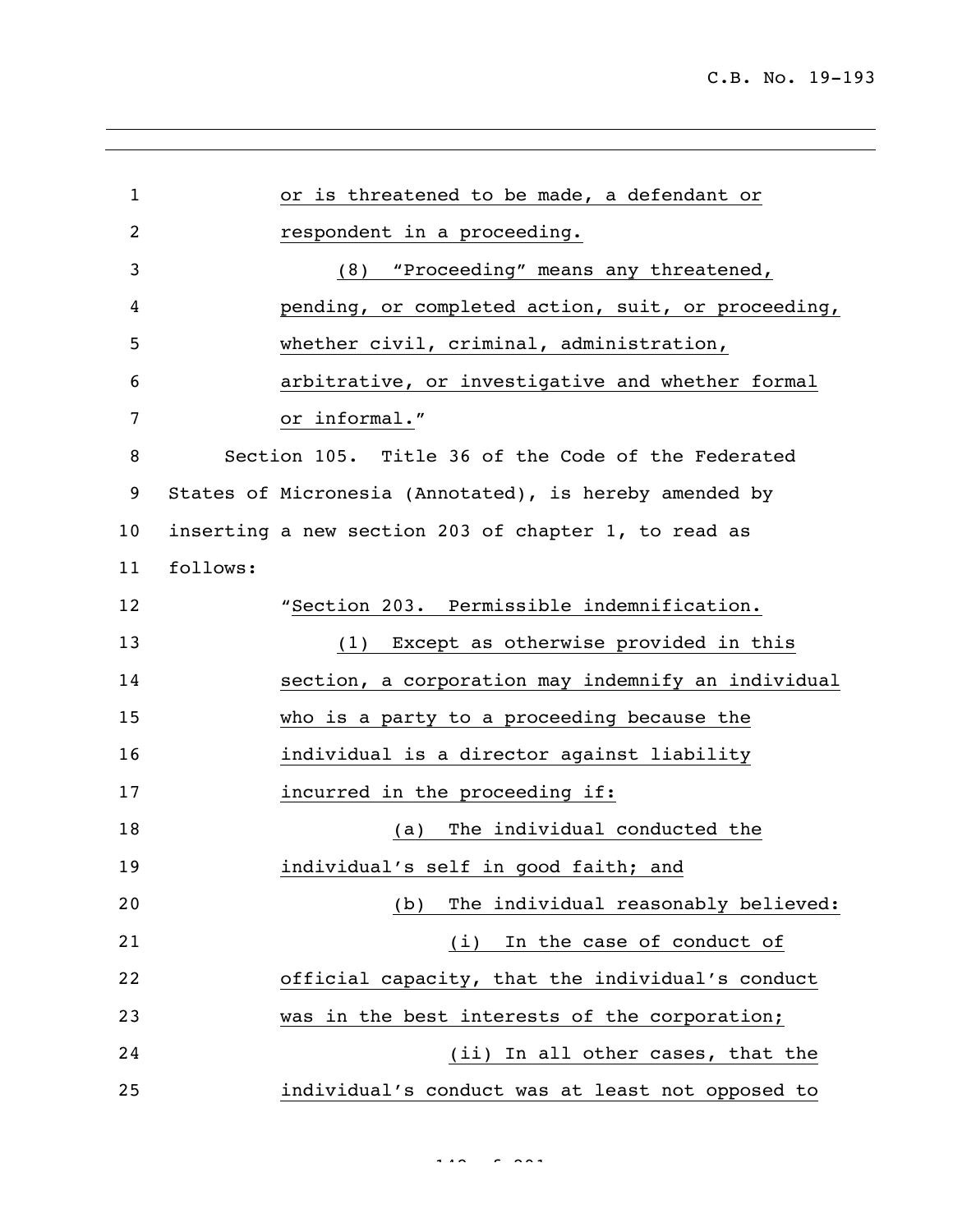or is threatened to be made, a defendant or respondent in a proceeding.

(8) "Proceeding" means any threatened, pending, or completed action, suit, or proceeding, whether civil, criminal, administration, arbitrative, or investigative and whether formal or informal."

Section 105. Title 36 of the Code of the Federated States of Micronesia (Annotated), is hereby amended by inserting a new section 203 of chapter 1, to read as follows:

"Section 203. Permissible indemnification.

(1) Except as otherwise provided in this section, a corporation may indemnify an individual who is a party to a proceeding because the individual is a director against liability incurred in the proceeding if:

(a) The individual conducted the individual's self in good faith; and

(b) The individual reasonably believed:

(i) In the case of conduct of official capacity, that the individual's conduct was in the best interests of the corporation;

(ii) In all other cases, that the individual's conduct was at least not opposed to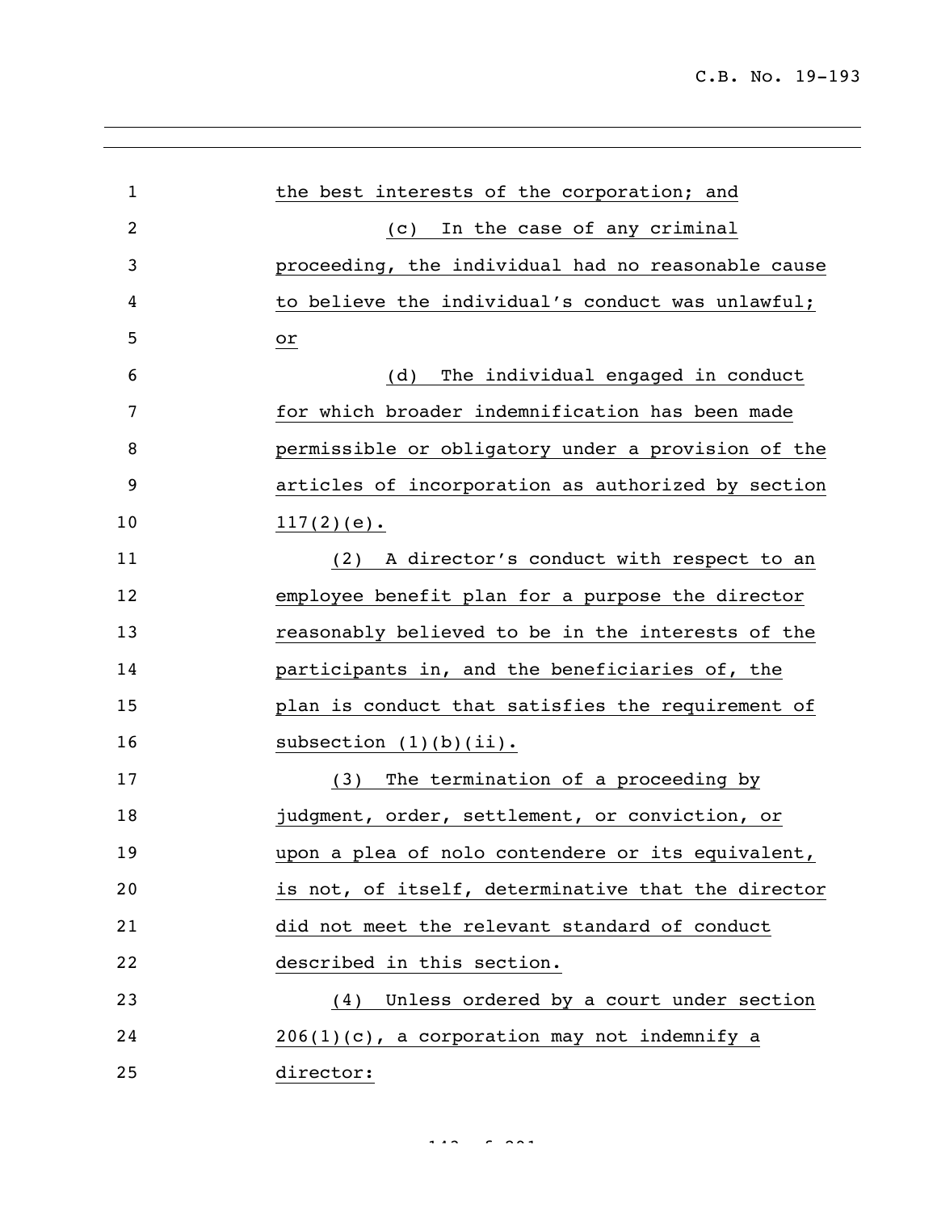the best interests of the corporation; and

(c) In the case of any criminal proceeding, the individual had no reasonable cause to believe the individual's conduct was unlawful; or

(d) The individual engaged in conduct for which broader indemnification has been made permissible or obligatory under a provision of the articles of incorporation as authorized by section 117(2)(e).

(2) A director's conduct with respect to an employee benefit plan for a purpose the director reasonably believed to be in the interests of the participants in, and the beneficiaries of, the plan is conduct that satisfies the requirement of subsection (1)(b)(ii).

(3) The termination of a proceeding by judgment, order, settlement, or conviction, or upon a plea of nolo contendere or its equivalent, is not, of itself, determinative that the director did not meet the relevant standard of conduct described in this section.

(4) Unless ordered by a court under section 206(1)(c), a corporation may not indemnify a director: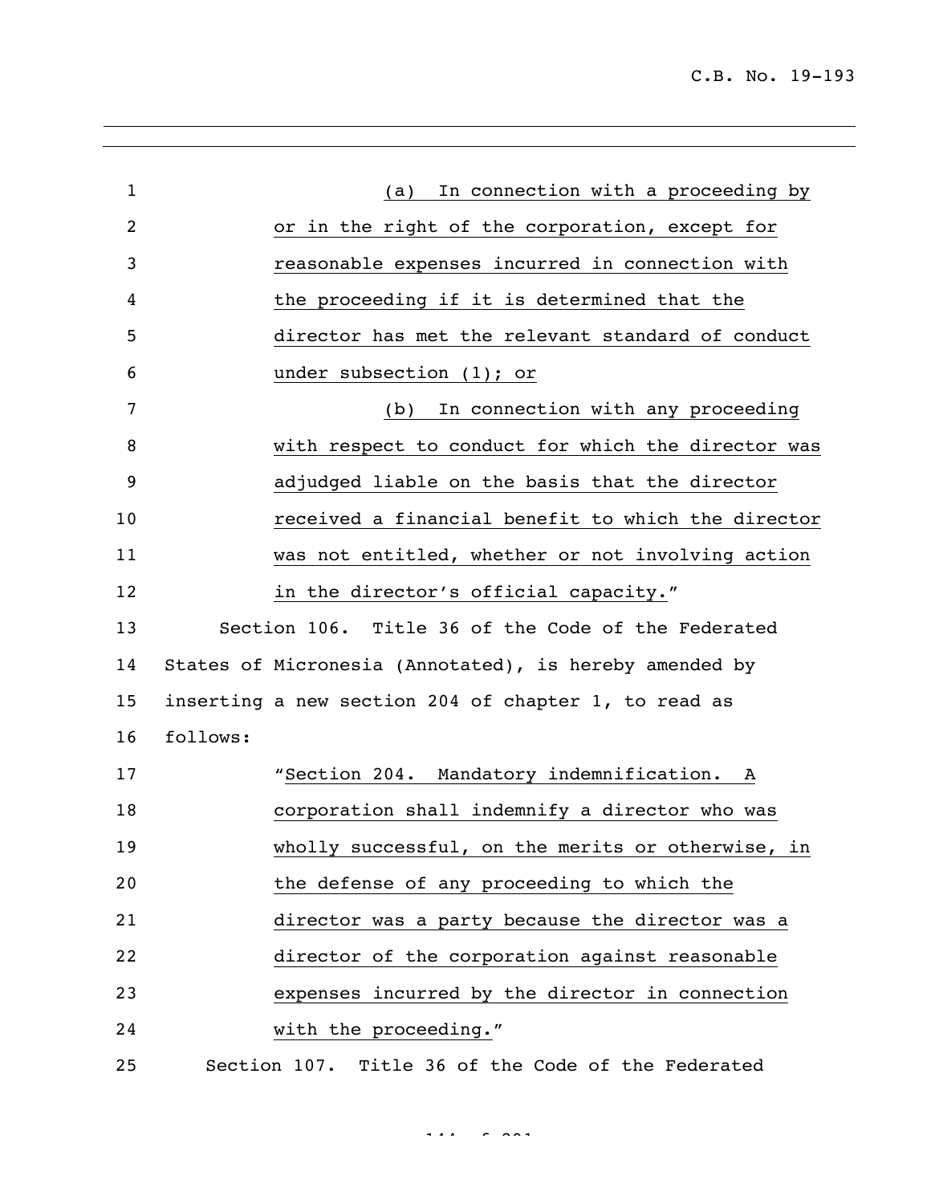(a) In connection with a proceeding by or in the right of the corporation, except for reasonable expenses incurred in connection with the proceeding if it is determined that the director has met the relevant standard of conduct under subsection (1); or

(b) In connection with any proceeding with respect to conduct for which the director was adjudged liable on the basis that the director received a financial benefit to which the director was not entitled, whether or not involving action in the director's official capacity."

Section 106. Title 36 of the Code of the Federated States of Micronesia (Annotated), is hereby amended by inserting a new section 204 of chapter 1, to read as follows:

"Section 204. Mandatory indemnification. A corporation shall indemnify a director who was wholly successful, on the merits or otherwise, in the defense of any proceeding to which the director was a party because the director was a director of the corporation against reasonable expenses incurred by the director in connection with the proceeding."

Section 107. Title 36 of the Code of the Federated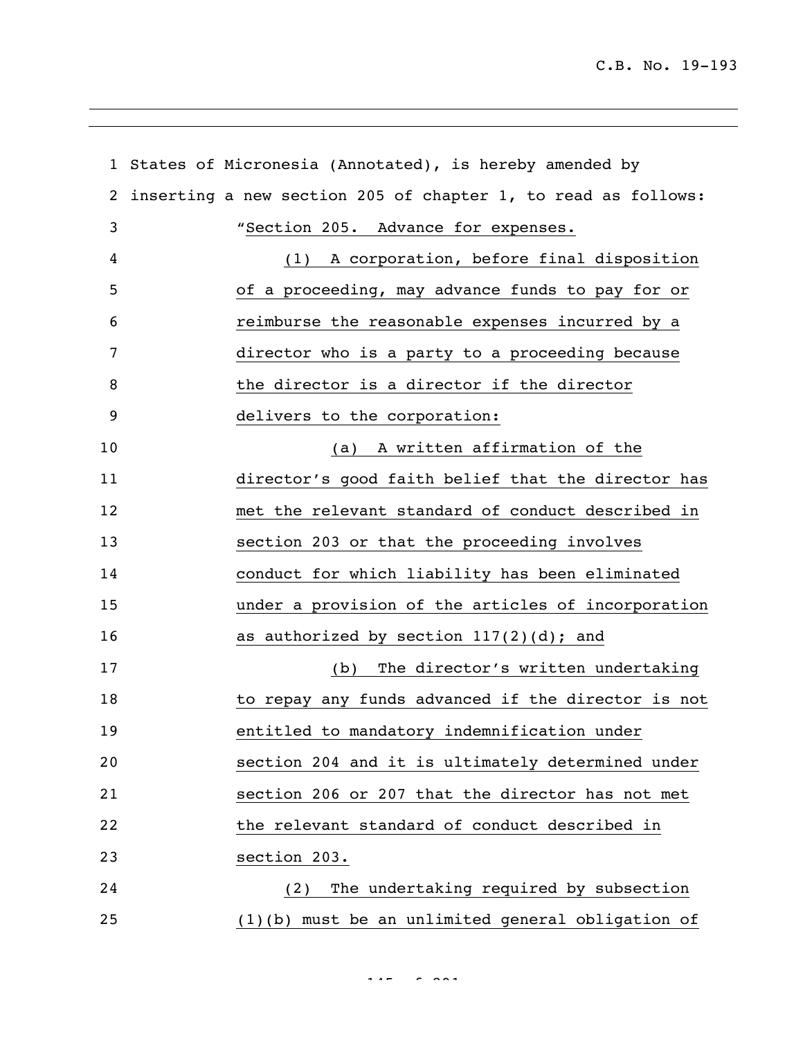States of Micronesia (Annotated), is hereby amended by inserting a new section 205 of chapter 1, to read as follows:

"Section 205. Advance for expenses.

(1) A corporation, before final disposition of a proceeding, may advance funds to pay for or reimburse the reasonable expenses incurred by a director who is a party to a proceeding because the director is a director if the director delivers to the corporation:

(a) A written affirmation of the director's good faith belief that the director has met the relevant standard of conduct described in section 203 or that the proceeding involves conduct for which liability has been eliminated under a provision of the articles of incorporation as authorized by section 117(2)(d); and

(b) The director's written undertaking to repay any funds advanced if the director is not entitled to mandatory indemnification under section 204 and it is ultimately determined under section 206 or 207 that the director has not met the relevant standard of conduct described in section 203.

(2) The undertaking required by subsection (1)(b) must be an unlimited general obligation of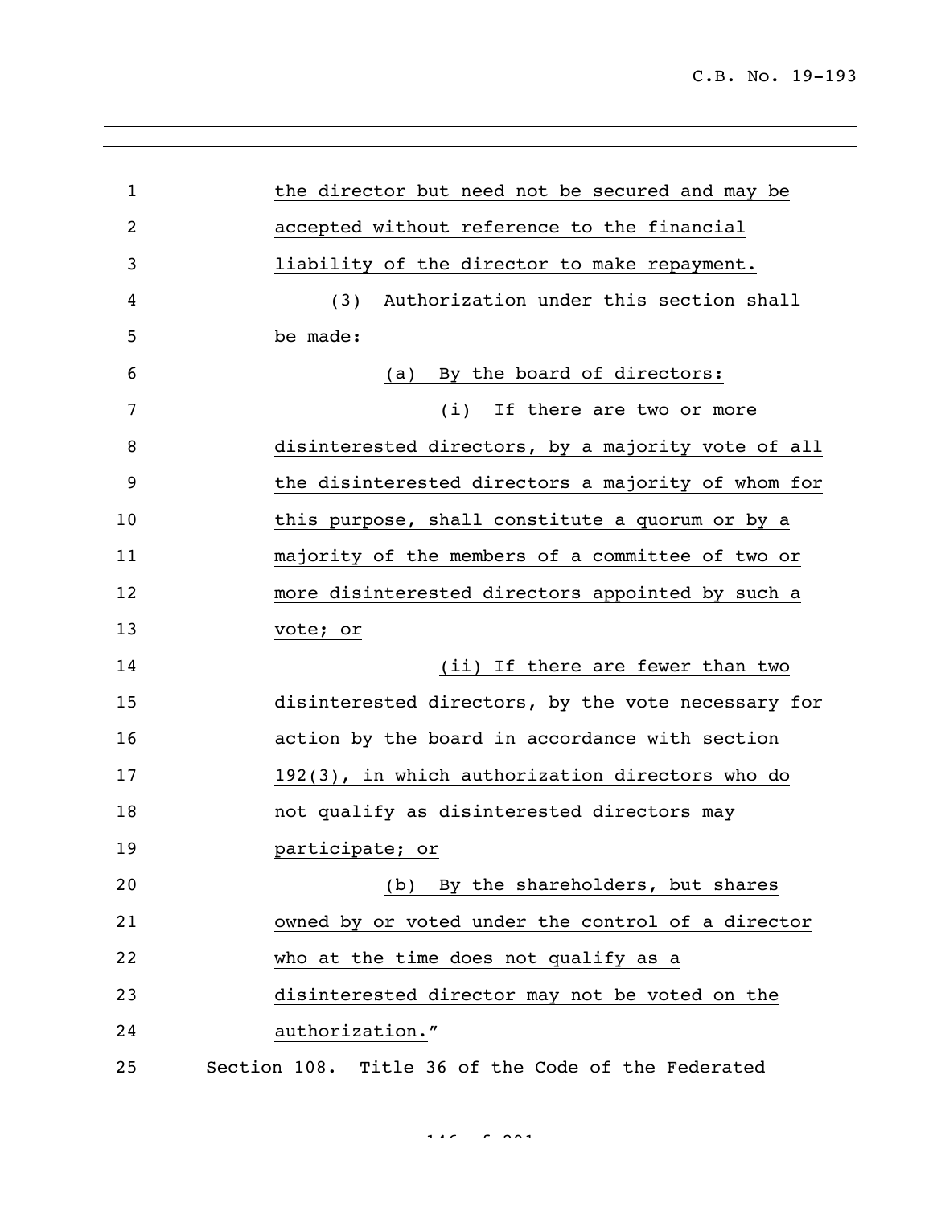the director but need not be secured and may be accepted without reference to the financial liability of the director to make repayment.

(3) Authorization under this section shall be made:

(a) By the board of directors:

(i) If there are two or more disinterested directors, by a majority vote of all the disinterested directors a majority of whom for this purpose, shall constitute a quorum or by a majority of the members of a committee of two or more disinterested directors appointed by such a vote; or

(ii) If there are fewer than two disinterested directors, by the vote necessary for action by the board in accordance with section 192(3), in which authorization directors who do not qualify as disinterested directors may participate; or

(b) By the shareholders, but shares owned by or voted under the control of a director who at the time does not qualify as a disinterested director may not be voted on the authorization."

Section 108. Title 36 of the Code of the Federated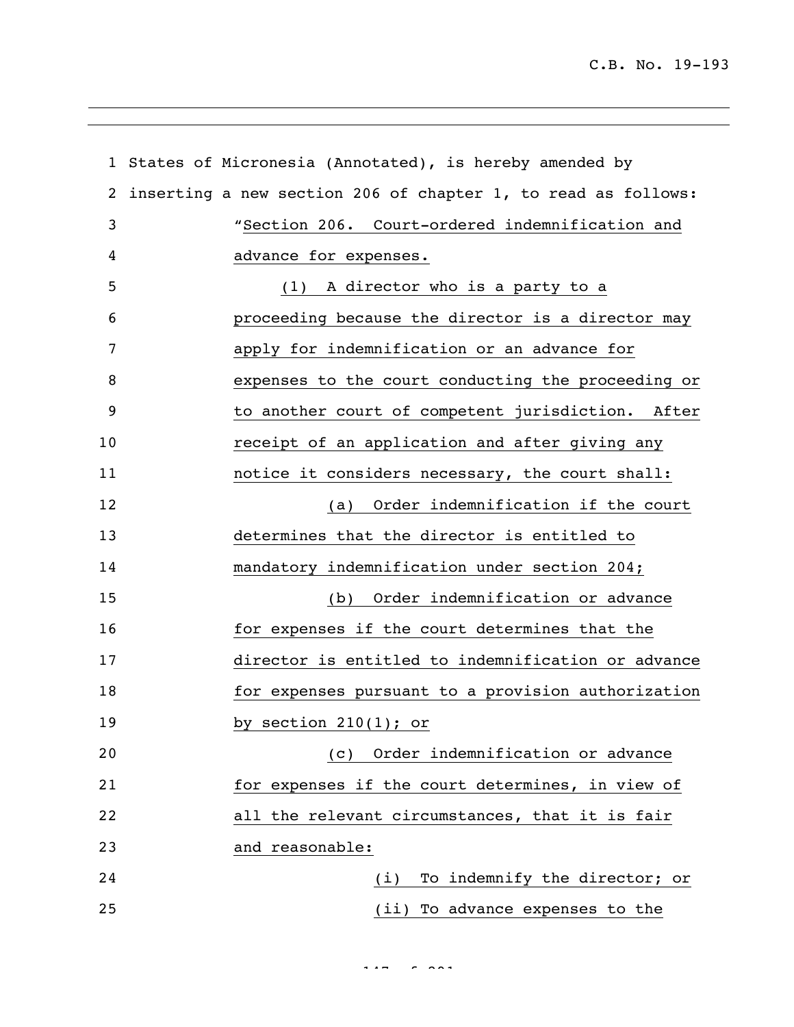States of Micronesia (Annotated), is hereby amended by inserting a new section 206 of chapter 1, to read as follows:

"Section 206. Court-ordered indemnification and advance for expenses.

(1) A director who is a party to a proceeding because the director is a director may apply for indemnification or an advance for expenses to the court conducting the proceeding or to another court of competent jurisdiction. After receipt of an application and after giving any notice it considers necessary, the court shall:

(a) Order indemnification if the court determines that the director is entitled to mandatory indemnification under section 204;

(b) Order indemnification or advance for expenses if the court determines that the director is entitled to indemnification or advance for expenses pursuant to a provision authorization by section 210(1); or

(c) Order indemnification or advance for expenses if the court determines, in view of all the relevant circumstances, that it is fair and reasonable:

(i) To indemnify the director; or

(ii) To advance expenses to the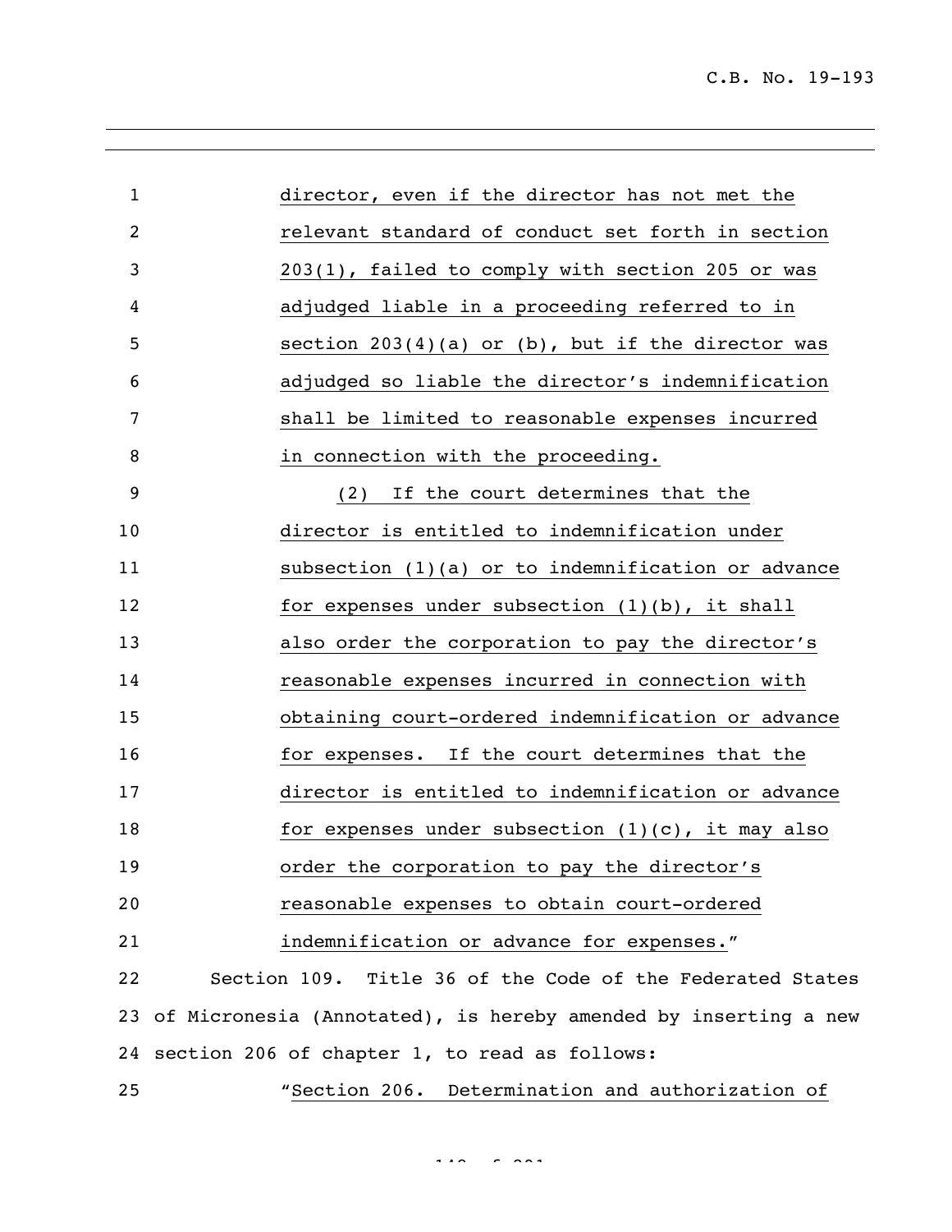director, even if the director has not met the relevant standard of conduct set forth in section 203(1), failed to comply with section 205 or was adjudged liable in a proceeding referred to in section 203(4)(a) or (b), but if the director was adjudged so liable the director's indemnification shall be limited to reasonable expenses incurred in connection with the proceeding.

(2) If the court determines that the director is entitled to indemnification under subsection (1)(a) or to indemnification or advance for expenses under subsection (1)(b), it shall also order the corporation to pay the director's reasonable expenses incurred in connection with obtaining court-ordered indemnification or advance for expenses. If the court determines that the director is entitled to indemnification or advance for expenses under subsection (1)(c), it may also order the corporation to pay the director's reasonable expenses to obtain court-ordered indemnification or advance for expenses."

Section 109. Title 36 of the Code of the Federated States of Micronesia (Annotated), is hereby amended by inserting a new section 206 of chapter 1, to read as follows:

"Section 206. Determination and authorization of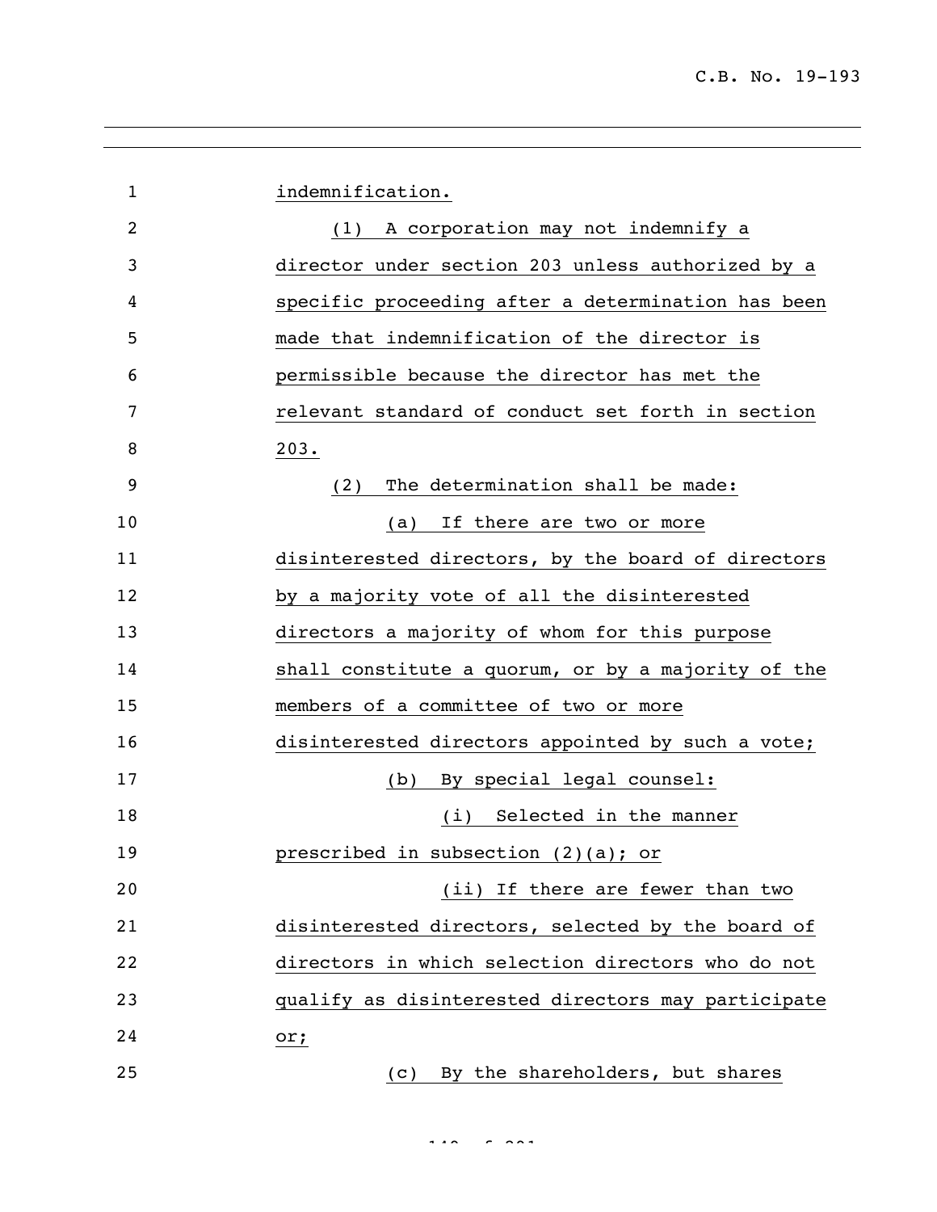indemnification.

(1) A corporation may not indemnify a director under section 203 unless authorized by a specific proceeding after a determination has been made that indemnification of the director is permissible because the director has met the relevant standard of conduct set forth in section 203.

(2) The determination shall be made:

(a) If there are two or more disinterested directors, by the board of directors by a majority vote of all the disinterested directors a majority of whom for this purpose shall constitute a quorum, or by a majority of the members of a committee of two or more disinterested directors appointed by such a vote;

(b) By special legal counsel:

(i) Selected in the manner prescribed in subsection (2)(a); or

(ii) If there are fewer than two disinterested directors, selected by the board of directors in which selection directors who do not qualify as disinterested directors may participate or;

(c) By the shareholders, but shares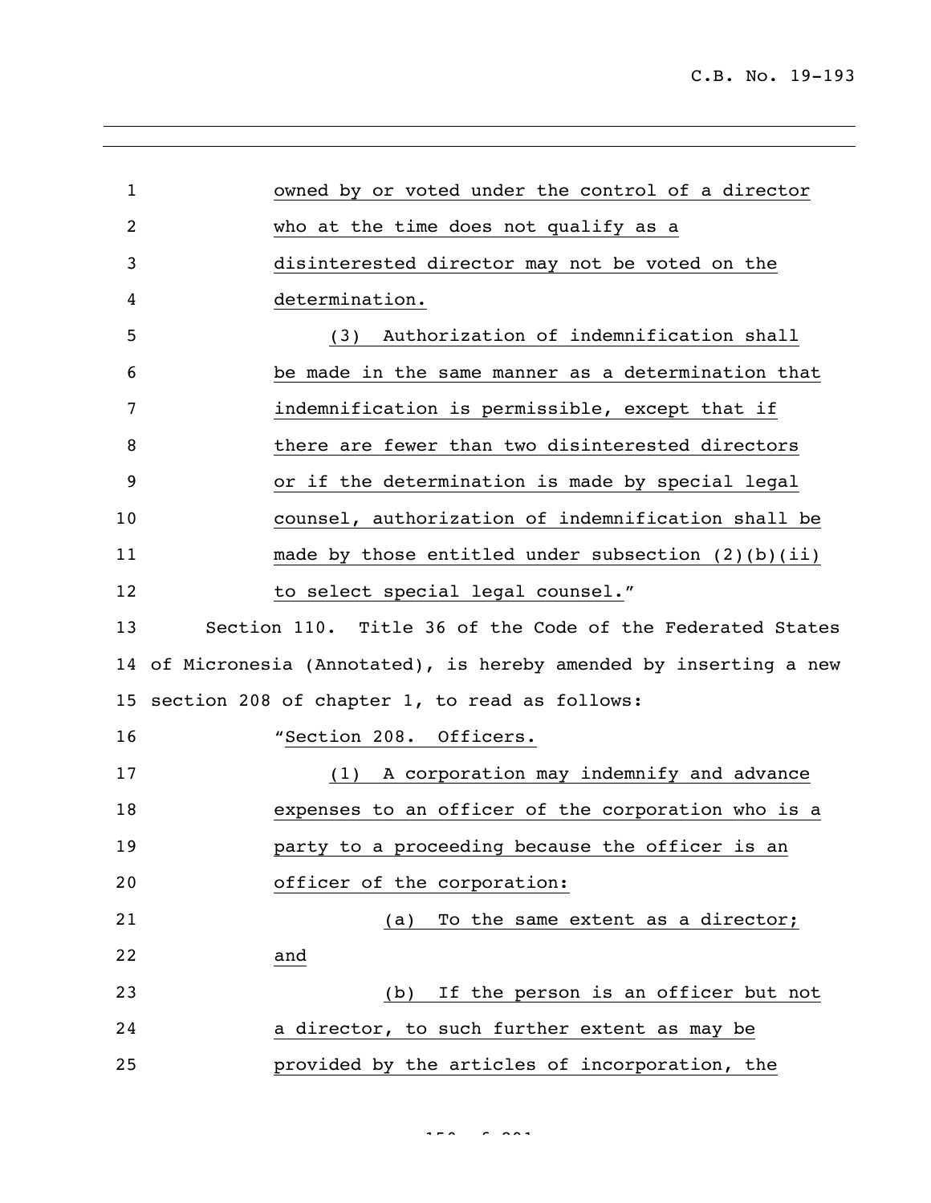owned by or voted under the control of a director who at the time does not qualify as a disinterested director may not be voted on the determination.

(3) Authorization of indemnification shall be made in the same manner as a determination that indemnification is permissible, except that if there are fewer than two disinterested directors or if the determination is made by special legal counsel, authorization of indemnification shall be made by those entitled under subsection (2)(b)(ii) to select special legal counsel."

Section 110. Title 36 of the Code of the Federated States of Micronesia (Annotated), is hereby amended by inserting a new section 208 of chapter 1, to read as follows:

"Section 208. Officers.

(1) A corporation may indemnify and advance expenses to an officer of the corporation who is a party to a proceeding because the officer is an officer of the corporation:

(a) To the same extent as a director; and

(b) If the person is an officer but not a director, to such further extent as may be provided by the articles of incorporation, the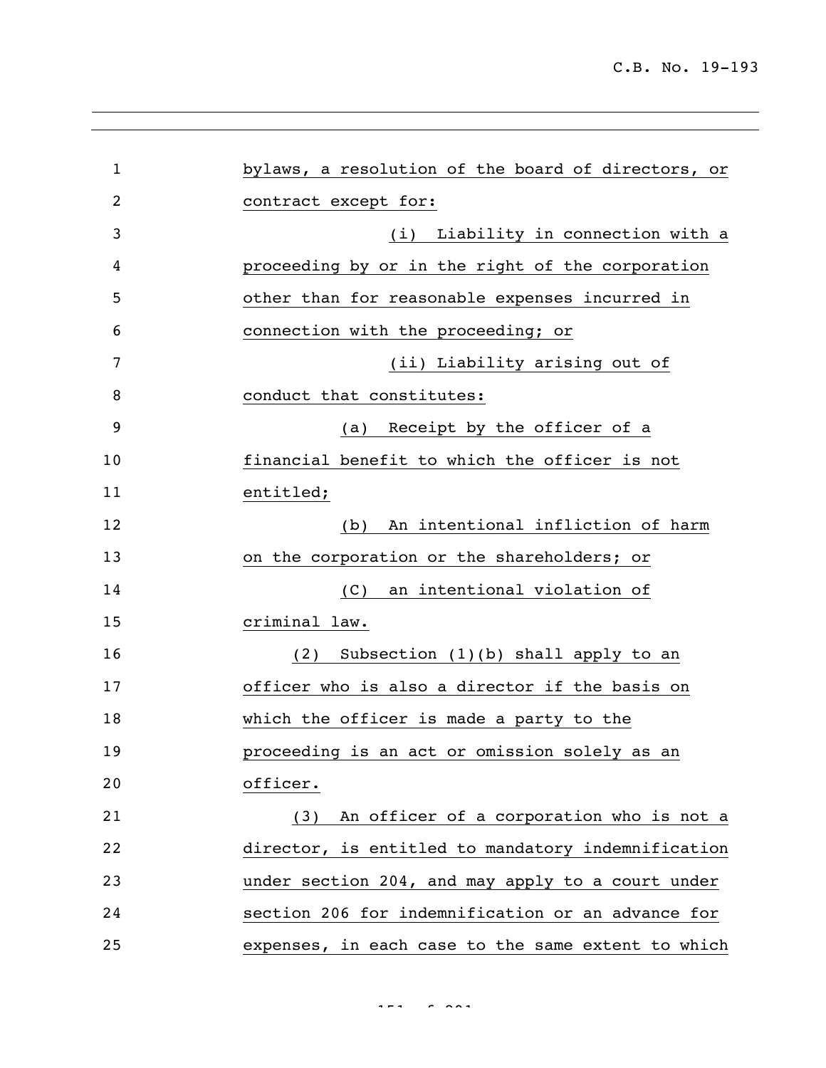bylaws, a resolution of the board of directors, or contract except for:

(i) Liability in connection with a proceeding by or in the right of the corporation other than for reasonable expenses incurred in connection with the proceeding; or

(ii) Liability arising out of conduct that constitutes:

(a) Receipt by the officer of a financial benefit to which the officer is not entitled;

(b) An intentional infliction of harm on the corporation or the shareholders; or

(C) an intentional violation of criminal law.

(2) Subsection (1)(b) shall apply to an officer who is also a director if the basis on which the officer is made a party to the proceeding is an act or omission solely as an officer.

(3) An officer of a corporation who is not a director, is entitled to mandatory indemnification under section 204, and may apply to a court under section 206 for indemnification or an advance for expenses, in each case to the same extent to which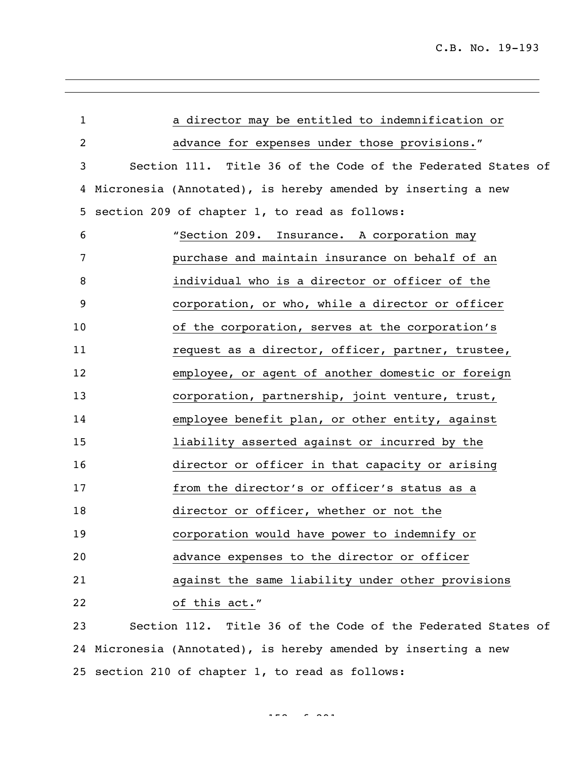a director may be entitled to indemnification or advance for expenses under those provisions."

Section 111. Title 36 of the Code of the Federated States of Micronesia (Annotated), is hereby amended by inserting a new section 209 of chapter 1, to read as follows:

"Section 209. Insurance. A corporation may purchase and maintain insurance on behalf of an individual who is a director or officer of the corporation, or who, while a director or officer of the corporation, serves at the corporation's request as a director, officer, partner, trustee, employee, or agent of another domestic or foreign corporation, partnership, joint venture, trust, employee benefit plan, or other entity, against liability asserted against or incurred by the director or officer in that capacity or arising from the director's or officer's status as a director or officer, whether or not the corporation would have power to indemnify or advance expenses to the director or officer against the same liability under other provisions of this act."

Section 112. Title 36 of the Code of the Federated States of Micronesia (Annotated), is hereby amended by inserting a new section 210 of chapter 1, to read as follows: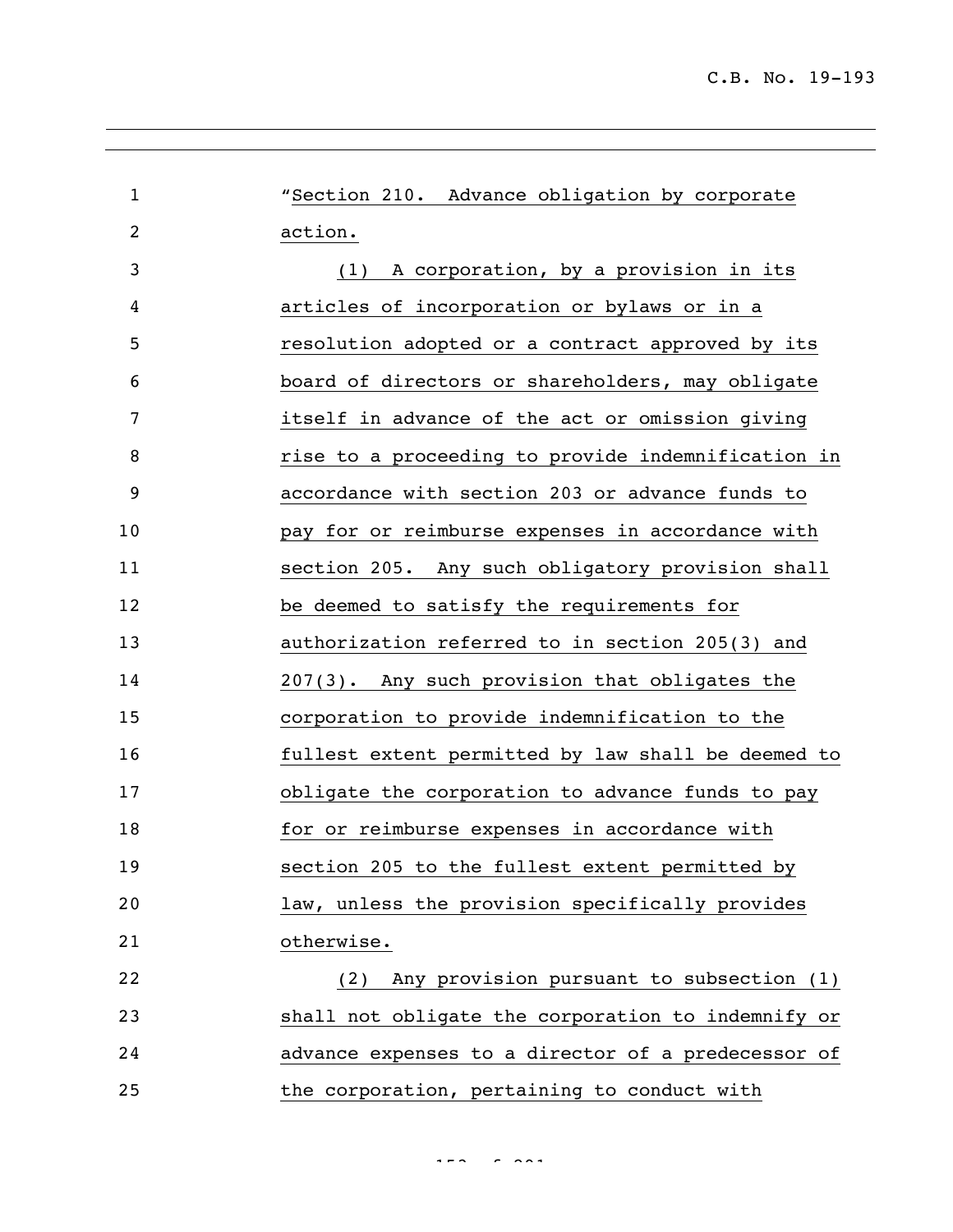"Section 210. Advance obligation by corporate action.

(1) A corporation, by a provision in its articles of incorporation or bylaws or in a resolution adopted or a contract approved by its board of directors or shareholders, may obligate itself in advance of the act or omission giving rise to a proceeding to provide indemnification in accordance with section 203 or advance funds to pay for or reimburse expenses in accordance with section 205. Any such obligatory provision shall be deemed to satisfy the requirements for authorization referred to in section 205(3) and 207(3). Any such provision that obligates the corporation to provide indemnification to the fullest extent permitted by law shall be deemed to obligate the corporation to advance funds to pay for or reimburse expenses in accordance with section 205 to the fullest extent permitted by law, unless the provision specifically provides otherwise.

(2) Any provision pursuant to subsection (1) shall not obligate the corporation to indemnify or advance expenses to a director of a predecessor of the corporation, pertaining to conduct with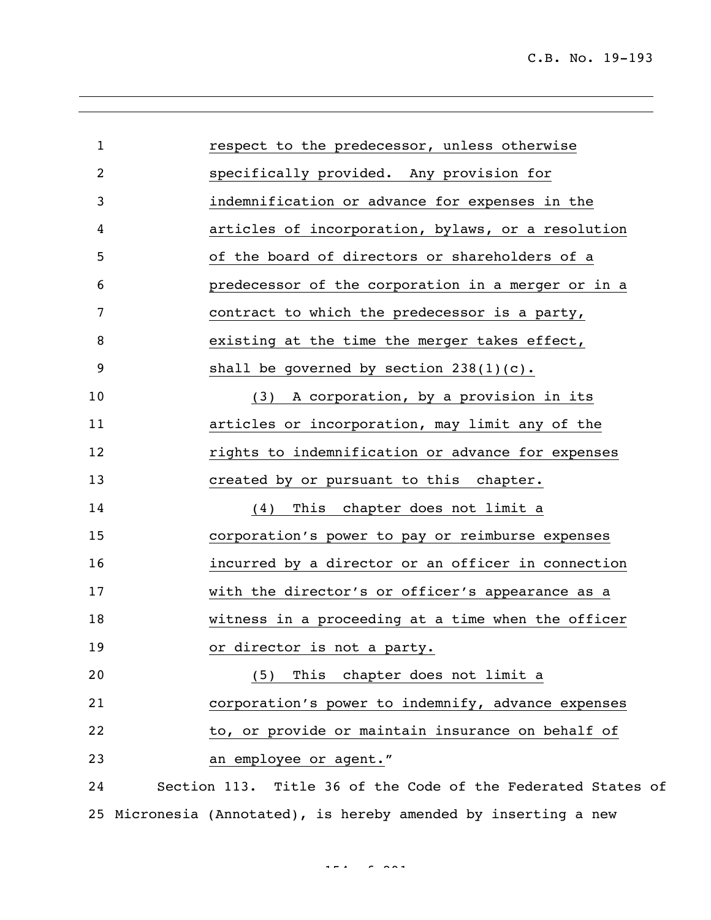respect to the predecessor, unless otherwise specifically provided. Any provision for indemnification or advance for expenses in the articles of incorporation, bylaws, or a resolution of the board of directors or shareholders of a predecessor of the corporation in a merger or in a contract to which the predecessor is a party, existing at the time the merger takes effect, shall be governed by section 238(1)(c).

(3) A corporation, by a provision in its articles or incorporation, may limit any of the rights to indemnification or advance for expenses created by or pursuant to this chapter.

(4) This chapter does not limit a corporation's power to pay or reimburse expenses incurred by a director or an officer in connection with the director's or officer's appearance as a witness in a proceeding at a time when the officer or director is not a party.

(5) This chapter does not limit a corporation's power to indemnify, advance expenses to, or provide or maintain insurance on behalf of an employee or agent."

Section 113. Title 36 of the Code of the Federated States of Micronesia (Annotated), is hereby amended by inserting a new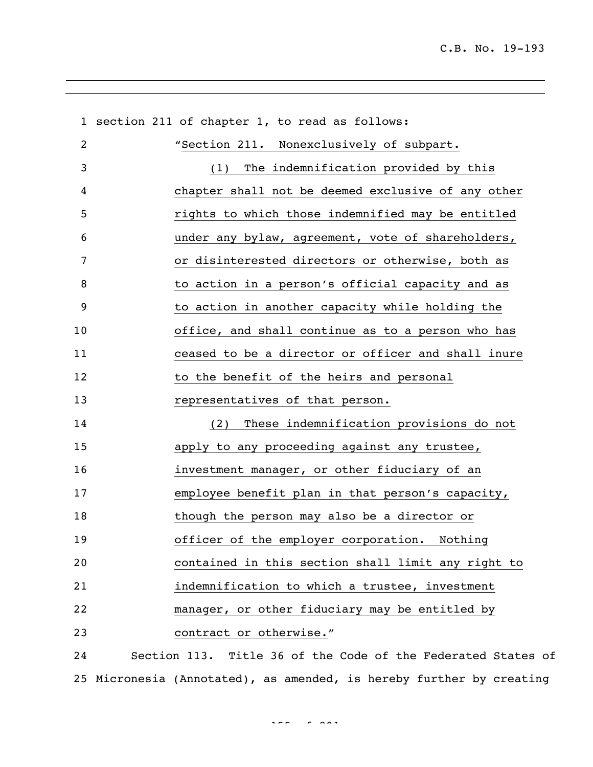section 211 of chapter 1, to read as follows:

"Section 211. Nonexclusively of subpart.

(1) The indemnification provided by this chapter shall not be deemed exclusive of any other rights to which those indemnified may be entitled under any bylaw, agreement, vote of shareholders, or disinterested directors or otherwise, both as to action in a person's official capacity and as to action in another capacity while holding the office, and shall continue as to a person who has ceased to be a director or officer and shall inure to the benefit of the heirs and personal representatives of that person.

(2) These indemnification provisions do not apply to any proceeding against any trustee, investment manager, or other fiduciary of an employee benefit plan in that person's capacity, though the person may also be a director or officer of the employer corporation. Nothing contained in this section shall limit any right to indemnification to which a trustee, investment manager, or other fiduciary may be entitled by contract or otherwise."

Section 113. Title 36 of the Code of the Federated States of Micronesia (Annotated), as amended, is hereby further by creating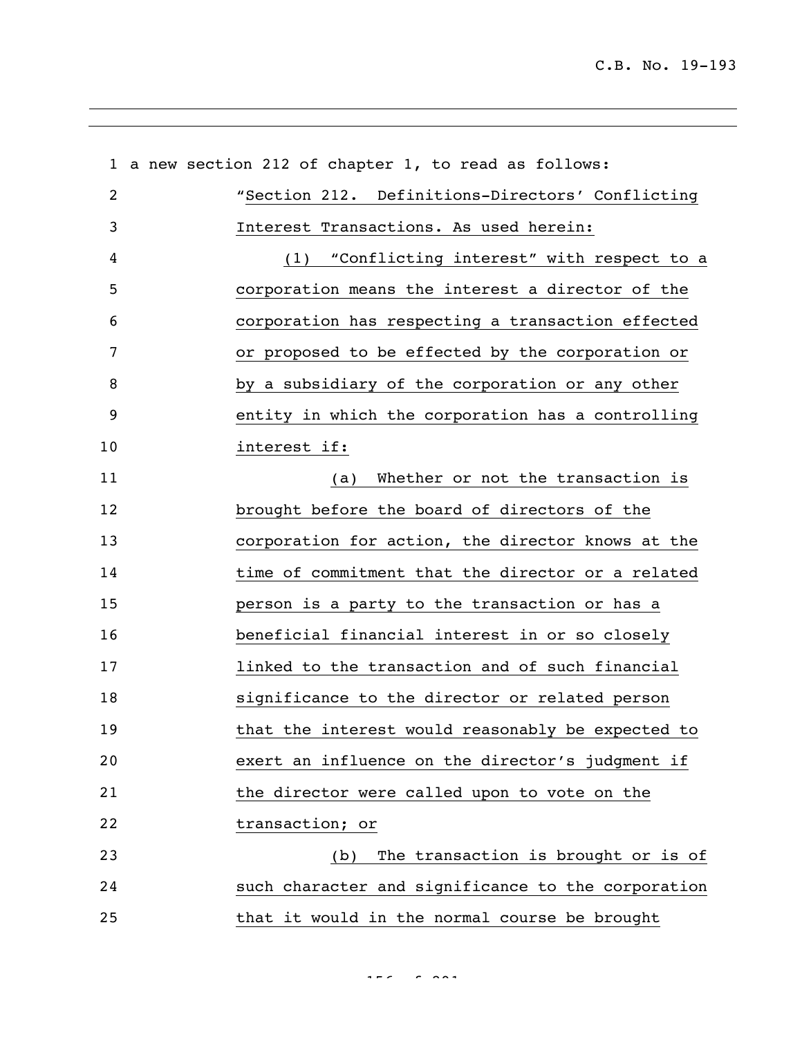a new section 212 of chapter 1, to read as follows:

"Section 212. Definitions-Directors' Conflicting Interest Transactions. As used herein:

(1) "Conflicting interest" with respect to a corporation means the interest a director of the corporation has respecting a transaction effected or proposed to be effected by the corporation or by a subsidiary of the corporation or any other entity in which the corporation has a controlling interest if:

(a) Whether or not the transaction is brought before the board of directors of the corporation for action, the director knows at the time of commitment that the director or a related person is a party to the transaction or has a beneficial financial interest in or so closely linked to the transaction and of such financial significance to the director or related person that the interest would reasonably be expected to exert an influence on the director's judgment if the director were called upon to vote on the transaction; or

(b) The transaction is brought or is of such character and significance to the corporation that it would in the normal course be brought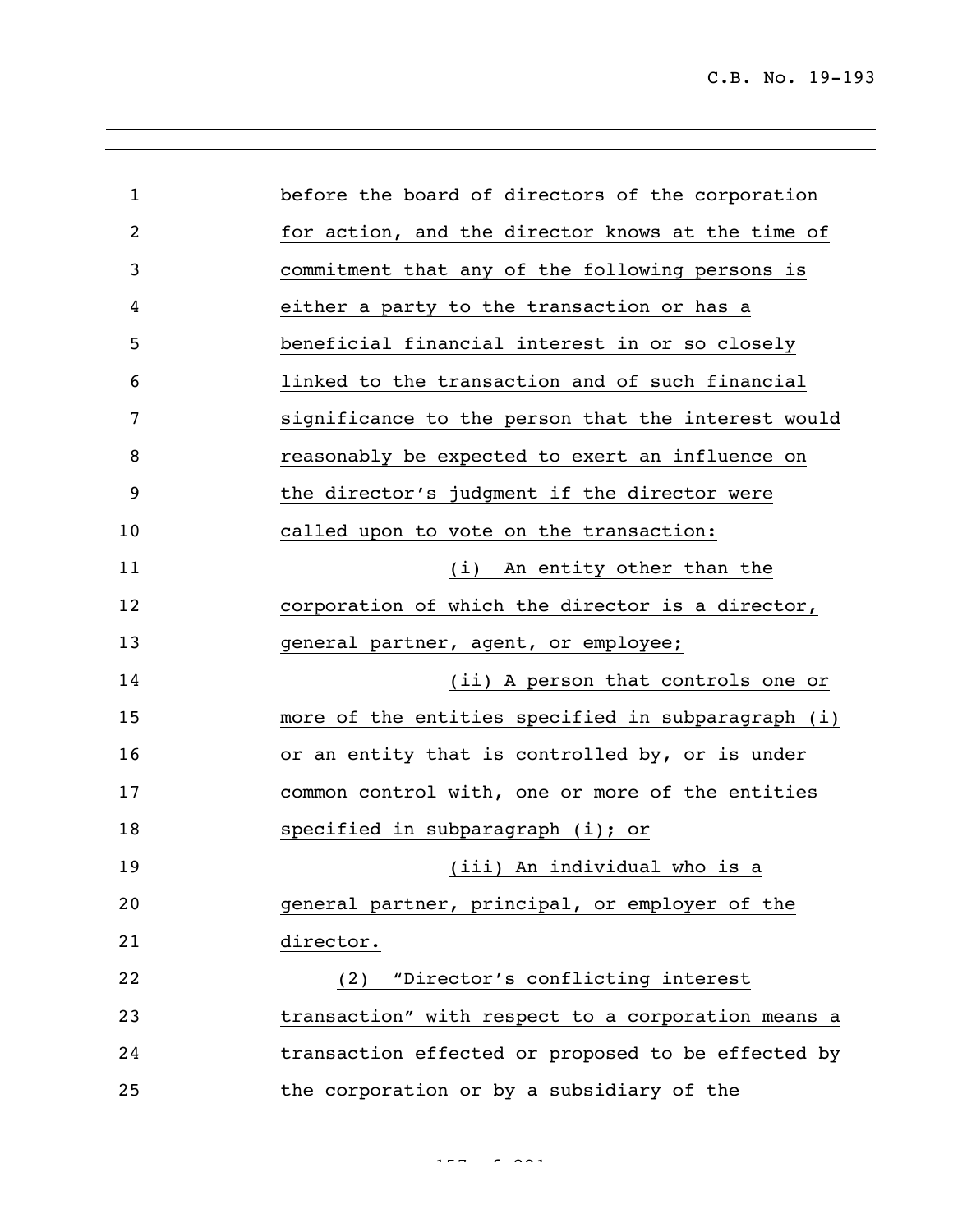before the board of directors of the corporation for action, and the director knows at the time of commitment that any of the following persons is either a party to the transaction or has a beneficial financial interest in or so closely linked to the transaction and of such financial significance to the person that the interest would reasonably be expected to exert an influence on the director's judgment if the director were called upon to vote on the transaction:

(i) An entity other than the corporation of which the director is a director, general partner, agent, or employee;

(ii) A person that controls one or more of the entities specified in subparagraph (i) or an entity that is controlled by, or is under common control with, one or more of the entities specified in subparagraph (i); or

(iii) An individual who is a general partner, principal, or employer of the director.

(2) "Director's conflicting interest transaction" with respect to a corporation means a transaction effected or proposed to be effected by the corporation or by a subsidiary of the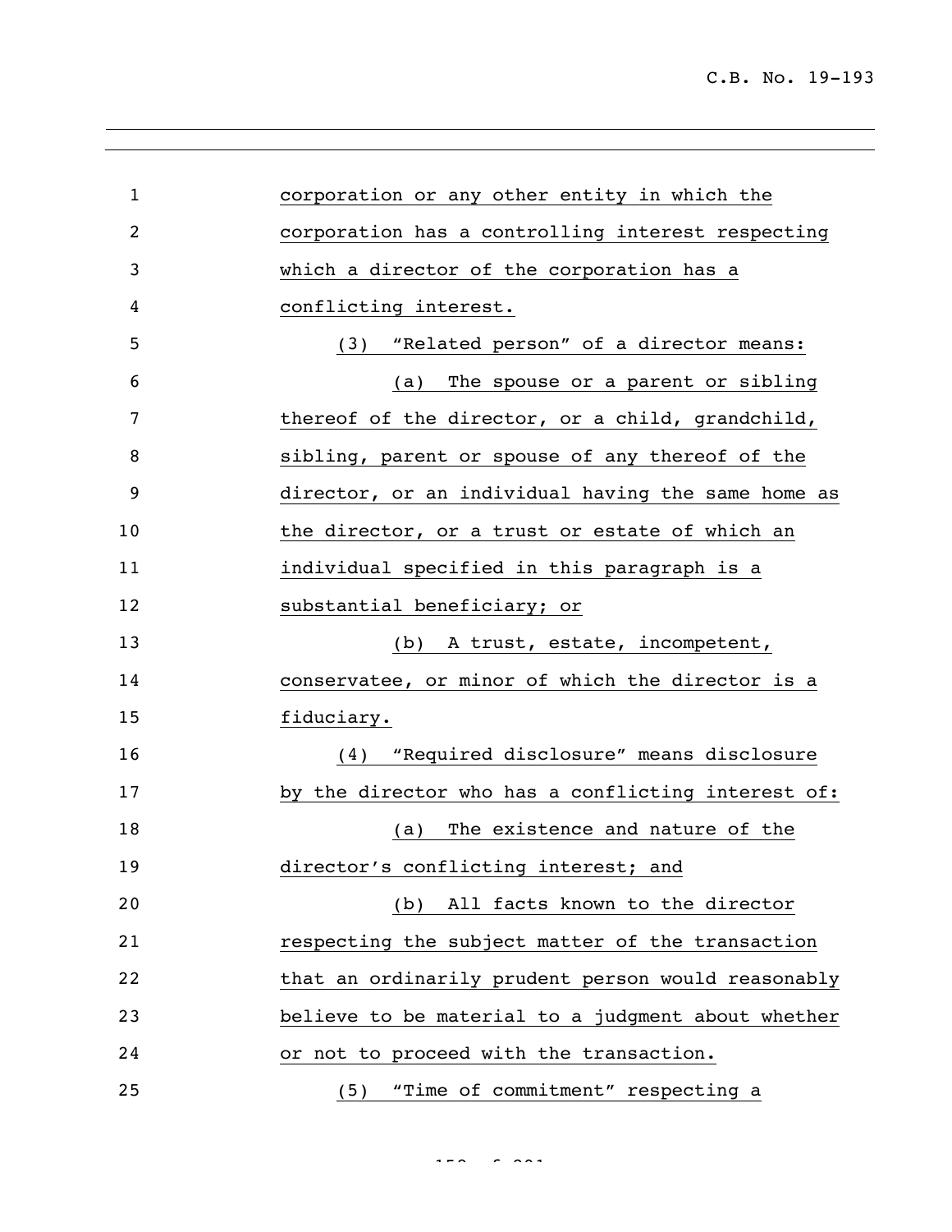corporation or any other entity in which the corporation has a controlling interest respecting which a director of the corporation has a conflicting interest.

(3) "Related person" of a director means:

(a) The spouse or a parent or sibling thereof of the director, or a child, grandchild, sibling, parent or spouse of any thereof of the director, or an individual having the same home as the director, or a trust or estate of which an individual specified in this paragraph is a substantial beneficiary; or

(b) A trust, estate, incompetent, conservatee, or minor of which the director is a fiduciary.

(4) "Required disclosure" means disclosure by the director who has a conflicting interest of:

(a) The existence and nature of the director's conflicting interest; and

(b) All facts known to the director respecting the subject matter of the transaction that an ordinarily prudent person would reasonably believe to be material to a judgment about whether or not to proceed with the transaction.

(5) "Time of commitment" respecting a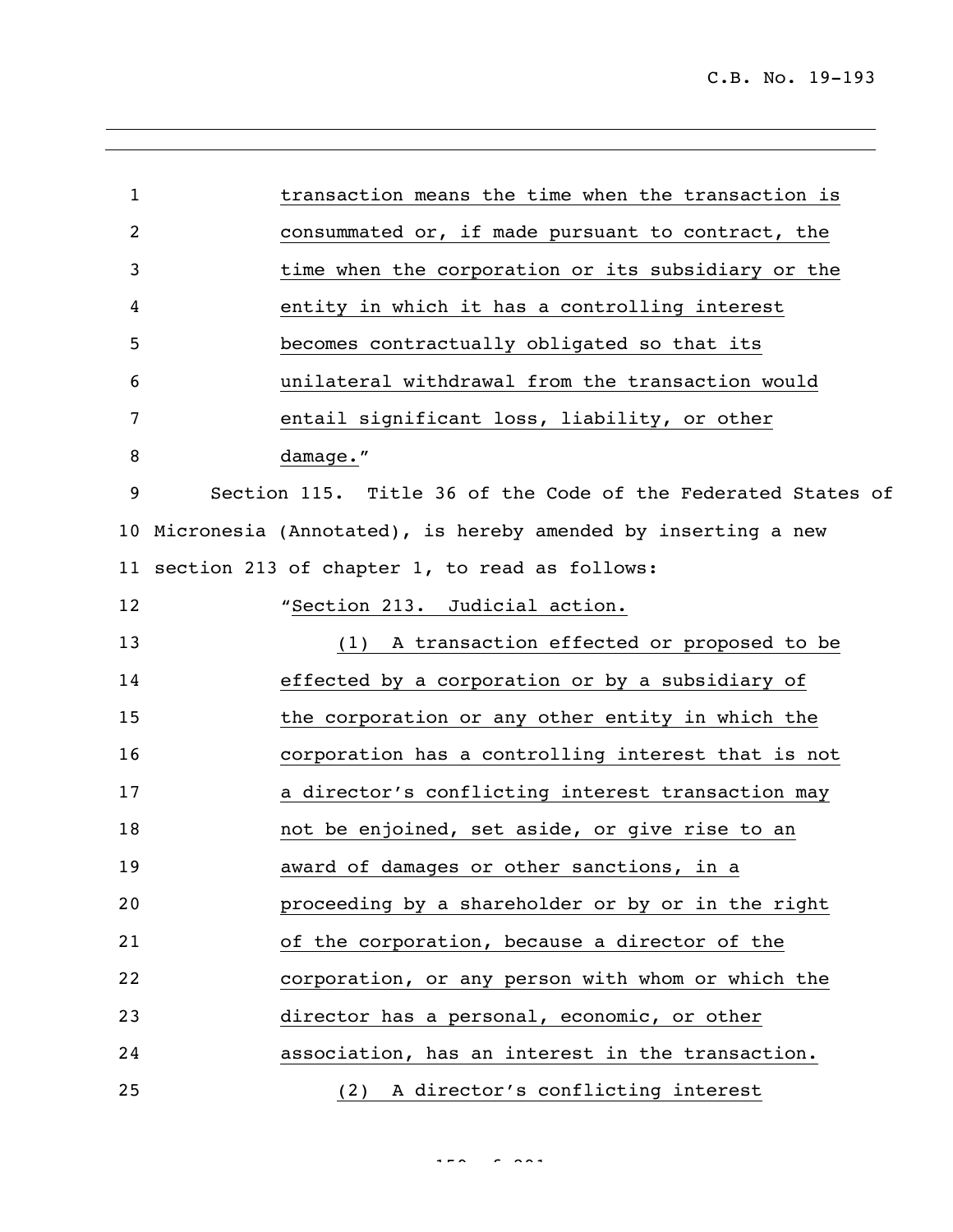transaction means the time when the transaction is consummated or, if made pursuant to contract, the time when the corporation or its subsidiary or the entity in which it has a controlling interest becomes contractually obligated so that its unilateral withdrawal from the transaction would entail significant loss, liability, or other damage."

Section 115. Title 36 of the Code of the Federated States of Micronesia (Annotated), is hereby amended by inserting a new section 213 of chapter 1, to read as follows:

"Section 213. Judicial action.

(1) A transaction effected or proposed to be effected by a corporation or by a subsidiary of the corporation or any other entity in which the corporation has a controlling interest that is not a director's conflicting interest transaction may not be enjoined, set aside, or give rise to an award of damages or other sanctions, in a proceeding by a shareholder or by or in the right of the corporation, because a director of the corporation, or any person with whom or which the director has a personal, economic, or other association, has an interest in the transaction.

(2) A director's conflicting interest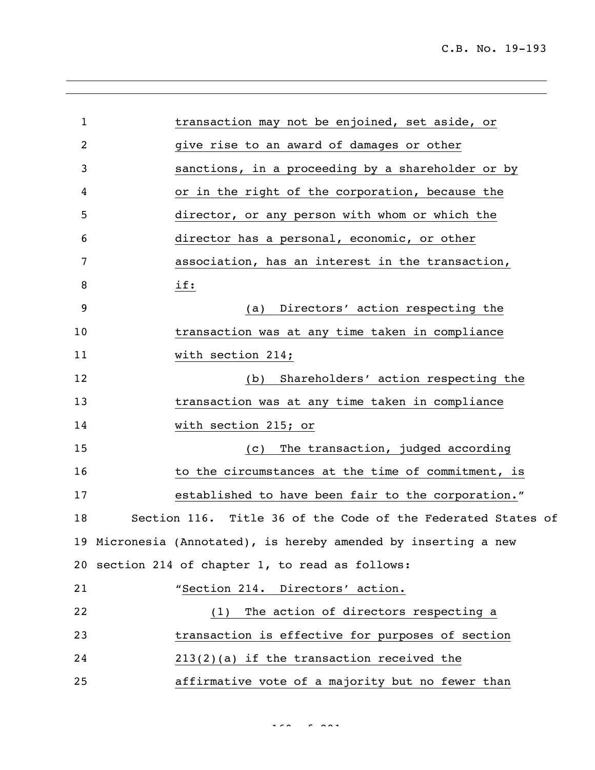transaction may not be enjoined, set aside, or give rise to an award of damages or other sanctions, in a proceeding by a shareholder or by or in the right of the corporation, because the director, or any person with whom or which the director has a personal, economic, or other association, has an interest in the transaction, if:

(a) Directors' action respecting the transaction was at any time taken in compliance with section 214;

(b) Shareholders' action respecting the transaction was at any time taken in compliance with section 215; or

(c) The transaction, judged according to the circumstances at the time of commitment, is established to have been fair to the corporation."

Section 116. Title 36 of the Code of the Federated States of Micronesia (Annotated), is hereby amended by inserting a new section 214 of chapter 1, to read as follows:

"Section 214. Directors' action.

(1) The action of directors respecting a transaction is effective for purposes of section 213(2)(a) if the transaction received the affirmative vote of a majority but no fewer than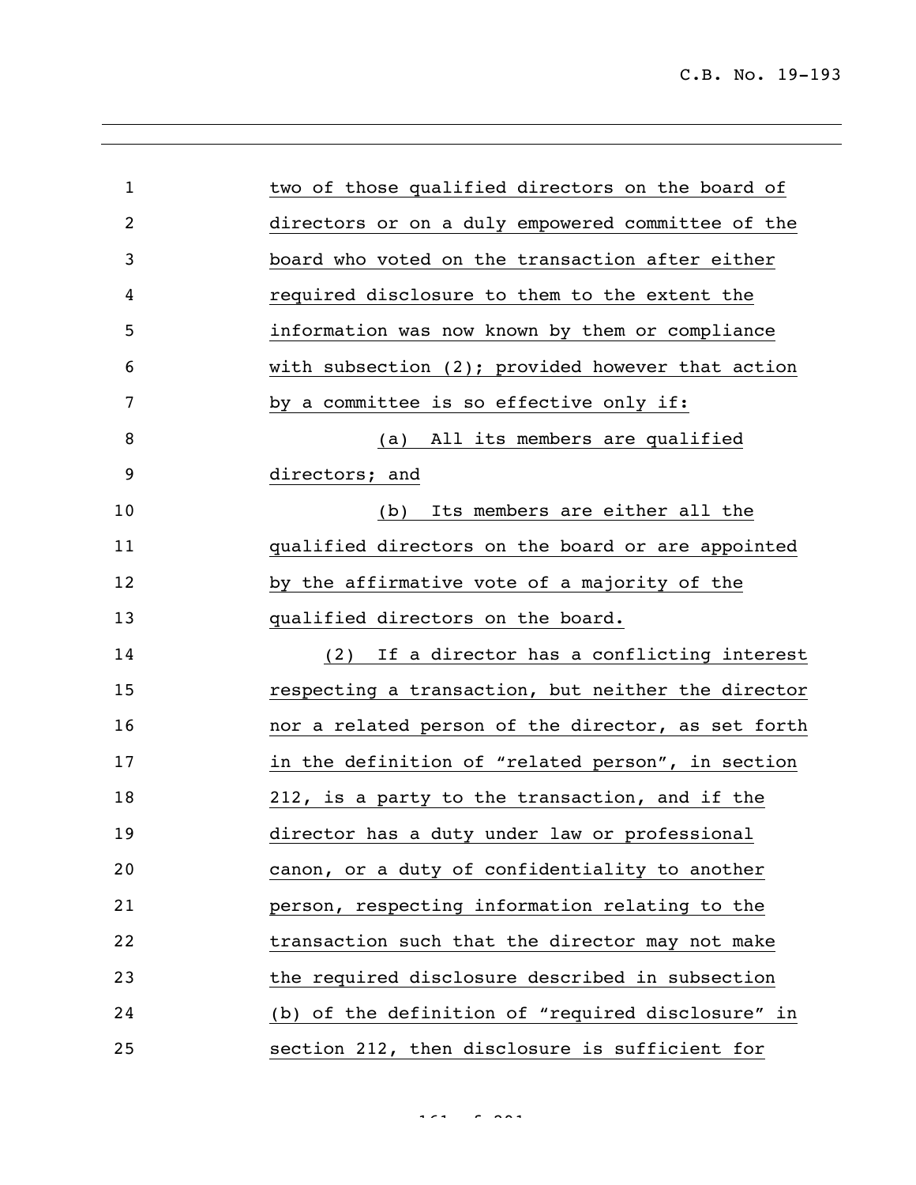two of those qualified directors on the board of directors or on a duly empowered committee of the board who voted on the transaction after either required disclosure to them to the extent the information was now known by them or compliance with subsection (2); provided however that action by a committee is so effective only if:

(a) All its members are qualified directors; and

(b) Its members are either all the qualified directors on the board or are appointed by the affirmative vote of a majority of the qualified directors on the board.

(2) If a director has a conflicting interest respecting a transaction, but neither the director nor a related person of the director, as set forth in the definition of "related person", in section 212, is a party to the transaction, and if the director has a duty under law or professional canon, or a duty of confidentiality to another person, respecting information relating to the transaction such that the director may not make the required disclosure described in subsection (b) of the definition of "required disclosure" in section 212, then disclosure is sufficient for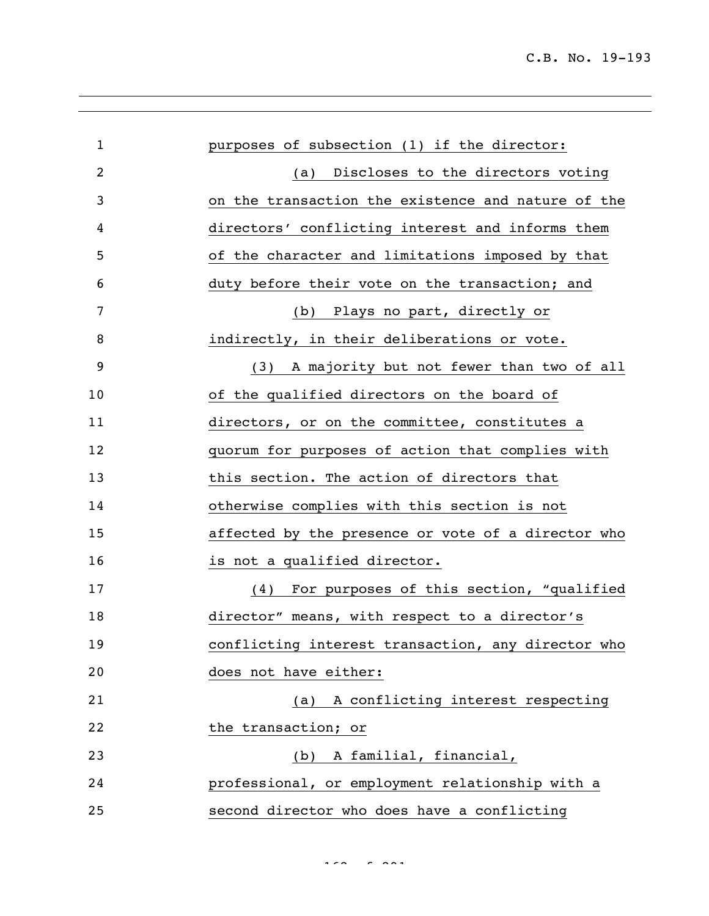purposes of subsection (1) if the director:

(a) Discloses to the directors voting on the transaction the existence and nature of the directors' conflicting interest and informs them of the character and limitations imposed by that duty before their vote on the transaction; and

(b) Plays no part, directly or indirectly, in their deliberations or vote.

(3) A majority but not fewer than two of all of the qualified directors on the board of directors, or on the committee, constitutes a quorum for purposes of action that complies with this section. The action of directors that otherwise complies with this section is not affected by the presence or vote of a director who is not a qualified director.

(4) For purposes of this section, "qualified director" means, with respect to a director's conflicting interest transaction, any director who does not have either:

(a) A conflicting interest respecting the transaction; or

(b) A familial, financial, professional, or employment relationship with a second director who does have a conflicting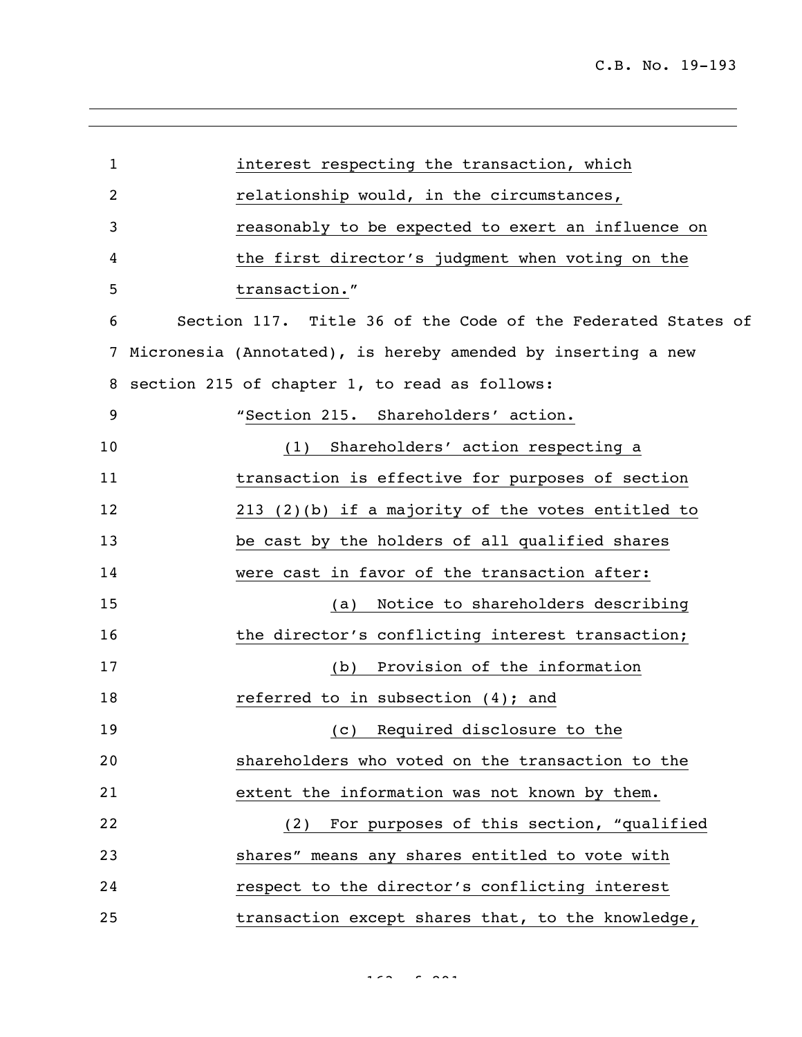interest respecting the transaction, which relationship would, in the circumstances, reasonably to be expected to exert an influence on the first director's judgment when voting on the transaction."

Section 117. Title 36 of the Code of the Federated States of Micronesia (Annotated), is hereby amended by inserting a new section 215 of chapter 1, to read as follows:

"Section 215. Shareholders' action.

(1) Shareholders' action respecting a transaction is effective for purposes of section 213 (2)(b) if a majority of the votes entitled to be cast by the holders of all qualified shares were cast in favor of the transaction after:

(a) Notice to shareholders describing the director's conflicting interest transaction;

(b) Provision of the information referred to in subsection (4); and

(c) Required disclosure to the shareholders who voted on the transaction to the extent the information was not known by them.

(2) For purposes of this section, "qualified shares" means any shares entitled to vote with respect to the director's conflicting interest transaction except shares that, to the knowledge,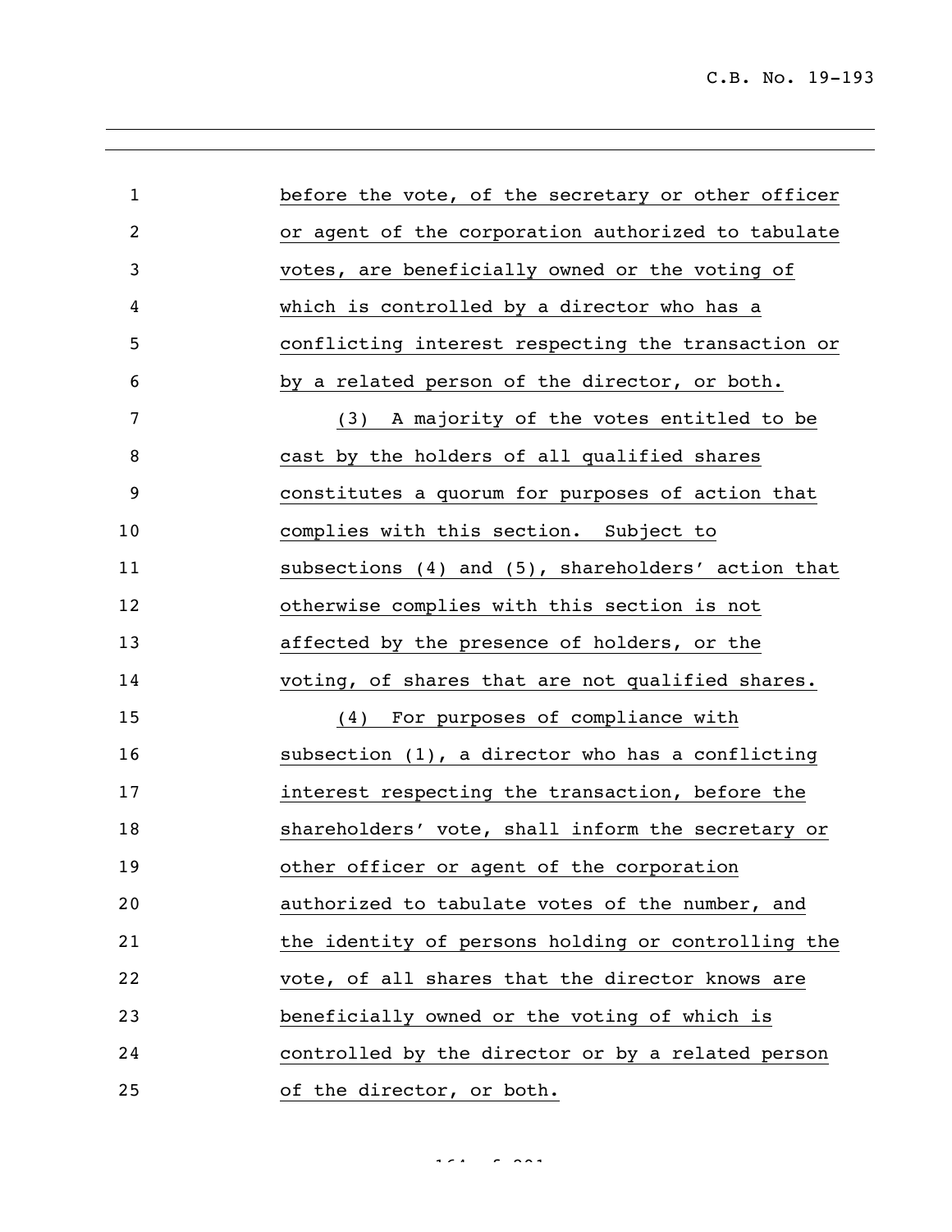before the vote, of the secretary or other officer or agent of the corporation authorized to tabulate votes, are beneficially owned or the voting of which is controlled by a director who has a conflicting interest respecting the transaction or by a related person of the director, or both.

(3) A majority of the votes entitled to be cast by the holders of all qualified shares constitutes a quorum for purposes of action that complies with this section. Subject to subsections (4) and (5), shareholders' action that otherwise complies with this section is not affected by the presence of holders, or the voting, of shares that are not qualified shares.

(4) For purposes of compliance with subsection (1), a director who has a conflicting interest respecting the transaction, before the shareholders' vote, shall inform the secretary or other officer or agent of the corporation authorized to tabulate votes of the number, and the identity of persons holding or controlling the vote, of all shares that the director knows are beneficially owned or the voting of which is controlled by the director or by a related person of the director, or both.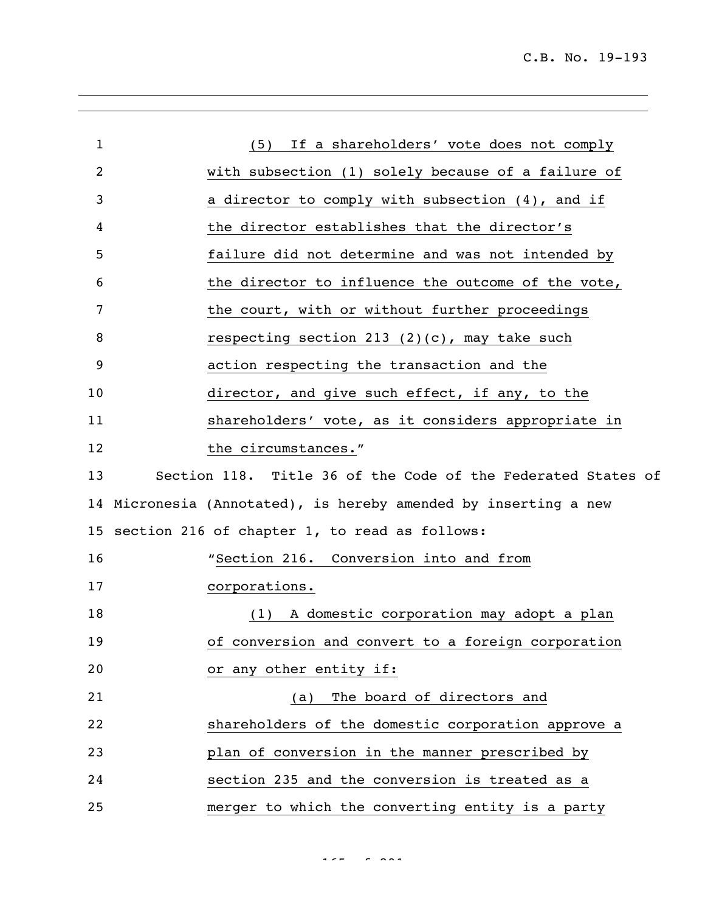(5) If a shareholders' vote does not comply with subsection (1) solely because of a failure of a director to comply with subsection (4), and if the director establishes that the director's failure did not determine and was not intended by the director to influence the outcome of the vote, the court, with or without further proceedings respecting section 213 (2)(c), may take such action respecting the transaction and the director, and give such effect, if any, to the shareholders' vote, as it considers appropriate in the circumstances."

Section 118. Title 36 of the Code of the Federated States of Micronesia (Annotated), is hereby amended by inserting a new section 216 of chapter 1, to read as follows:

"Section 216. Conversion into and from corporations.

(1) A domestic corporation may adopt a plan of conversion and convert to a foreign corporation or any other entity if:

(a) The board of directors and shareholders of the domestic corporation approve a plan of conversion in the manner prescribed by section 235 and the conversion is treated as a merger to which the converting entity is a party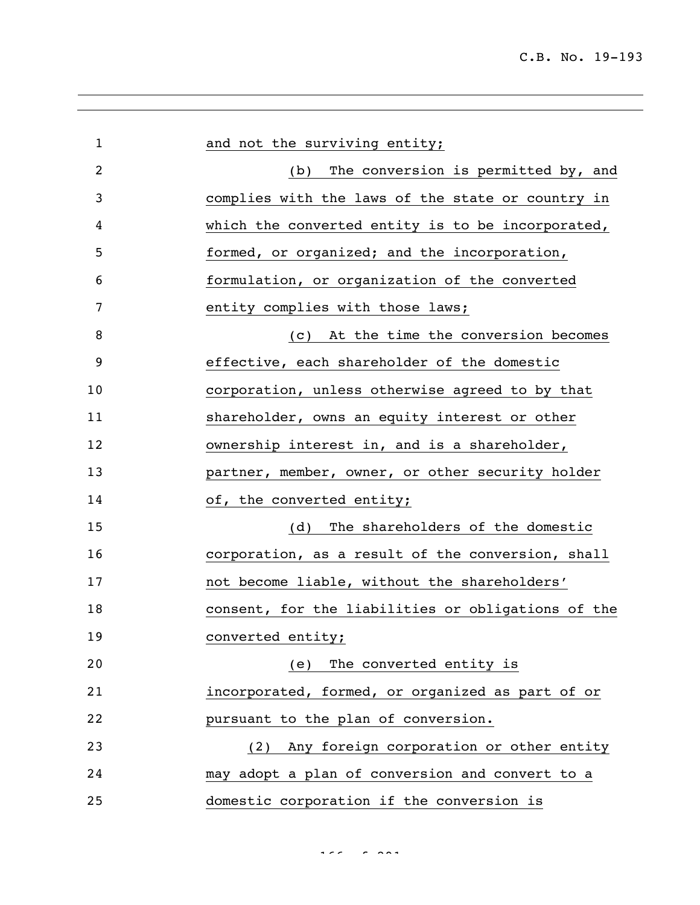and not the surviving entity;

(b) The conversion is permitted by, and complies with the laws of the state or country in which the converted entity is to be incorporated, formed, or organized; and the incorporation, formulation, or organization of the converted entity complies with those laws;

(c) At the time the conversion becomes effective, each shareholder of the domestic corporation, unless otherwise agreed to by that shareholder, owns an equity interest or other ownership interest in, and is a shareholder, partner, member, owner, or other security holder of, the converted entity;

(d) The shareholders of the domestic corporation, as a result of the conversion, shall not become liable, without the shareholders' consent, for the liabilities or obligations of the converted entity;

(e) The converted entity is incorporated, formed, or organized as part of or pursuant to the plan of conversion.

(2) Any foreign corporation or other entity may adopt a plan of conversion and convert to a domestic corporation if the conversion is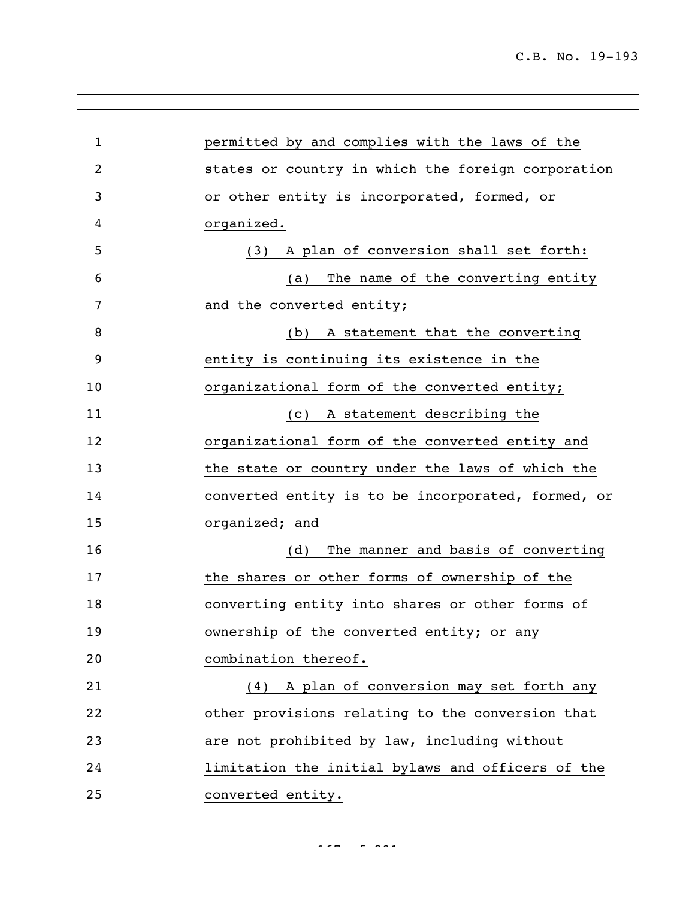permitted by and complies with the laws of the states or country in which the foreign corporation or other entity is incorporated, formed, or organized.

(3) A plan of conversion shall set forth:

(a) The name of the converting entity and the converted entity;

(b) A statement that the converting entity is continuing its existence in the organizational form of the converted entity;

(c) A statement describing the organizational form of the converted entity and the state or country under the laws of which the converted entity is to be incorporated, formed, or organized; and

(d) The manner and basis of converting the shares or other forms of ownership of the converting entity into shares or other forms of ownership of the converted entity; or any combination thereof.

(4) A plan of conversion may set forth any other provisions relating to the conversion that are not prohibited by law, including without limitation the initial bylaws and officers of the converted entity.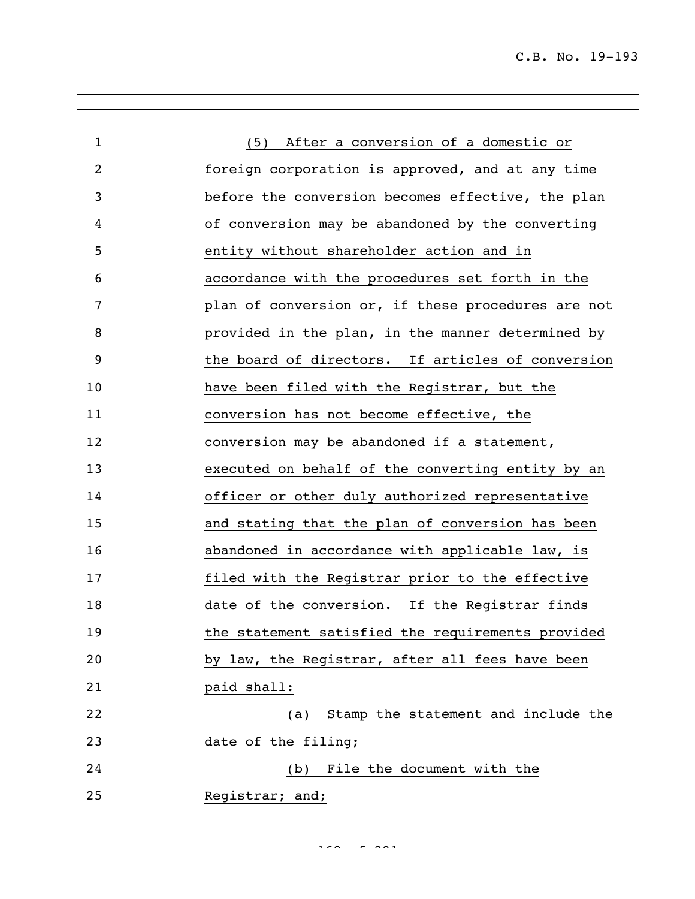(5) After a conversion of a domestic or foreign corporation is approved, and at any time before the conversion becomes effective, the plan of conversion may be abandoned by the converting entity without shareholder action and in accordance with the procedures set forth in the plan of conversion or, if these procedures are not provided in the plan, in the manner determined by the board of directors. If articles of conversion have been filed with the Registrar, but the conversion has not become effective, the conversion may be abandoned if a statement, executed on behalf of the converting entity by an officer or other duly authorized representative and stating that the plan of conversion has been abandoned in accordance with applicable law, is filed with the Registrar prior to the effective date of the conversion. If the Registrar finds the statement satisfied the requirements provided by law, the Registrar, after all fees have been paid shall:

(a) Stamp the statement and include the date of the filing;

(b) File the document with the Registrar; and;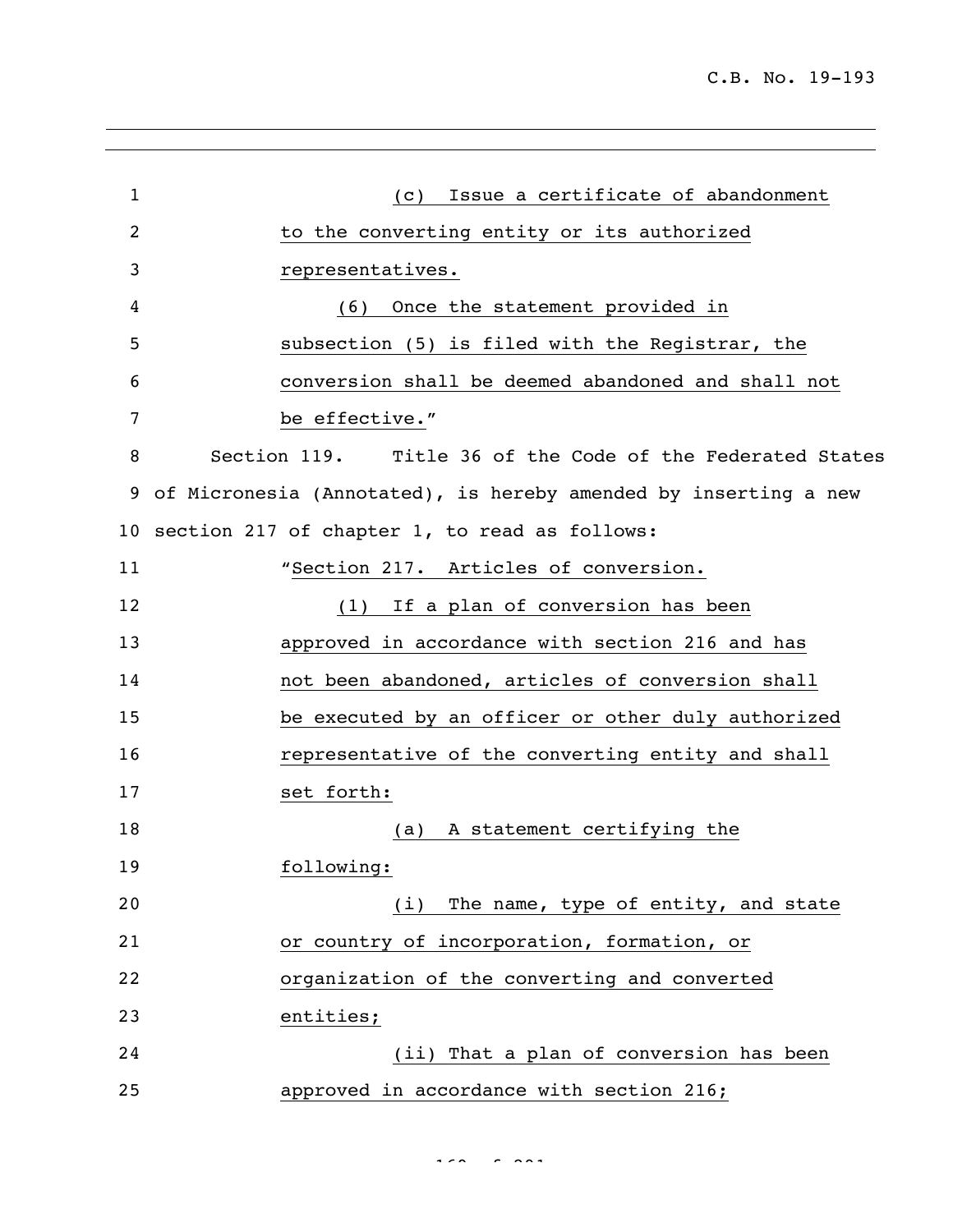(c) Issue a certificate of abandonment to the converting entity or its authorized representatives.

(6) Once the statement provided in subsection (5) is filed with the Registrar, the conversion shall be deemed abandoned and shall not be effective."

Section 119. Title 36 of the Code of the Federated States of Micronesia (Annotated), is hereby amended by inserting a new section 217 of chapter 1, to read as follows:

"Section 217. Articles of conversion.

(1) If a plan of conversion has been approved in accordance with section 216 and has not been abandoned, articles of conversion shall be executed by an officer or other duly authorized representative of the converting entity and shall set forth:

(a) A statement certifying the following:

(i) The name, type of entity, and state or country of incorporation, formation, or organization of the converting and converted entities;

(ii) That a plan of conversion has been approved in accordance with section 216;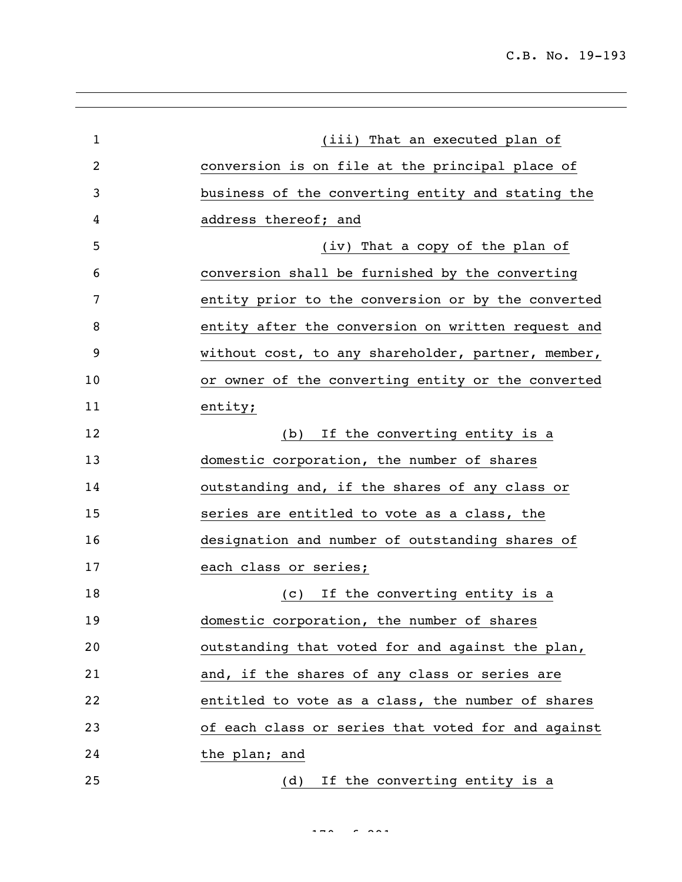(iii) That an executed plan of conversion is on file at the principal place of business of the converting entity and stating the address thereof; and

(iv) That a copy of the plan of conversion shall be furnished by the converting entity prior to the conversion or by the converted entity after the conversion on written request and without cost, to any shareholder, partner, member, or owner of the converting entity or the converted entity;

(b) If the converting entity is a domestic corporation, the number of shares outstanding and, if the shares of any class or series are entitled to vote as a class, the designation and number of outstanding shares of each class or series;

(c) If the converting entity is a domestic corporation, the number of shares outstanding that voted for and against the plan, and, if the shares of any class or series are entitled to vote as a class, the number of shares of each class or series that voted for and against the plan; and

(d) If the converting entity is a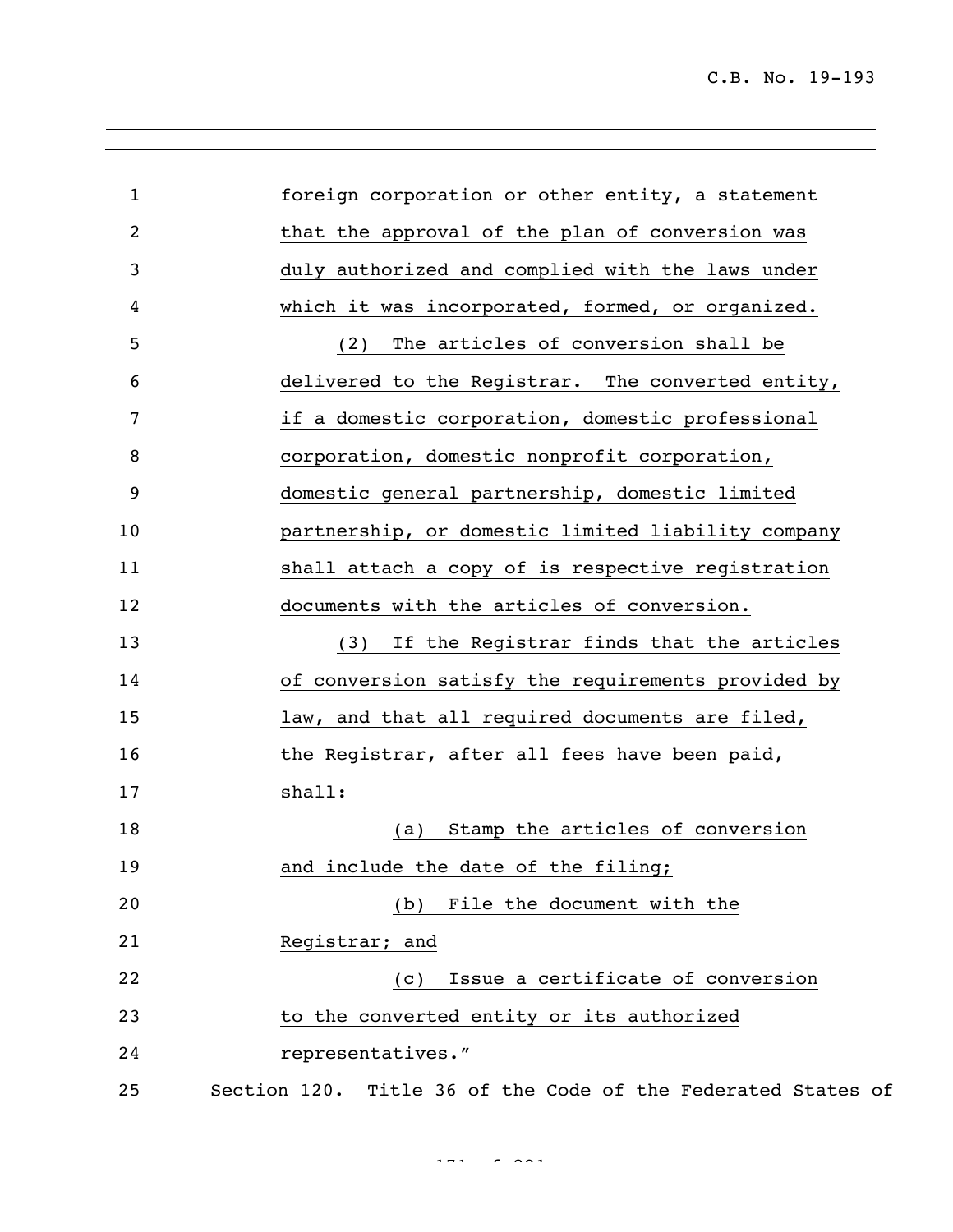foreign corporation or other entity, a statement that the approval of the plan of conversion was duly authorized and complied with the laws under which it was incorporated, formed, or organized.

(2) The articles of conversion shall be delivered to the Registrar. The converted entity, if a domestic corporation, domestic professional corporation, domestic nonprofit corporation, domestic general partnership, domestic limited partnership, or domestic limited liability company shall attach a copy of is respective registration documents with the articles of conversion.

(3) If the Registrar finds that the articles of conversion satisfy the requirements provided by law, and that all required documents are filed, the Registrar, after all fees have been paid, shall:

(a) Stamp the articles of conversion and include the date of the filing;

(b) File the document with the Registrar; and

(c) Issue a certificate of conversion to the converted entity or its authorized representatives."

Section 120. Title 36 of the Code of the Federated States of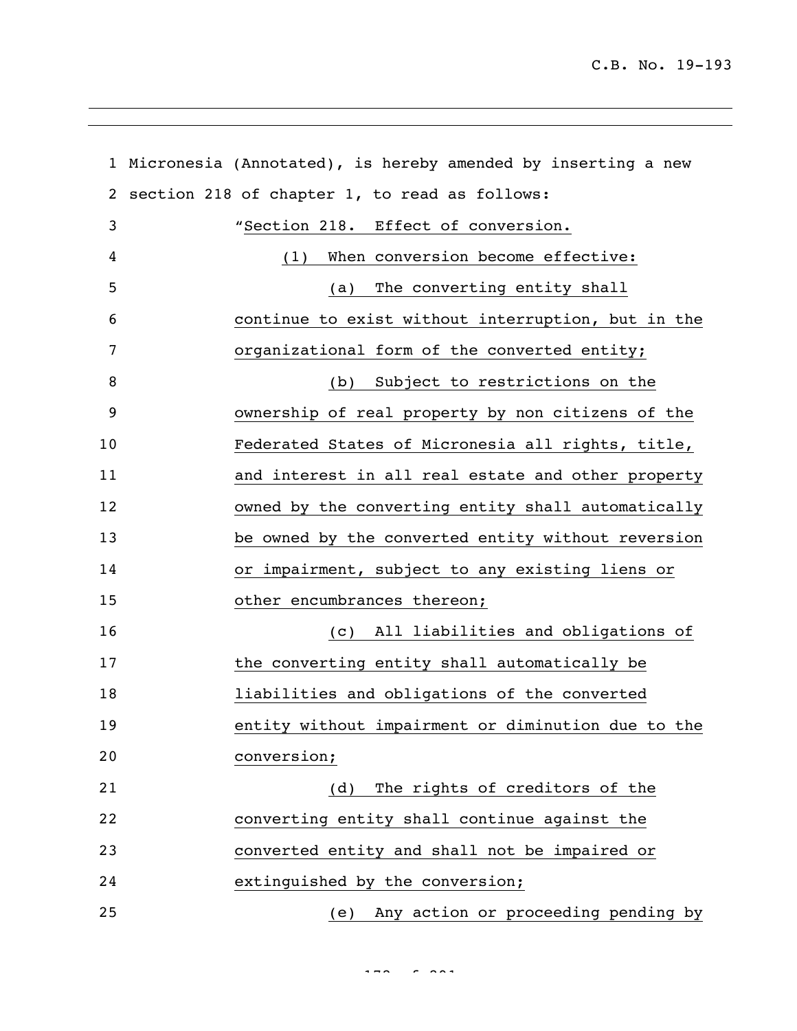Micronesia (Annotated), is hereby amended by inserting a new section 218 of chapter 1, to read as follows:

"Section 218. Effect of conversion.

(1) When conversion become effective:

(a) The converting entity shall continue to exist without interruption, but in the organizational form of the converted entity;

(b) Subject to restrictions on the ownership of real property by non citizens of the Federated States of Micronesia all rights, title, and interest in all real estate and other property owned by the converting entity shall automatically be owned by the converted entity without reversion or impairment, subject to any existing liens or other encumbrances thereon;

(c) All liabilities and obligations of the converting entity shall automatically be liabilities and obligations of the converted entity without impairment or diminution due to the conversion;

(d) The rights of creditors of the converting entity shall continue against the converted entity and shall not be impaired or extinguished by the conversion;

(e) Any action or proceeding pending by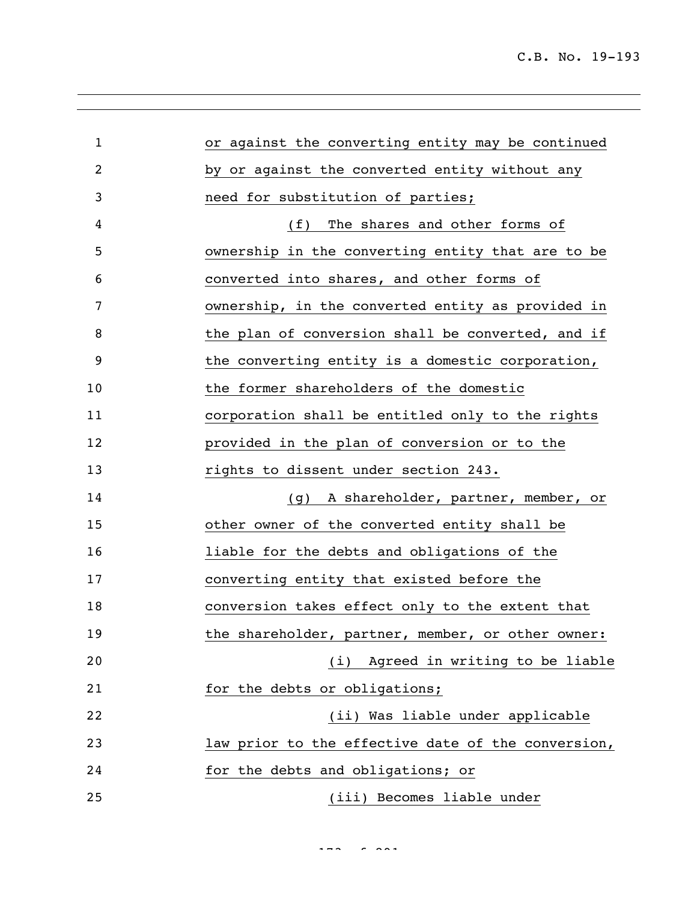or against the converting entity may be continued by or against the converted entity without any need for substitution of parties;

(f) The shares and other forms of ownership in the converting entity that are to be converted into shares, and other forms of ownership, in the converted entity as provided in the plan of conversion shall be converted, and if the converting entity is a domestic corporation, the former shareholders of the domestic corporation shall be entitled only to the rights provided in the plan of conversion or to the rights to dissent under section 243.

(g) A shareholder, partner, member, or other owner of the converted entity shall be liable for the debts and obligations of the converting entity that existed before the conversion takes effect only to the extent that the shareholder, partner, member, or other owner:

(i) Agreed in writing to be liable for the debts or obligations;

(ii) Was liable under applicable law prior to the effective date of the conversion, for the debts and obligations; or

(iii) Becomes liable under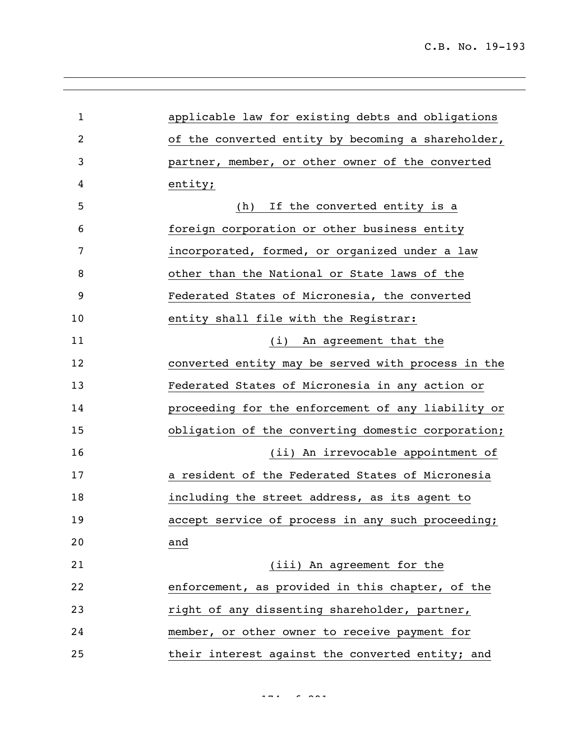applicable law for existing debts and obligations of the converted entity by becoming a shareholder, partner, member, or other owner of the converted entity;

(h) If the converted entity is a foreign corporation or other business entity incorporated, formed, or organized under a law other than the National or State laws of the Federated States of Micronesia, the converted entity shall file with the Registrar:

(i) An agreement that the converted entity may be served with process in the Federated States of Micronesia in any action or proceeding for the enforcement of any liability or obligation of the converting domestic corporation;

(ii) An irrevocable appointment of a resident of the Federated States of Micronesia including the street address, as its agent to accept service of process in any such proceeding; and

(iii) An agreement for the enforcement, as provided in this chapter, of the right of any dissenting shareholder, partner, member, or other owner to receive payment for their interest against the converted entity; and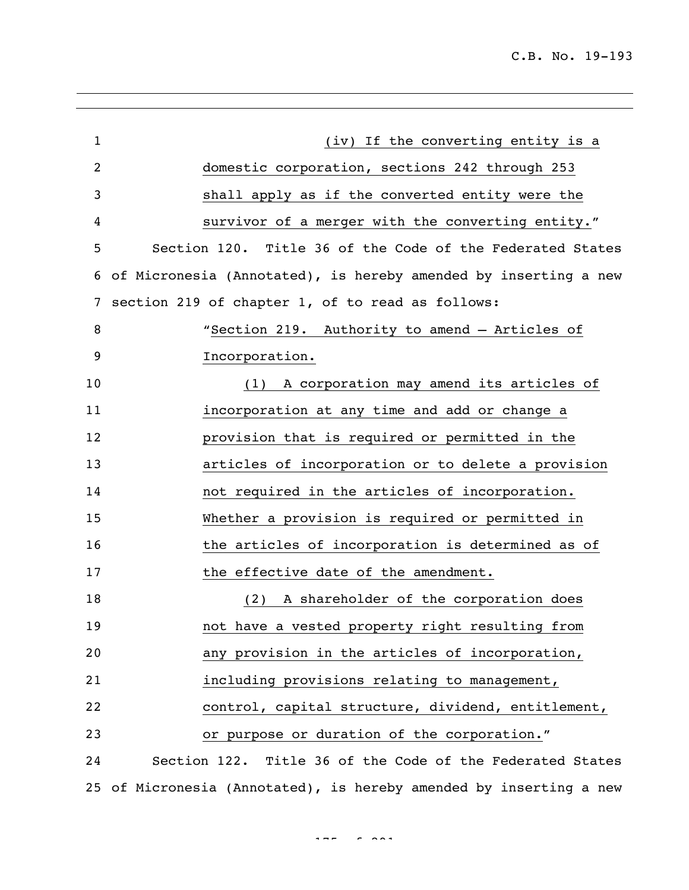(iv) If the converting entity is a domestic corporation, sections 242 through 253 shall apply as if the converted entity were the survivor of a merger with the converting entity."

Section 120. Title 36 of the Code of the Federated States of Micronesia (Annotated), is hereby amended by inserting a new section 219 of chapter 1, of to read as follows:

"Section 219. Authority to amend – Articles of Incorporation.

(1) A corporation may amend its articles of incorporation at any time and add or change a provision that is required or permitted in the articles of incorporation or to delete a provision not required in the articles of incorporation. Whether a provision is required or permitted in the articles of incorporation is determined as of the effective date of the amendment.

(2) A shareholder of the corporation does not have a vested property right resulting from any provision in the articles of incorporation, including provisions relating to management, control, capital structure, dividend, entitlement, or purpose or duration of the corporation."

Section 122. Title 36 of the Code of the Federated States of Micronesia (Annotated), is hereby amended by inserting a new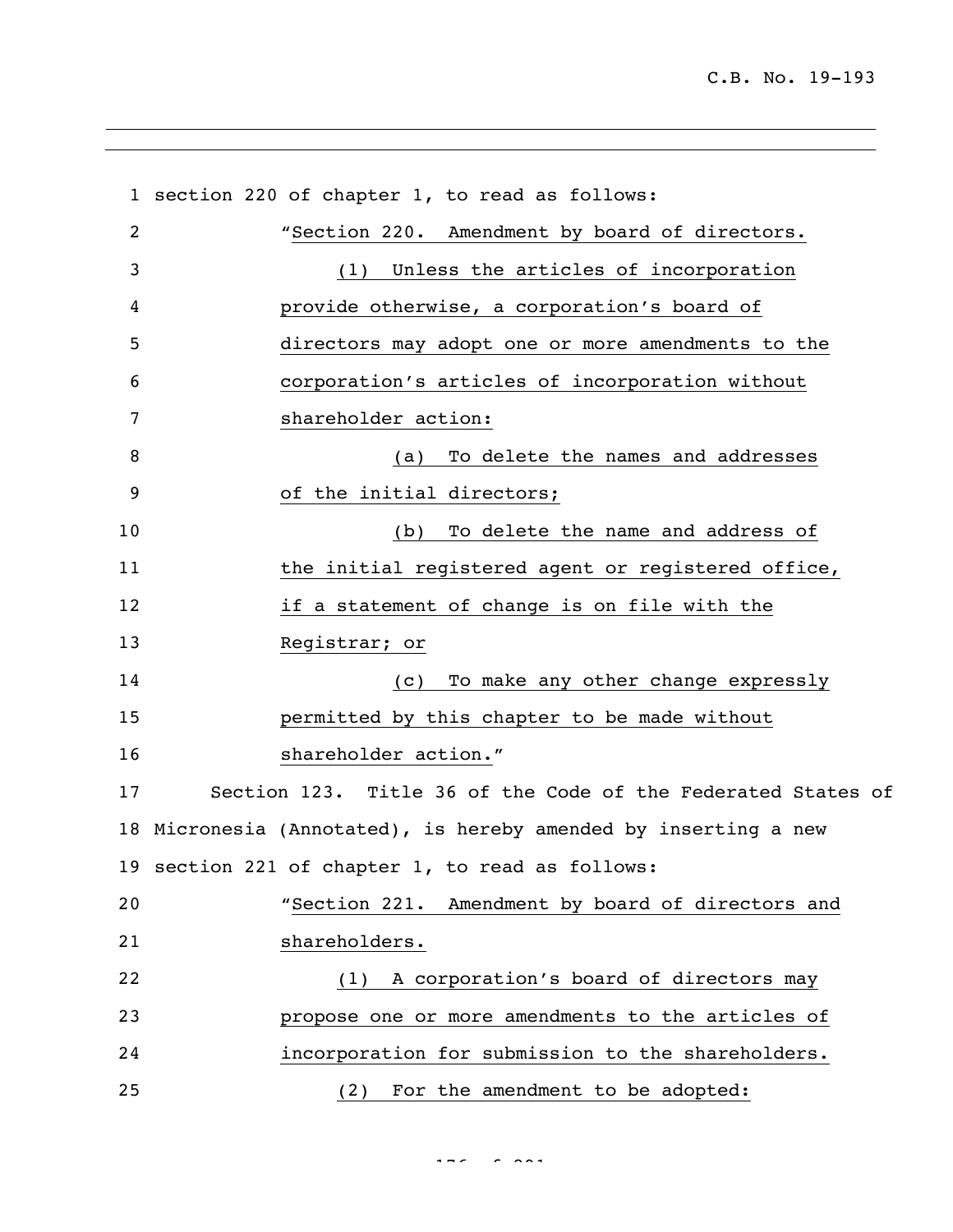section 220 of chapter 1, to read as follows:

"Section 220. Amendment by board of directors.

(1) Unless the articles of incorporation provide otherwise, a corporation's board of directors may adopt one or more amendments to the corporation's articles of incorporation without shareholder action:

(a) To delete the names and addresses of the initial directors;

(b) To delete the name and address of the initial registered agent or registered office, if a statement of change is on file with the Registrar; or

(c) To make any other change expressly permitted by this chapter to be made without shareholder action."

Section 123. Title 36 of the Code of the Federated States of Micronesia (Annotated), is hereby amended by inserting a new section 221 of chapter 1, to read as follows:

"Section 221. Amendment by board of directors and shareholders.

(1) A corporation's board of directors may propose one or more amendments to the articles of incorporation for submission to the shareholders.

(2) For the amendment to be adopted: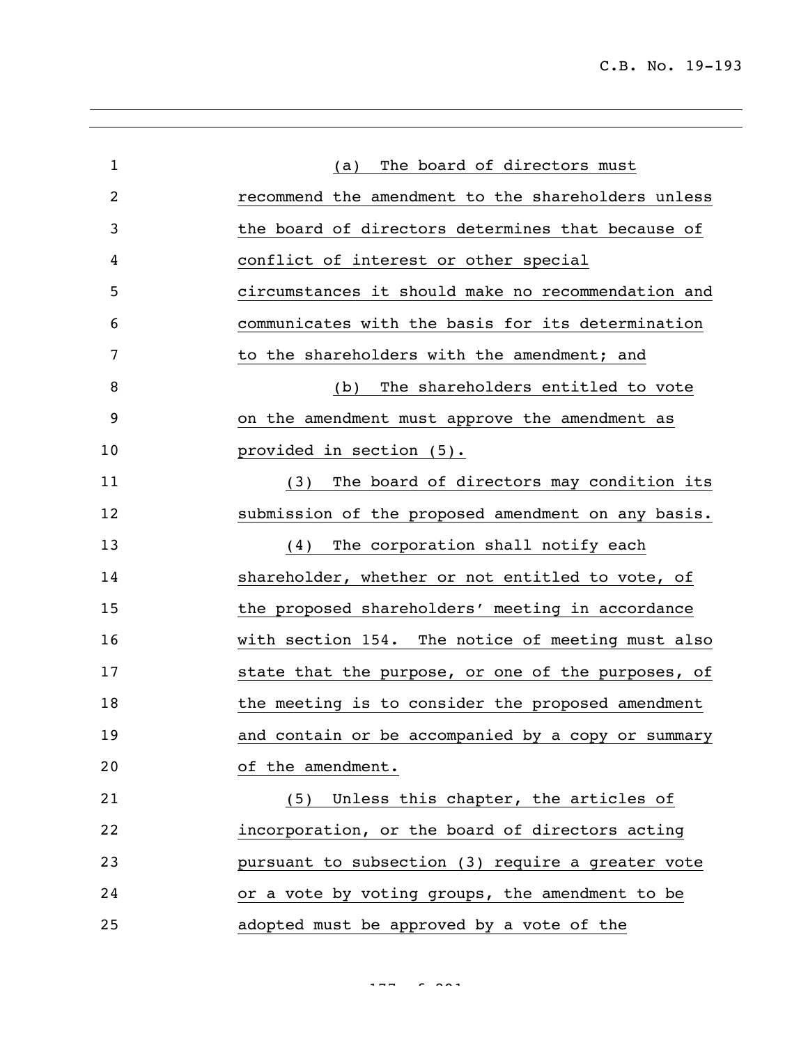(a) The board of directors must recommend the amendment to the shareholders unless the board of directors determines that because of conflict of interest or other special circumstances it should make no recommendation and communicates with the basis for its determination to the shareholders with the amendment; and

(b) The shareholders entitled to vote on the amendment must approve the amendment as provided in section (5).

(3) The board of directors may condition its submission of the proposed amendment on any basis.

(4) The corporation shall notify each shareholder, whether or not entitled to vote, of the proposed shareholders' meeting in accordance with section 154. The notice of meeting must also state that the purpose, or one of the purposes, of the meeting is to consider the proposed amendment and contain or be accompanied by a copy or summary of the amendment.

(5) Unless this chapter, the articles of incorporation, or the board of directors acting pursuant to subsection (3) require a greater vote or a vote by voting groups, the amendment to be adopted must be approved by a vote of the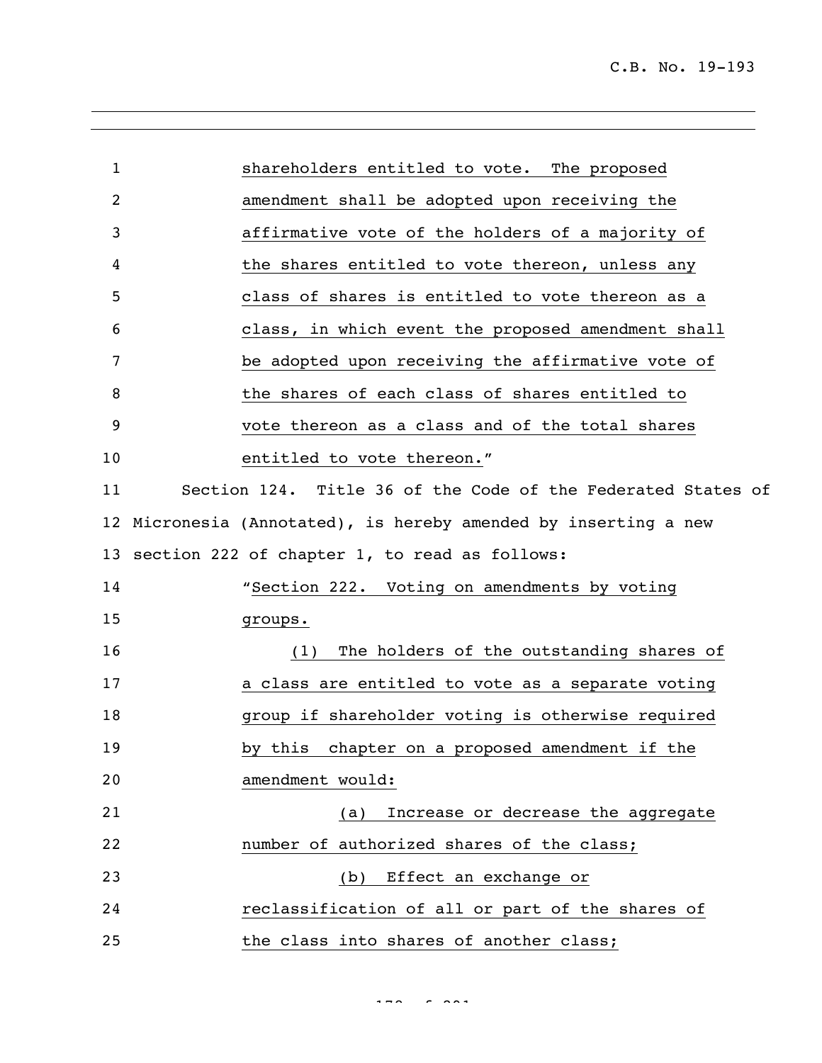shareholders entitled to vote. The proposed amendment shall be adopted upon receiving the affirmative vote of the holders of a majority of the shares entitled to vote thereon, unless any class of shares is entitled to vote thereon as a class, in which event the proposed amendment shall be adopted upon receiving the affirmative vote of the shares of each class of shares entitled to vote thereon as a class and of the total shares entitled to vote thereon."

Section 124. Title 36 of the Code of the Federated States of Micronesia (Annotated), is hereby amended by inserting a new section 222 of chapter 1, to read as follows:

"Section 222. Voting on amendments by voting groups.

(1) The holders of the outstanding shares of a class are entitled to vote as a separate voting group if shareholder voting is otherwise required by this chapter on a proposed amendment if the amendment would:

(a) Increase or decrease the aggregate number of authorized shares of the class;

(b) Effect an exchange or reclassification of all or part of the shares of the class into shares of another class;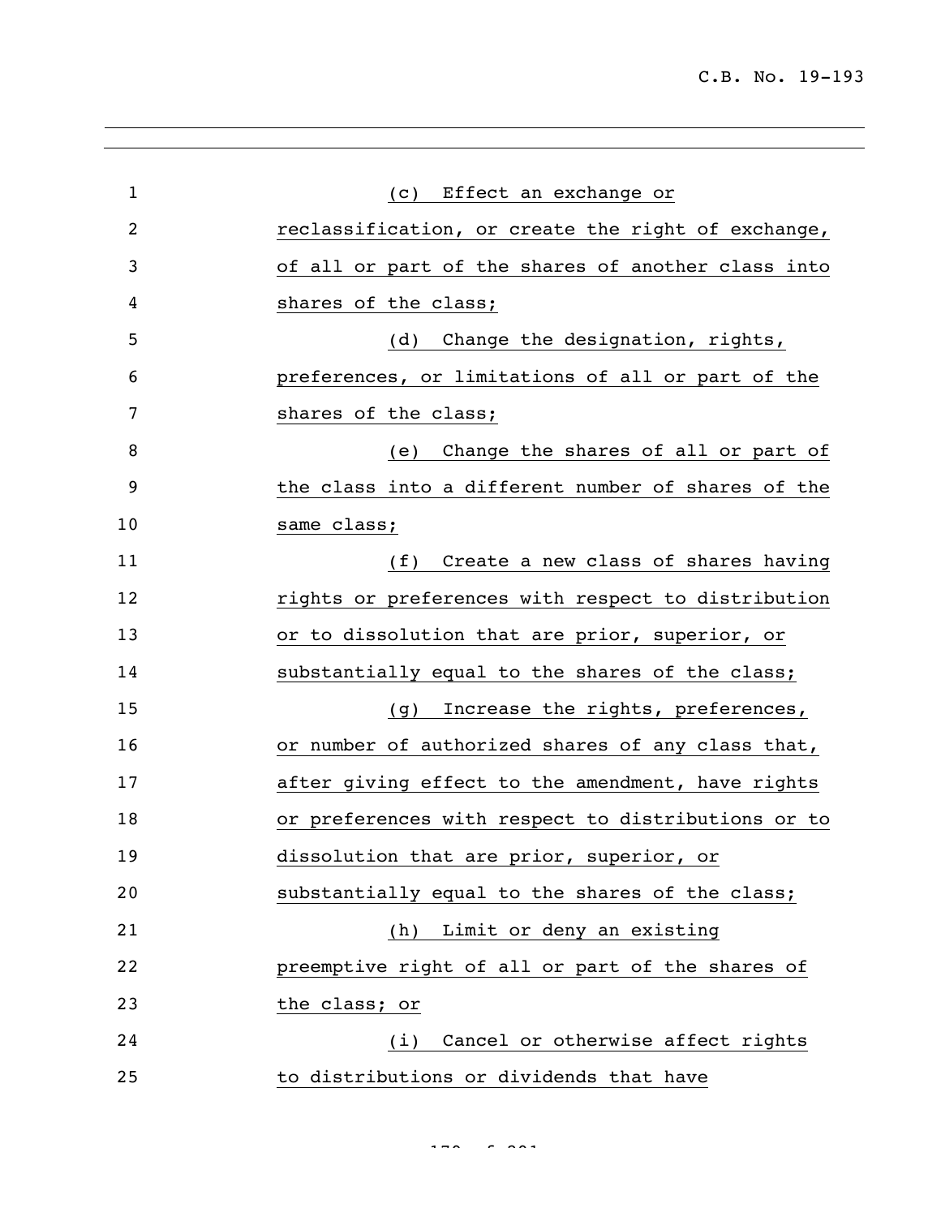(c) Effect an exchange or reclassification, or create the right of exchange, of all or part of the shares of another class into shares of the class;

(d) Change the designation, rights, preferences, or limitations of all or part of the shares of the class;

(e) Change the shares of all or part of the class into a different number of shares of the same class;

(f) Create a new class of shares having rights or preferences with respect to distribution or to dissolution that are prior, superior, or substantially equal to the shares of the class;

(g) Increase the rights, preferences, or number of authorized shares of any class that, after giving effect to the amendment, have rights or preferences with respect to distributions or to dissolution that are prior, superior, or substantially equal to the shares of the class;

(h) Limit or deny an existing preemptive right of all or part of the shares of the class; or

(i) Cancel or otherwise affect rights to distributions or dividends that have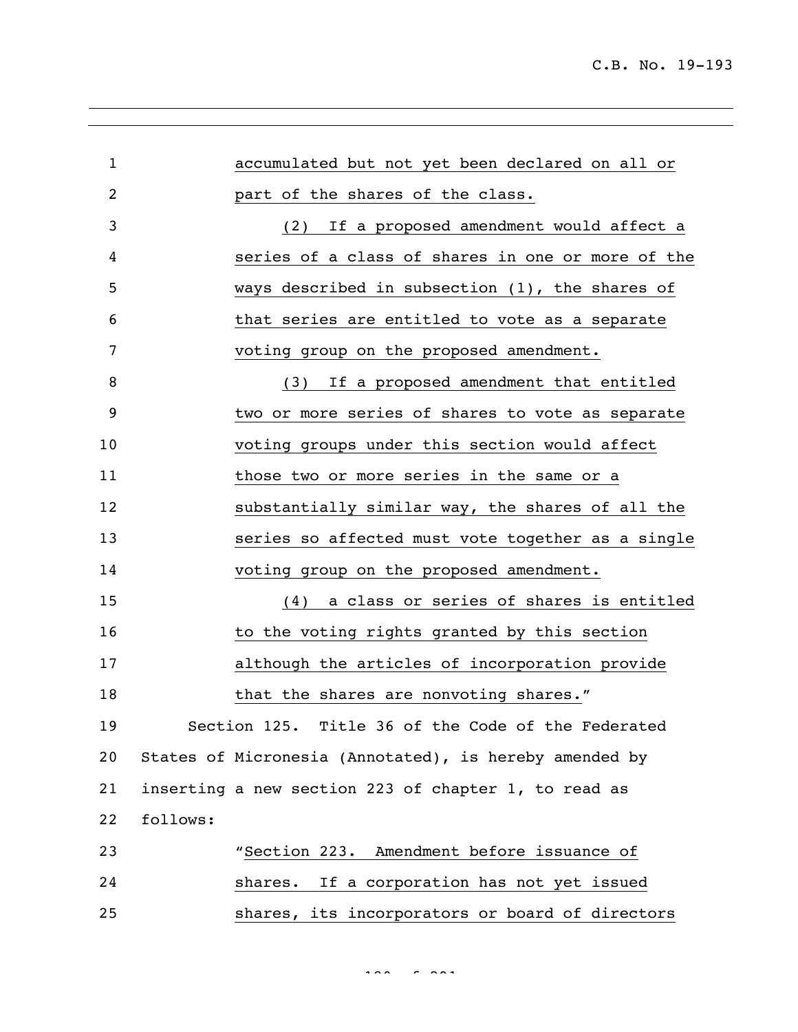accumulated but not yet been declared on all or part of the shares of the class.

(2) If a proposed amendment would affect a series of a class of shares in one or more of the ways described in subsection (1), the shares of that series are entitled to vote as a separate voting group on the proposed amendment.

(3) If a proposed amendment that entitled two or more series of shares to vote as separate voting groups under this section would affect those two or more series in the same or a substantially similar way, the shares of all the series so affected must vote together as a single voting group on the proposed amendment.

(4) a class or series of shares is entitled to the voting rights granted by this section although the articles of incorporation provide that the shares are nonvoting shares."

Section 125. Title 36 of the Code of the Federated States of Micronesia (Annotated), is hereby amended by inserting a new section 223 of chapter 1, to read as follows:

"Section 223. Amendment before issuance of shares. If a corporation has not yet issued shares, its incorporators or board of directors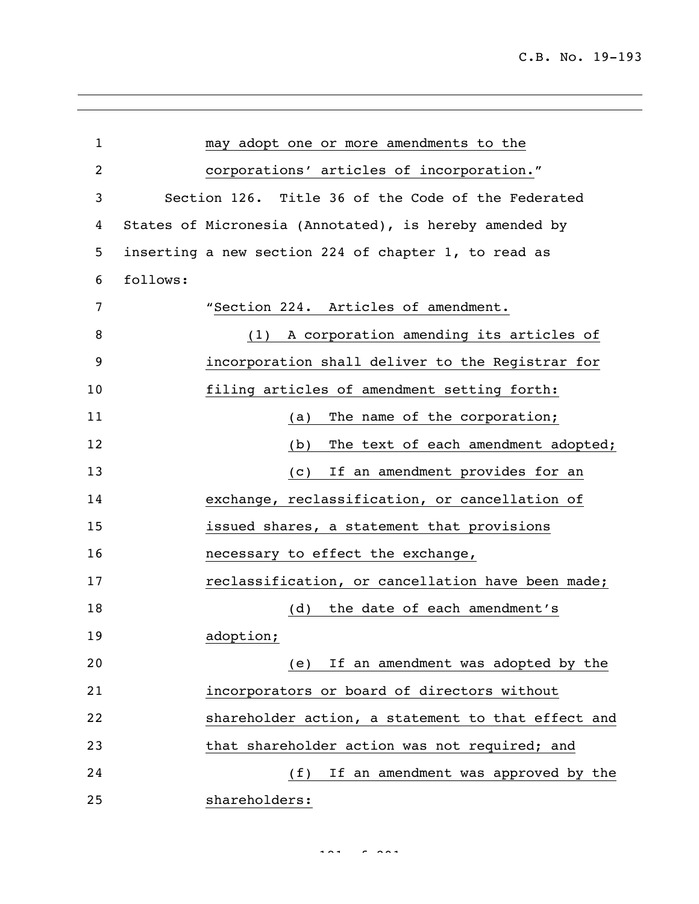may adopt one or more amendments to the corporations' articles of incorporation."

Section 126. Title 36 of the Code of the Federated States of Micronesia (Annotated), is hereby amended by inserting a new section 224 of chapter 1, to read as follows:

"Section 224. Articles of amendment.

(1) A corporation amending its articles of incorporation shall deliver to the Registrar for filing articles of amendment setting forth:

(a) The name of the corporation;

(b) The text of each amendment adopted;

(c) If an amendment provides for an exchange, reclassification, or cancellation of issued shares, a statement that provisions necessary to effect the exchange, reclassification, or cancellation have been made;

(d) the date of each amendment's adoption;

(e) If an amendment was adopted by the incorporators or board of directors without shareholder action, a statement to that effect and that shareholder action was not required; and

(f) If an amendment was approved by the shareholders: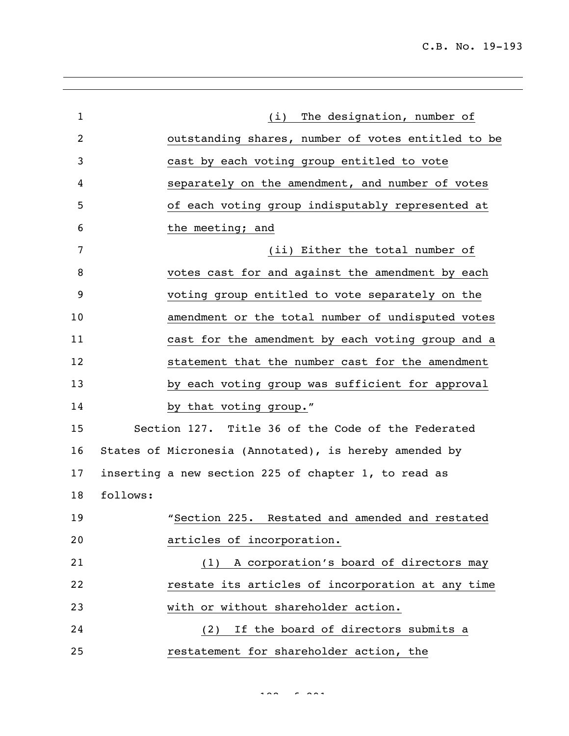(i) The designation, number of outstanding shares, number of votes entitled to be cast by each voting group entitled to vote separately on the amendment, and number of votes of each voting group indisputably represented at the meeting; and

(ii) Either the total number of votes cast for and against the amendment by each voting group entitled to vote separately on the amendment or the total number of undisputed votes cast for the amendment by each voting group and a statement that the number cast for the amendment by each voting group was sufficient for approval by that voting group."

Section 127. Title 36 of the Code of the Federated States of Micronesia (Annotated), is hereby amended by inserting a new section 225 of chapter 1, to read as follows:

"Section 225. Restated and amended and restated articles of incorporation.

(1) A corporation's board of directors may restate its articles of incorporation at any time with or without shareholder action.

(2) If the board of directors submits a restatement for shareholder action, the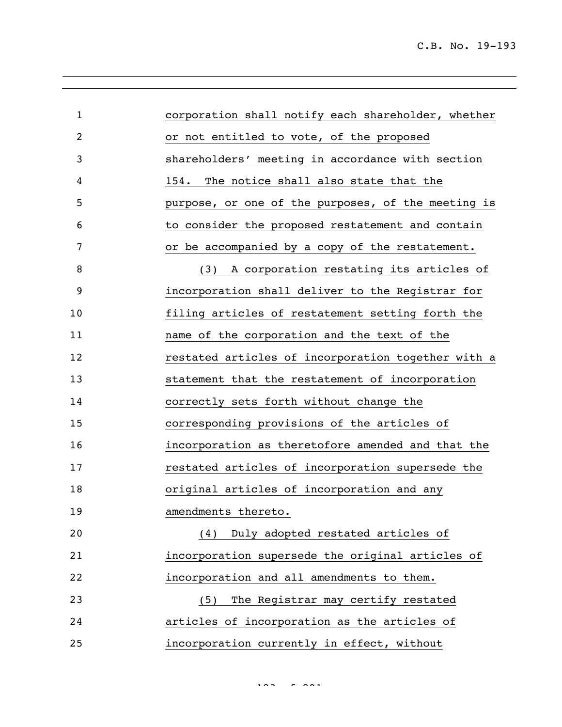corporation shall notify each shareholder, whether or not entitled to vote, of the proposed shareholders' meeting in accordance with section 154. The notice shall also state that the purpose, or one of the purposes, of the meeting is to consider the proposed restatement and contain or be accompanied by a copy of the restatement.

(3) A corporation restating its articles of incorporation shall deliver to the Registrar for filing articles of restatement setting forth the name of the corporation and the text of the restated articles of incorporation together with a statement that the restatement of incorporation correctly sets forth without change the corresponding provisions of the articles of incorporation as theretofore amended and that the restated articles of incorporation supersede the original articles of incorporation and any amendments thereto.

(4) Duly adopted restated articles of incorporation supersede the original articles of incorporation and all amendments to them.

(5) The Registrar may certify restated articles of incorporation as the articles of incorporation currently in effect, without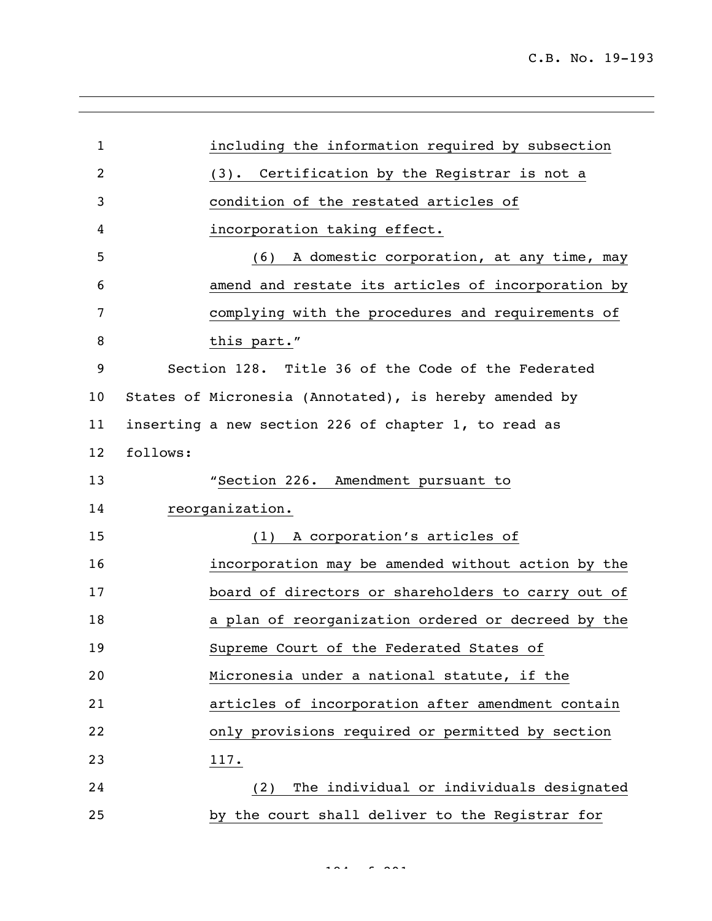including the information required by subsection (3). Certification by the Registrar is not a condition of the restated articles of incorporation taking effect.

(6) A domestic corporation, at any time, may amend and restate its articles of incorporation by complying with the procedures and requirements of this part."

Section 128. Title 36 of the Code of the Federated States of Micronesia (Annotated), is hereby amended by inserting a new section 226 of chapter 1, to read as follows:

"Section 226. Amendment pursuant to reorganization.

(1) A corporation's articles of incorporation may be amended without action by the board of directors or shareholders to carry out of a plan of reorganization ordered or decreed by the Supreme Court of the Federated States of Micronesia under a national statute, if the articles of incorporation after amendment contain only provisions required or permitted by section 117.

(2) The individual or individuals designated by the court shall deliver to the Registrar for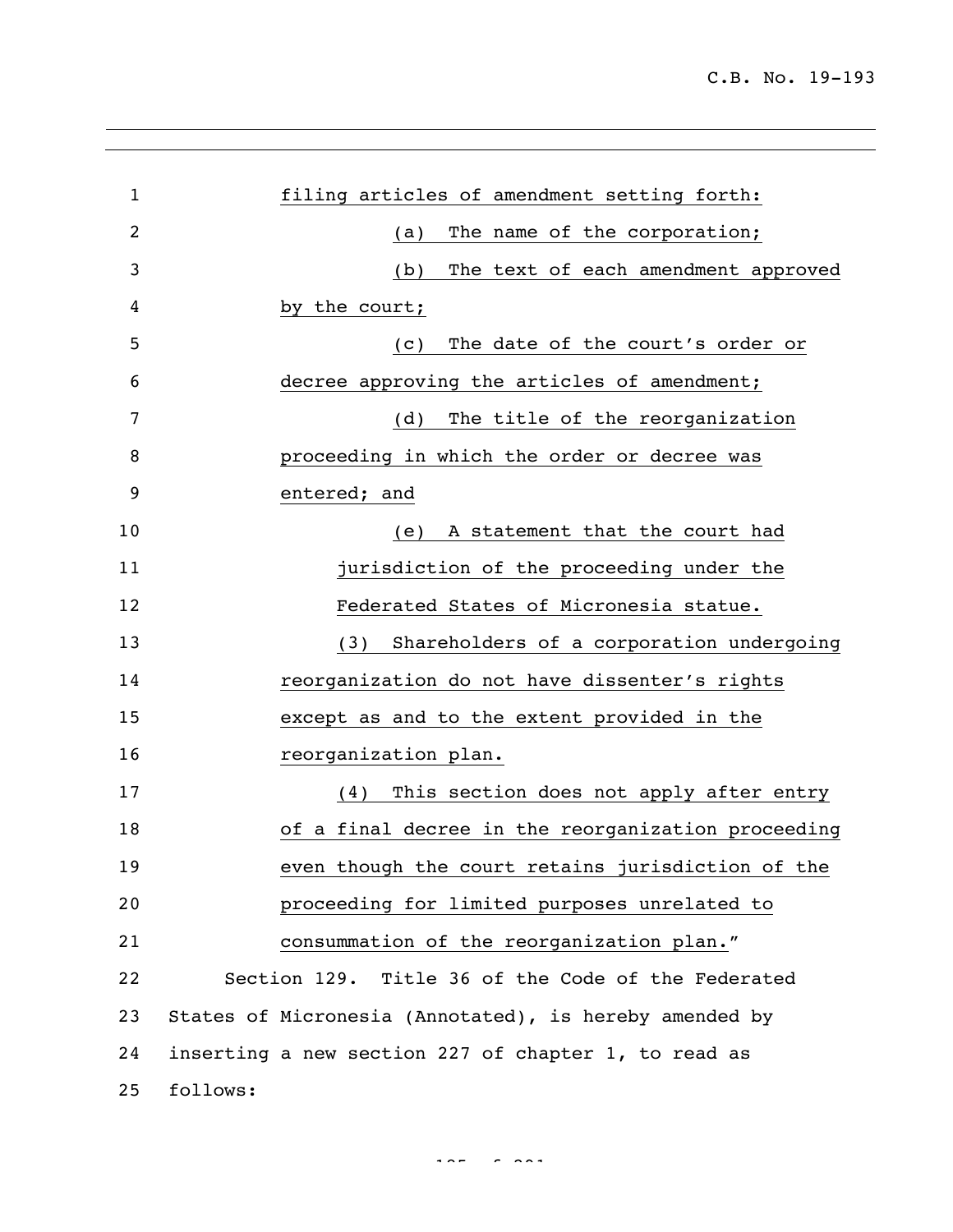filing articles of amendment setting forth:

(a) The name of the corporation;

(b) The text of each amendment approved by the court;

(c) The date of the court's order or decree approving the articles of amendment;

(d) The title of the reorganization proceeding in which the order or decree was entered; and

(e) A statement that the court had jurisdiction of the proceeding under the Federated States of Micronesia statue.

(3) Shareholders of a corporation undergoing reorganization do not have dissenter's rights except as and to the extent provided in the reorganization plan.

(4) This section does not apply after entry of a final decree in the reorganization proceeding even though the court retains jurisdiction of the proceeding for limited purposes unrelated to consummation of the reorganization plan."

Section 129. Title 36 of the Code of the Federated States of Micronesia (Annotated), is hereby amended by inserting a new section 227 of chapter 1, to read as follows: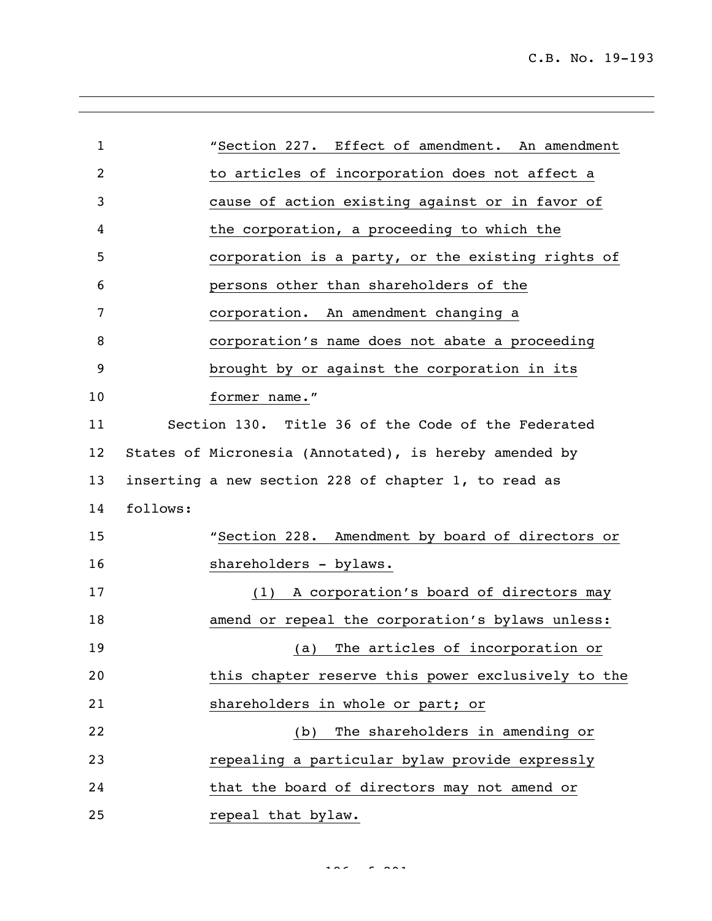"Section 227. Effect of amendment. An amendment to articles of incorporation does not affect a cause of action existing against or in favor of the corporation, a proceeding to which the corporation is a party, or the existing rights of persons other than shareholders of the corporation. An amendment changing a corporation's name does not abate a proceeding brought by or against the corporation in its former name."

Section 130. Title 36 of the Code of the Federated States of Micronesia (Annotated), is hereby amended by inserting a new section 228 of chapter 1, to read as follows:

"Section 228. Amendment by board of directors or shareholders - bylaws.

(1) A corporation's board of directors may amend or repeal the corporation's bylaws unless:

(a) The articles of incorporation or this chapter reserve this power exclusively to the shareholders in whole or part; or

(b) The shareholders in amending or repealing a particular bylaw provide expressly that the board of directors may not amend or repeal that bylaw.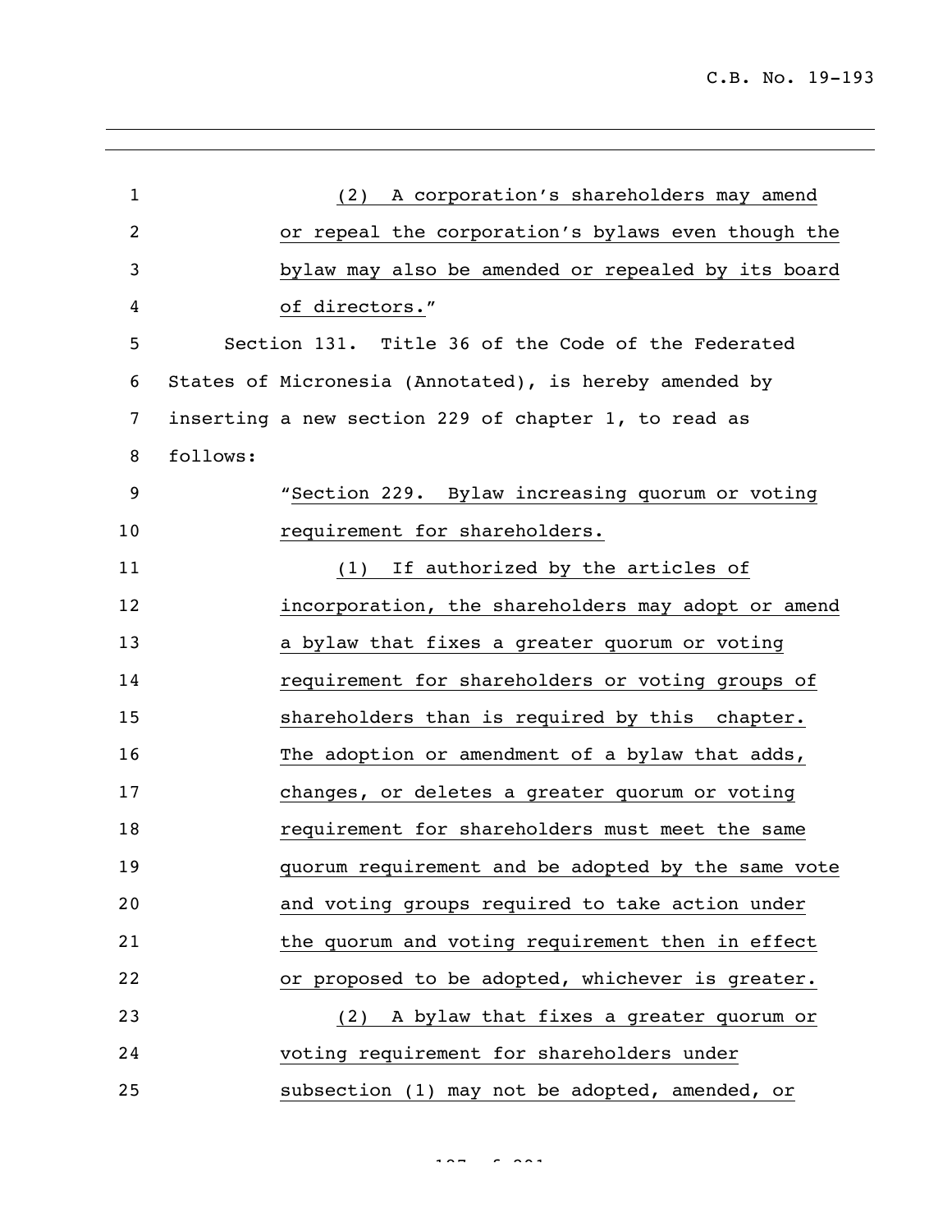(2) A corporation's shareholders may amend or repeal the corporation's bylaws even though the bylaw may also be amended or repealed by its board of directors."

Section 131. Title 36 of the Code of the Federated States of Micronesia (Annotated), is hereby amended by inserting a new section 229 of chapter 1, to read as follows:

"Section 229. Bylaw increasing quorum or voting requirement for shareholders.

(1) If authorized by the articles of incorporation, the shareholders may adopt or amend a bylaw that fixes a greater quorum or voting requirement for shareholders or voting groups of shareholders than is required by this chapter. The adoption or amendment of a bylaw that adds, changes, or deletes a greater quorum or voting requirement for shareholders must meet the same quorum requirement and be adopted by the same vote and voting groups required to take action under the quorum and voting requirement then in effect or proposed to be adopted, whichever is greater.

(2) A bylaw that fixes a greater quorum or voting requirement for shareholders under subsection (1) may not be adopted, amended, or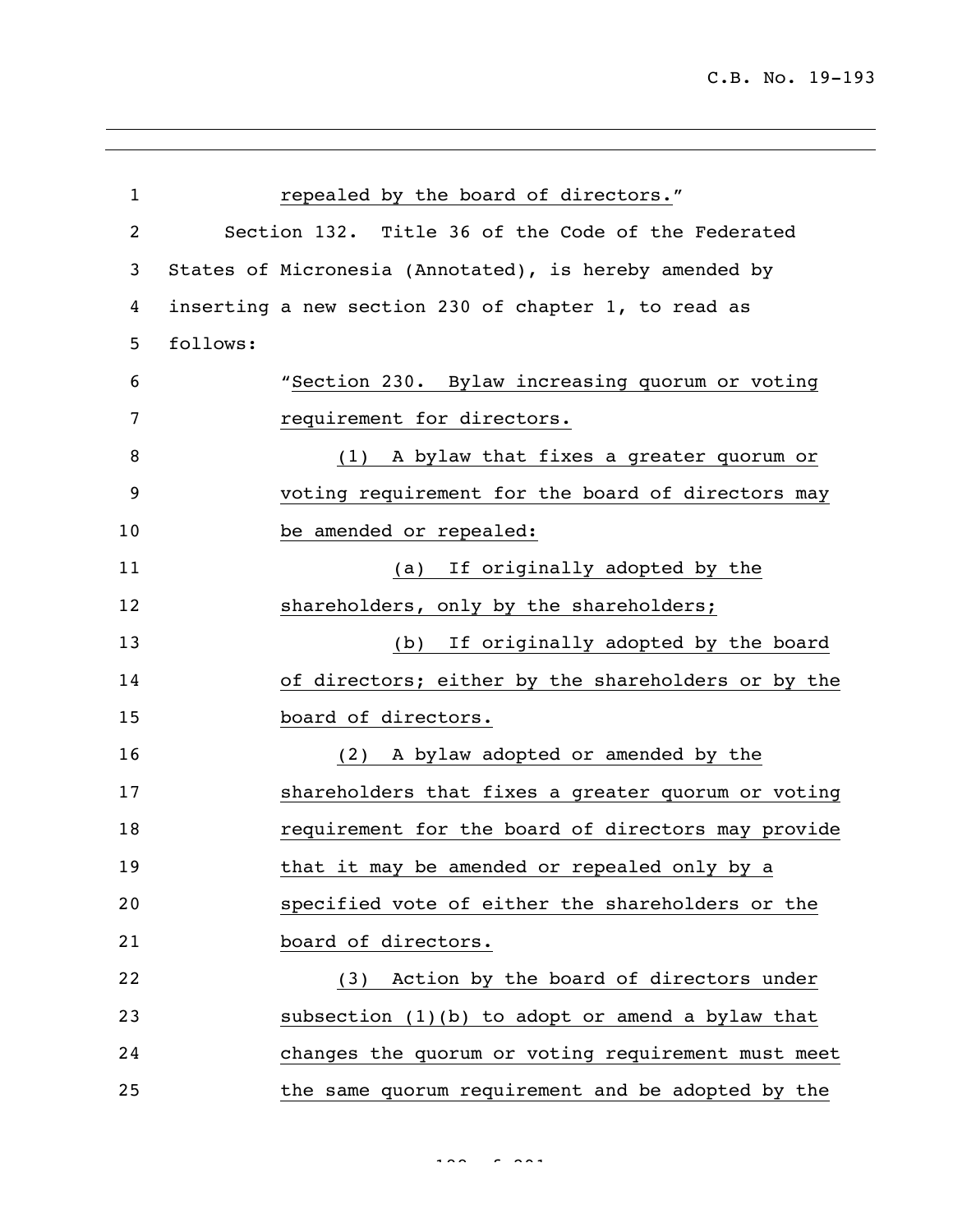repealed by the board of directors."

Section 132. Title 36 of the Code of the Federated States of Micronesia (Annotated), is hereby amended by inserting a new section 230 of chapter 1, to read as follows:

"Section 230. Bylaw increasing quorum or voting requirement for directors.

(1) A bylaw that fixes a greater quorum or voting requirement for the board of directors may be amended or repealed:

(a) If originally adopted by the shareholders, only by the shareholders;

(b) If originally adopted by the board of directors; either by the shareholders or by the board of directors.

(2) A bylaw adopted or amended by the shareholders that fixes a greater quorum or voting requirement for the board of directors may provide that it may be amended or repealed only by a specified vote of either the shareholders or the board of directors.

(3) Action by the board of directors under subsection (1)(b) to adopt or amend a bylaw that changes the quorum or voting requirement must meet the same quorum requirement and be adopted by the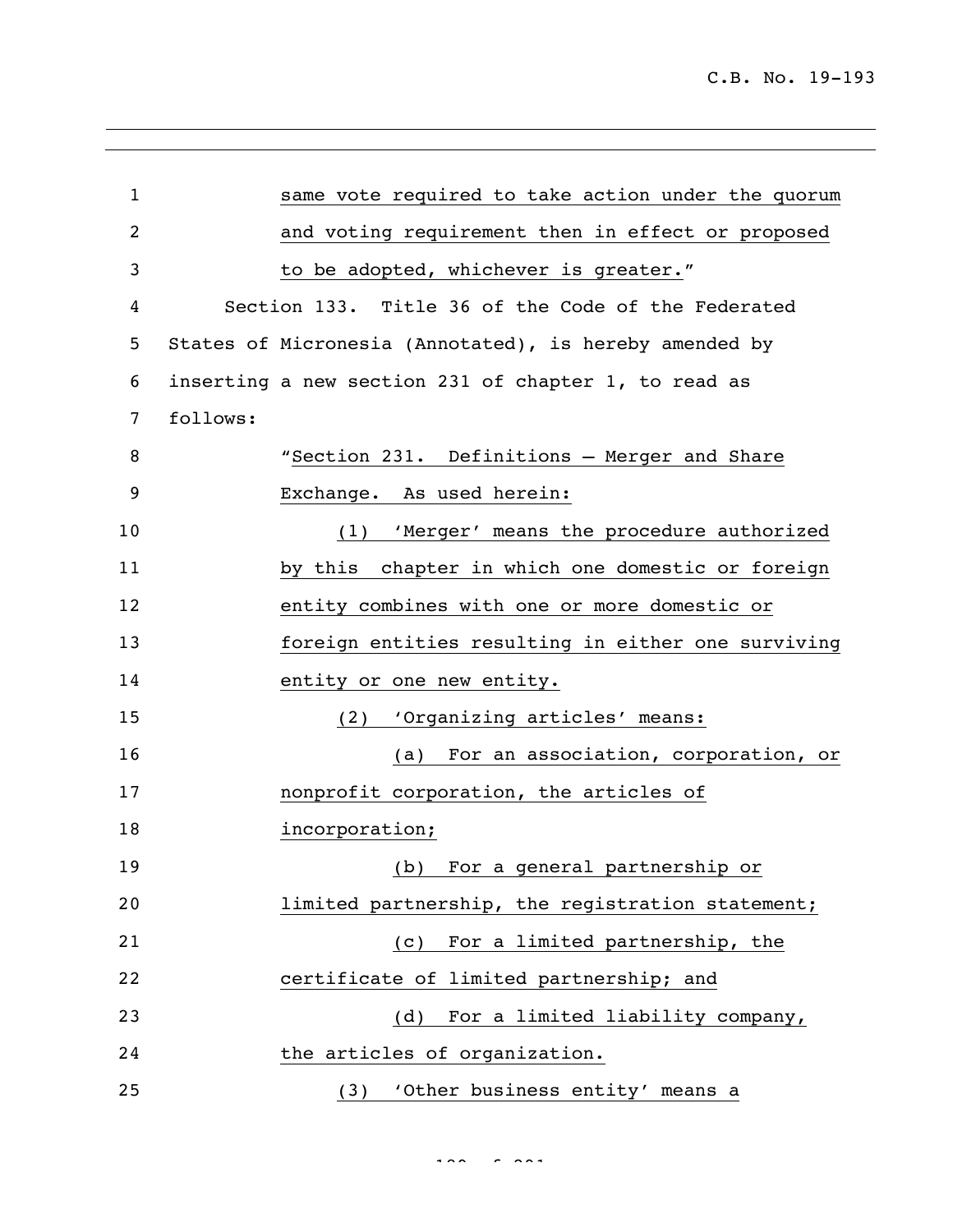same vote required to take action under the quorum and voting requirement then in effect or proposed to be adopted, whichever is greater."

Section 133. Title 36 of the Code of the Federated States of Micronesia (Annotated), is hereby amended by inserting a new section 231 of chapter 1, to read as follows:

"Section 231. Definitions – Merger and Share Exchange. As used herein:

(1) 'Merger' means the procedure authorized by this chapter in which one domestic or foreign entity combines with one or more domestic or foreign entities resulting in either one surviving entity or one new entity.

(2) 'Organizing articles' means:

(a) For an association, corporation, or nonprofit corporation, the articles of incorporation;

(b) For a general partnership or limited partnership, the registration statement;

(c) For a limited partnership, the certificate of limited partnership; and

(d) For a limited liability company, the articles of organization.

(3) 'Other business entity' means a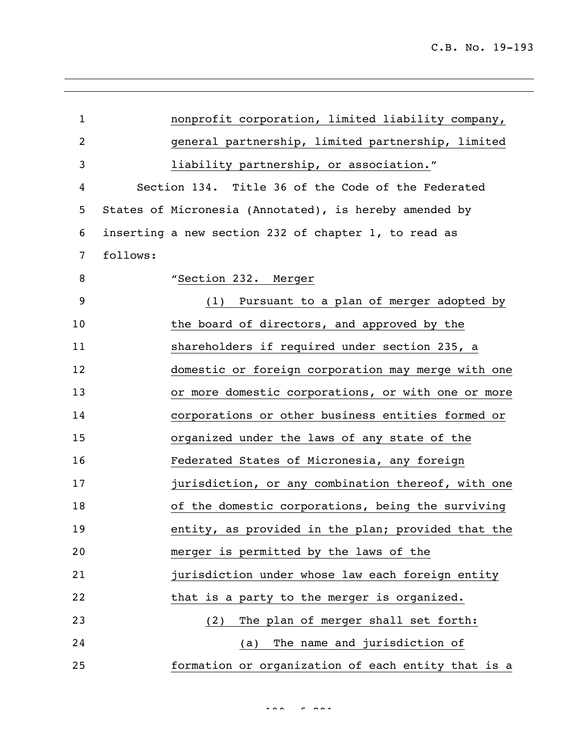nonprofit corporation, limited liability company, general partnership, limited partnership, limited liability partnership, or association."

Section 134. Title 36 of the Code of the Federated States of Micronesia (Annotated), is hereby amended by inserting a new section 232 of chapter 1, to read as follows:

"Section 232. Merger

(1) Pursuant to a plan of merger adopted by the board of directors, and approved by the shareholders if required under section 235, a domestic or foreign corporation may merge with one or more domestic corporations, or with one or more corporations or other business entities formed or organized under the laws of any state of the Federated States of Micronesia, any foreign jurisdiction, or any combination thereof, with one of the domestic corporations, being the surviving entity, as provided in the plan; provided that the merger is permitted by the laws of the jurisdiction under whose law each foreign entity that is a party to the merger is organized.

(2) The plan of merger shall set forth:

(a) The name and jurisdiction of formation or organization of each entity that is a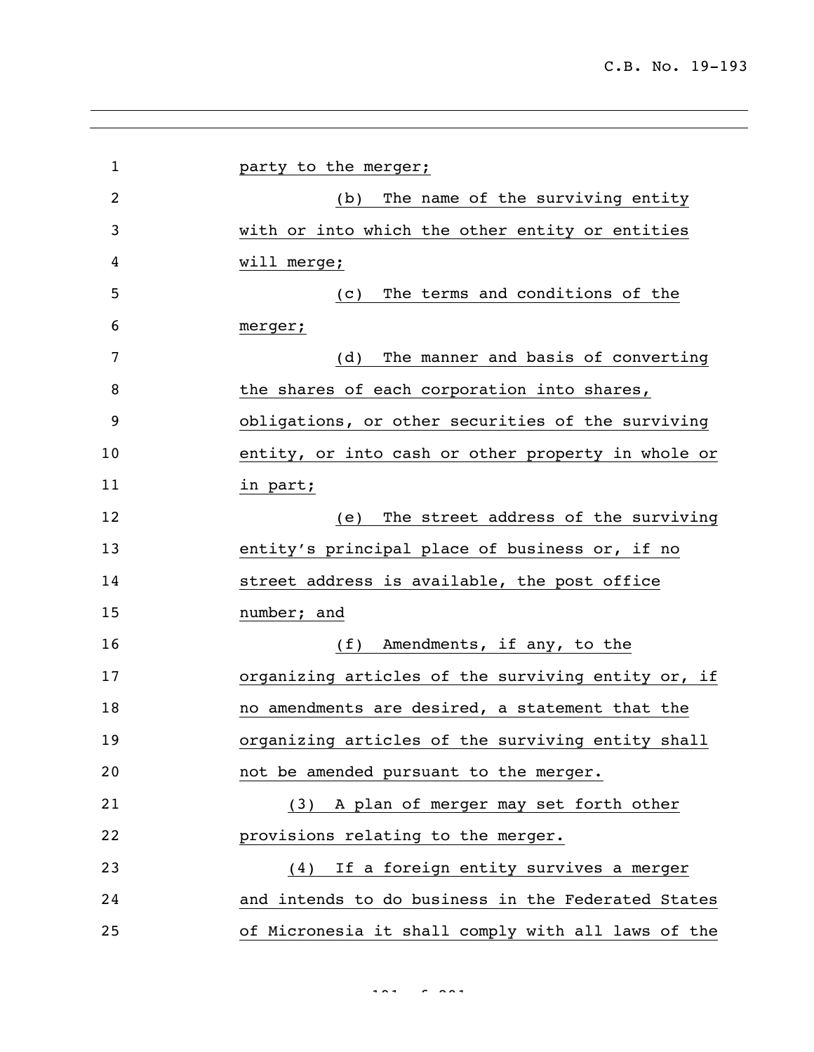party to the merger;

(b) The name of the surviving entity with or into which the other entity or entities will merge;

(c) The terms and conditions of the merger;

(d) The manner and basis of converting the shares of each corporation into shares, obligations, or other securities of the surviving entity, or into cash or other property in whole or in part;

(e) The street address of the surviving entity's principal place of business or, if no street address is available, the post office number; and

(f) Amendments, if any, to the organizing articles of the surviving entity or, if no amendments are desired, a statement that the organizing articles of the surviving entity shall not be amended pursuant to the merger.

(3) A plan of merger may set forth other provisions relating to the merger.

(4) If a foreign entity survives a merger and intends to do business in the Federated States of Micronesia it shall comply with all laws of the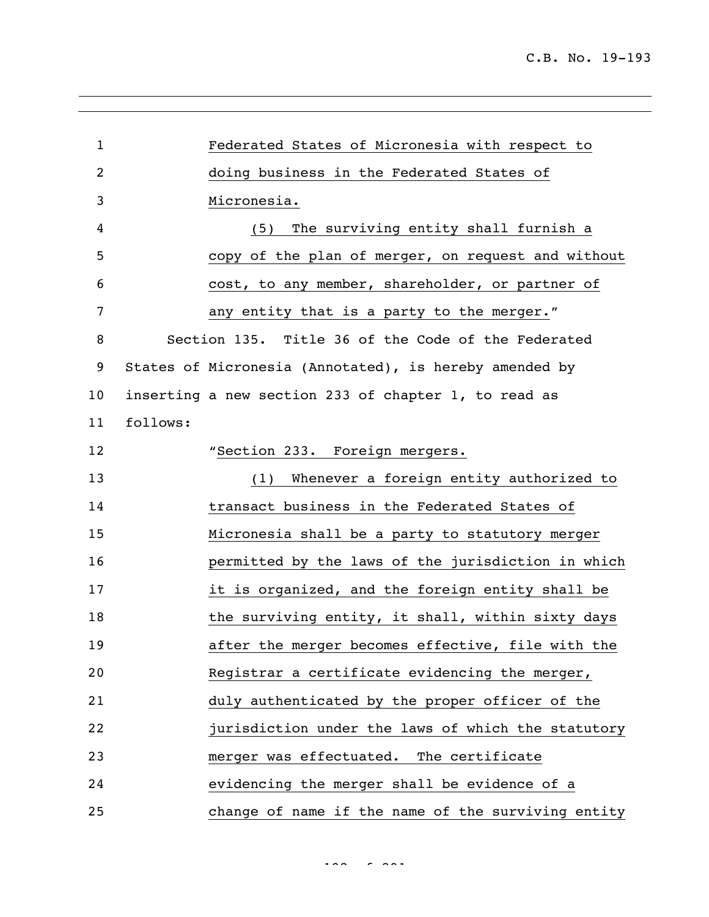Federated States of Micronesia with respect to doing business in the Federated States of Micronesia.

(5) The surviving entity shall furnish a copy of the plan of merger, on request and without cost, to any member, shareholder, or partner of any entity that is a party to the merger."

Section 135. Title 36 of the Code of the Federated States of Micronesia (Annotated), is hereby amended by inserting a new section 233 of chapter 1, to read as follows:

"Section 233. Foreign mergers.

(1) Whenever a foreign entity authorized to transact business in the Federated States of Micronesia shall be a party to statutory merger permitted by the laws of the jurisdiction in which it is organized, and the foreign entity shall be the surviving entity, it shall, within sixty days after the merger becomes effective, file with the Registrar a certificate evidencing the merger, duly authenticated by the proper officer of the jurisdiction under the laws of which the statutory merger was effectuated. The certificate evidencing the merger shall be evidence of a change of name if the name of the surviving entity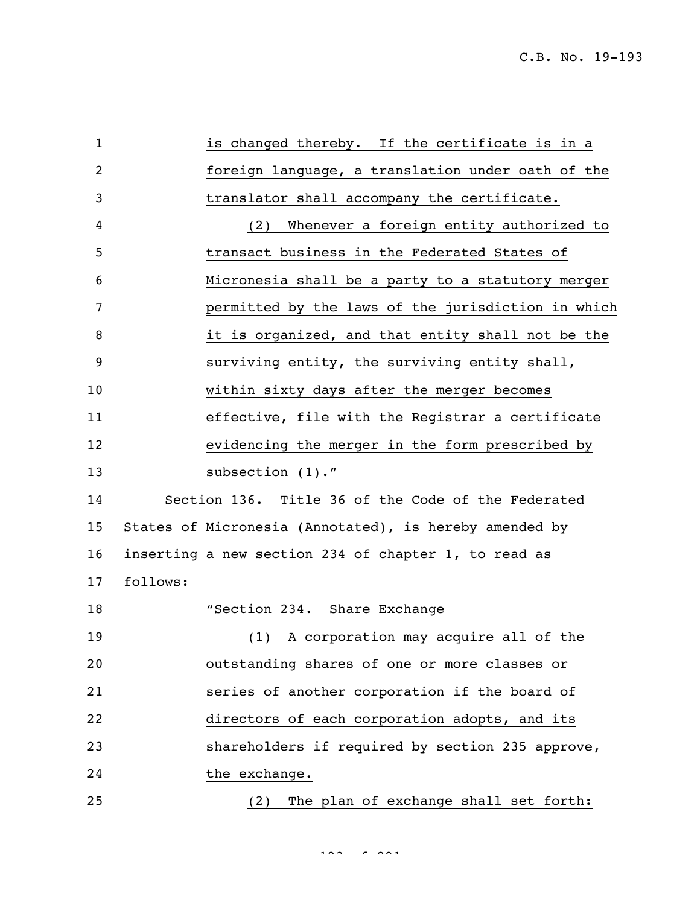is changed thereby. If the certificate is in a foreign language, a translation under oath of the translator shall accompany the certificate.

(2) Whenever a foreign entity authorized to transact business in the Federated States of Micronesia shall be a party to a statutory merger permitted by the laws of the jurisdiction in which it is organized, and that entity shall not be the surviving entity, the surviving entity shall, within sixty days after the merger becomes effective, file with the Registrar a certificate evidencing the merger in the form prescribed by subsection (1)."

Section 136. Title 36 of the Code of the Federated States of Micronesia (Annotated), is hereby amended by inserting a new section 234 of chapter 1, to read as follows:

"Section 234. Share Exchange

(1) A corporation may acquire all of the outstanding shares of one or more classes or series of another corporation if the board of directors of each corporation adopts, and its shareholders if required by section 235 approve, the exchange.

(2) The plan of exchange shall set forth: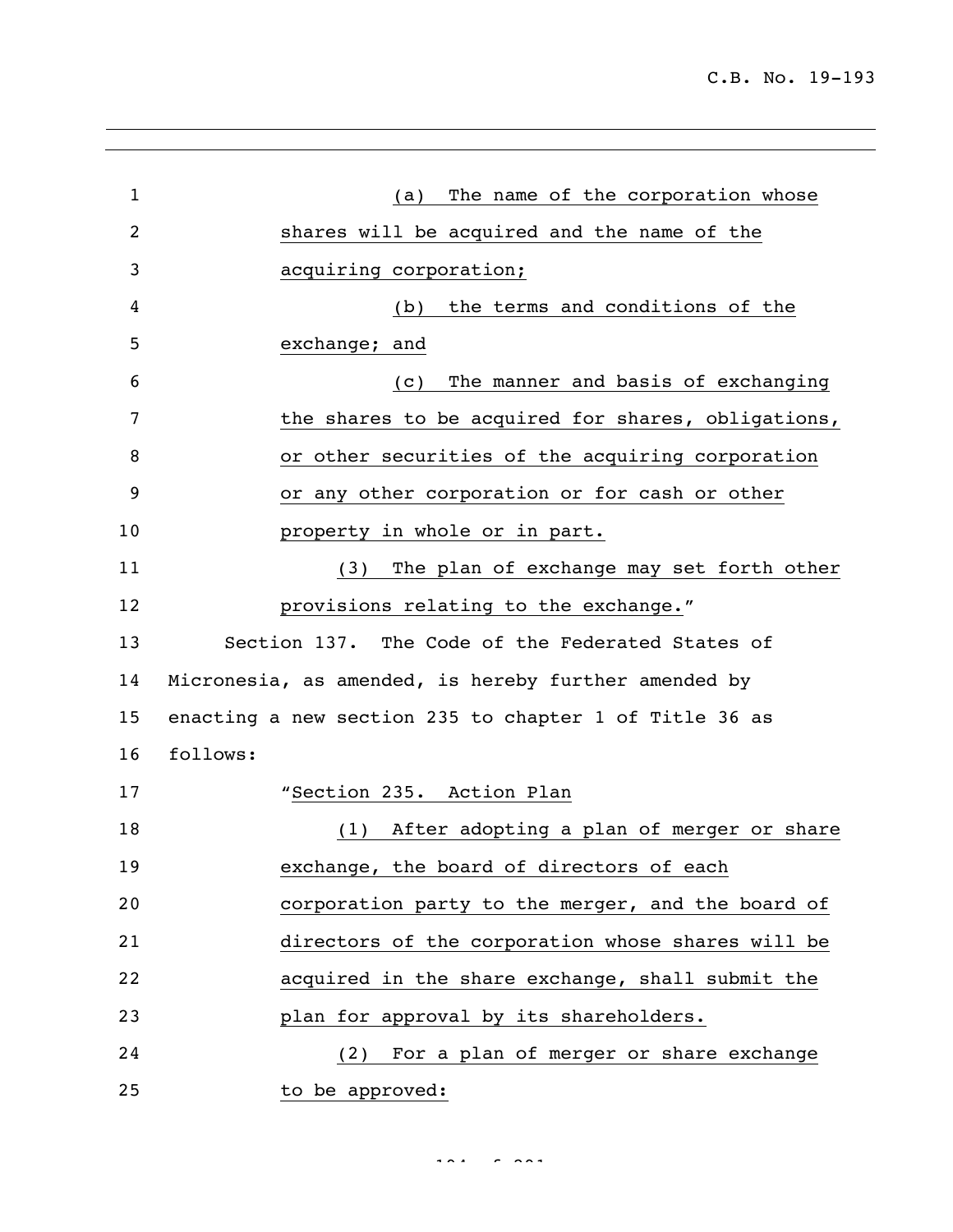(a) The name of the corporation whose shares will be acquired and the name of the acquiring corporation;

(b) the terms and conditions of the exchange; and

(c) The manner and basis of exchanging the shares to be acquired for shares, obligations, or other securities of the acquiring corporation or any other corporation or for cash or other property in whole or in part.

(3) The plan of exchange may set forth other provisions relating to the exchange."

Section 137. The Code of the Federated States of Micronesia, as amended, is hereby further amended by enacting a new section 235 to chapter 1 of Title 36 as follows:

"Section 235. Action Plan

(1) After adopting a plan of merger or share exchange, the board of directors of each corporation party to the merger, and the board of directors of the corporation whose shares will be acquired in the share exchange, shall submit the plan for approval by its shareholders.

(2) For a plan of merger or share exchange to be approved: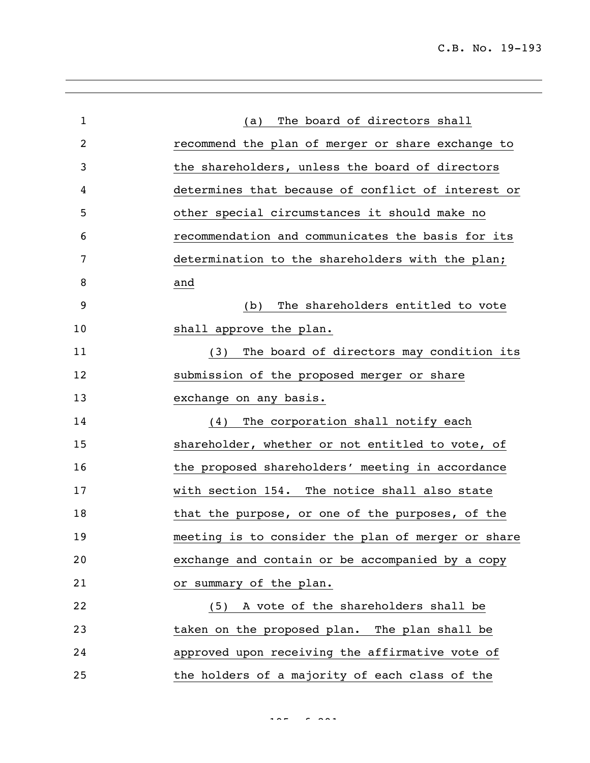(a) The board of directors shall recommend the plan of merger or share exchange to the shareholders, unless the board of directors determines that because of conflict of interest or other special circumstances it should make no recommendation and communicates the basis for its determination to the shareholders with the plan; and

(b) The shareholders entitled to vote shall approve the plan.

(3) The board of directors may condition its submission of the proposed merger or share exchange on any basis.

(4) The corporation shall notify each shareholder, whether or not entitled to vote, of the proposed shareholders' meeting in accordance with section 154. The notice shall also state that the purpose, or one of the purposes, of the meeting is to consider the plan of merger or share exchange and contain or be accompanied by a copy or summary of the plan.

(5) A vote of the shareholders shall be taken on the proposed plan. The plan shall be approved upon receiving the affirmative vote of the holders of a majority of each class of the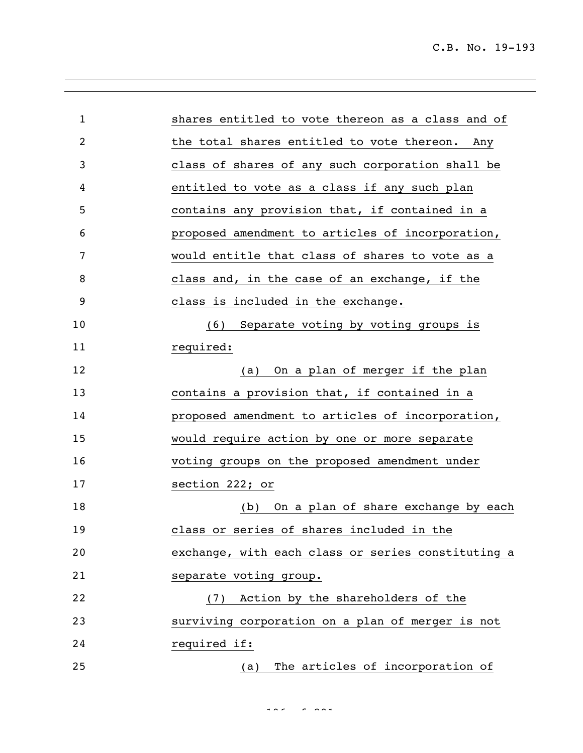shares entitled to vote thereon as a class and of the total shares entitled to vote thereon. Any class of shares of any such corporation shall be entitled to vote as a class if any such plan contains any provision that, if contained in a proposed amendment to articles of incorporation, would entitle that class of shares to vote as a class and, in the case of an exchange, if the class is included in the exchange.

(6) Separate voting by voting groups is required:

(a) On a plan of merger if the plan contains a provision that, if contained in a proposed amendment to articles of incorporation, would require action by one or more separate voting groups on the proposed amendment under section 222; or

(b) On a plan of share exchange by each class or series of shares included in the exchange, with each class or series constituting a separate voting group.

(7) Action by the shareholders of the surviving corporation on a plan of merger is not required if:

(a) The articles of incorporation of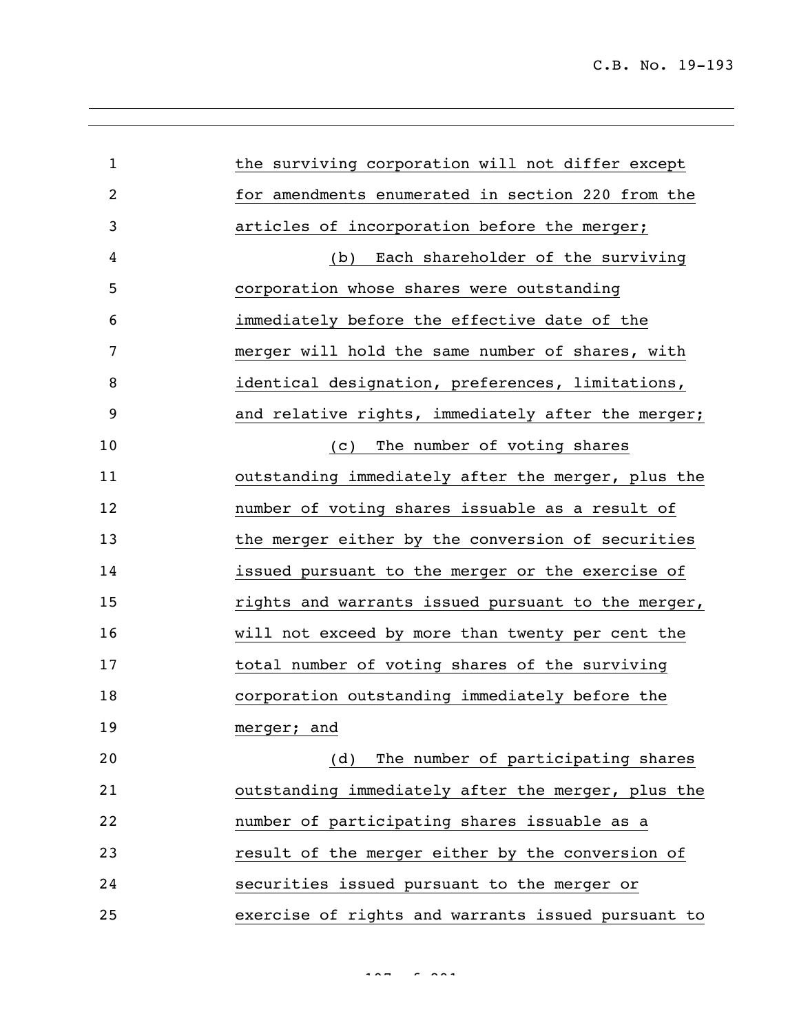the surviving corporation will not differ except for amendments enumerated in section 220 from the articles of incorporation before the merger;

(b) Each shareholder of the surviving corporation whose shares were outstanding immediately before the effective date of the merger will hold the same number of shares, with identical designation, preferences, limitations, and relative rights, immediately after the merger;

(c) The number of voting shares outstanding immediately after the merger, plus the number of voting shares issuable as a result of the merger either by the conversion of securities issued pursuant to the merger or the exercise of rights and warrants issued pursuant to the merger, will not exceed by more than twenty per cent the total number of voting shares of the surviving corporation outstanding immediately before the merger; and

(d) The number of participating shares outstanding immediately after the merger, plus the number of participating shares issuable as a result of the merger either by the conversion of securities issued pursuant to the merger or exercise of rights and warrants issued pursuant to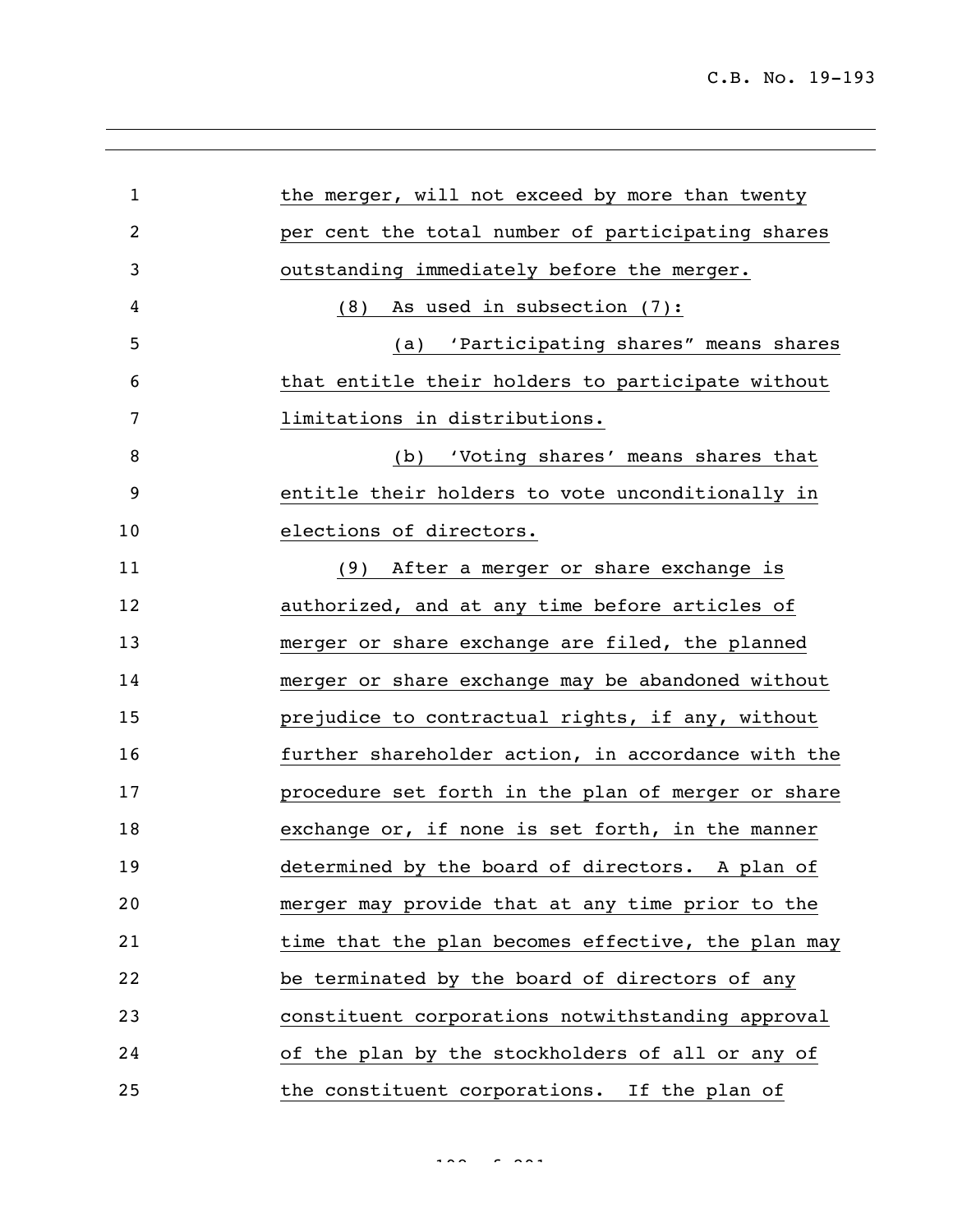the merger, will not exceed by more than twenty per cent the total number of participating shares outstanding immediately before the merger.

(8) As used in subsection (7):

(a) 'Participating shares" means shares that entitle their holders to participate without limitations in distributions.

(b) 'Voting shares' means shares that entitle their holders to vote unconditionally in elections of directors.

(9) After a merger or share exchange is authorized, and at any time before articles of merger or share exchange are filed, the planned merger or share exchange may be abandoned without prejudice to contractual rights, if any, without further shareholder action, in accordance with the procedure set forth in the plan of merger or share exchange or, if none is set forth, in the manner determined by the board of directors. A plan of merger may provide that at any time prior to the time that the plan becomes effective, the plan may be terminated by the board of directors of any constituent corporations notwithstanding approval of the plan by the stockholders of all or any of the constituent corporations. If the plan of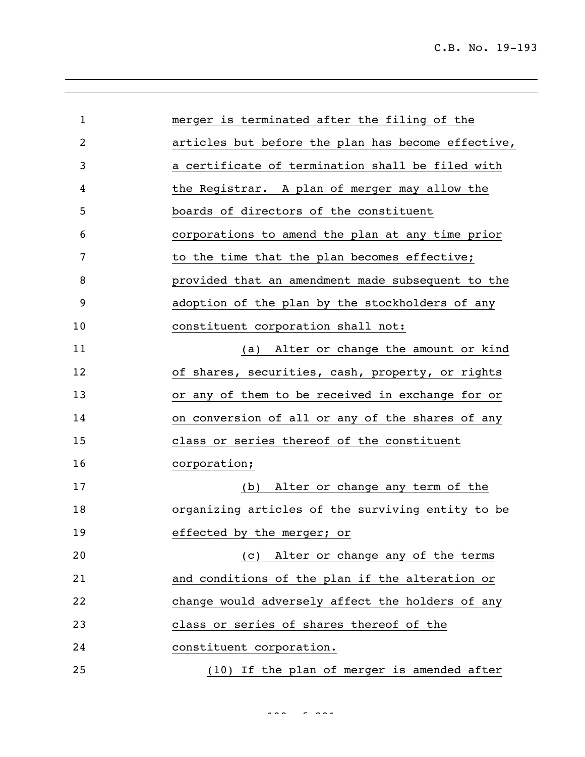merger is terminated after the filing of the articles but before the plan has become effective, a certificate of termination shall be filed with the Registrar. A plan of merger may allow the boards of directors of the constituent corporations to amend the plan at any time prior to the time that the plan becomes effective; provided that an amendment made subsequent to the adoption of the plan by the stockholders of any constituent corporation shall not:

(a) Alter or change the amount or kind of shares, securities, cash, property, or rights or any of them to be received in exchange for or on conversion of all or any of the shares of any class or series thereof of the constituent corporation;

(b) Alter or change any term of the organizing articles of the surviving entity to be effected by the merger; or

(c) Alter or change any of the terms and conditions of the plan if the alteration or change would adversely affect the holders of any class or series of shares thereof of the constituent corporation.

(10) If the plan of merger is amended after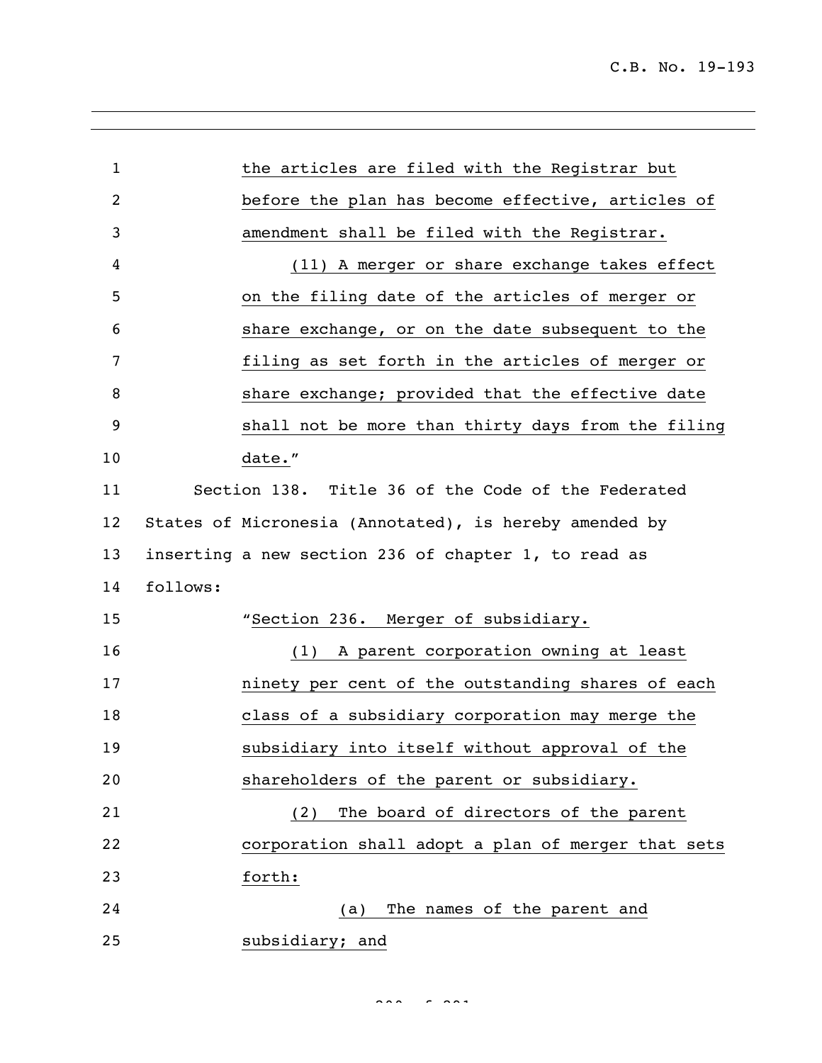the articles are filed with the Registrar but before the plan has become effective, articles of amendment shall be filed with the Registrar.

(11) A merger or share exchange takes effect on the filing date of the articles of merger or share exchange, or on the date subsequent to the filing as set forth in the articles of merger or share exchange; provided that the effective date shall not be more than thirty days from the filing date."

Section 138. Title 36 of the Code of the Federated States of Micronesia (Annotated), is hereby amended by inserting a new section 236 of chapter 1, to read as follows:

"Section 236. Merger of subsidiary.

(1) A parent corporation owning at least ninety per cent of the outstanding shares of each class of a subsidiary corporation may merge the subsidiary into itself without approval of the shareholders of the parent or subsidiary.

(2) The board of directors of the parent corporation shall adopt a plan of merger that sets forth:

(a) The names of the parent and subsidiary; and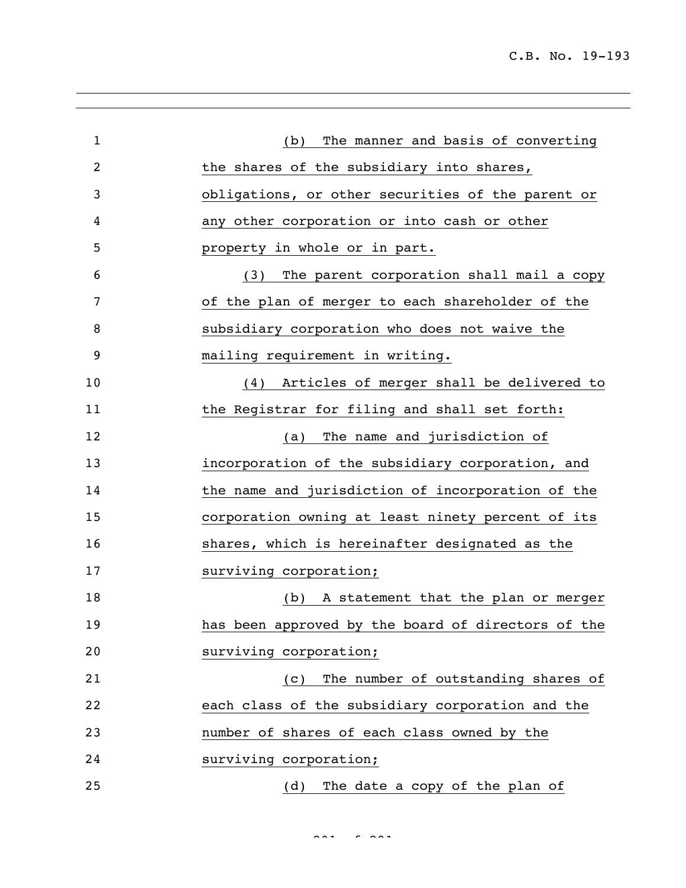(b) The manner and basis of converting the shares of the subsidiary into shares, obligations, or other securities of the parent or any other corporation or into cash or other property in whole or in part.

(3) The parent corporation shall mail a copy of the plan of merger to each shareholder of the subsidiary corporation who does not waive the mailing requirement in writing.

(4) Articles of merger shall be delivered to the Registrar for filing and shall set forth:

(a) The name and jurisdiction of incorporation of the subsidiary corporation, and the name and jurisdiction of incorporation of the corporation owning at least ninety percent of its shares, which is hereinafter designated as the surviving corporation;

(b) A statement that the plan or merger has been approved by the board of directors of the surviving corporation;

(c) The number of outstanding shares of each class of the subsidiary corporation and the number of shares of each class owned by the surviving corporation;

(d) The date a copy of the plan of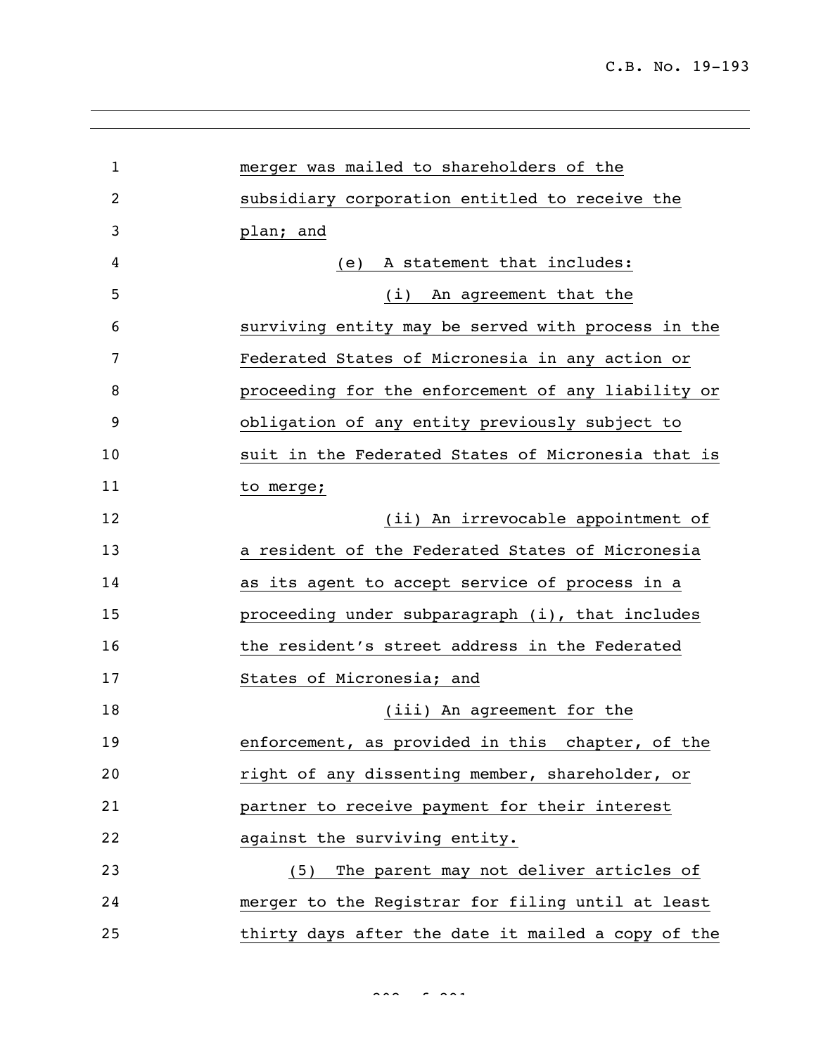merger was mailed to shareholders of the subsidiary corporation entitled to receive the plan; and

(e) A statement that includes:

(i) An agreement that the surviving entity may be served with process in the Federated States of Micronesia in any action or proceeding for the enforcement of any liability or obligation of any entity previously subject to suit in the Federated States of Micronesia that is to merge;

(ii) An irrevocable appointment of a resident of the Federated States of Micronesia as its agent to accept service of process in a proceeding under subparagraph (i), that includes the resident's street address in the Federated States of Micronesia; and

(iii) An agreement for the enforcement, as provided in this chapter, of the right of any dissenting member, shareholder, or partner to receive payment for their interest against the surviving entity.

(5) The parent may not deliver articles of merger to the Registrar for filing until at least thirty days after the date it mailed a copy of the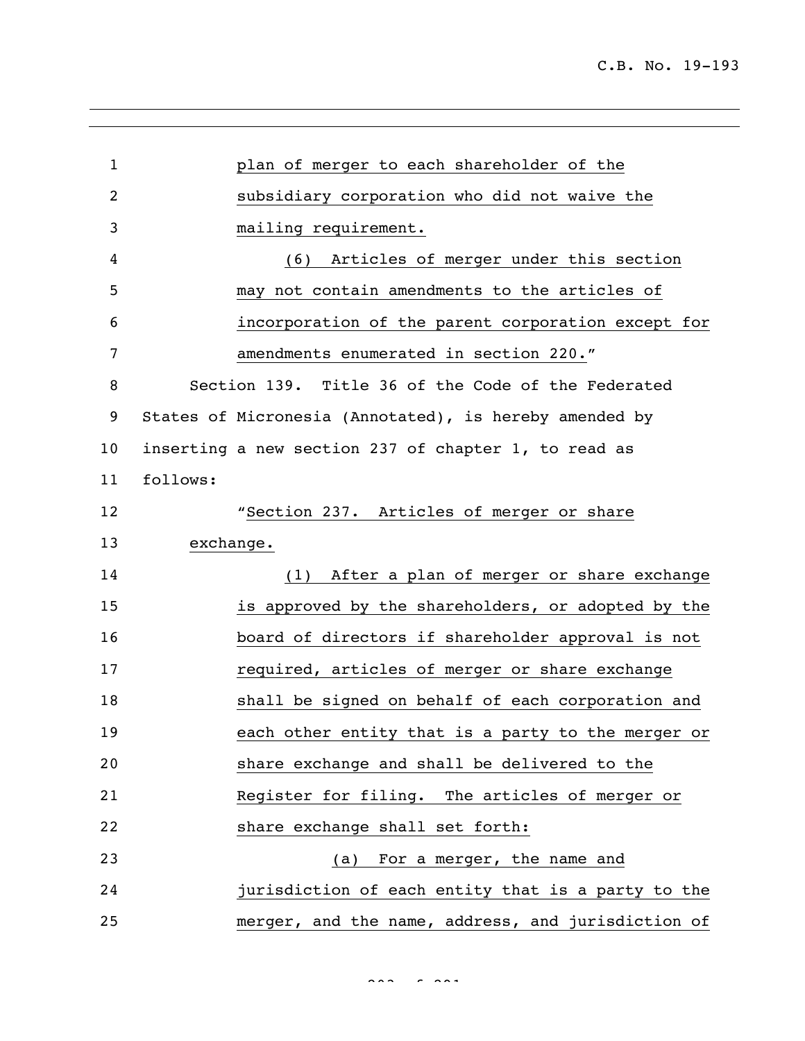plan of merger to each shareholder of the subsidiary corporation who did not waive the mailing requirement.

(6) Articles of merger under this section may not contain amendments to the articles of incorporation of the parent corporation except for amendments enumerated in section 220."

Section 139. Title 36 of the Code of the Federated States of Micronesia (Annotated), is hereby amended by inserting a new section 237 of chapter 1, to read as follows:

"Section 237. Articles of merger or share exchange.

(1) After a plan of merger or share exchange is approved by the shareholders, or adopted by the board of directors if shareholder approval is not required, articles of merger or share exchange shall be signed on behalf of each corporation and each other entity that is a party to the merger or share exchange and shall be delivered to the Register for filing. The articles of merger or share exchange shall set forth:

(a) For a merger, the name and jurisdiction of each entity that is a party to the merger, and the name, address, and jurisdiction of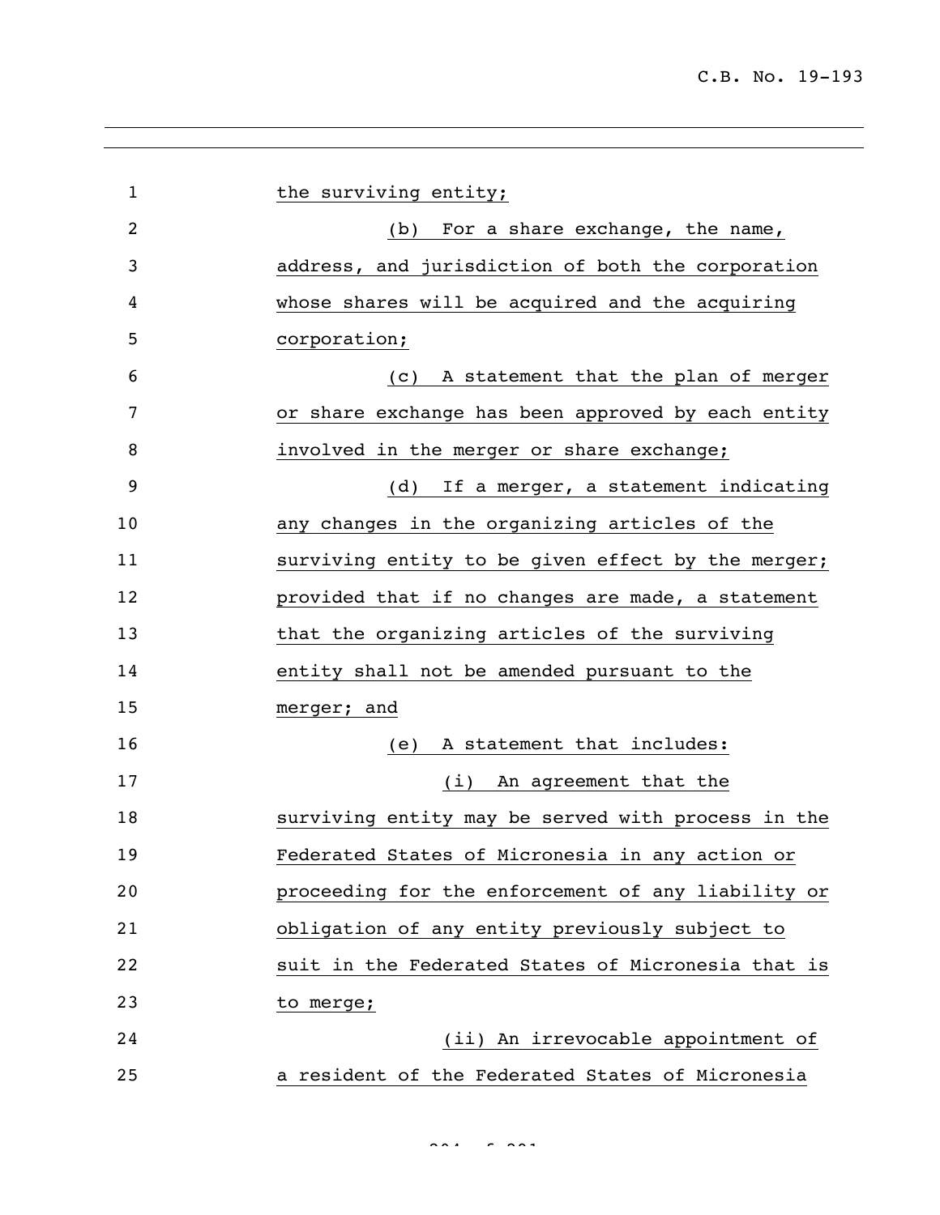the surviving entity;

(b) For a share exchange, the name, address, and jurisdiction of both the corporation whose shares will be acquired and the acquiring corporation;

(c) A statement that the plan of merger or share exchange has been approved by each entity involved in the merger or share exchange;

(d) If a merger, a statement indicating any changes in the organizing articles of the surviving entity to be given effect by the merger; provided that if no changes are made, a statement that the organizing articles of the surviving entity shall not be amended pursuant to the merger; and

(e) A statement that includes:

(i) An agreement that the surviving entity may be served with process in the Federated States of Micronesia in any action or proceeding for the enforcement of any liability or obligation of any entity previously subject to suit in the Federated States of Micronesia that is to merge;

(ii) An irrevocable appointment of a resident of the Federated States of Micronesia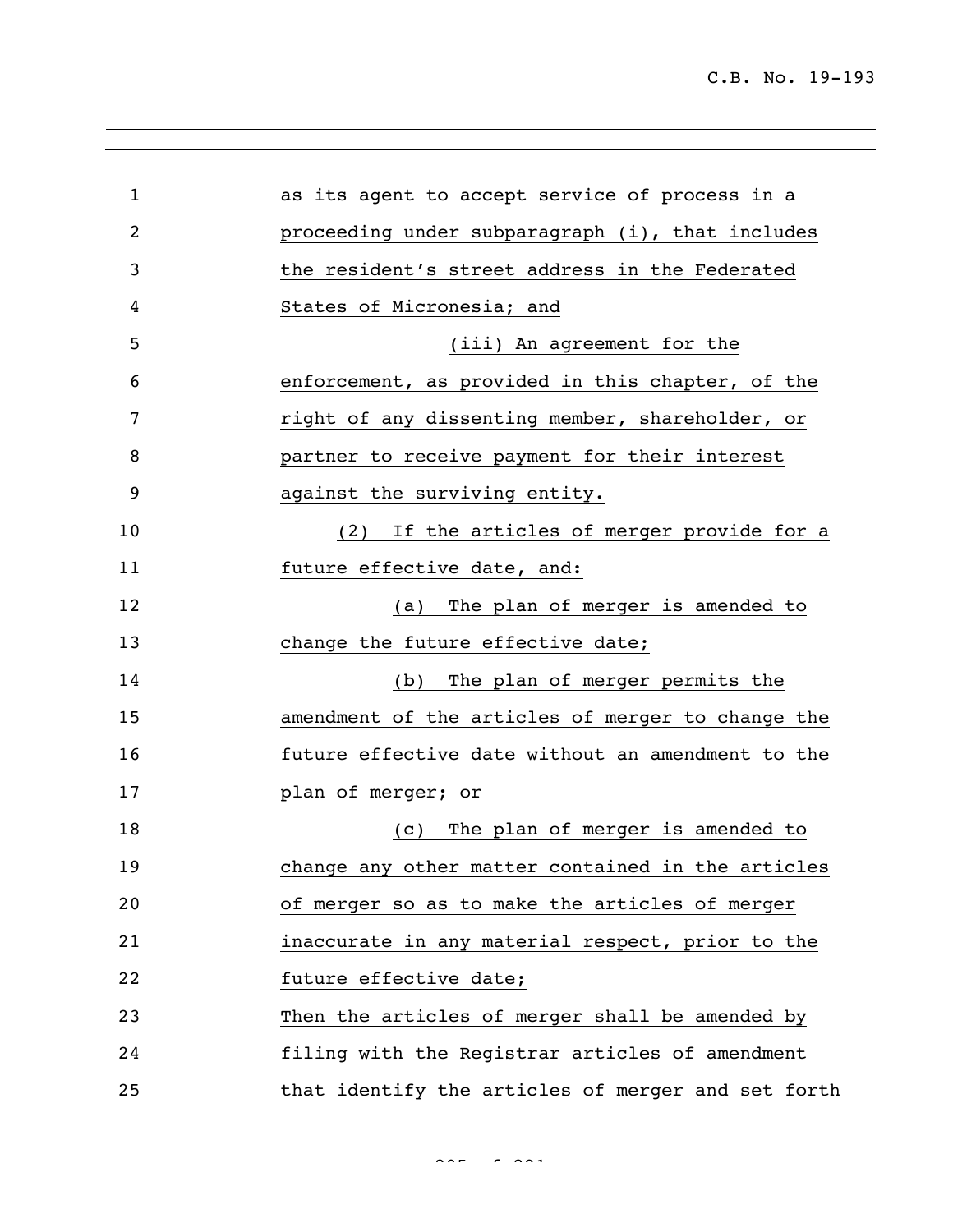as its agent to accept service of process in a proceeding under subparagraph (i), that includes the resident's street address in the Federated States of Micronesia; and

(iii) An agreement for the enforcement, as provided in this chapter, of the right of any dissenting member, shareholder, or partner to receive payment for their interest against the surviving entity.

(2) If the articles of merger provide for a future effective date, and:

(a) The plan of merger is amended to change the future effective date;

(b) The plan of merger permits the amendment of the articles of merger to change the future effective date without an amendment to the plan of merger; or

(c) The plan of merger is amended to change any other matter contained in the articles of merger so as to make the articles of merger inaccurate in any material respect, prior to the future effective date;

Then the articles of merger shall be amended by filing with the Registrar articles of amendment that identify the articles of merger and set forth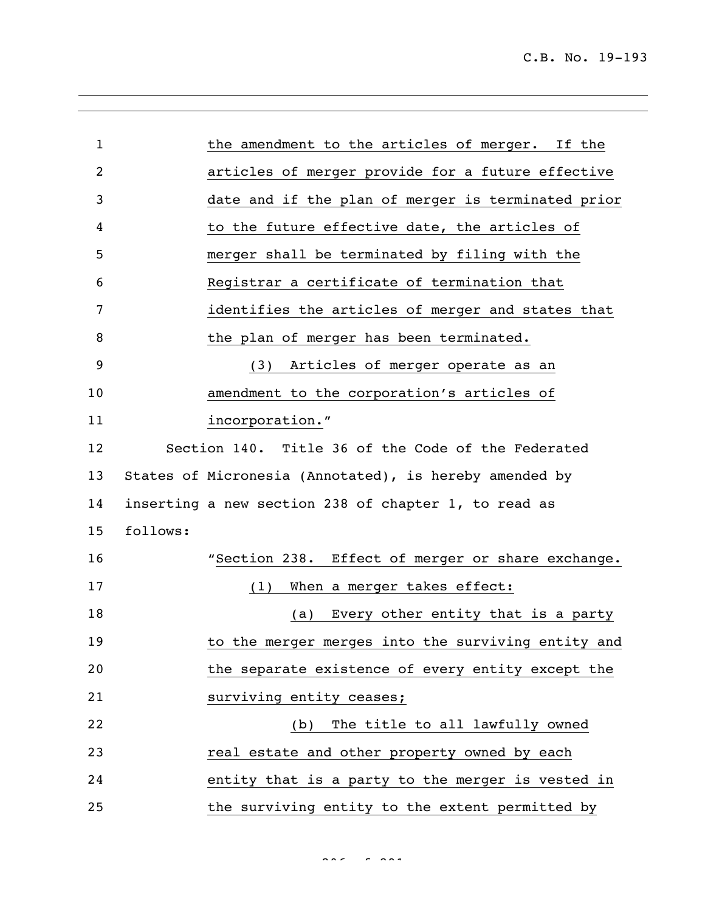the amendment to the articles of merger. If the articles of merger provide for a future effective date and if the plan of merger is terminated prior to the future effective date, the articles of merger shall be terminated by filing with the Registrar a certificate of termination that identifies the articles of merger and states that the plan of merger has been terminated.

(3) Articles of merger operate as an amendment to the corporation's articles of incorporation."

Section 140. Title 36 of the Code of the Federated States of Micronesia (Annotated), is hereby amended by inserting a new section 238 of chapter 1, to read as follows:

"Section 238. Effect of merger or share exchange.

(1) When a merger takes effect:

(a) Every other entity that is a party to the merger merges into the surviving entity and the separate existence of every entity except the surviving entity ceases;

(b) The title to all lawfully owned real estate and other property owned by each entity that is a party to the merger is vested in the surviving entity to the extent permitted by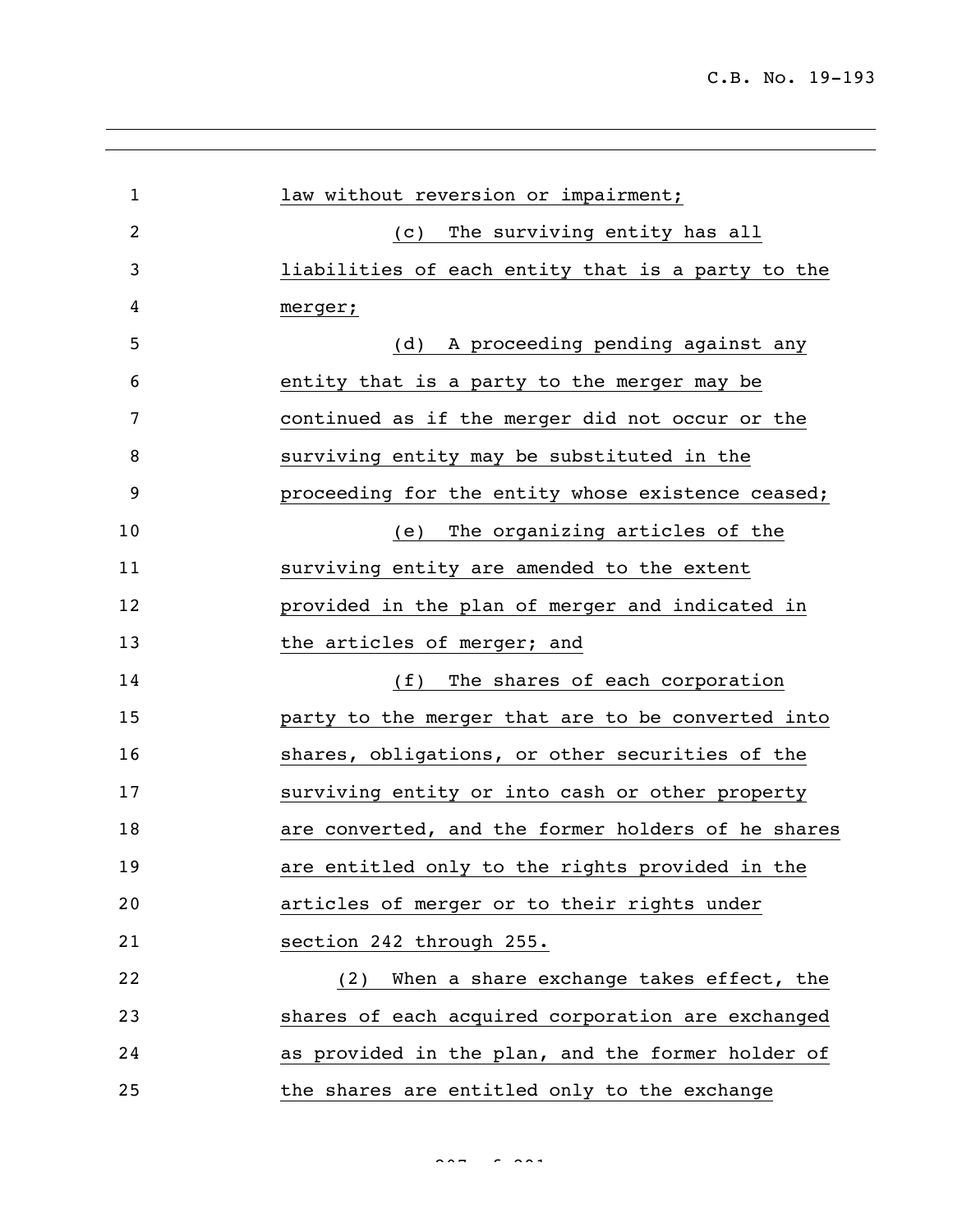law without reversion or impairment;

(c) The surviving entity has all liabilities of each entity that is a party to the merger;

(d) A proceeding pending against any entity that is a party to the merger may be continued as if the merger did not occur or the surviving entity may be substituted in the proceeding for the entity whose existence ceased;

(e) The organizing articles of the surviving entity are amended to the extent provided in the plan of merger and indicated in the articles of merger; and

(f) The shares of each corporation party to the merger that are to be converted into shares, obligations, or other securities of the surviving entity or into cash or other property are converted, and the former holders of he shares are entitled only to the rights provided in the articles of merger or to their rights under section 242 through 255.

(2) When a share exchange takes effect, the shares of each acquired corporation are exchanged as provided in the plan, and the former holder of the shares are entitled only to the exchange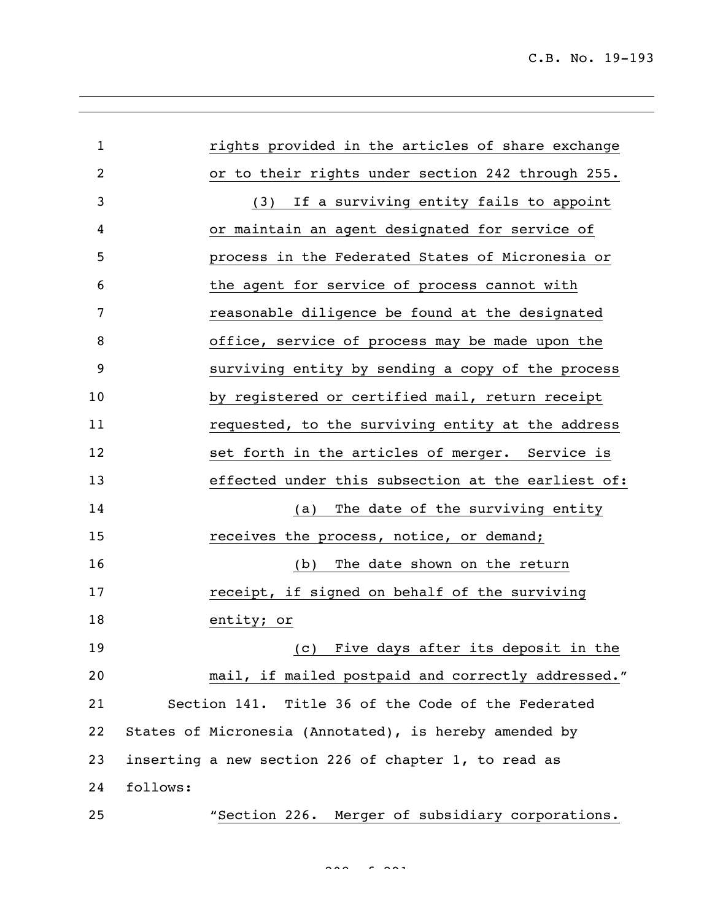rights provided in the articles of share exchange or to their rights under section 242 through 255.

(3) If a surviving entity fails to appoint or maintain an agent designated for service of process in the Federated States of Micronesia or the agent for service of process cannot with reasonable diligence be found at the designated office, service of process may be made upon the surviving entity by sending a copy of the process by registered or certified mail, return receipt requested, to the surviving entity at the address set forth in the articles of merger. Service is effected under this subsection at the earliest of:

(a) The date of the surviving entity receives the process, notice, or demand;

(b) The date shown on the return receipt, if signed on behalf of the surviving entity; or

(c) Five days after its deposit in the mail, if mailed postpaid and correctly addressed."

Section 141. Title 36 of the Code of the Federated States of Micronesia (Annotated), is hereby amended by inserting a new section 226 of chapter 1, to read as follows:

"Section 226. Merger of subsidiary corporations.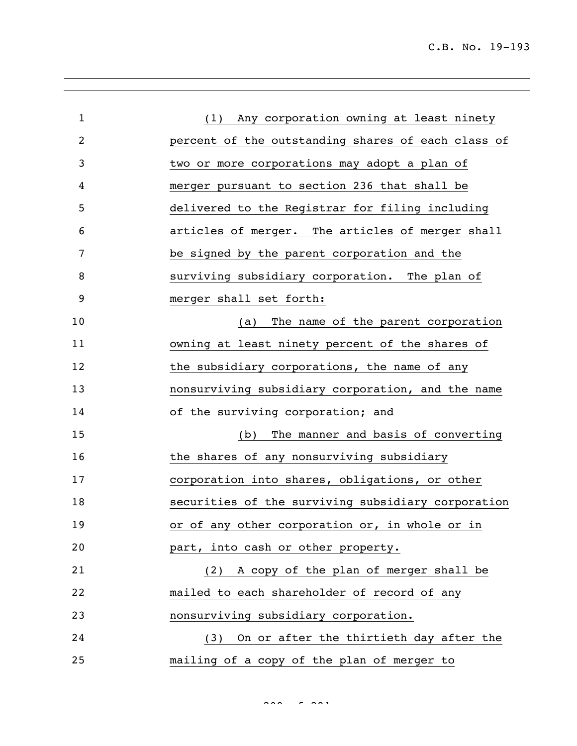(1) Any corporation owning at least ninety percent of the outstanding shares of each class of two or more corporations may adopt a plan of merger pursuant to section 236 that shall be delivered to the Registrar for filing including articles of merger. The articles of merger shall be signed by the parent corporation and the surviving subsidiary corporation. The plan of merger shall set forth:

(a) The name of the parent corporation owning at least ninety percent of the shares of the subsidiary corporations, the name of any nonsurviving subsidiary corporation, and the name of the surviving corporation; and

(b) The manner and basis of converting the shares of any nonsurviving subsidiary corporation into shares, obligations, or other securities of the surviving subsidiary corporation or of any other corporation or, in whole or in part, into cash or other property.

(2) A copy of the plan of merger shall be mailed to each shareholder of record of any nonsurviving subsidiary corporation.

(3) On or after the thirtieth day after the mailing of a copy of the plan of merger to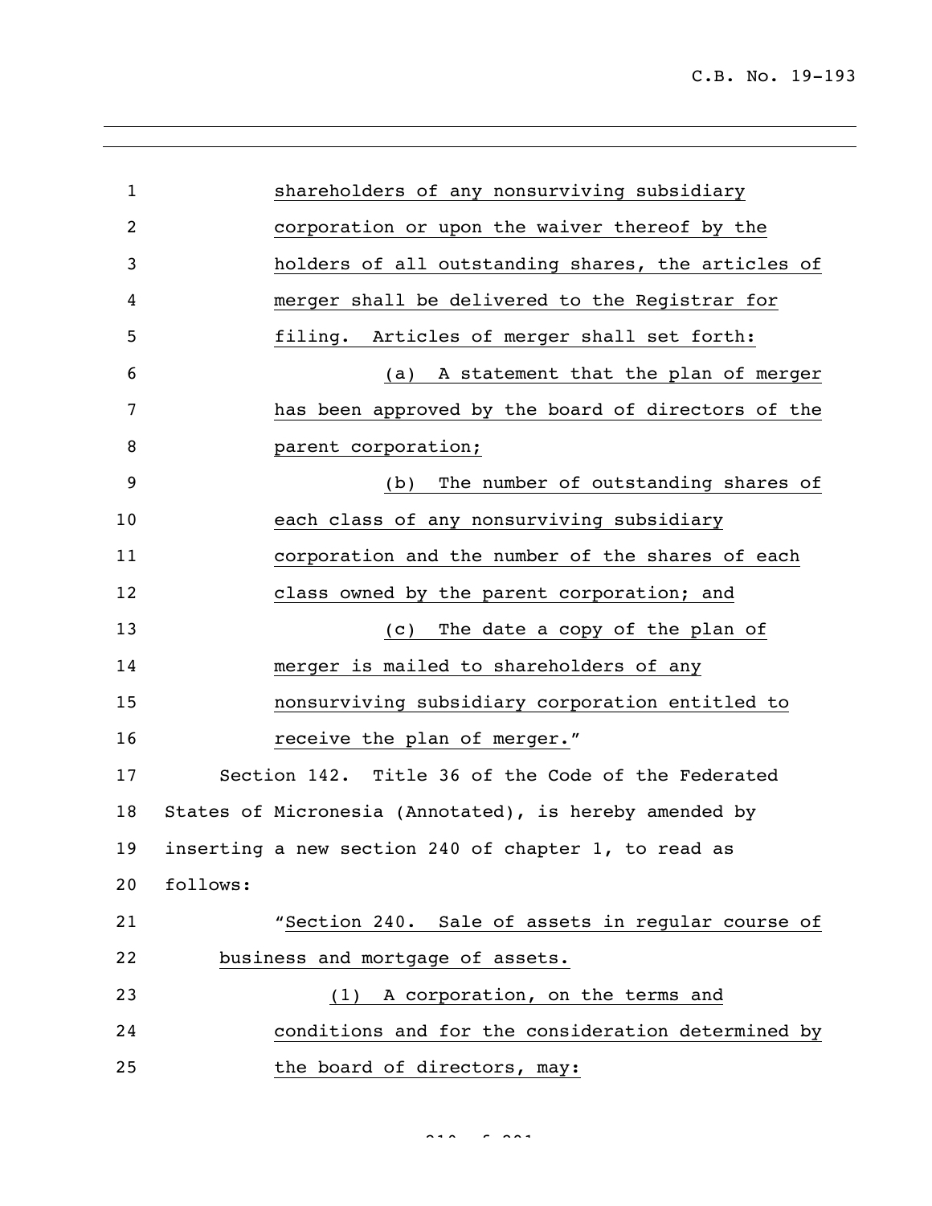shareholders of any nonsurviving subsidiary corporation or upon the waiver thereof by the holders of all outstanding shares, the articles of merger shall be delivered to the Registrar for filing. Articles of merger shall set forth:

(a) A statement that the plan of merger has been approved by the board of directors of the parent corporation;

(b) The number of outstanding shares of each class of any nonsurviving subsidiary corporation and the number of the shares of each class owned by the parent corporation; and

(c) The date a copy of the plan of merger is mailed to shareholders of any nonsurviving subsidiary corporation entitled to receive the plan of merger."

Section 142. Title 36 of the Code of the Federated States of Micronesia (Annotated), is hereby amended by inserting a new section 240 of chapter 1, to read as follows:

"Section 240. Sale of assets in regular course of business and mortgage of assets.

(1) A corporation, on the terms and conditions and for the consideration determined by the board of directors, may: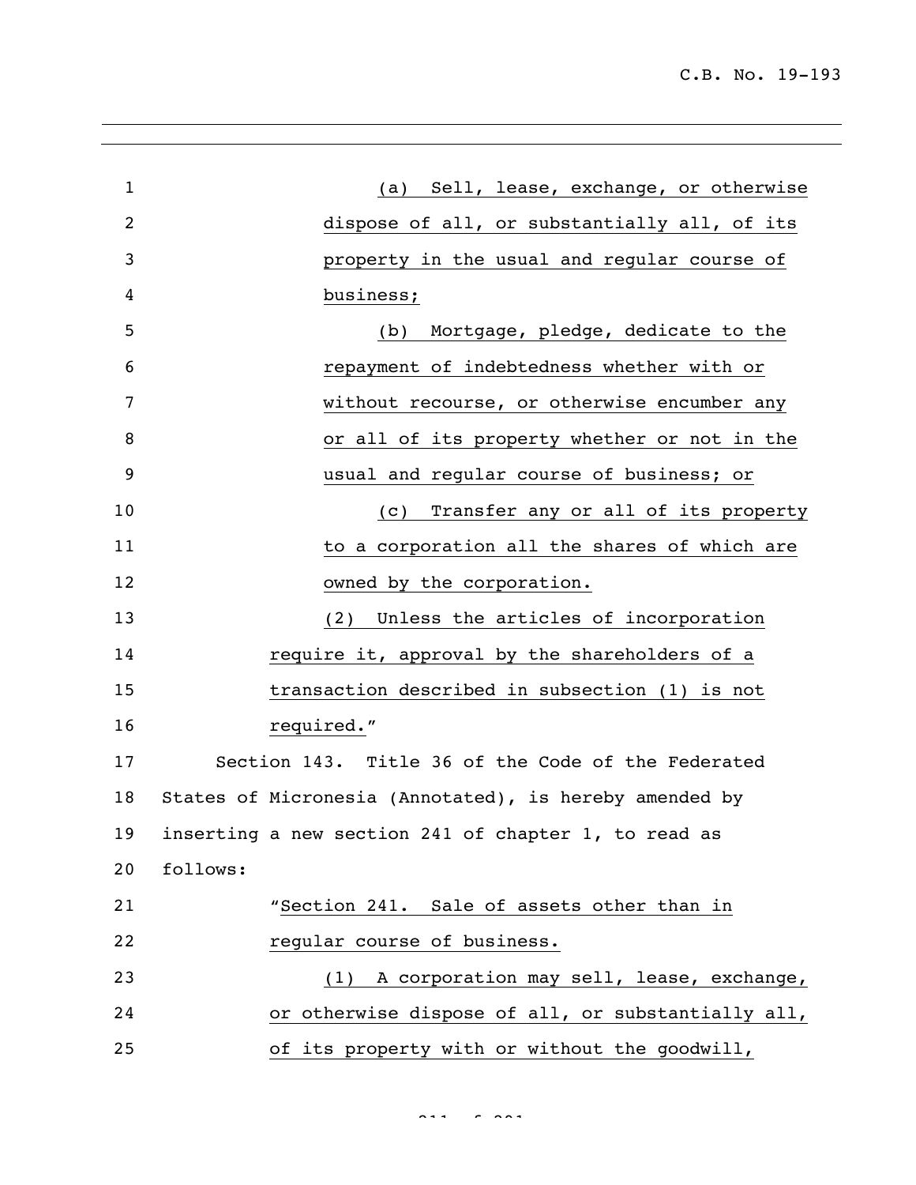(a) Sell, lease, exchange, or otherwise dispose of all, or substantially all, of its property in the usual and regular course of business;

(b) Mortgage, pledge, dedicate to the repayment of indebtedness whether with or without recourse, or otherwise encumber any or all of its property whether or not in the usual and regular course of business; or

(c) Transfer any or all of its property to a corporation all the shares of which are owned by the corporation.

(2) Unless the articles of incorporation require it, approval by the shareholders of a transaction described in subsection (1) is not required."

Section 143. Title 36 of the Code of the Federated States of Micronesia (Annotated), is hereby amended by inserting a new section 241 of chapter 1, to read as follows:

"Section 241. Sale of assets other than in regular course of business.

(1) A corporation may sell, lease, exchange, or otherwise dispose of all, or substantially all, of its property with or without the goodwill,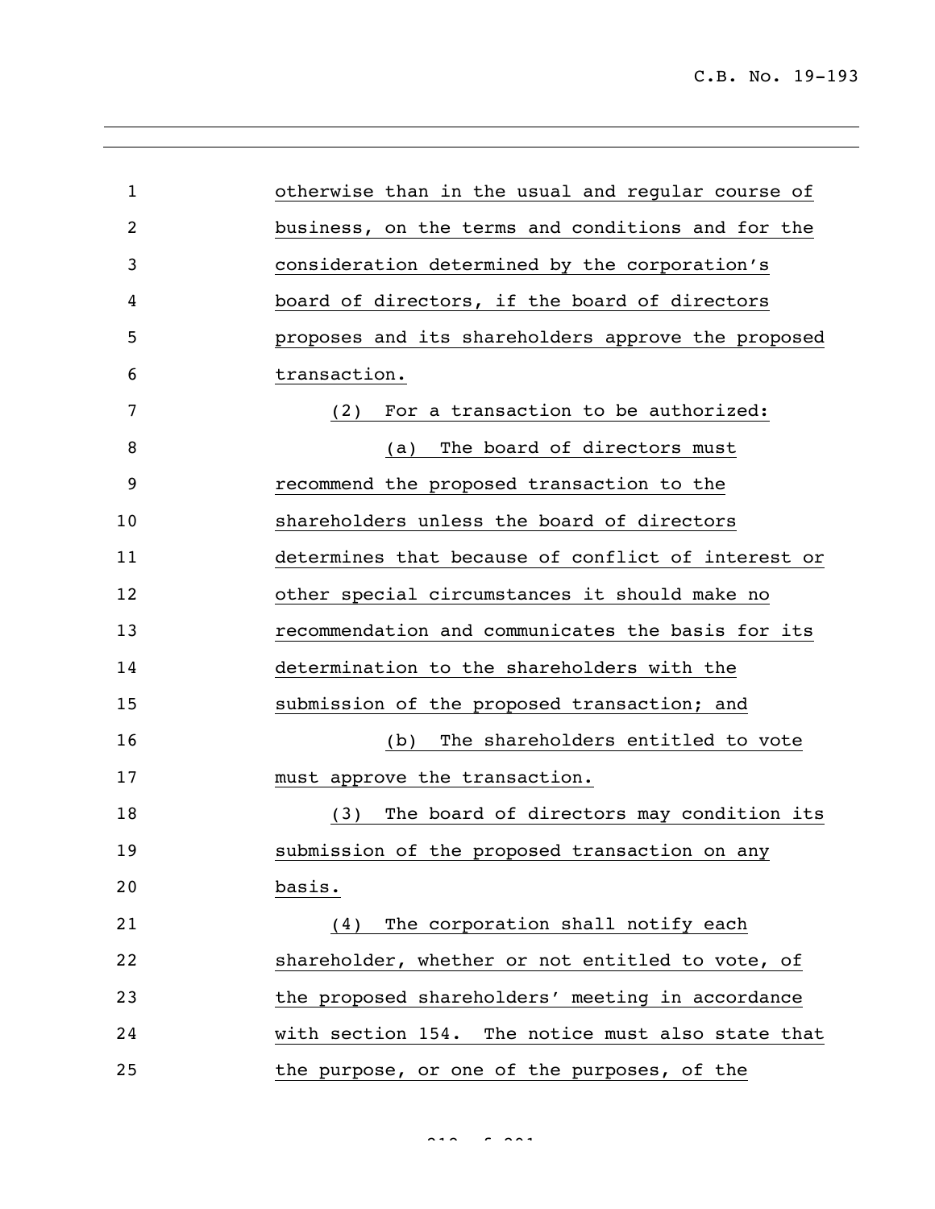otherwise than in the usual and regular course of business, on the terms and conditions and for the consideration determined by the corporation's board of directors, if the board of directors proposes and its shareholders approve the proposed transaction.

(2) For a transaction to be authorized:

(a) The board of directors must recommend the proposed transaction to the shareholders unless the board of directors determines that because of conflict of interest or other special circumstances it should make no recommendation and communicates the basis for its determination to the shareholders with the submission of the proposed transaction; and

(b) The shareholders entitled to vote must approve the transaction.

(3) The board of directors may condition its submission of the proposed transaction on any basis.

(4) The corporation shall notify each shareholder, whether or not entitled to vote, of the proposed shareholders' meeting in accordance with section 154. The notice must also state that the purpose, or one of the purposes, of the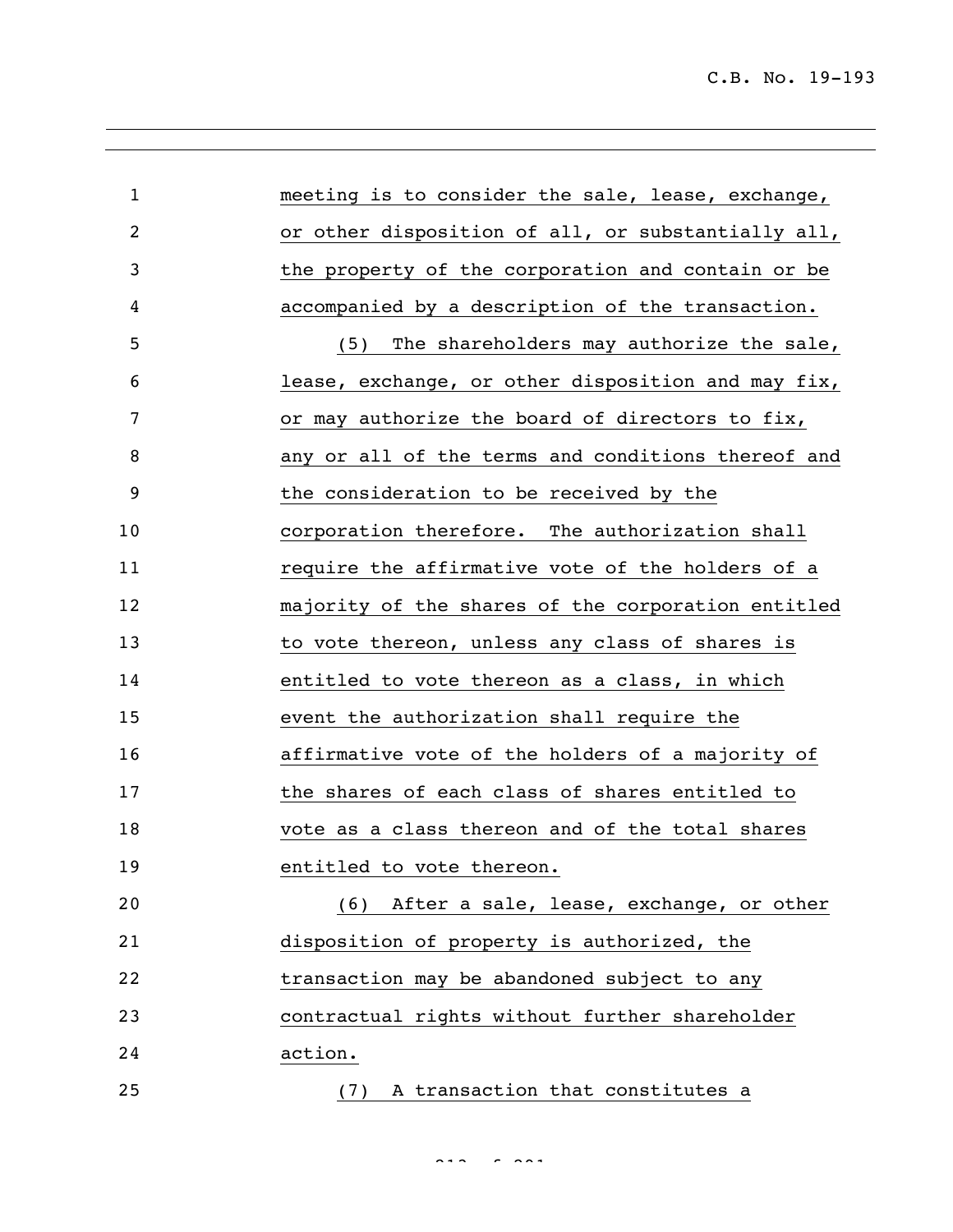meeting is to consider the sale, lease, exchange, or other disposition of all, or substantially all, the property of the corporation and contain or be accompanied by a description of the transaction.

(5) The shareholders may authorize the sale, lease, exchange, or other disposition and may fix, or may authorize the board of directors to fix, any or all of the terms and conditions thereof and the consideration to be received by the corporation therefore. The authorization shall require the affirmative vote of the holders of a majority of the shares of the corporation entitled to vote thereon, unless any class of shares is entitled to vote thereon as a class, in which event the authorization shall require the affirmative vote of the holders of a majority of the shares of each class of shares entitled to vote as a class thereon and of the total shares entitled to vote thereon.

(6) After a sale, lease, exchange, or other disposition of property is authorized, the transaction may be abandoned subject to any contractual rights without further shareholder action.

(7) A transaction that constitutes a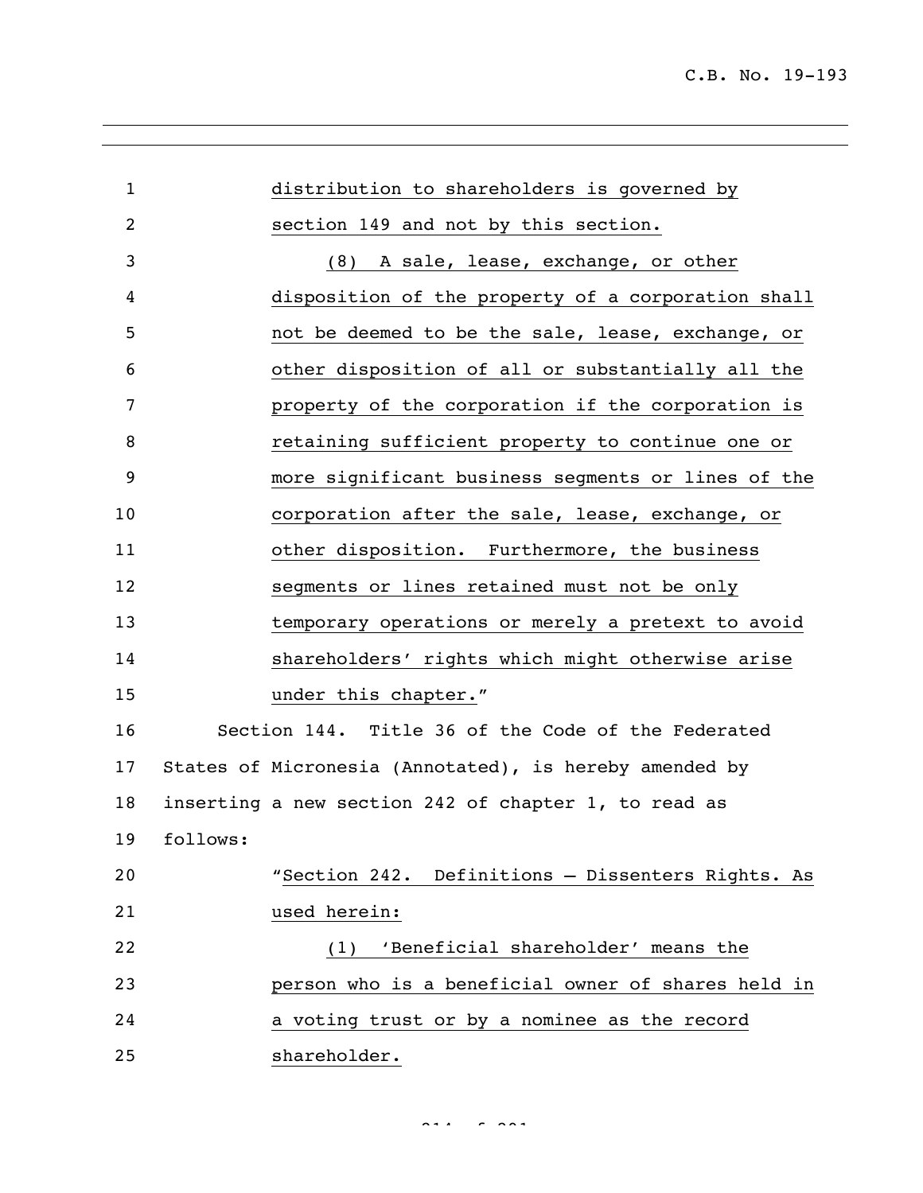distribution to shareholders is governed by section 149 and not by this section.

(8) A sale, lease, exchange, or other disposition of the property of a corporation shall not be deemed to be the sale, lease, exchange, or other disposition of all or substantially all the property of the corporation if the corporation is retaining sufficient property to continue one or more significant business segments or lines of the corporation after the sale, lease, exchange, or other disposition. Furthermore, the business segments or lines retained must not be only temporary operations or merely a pretext to avoid shareholders' rights which might otherwise arise under this chapter."

Section 144. Title 36 of the Code of the Federated States of Micronesia (Annotated), is hereby amended by inserting a new section 242 of chapter 1, to read as follows:

"Section 242. Definitions – Dissenters Rights. As used herein:

(1) 'Beneficial shareholder' means the person who is a beneficial owner of shares held in a voting trust or by a nominee as the record shareholder.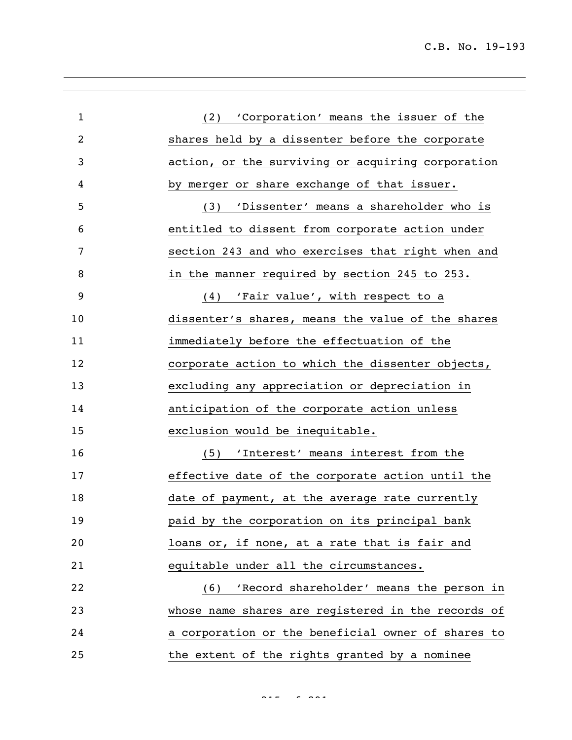(2) 'Corporation' means the issuer of the shares held by a dissenter before the corporate action, or the surviving or acquiring corporation by merger or share exchange of that issuer.

(3) 'Dissenter' means a shareholder who is entitled to dissent from corporate action under section 243 and who exercises that right when and in the manner required by section 245 to 253.

(4) 'Fair value', with respect to a dissenter's shares, means the value of the shares immediately before the effectuation of the corporate action to which the dissenter objects, excluding any appreciation or depreciation in anticipation of the corporate action unless exclusion would be inequitable.

(5) 'Interest' means interest from the effective date of the corporate action until the date of payment, at the average rate currently paid by the corporation on its principal bank loans or, if none, at a rate that is fair and equitable under all the circumstances.

(6) 'Record shareholder' means the person in whose name shares are registered in the records of a corporation or the beneficial owner of shares to the extent of the rights granted by a nominee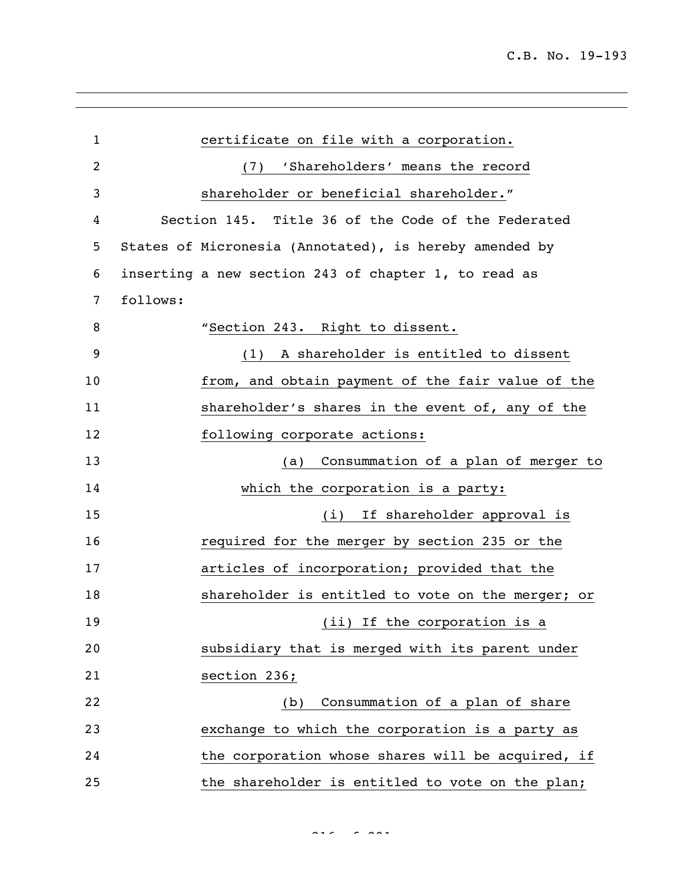certificate on file with a corporation.

(7) 'Shareholders' means the record shareholder or beneficial shareholder."

Section 145. Title 36 of the Code of the Federated States of Micronesia (Annotated), is hereby amended by inserting a new section 243 of chapter 1, to read as follows:

"Section 243. Right to dissent.

(1) A shareholder is entitled to dissent from, and obtain payment of the fair value of the shareholder's shares in the event of, any of the following corporate actions:

(a) Consummation of a plan of merger to which the corporation is a party:

(i) If shareholder approval is required for the merger by section 235 or the articles of incorporation; provided that the shareholder is entitled to vote on the merger; or

(ii) If the corporation is a subsidiary that is merged with its parent under section 236;

(b) Consummation of a plan of share exchange to which the corporation is a party as the corporation whose shares will be acquired, if the shareholder is entitled to vote on the plan;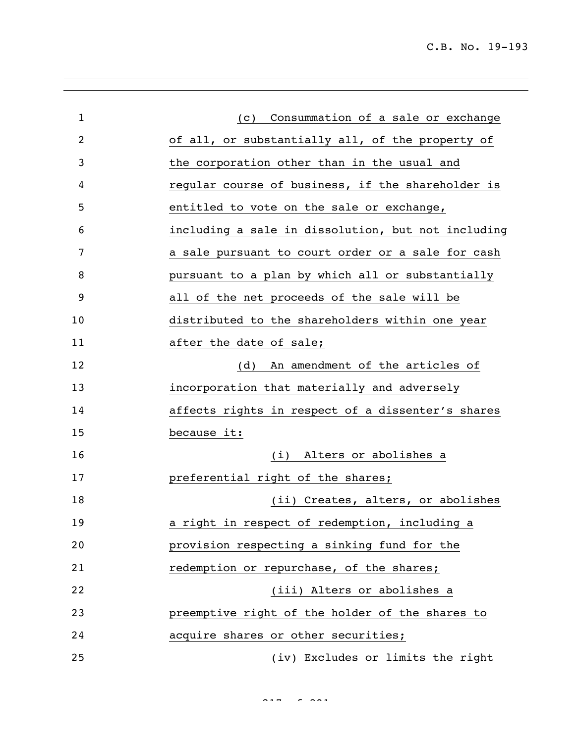(c) Consummation of a sale or exchange of all, or substantially all, of the property of the corporation other than in the usual and regular course of business, if the shareholder is entitled to vote on the sale or exchange, including a sale in dissolution, but not including a sale pursuant to court order or a sale for cash pursuant to a plan by which all or substantially all of the net proceeds of the sale will be distributed to the shareholders within one year after the date of sale;

(d) An amendment of the articles of incorporation that materially and adversely affects rights in respect of a dissenter's shares because it:

(i) Alters or abolishes a preferential right of the shares;

(ii) Creates, alters, or abolishes a right in respect of redemption, including a provision respecting a sinking fund for the redemption or repurchase, of the shares;

(iii) Alters or abolishes a preemptive right of the holder of the shares to acquire shares or other securities;

(iv) Excludes or limits the right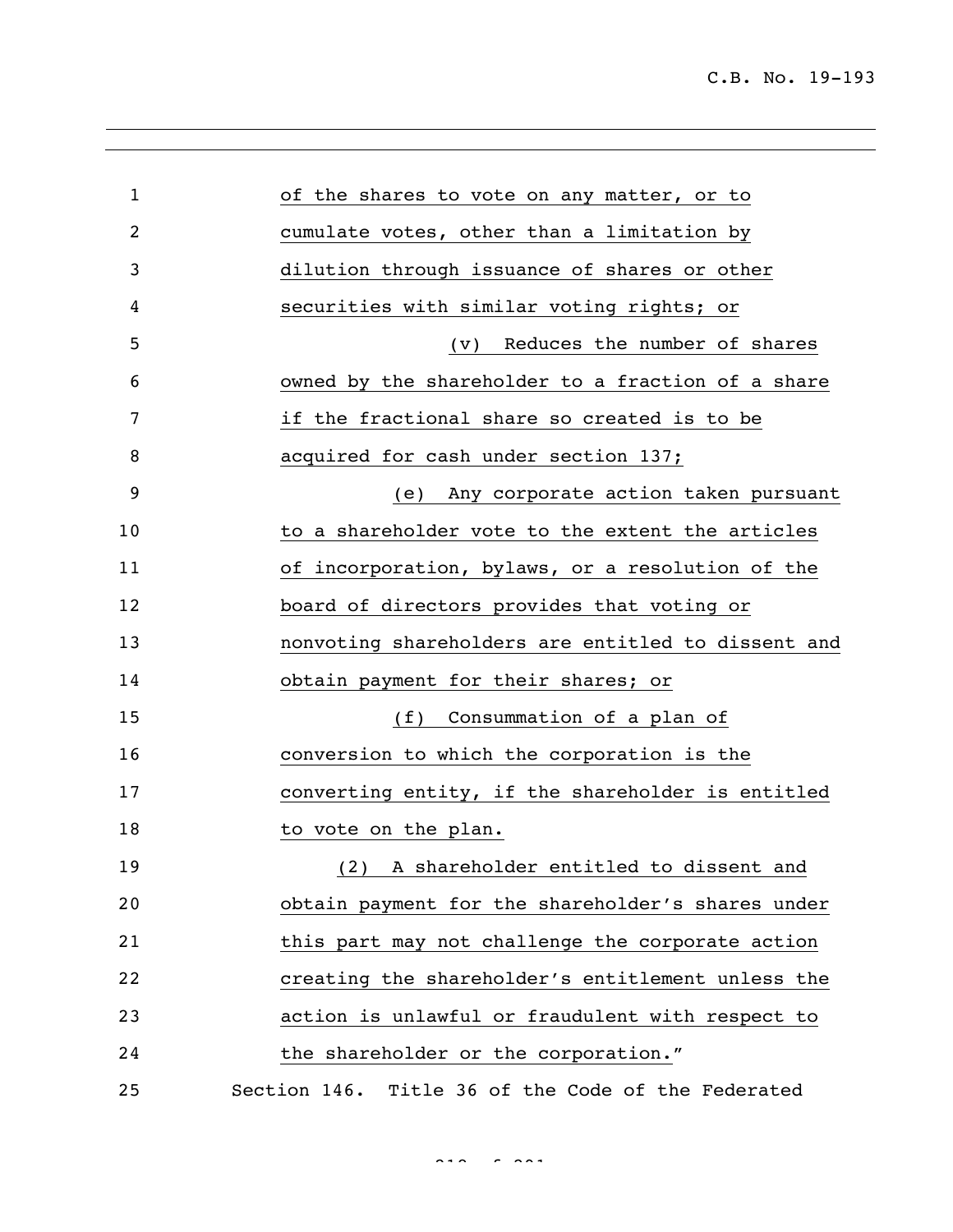of the shares to vote on any matter, or to cumulate votes, other than a limitation by dilution through issuance of shares or other securities with similar voting rights; or

(v) Reduces the number of shares owned by the shareholder to a fraction of a share if the fractional share so created is to be acquired for cash under section 137;

(e) Any corporate action taken pursuant to a shareholder vote to the extent the articles of incorporation, bylaws, or a resolution of the board of directors provides that voting or nonvoting shareholders are entitled to dissent and obtain payment for their shares; or

(f) Consummation of a plan of conversion to which the corporation is the converting entity, if the shareholder is entitled to vote on the plan.

(2) A shareholder entitled to dissent and obtain payment for the shareholder's shares under this part may not challenge the corporate action creating the shareholder's entitlement unless the action is unlawful or fraudulent with respect to the shareholder or the corporation."

Section 146. Title 36 of the Code of the Federated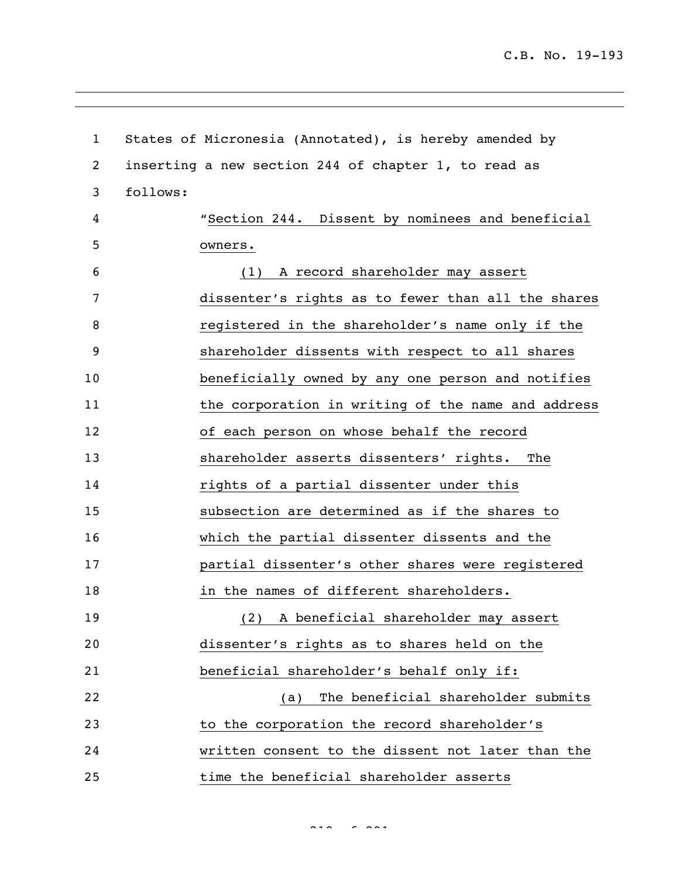States of Micronesia (Annotated), is hereby amended by inserting a new section 244 of chapter 1, to read as follows:

"Section 244. Dissent by nominees and beneficial owners.

(1) A record shareholder may assert dissenter's rights as to fewer than all the shares registered in the shareholder's name only if the shareholder dissents with respect to all shares beneficially owned by any one person and notifies the corporation in writing of the name and address of each person on whose behalf the record shareholder asserts dissenters' rights. The rights of a partial dissenter under this subsection are determined as if the shares to which the partial dissenter dissents and the partial dissenter's other shares were registered in the names of different shareholders.

(2) A beneficial shareholder may assert dissenter's rights as to shares held on the beneficial shareholder's behalf only if:

(a) The beneficial shareholder submits to the corporation the record shareholder's written consent to the dissent not later than the time the beneficial shareholder asserts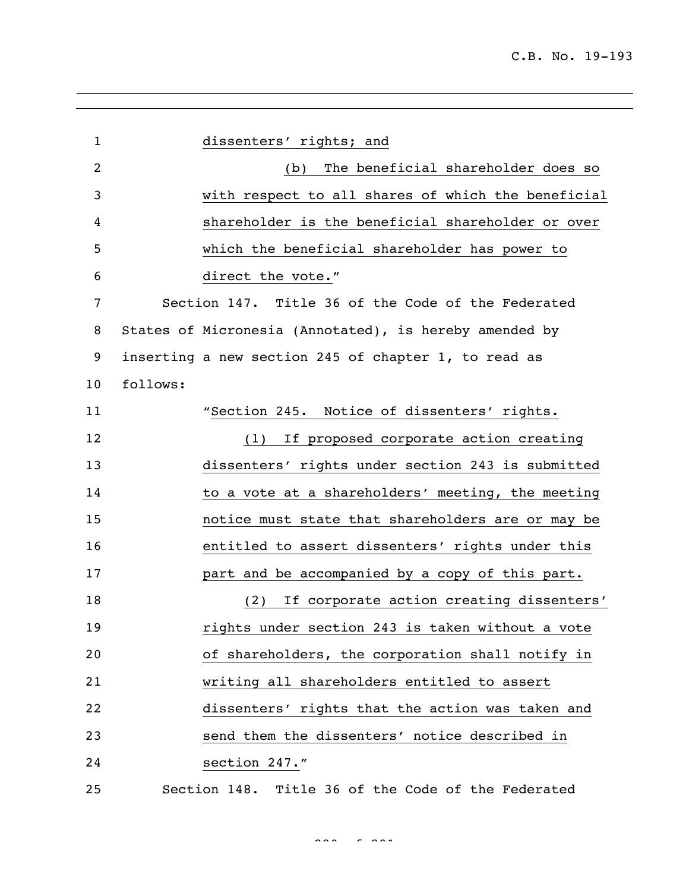dissenters' rights; and

(b) The beneficial shareholder does so with respect to all shares of which the beneficial shareholder is the beneficial shareholder or over which the beneficial shareholder has power to direct the vote."

Section 147. Title 36 of the Code of the Federated States of Micronesia (Annotated), is hereby amended by inserting a new section 245 of chapter 1, to read as follows:

"Section 245. Notice of dissenters' rights.

(1) If proposed corporate action creating dissenters' rights under section 243 is submitted to a vote at a shareholders' meeting, the meeting notice must state that shareholders are or may be entitled to assert dissenters' rights under this part and be accompanied by a copy of this part.

(2) If corporate action creating dissenters' rights under section 243 is taken without a vote of shareholders, the corporation shall notify in writing all shareholders entitled to assert dissenters' rights that the action was taken and send them the dissenters' notice described in section 247."

Section 148. Title 36 of the Code of the Federated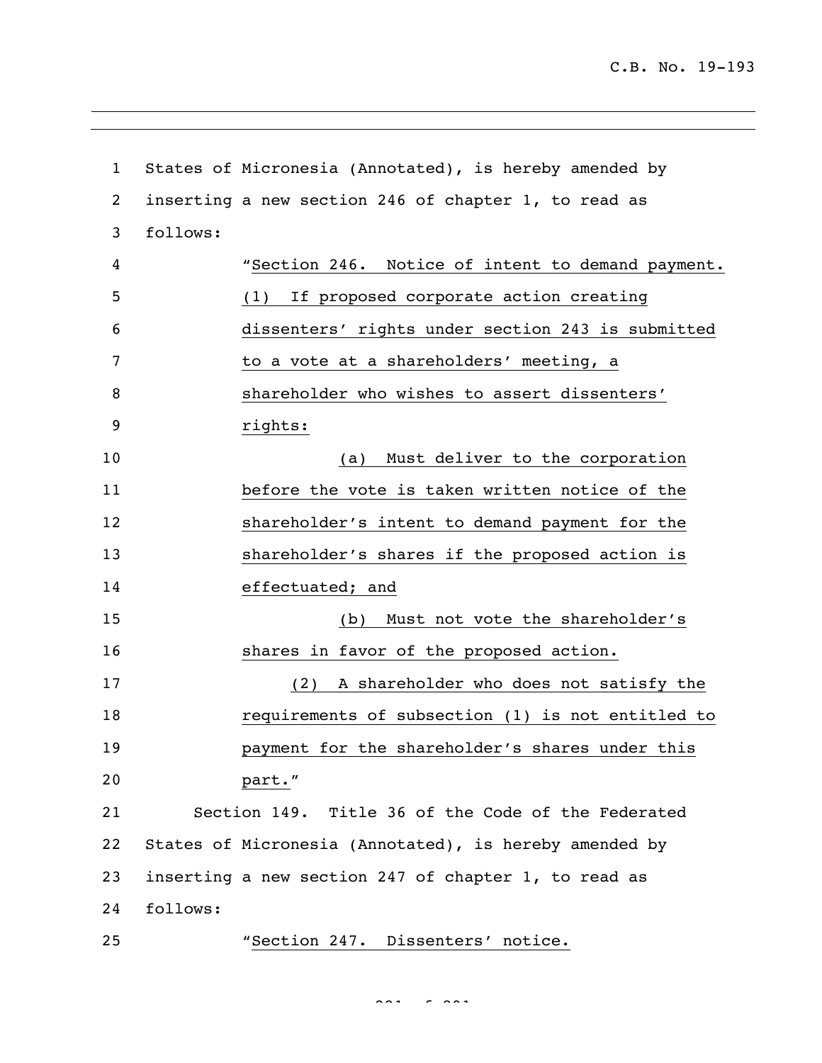States of Micronesia (Annotated), is hereby amended by inserting a new section 246 of chapter 1, to read as follows:

"Section 246. Notice of intent to demand payment.

(1) If proposed corporate action creating dissenters' rights under section 243 is submitted to a vote at a shareholders' meeting, a shareholder who wishes to assert dissenters' rights:

(a) Must deliver to the corporation before the vote is taken written notice of the shareholder's intent to demand payment for the shareholder's shares if the proposed action is effectuated; and

(b) Must not vote the shareholder's shares in favor of the proposed action.

(2) A shareholder who does not satisfy the requirements of subsection (1) is not entitled to payment for the shareholder's shares under this part."

Section 149. Title 36 of the Code of the Federated States of Micronesia (Annotated), is hereby amended by inserting a new section 247 of chapter 1, to read as follows:

"Section 247. Dissenters' notice.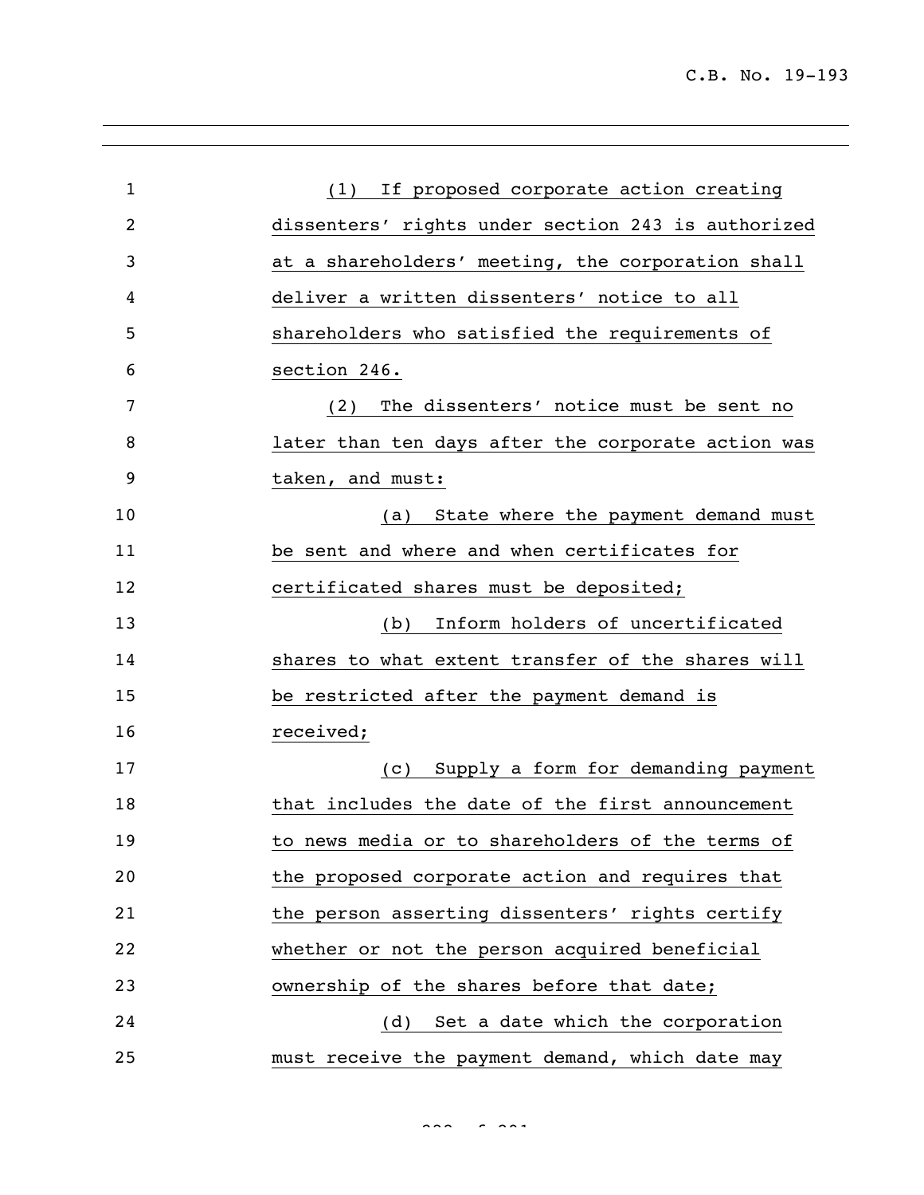(1) If proposed corporate action creating dissenters' rights under section 243 is authorized at a shareholders' meeting, the corporation shall deliver a written dissenters' notice to all shareholders who satisfied the requirements of section 246.

(2) The dissenters' notice must be sent no later than ten days after the corporate action was taken, and must:

(a) State where the payment demand must be sent and where and when certificates for certificated shares must be deposited;

(b) Inform holders of uncertificated shares to what extent transfer of the shares will be restricted after the payment demand is received;

(c) Supply a form for demanding payment that includes the date of the first announcement to news media or to shareholders of the terms of the proposed corporate action and requires that the person asserting dissenters' rights certify whether or not the person acquired beneficial ownership of the shares before that date;

(d) Set a date which the corporation must receive the payment demand, which date may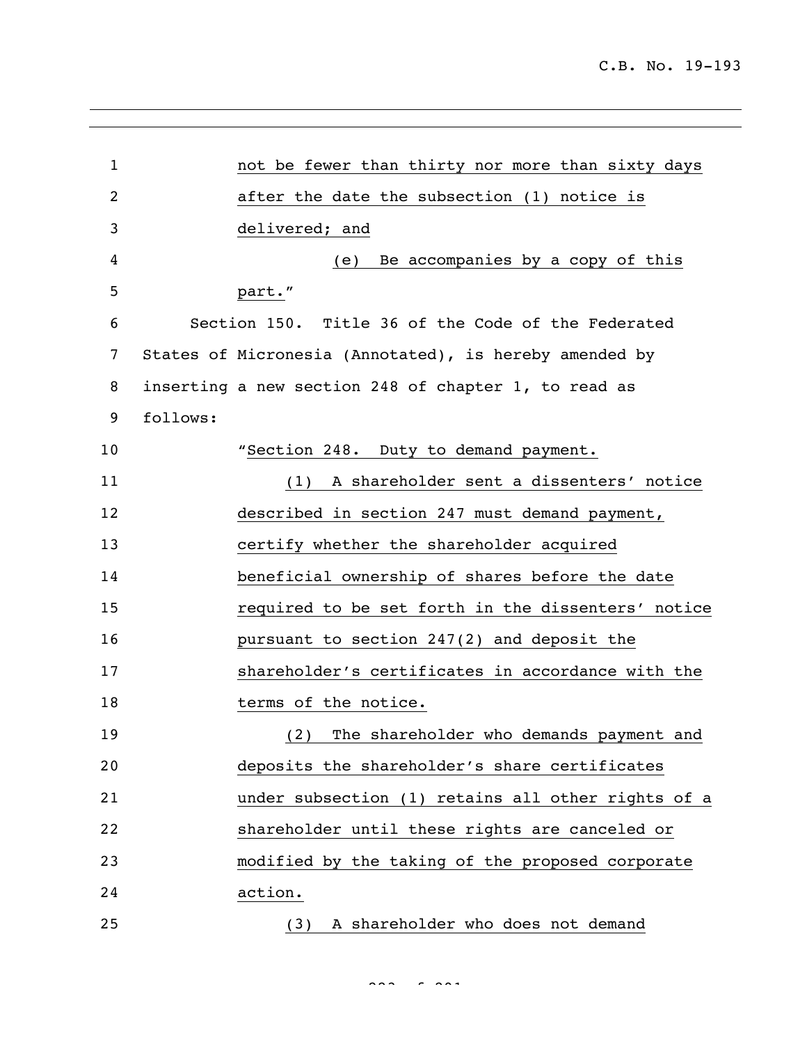not be fewer than thirty nor more than sixty days after the date the subsection (1) notice is delivered; and

(e) Be accompanies by a copy of this part."

Section 150. Title 36 of the Code of the Federated States of Micronesia (Annotated), is hereby amended by inserting a new section 248 of chapter 1, to read as follows:

"Section 248. Duty to demand payment.

(1) A shareholder sent a dissenters' notice described in section 247 must demand payment, certify whether the shareholder acquired beneficial ownership of shares before the date required to be set forth in the dissenters' notice pursuant to section 247(2) and deposit the shareholder's certificates in accordance with the terms of the notice.

(2) The shareholder who demands payment and deposits the shareholder's share certificates under subsection (1) retains all other rights of a shareholder until these rights are canceled or modified by the taking of the proposed corporate action.

(3) A shareholder who does not demand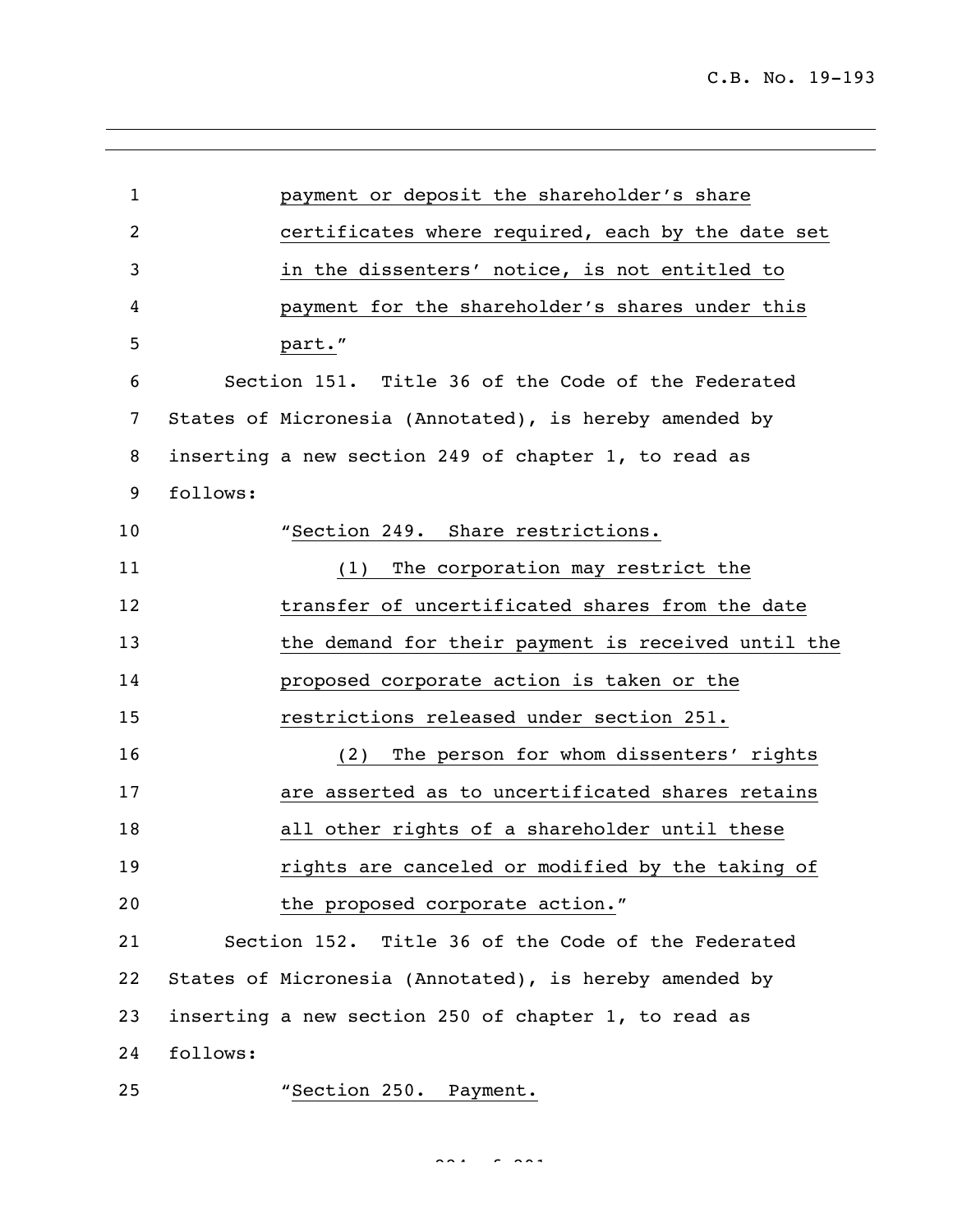payment or deposit the shareholder's share certificates where required, each by the date set in the dissenters' notice, is not entitled to payment for the shareholder's shares under this part."

Section 151. Title 36 of the Code of the Federated States of Micronesia (Annotated), is hereby amended by inserting a new section 249 of chapter 1, to read as follows:

"Section 249. Share restrictions.

(1) The corporation may restrict the transfer of uncertificated shares from the date the demand for their payment is received until the proposed corporate action is taken or the restrictions released under section 251.

(2) The person for whom dissenters' rights are asserted as to uncertificated shares retains all other rights of a shareholder until these rights are canceled or modified by the taking of the proposed corporate action."

Section 152. Title 36 of the Code of the Federated States of Micronesia (Annotated), is hereby amended by inserting a new section 250 of chapter 1, to read as follows:

"Section 250. Payment.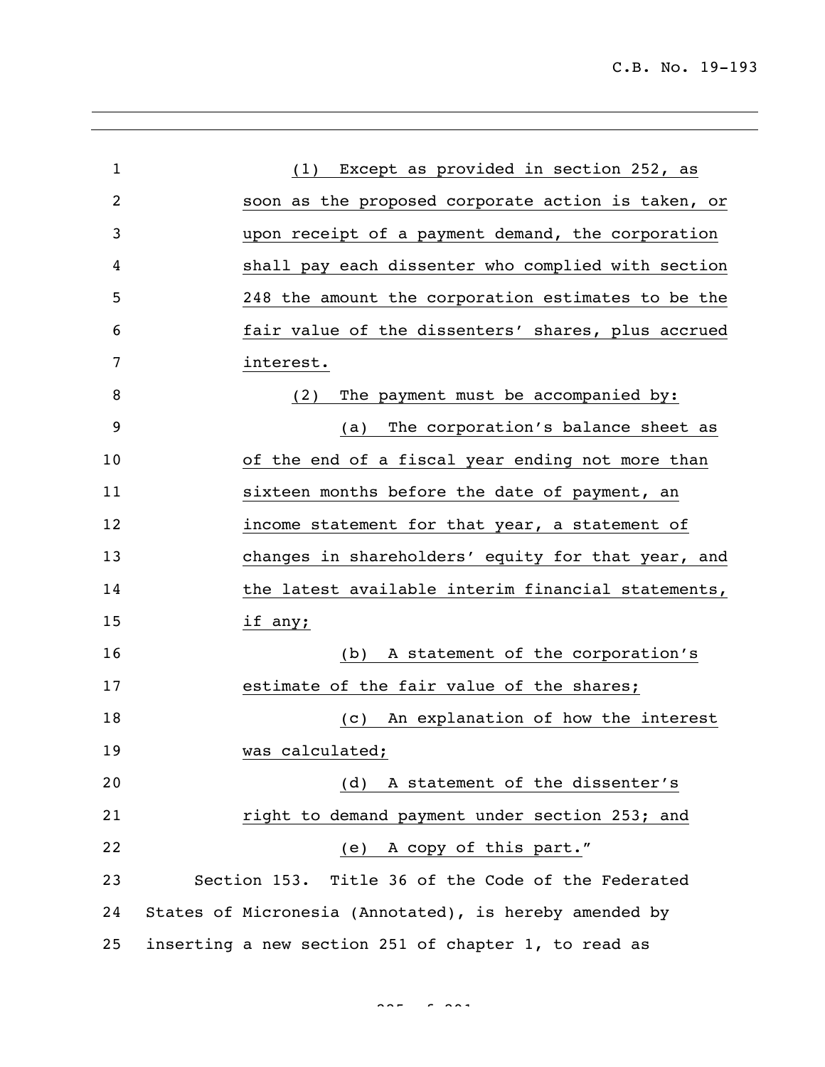(1) Except as provided in section 252, as soon as the proposed corporate action is taken, or upon receipt of a payment demand, the corporation shall pay each dissenter who complied with section 248 the amount the corporation estimates to be the fair value of the dissenters' shares, plus accrued interest.

(2) The payment must be accompanied by:

(a) The corporation's balance sheet as of the end of a fiscal year ending not more than sixteen months before the date of payment, an income statement for that year, a statement of changes in shareholders' equity for that year, and the latest available interim financial statements, if any;

(b) A statement of the corporation's estimate of the fair value of the shares;

(c) An explanation of how the interest was calculated;

(d) A statement of the dissenter's right to demand payment under section 253; and

(e) A copy of this part."

Section 153. Title 36 of the Code of the Federated States of Micronesia (Annotated), is hereby amended by inserting a new section 251 of chapter 1, to read as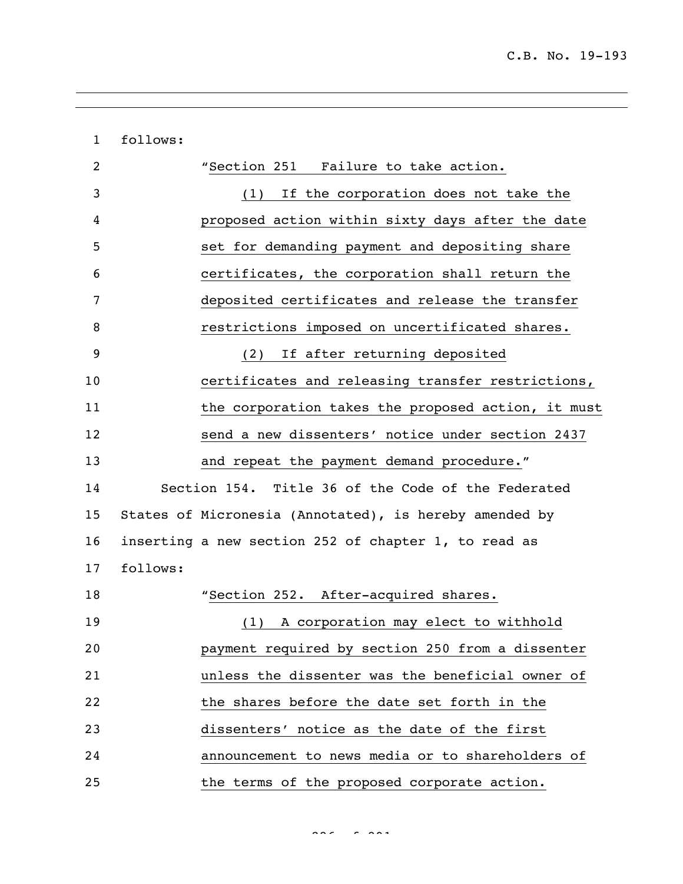follows:

"Section 251 Failure to take action.

(1) If the corporation does not take the proposed action within sixty days after the date set for demanding payment and depositing share certificates, the corporation shall return the deposited certificates and release the transfer restrictions imposed on uncertificated shares.

(2) If after returning deposited certificates and releasing transfer restrictions, the corporation takes the proposed action, it must send a new dissenters' notice under section 2437 and repeat the payment demand procedure."

Section 154. Title 36 of the Code of the Federated States of Micronesia (Annotated), is hereby amended by inserting a new section 252 of chapter 1, to read as follows:

"Section 252. After-acquired shares.

(1) A corporation may elect to withhold payment required by section 250 from a dissenter unless the dissenter was the beneficial owner of the shares before the date set forth in the dissenters' notice as the date of the first announcement to news media or to shareholders of the terms of the proposed corporate action.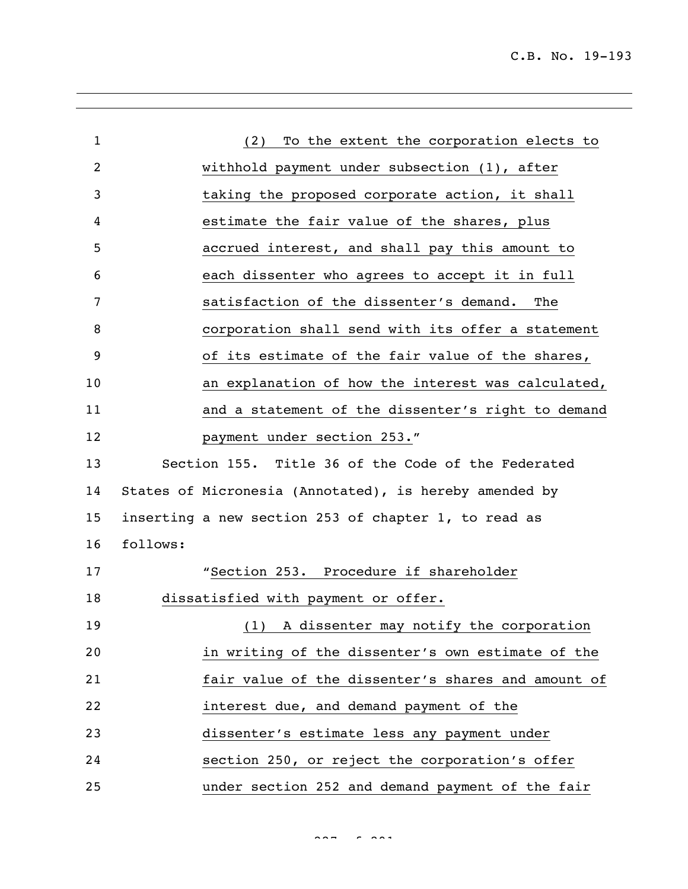(2) To the extent the corporation elects to withhold payment under subsection (1), after taking the proposed corporate action, it shall estimate the fair value of the shares, plus accrued interest, and shall pay this amount to each dissenter who agrees to accept it in full satisfaction of the dissenter's demand. The corporation shall send with its offer a statement of its estimate of the fair value of the shares, an explanation of how the interest was calculated, and a statement of the dissenter's right to demand payment under section 253."

Section 155. Title 36 of the Code of the Federated States of Micronesia (Annotated), is hereby amended by inserting a new section 253 of chapter 1, to read as follows:

"Section 253. Procedure if shareholder dissatisfied with payment or offer.

(1) A dissenter may notify the corporation in writing of the dissenter's own estimate of the fair value of the dissenter's shares and amount of interest due, and demand payment of the dissenter's estimate less any payment under section 250, or reject the corporation's offer under section 252 and demand payment of the fair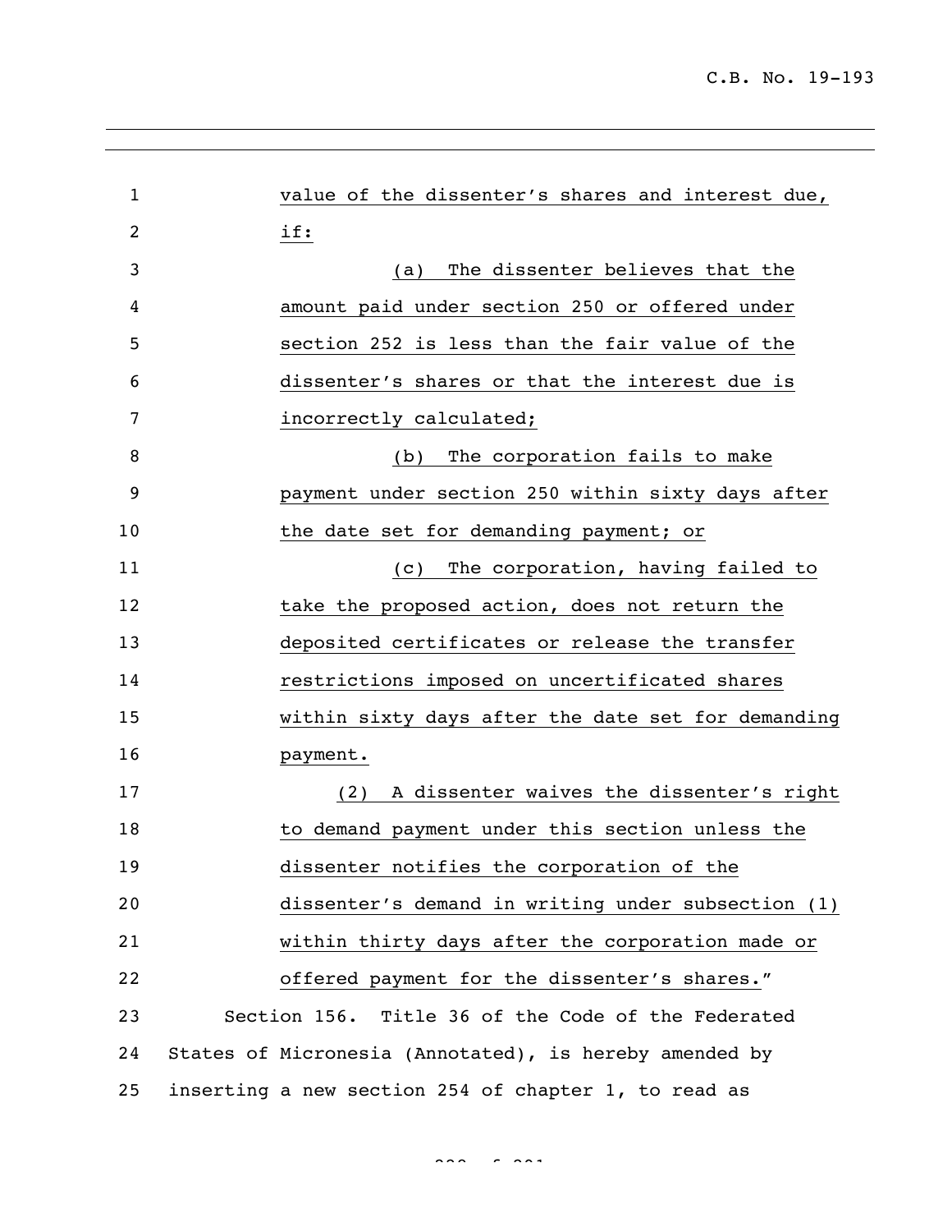value of the dissenter's shares and interest due, if:

(a) The dissenter believes that the amount paid under section 250 or offered under section 252 is less than the fair value of the dissenter's shares or that the interest due is incorrectly calculated;

(b) The corporation fails to make payment under section 250 within sixty days after the date set for demanding payment; or

(c) The corporation, having failed to take the proposed action, does not return the deposited certificates or release the transfer restrictions imposed on uncertificated shares within sixty days after the date set for demanding payment.

(2) A dissenter waives the dissenter's right to demand payment under this section unless the dissenter notifies the corporation of the dissenter's demand in writing under subsection (1) within thirty days after the corporation made or offered payment for the dissenter's shares."

Section 156. Title 36 of the Code of the Federated States of Micronesia (Annotated), is hereby amended by inserting a new section 254 of chapter 1, to read as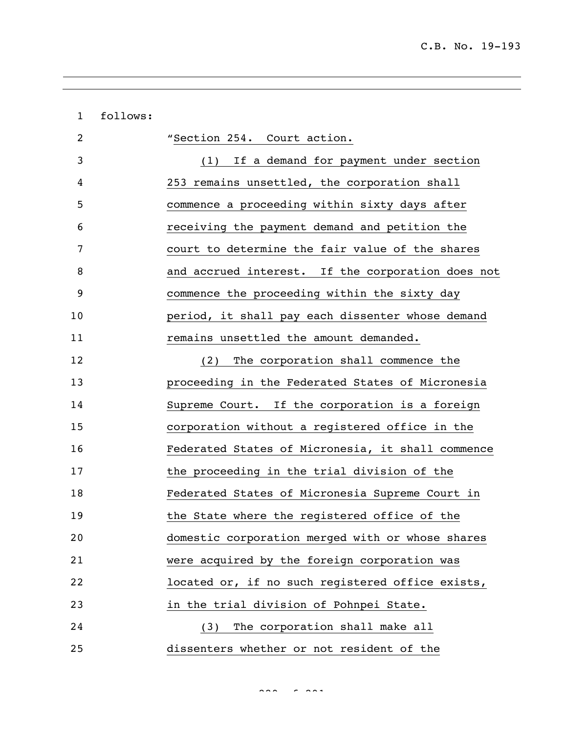follows:

"Section 254. Court action.

(1) If a demand for payment under section 253 remains unsettled, the corporation shall commence a proceeding within sixty days after receiving the payment demand and petition the court to determine the fair value of the shares and accrued interest. If the corporation does not commence the proceeding within the sixty day period, it shall pay each dissenter whose demand remains unsettled the amount demanded.

(2) The corporation shall commence the proceeding in the Federated States of Micronesia Supreme Court. If the corporation is a foreign corporation without a registered office in the Federated States of Micronesia, it shall commence the proceeding in the trial division of the Federated States of Micronesia Supreme Court in the State where the registered office of the domestic corporation merged with or whose shares were acquired by the foreign corporation was located or, if no such registered office exists, in the trial division of Pohnpei State.

(3) The corporation shall make all dissenters whether or not resident of the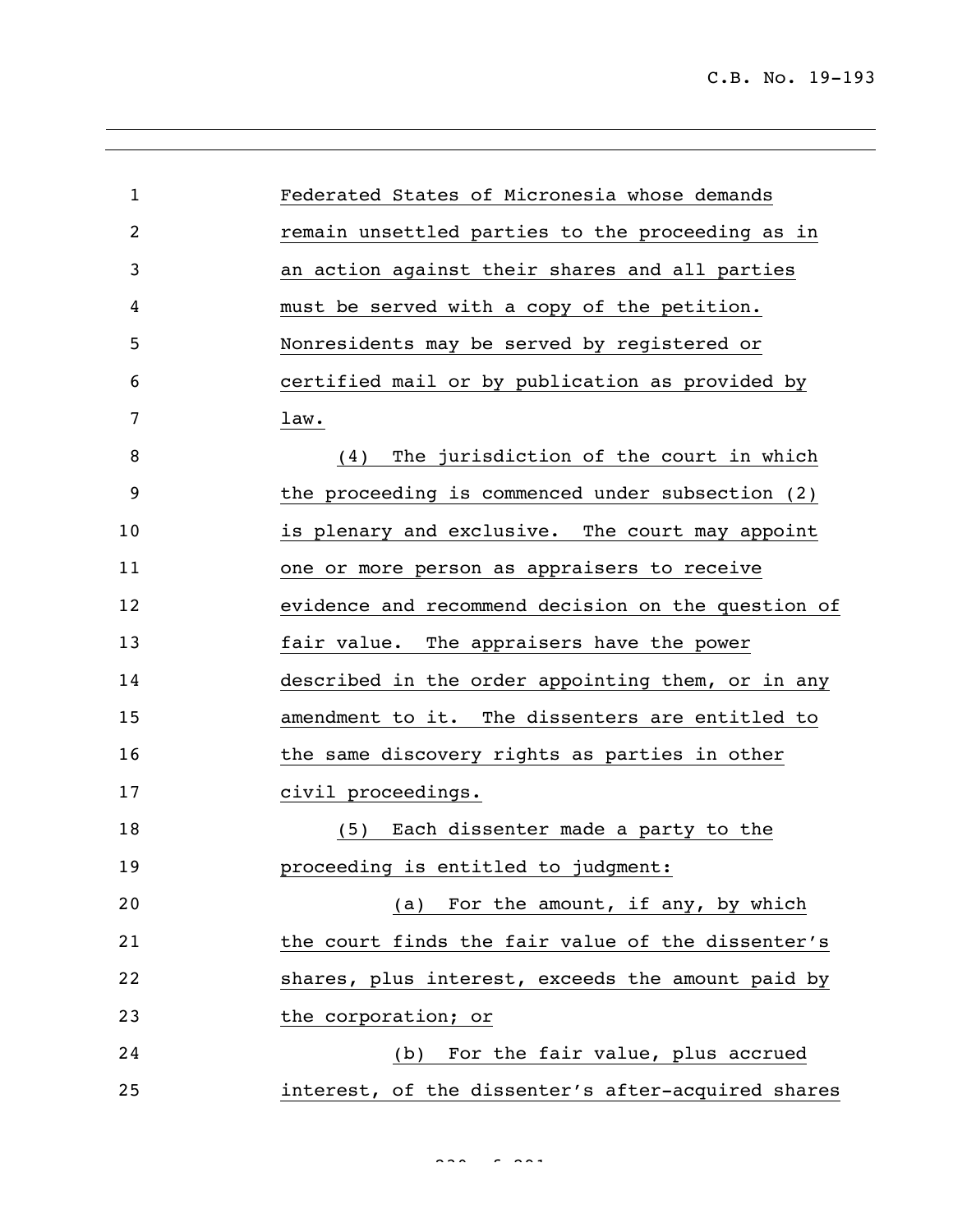Federated States of Micronesia whose demands remain unsettled parties to the proceeding as in an action against their shares and all parties must be served with a copy of the petition. Nonresidents may be served by registered or certified mail or by publication as provided by law.

(4) The jurisdiction of the court in which the proceeding is commenced under subsection (2) is plenary and exclusive. The court may appoint one or more person as appraisers to receive evidence and recommend decision on the question of fair value. The appraisers have the power described in the order appointing them, or in any amendment to it. The dissenters are entitled to the same discovery rights as parties in other civil proceedings.

(5) Each dissenter made a party to the proceeding is entitled to judgment:

(a) For the amount, if any, by which the court finds the fair value of the dissenter's shares, plus interest, exceeds the amount paid by the corporation; or

(b) For the fair value, plus accrued interest, of the dissenter's after-acquired shares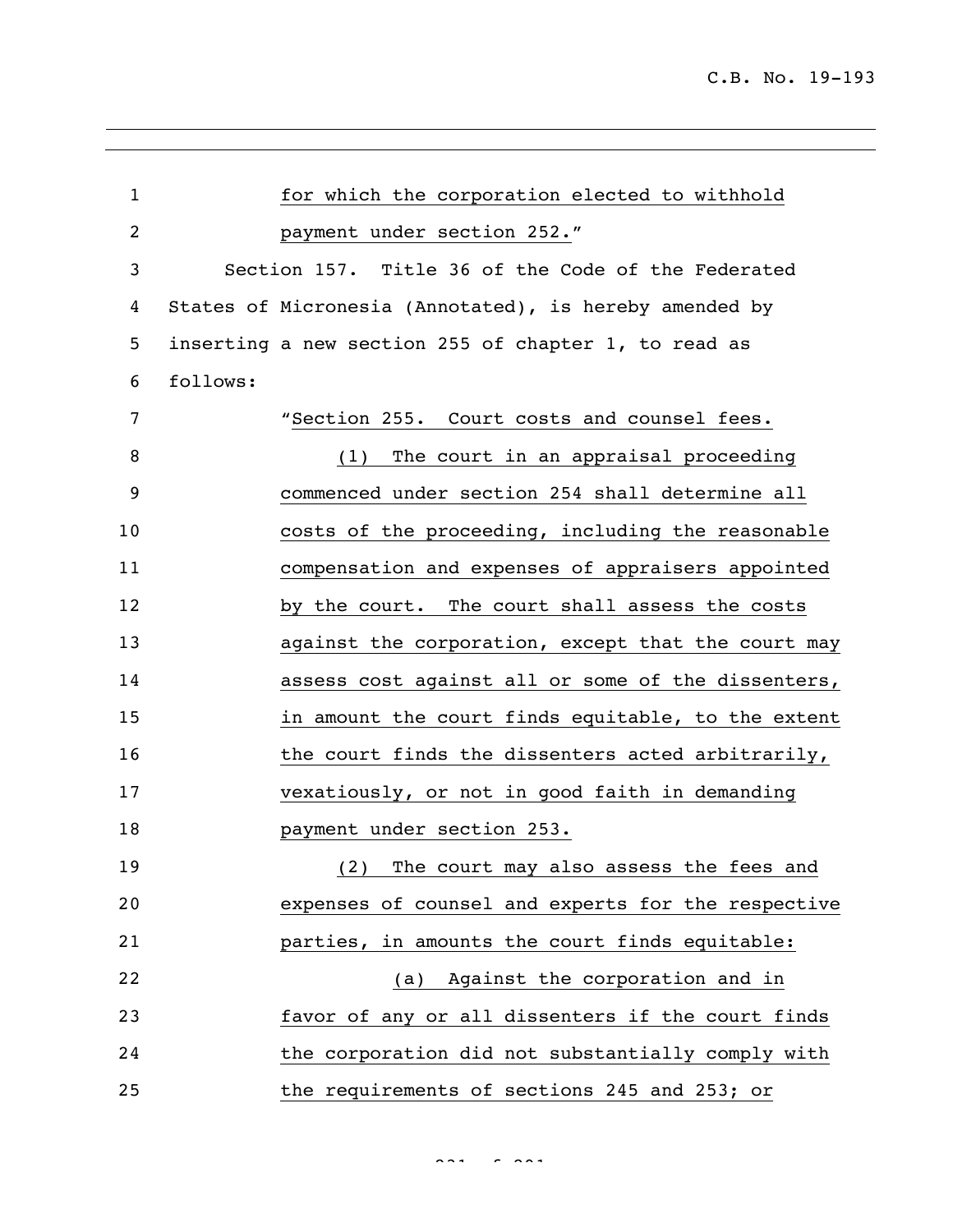for which the corporation elected to withhold payment under section 252."

Section 157. Title 36 of the Code of the Federated States of Micronesia (Annotated), is hereby amended by inserting a new section 255 of chapter 1, to read as follows:

"Section 255. Court costs and counsel fees.

(1) The court in an appraisal proceeding commenced under section 254 shall determine all costs of the proceeding, including the reasonable compensation and expenses of appraisers appointed by the court. The court shall assess the costs against the corporation, except that the court may assess cost against all or some of the dissenters, in amount the court finds equitable, to the extent the court finds the dissenters acted arbitrarily, vexatiously, or not in good faith in demanding payment under section 253.

(2) The court may also assess the fees and expenses of counsel and experts for the respective parties, in amounts the court finds equitable:

(a) Against the corporation and in favor of any or all dissenters if the court finds the corporation did not substantially comply with the requirements of sections 245 and 253; or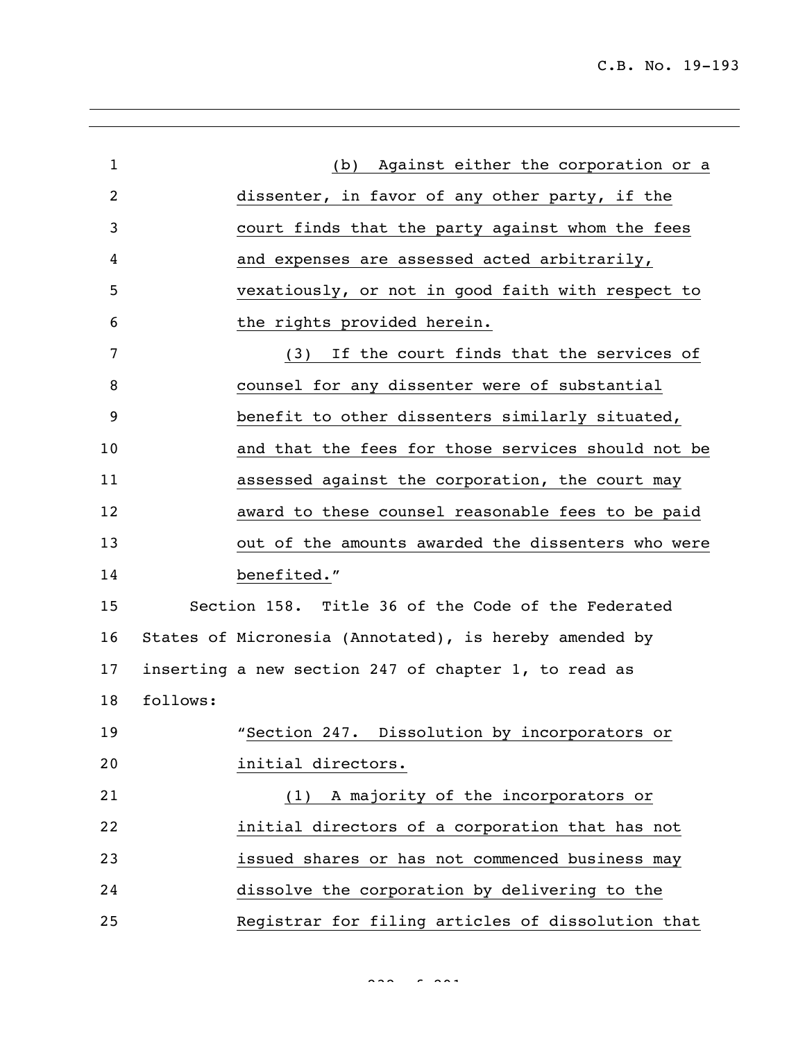(b) Against either the corporation or a dissenter, in favor of any other party, if the court finds that the party against whom the fees and expenses are assessed acted arbitrarily, vexatiously, or not in good faith with respect to the rights provided herein.

(3) If the court finds that the services of counsel for any dissenter were of substantial benefit to other dissenters similarly situated, and that the fees for those services should not be assessed against the corporation, the court may award to these counsel reasonable fees to be paid out of the amounts awarded the dissenters who were benefited."

Section 158. Title 36 of the Code of the Federated States of Micronesia (Annotated), is hereby amended by inserting a new section 247 of chapter 1, to read as follows:

"Section 247. Dissolution by incorporators or initial directors.

(1) A majority of the incorporators or initial directors of a corporation that has not issued shares or has not commenced business may dissolve the corporation by delivering to the Registrar for filing articles of dissolution that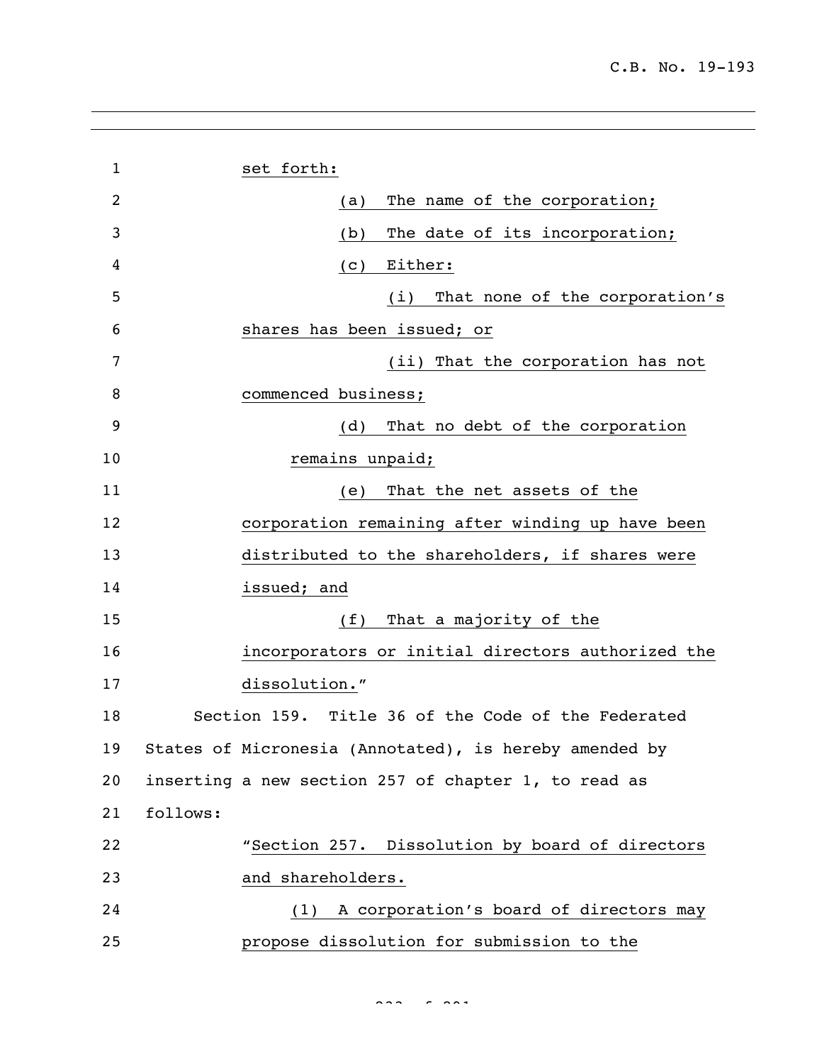set forth:

(a) The name of the corporation;

(b) The date of its incorporation;

(c) Either:

(i) That none of the corporation's shares has been issued; or

(ii) That the corporation has not commenced business;

(d) That no debt of the corporation remains unpaid;

(e) That the net assets of the corporation remaining after winding up have been distributed to the shareholders, if shares were issued; and

(f) That a majority of the incorporators or initial directors authorized the dissolution."

Section 159. Title 36 of the Code of the Federated States of Micronesia (Annotated), is hereby amended by inserting a new section 257 of chapter 1, to read as follows:

"Section 257. Dissolution by board of directors and shareholders.

(1) A corporation's board of directors may propose dissolution for submission to the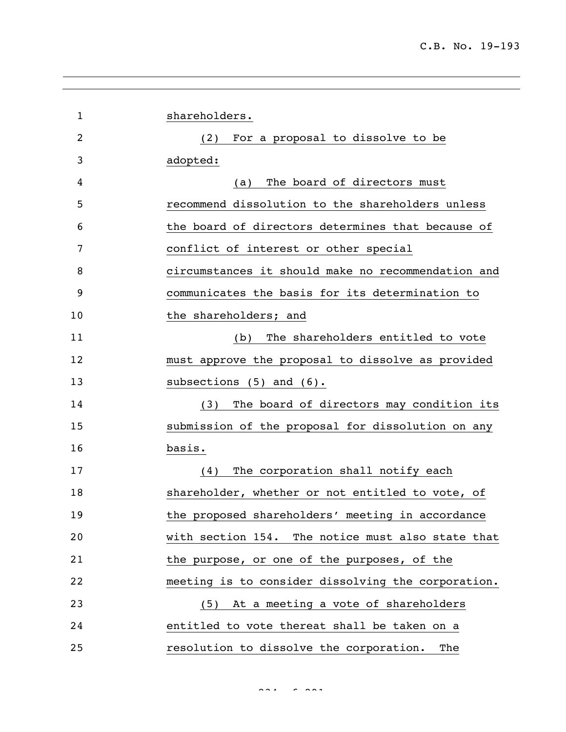shareholders.

(2) For a proposal to dissolve to be adopted:

(a) The board of directors must recommend dissolution to the shareholders unless the board of directors determines that because of conflict of interest or other special circumstances it should make no recommendation and communicates the basis for its determination to the shareholders; and

(b) The shareholders entitled to vote must approve the proposal to dissolve as provided subsections (5) and (6).

(3) The board of directors may condition its submission of the proposal for dissolution on any basis.

(4) The corporation shall notify each shareholder, whether or not entitled to vote, of the proposed shareholders' meeting in accordance with section 154. The notice must also state that the purpose, or one of the purposes, of the meeting is to consider dissolving the corporation.

(5) At a meeting a vote of shareholders entitled to vote thereat shall be taken on a resolution to dissolve the corporation. The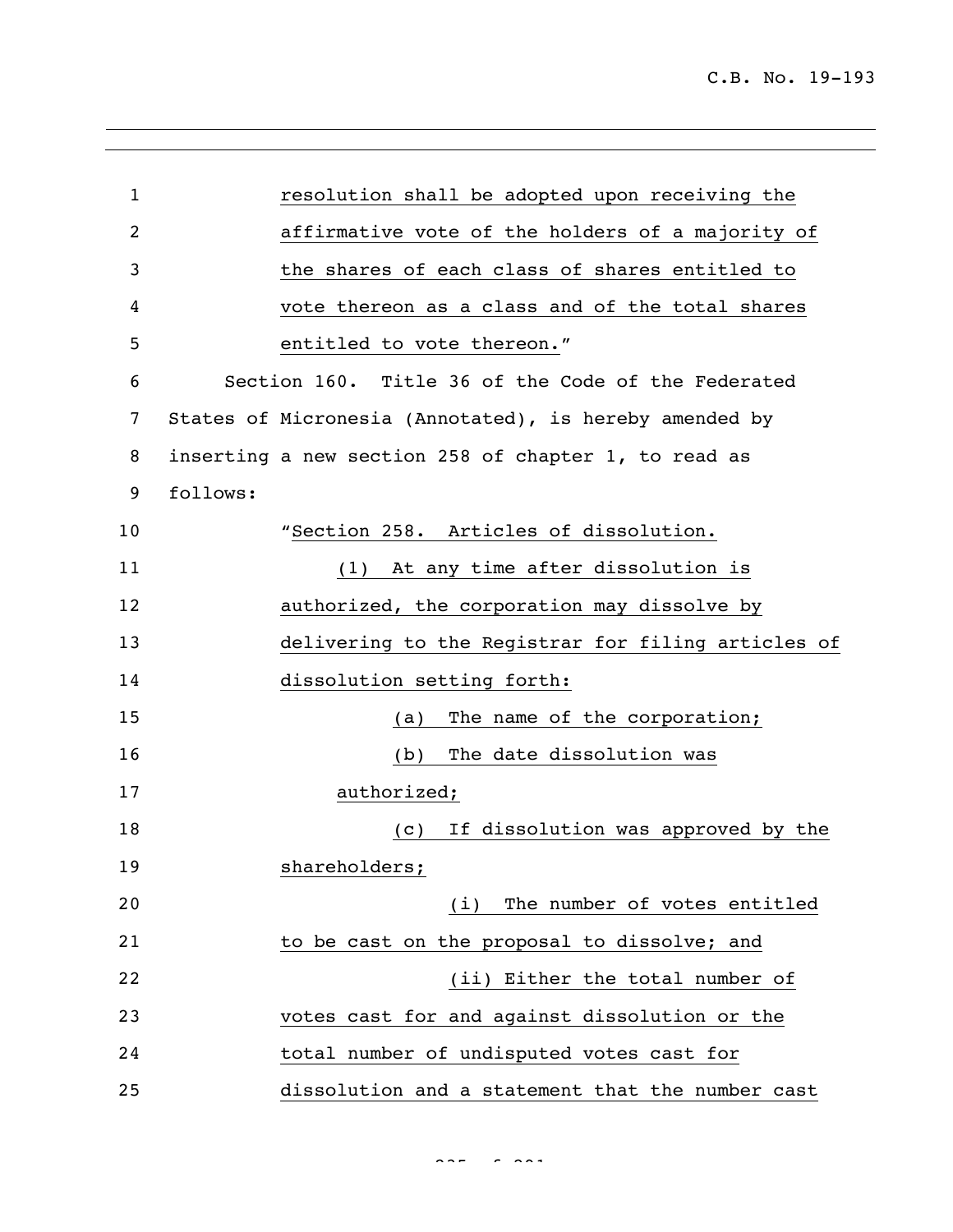resolution shall be adopted upon receiving the affirmative vote of the holders of a majority of the shares of each class of shares entitled to vote thereon as a class and of the total shares entitled to vote thereon."

Section 160. Title 36 of the Code of the Federated States of Micronesia (Annotated), is hereby amended by inserting a new section 258 of chapter 1, to read as follows:

"Section 258. Articles of dissolution.

(1) At any time after dissolution is authorized, the corporation may dissolve by delivering to the Registrar for filing articles of dissolution setting forth:

(a) The name of the corporation;

(b) The date dissolution was authorized;

(c) If dissolution was approved by the shareholders;

(i) The number of votes entitled to be cast on the proposal to dissolve; and

(ii) Either the total number of votes cast for and against dissolution or the total number of undisputed votes cast for dissolution and a statement that the number cast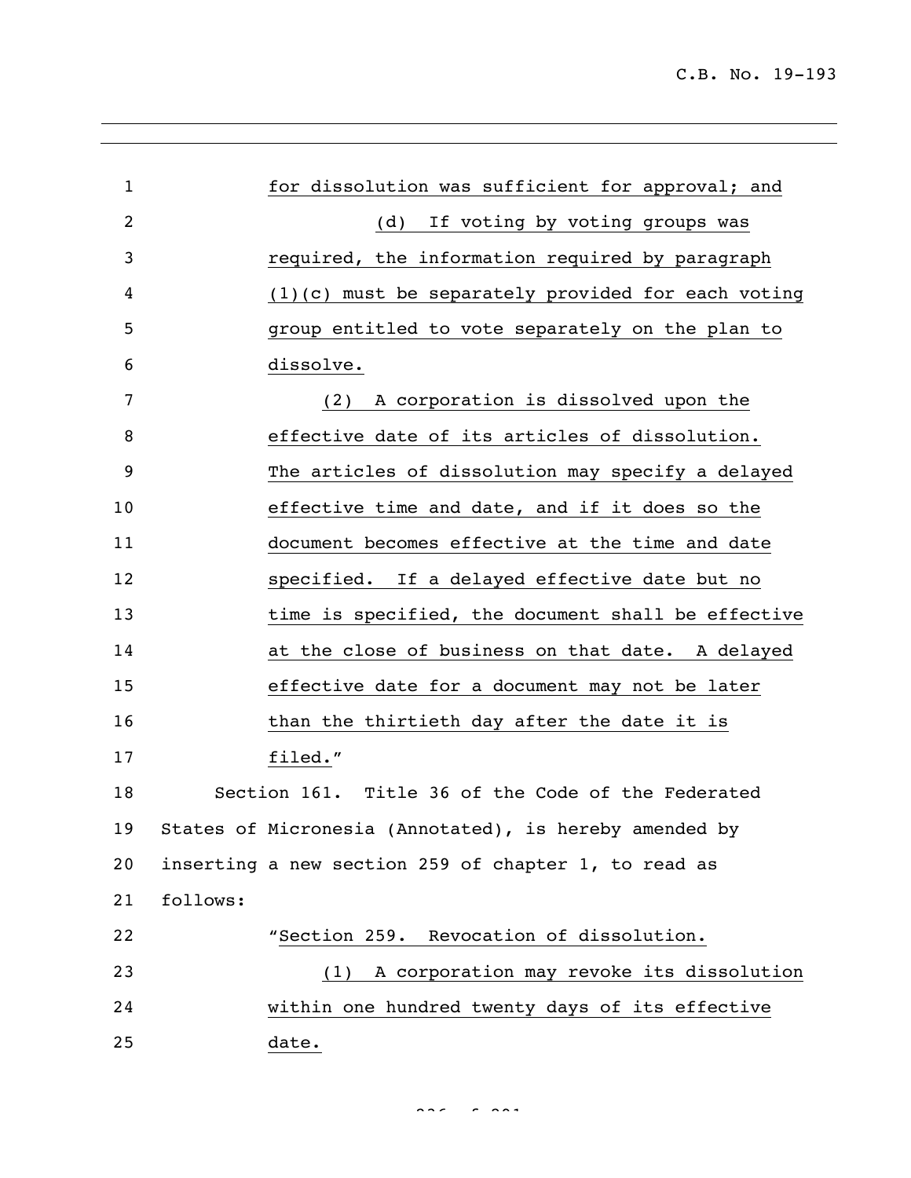for dissolution was sufficient for approval; and

(d) If voting by voting groups was required, the information required by paragraph (1)(c) must be separately provided for each voting group entitled to vote separately on the plan to dissolve.

(2) A corporation is dissolved upon the effective date of its articles of dissolution. The articles of dissolution may specify a delayed effective time and date, and if it does so the document becomes effective at the time and date specified. If a delayed effective date but no time is specified, the document shall be effective at the close of business on that date. A delayed effective date for a document may not be later than the thirtieth day after the date it is filed."

Section 161. Title 36 of the Code of the Federated States of Micronesia (Annotated), is hereby amended by inserting a new section 259 of chapter 1, to read as follows:

"Section 259. Revocation of dissolution.

(1) A corporation may revoke its dissolution within one hundred twenty days of its effective date.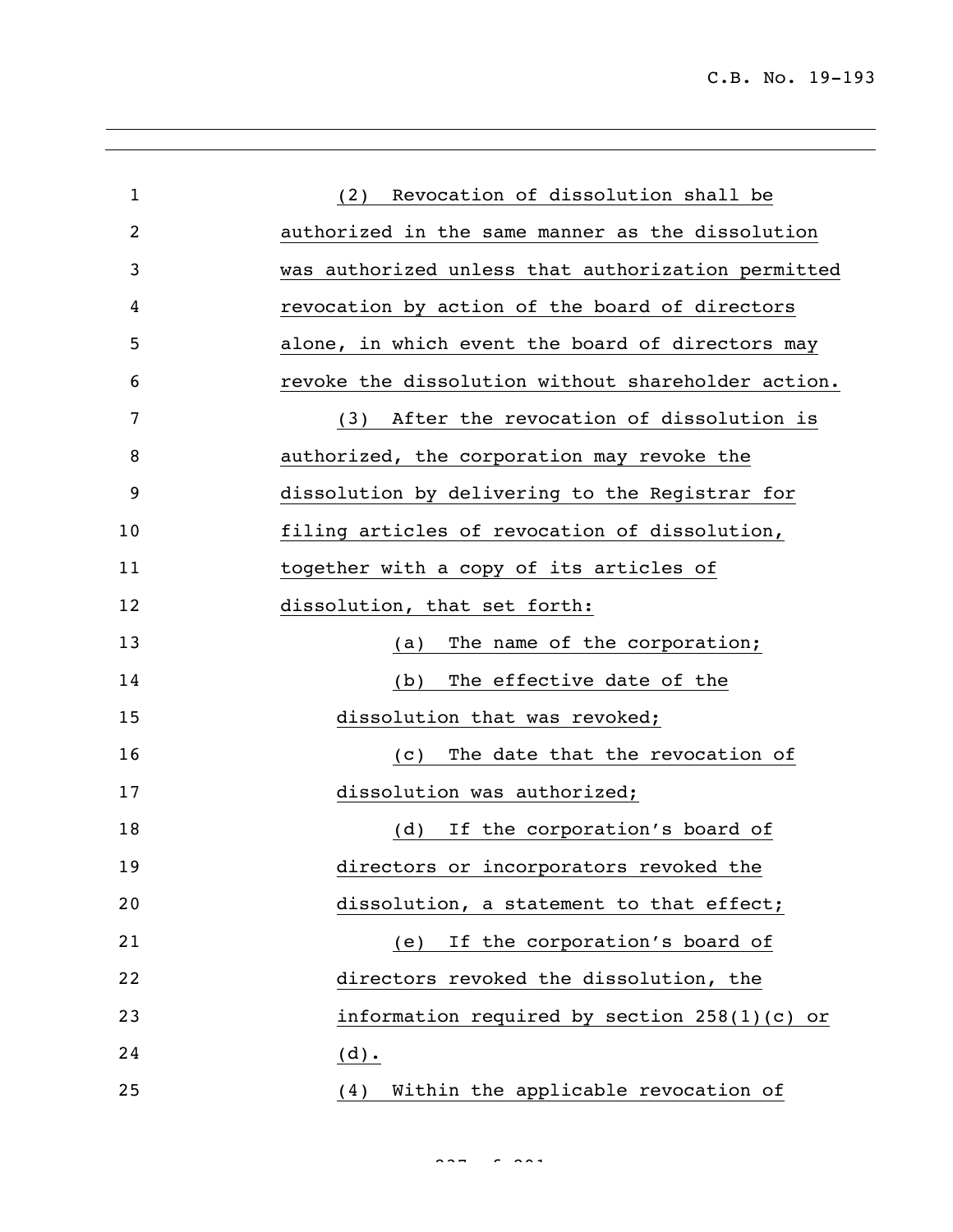(2) Revocation of dissolution shall be authorized in the same manner as the dissolution was authorized unless that authorization permitted revocation by action of the board of directors alone, in which event the board of directors may revoke the dissolution without shareholder action.

(3) After the revocation of dissolution is authorized, the corporation may revoke the dissolution by delivering to the Registrar for filing articles of revocation of dissolution, together with a copy of its articles of dissolution, that set forth:

(a) The name of the corporation;

(b) The effective date of the dissolution that was revoked;

(c) The date that the revocation of dissolution was authorized;

(d) If the corporation's board of directors or incorporators revoked the dissolution, a statement to that effect;

(e) If the corporation's board of directors revoked the dissolution, the information required by section 258(1)(c) or (d).

(4) Within the applicable revocation of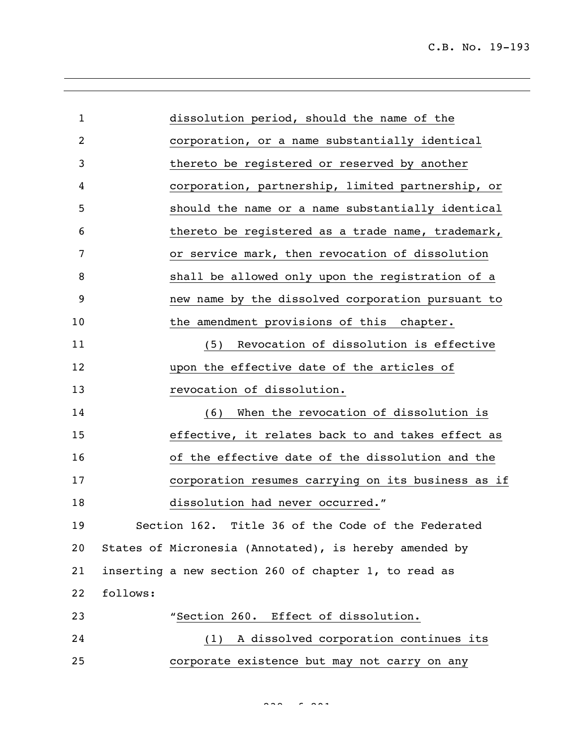dissolution period, should the name of the corporation, or a name substantially identical thereto be registered or reserved by another corporation, partnership, limited partnership, or should the name or a name substantially identical thereto be registered as a trade name, trademark, or service mark, then revocation of dissolution shall be allowed only upon the registration of a new name by the dissolved corporation pursuant to the amendment provisions of this chapter.

(5) Revocation of dissolution is effective upon the effective date of the articles of revocation of dissolution.

(6) When the revocation of dissolution is effective, it relates back to and takes effect as of the effective date of the dissolution and the corporation resumes carrying on its business as if dissolution had never occurred."

Section 162. Title 36 of the Code of the Federated States of Micronesia (Annotated), is hereby amended by inserting a new section 260 of chapter 1, to read as follows:

"Section 260. Effect of dissolution.

(1) A dissolved corporation continues its corporate existence but may not carry on any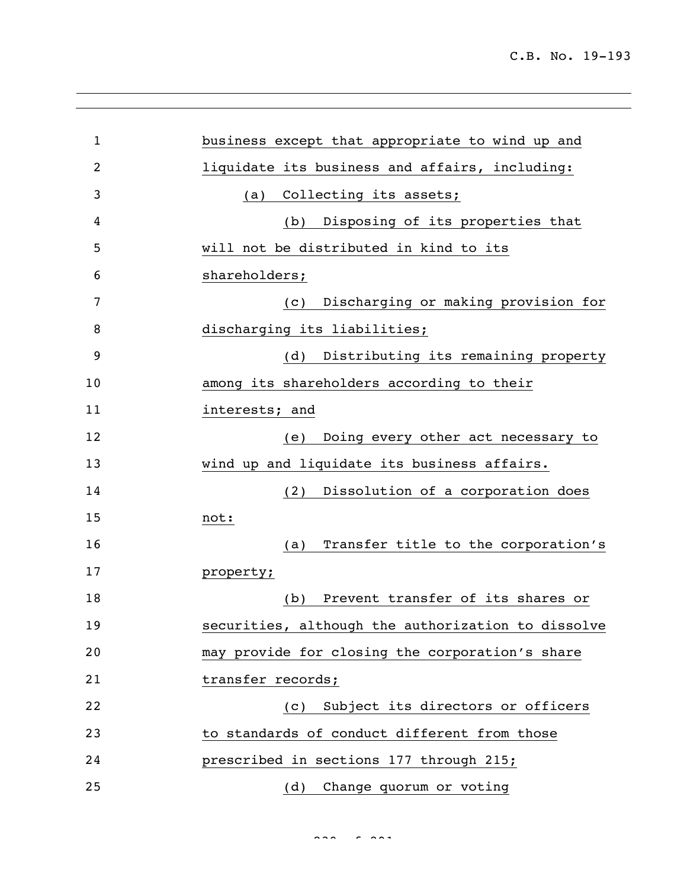business except that appropriate to wind up and liquidate its business and affairs, including:

(a) Collecting its assets;

(b) Disposing of its properties that will not be distributed in kind to its shareholders;

(c) Discharging or making provision for discharging its liabilities;

(d) Distributing its remaining property among its shareholders according to their interests; and

(e) Doing every other act necessary to wind up and liquidate its business affairs.

(2) Dissolution of a corporation does not:

(a) Transfer title to the corporation's property;

(b) Prevent transfer of its shares or securities, although the authorization to dissolve may provide for closing the corporation's share transfer records;

(c) Subject its directors or officers to standards of conduct different from those prescribed in sections 177 through 215;

(d) Change quorum or voting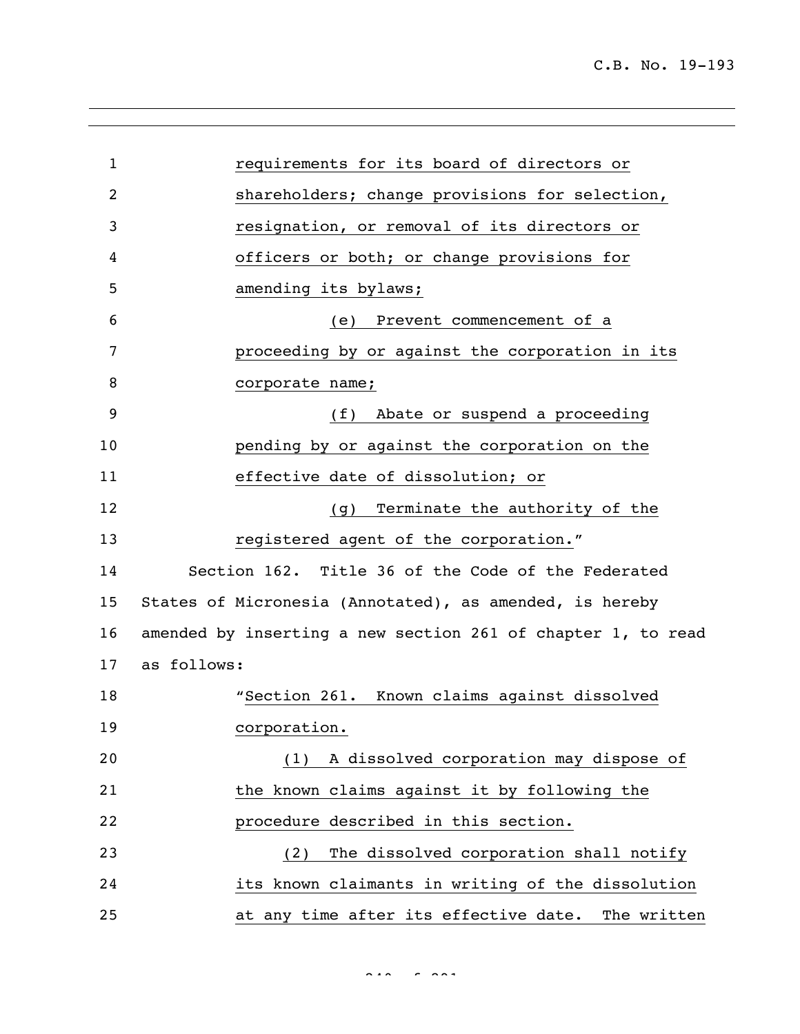requirements for its board of directors or shareholders; change provisions for selection, resignation, or removal of its directors or officers or both; or change provisions for amending its bylaws;

(e) Prevent commencement of a proceeding by or against the corporation in its corporate name;

(f) Abate or suspend a proceeding pending by or against the corporation on the effective date of dissolution; or

(g) Terminate the authority of the registered agent of the corporation."

Section 162. Title 36 of the Code of the Federated States of Micronesia (Annotated), as amended, is hereby amended by inserting a new section 261 of chapter 1, to read as follows:

"Section 261. Known claims against dissolved corporation.

(1) A dissolved corporation may dispose of the known claims against it by following the procedure described in this section.

(2) The dissolved corporation shall notify its known claimants in writing of the dissolution at any time after its effective date. The written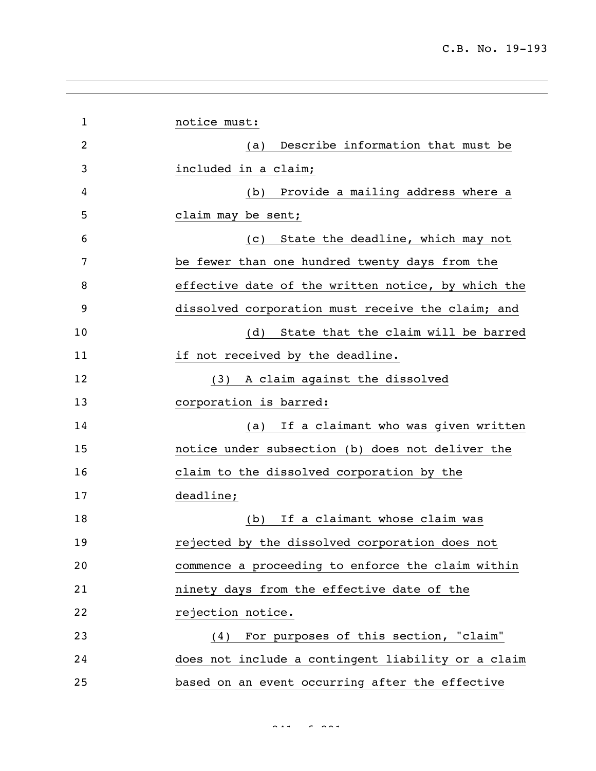notice must:

(a) Describe information that must be included in a claim;

(b) Provide a mailing address where a claim may be sent;

(c) State the deadline, which may not be fewer than one hundred twenty days from the effective date of the written notice, by which the dissolved corporation must receive the claim; and

(d) State that the claim will be barred if not received by the deadline.

(3) A claim against the dissolved corporation is barred:

(a) If a claimant who was given written notice under subsection (b) does not deliver the claim to the dissolved corporation by the deadline;

(b) If a claimant whose claim was rejected by the dissolved corporation does not commence a proceeding to enforce the claim within ninety days from the effective date of the rejection notice.

(4) For purposes of this section, "claim" does not include a contingent liability or a claim based on an event occurring after the effective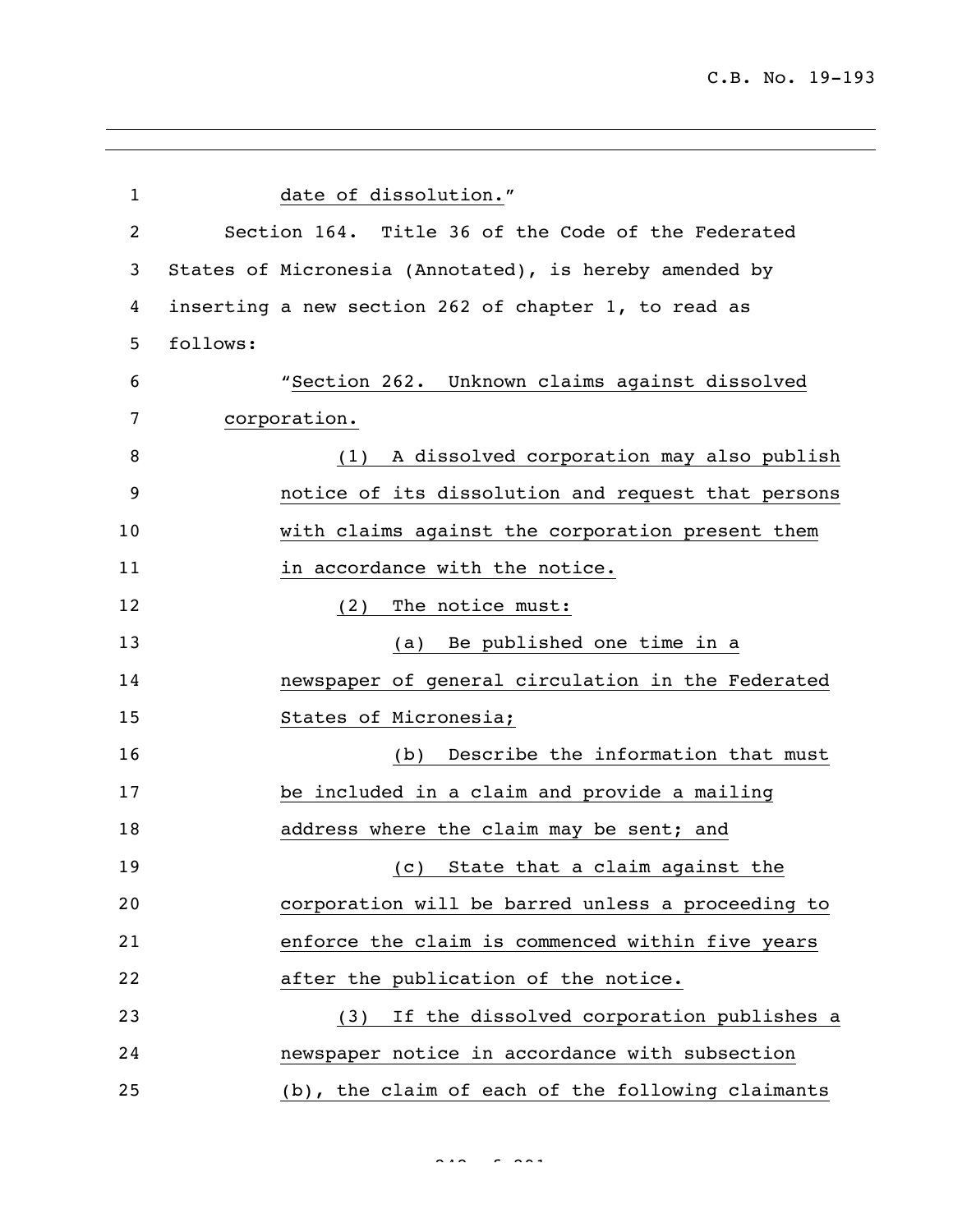date of dissolution."

Section 164. Title 36 of the Code of the Federated States of Micronesia (Annotated), is hereby amended by inserting a new section 262 of chapter 1, to read as follows:

"Section 262. Unknown claims against dissolved corporation.

(1) A dissolved corporation may also publish notice of its dissolution and request that persons with claims against the corporation present them in accordance with the notice.

(2) The notice must:

(a) Be published one time in a newspaper of general circulation in the Federated States of Micronesia;

(b) Describe the information that must be included in a claim and provide a mailing address where the claim may be sent; and

(c) State that a claim against the corporation will be barred unless a proceeding to enforce the claim is commenced within five years after the publication of the notice.

(3) If the dissolved corporation publishes a newspaper notice in accordance with subsection (b), the claim of each of the following claimants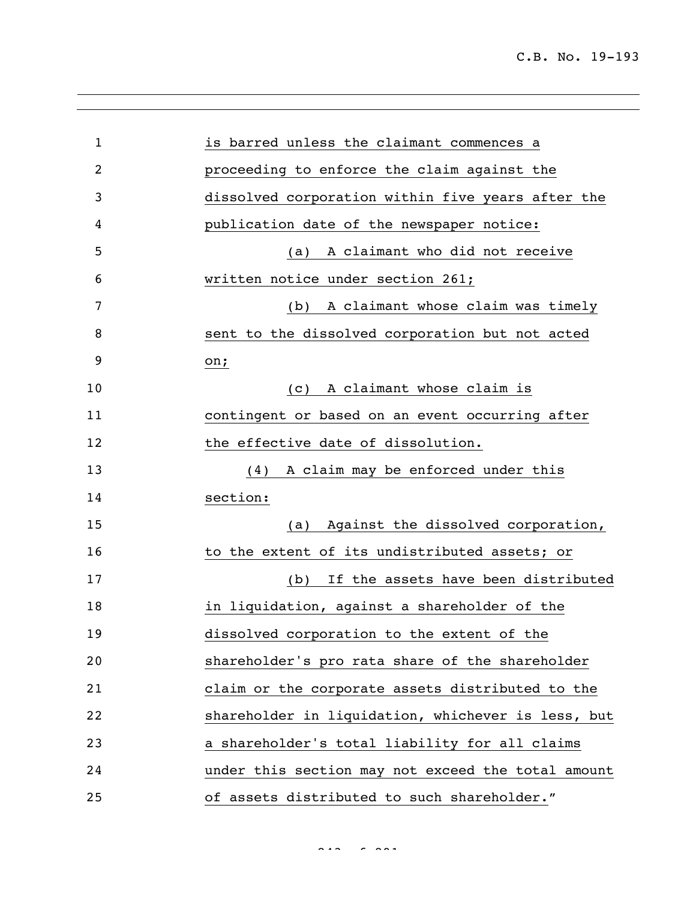is barred unless the claimant commences a proceeding to enforce the claim against the dissolved corporation within five years after the publication date of the newspaper notice:

(a) A claimant who did not receive written notice under section 261;

(b) A claimant whose claim was timely sent to the dissolved corporation but not acted on;

(c) A claimant whose claim is contingent or based on an event occurring after the effective date of dissolution.

(4) A claim may be enforced under this section:

(a) Against the dissolved corporation, to the extent of its undistributed assets; or

(b) If the assets have been distributed in liquidation, against a shareholder of the dissolved corporation to the extent of the shareholder's pro rata share of the shareholder claim or the corporate assets distributed to the shareholder in liquidation, whichever is less, but a shareholder's total liability for all claims under this section may not exceed the total amount of assets distributed to such shareholder."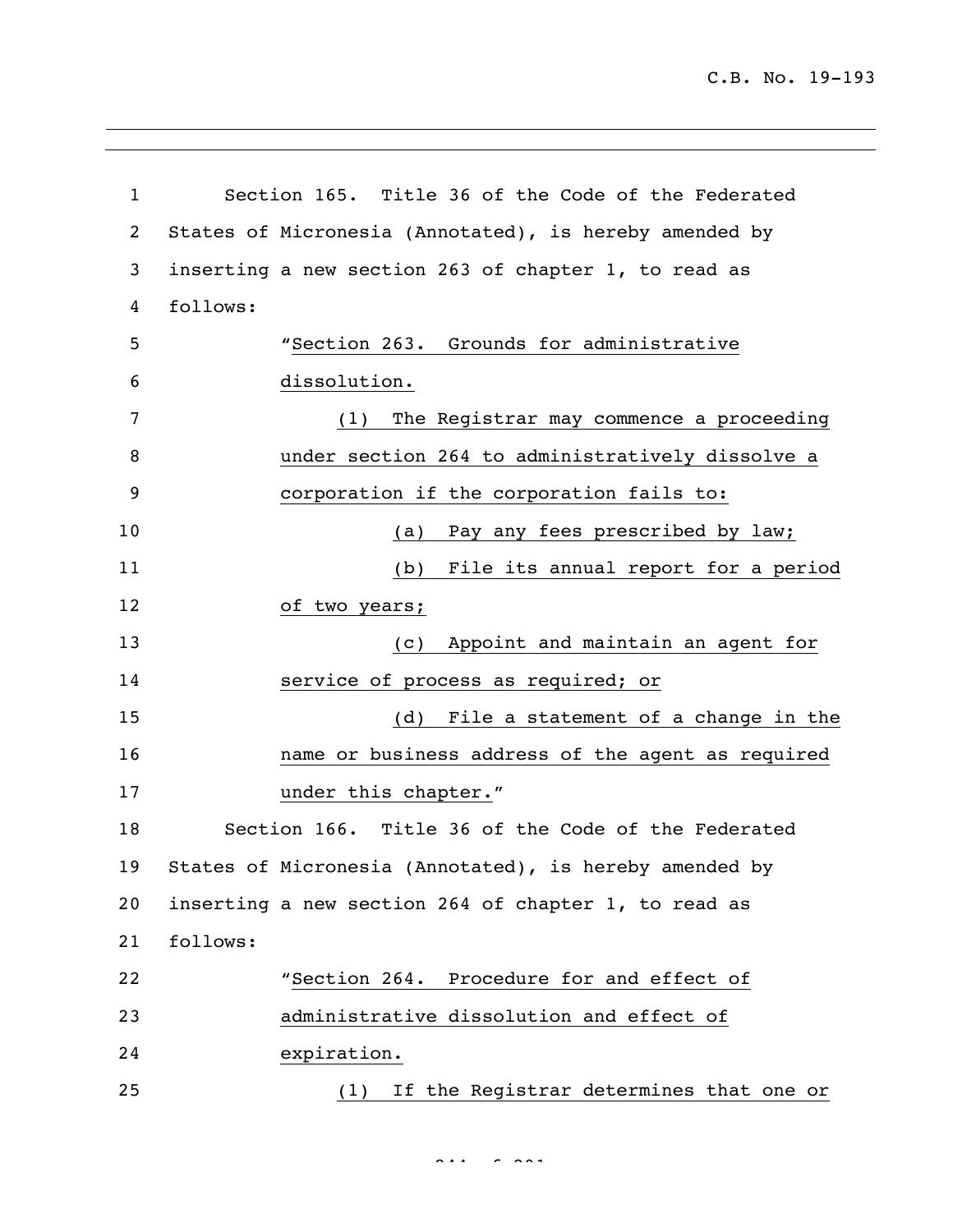Section 165. Title 36 of the Code of the Federated States of Micronesia (Annotated), is hereby amended by inserting a new section 263 of chapter 1, to read as follows:

"Section 263. Grounds for administrative dissolution.

(1) The Registrar may commence a proceeding under section 264 to administratively dissolve a corporation if the corporation fails to:

(a) Pay any fees prescribed by law;

(b) File its annual report for a period of two years;

(c) Appoint and maintain an agent for service of process as required; or

(d) File a statement of a change in the name or business address of the agent as required under this chapter."

Section 166. Title 36 of the Code of the Federated States of Micronesia (Annotated), is hereby amended by inserting a new section 264 of chapter 1, to read as follows:

"Section 264. Procedure for and effect of administrative dissolution and effect of expiration.

(1) If the Registrar determines that one or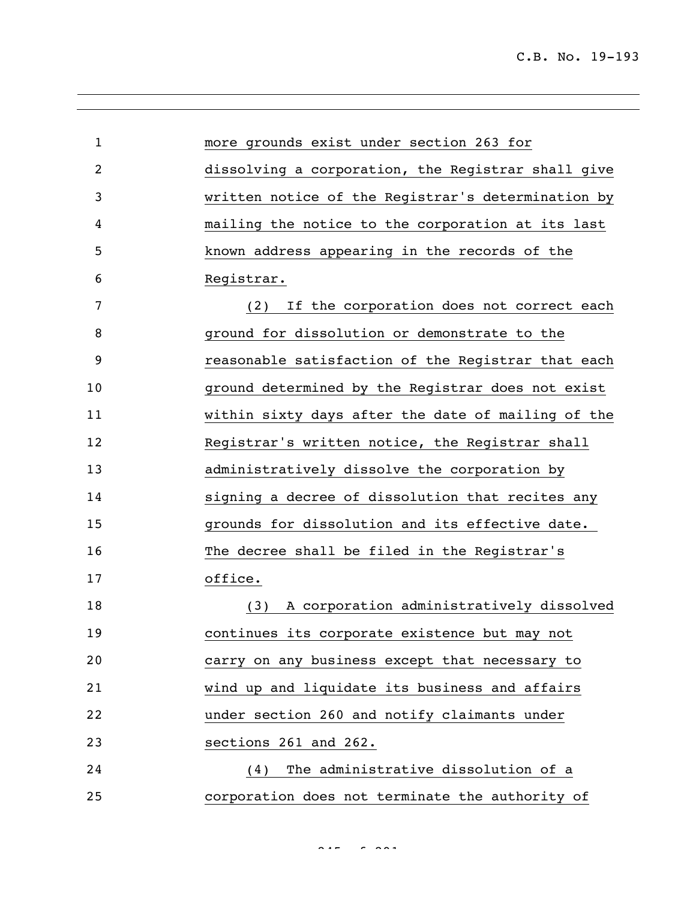more grounds exist under section 263 for dissolving a corporation, the Registrar shall give written notice of the Registrar's determination by mailing the notice to the corporation at its last known address appearing in the records of the Registrar.

(2) If the corporation does not correct each ground for dissolution or demonstrate to the reasonable satisfaction of the Registrar that each ground determined by the Registrar does not exist within sixty days after the date of mailing of the Registrar's written notice, the Registrar shall administratively dissolve the corporation by signing a decree of dissolution that recites any grounds for dissolution and its effective date. The decree shall be filed in the Registrar's office.

(3) A corporation administratively dissolved continues its corporate existence but may not carry on any business except that necessary to wind up and liquidate its business and affairs under section 260 and notify claimants under sections 261 and 262.

(4) The administrative dissolution of a corporation does not terminate the authority of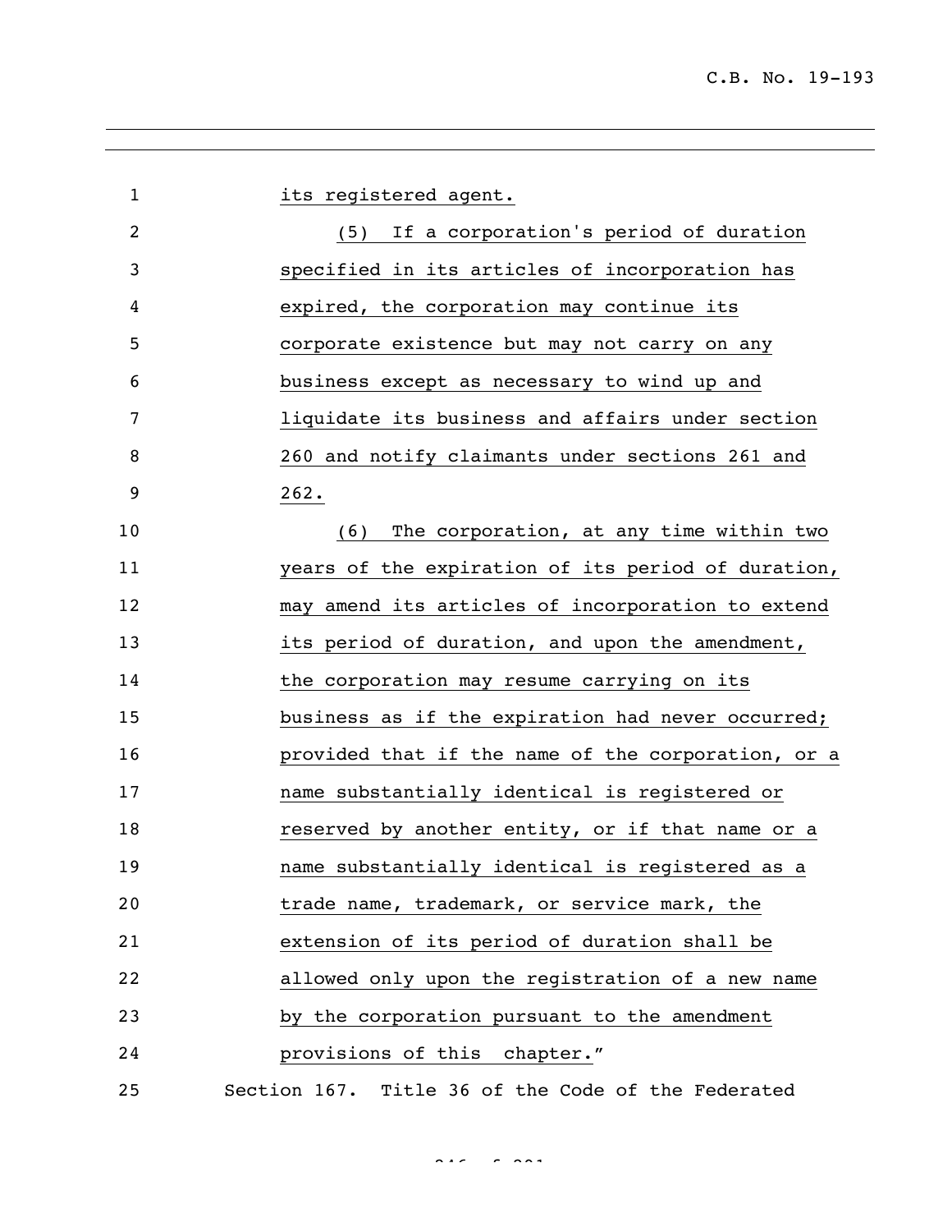its registered agent.

(5) If a corporation's period of duration specified in its articles of incorporation has expired, the corporation may continue its corporate existence but may not carry on any business except as necessary to wind up and liquidate its business and affairs under section 260 and notify claimants under sections 261 and 262.

(6) The corporation, at any time within two years of the expiration of its period of duration, may amend its articles of incorporation to extend its period of duration, and upon the amendment, the corporation may resume carrying on its business as if the expiration had never occurred; provided that if the name of the corporation, or a name substantially identical is registered or reserved by another entity, or if that name or a name substantially identical is registered as a trade name, trademark, or service mark, the extension of its period of duration shall be allowed only upon the registration of a new name by the corporation pursuant to the amendment provisions of this chapter."

Section 167. Title 36 of the Code of the Federated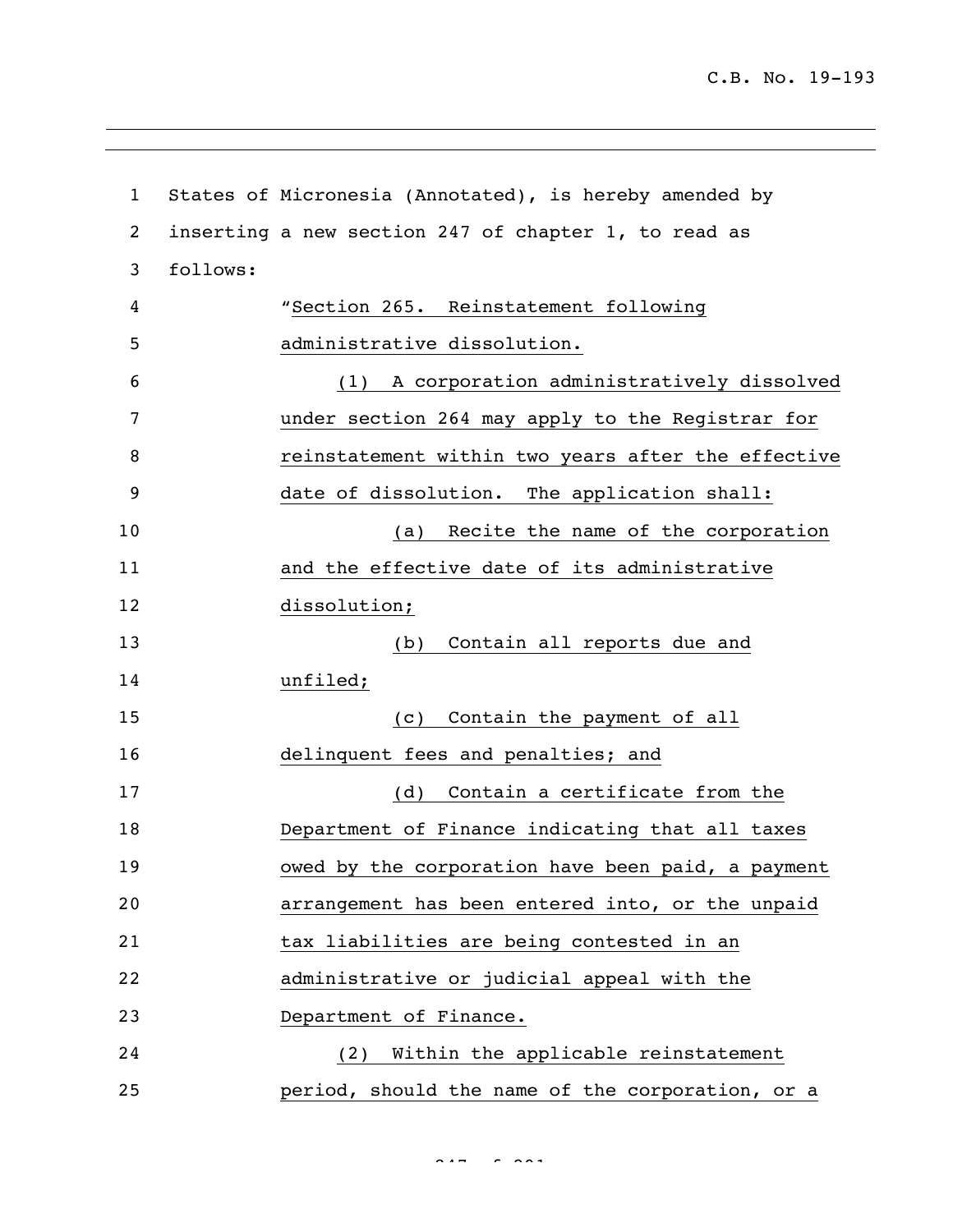States of Micronesia (Annotated), is hereby amended by inserting a new section 247 of chapter 1, to read as follows:

"Section 265. Reinstatement following administrative dissolution.

(1) A corporation administratively dissolved under section 264 may apply to the Registrar for reinstatement within two years after the effective date of dissolution. The application shall:

(a) Recite the name of the corporation and the effective date of its administrative dissolution;

(b) Contain all reports due and unfiled;

(c) Contain the payment of all delinquent fees and penalties; and

(d) Contain a certificate from the Department of Finance indicating that all taxes owed by the corporation have been paid, a payment arrangement has been entered into, or the unpaid tax liabilities are being contested in an administrative or judicial appeal with the Department of Finance.

(2) Within the applicable reinstatement period, should the name of the corporation, or a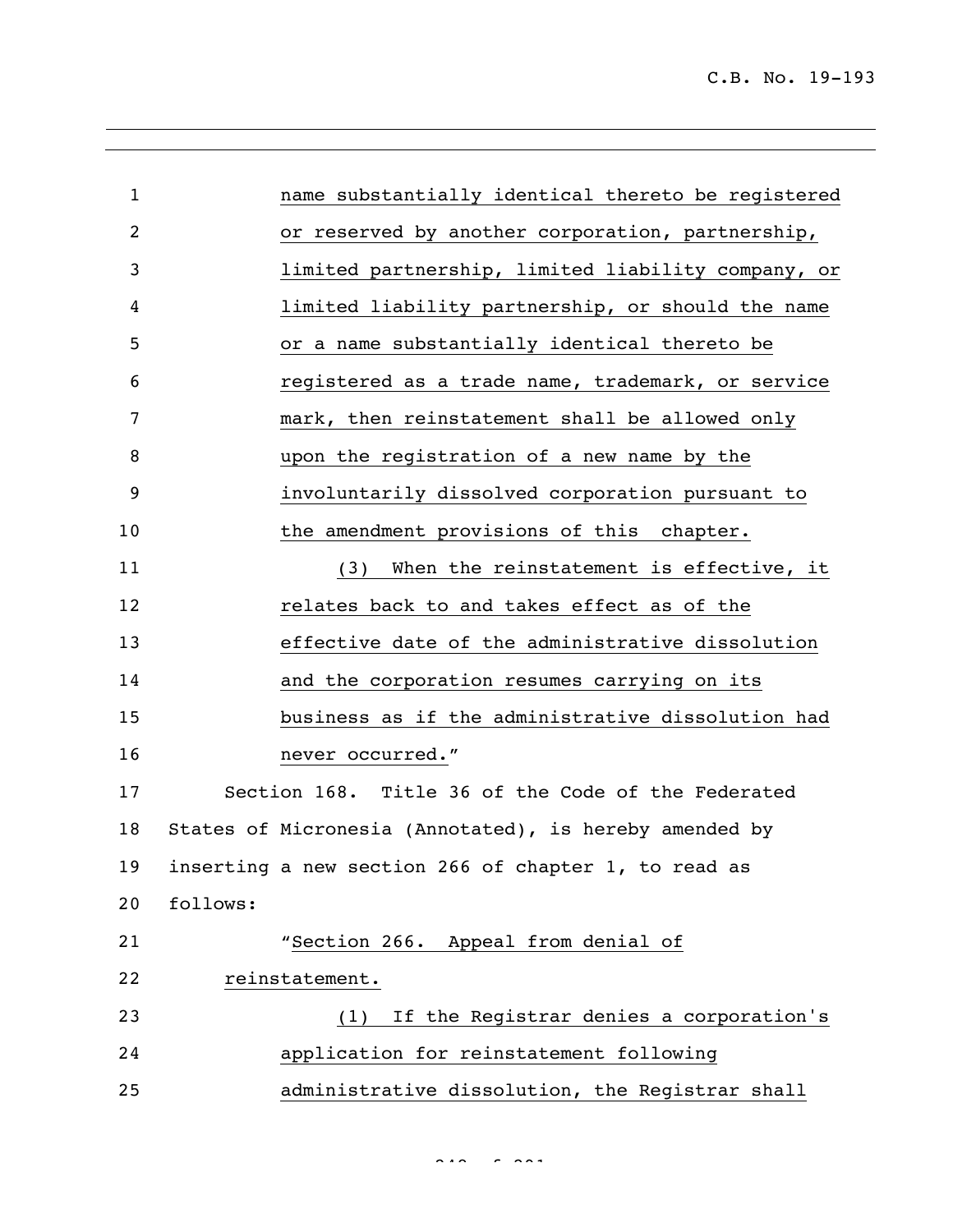name substantially identical thereto be registered or reserved by another corporation, partnership, limited partnership, limited liability company, or limited liability partnership, or should the name or a name substantially identical thereto be registered as a trade name, trademark, or service mark, then reinstatement shall be allowed only upon the registration of a new name by the involuntarily dissolved corporation pursuant to the amendment provisions of this chapter.

(3) When the reinstatement is effective, it relates back to and takes effect as of the effective date of the administrative dissolution and the corporation resumes carrying on its business as if the administrative dissolution had never occurred."

Section 168. Title 36 of the Code of the Federated States of Micronesia (Annotated), is hereby amended by inserting a new section 266 of chapter 1, to read as follows:

"Section 266. Appeal from denial of reinstatement.

(1) If the Registrar denies a corporation's application for reinstatement following administrative dissolution, the Registrar shall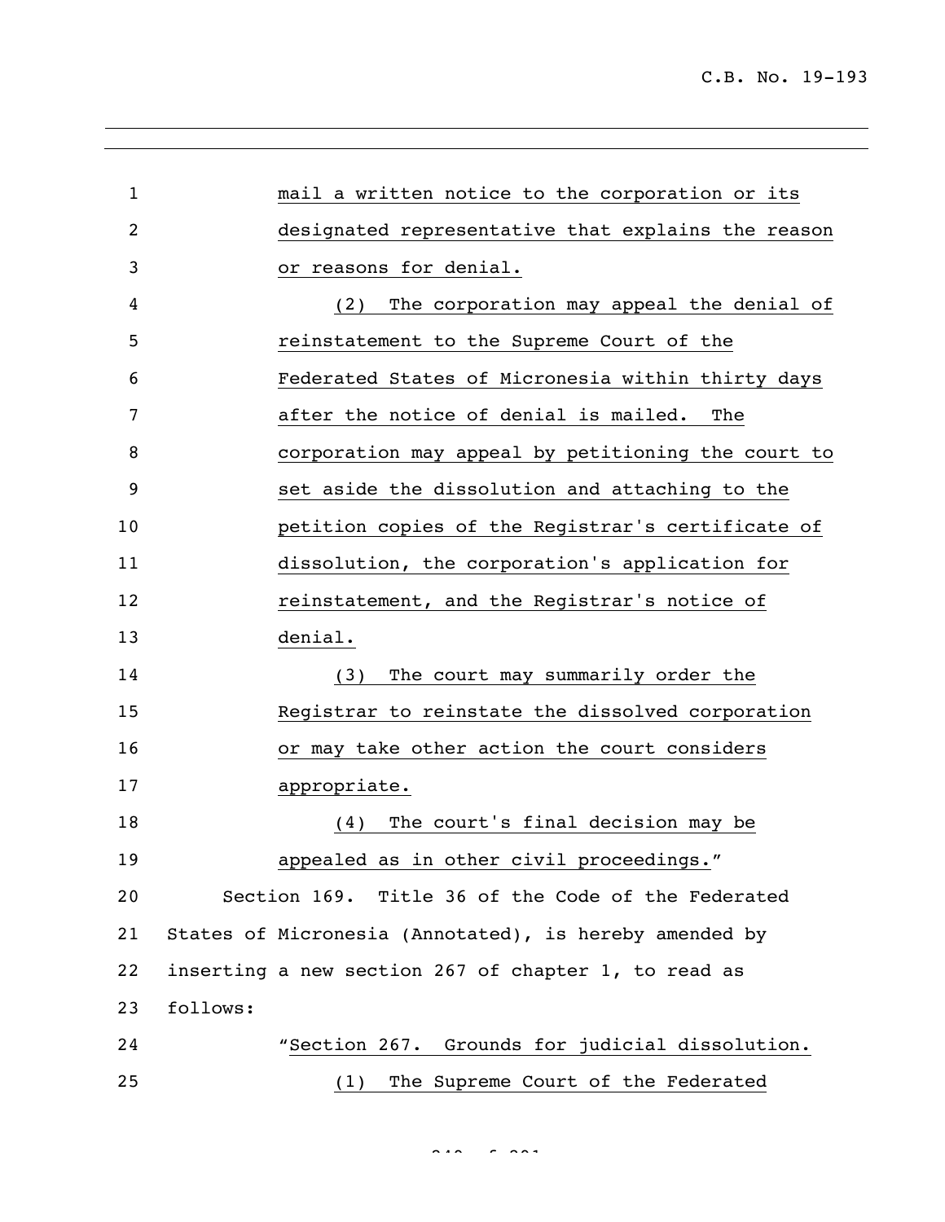mail a written notice to the corporation or its designated representative that explains the reason or reasons for denial.

(2) The corporation may appeal the denial of reinstatement to the Supreme Court of the Federated States of Micronesia within thirty days after the notice of denial is mailed. The corporation may appeal by petitioning the court to set aside the dissolution and attaching to the petition copies of the Registrar's certificate of dissolution, the corporation's application for reinstatement, and the Registrar's notice of denial.

(3) The court may summarily order the Registrar to reinstate the dissolved corporation or may take other action the court considers appropriate.

(4) The court's final decision may be appealed as in other civil proceedings."

Section 169. Title 36 of the Code of the Federated States of Micronesia (Annotated), is hereby amended by inserting a new section 267 of chapter 1, to read as follows:

"Section 267. Grounds for judicial dissolution.

(1) The Supreme Court of the Federated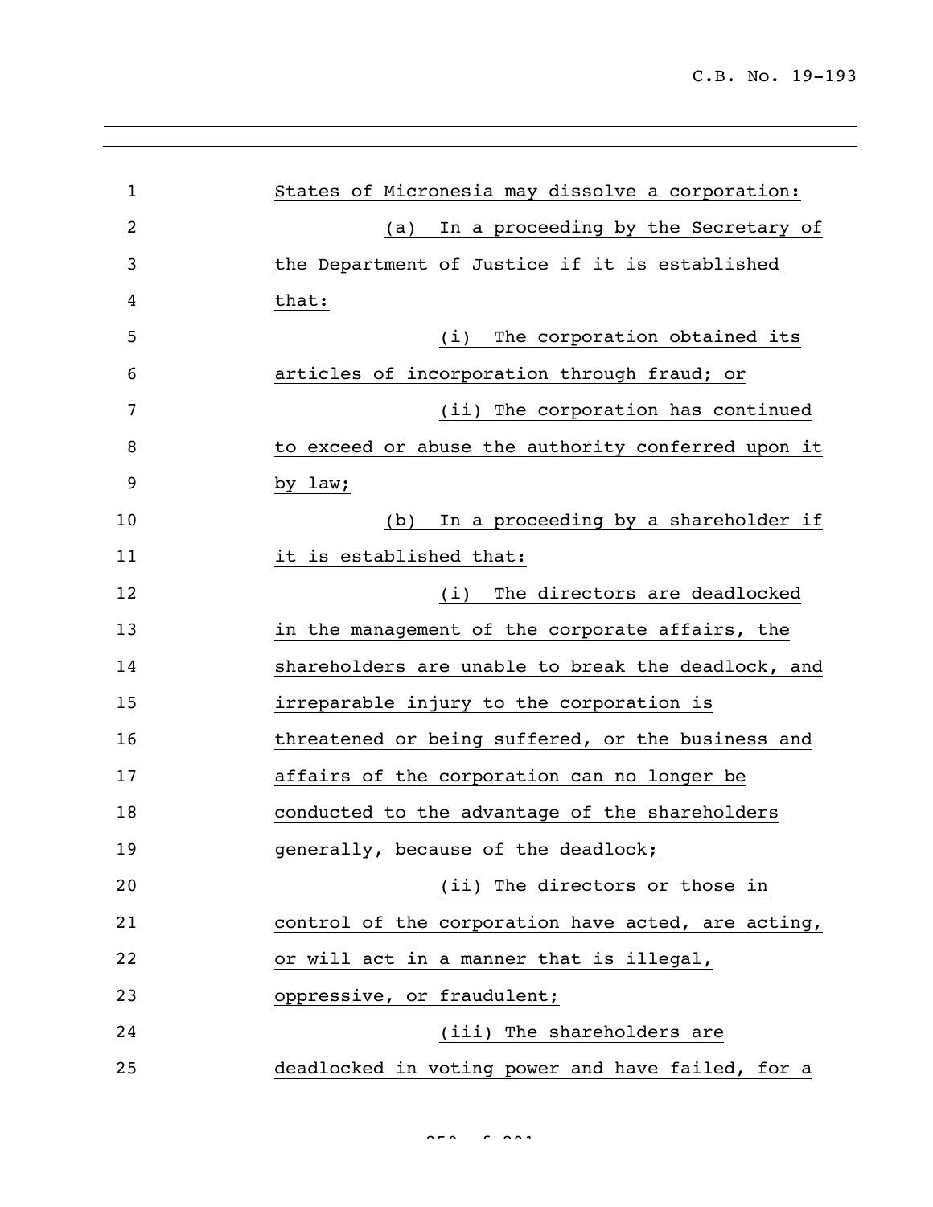States of Micronesia may dissolve a corporation:

(a) In a proceeding by the Secretary of the Department of Justice if it is established that:

(i) The corporation obtained its articles of incorporation through fraud; or

(ii) The corporation has continued to exceed or abuse the authority conferred upon it by law;

(b) In a proceeding by a shareholder if it is established that:

(i) The directors are deadlocked in the management of the corporate affairs, the shareholders are unable to break the deadlock, and irreparable injury to the corporation is threatened or being suffered, or the business and affairs of the corporation can no longer be conducted to the advantage of the shareholders generally, because of the deadlock;

(ii) The directors or those in control of the corporation have acted, are acting, or will act in a manner that is illegal, oppressive, or fraudulent;

(iii) The shareholders are deadlocked in voting power and have failed, for a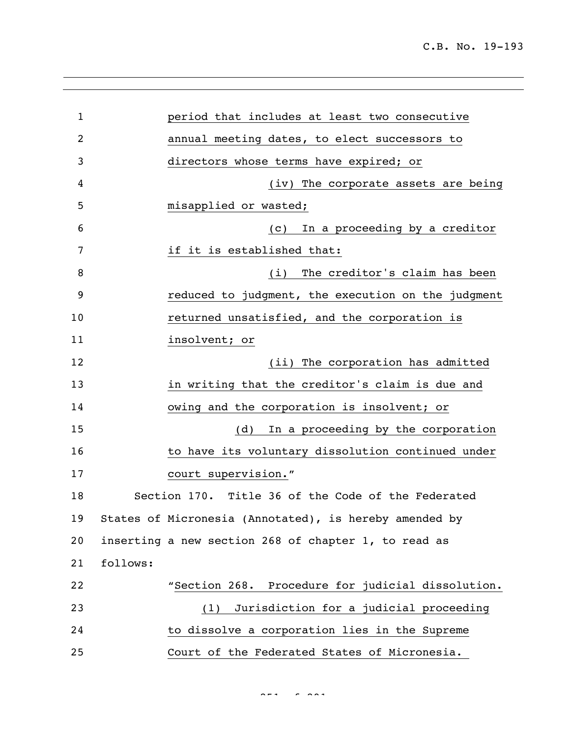period that includes at least two consecutive annual meeting dates, to elect successors to directors whose terms have expired; or

(iv) The corporate assets are being misapplied or wasted;

(c) In a proceeding by a creditor if it is established that:

(i) The creditor's claim has been reduced to judgment, the execution on the judgment returned unsatisfied, and the corporation is insolvent; or

(ii) The corporation has admitted in writing that the creditor's claim is due and owing and the corporation is insolvent; or

(d) In a proceeding by the corporation to have its voluntary dissolution continued under court supervision."

Section 170. Title 36 of the Code of the Federated States of Micronesia (Annotated), is hereby amended by inserting a new section 268 of chapter 1, to read as follows:

"Section 268. Procedure for judicial dissolution.

(1) Jurisdiction for a judicial proceeding to dissolve a corporation lies in the Supreme Court of the Federated States of Micronesia.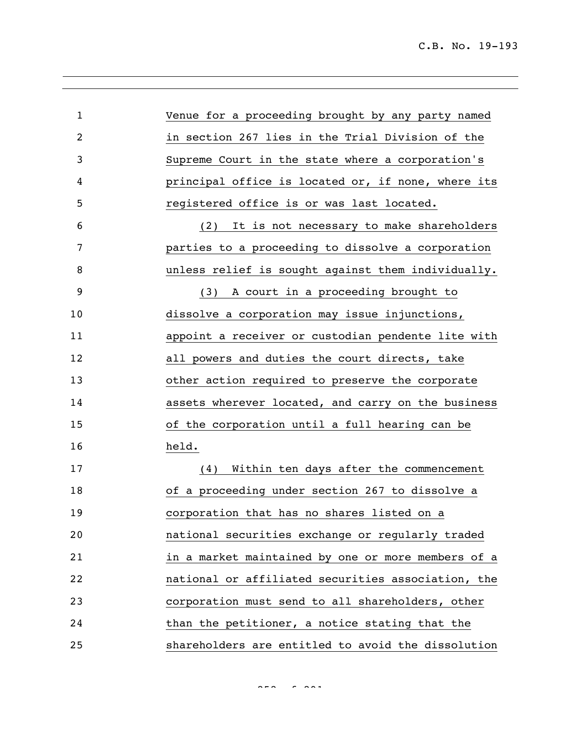Venue for a proceeding brought by any party named in section 267 lies in the Trial Division of the Supreme Court in the state where a corporation's principal office is located or, if none, where its registered office is or was last located.

(2) It is not necessary to make shareholders parties to a proceeding to dissolve a corporation unless relief is sought against them individually.

(3) A court in a proceeding brought to dissolve a corporation may issue injunctions, appoint a receiver or custodian pendente lite with all powers and duties the court directs, take other action required to preserve the corporate assets wherever located, and carry on the business of the corporation until a full hearing can be held.

(4) Within ten days after the commencement of a proceeding under section 267 to dissolve a corporation that has no shares listed on a national securities exchange or regularly traded in a market maintained by one or more members of a national or affiliated securities association, the corporation must send to all shareholders, other than the petitioner, a notice stating that the shareholders are entitled to avoid the dissolution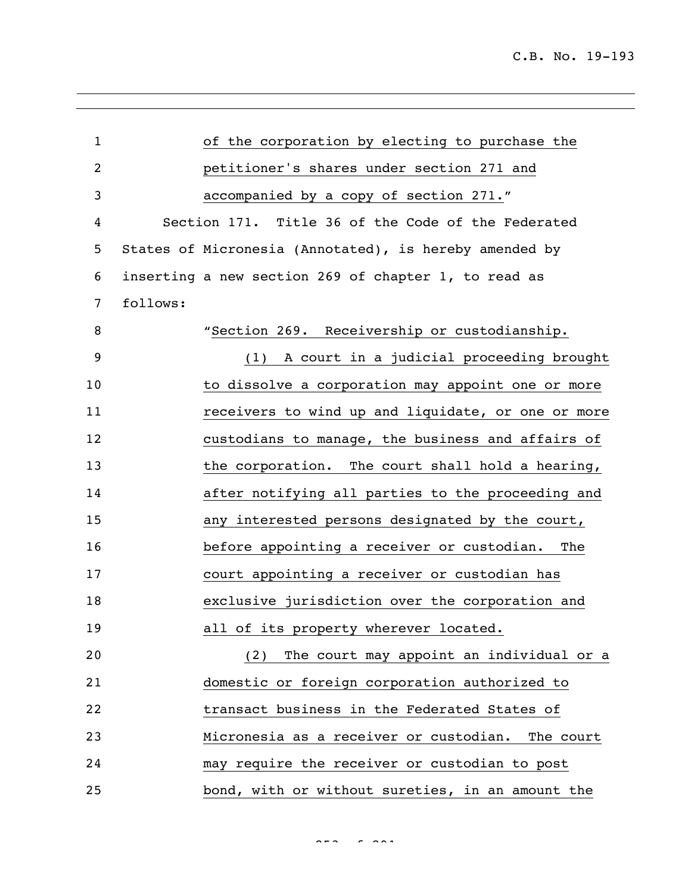of the corporation by electing to purchase the petitioner's shares under section 271 and accompanied by a copy of section 271."

Section 171. Title 36 of the Code of the Federated States of Micronesia (Annotated), is hereby amended by inserting a new section 269 of chapter 1, to read as follows:

"Section 269. Receivership or custodianship.

(1) A court in a judicial proceeding brought to dissolve a corporation may appoint one or more receivers to wind up and liquidate, or one or more custodians to manage, the business and affairs of the corporation. The court shall hold a hearing, after notifying all parties to the proceeding and any interested persons designated by the court, before appointing a receiver or custodian. The court appointing a receiver or custodian has exclusive jurisdiction over the corporation and all of its property wherever located.

(2) The court may appoint an individual or a domestic or foreign corporation authorized to transact business in the Federated States of Micronesia as a receiver or custodian. The court may require the receiver or custodian to post bond, with or without sureties, in an amount the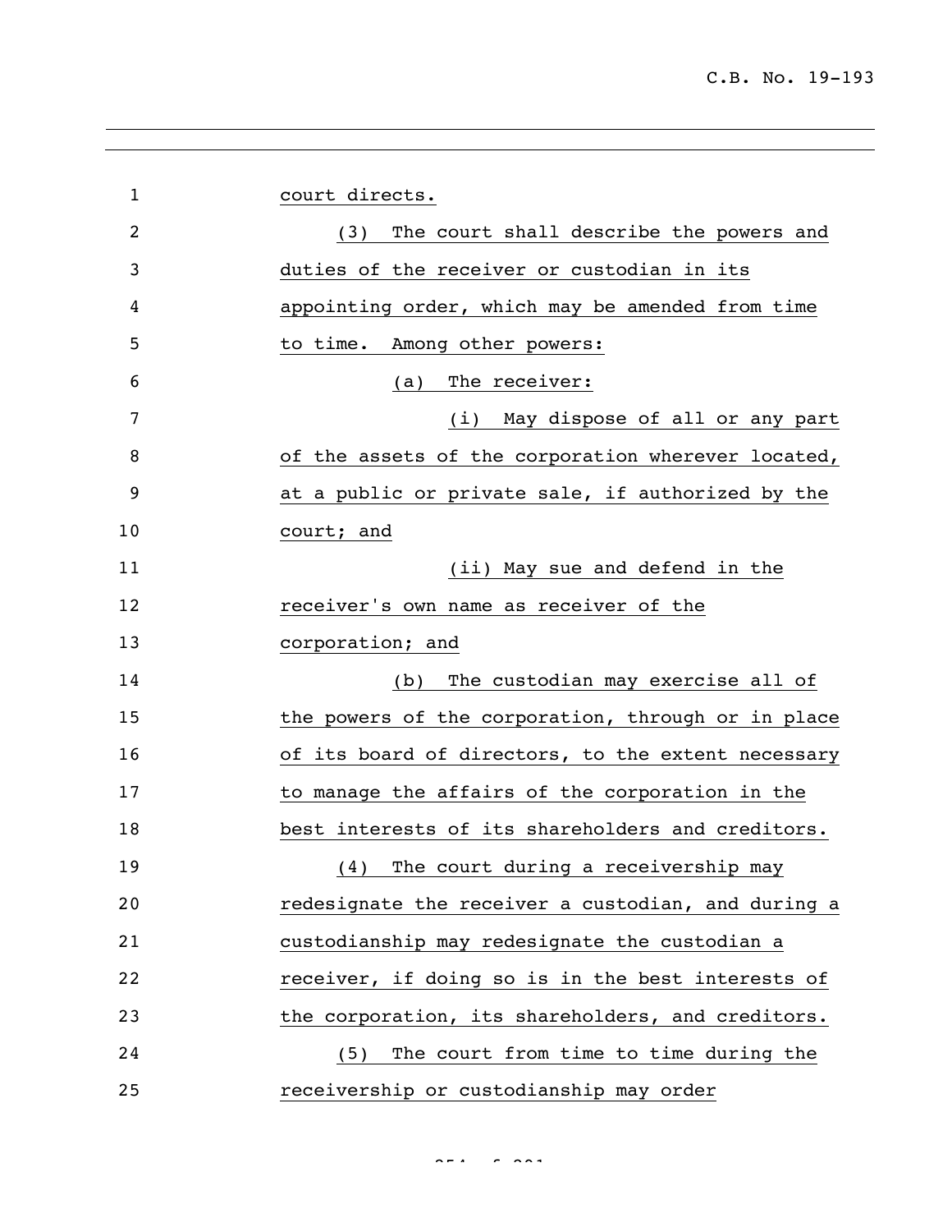court directs.

(3) The court shall describe the powers and duties of the receiver or custodian in its appointing order, which may be amended from time to time. Among other powers:

(a) The receiver:

(i) May dispose of all or any part of the assets of the corporation wherever located, at a public or private sale, if authorized by the court; and

(ii) May sue and defend in the receiver's own name as receiver of the corporation; and

(b) The custodian may exercise all of the powers of the corporation, through or in place of its board of directors, to the extent necessary to manage the affairs of the corporation in the best interests of its shareholders and creditors.

(4) The court during a receivership may redesignate the receiver a custodian, and during a custodianship may redesignate the custodian a receiver, if doing so is in the best interests of the corporation, its shareholders, and creditors.

(5) The court from time to time during the receivership or custodianship may order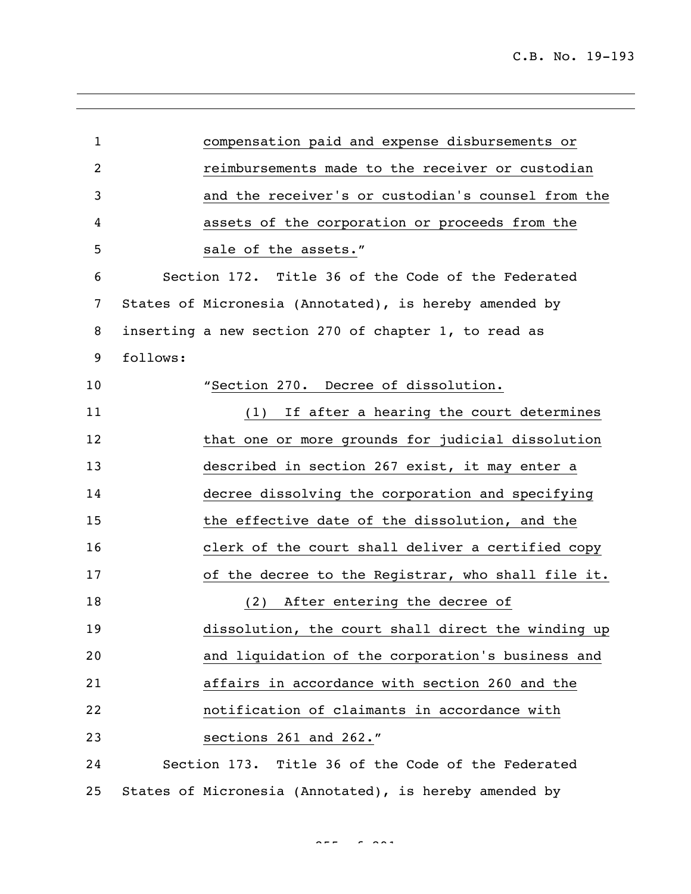compensation paid and expense disbursements or reimbursements made to the receiver or custodian and the receiver's or custodian's counsel from the assets of the corporation or proceeds from the sale of the assets."

Section 172. Title 36 of the Code of the Federated States of Micronesia (Annotated), is hereby amended by inserting a new section 270 of chapter 1, to read as follows:

"Section 270. Decree of dissolution.

(1) If after a hearing the court determines that one or more grounds for judicial dissolution described in section 267 exist, it may enter a decree dissolving the corporation and specifying the effective date of the dissolution, and the clerk of the court shall deliver a certified copy of the decree to the Registrar, who shall file it.

(2) After entering the decree of dissolution, the court shall direct the winding up and liquidation of the corporation's business and affairs in accordance with section 260 and the notification of claimants in accordance with sections 261 and 262."

Section 173. Title 36 of the Code of the Federated States of Micronesia (Annotated), is hereby amended by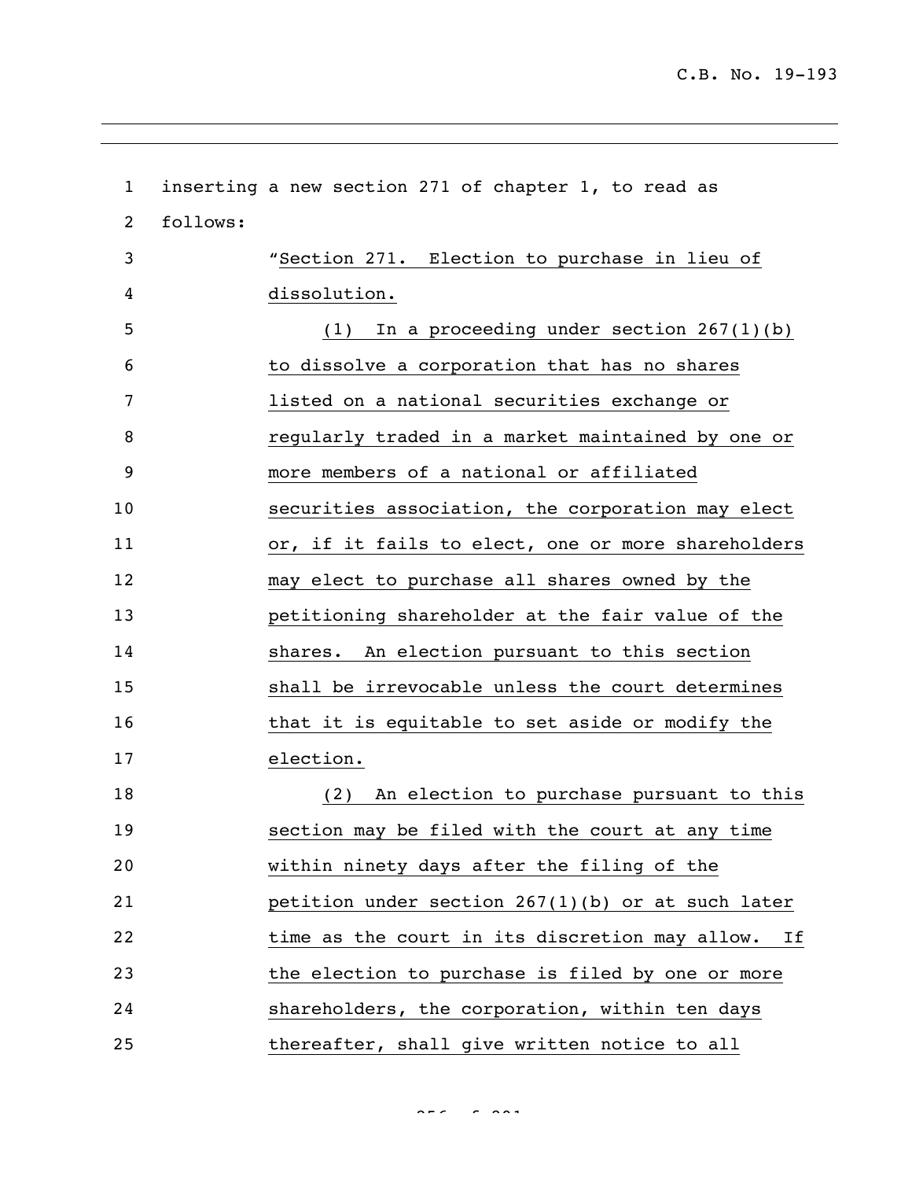inserting a new section 271 of chapter 1, to read as follows:

"Section 271. Election to purchase in lieu of dissolution.

(1) In a proceeding under section 267(1)(b) to dissolve a corporation that has no shares listed on a national securities exchange or regularly traded in a market maintained by one or more members of a national or affiliated securities association, the corporation may elect or, if it fails to elect, one or more shareholders may elect to purchase all shares owned by the petitioning shareholder at the fair value of the shares. An election pursuant to this section shall be irrevocable unless the court determines that it is equitable to set aside or modify the election.

(2) An election to purchase pursuant to this section may be filed with the court at any time within ninety days after the filing of the petition under section 267(1)(b) or at such later time as the court in its discretion may allow. If the election to purchase is filed by one or more shareholders, the corporation, within ten days thereafter, shall give written notice to all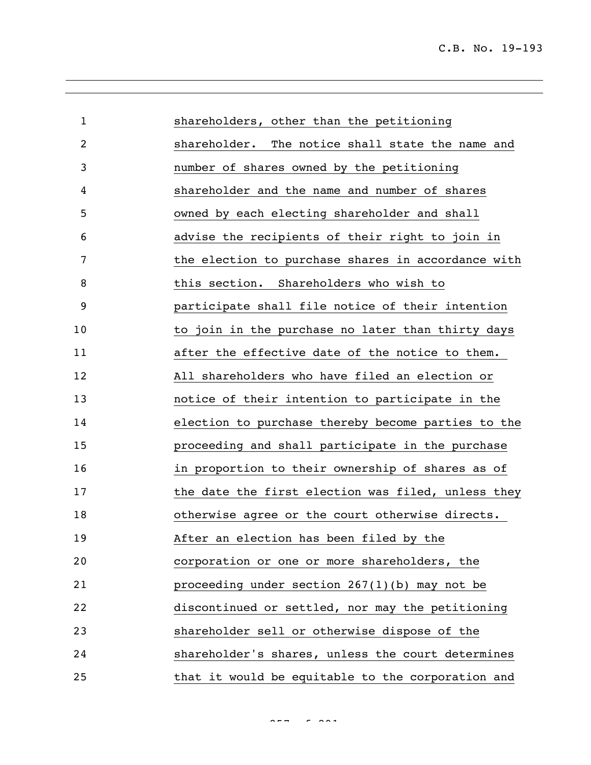shareholders, other than the petitioning shareholder. The notice shall state the name and number of shares owned by the petitioning shareholder and the name and number of shares owned by each electing shareholder and shall advise the recipients of their right to join in the election to purchase shares in accordance with this section. Shareholders who wish to participate shall file notice of their intention to join in the purchase no later than thirty days after the effective date of the notice to them. All shareholders who have filed an election or notice of their intention to participate in the election to purchase thereby become parties to the proceeding and shall participate in the purchase in proportion to their ownership of shares as of the date the first election was filed, unless they otherwise agree or the court otherwise directs. After an election has been filed by the corporation or one or more shareholders, the proceeding under section 267(1)(b) may not be discontinued or settled, nor may the petitioning shareholder sell or otherwise dispose of the shareholder's shares, unless the court determines that it would be equitable to the corporation and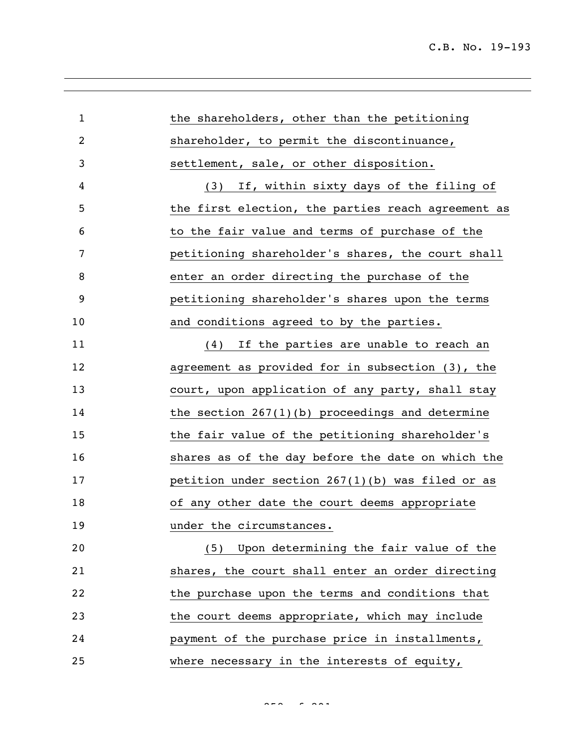the shareholders, other than the petitioning shareholder, to permit the discontinuance, settlement, sale, or other disposition.

(3) If, within sixty days of the filing of the first election, the parties reach agreement as to the fair value and terms of purchase of the petitioning shareholder's shares, the court shall enter an order directing the purchase of the petitioning shareholder's shares upon the terms and conditions agreed to by the parties.

(4) If the parties are unable to reach an agreement as provided for in subsection (3), the court, upon application of any party, shall stay the section 267(1)(b) proceedings and determine the fair value of the petitioning shareholder's shares as of the day before the date on which the petition under section 267(1)(b) was filed or as of any other date the court deems appropriate under the circumstances.

(5) Upon determining the fair value of the shares, the court shall enter an order directing the purchase upon the terms and conditions that the court deems appropriate, which may include payment of the purchase price in installments, where necessary in the interests of equity,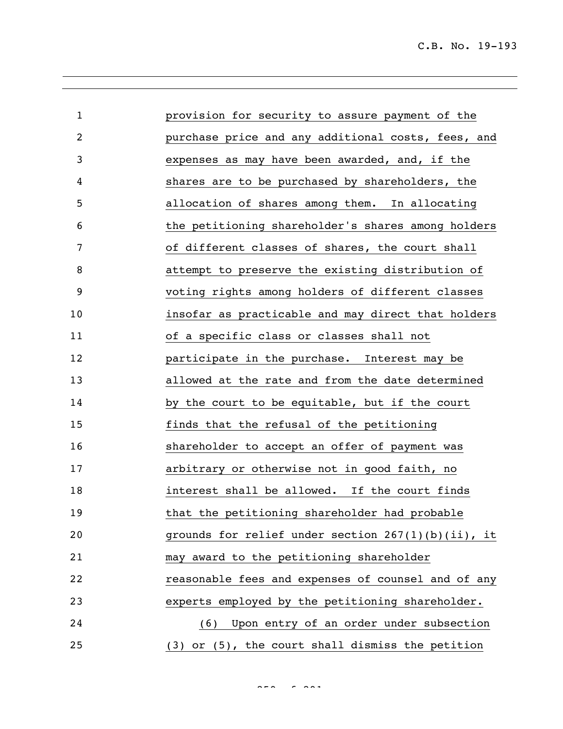provision for security to assure payment of the purchase price and any additional costs, fees, and expenses as may have been awarded, and, if the shares are to be purchased by shareholders, the allocation of shares among them. In allocating the petitioning shareholder's shares among holders of different classes of shares, the court shall attempt to preserve the existing distribution of voting rights among holders of different classes insofar as practicable and may direct that holders of a specific class or classes shall not participate in the purchase. Interest may be allowed at the rate and from the date determined by the court to be equitable, but if the court finds that the refusal of the petitioning shareholder to accept an offer of payment was arbitrary or otherwise not in good faith, no interest shall be allowed. If the court finds that the petitioning shareholder had probable grounds for relief under section 267(1)(b)(ii), it may award to the petitioning shareholder reasonable fees and expenses of counsel and of any experts employed by the petitioning shareholder.

(6) Upon entry of an order under subsection (3) or (5), the court shall dismiss the petition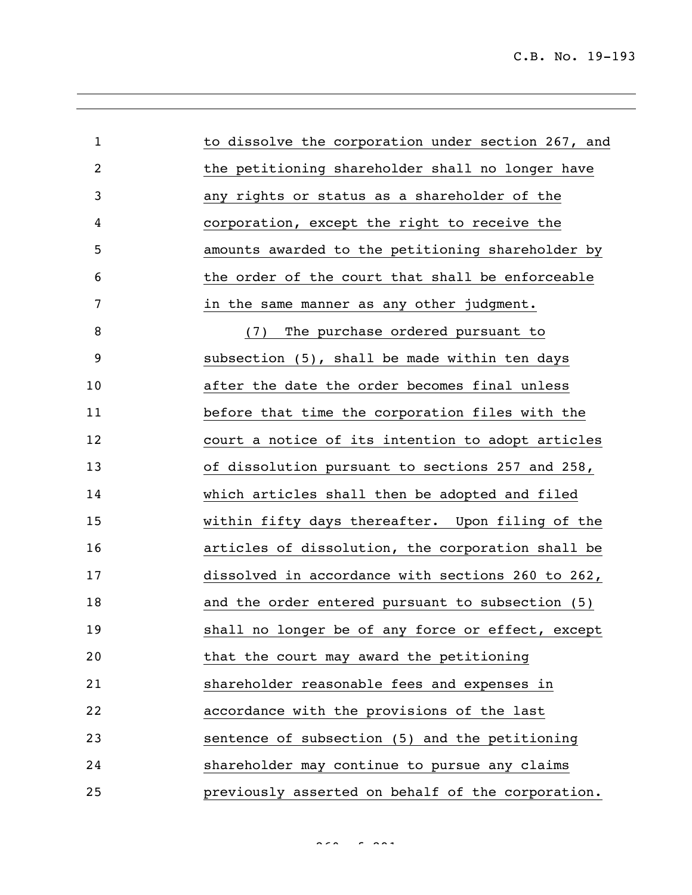to dissolve the corporation under section 267, and the petitioning shareholder shall no longer have any rights or status as a shareholder of the corporation, except the right to receive the amounts awarded to the petitioning shareholder by the order of the court that shall be enforceable in the same manner as any other judgment.

(7) The purchase ordered pursuant to subsection (5), shall be made within ten days after the date the order becomes final unless before that time the corporation files with the court a notice of its intention to adopt articles of dissolution pursuant to sections 257 and 258, which articles shall then be adopted and filed within fifty days thereafter. Upon filing of the articles of dissolution, the corporation shall be dissolved in accordance with sections 260 to 262, and the order entered pursuant to subsection (5) shall no longer be of any force or effect, except that the court may award the petitioning shareholder reasonable fees and expenses in accordance with the provisions of the last sentence of subsection (5) and the petitioning shareholder may continue to pursue any claims previously asserted on behalf of the corporation.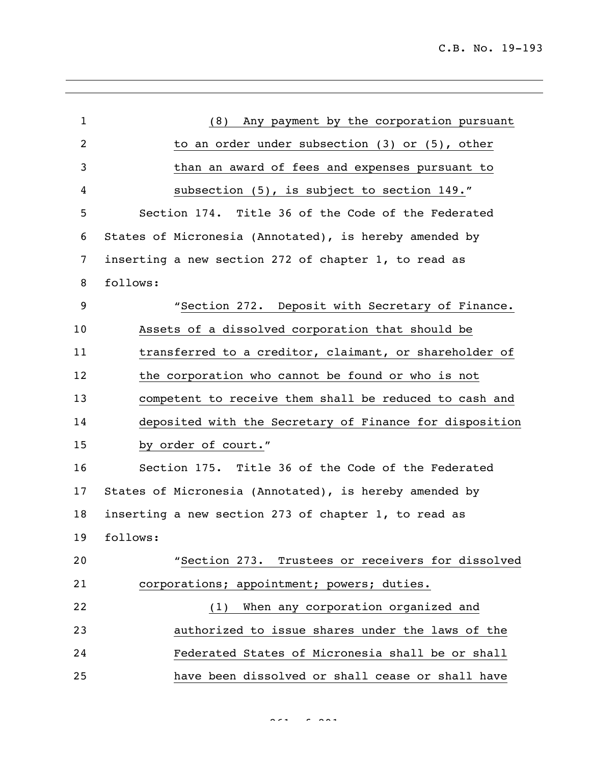(8) Any payment by the corporation pursuant to an order under subsection (3) or (5), other than an award of fees and expenses pursuant to subsection (5), is subject to section 149."

Section 174. Title 36 of the Code of the Federated States of Micronesia (Annotated), is hereby amended by inserting a new section 272 of chapter 1, to read as follows:

"Section 272. Deposit with Secretary of Finance. Assets of a dissolved corporation that should be transferred to a creditor, claimant, or shareholder of the corporation who cannot be found or who is not competent to receive them shall be reduced to cash and deposited with the Secretary of Finance for disposition by order of court."

Section 175. Title 36 of the Code of the Federated States of Micronesia (Annotated), is hereby amended by inserting a new section 273 of chapter 1, to read as follows:

"Section 273. Trustees or receivers for dissolved corporations; appointment; powers; duties.

(1) When any corporation organized and authorized to issue shares under the laws of the Federated States of Micronesia shall be or shall have been dissolved or shall cease or shall have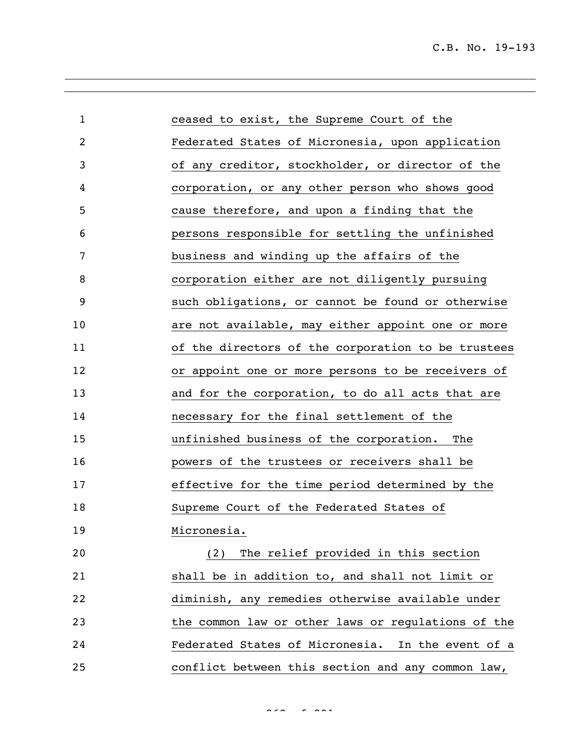ceased to exist, the Supreme Court of the Federated States of Micronesia, upon application of any creditor, stockholder, or director of the corporation, or any other person who shows good cause therefore, and upon a finding that the persons responsible for settling the unfinished business and winding up the affairs of the corporation either are not diligently pursuing such obligations, or cannot be found or otherwise are not available, may either appoint one or more of the directors of the corporation to be trustees or appoint one or more persons to be receivers of and for the corporation, to do all acts that are necessary for the final settlement of the unfinished business of the corporation. The powers of the trustees or receivers shall be effective for the time period determined by the Supreme Court of the Federated States of Micronesia.

(2) The relief provided in this section shall be in addition to, and shall not limit or diminish, any remedies otherwise available under the common law or other laws or regulations of the Federated States of Micronesia. In the event of a conflict between this section and any common law,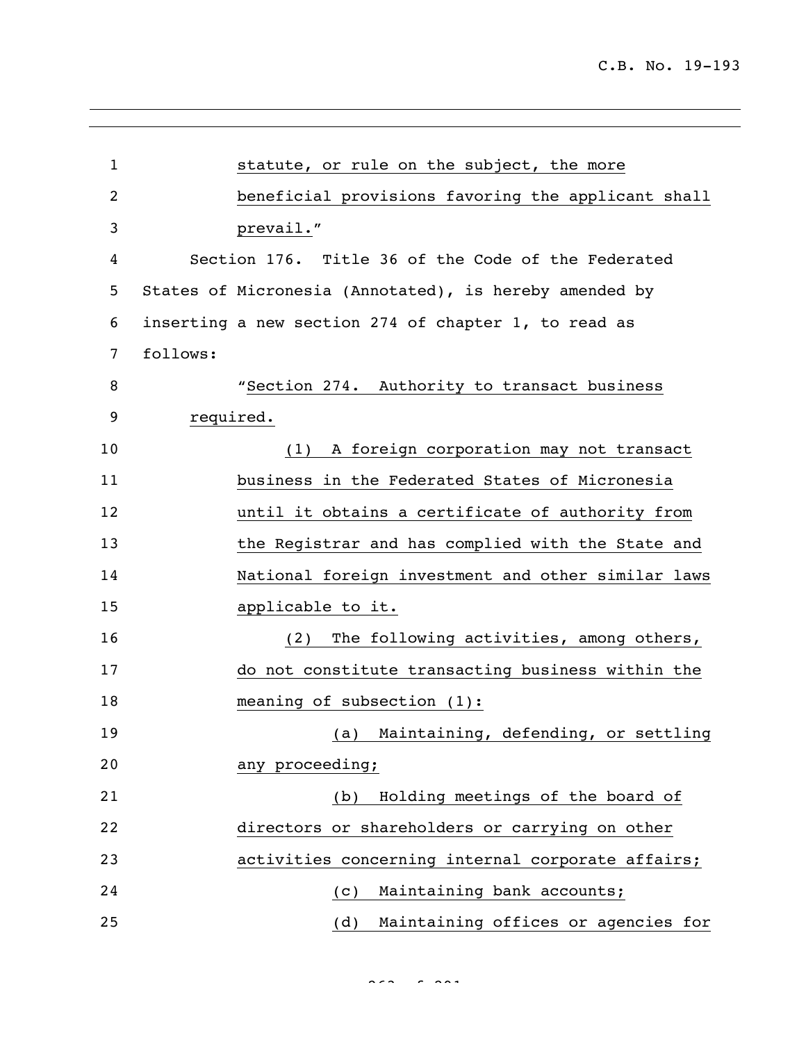statute, or rule on the subject, the more beneficial provisions favoring the applicant shall prevail."

Section 176. Title 36 of the Code of the Federated States of Micronesia (Annotated), is hereby amended by inserting a new section 274 of chapter 1, to read as follows:

"Section 274. Authority to transact business required.

(1) A foreign corporation may not transact business in the Federated States of Micronesia until it obtains a certificate of authority from the Registrar and has complied with the State and National foreign investment and other similar laws applicable to it.

(2) The following activities, among others, do not constitute transacting business within the meaning of subsection (1):

(a) Maintaining, defending, or settling any proceeding;

(b) Holding meetings of the board of directors or shareholders or carrying on other activities concerning internal corporate affairs;

(c) Maintaining bank accounts;

(d) Maintaining offices or agencies for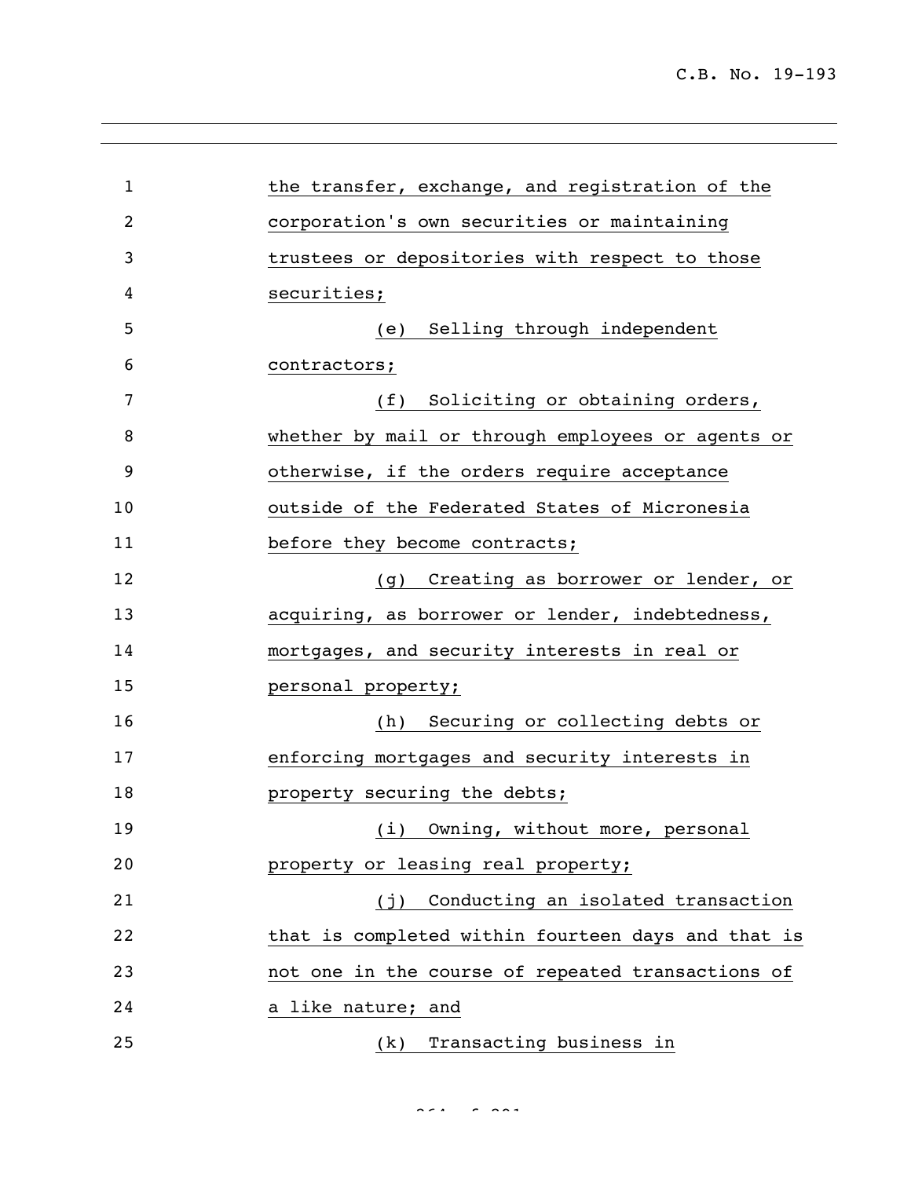the transfer, exchange, and registration of the corporation's own securities or maintaining trustees or depositories with respect to those securities;

(e) Selling through independent contractors;

(f) Soliciting or obtaining orders, whether by mail or through employees or agents or otherwise, if the orders require acceptance outside of the Federated States of Micronesia before they become contracts;

(g) Creating as borrower or lender, or acquiring, as borrower or lender, indebtedness, mortgages, and security interests in real or personal property;

(h) Securing or collecting debts or enforcing mortgages and security interests in property securing the debts;

(i) Owning, without more, personal property or leasing real property;

(j) Conducting an isolated transaction that is completed within fourteen days and that is not one in the course of repeated transactions of a like nature; and

(k) Transacting business in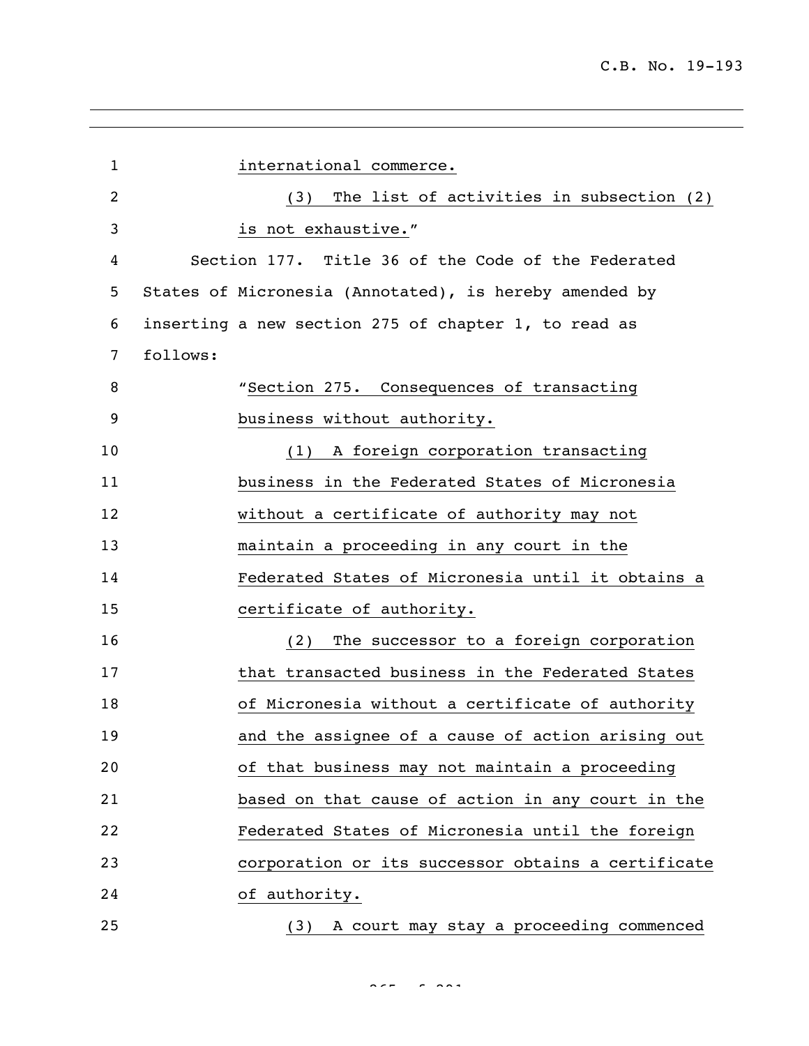international commerce.

(3) The list of activities in subsection (2) is not exhaustive."

Section 177. Title 36 of the Code of the Federated States of Micronesia (Annotated), is hereby amended by inserting a new section 275 of chapter 1, to read as follows:

"Section 275. Consequences of transacting business without authority.

(1) A foreign corporation transacting business in the Federated States of Micronesia without a certificate of authority may not maintain a proceeding in any court in the Federated States of Micronesia until it obtains a certificate of authority.

(2) The successor to a foreign corporation that transacted business in the Federated States of Micronesia without a certificate of authority and the assignee of a cause of action arising out of that business may not maintain a proceeding based on that cause of action in any court in the Federated States of Micronesia until the foreign corporation or its successor obtains a certificate of authority.

(3) A court may stay a proceeding commenced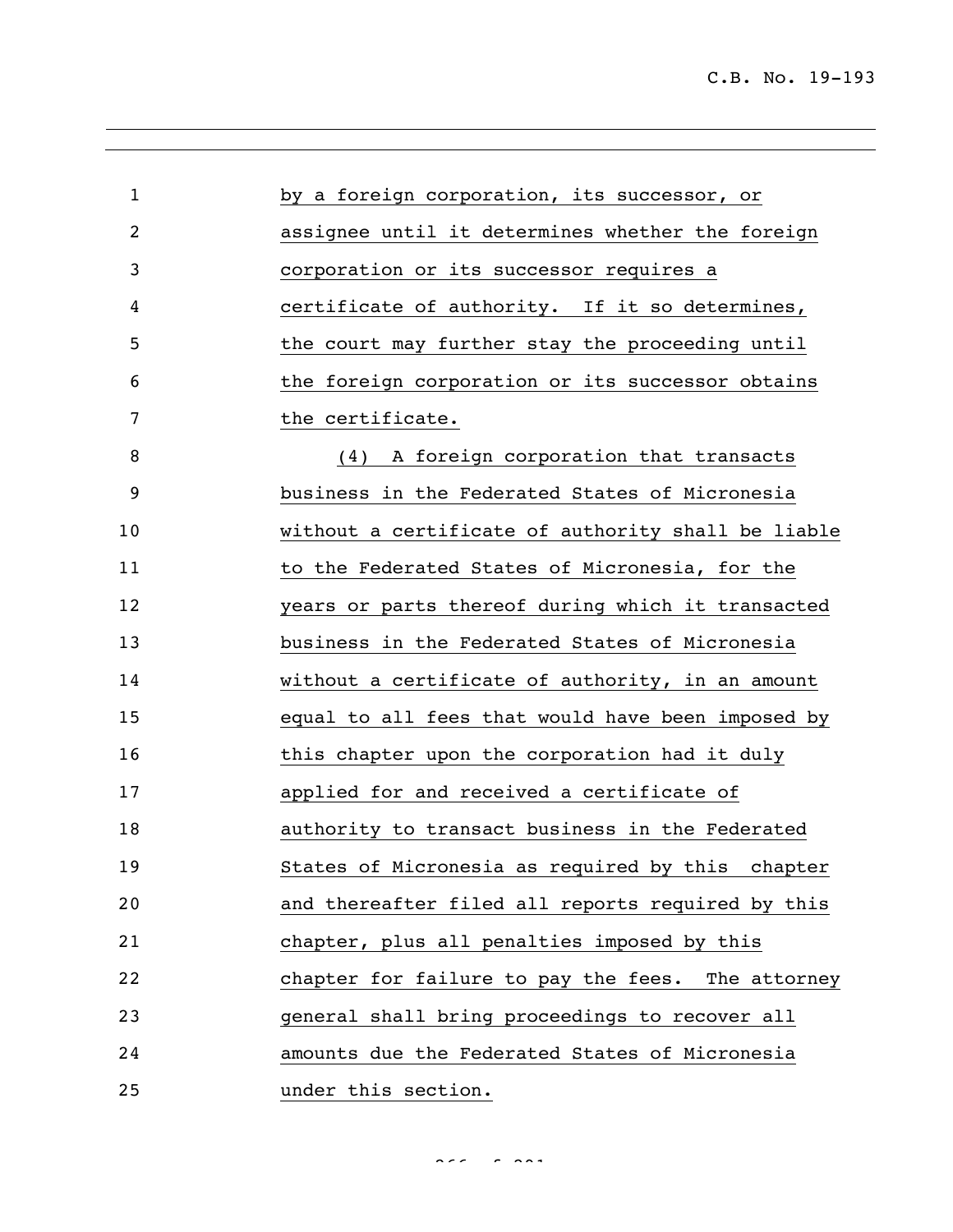by a foreign corporation, its successor, or assignee until it determines whether the foreign corporation or its successor requires a certificate of authority. If it so determines, the court may further stay the proceeding until the foreign corporation or its successor obtains the certificate.

(4) A foreign corporation that transacts business in the Federated States of Micronesia without a certificate of authority shall be liable to the Federated States of Micronesia, for the years or parts thereof during which it transacted business in the Federated States of Micronesia without a certificate of authority, in an amount equal to all fees that would have been imposed by this chapter upon the corporation had it duly applied for and received a certificate of authority to transact business in the Federated States of Micronesia as required by this chapter and thereafter filed all reports required by this chapter, plus all penalties imposed by this chapter for failure to pay the fees. The attorney general shall bring proceedings to recover all amounts due the Federated States of Micronesia under this section.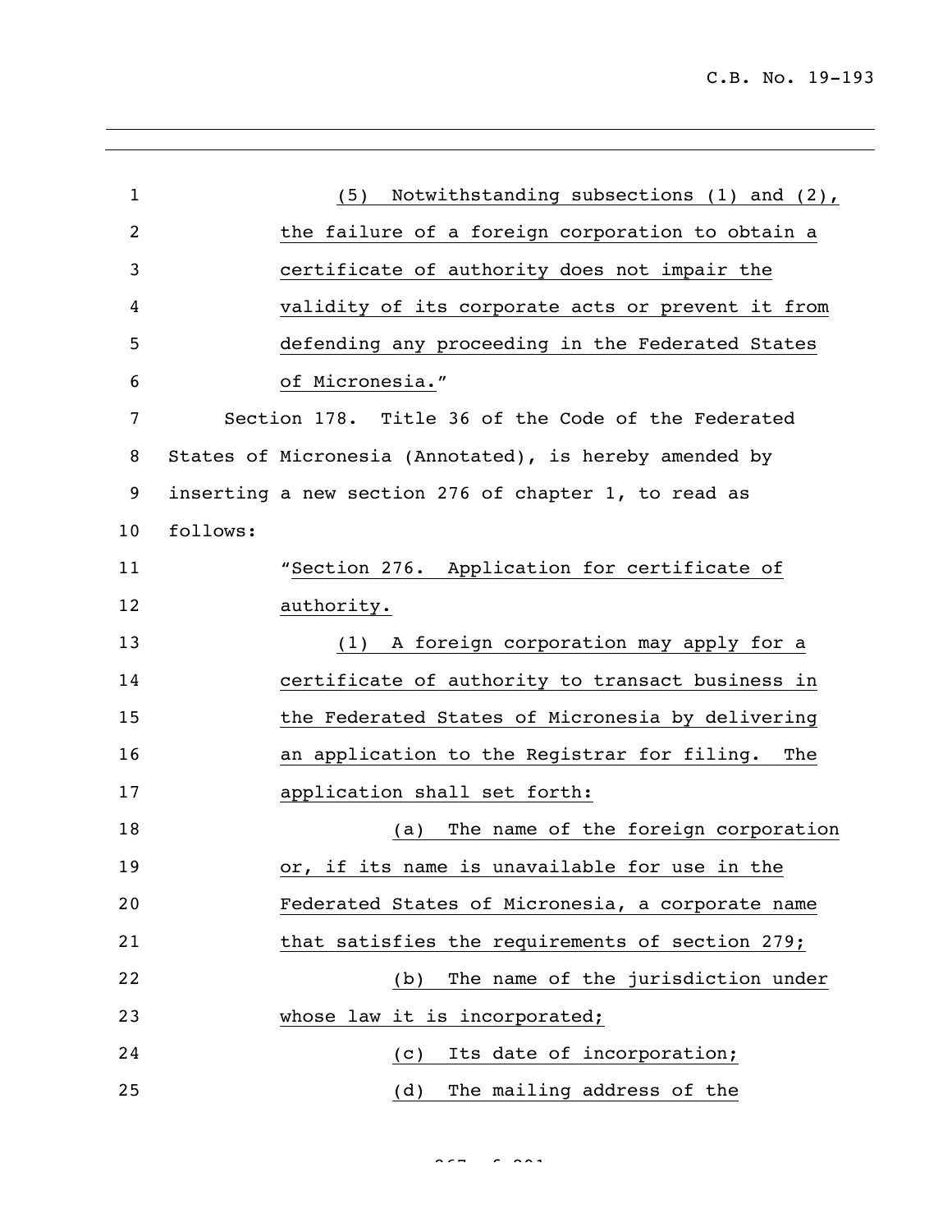(5) Notwithstanding subsections (1) and (2), the failure of a foreign corporation to obtain a certificate of authority does not impair the validity of its corporate acts or prevent it from defending any proceeding in the Federated States of Micronesia."

Section 178. Title 36 of the Code of the Federated States of Micronesia (Annotated), is hereby amended by inserting a new section 276 of chapter 1, to read as follows:

"Section 276. Application for certificate of authority.

(1) A foreign corporation may apply for a certificate of authority to transact business in the Federated States of Micronesia by delivering an application to the Registrar for filing. The application shall set forth:

(a) The name of the foreign corporation or, if its name is unavailable for use in the Federated States of Micronesia, a corporate name that satisfies the requirements of section 279;

(b) The name of the jurisdiction under whose law it is incorporated;

(c) Its date of incorporation;

(d) The mailing address of the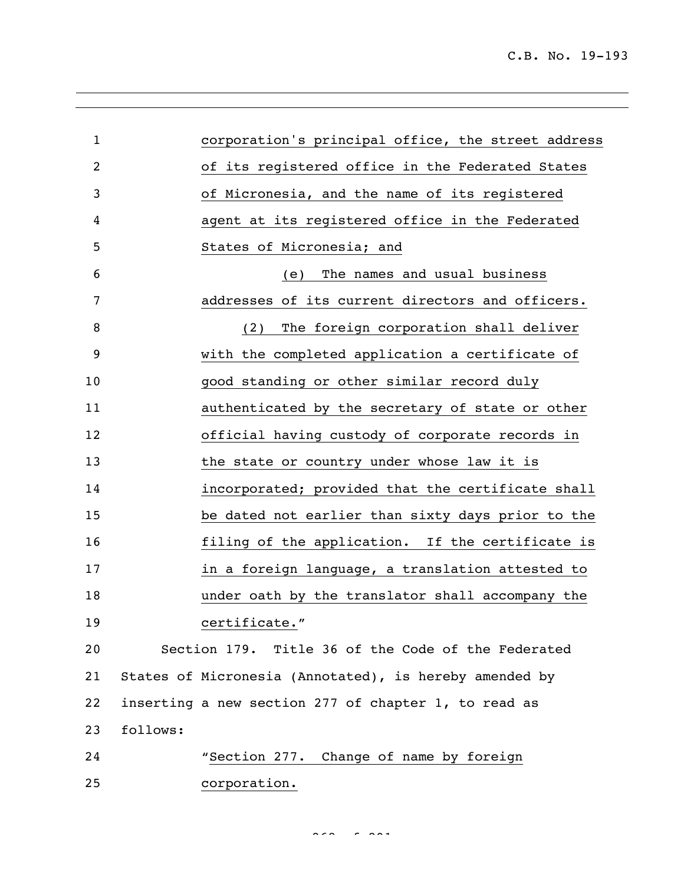corporation's principal office, the street address of its registered office in the Federated States of Micronesia, and the name of its registered agent at its registered office in the Federated States of Micronesia; and

(e) The names and usual business addresses of its current directors and officers.

(2) The foreign corporation shall deliver with the completed application a certificate of good standing or other similar record duly authenticated by the secretary of state or other official having custody of corporate records in the state or country under whose law it is incorporated; provided that the certificate shall be dated not earlier than sixty days prior to the filing of the application. If the certificate is in a foreign language, a translation attested to under oath by the translator shall accompany the certificate."

Section 179. Title 36 of the Code of the Federated States of Micronesia (Annotated), is hereby amended by inserting a new section 277 of chapter 1, to read as follows:

"Section 277. Change of name by foreign corporation.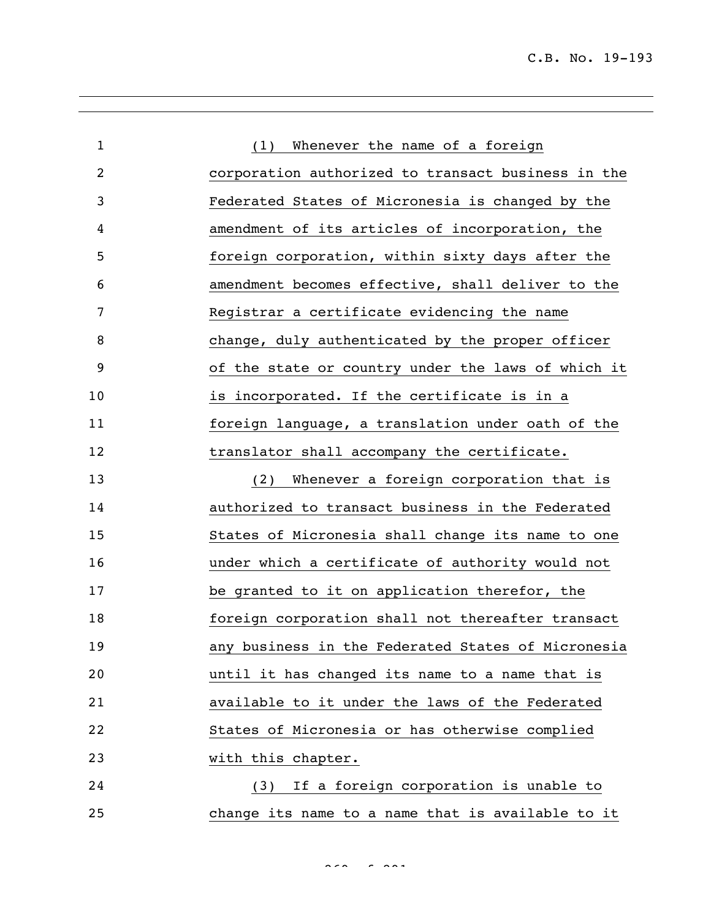(1) Whenever the name of a foreign corporation authorized to transact business in the Federated States of Micronesia is changed by the amendment of its articles of incorporation, the foreign corporation, within sixty days after the amendment becomes effective, shall deliver to the Registrar a certificate evidencing the name change, duly authenticated by the proper officer of the state or country under the laws of which it is incorporated. If the certificate is in a foreign language, a translation under oath of the translator shall accompany the certificate.

(2) Whenever a foreign corporation that is authorized to transact business in the Federated States of Micronesia shall change its name to one under which a certificate of authority would not be granted to it on application therefor, the foreign corporation shall not thereafter transact any business in the Federated States of Micronesia until it has changed its name to a name that is available to it under the laws of the Federated States of Micronesia or has otherwise complied with this chapter.

(3) If a foreign corporation is unable to change its name to a name that is available to it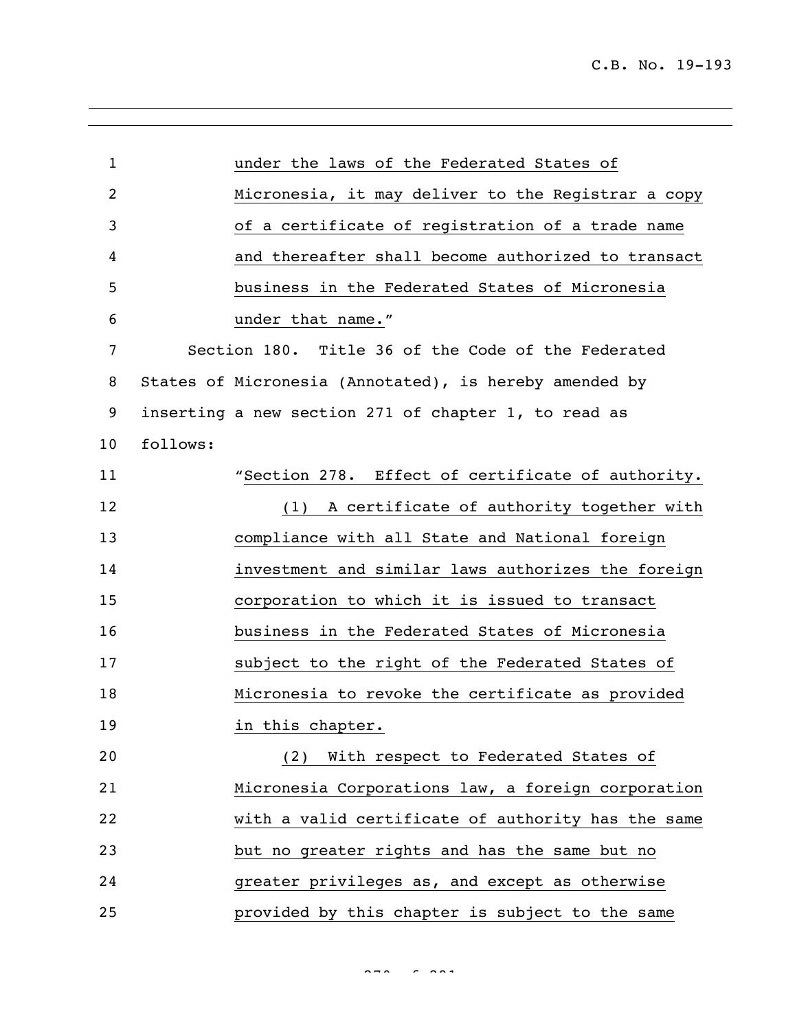under the laws of the Federated States of Micronesia, it may deliver to the Registrar a copy of a certificate of registration of a trade name and thereafter shall become authorized to transact business in the Federated States of Micronesia under that name."

Section 180. Title 36 of the Code of the Federated States of Micronesia (Annotated), is hereby amended by inserting a new section 271 of chapter 1, to read as follows:

"Section 278. Effect of certificate of authority.

(1) A certificate of authority together with compliance with all State and National foreign investment and similar laws authorizes the foreign corporation to which it is issued to transact business in the Federated States of Micronesia subject to the right of the Federated States of Micronesia to revoke the certificate as provided in this chapter.

(2) With respect to Federated States of Micronesia Corporations law, a foreign corporation with a valid certificate of authority has the same but no greater rights and has the same but no greater privileges as, and except as otherwise provided by this chapter is subject to the same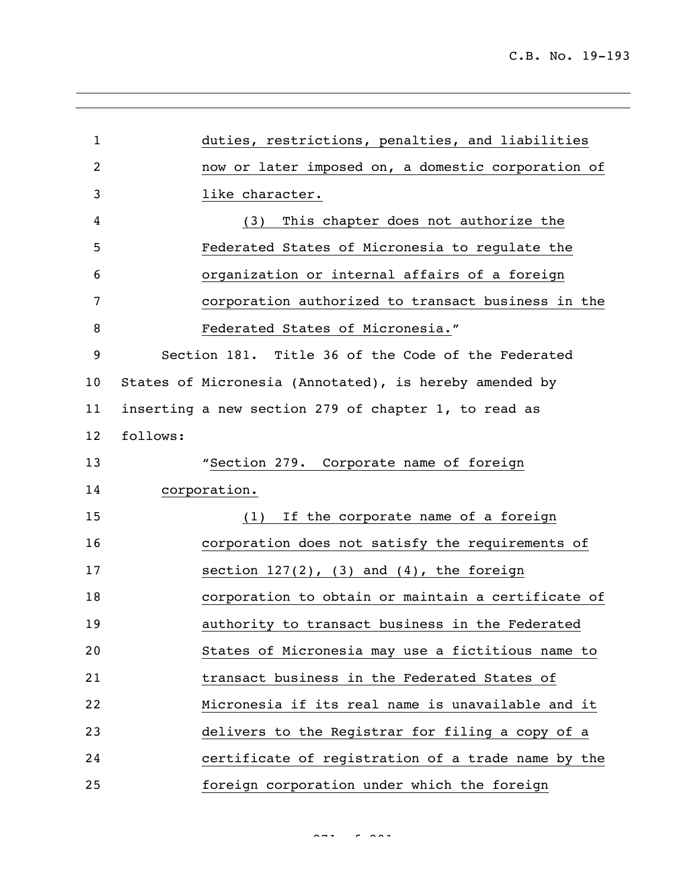duties, restrictions, penalties, and liabilities now or later imposed on, a domestic corporation of like character.

(3) This chapter does not authorize the Federated States of Micronesia to regulate the organization or internal affairs of a foreign corporation authorized to transact business in the Federated States of Micronesia."

Section 181. Title 36 of the Code of the Federated States of Micronesia (Annotated), is hereby amended by inserting a new section 279 of chapter 1, to read as follows:

"Section 279. Corporate name of foreign corporation.

(1) If the corporate name of a foreign corporation does not satisfy the requirements of section 127(2), (3) and (4), the foreign corporation to obtain or maintain a certificate of authority to transact business in the Federated States of Micronesia may use a fictitious name to transact business in the Federated States of Micronesia if its real name is unavailable and it delivers to the Registrar for filing a copy of a certificate of registration of a trade name by the foreign corporation under which the foreign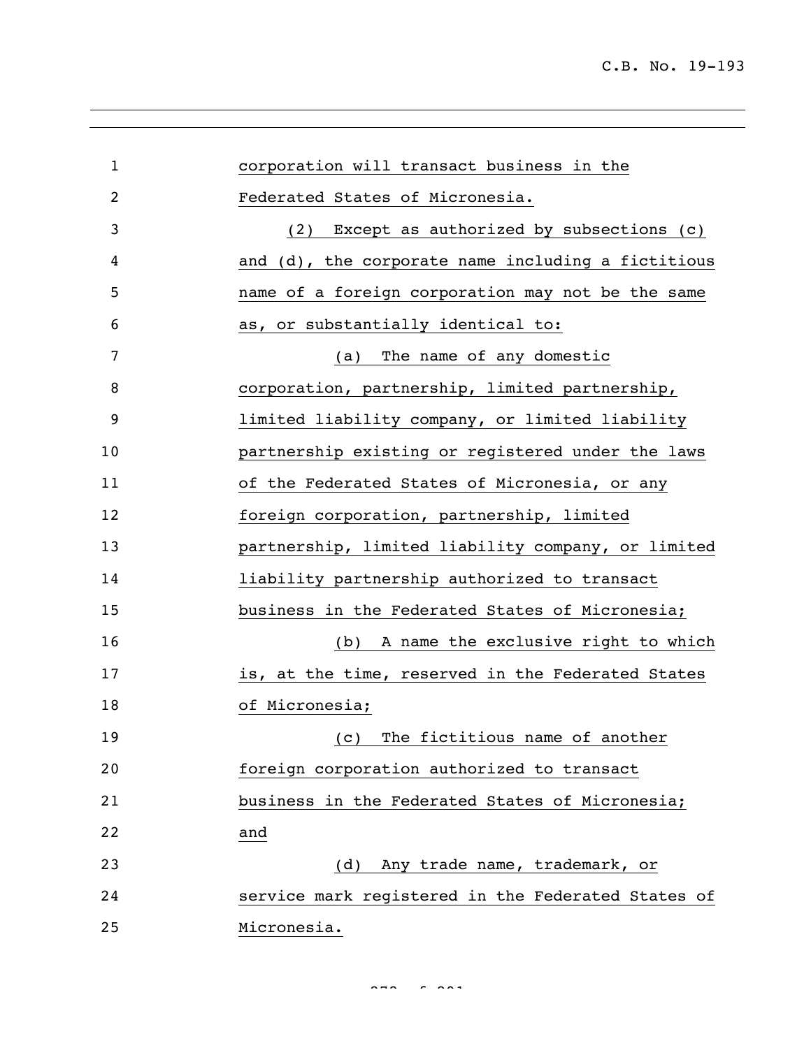corporation will transact business in the Federated States of Micronesia.

(2) Except as authorized by subsections (c) and (d), the corporate name including a fictitious name of a foreign corporation may not be the same as, or substantially identical to:

(a) The name of any domestic corporation, partnership, limited partnership, limited liability company, or limited liability partnership existing or registered under the laws of the Federated States of Micronesia, or any foreign corporation, partnership, limited partnership, limited liability company, or limited liability partnership authorized to transact business in the Federated States of Micronesia;

(b) A name the exclusive right to which is, at the time, reserved in the Federated States of Micronesia;

(c) The fictitious name of another foreign corporation authorized to transact business in the Federated States of Micronesia; and

(d) Any trade name, trademark, or service mark registered in the Federated States of Micronesia.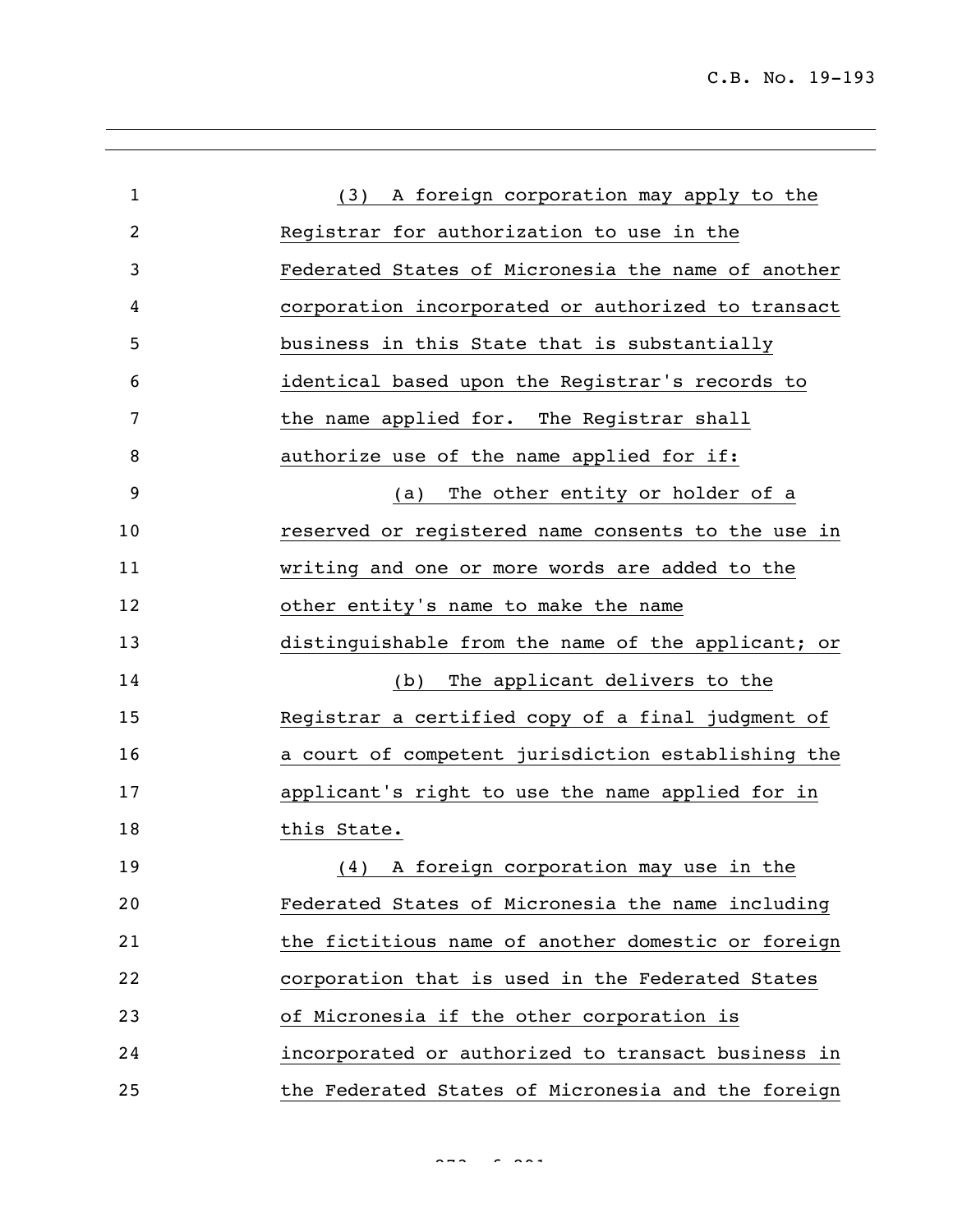(3) A foreign corporation may apply to the Registrar for authorization to use in the Federated States of Micronesia the name of another corporation incorporated or authorized to transact business in this State that is substantially identical based upon the Registrar's records to the name applied for. The Registrar shall authorize use of the name applied for if:

(a) The other entity or holder of a reserved or registered name consents to the use in writing and one or more words are added to the other entity's name to make the name distinguishable from the name of the applicant; or

(b) The applicant delivers to the Registrar a certified copy of a final judgment of a court of competent jurisdiction establishing the applicant's right to use the name applied for in this State.

(4) A foreign corporation may use in the Federated States of Micronesia the name including the fictitious name of another domestic or foreign corporation that is used in the Federated States of Micronesia if the other corporation is incorporated or authorized to transact business in the Federated States of Micronesia and the foreign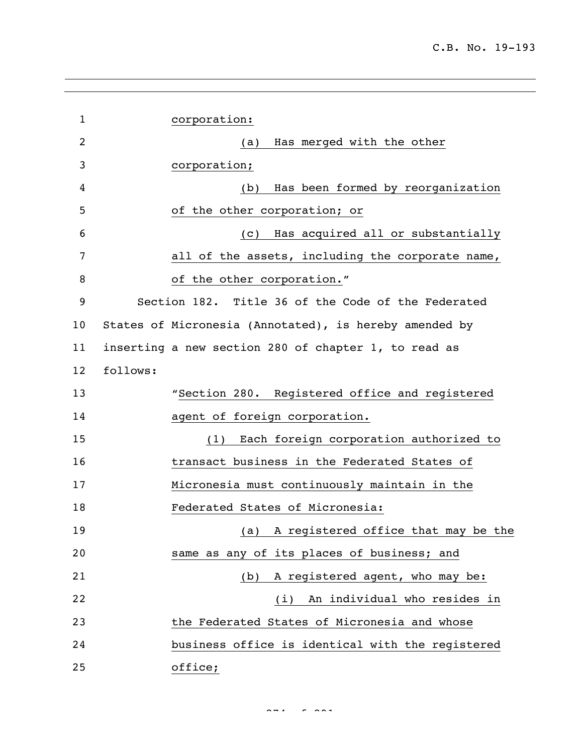corporation:

(a) Has merged with the other corporation;

(b) Has been formed by reorganization of the other corporation; or

(c) Has acquired all or substantially all of the assets, including the corporate name, of the other corporation."

Section 182. Title 36 of the Code of the Federated States of Micronesia (Annotated), is hereby amended by inserting a new section 280 of chapter 1, to read as follows:

"Section 280. Registered office and registered agent of foreign corporation.

(1) Each foreign corporation authorized to transact business in the Federated States of Micronesia must continuously maintain in the Federated States of Micronesia:

(a) A registered office that may be the same as any of its places of business; and

(b) A registered agent, who may be:

(i) An individual who resides in the Federated States of Micronesia and whose business office is identical with the registered office;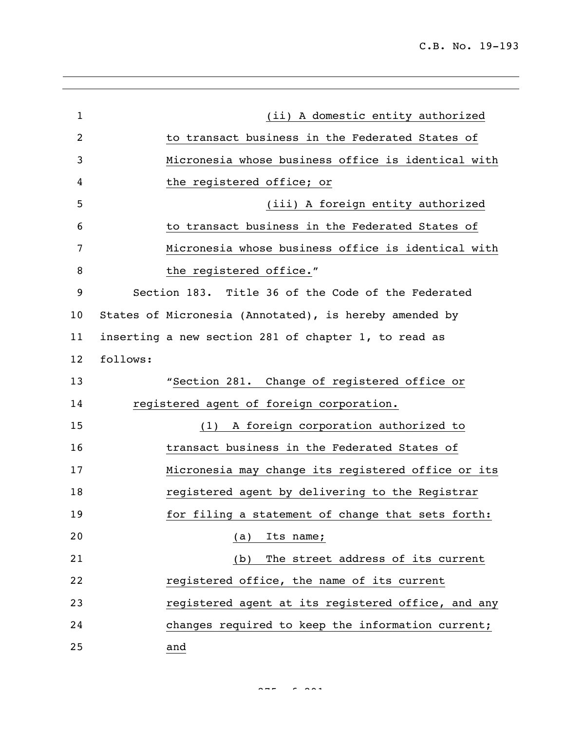(ii) A domestic entity authorized to transact business in the Federated States of Micronesia whose business office is identical with the registered office; or

(iii) A foreign entity authorized to transact business in the Federated States of Micronesia whose business office is identical with the registered office."

Section 183. Title 36 of the Code of the Federated States of Micronesia (Annotated), is hereby amended by inserting a new section 281 of chapter 1, to read as follows:

"Section 281. Change of registered office or registered agent of foreign corporation.

(1) A foreign corporation authorized to transact business in the Federated States of Micronesia may change its registered office or its registered agent by delivering to the Registrar for filing a statement of change that sets forth:

(a) Its name;

(b) The street address of its current registered office, the name of its current registered agent at its registered office, and any changes required to keep the information current; and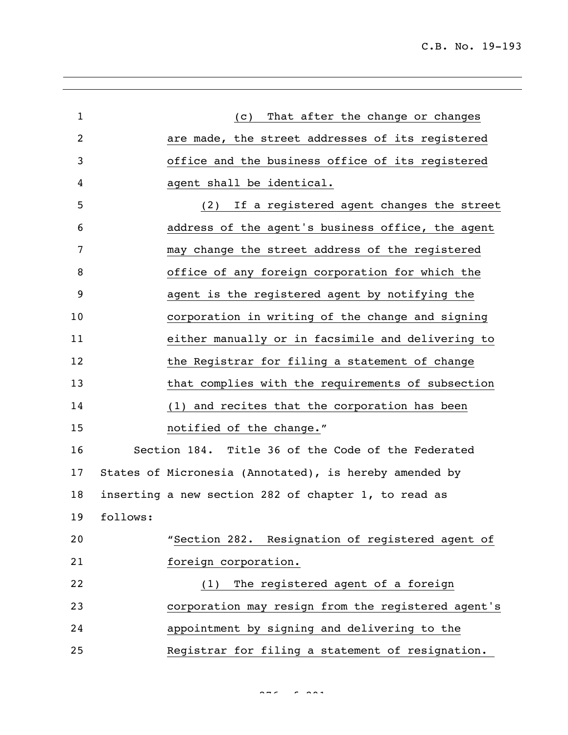(c) That after the change or changes are made, the street addresses of its registered office and the business office of its registered agent shall be identical.

(2) If a registered agent changes the street address of the agent's business office, the agent may change the street address of the registered office of any foreign corporation for which the agent is the registered agent by notifying the corporation in writing of the change and signing either manually or in facsimile and delivering to the Registrar for filing a statement of change that complies with the requirements of subsection (1) and recites that the corporation has been notified of the change."

Section 184. Title 36 of the Code of the Federated States of Micronesia (Annotated), is hereby amended by inserting a new section 282 of chapter 1, to read as follows:

"Section 282. Resignation of registered agent of foreign corporation.

(1) The registered agent of a foreign corporation may resign from the registered agent's appointment by signing and delivering to the Registrar for filing a statement of resignation.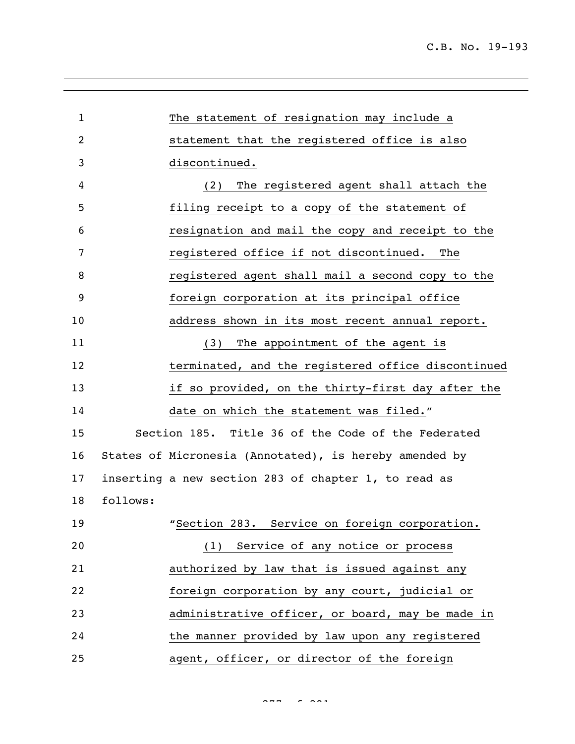The statement of resignation may include a statement that the registered office is also discontinued.

(2) The registered agent shall attach the filing receipt to a copy of the statement of resignation and mail the copy and receipt to the registered office if not discontinued. The registered agent shall mail a second copy to the foreign corporation at its principal office address shown in its most recent annual report.

(3) The appointment of the agent is terminated, and the registered office discontinued if so provided, on the thirty-first day after the date on which the statement was filed."

Section 185. Title 36 of the Code of the Federated States of Micronesia (Annotated), is hereby amended by inserting a new section 283 of chapter 1, to read as follows:

"Section 283. Service on foreign corporation.

(1) Service of any notice or process authorized by law that is issued against any foreign corporation by any court, judicial or administrative officer, or board, may be made in the manner provided by law upon any registered agent, officer, or director of the foreign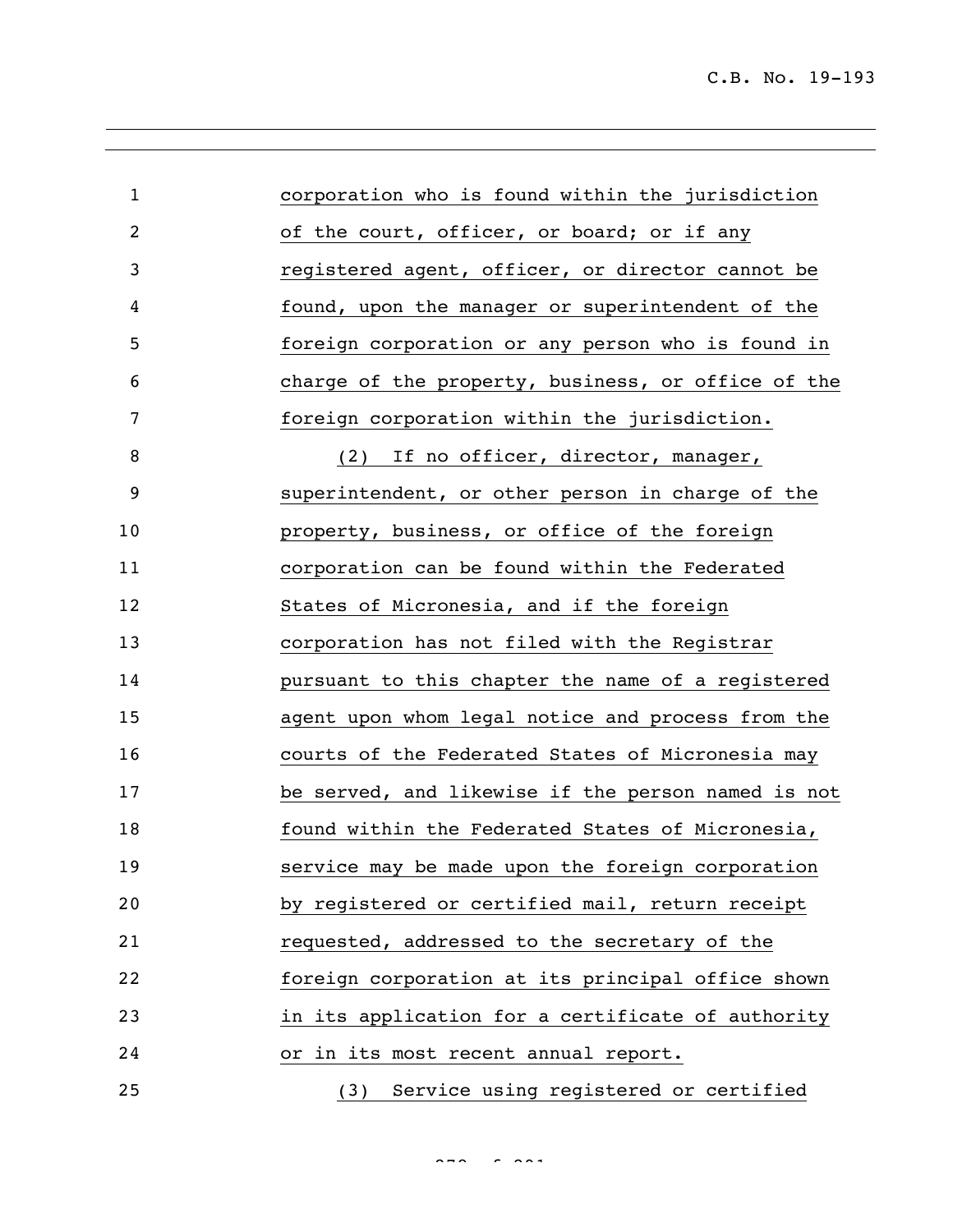corporation who is found within the jurisdiction of the court, officer, or board; or if any registered agent, officer, or director cannot be found, upon the manager or superintendent of the foreign corporation or any person who is found in charge of the property, business, or office of the foreign corporation within the jurisdiction.

(2) If no officer, director, manager, superintendent, or other person in charge of the property, business, or office of the foreign corporation can be found within the Federated States of Micronesia, and if the foreign corporation has not filed with the Registrar pursuant to this chapter the name of a registered agent upon whom legal notice and process from the courts of the Federated States of Micronesia may be served, and likewise if the person named is not found within the Federated States of Micronesia, service may be made upon the foreign corporation by registered or certified mail, return receipt requested, addressed to the secretary of the foreign corporation at its principal office shown in its application for a certificate of authority or in its most recent annual report.

(3) Service using registered or certified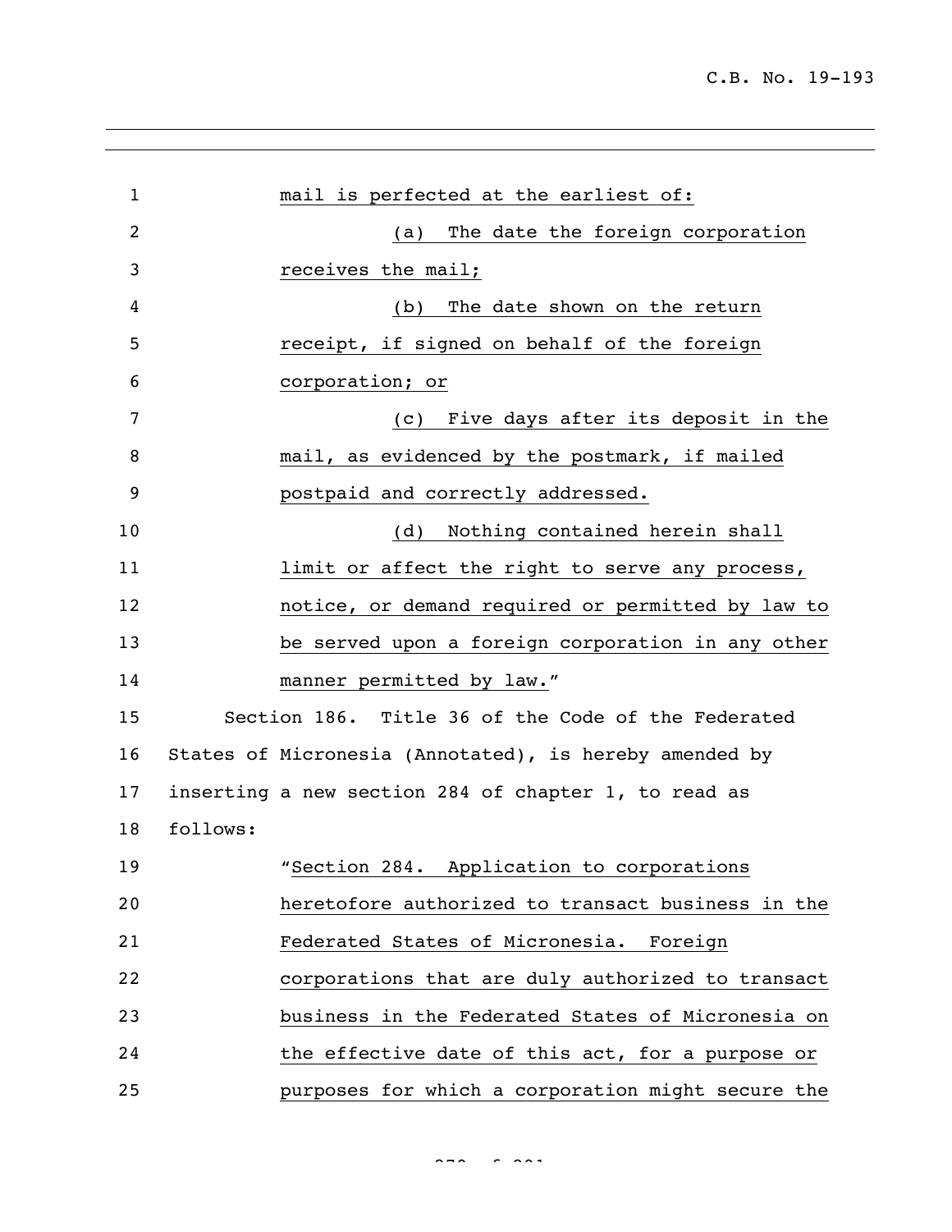mail is perfected at the earliest of:

(a) The date the foreign corporation receives the mail;

(b) The date shown on the return receipt, if signed on behalf of the foreign corporation; or

(c) Five days after its deposit in the mail, as evidenced by the postmark, if mailed postpaid and correctly addressed.

(d) Nothing contained herein shall limit or affect the right to serve any process, notice, or demand required or permitted by law to be served upon a foreign corporation in any other manner permitted by law."

Section 186. Title 36 of the Code of the Federated States of Micronesia (Annotated), is hereby amended by inserting a new section 284 of chapter 1, to read as follows:

"Section 284. Application to corporations heretofore authorized to transact business in the Federated States of Micronesia. Foreign corporations that are duly authorized to transact business in the Federated States of Micronesia on the effective date of this act, for a purpose or purposes for which a corporation might secure the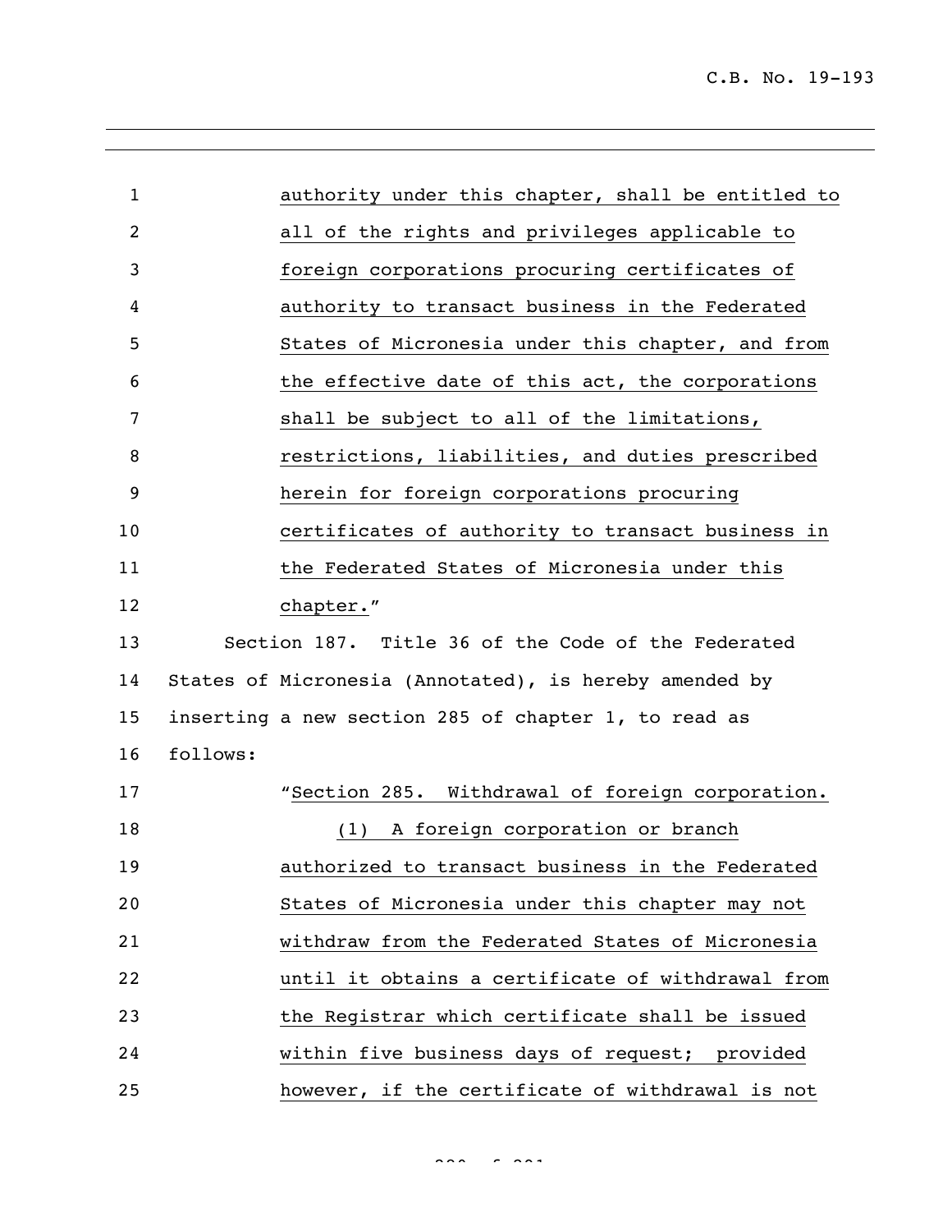authority under this chapter, shall be entitled to all of the rights and privileges applicable to foreign corporations procuring certificates of authority to transact business in the Federated States of Micronesia under this chapter, and from the effective date of this act, the corporations shall be subject to all of the limitations, restrictions, liabilities, and duties prescribed herein for foreign corporations procuring certificates of authority to transact business in the Federated States of Micronesia under this chapter."

Section 187. Title 36 of the Code of the Federated States of Micronesia (Annotated), is hereby amended by inserting a new section 285 of chapter 1, to read as follows:

"Section 285. Withdrawal of foreign corporation.

(1) A foreign corporation or branch authorized to transact business in the Federated States of Micronesia under this chapter may not withdraw from the Federated States of Micronesia until it obtains a certificate of withdrawal from the Registrar which certificate shall be issued within five business days of request; provided however, if the certificate of withdrawal is not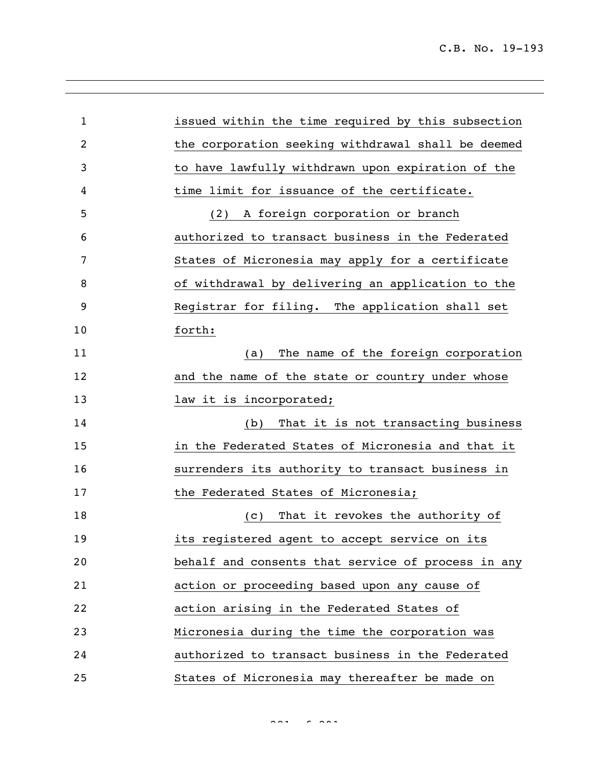issued within the time required by this subsection the corporation seeking withdrawal shall be deemed to have lawfully withdrawn upon expiration of the time limit for issuance of the certificate.

(2) A foreign corporation or branch authorized to transact business in the Federated States of Micronesia may apply for a certificate of withdrawal by delivering an application to the Registrar for filing. The application shall set forth:

(a) The name of the foreign corporation and the name of the state or country under whose law it is incorporated;

(b) That it is not transacting business in the Federated States of Micronesia and that it surrenders its authority to transact business in the Federated States of Micronesia;

(c) That it revokes the authority of its registered agent to accept service on its behalf and consents that service of process in any action or proceeding based upon any cause of action arising in the Federated States of Micronesia during the time the corporation was authorized to transact business in the Federated States of Micronesia may thereafter be made on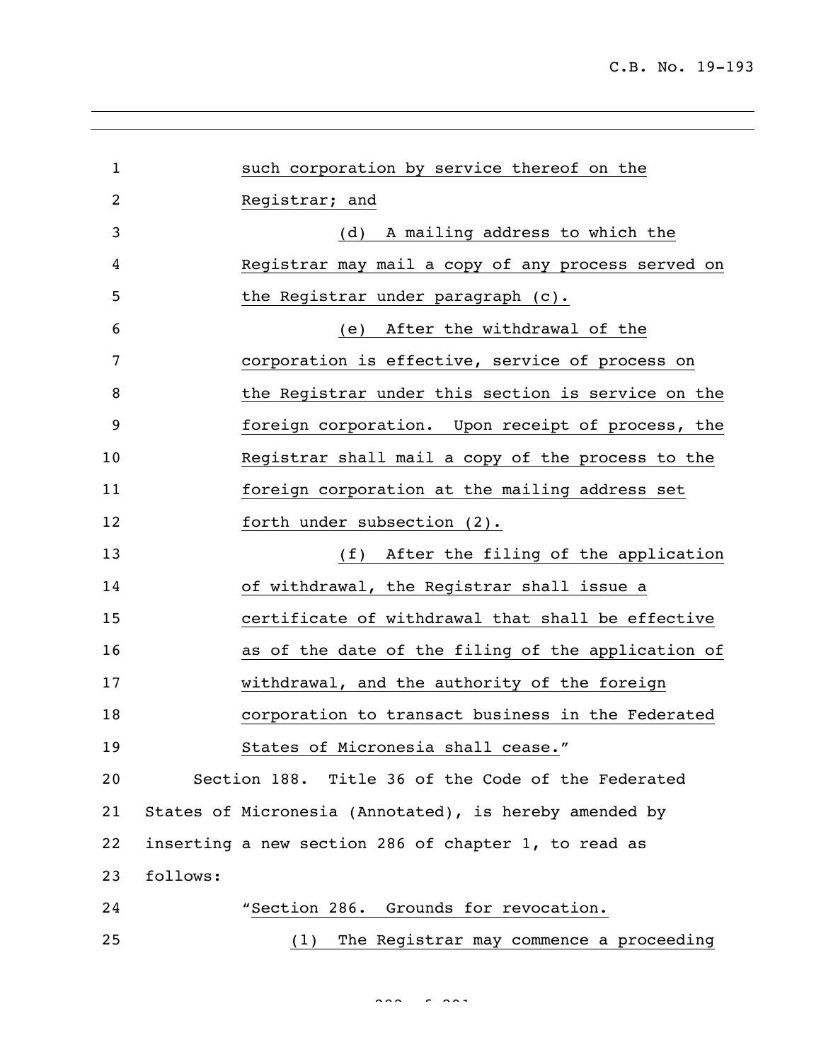such corporation by service thereof on the Registrar; and

(d) A mailing address to which the Registrar may mail a copy of any process served on the Registrar under paragraph (c).

(e) After the withdrawal of the corporation is effective, service of process on the Registrar under this section is service on the foreign corporation. Upon receipt of process, the Registrar shall mail a copy of the process to the foreign corporation at the mailing address set forth under subsection (2).

(f) After the filing of the application of withdrawal, the Registrar shall issue a certificate of withdrawal that shall be effective as of the date of the filing of the application of withdrawal, and the authority of the foreign corporation to transact business in the Federated States of Micronesia shall cease."

Section 188. Title 36 of the Code of the Federated States of Micronesia (Annotated), is hereby amended by inserting a new section 286 of chapter 1, to read as follows:

"Section 286. Grounds for revocation.

(1) The Registrar may commence a proceeding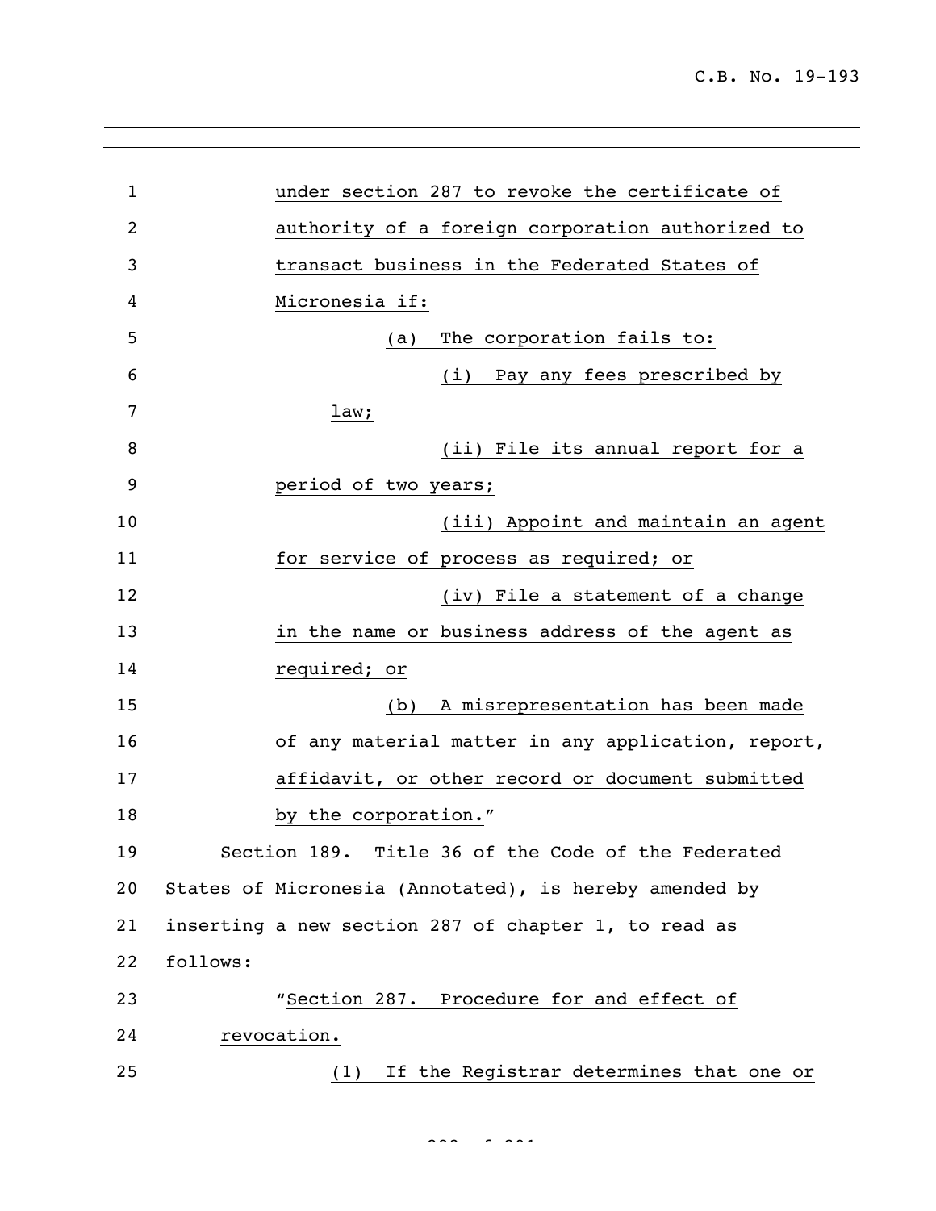under section 287 to revoke the certificate of authority of a foreign corporation authorized to transact business in the Federated States of Micronesia if:

(a) The corporation fails to:

(i) Pay any fees prescribed by law;

(ii) File its annual report for a period of two years;

(iii) Appoint and maintain an agent for service of process as required; or

(iv) File a statement of a change in the name or business address of the agent as required; or

(b) A misrepresentation has been made of any material matter in any application, report, affidavit, or other record or document submitted by the corporation."

Section 189. Title 36 of the Code of the Federated States of Micronesia (Annotated), is hereby amended by inserting a new section 287 of chapter 1, to read as follows:

"Section 287. Procedure for and effect of revocation.

(1) If the Registrar determines that one or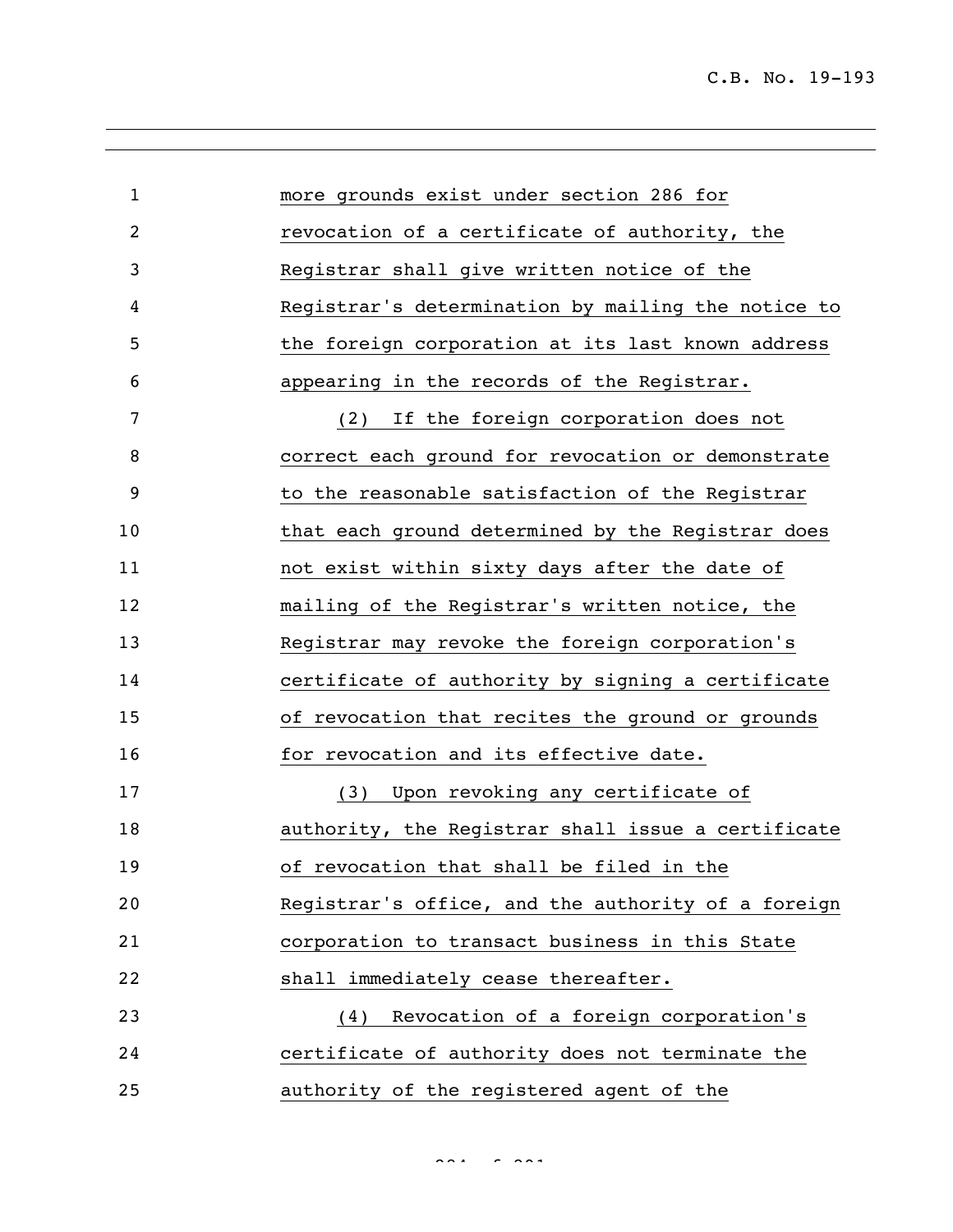more grounds exist under section 286 for revocation of a certificate of authority, the Registrar shall give written notice of the Registrar's determination by mailing the notice to the foreign corporation at its last known address appearing in the records of the Registrar.

(2) If the foreign corporation does not correct each ground for revocation or demonstrate to the reasonable satisfaction of the Registrar that each ground determined by the Registrar does not exist within sixty days after the date of mailing of the Registrar's written notice, the Registrar may revoke the foreign corporation's certificate of authority by signing a certificate of revocation that recites the ground or grounds for revocation and its effective date.

(3) Upon revoking any certificate of authority, the Registrar shall issue a certificate of revocation that shall be filed in the Registrar's office, and the authority of a foreign corporation to transact business in this State shall immediately cease thereafter.

(4) Revocation of a foreign corporation's certificate of authority does not terminate the authority of the registered agent of the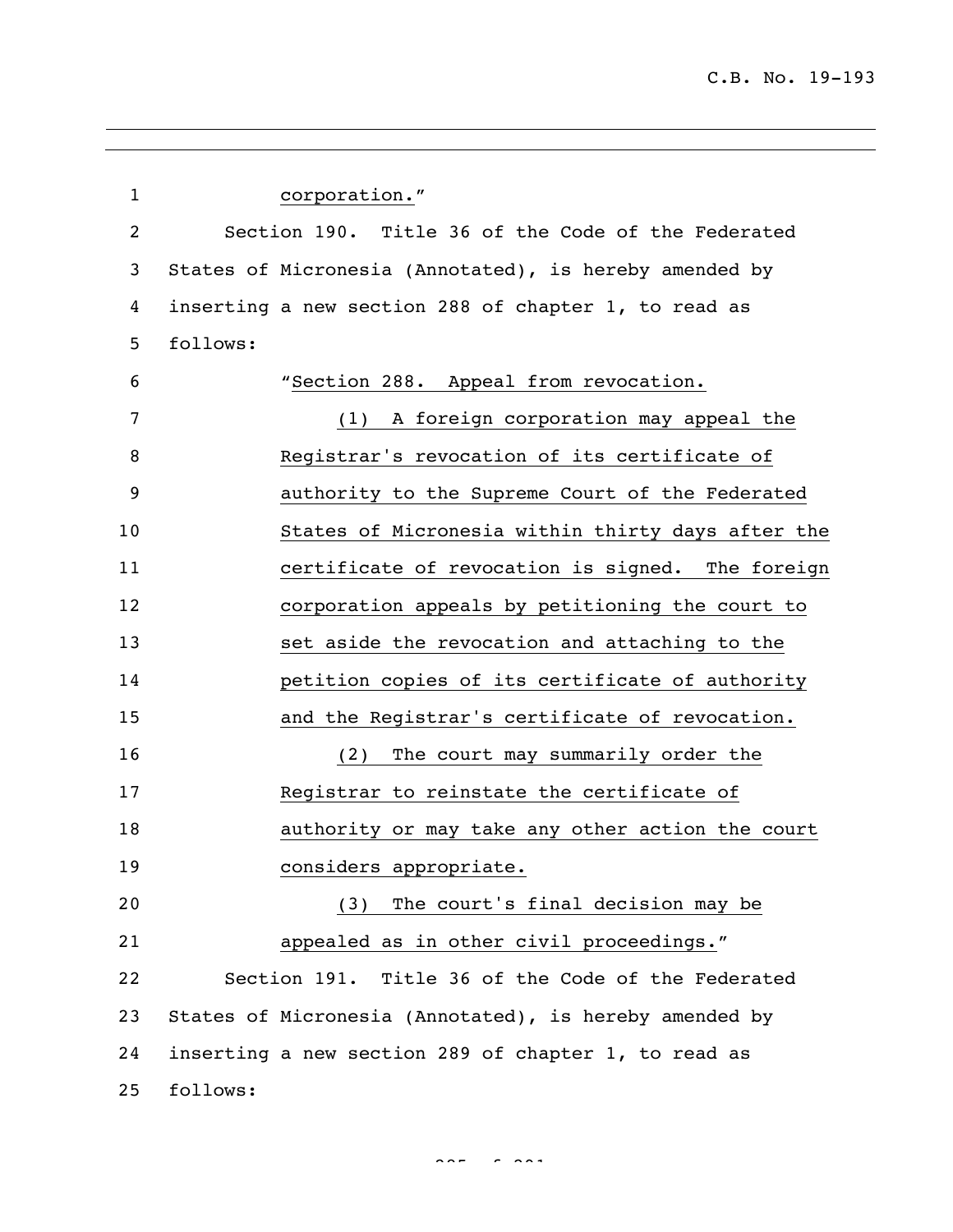corporation."

Section 190. Title 36 of the Code of the Federated States of Micronesia (Annotated), is hereby amended by inserting a new section 288 of chapter 1, to read as follows:

"Section 288. Appeal from revocation.

(1) A foreign corporation may appeal the Registrar's revocation of its certificate of authority to the Supreme Court of the Federated States of Micronesia within thirty days after the certificate of revocation is signed. The foreign corporation appeals by petitioning the court to set aside the revocation and attaching to the petition copies of its certificate of authority and the Registrar's certificate of revocation.

(2) The court may summarily order the Registrar to reinstate the certificate of authority or may take any other action the court considers appropriate.

(3) The court's final decision may be appealed as in other civil proceedings."

Section 191. Title 36 of the Code of the Federated States of Micronesia (Annotated), is hereby amended by inserting a new section 289 of chapter 1, to read as follows: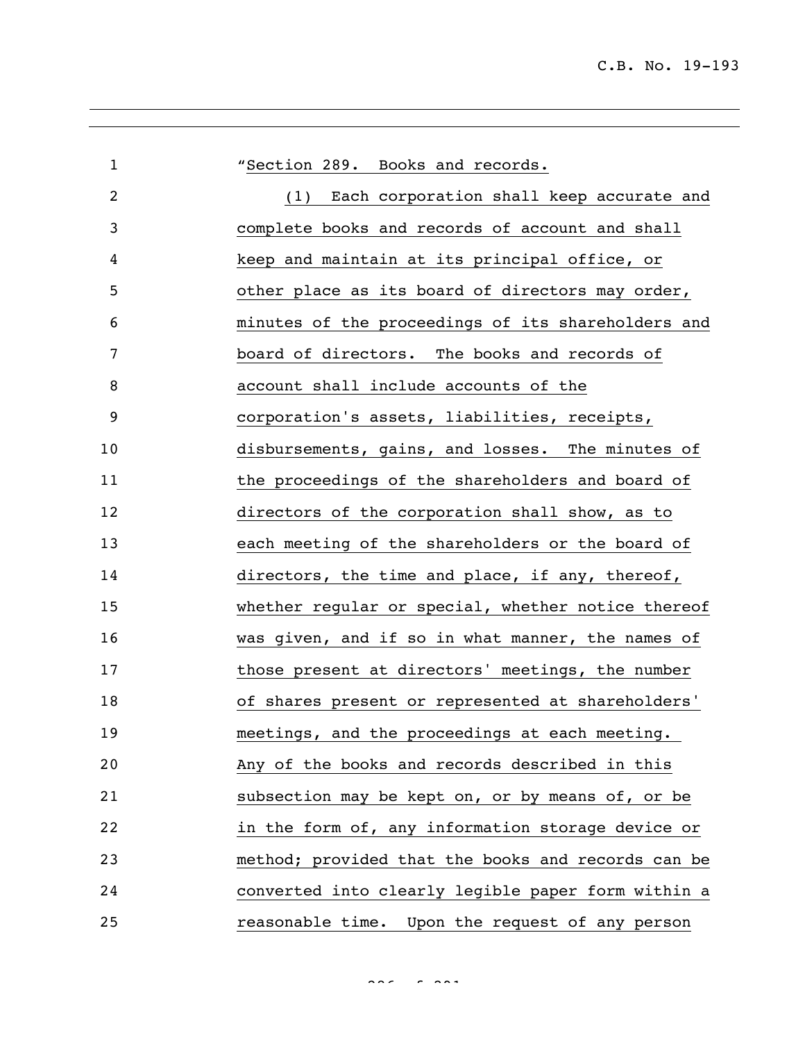"Section 289. Books and records.

(1) Each corporation shall keep accurate and complete books and records of account and shall keep and maintain at its principal office, or other place as its board of directors may order, minutes of the proceedings of its shareholders and board of directors. The books and records of account shall include accounts of the corporation's assets, liabilities, receipts, disbursements, gains, and losses. The minutes of the proceedings of the shareholders and board of directors of the corporation shall show, as to each meeting of the shareholders or the board of directors, the time and place, if any, thereof, whether regular or special, whether notice thereof was given, and if so in what manner, the names of those present at directors' meetings, the number of shares present or represented at shareholders' meetings, and the proceedings at each meeting. Any of the books and records described in this subsection may be kept on, or by means of, or be in the form of, any information storage device or method; provided that the books and records can be converted into clearly legible paper form within a reasonable time. Upon the request of any person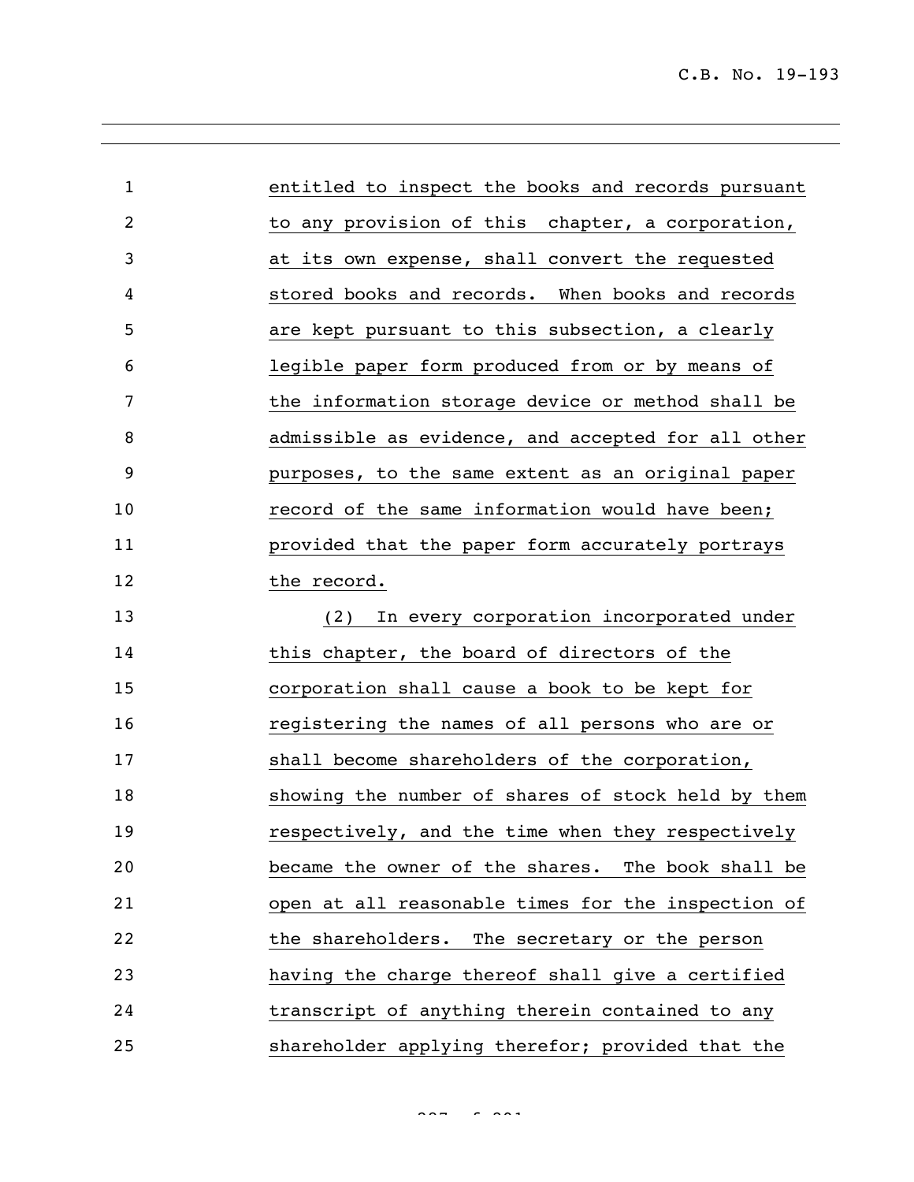entitled to inspect the books and records pursuant to any provision of this chapter, a corporation, at its own expense, shall convert the requested stored books and records. When books and records are kept pursuant to this subsection, a clearly legible paper form produced from or by means of the information storage device or method shall be admissible as evidence, and accepted for all other purposes, to the same extent as an original paper record of the same information would have been; provided that the paper form accurately portrays the record.

(2) In every corporation incorporated under this chapter, the board of directors of the corporation shall cause a book to be kept for registering the names of all persons who are or shall become shareholders of the corporation, showing the number of shares of stock held by them respectively, and the time when they respectively became the owner of the shares. The book shall be open at all reasonable times for the inspection of the shareholders. The secretary or the person having the charge thereof shall give a certified transcript of anything therein contained to any shareholder applying therefor; provided that the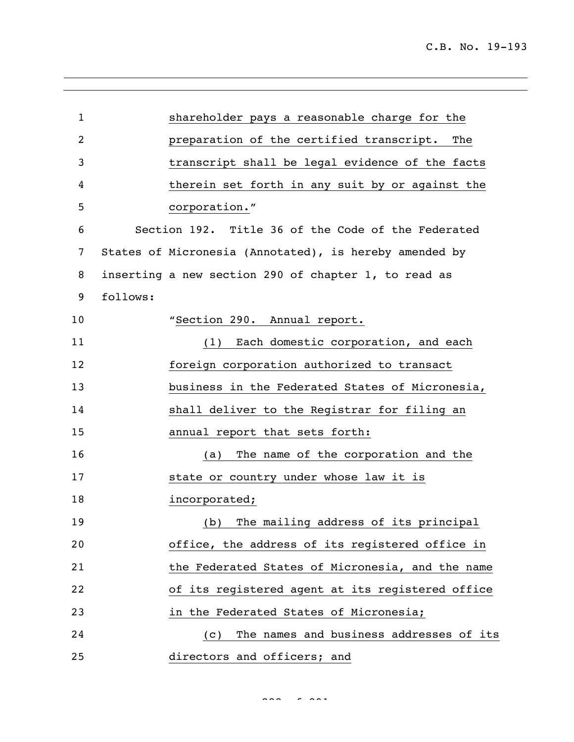shareholder pays a reasonable charge for the preparation of the certified transcript. The transcript shall be legal evidence of the facts therein set forth in any suit by or against the corporation."

Section 192. Title 36 of the Code of the Federated States of Micronesia (Annotated), is hereby amended by inserting a new section 290 of chapter 1, to read as follows:

"Section 290. Annual report.

(1) Each domestic corporation, and each foreign corporation authorized to transact business in the Federated States of Micronesia, shall deliver to the Registrar for filing an annual report that sets forth:

(a) The name of the corporation and the state or country under whose law it is incorporated;

(b) The mailing address of its principal office, the address of its registered office in the Federated States of Micronesia, and the name of its registered agent at its registered office in the Federated States of Micronesia;

(c) The names and business addresses of its directors and officers; and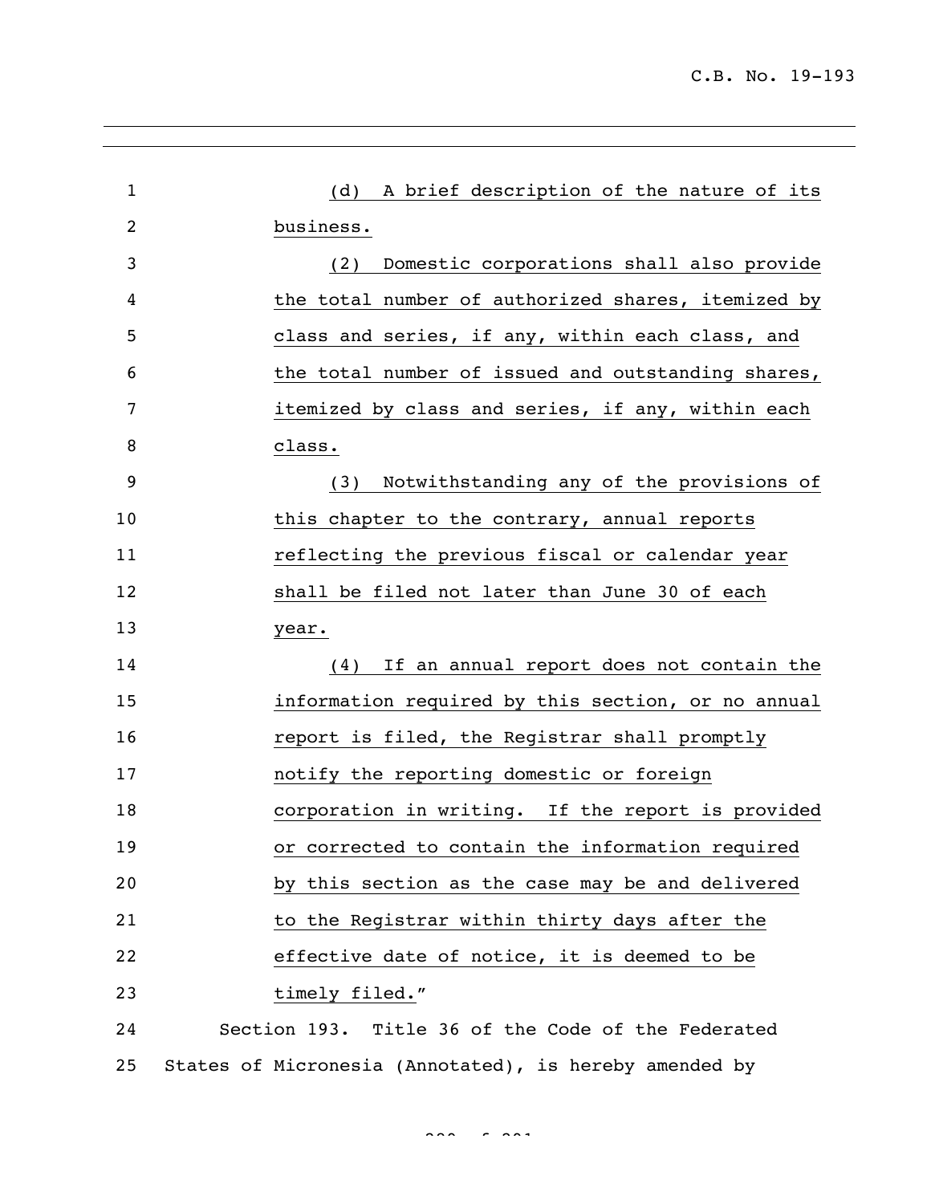(d) A brief description of the nature of its business.

(2) Domestic corporations shall also provide the total number of authorized shares, itemized by class and series, if any, within each class, and the total number of issued and outstanding shares, itemized by class and series, if any, within each class.

(3) Notwithstanding any of the provisions of this chapter to the contrary, annual reports reflecting the previous fiscal or calendar year shall be filed not later than June 30 of each year.

(4) If an annual report does not contain the information required by this section, or no annual report is filed, the Registrar shall promptly notify the reporting domestic or foreign corporation in writing. If the report is provided or corrected to contain the information required by this section as the case may be and delivered to the Registrar within thirty days after the effective date of notice, it is deemed to be timely filed."

Section 193. Title 36 of the Code of the Federated States of Micronesia (Annotated), is hereby amended by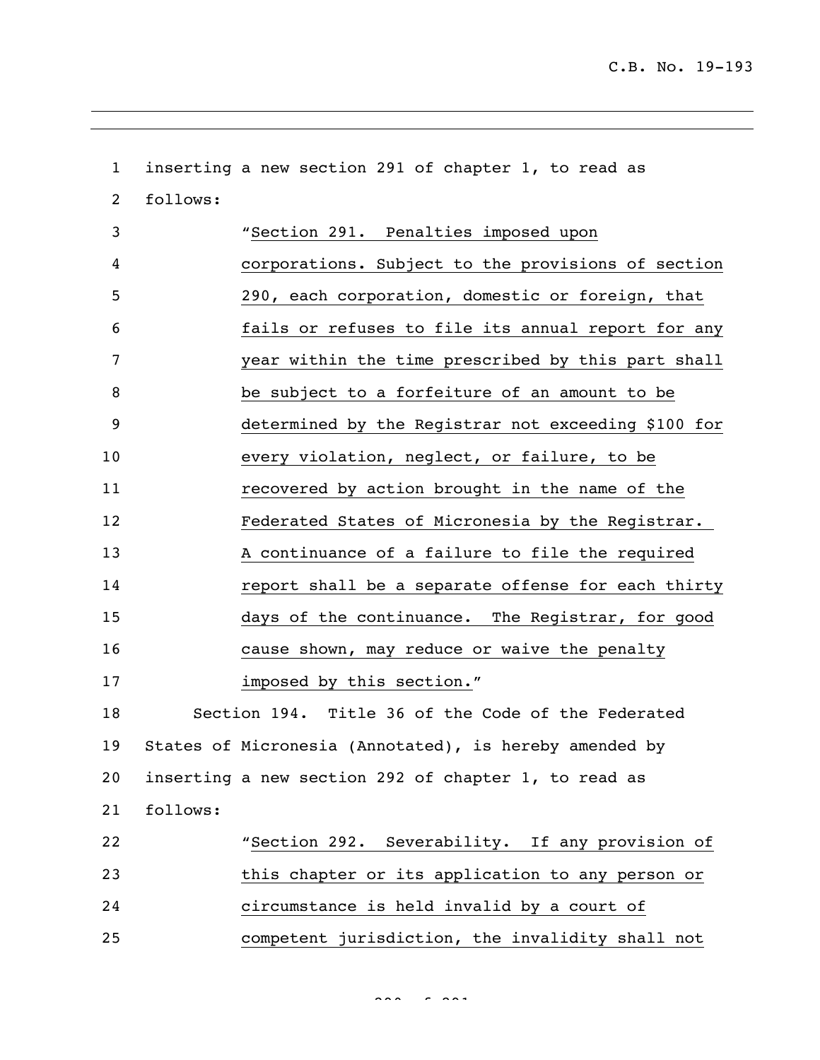inserting a new section 291 of chapter 1, to read as follows:

"Section 291. Penalties imposed upon corporations. Subject to the provisions of section 290, each corporation, domestic or foreign, that fails or refuses to file its annual report for any year within the time prescribed by this part shall be subject to a forfeiture of an amount to be determined by the Registrar not exceeding $100 for every violation, neglect, or failure, to be recovered by action brought in the name of the Federated States of Micronesia by the Registrar. A continuance of a failure to file the required report shall be a separate offense for each thirty days of the continuance. The Registrar, for good cause shown, may reduce or waive the penalty imposed by this section."

Section 194. Title 36 of the Code of the Federated States of Micronesia (Annotated), is hereby amended by inserting a new section 292 of chapter 1, to read as follows:

"Section 292. Severability. If any provision of this chapter or its application to any person or circumstance is held invalid by a court of competent jurisdiction, the invalidity shall not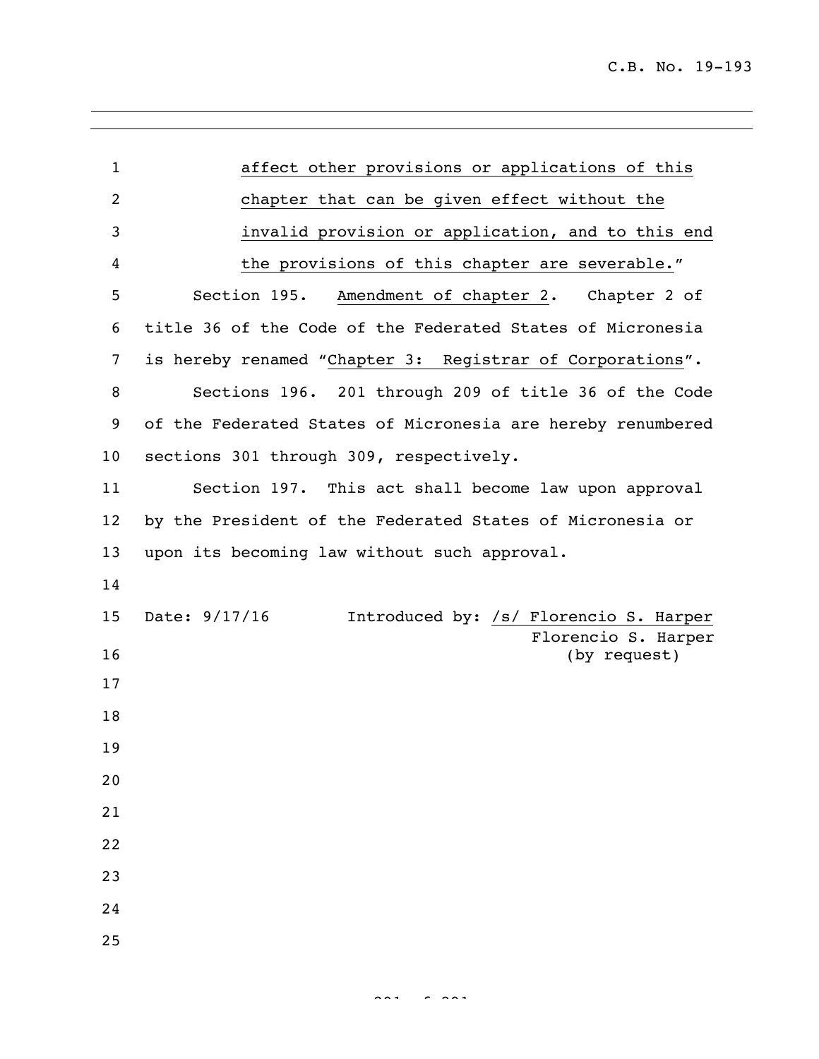affect other provisions or applications of this chapter that can be given effect without the invalid provision or application, and to this end the provisions of this chapter are severable."

Section 195. Amendment of chapter 2. Chapter 2 of title 36 of the Code of the Federated States of Micronesia is hereby renamed "Chapter 3: Registrar of Corporations".

Sections 196. 201 through 209 of title 36 of the Code of the Federated States of Micronesia are hereby renumbered sections 301 through 309, respectively.

Section 197. This act shall become law upon approval by the President of the Federated States of Micronesia or upon its becoming law without such approval.

Date: 9/17/16

Introduced by: /s/ Florencio S. Harper
Florencio S. Harper
(by request)